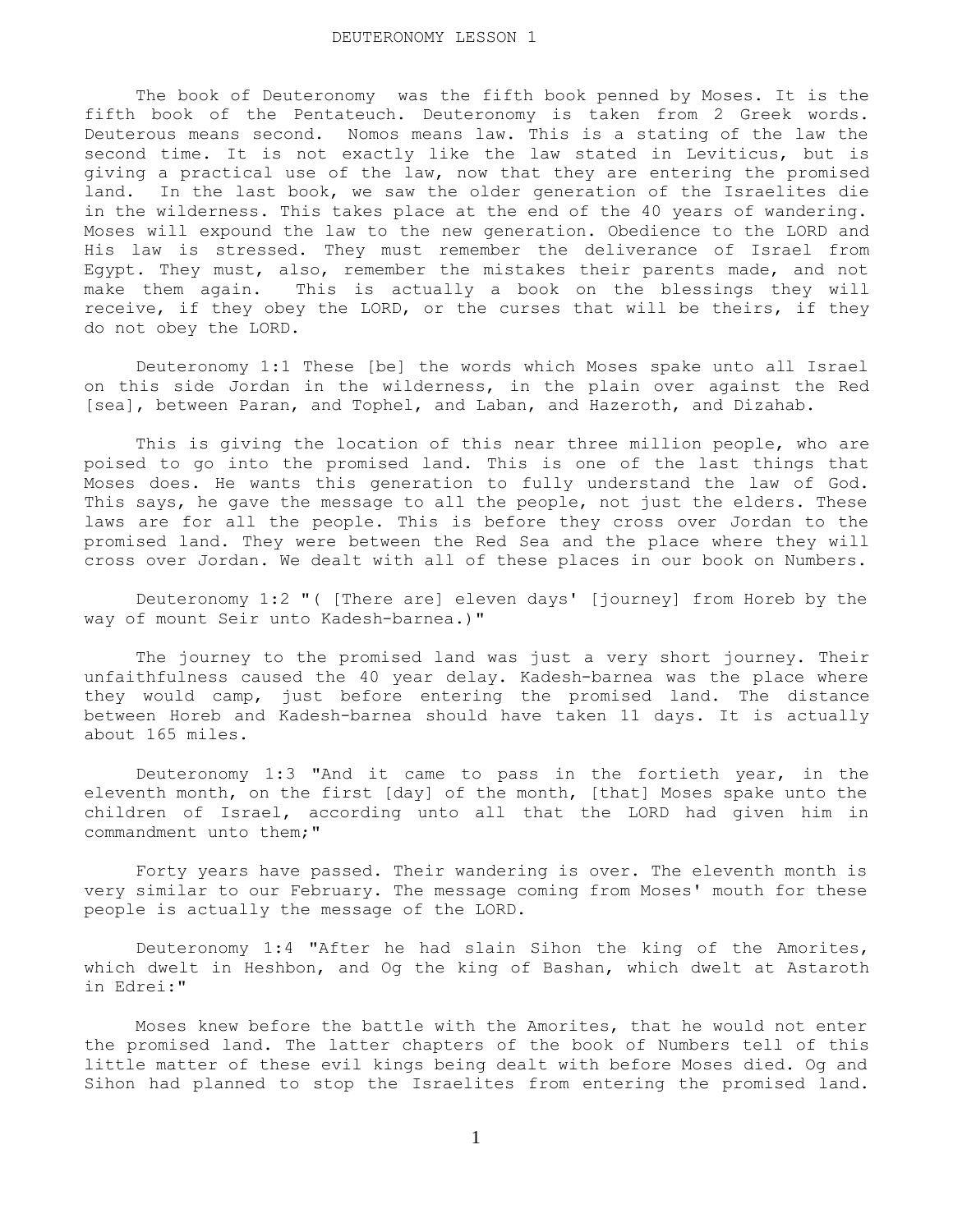# DEUTERONOMY LESSON 1

The book of Deuteronomy was the fifth book penned by Moses. It is the fifth book of the Pentateuch. Deuteronomy is taken from 2 Greek words. Deuterous means second. Nomos means law. This is a stating of the law the second time. It is not exactly like the law stated in Leviticus, but is giving a practical use of the law, now that they are entering the promised land. In the last book, we saw the older generation of the Israelites die in the wilderness. This takes place at the end of the 40 years of wandering. Moses will expound the law to the new generation. Obedience to the LORD and His law is stressed. They must remember the deliverance of Israel from Egypt. They must, also, remember the mistakes their parents made, and not make them again. This is actually a book on the blessings they will receive, if they obey the LORD, or the curses that will be theirs, if they do not obey the LORD.

Deuteronomy 1:1 These [be] the words which Moses spake unto all Israel on this side Jordan in the wilderness, in the plain over against the Red [sea], between Paran, and Tophel, and Laban, and Hazeroth, and Dizahab.

This is giving the location of this near three million people, who are poised to go into the promised land. This is one of the last things that Moses does. He wants this generation to fully understand the law of God. This says, he gave the message to all the people, not just the elders. These laws are for all the people. This is before they cross over Jordan to the promised land. They were between the Red Sea and the place where they will cross over Jordan. We dealt with all of these places in our book on Numbers.

Deuteronomy 1:2 "( [There are] eleven days' [journey] from Horeb by the way of mount Seir unto Kadesh-barnea.)"

The journey to the promised land was just a very short journey. Their unfaithfulness caused the 40 year delay. Kadesh-barnea was the place where they would camp, just before entering the promised land. The distance between Horeb and Kadesh-barnea should have taken 11 days. It is actually about 165 miles.

Deuteronomy 1:3 "And it came to pass in the fortieth year, in the eleventh month, on the first [day] of the month, [that] Moses spake unto the children of Israel, according unto all that the LORD had given him in commandment unto them;"

Forty years have passed. Their wandering is over. The eleventh month is very similar to our February. The message coming from Moses' mouth for these people is actually the message of the LORD.

Deuteronomy 1:4 "After he had slain Sihon the king of the Amorites, which dwelt in Heshbon, and Og the king of Bashan, which dwelt at Astaroth in Edrei:"

Moses knew before the battle with the Amorites, that he would not enter the promised land. The latter chapters of the book of Numbers tell of this little matter of these evil kings being dealt with before Moses died. Og and Sihon had planned to stop the Israelites from entering the promised land.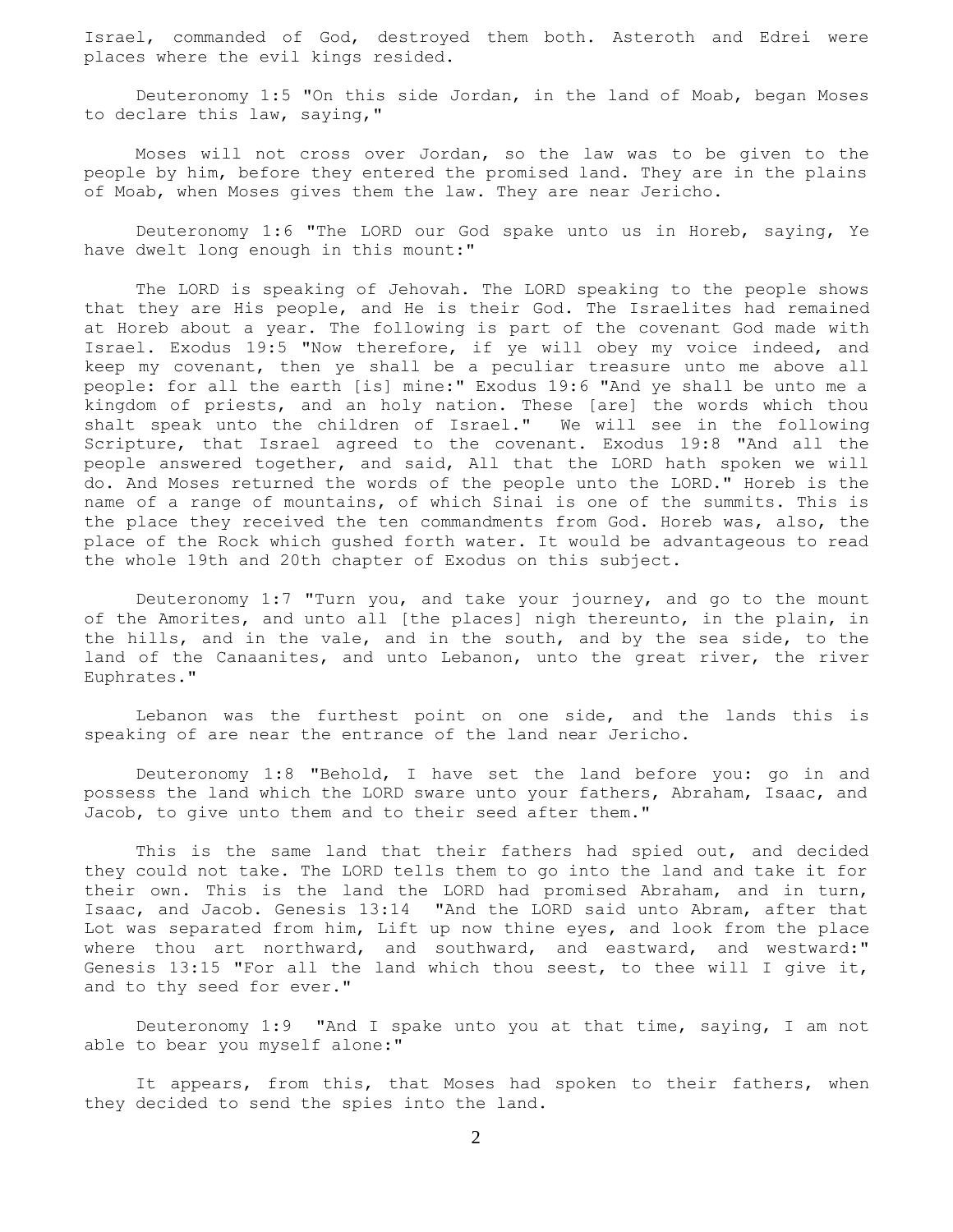Israel, commanded of God, destroyed them both. Asteroth and Edrei were places where the evil kings resided.

Deuteronomy 1:5 "On this side Jordan, in the land of Moab, began Moses to declare this law, saying,"

Moses will not cross over Jordan, so the law was to be given to the people by him, before they entered the promised land. They are in the plains of Moab, when Moses gives them the law. They are near Jericho.

Deuteronomy 1:6 "The LORD our God spake unto us in Horeb, saying, Ye have dwelt long enough in this mount:"

The LORD is speaking of Jehovah. The LORD speaking to the people shows that they are His people, and He is their God. The Israelites had remained at Horeb about a year. The following is part of the covenant God made with Israel. Exodus 19:5 "Now therefore, if ye will obey my voice indeed, and keep my covenant, then ye shall be a peculiar treasure unto me above all people: for all the earth [is] mine:" Exodus 19:6 "And ye shall be unto me a kingdom of priests, and an holy nation. These [are] the words which thou shalt speak unto the children of Israel." We will see in the following Scripture, that Israel agreed to the covenant. Exodus 19:8 "And all the people answered together, and said, All that the LORD hath spoken we will do. And Moses returned the words of the people unto the LORD." Horeb is the name of a range of mountains, of which Sinai is one of the summits. This is the place they received the ten commandments from God. Horeb was, also, the place of the Rock which gushed forth water. It would be advantageous to read the whole 19th and 20th chapter of Exodus on this subject.

Deuteronomy 1:7 "Turn you, and take your journey, and go to the mount of the Amorites, and unto all [the places] nigh thereunto, in the plain, in the hills, and in the vale, and in the south, and by the sea side, to the land of the Canaanites, and unto Lebanon, unto the great river, the river Euphrates."

Lebanon was the furthest point on one side, and the lands this is speaking of are near the entrance of the land near Jericho.

Deuteronomy 1:8 "Behold, I have set the land before you: go in and possess the land which the LORD sware unto your fathers, Abraham, Isaac, and Jacob, to give unto them and to their seed after them."

This is the same land that their fathers had spied out, and decided they could not take. The LORD tells them to go into the land and take it for their own. This is the land the LORD had promised Abraham, and in turn, Isaac, and Jacob. Genesis 13:14 "And the LORD said unto Abram, after that Lot was separated from him, Lift up now thine eyes, and look from the place where thou art northward, and southward, and eastward, and westward:" Genesis 13:15 "For all the land which thou seest, to thee will I give it, and to thy seed for ever."

Deuteronomy 1:9 "And I spake unto you at that time, saying, I am not able to bear you myself alone:"

It appears, from this, that Moses had spoken to their fathers, when they decided to send the spies into the land.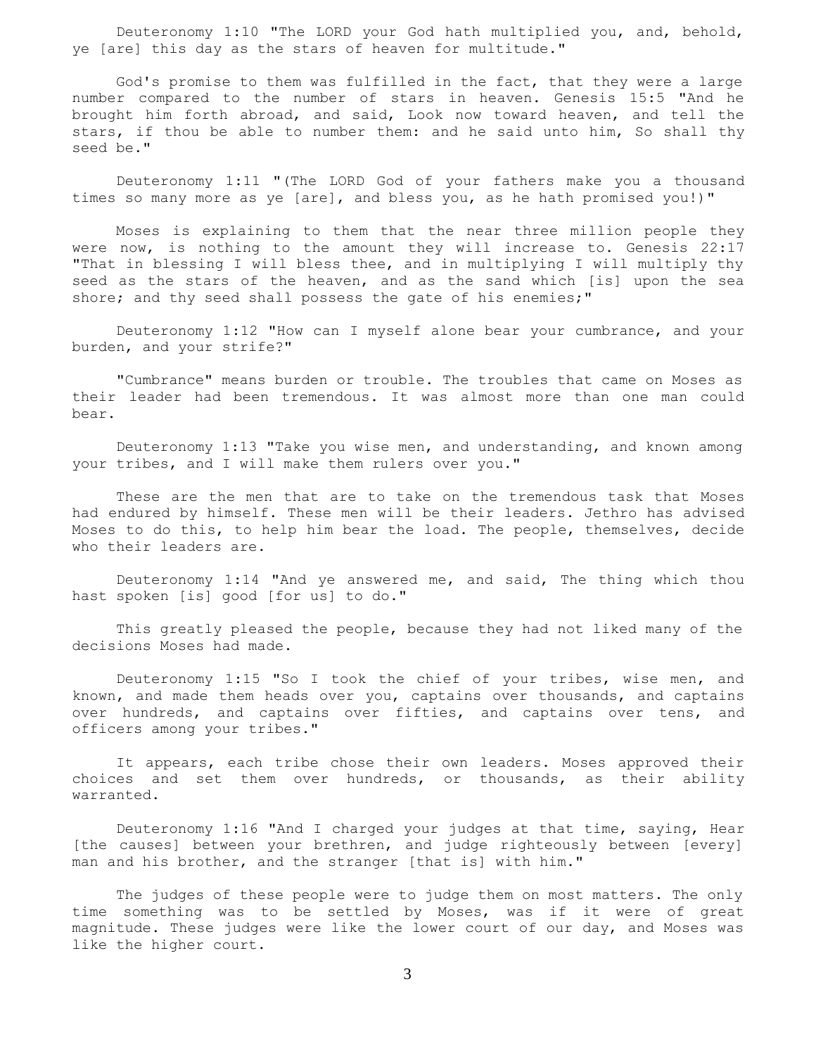Deuteronomy 1:10 "The LORD your God hath multiplied you, and, behold, ye [are] this day as the stars of heaven for multitude."

God's promise to them was fulfilled in the fact, that they were a large number compared to the number of stars in heaven. Genesis 15:5 "And he brought him forth abroad, and said, Look now toward heaven, and tell the stars, if thou be able to number them: and he said unto him, So shall thy seed be."

Deuteronomy 1:11 "(The LORD God of your fathers make you a thousand times so many more as ye [are], and bless you, as he hath promised you!)"

Moses is explaining to them that the near three million people they were now, is nothing to the amount they will increase to. Genesis 22:17 "That in blessing I will bless thee, and in multiplying I will multiply thy seed as the stars of the heaven, and as the sand which [is] upon the sea shore; and thy seed shall possess the gate of his enemies;"

Deuteronomy 1:12 "How can I myself alone bear your cumbrance, and your burden, and your strife?"

"Cumbrance" means burden or trouble. The troubles that came on Moses as their leader had been tremendous. It was almost more than one man could bear.

Deuteronomy 1:13 "Take you wise men, and understanding, and known among your tribes, and I will make them rulers over you."

These are the men that are to take on the tremendous task that Moses had endured by himself. These men will be their leaders. Jethro has advised Moses to do this, to help him bear the load. The people, themselves, decide who their leaders are.

Deuteronomy 1:14 "And ye answered me, and said, The thing which thou hast spoken [is] good [for us] to do."

This greatly pleased the people, because they had not liked many of the decisions Moses had made.

Deuteronomy 1:15 "So I took the chief of your tribes, wise men, and known, and made them heads over you, captains over thousands, and captains over hundreds, and captains over fifties, and captains over tens, and officers among your tribes."

It appears, each tribe chose their own leaders. Moses approved their choices and set them over hundreds, or thousands, as their ability warranted.

Deuteronomy 1:16 "And I charged your judges at that time, saying, Hear [the causes] between your brethren, and judge righteously between [every] man and his brother, and the stranger [that is] with him."

The judges of these people were to judge them on most matters. The only time something was to be settled by Moses, was if it were of great magnitude. These judges were like the lower court of our day, and Moses was like the higher court.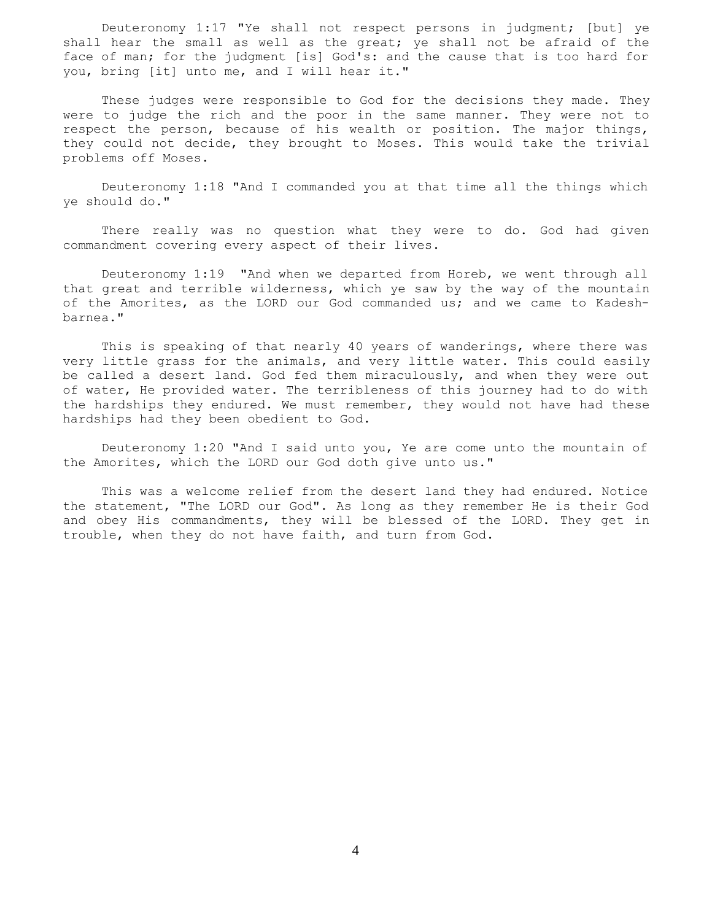Deuteronomy 1:17 "Ye shall not respect persons in judgment; [but] ye shall hear the small as well as the great; ye shall not be afraid of the face of man; for the judgment [is] God's: and the cause that is too hard for you, bring [it] unto me, and I will hear it."

These judges were responsible to God for the decisions they made. They were to judge the rich and the poor in the same manner. They were not to respect the person, because of his wealth or position. The major things, they could not decide, they brought to Moses. This would take the trivial problems off Moses.

Deuteronomy 1:18 "And I commanded you at that time all the things which ye should do."

There really was no question what they were to do. God had given commandment covering every aspect of their lives.

Deuteronomy 1:19 "And when we departed from Horeb, we went through all that great and terrible wilderness, which ye saw by the way of the mountain of the Amorites, as the LORD our God commanded us; and we came to Kadesh-barnea."

This is speaking of that nearly 40 years of wanderings, where there was very little grass for the animals, and very little water. This could easily be called a desert land. God fed them miraculously, and when they were out of water, He provided water. The terribleness of this journey had to do with the hardships they endured. We must remember, they would not have had these hardships had they been obedient to God.

Deuteronomy 1:20 "And I said unto you, Ye are come unto the mountain of the Amorites, which the LORD our God doth give unto us."

This was a welcome relief from the desert land they had endured. Notice the statement, "The LORD our God". As long as they remember He is their God and obey His commandments, they will be blessed of the LORD. They get in trouble, when they do not have faith, and turn from God.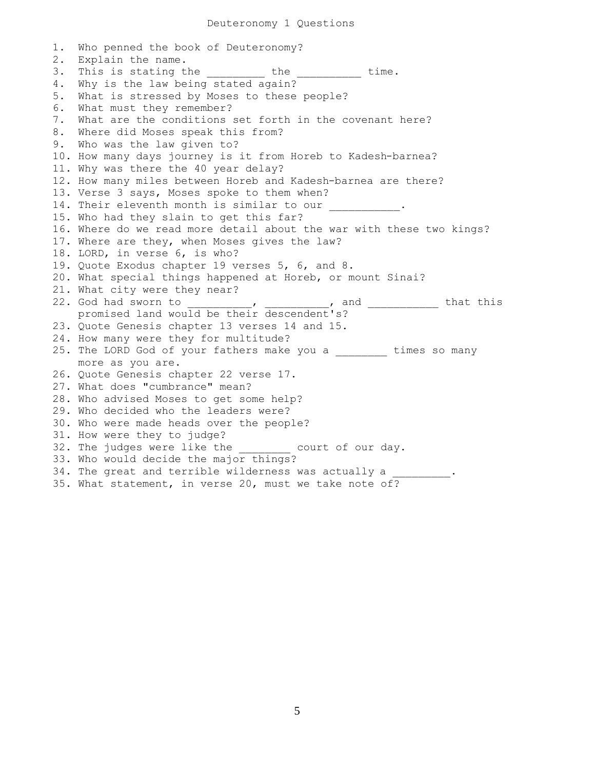# Deuteronomy 1 Questions

1. Who penned the book of Deuteronomy?
2. Explain the name.
3. This is stating the _________ the __________ time.
4. Why is the law being stated again?
5. What is stressed by Moses to these people?
6. What must they remember?
7. What are the conditions set forth in the covenant here?
8. Where did Moses speak this from?
9. Who was the law given to?
10. How many days journey is it from Horeb to Kadesh-barnea?
11. Why was there the 40 year delay?
12. How many miles between Horeb and Kadesh-barnea are there?
13. Verse 3 says, Moses spoke to them when?
14. Their eleventh month is similar to our ___________.
15. Who had they slain to get this far?
16. Where do we read more detail about the war with these two kings?
17. Where are they, when Moses gives the law?
18. LORD, in verse 6, is who?
19. Quote Exodus chapter 19 verses 5, 6, and 8.
20. What special things happened at Horeb, or mount Sinai?
21. What city were they near?
22. God had sworn to __________, __________, and ___________ that this promised land would be their descendent's?
23. Quote Genesis chapter 13 verses 14 and 15.
24. How many were they for multitude?
25. The LORD God of your fathers make you a ________ times so many more as you are.
26. Quote Genesis chapter 22 verse 17.
27. What does "cumbrance" mean?
28. Who advised Moses to get some help?
29. Who decided who the leaders were?
30. Who were made heads over the people?
31. How were they to judge?
32. The judges were like the ________ court of our day.
33. Who would decide the major things?
34. The great and terrible wilderness was actually a _________.
35. What statement, in verse 20, must we take note of?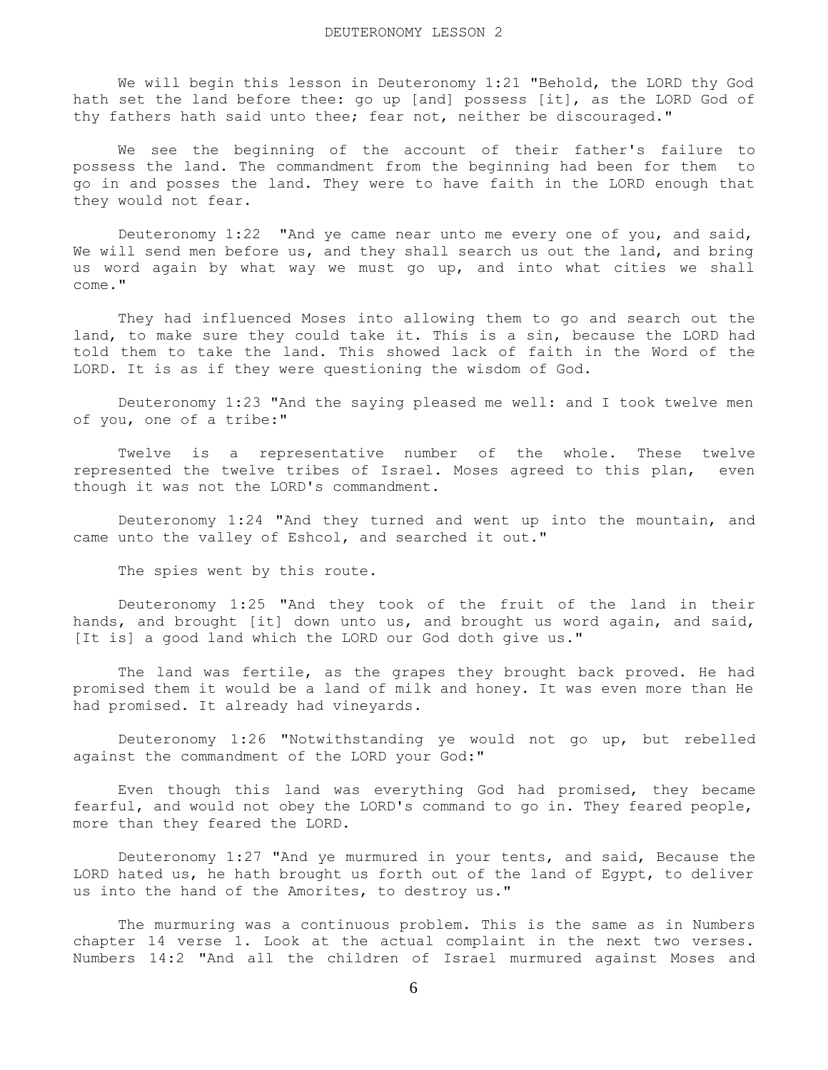DEUTERONOMY LESSON 2

We will begin this lesson in Deuteronomy 1:21 "Behold, the LORD thy God hath set the land before thee: go up [and] possess [it], as the LORD God of thy fathers hath said unto thee; fear not, neither be discouraged."

We see the beginning of the account of their father's failure to possess the land. The commandment from the beginning had been for them to go in and posses the land. They were to have faith in the LORD enough that they would not fear.

Deuteronomy 1:22 "And ye came near unto me every one of you, and said, We will send men before us, and they shall search us out the land, and bring us word again by what way we must go up, and into what cities we shall come."

They had influenced Moses into allowing them to go and search out the land, to make sure they could take it. This is a sin, because the LORD had told them to take the land. This showed lack of faith in the Word of the LORD. It is as if they were questioning the wisdom of God.

Deuteronomy 1:23 "And the saying pleased me well: and I took twelve men of you, one of a tribe:"

Twelve is a representative number of the whole. These twelve represented the twelve tribes of Israel. Moses agreed to this plan, even though it was not the LORD's commandment.

Deuteronomy 1:24 "And they turned and went up into the mountain, and came unto the valley of Eshcol, and searched it out."

The spies went by this route.

Deuteronomy 1:25 "And they took of the fruit of the land in their hands, and brought [it] down unto us, and brought us word again, and said, [It is] a good land which the LORD our God doth give us."

The land was fertile, as the grapes they brought back proved. He had promised them it would be a land of milk and honey. It was even more than He had promised. It already had vineyards.

Deuteronomy 1:26 "Notwithstanding ye would not go up, but rebelled against the commandment of the LORD your God:"

Even though this land was everything God had promised, they became fearful, and would not obey the LORD's command to go in. They feared people, more than they feared the LORD.

Deuteronomy 1:27 "And ye murmured in your tents, and said, Because the LORD hated us, he hath brought us forth out of the land of Egypt, to deliver us into the hand of the Amorites, to destroy us."

The murmuring was a continuous problem. This is the same as in Numbers chapter 14 verse 1. Look at the actual complaint in the next two verses. Numbers 14:2 "And all the children of Israel murmured against Moses and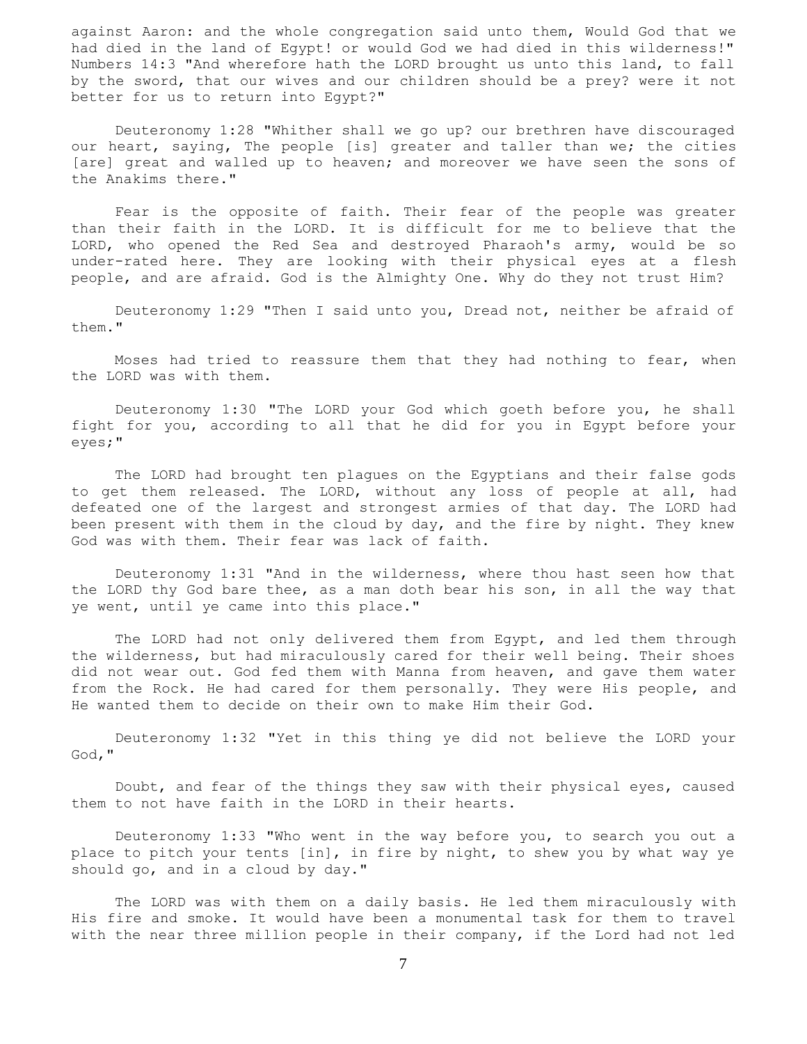against Aaron: and the whole congregation said unto them, Would God that we had died in the land of Egypt! or would God we had died in this wilderness!" Numbers 14:3 "And wherefore hath the LORD brought us unto this land, to fall by the sword, that our wives and our children should be a prey? were it not better for us to return into Egypt?"

Deuteronomy 1:28 "Whither shall we go up? our brethren have discouraged our heart, saying, The people [is] greater and taller than we; the cities [are] great and walled up to heaven; and moreover we have seen the sons of the Anakims there."

Fear is the opposite of faith. Their fear of the people was greater than their faith in the LORD. It is difficult for me to believe that the LORD, who opened the Red Sea and destroyed Pharaoh's army, would be so under-rated here. They are looking with their physical eyes at a flesh people, and are afraid. God is the Almighty One. Why do they not trust Him?

Deuteronomy 1:29 "Then I said unto you, Dread not, neither be afraid of them."

Moses had tried to reassure them that they had nothing to fear, when the LORD was with them.

Deuteronomy 1:30 "The LORD your God which goeth before you, he shall fight for you, according to all that he did for you in Egypt before your eyes;"

The LORD had brought ten plagues on the Egyptians and their false gods to get them released. The LORD, without any loss of people at all, had defeated one of the largest and strongest armies of that day. The LORD had been present with them in the cloud by day, and the fire by night. They knew God was with them. Their fear was lack of faith.

Deuteronomy 1:31 "And in the wilderness, where thou hast seen how that the LORD thy God bare thee, as a man doth bear his son, in all the way that ye went, until ye came into this place."

The LORD had not only delivered them from Egypt, and led them through the wilderness, but had miraculously cared for their well being. Their shoes did not wear out. God fed them with Manna from heaven, and gave them water from the Rock. He had cared for them personally. They were His people, and He wanted them to decide on their own to make Him their God.

Deuteronomy 1:32 "Yet in this thing ye did not believe the LORD your God,"

Doubt, and fear of the things they saw with their physical eyes, caused them to not have faith in the LORD in their hearts.

Deuteronomy 1:33 "Who went in the way before you, to search you out a place to pitch your tents [in], in fire by night, to shew you by what way ye should go, and in a cloud by day."

The LORD was with them on a daily basis. He led them miraculously with His fire and smoke. It would have been a monumental task for them to travel with the near three million people in their company, if the Lord had not led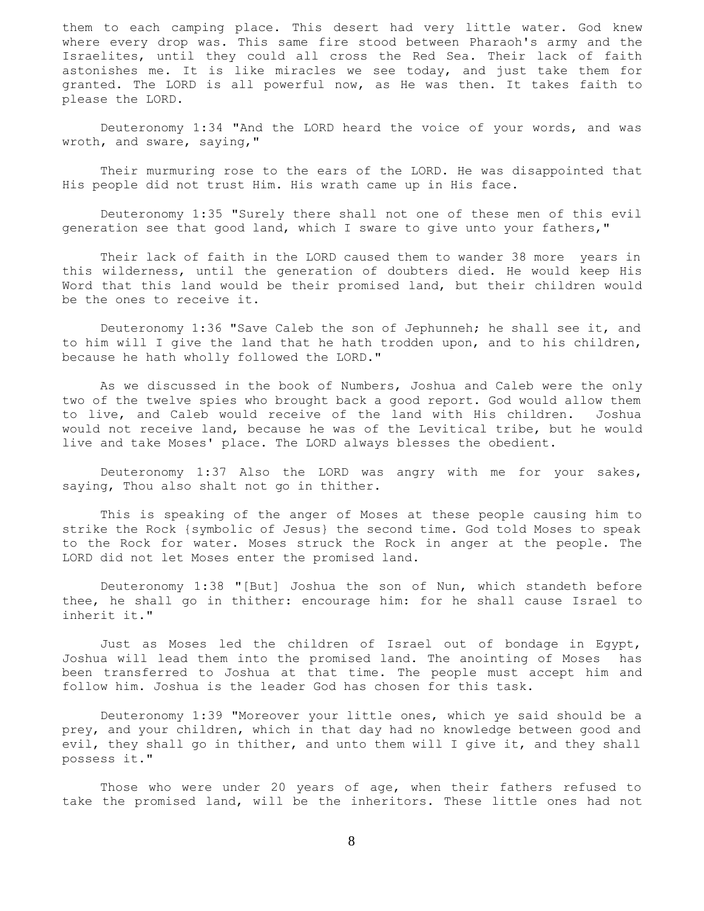them to each camping place. This desert had very little water. God knew where every drop was. This same fire stood between Pharaoh's army and the Israelites, until they could all cross the Red Sea. Their lack of faith astonishes me. It is like miracles we see today, and just take them for granted. The LORD is all powerful now, as He was then. It takes faith to please the LORD.

Deuteronomy 1:34 "And the LORD heard the voice of your words, and was wroth, and sware, saying,"

Their murmuring rose to the ears of the LORD. He was disappointed that His people did not trust Him. His wrath came up in His face.

Deuteronomy 1:35 "Surely there shall not one of these men of this evil generation see that good land, which I sware to give unto your fathers,"

Their lack of faith in the LORD caused them to wander 38 more years in this wilderness, until the generation of doubters died. He would keep His Word that this land would be their promised land, but their children would be the ones to receive it.

Deuteronomy 1:36 "Save Caleb the son of Jephunneh; he shall see it, and to him will I give the land that he hath trodden upon, and to his children, because he hath wholly followed the LORD."

As we discussed in the book of Numbers, Joshua and Caleb were the only two of the twelve spies who brought back a good report. God would allow them to live, and Caleb would receive of the land with His children. Joshua would not receive land, because he was of the Levitical tribe, but he would live and take Moses' place. The LORD always blesses the obedient.

Deuteronomy 1:37 Also the LORD was angry with me for your sakes, saying, Thou also shalt not go in thither.

This is speaking of the anger of Moses at these people causing him to strike the Rock {symbolic of Jesus} the second time. God told Moses to speak to the Rock for water. Moses struck the Rock in anger at the people. The LORD did not let Moses enter the promised land.

Deuteronomy 1:38 "[But] Joshua the son of Nun, which standeth before thee, he shall go in thither: encourage him: for he shall cause Israel to inherit it."

Just as Moses led the children of Israel out of bondage in Egypt, Joshua will lead them into the promised land. The anointing of Moses has been transferred to Joshua at that time. The people must accept him and follow him. Joshua is the leader God has chosen for this task.

Deuteronomy 1:39 "Moreover your little ones, which ye said should be a prey, and your children, which in that day had no knowledge between good and evil, they shall go in thither, and unto them will I give it, and they shall possess it."

Those who were under 20 years of age, when their fathers refused to take the promised land, will be the inheritors. These little ones had not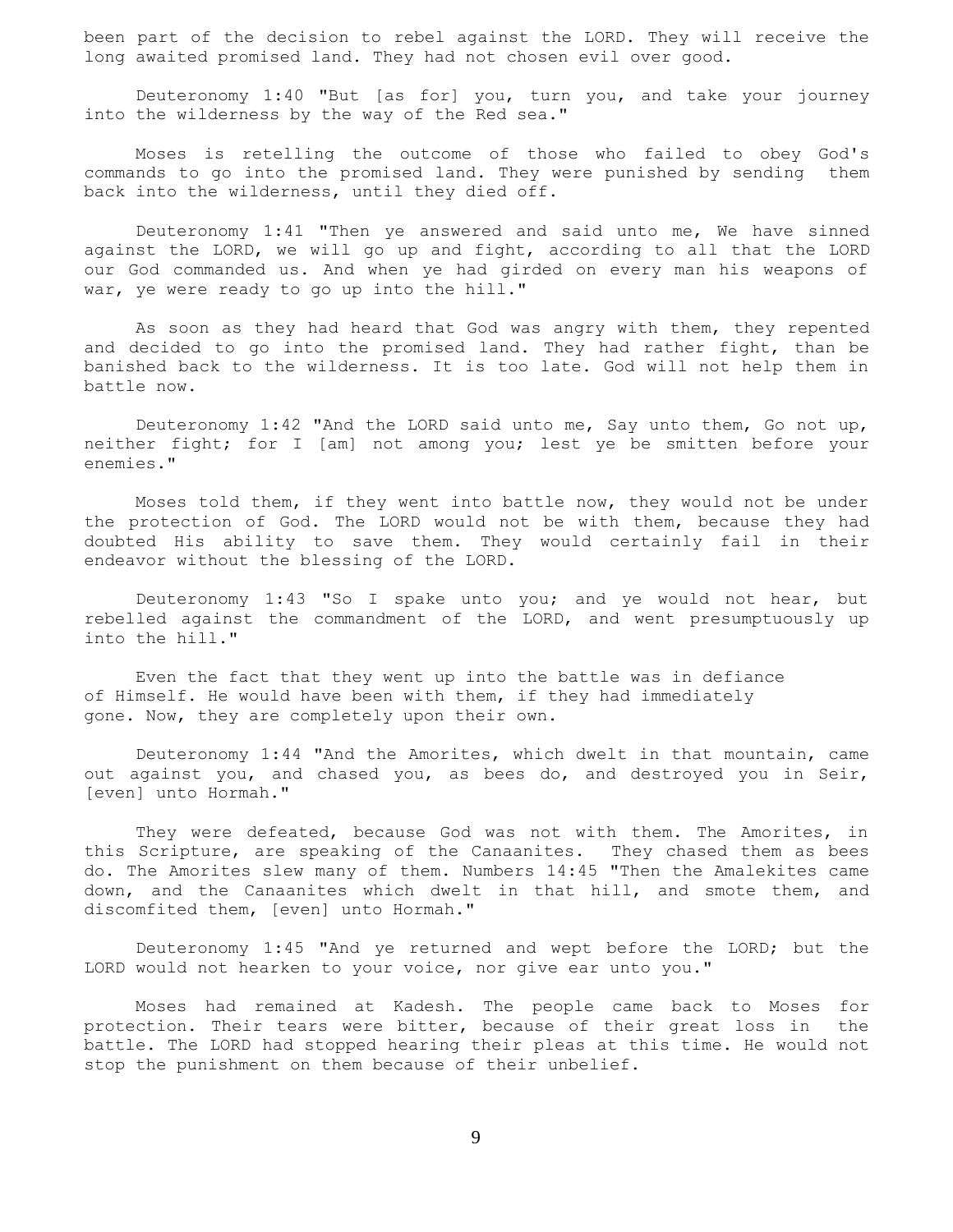been part of the decision to rebel against the LORD. They will receive the long awaited promised land. They had not chosen evil over good.

Deuteronomy 1:40 "But [as for] you, turn you, and take your journey into the wilderness by the way of the Red sea."

Moses is retelling the outcome of those who failed to obey God's commands to go into the promised land. They were punished by sending them back into the wilderness, until they died off.

Deuteronomy 1:41 "Then ye answered and said unto me, We have sinned against the LORD, we will go up and fight, according to all that the LORD our God commanded us. And when ye had girded on every man his weapons of war, ye were ready to go up into the hill."

As soon as they had heard that God was angry with them, they repented and decided to go into the promised land. They had rather fight, than be banished back to the wilderness. It is too late. God will not help them in battle now.

Deuteronomy 1:42 "And the LORD said unto me, Say unto them, Go not up, neither fight; for I [am] not among you; lest ye be smitten before your enemies."

Moses told them, if they went into battle now, they would not be under the protection of God. The LORD would not be with them, because they had doubted His ability to save them. They would certainly fail in their endeavor without the blessing of the LORD.

Deuteronomy 1:43 "So I spake unto you; and ye would not hear, but rebelled against the commandment of the LORD, and went presumptuously up into the hill."

Even the fact that they went up into the battle was in defiance of Himself. He would have been with them, if they had immediately gone. Now, they are completely upon their own.

Deuteronomy 1:44 "And the Amorites, which dwelt in that mountain, came out against you, and chased you, as bees do, and destroyed you in Seir, [even] unto Hormah."

They were defeated, because God was not with them. The Amorites, in this Scripture, are speaking of the Canaanites. They chased them as bees do. The Amorites slew many of them. Numbers 14:45 "Then the Amalekites came down, and the Canaanites which dwelt in that hill, and smote them, and discomfited them, [even] unto Hormah."

Deuteronomy 1:45 "And ye returned and wept before the LORD; but the LORD would not hearken to your voice, nor give ear unto you."

Moses had remained at Kadesh. The people came back to Moses for protection. Their tears were bitter, because of their great loss in the battle. The LORD had stopped hearing their pleas at this time. He would not stop the punishment on them because of their unbelief.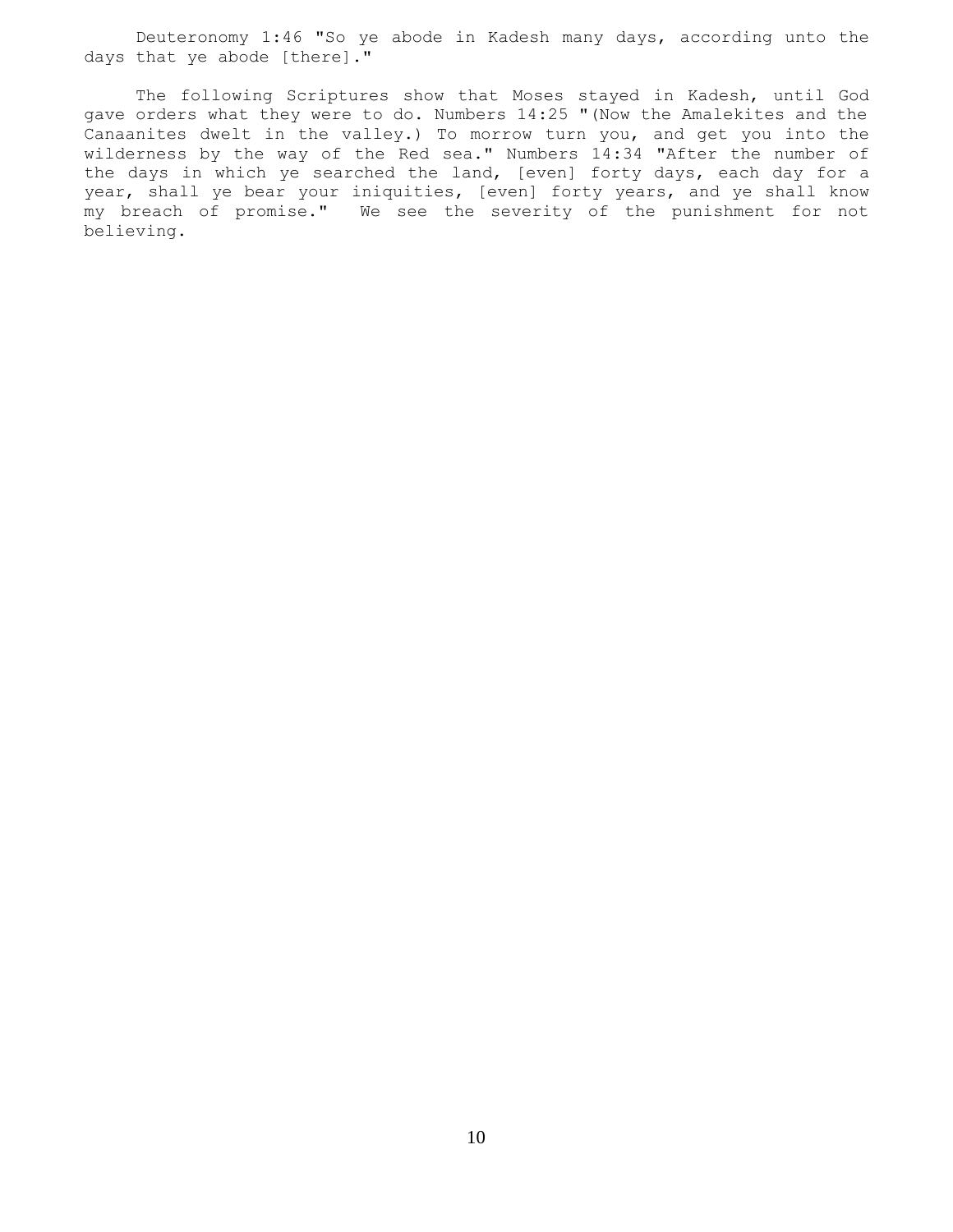Deuteronomy 1:46 "So ye abode in Kadesh many days, according unto the days that ye abode [there]."

The following Scriptures show that Moses stayed in Kadesh, until God gave orders what they were to do. Numbers 14:25 "(Now the Amalekites and the Canaanites dwelt in the valley.) To morrow turn you, and get you into the wilderness by the way of the Red sea." Numbers 14:34 "After the number of the days in which ye searched the land, [even] forty days, each day for a year, shall ye bear your iniquities, [even] forty years, and ye shall know my breach of promise." We see the severity of the punishment for not believing.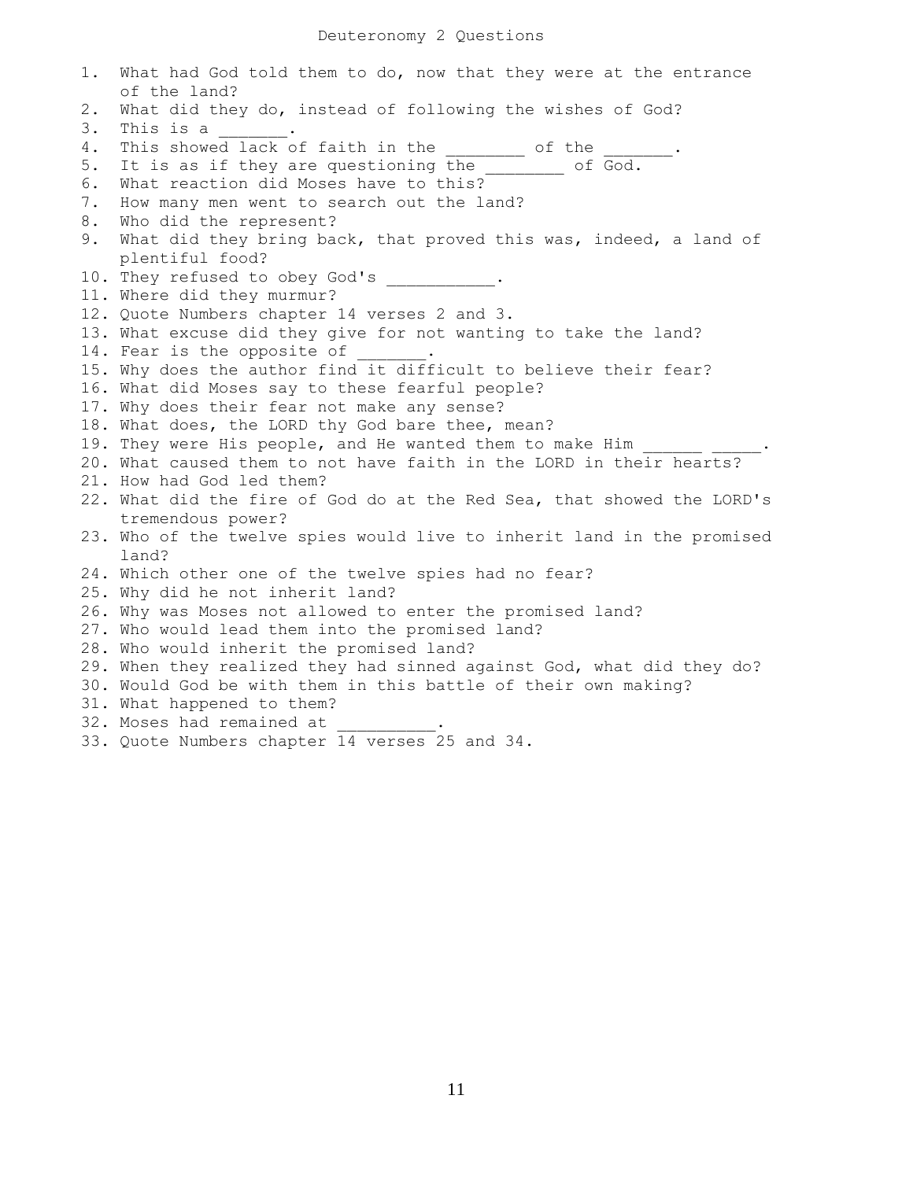# Deuteronomy 2 Questions

1. What had God told them to do, now that they were at the entrance of the land?
2. What did they do, instead of following the wishes of God?
3. This is a _______.
4. This showed lack of faith in the ________ of the _______.
5. It is as if they are questioning the ________ of God.
6. What reaction did Moses have to this?
7. How many men went to search out the land?
8. Who did the represent?
9. What did they bring back, that proved this was, indeed, a land of plentiful food?
10. They refused to obey God's ___________.
11. Where did they murmur?
12. Quote Numbers chapter 14 verses 2 and 3.
13. What excuse did they give for not wanting to take the land?
14. Fear is the opposite of _______.
15. Why does the author find it difficult to believe their fear?
16. What did Moses say to these fearful people?
17. Why does their fear not make any sense?
18. What does, the LORD thy God bare thee, mean?
19. They were His people, and He wanted them to make Him ______ _____.
20. What caused them to not have faith in the LORD in their hearts?
21. How had God led them?
22. What did the fire of God do at the Red Sea, that showed the LORD's tremendous power?
23. Who of the twelve spies would live to inherit land in the promised land?
24. Which other one of the twelve spies had no fear?
25. Why did he not inherit land?
26. Why was Moses not allowed to enter the promised land?
27. Who would lead them into the promised land?
28. Who would inherit the promised land?
29. When they realized they had sinned against God, what did they do?
30. Would God be with them in this battle of their own making?
31. What happened to them?
32. Moses had remained at __________.
33. Quote Numbers chapter 14 verses 25 and 34.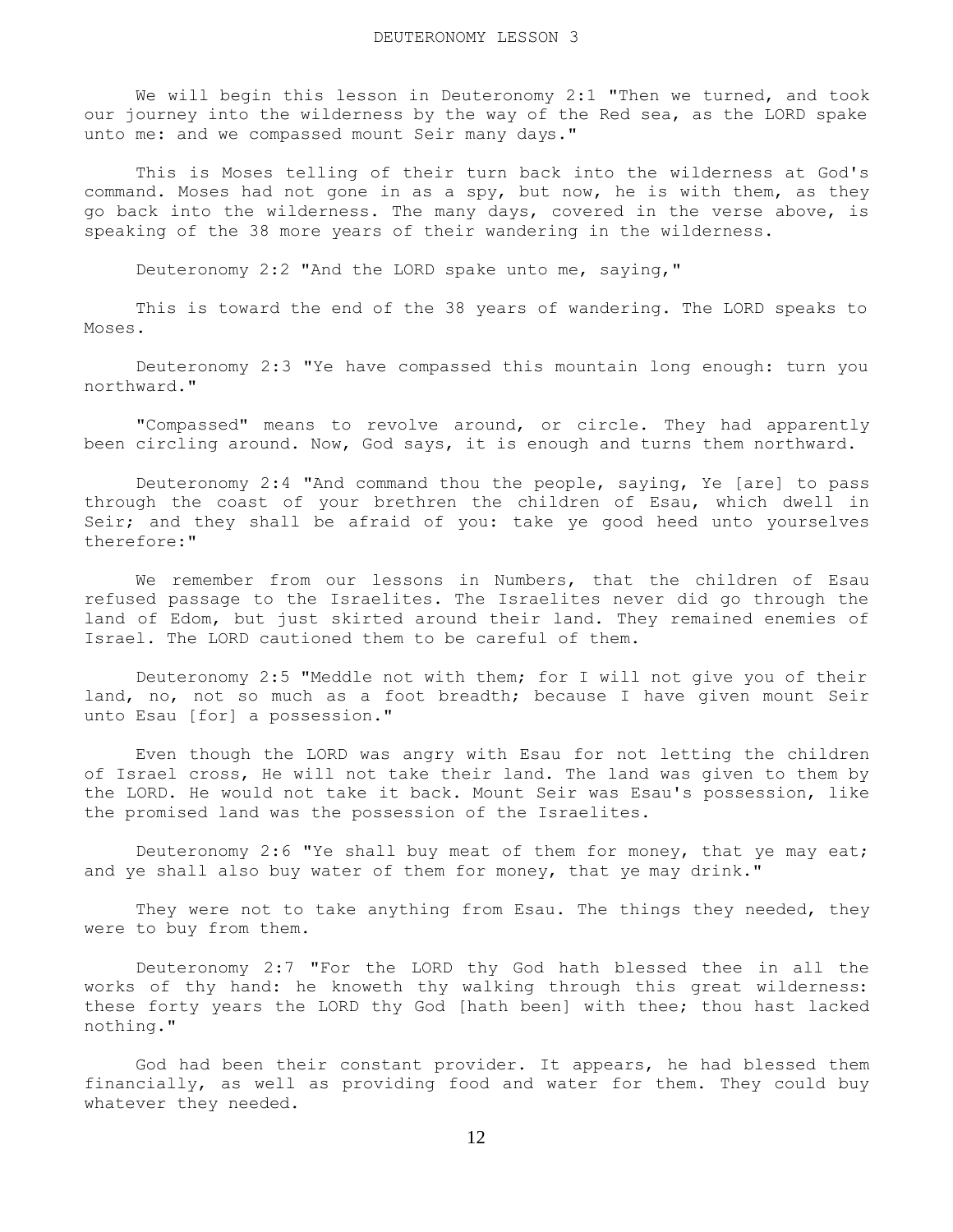# DEUTERONOMY LESSON 3

We will begin this lesson in Deuteronomy 2:1 "Then we turned, and took our journey into the wilderness by the way of the Red sea, as the LORD spake unto me: and we compassed mount Seir many days."

This is Moses telling of their turn back into the wilderness at God's command. Moses had not gone in as a spy, but now, he is with them, as they go back into the wilderness. The many days, covered in the verse above, is speaking of the 38 more years of their wandering in the wilderness.

Deuteronomy 2:2 "And the LORD spake unto me, saying,"

This is toward the end of the 38 years of wandering. The LORD speaks to Moses.

Deuteronomy 2:3 "Ye have compassed this mountain long enough: turn you northward."

"Compassed" means to revolve around, or circle. They had apparently been circling around. Now, God says, it is enough and turns them northward.

Deuteronomy 2:4 "And command thou the people, saying, Ye [are] to pass through the coast of your brethren the children of Esau, which dwell in Seir; and they shall be afraid of you: take ye good heed unto yourselves therefore:"

We remember from our lessons in Numbers, that the children of Esau refused passage to the Israelites. The Israelites never did go through the land of Edom, but just skirted around their land. They remained enemies of Israel. The LORD cautioned them to be careful of them.

Deuteronomy 2:5 "Meddle not with them; for I will not give you of their land, no, not so much as a foot breadth; because I have given mount Seir unto Esau [for] a possession."

Even though the LORD was angry with Esau for not letting the children of Israel cross, He will not take their land. The land was given to them by the LORD. He would not take it back. Mount Seir was Esau's possession, like the promised land was the possession of the Israelites.

Deuteronomy 2:6 "Ye shall buy meat of them for money, that ye may eat; and ye shall also buy water of them for money, that ye may drink."

They were not to take anything from Esau. The things they needed, they were to buy from them.

Deuteronomy 2:7 "For the LORD thy God hath blessed thee in all the works of thy hand: he knoweth thy walking through this great wilderness: these forty years the LORD thy God [hath been] with thee; thou hast lacked nothing."

God had been their constant provider. It appears, he had blessed them financially, as well as providing food and water for them. They could buy whatever they needed.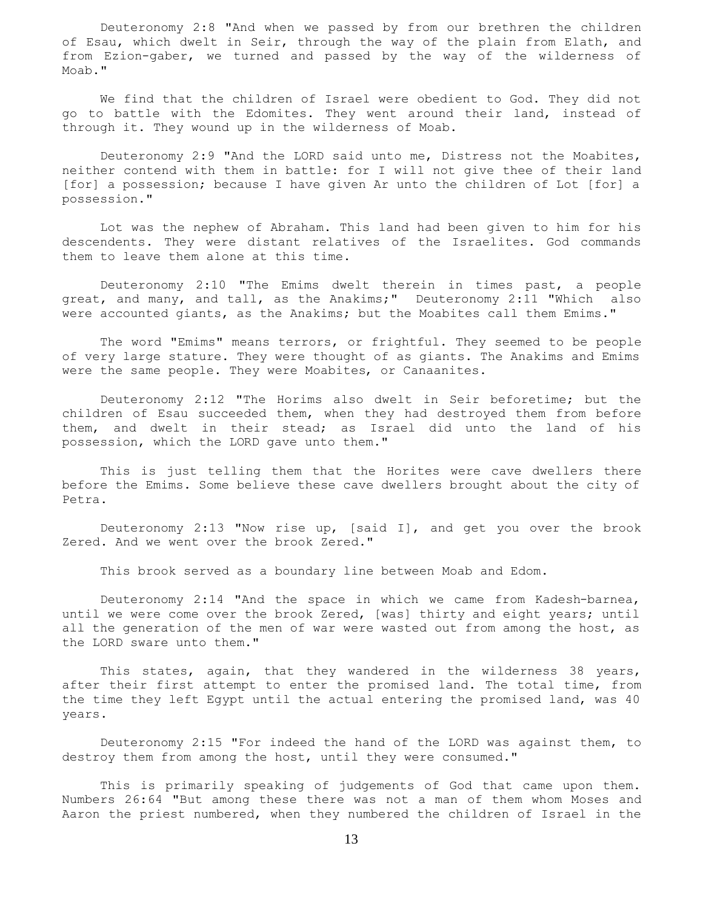Deuteronomy 2:8 "And when we passed by from our brethren the children of Esau, which dwelt in Seir, through the way of the plain from Elath, and from Ezion-gaber, we turned and passed by the way of the wilderness of Moab."

We find that the children of Israel were obedient to God. They did not go to battle with the Edomites. They went around their land, instead of through it. They wound up in the wilderness of Moab.

Deuteronomy 2:9 "And the LORD said unto me, Distress not the Moabites, neither contend with them in battle: for I will not give thee of their land [for] a possession; because I have given Ar unto the children of Lot [for] a possession."

Lot was the nephew of Abraham. This land had been given to him for his descendents. They were distant relatives of the Israelites. God commands them to leave them alone at this time.

Deuteronomy 2:10 "The Emims dwelt therein in times past, a people great, and many, and tall, as the Anakims;" Deuteronomy 2:11 "Which also were accounted giants, as the Anakims; but the Moabites call them Emims."

The word "Emims" means terrors, or frightful. They seemed to be people of very large stature. They were thought of as giants. The Anakims and Emims were the same people. They were Moabites, or Canaanites.

Deuteronomy 2:12 "The Horims also dwelt in Seir beforetime; but the children of Esau succeeded them, when they had destroyed them from before them, and dwelt in their stead; as Israel did unto the land of his possession, which the LORD gave unto them."

This is just telling them that the Horites were cave dwellers there before the Emims. Some believe these cave dwellers brought about the city of Petra.

Deuteronomy 2:13 "Now rise up, [said I], and get you over the brook Zered. And we went over the brook Zered."

This brook served as a boundary line between Moab and Edom.

Deuteronomy 2:14 "And the space in which we came from Kadesh-barnea, until we were come over the brook Zered, [was] thirty and eight years; until all the generation of the men of war were wasted out from among the host, as the LORD sware unto them."

This states, again, that they wandered in the wilderness 38 years, after their first attempt to enter the promised land. The total time, from the time they left Egypt until the actual entering the promised land, was 40 years.

Deuteronomy 2:15 "For indeed the hand of the LORD was against them, to destroy them from among the host, until they were consumed."

This is primarily speaking of judgements of God that came upon them. Numbers 26:64 "But among these there was not a man of them whom Moses and Aaron the priest numbered, when they numbered the children of Israel in the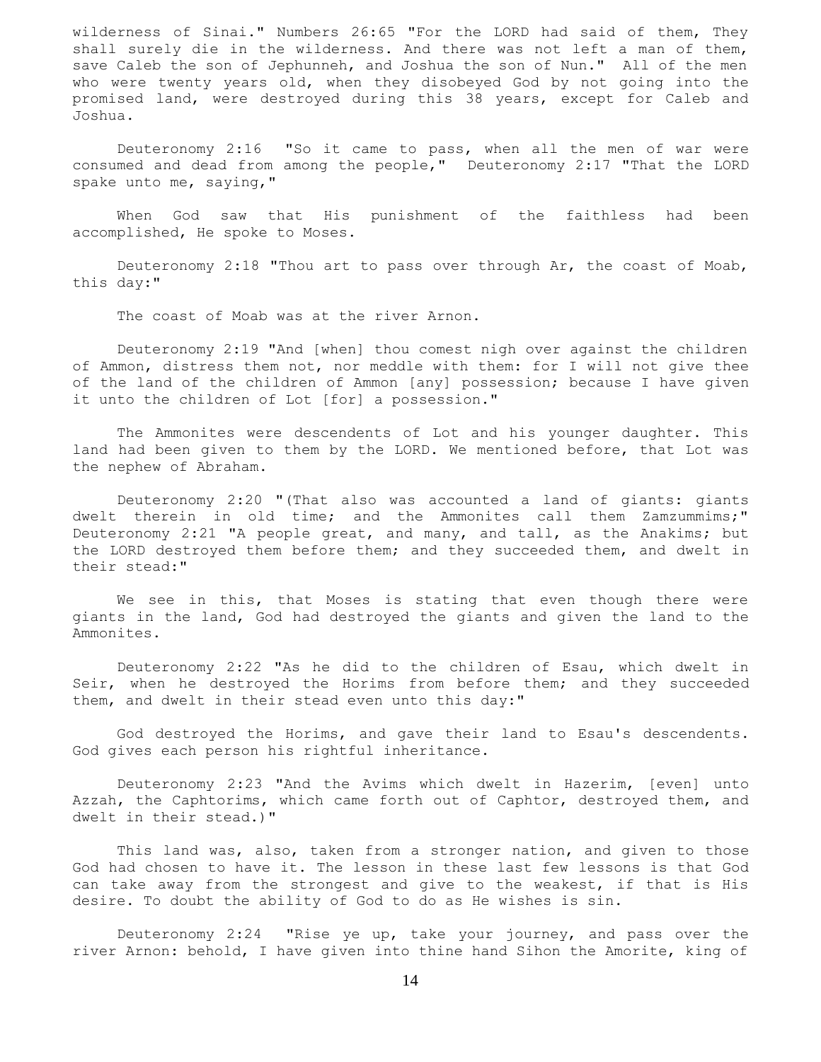wilderness of Sinai." Numbers 26:65 "For the LORD had said of them, They shall surely die in the wilderness. And there was not left a man of them, save Caleb the son of Jephunneh, and Joshua the son of Nun." All of the men who were twenty years old, when they disobeyed God by not going into the promised land, were destroyed during this 38 years, except for Caleb and Joshua.

Deuteronomy 2:16 "So it came to pass, when all the men of war were consumed and dead from among the people," Deuteronomy 2:17 "That the LORD spake unto me, saying,"

When God saw that His punishment of the faithless had been accomplished, He spoke to Moses.

Deuteronomy 2:18 "Thou art to pass over through Ar, the coast of Moab, this day:"

The coast of Moab was at the river Arnon.

Deuteronomy 2:19 "And [when] thou comest nigh over against the children of Ammon, distress them not, nor meddle with them: for I will not give thee of the land of the children of Ammon [any] possession; because I have given it unto the children of Lot [for] a possession."

The Ammonites were descendents of Lot and his younger daughter. This land had been given to them by the LORD. We mentioned before, that Lot was the nephew of Abraham.

Deuteronomy 2:20 "(That also was accounted a land of giants: giants dwelt therein in old time; and the Ammonites call them Zamzummims;" Deuteronomy 2:21 "A people great, and many, and tall, as the Anakims; but the LORD destroyed them before them; and they succeeded them, and dwelt in their stead:"

We see in this, that Moses is stating that even though there were giants in the land, God had destroyed the giants and given the land to the Ammonites.

Deuteronomy 2:22 "As he did to the children of Esau, which dwelt in Seir, when he destroyed the Horims from before them; and they succeeded them, and dwelt in their stead even unto this day:"

God destroyed the Horims, and gave their land to Esau's descendents. God gives each person his rightful inheritance.

Deuteronomy 2:23 "And the Avims which dwelt in Hazerim, [even] unto Azzah, the Caphtorims, which came forth out of Caphtor, destroyed them, and dwelt in their stead.)"

This land was, also, taken from a stronger nation, and given to those God had chosen to have it. The lesson in these last few lessons is that God can take away from the strongest and give to the weakest, if that is His desire. To doubt the ability of God to do as He wishes is sin.

Deuteronomy 2:24 "Rise ye up, take your journey, and pass over the river Arnon: behold, I have given into thine hand Sihon the Amorite, king of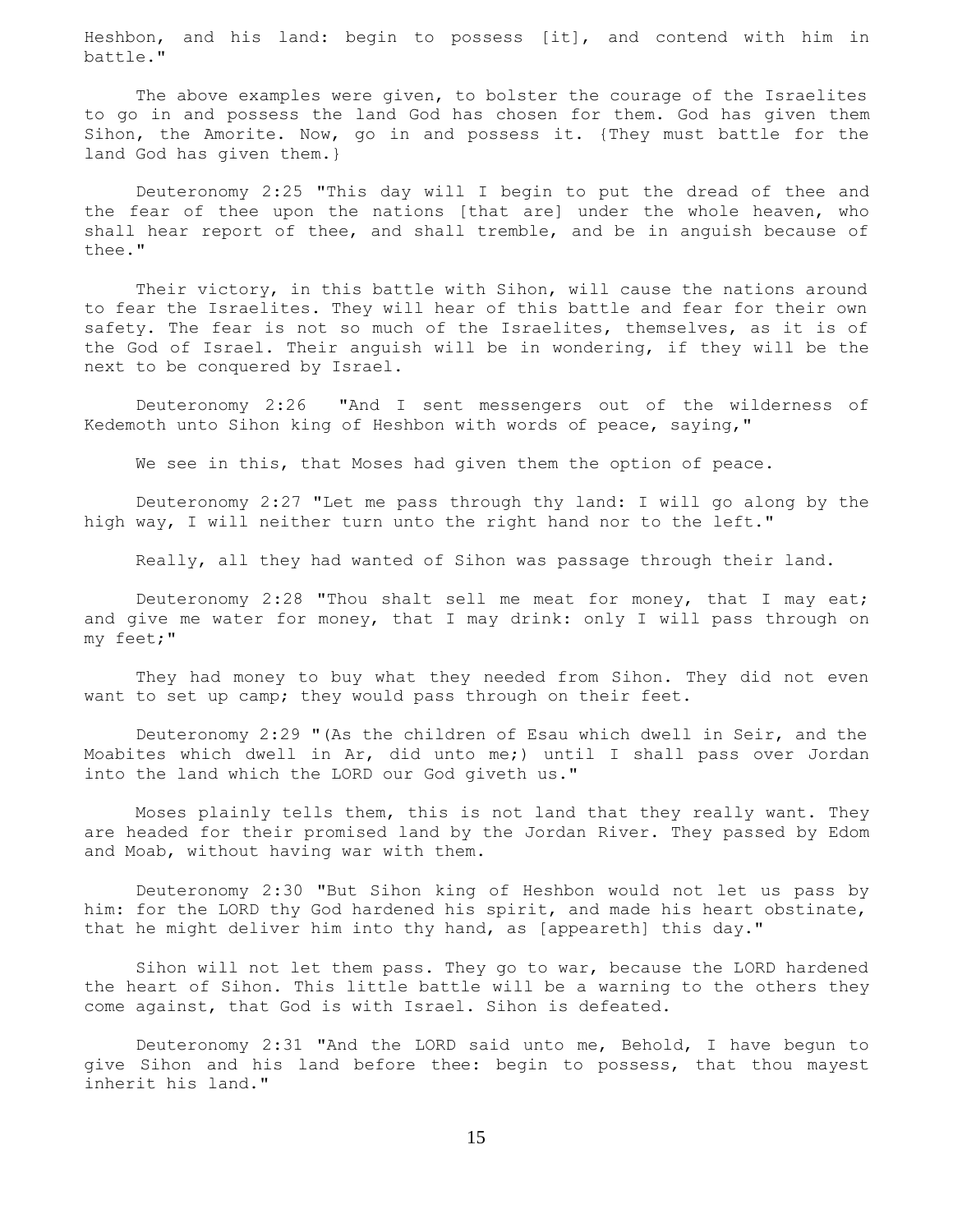Heshbon, and his land: begin to possess [it], and contend with him in battle."

The above examples were given, to bolster the courage of the Israelites to go in and possess the land God has chosen for them. God has given them Sihon, the Amorite. Now, go in and possess it. {They must battle for the land God has given them.}

Deuteronomy 2:25 "This day will I begin to put the dread of thee and the fear of thee upon the nations [that are] under the whole heaven, who shall hear report of thee, and shall tremble, and be in anguish because of thee."

Their victory, in this battle with Sihon, will cause the nations around to fear the Israelites. They will hear of this battle and fear for their own safety. The fear is not so much of the Israelites, themselves, as it is of the God of Israel. Their anguish will be in wondering, if they will be the next to be conquered by Israel.

Deuteronomy 2:26 "And I sent messengers out of the wilderness of Kedemoth unto Sihon king of Heshbon with words of peace, saying,"

We see in this, that Moses had given them the option of peace.

Deuteronomy 2:27 "Let me pass through thy land: I will go along by the high way, I will neither turn unto the right hand nor to the left."

Really, all they had wanted of Sihon was passage through their land.

Deuteronomy 2:28 "Thou shalt sell me meat for money, that I may eat; and give me water for money, that I may drink: only I will pass through on my feet;"

They had money to buy what they needed from Sihon. They did not even want to set up camp; they would pass through on their feet.

Deuteronomy 2:29 "(As the children of Esau which dwell in Seir, and the Moabites which dwell in Ar, did unto me;) until I shall pass over Jordan into the land which the LORD our God giveth us."

Moses plainly tells them, this is not land that they really want. They are headed for their promised land by the Jordan River. They passed by Edom and Moab, without having war with them.

Deuteronomy 2:30 "But Sihon king of Heshbon would not let us pass by him: for the LORD thy God hardened his spirit, and made his heart obstinate, that he might deliver him into thy hand, as [appeareth] this day."

Sihon will not let them pass. They go to war, because the LORD hardened the heart of Sihon. This little battle will be a warning to the others they come against, that God is with Israel. Sihon is defeated.

Deuteronomy 2:31 "And the LORD said unto me, Behold, I have begun to give Sihon and his land before thee: begin to possess, that thou mayest inherit his land."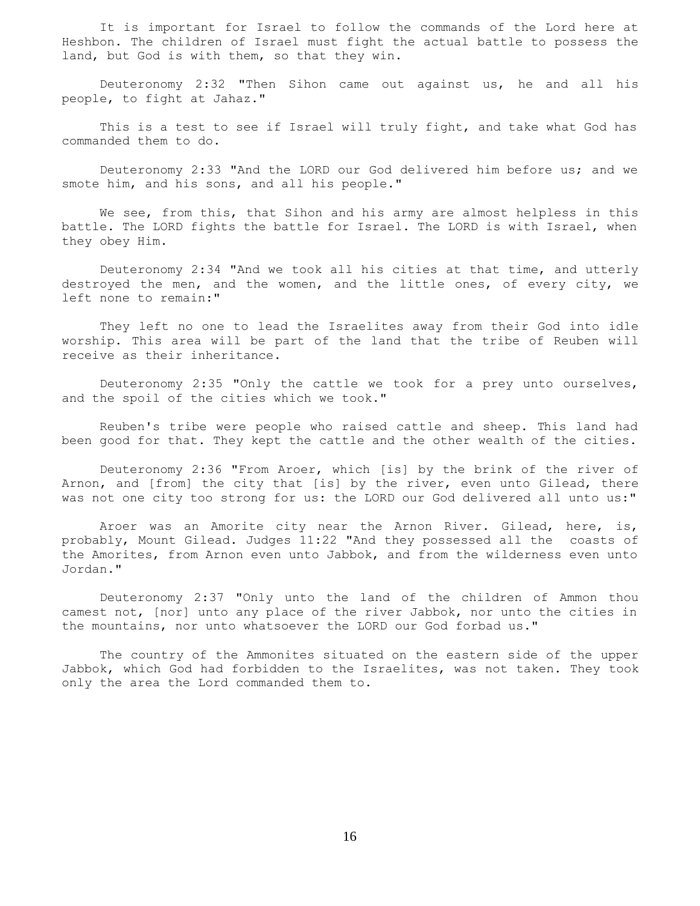It is important for Israel to follow the commands of the Lord here at Heshbon. The children of Israel must fight the actual battle to possess the land, but God is with them, so that they win.

Deuteronomy 2:32 "Then Sihon came out against us, he and all his people, to fight at Jahaz."

This is a test to see if Israel will truly fight, and take what God has commanded them to do.

Deuteronomy 2:33 "And the LORD our God delivered him before us; and we smote him, and his sons, and all his people."

We see, from this, that Sihon and his army are almost helpless in this battle. The LORD fights the battle for Israel. The LORD is with Israel, when they obey Him.

Deuteronomy 2:34 "And we took all his cities at that time, and utterly destroyed the men, and the women, and the little ones, of every city, we left none to remain:"

They left no one to lead the Israelites away from their God into idle worship. This area will be part of the land that the tribe of Reuben will receive as their inheritance.

Deuteronomy 2:35 "Only the cattle we took for a prey unto ourselves, and the spoil of the cities which we took."

Reuben's tribe were people who raised cattle and sheep. This land had been good for that. They kept the cattle and the other wealth of the cities.

Deuteronomy 2:36 "From Aroer, which [is] by the brink of the river of Arnon, and [from] the city that [is] by the river, even unto Gilead, there was not one city too strong for us: the LORD our God delivered all unto us:"

Aroer was an Amorite city near the Arnon River. Gilead, here, is, probably, Mount Gilead. Judges 11:22 "And they possessed all the coasts of the Amorites, from Arnon even unto Jabbok, and from the wilderness even unto Jordan."

Deuteronomy 2:37 "Only unto the land of the children of Ammon thou camest not, [nor] unto any place of the river Jabbok, nor unto the cities in the mountains, nor unto whatsoever the LORD our God forbad us."

The country of the Ammonites situated on the eastern side of the upper Jabbok, which God had forbidden to the Israelites, was not taken. They took only the area the Lord commanded them to.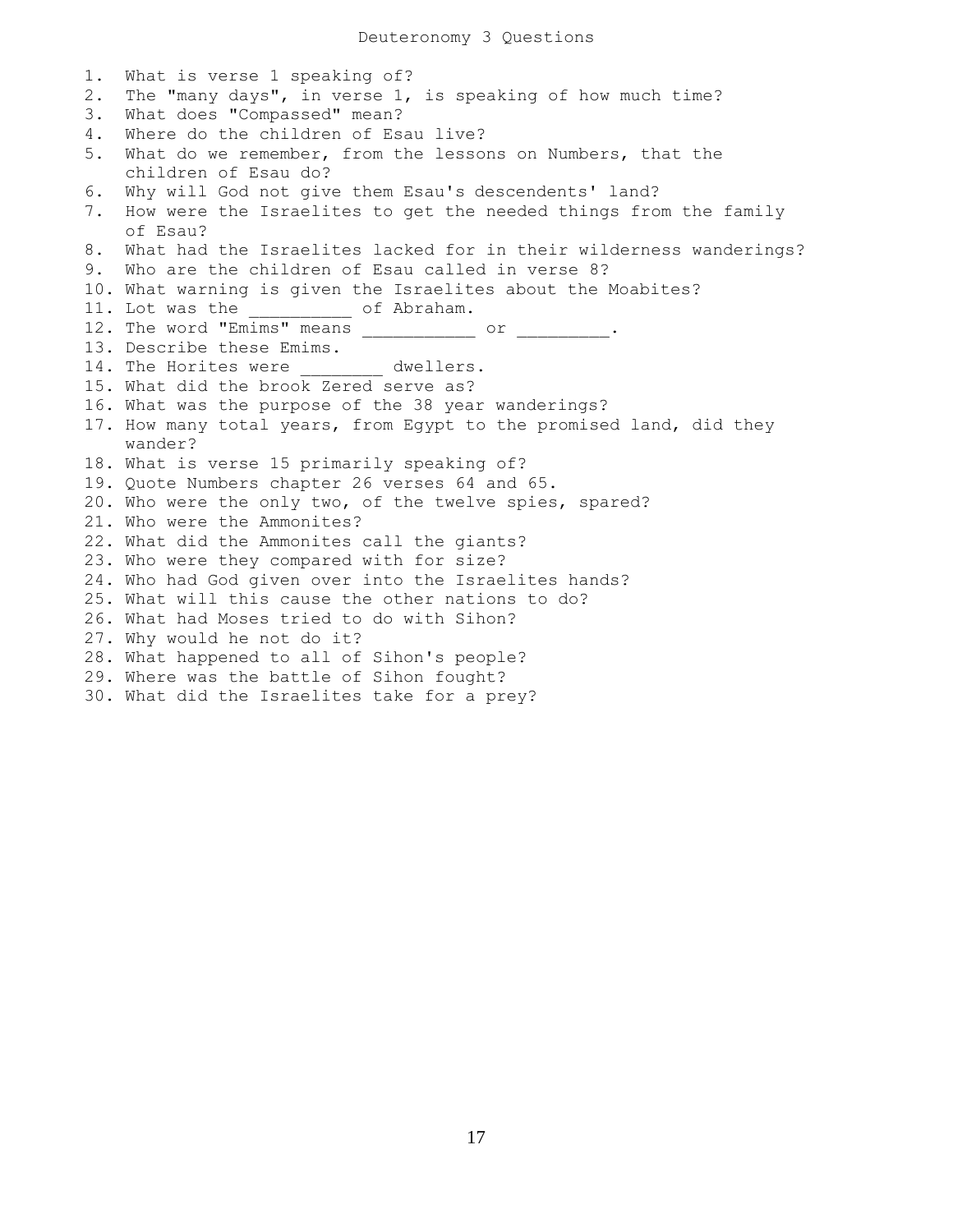# Deuteronomy 3 Questions

1. What is verse 1 speaking of?
2. The "many days", in verse 1, is speaking of how much time?
3. What does "Compassed" mean?
4. Where do the children of Esau live?
5. What do we remember, from the lessons on Numbers, that the children of Esau do?
6. Why will God not give them Esau's descendents' land?
7. How were the Israelites to get the needed things from the family of Esau?
8. What had the Israelites lacked for in their wilderness wanderings?
9. Who are the children of Esau called in verse 8?
10. What warning is given the Israelites about the Moabites?
11. Lot was the _________ of Abraham.
12. The word "Emims" means __________ or _________.
13. Describe these Emims.
14. The Horites were ________ dwellers.
15. What did the brook Zered serve as?
16. What was the purpose of the 38 year wanderings?
17. How many total years, from Egypt to the promised land, did they wander?
18. What is verse 15 primarily speaking of?
19. Quote Numbers chapter 26 verses 64 and 65.
20. Who were the only two, of the twelve spies, spared?
21. Who were the Ammonites?
22. What did the Ammonites call the giants?
23. Who were they compared with for size?
24. Who had God given over into the Israelites hands?
25. What will this cause the other nations to do?
26. What had Moses tried to do with Sihon?
27. Why would he not do it?
28. What happened to all of Sihon's people?
29. Where was the battle of Sihon fought?
30. What did the Israelites take for a prey?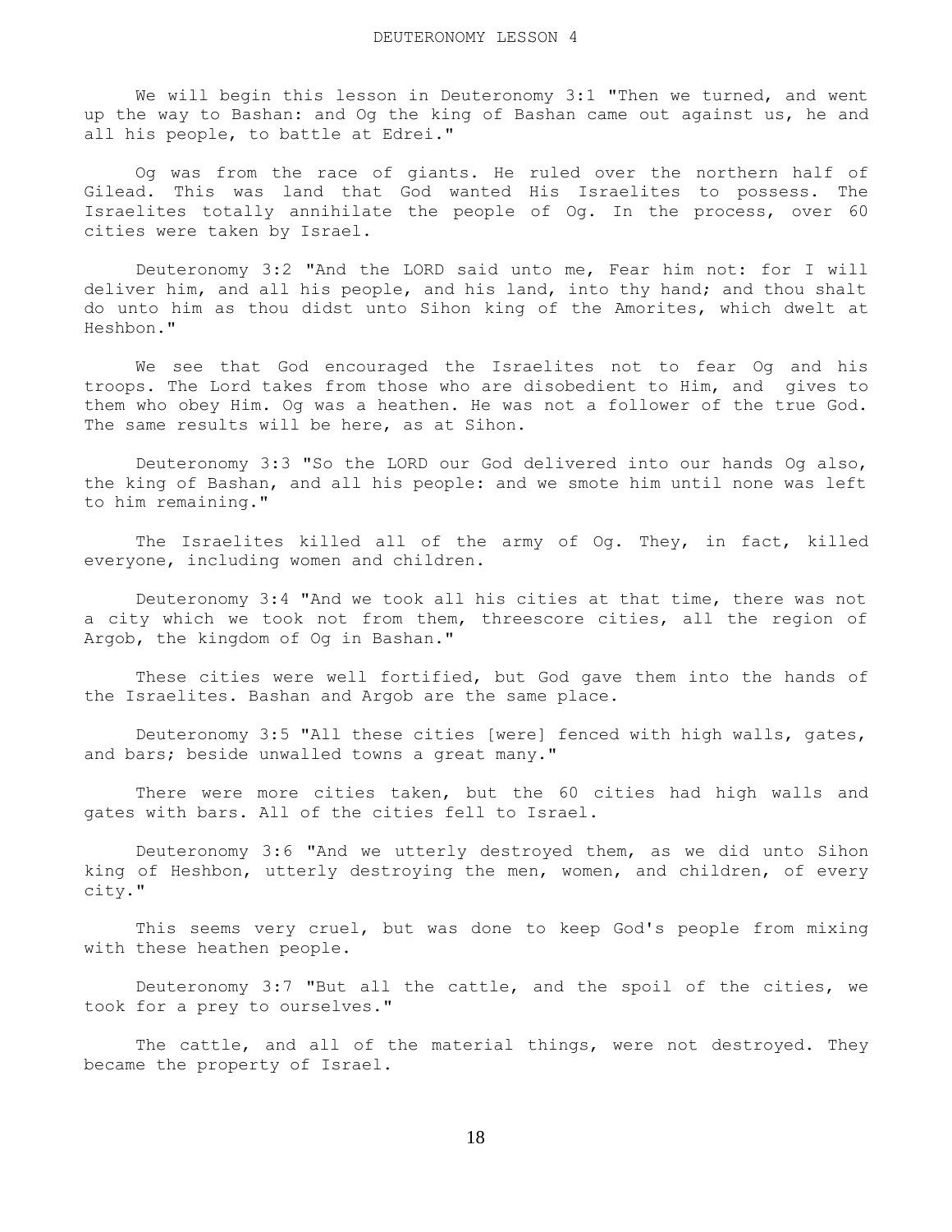# DEUTERONOMY LESSON 4

We will begin this lesson in Deuteronomy 3:1 "Then we turned, and went up the way to Bashan: and Og the king of Bashan came out against us, he and all his people, to battle at Edrei."

Og was from the race of giants. He ruled over the northern half of Gilead. This was land that God wanted His Israelites to possess. The Israelites totally annihilate the people of Og. In the process, over 60 cities were taken by Israel.

Deuteronomy 3:2 "And the LORD said unto me, Fear him not: for I will deliver him, and all his people, and his land, into thy hand; and thou shalt do unto him as thou didst unto Sihon king of the Amorites, which dwelt at Heshbon."

We see that God encouraged the Israelites not to fear Og and his troops. The Lord takes from those who are disobedient to Him, and gives to them who obey Him. Og was a heathen. He was not a follower of the true God. The same results will be here, as at Sihon.

Deuteronomy 3:3 "So the LORD our God delivered into our hands Og also, the king of Bashan, and all his people: and we smote him until none was left to him remaining."

The Israelites killed all of the army of Og. They, in fact, killed everyone, including women and children.

Deuteronomy 3:4 "And we took all his cities at that time, there was not a city which we took not from them, threescore cities, all the region of Argob, the kingdom of Og in Bashan."

These cities were well fortified, but God gave them into the hands of the Israelites. Bashan and Argob are the same place.

Deuteronomy 3:5 "All these cities [were] fenced with high walls, gates, and bars; beside unwalled towns a great many."

There were more cities taken, but the 60 cities had high walls and gates with bars. All of the cities fell to Israel.

Deuteronomy 3:6 "And we utterly destroyed them, as we did unto Sihon king of Heshbon, utterly destroying the men, women, and children, of every city."

This seems very cruel, but was done to keep God's people from mixing with these heathen people.

Deuteronomy 3:7 "But all the cattle, and the spoil of the cities, we took for a prey to ourselves."

The cattle, and all of the material things, were not destroyed. They became the property of Israel.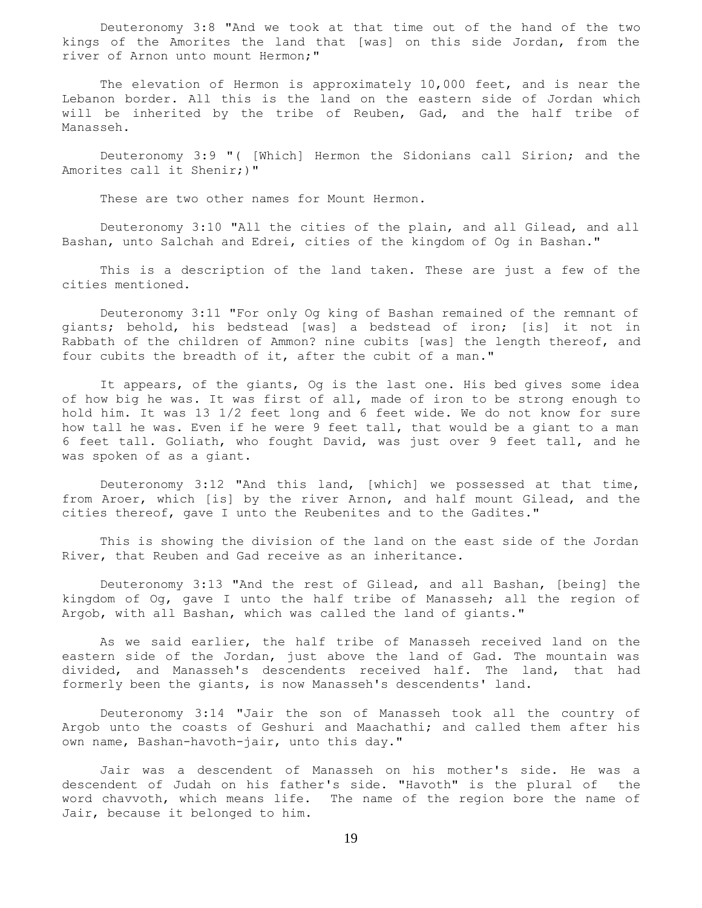Deuteronomy 3:8 "And we took at that time out of the hand of the two kings of the Amorites the land that [was] on this side Jordan, from the river of Arnon unto mount Hermon;"

The elevation of Hermon is approximately 10,000 feet, and is near the Lebanon border. All this is the land on the eastern side of Jordan which will be inherited by the tribe of Reuben, Gad, and the half tribe of Manasseh.

Deuteronomy 3:9 "( [Which] Hermon the Sidonians call Sirion; and the Amorites call it Shenir;)"

These are two other names for Mount Hermon.

Deuteronomy 3:10 "All the cities of the plain, and all Gilead, and all Bashan, unto Salchah and Edrei, cities of the kingdom of Og in Bashan."

This is a description of the land taken. These are just a few of the cities mentioned.

Deuteronomy 3:11 "For only Og king of Bashan remained of the remnant of giants; behold, his bedstead [was] a bedstead of iron; [is] it not in Rabbath of the children of Ammon? nine cubits [was] the length thereof, and four cubits the breadth of it, after the cubit of a man."

It appears, of the giants, Og is the last one. His bed gives some idea of how big he was. It was first of all, made of iron to be strong enough to hold him. It was 13 1/2 feet long and 6 feet wide. We do not know for sure how tall he was. Even if he were 9 feet tall, that would be a giant to a man 6 feet tall. Goliath, who fought David, was just over 9 feet tall, and he was spoken of as a giant.

Deuteronomy 3:12 "And this land, [which] we possessed at that time, from Aroer, which [is] by the river Arnon, and half mount Gilead, and the cities thereof, gave I unto the Reubenites and to the Gadites."

This is showing the division of the land on the east side of the Jordan River, that Reuben and Gad receive as an inheritance.

Deuteronomy 3:13 "And the rest of Gilead, and all Bashan, [being] the kingdom of Og, gave I unto the half tribe of Manasseh; all the region of Argob, with all Bashan, which was called the land of giants."

As we said earlier, the half tribe of Manasseh received land on the eastern side of the Jordan, just above the land of Gad. The mountain was divided, and Manasseh's descendents received half. The land, that had formerly been the giants, is now Manasseh's descendents' land.

Deuteronomy 3:14 "Jair the son of Manasseh took all the country of Argob unto the coasts of Geshuri and Maachathi; and called them after his own name, Bashan-havoth-jair, unto this day."

Jair was a descendent of Manasseh on his mother's side. He was a descendent of Judah on his father's side. "Havoth" is the plural of the word chavvoth, which means life. The name of the region bore the name of Jair, because it belonged to him.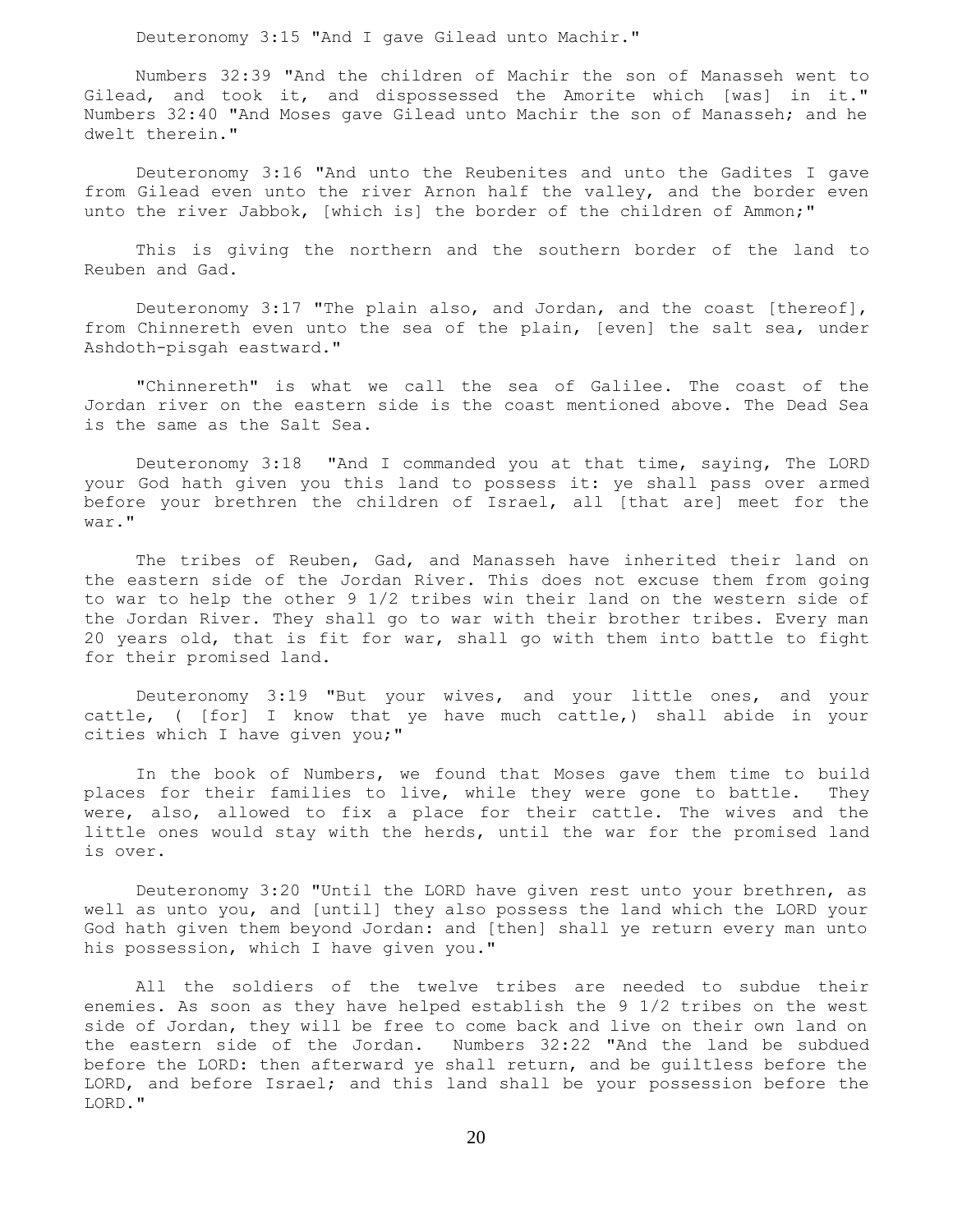Deuteronomy 3:15 "And I gave Gilead unto Machir."

Numbers 32:39 "And the children of Machir the son of Manasseh went to Gilead, and took it, and dispossessed the Amorite which [was] in it." Numbers 32:40 "And Moses gave Gilead unto Machir the son of Manasseh; and he dwelt therein."

Deuteronomy 3:16 "And unto the Reubenites and unto the Gadites I gave from Gilead even unto the river Arnon half the valley, and the border even unto the river Jabbok, [which is] the border of the children of Ammon;"

This is giving the northern and the southern border of the land to Reuben and Gad.

Deuteronomy 3:17 "The plain also, and Jordan, and the coast [thereof], from Chinnereth even unto the sea of the plain, [even] the salt sea, under Ashdoth-pisgah eastward."

"Chinnereth" is what we call the sea of Galilee. The coast of the Jordan river on the eastern side is the coast mentioned above. The Dead Sea is the same as the Salt Sea.

Deuteronomy 3:18 "And I commanded you at that time, saying, The LORD your God hath given you this land to possess it: ye shall pass over armed before your brethren the children of Israel, all [that are] meet for the war."

The tribes of Reuben, Gad, and Manasseh have inherited their land on the eastern side of the Jordan River. This does not excuse them from going to war to help the other 9 1/2 tribes win their land on the western side of the Jordan River. They shall go to war with their brother tribes. Every man 20 years old, that is fit for war, shall go with them into battle to fight for their promised land.

Deuteronomy 3:19 "But your wives, and your little ones, and your cattle, ( [for] I know that ye have much cattle,) shall abide in your cities which I have given you;"

In the book of Numbers, we found that Moses gave them time to build places for their families to live, while they were gone to battle. They were, also, allowed to fix a place for their cattle. The wives and the little ones would stay with the herds, until the war for the promised land is over.

Deuteronomy 3:20 "Until the LORD have given rest unto your brethren, as well as unto you, and [until] they also possess the land which the LORD your God hath given them beyond Jordan: and [then] shall ye return every man unto his possession, which I have given you."

All the soldiers of the twelve tribes are needed to subdue their enemies. As soon as they have helped establish the 9 1/2 tribes on the west side of Jordan, they will be free to come back and live on their own land on the eastern side of the Jordan. Numbers 32:22 "And the land be subdued before the LORD: then afterward ye shall return, and be guiltless before the LORD, and before Israel; and this land shall be your possession before the LORD."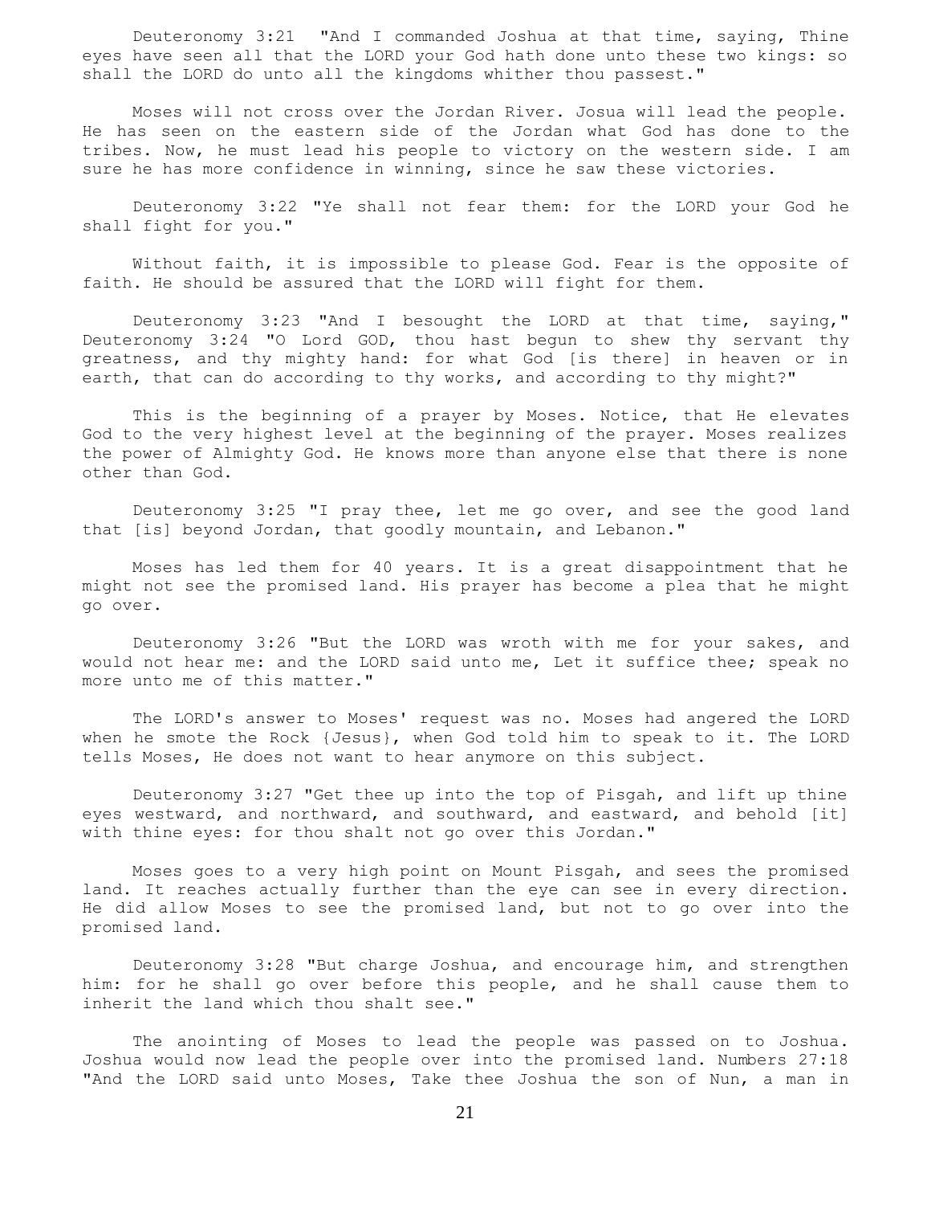Deuteronomy 3:21 "And I commanded Joshua at that time, saying, Thine eyes have seen all that the LORD your God hath done unto these two kings: so shall the LORD do unto all the kingdoms whither thou passest."

Moses will not cross over the Jordan River. Josua will lead the people. He has seen on the eastern side of the Jordan what God has done to the tribes. Now, he must lead his people to victory on the western side. I am sure he has more confidence in winning, since he saw these victories.

Deuteronomy 3:22 "Ye shall not fear them: for the LORD your God he shall fight for you."

Without faith, it is impossible to please God. Fear is the opposite of faith. He should be assured that the LORD will fight for them.

Deuteronomy 3:23 "And I besought the LORD at that time, saying," Deuteronomy 3:24 "O Lord GOD, thou hast begun to shew thy servant thy greatness, and thy mighty hand: for what God [is there] in heaven or in earth, that can do according to thy works, and according to thy might?"

This is the beginning of a prayer by Moses. Notice, that He elevates God to the very highest level at the beginning of the prayer. Moses realizes the power of Almighty God. He knows more than anyone else that there is none other than God.

Deuteronomy 3:25 "I pray thee, let me go over, and see the good land that [is] beyond Jordan, that goodly mountain, and Lebanon."

Moses has led them for 40 years. It is a great disappointment that he might not see the promised land. His prayer has become a plea that he might go over.

Deuteronomy 3:26 "But the LORD was wroth with me for your sakes, and would not hear me: and the LORD said unto me, Let it suffice thee; speak no more unto me of this matter."

The LORD's answer to Moses' request was no. Moses had angered the LORD when he smote the Rock {Jesus}, when God told him to speak to it. The LORD tells Moses, He does not want to hear anymore on this subject.

Deuteronomy 3:27 "Get thee up into the top of Pisgah, and lift up thine eyes westward, and northward, and southward, and eastward, and behold [it] with thine eyes: for thou shalt not go over this Jordan."

Moses goes to a very high point on Mount Pisgah, and sees the promised land. It reaches actually further than the eye can see in every direction. He did allow Moses to see the promised land, but not to go over into the promised land.

Deuteronomy 3:28 "But charge Joshua, and encourage him, and strengthen him: for he shall go over before this people, and he shall cause them to inherit the land which thou shalt see."

The anointing of Moses to lead the people was passed on to Joshua. Joshua would now lead the people over into the promised land. Numbers 27:18 "And the LORD said unto Moses, Take thee Joshua the son of Nun, a man in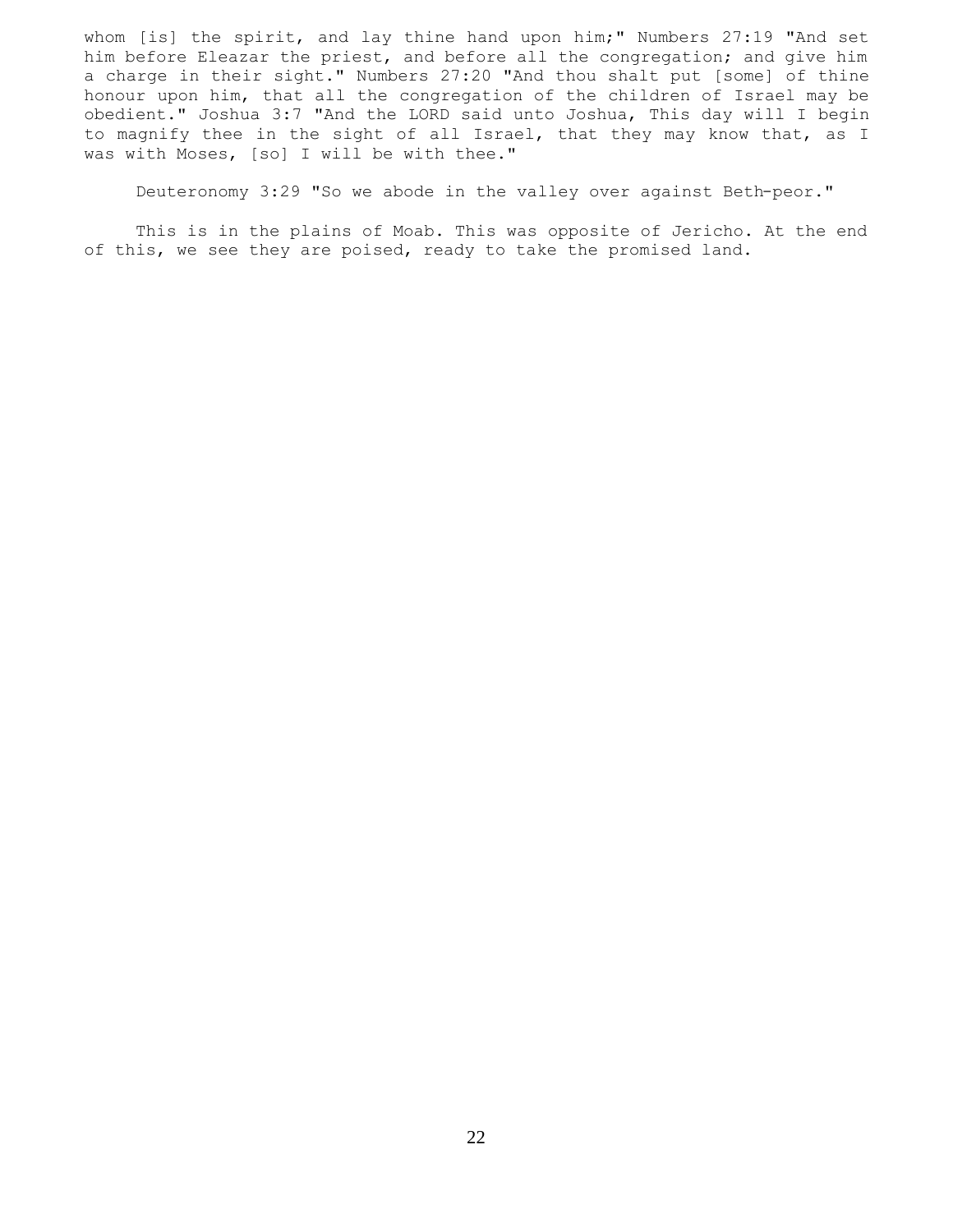whom [is] the spirit, and lay thine hand upon him;" Numbers 27:19 "And set him before Eleazar the priest, and before all the congregation; and give him a charge in their sight." Numbers 27:20 "And thou shalt put [some] of thine honour upon him, that all the congregation of the children of Israel may be obedient." Joshua 3:7 "And the LORD said unto Joshua, This day will I begin to magnify thee in the sight of all Israel, that they may know that, as I was with Moses, [so] I will be with thee."

Deuteronomy 3:29 "So we abode in the valley over against Beth-peor."

This is in the plains of Moab. This was opposite of Jericho. At the end of this, we see they are poised, ready to take the promised land.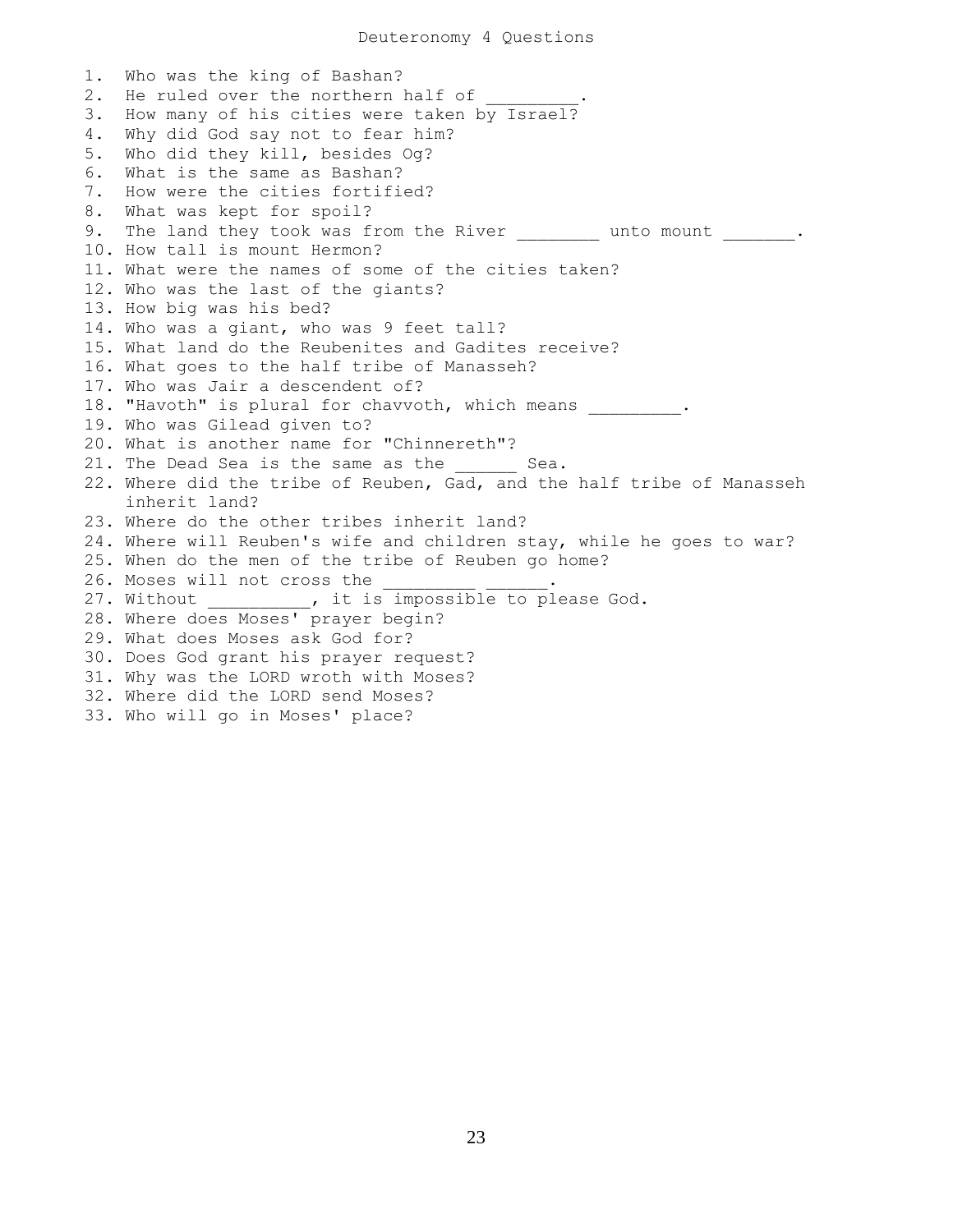# Deuteronomy 4 Questions

1. Who was the king of Bashan?
2. He ruled over the northern half of _________.
3. How many of his cities were taken by Israel?
4. Why did God say not to fear him?
5. Who did they kill, besides Og?
6. What is the same as Bashan?
7. How were the cities fortified?
8. What was kept for spoil?
9. The land they took was from the River ________ unto mount _______.
10. How tall is mount Hermon?
11. What were the names of some of the cities taken?
12. Who was the last of the giants?
13. How big was his bed?
14. Who was a giant, who was 9 feet tall?
15. What land do the Reubenites and Gadites receive?
16. What goes to the half tribe of Manasseh?
17. Who was Jair a descendent of?
18. "Havoth" is plural for chavvoth, which means _________.
19. Who was Gilead given to?
20. What is another name for "Chinnereth"?
21. The Dead Sea is the same as the ______ Sea.
22. Where did the tribe of Reuben, Gad, and the half tribe of Manasseh inherit land?
23. Where do the other tribes inherit land?
24. Where will Reuben's wife and children stay, while he goes to war?
25. When do the men of the tribe of Reuben go home?
26. Moses will not cross the _________ ______.
27. Without __________, it is impossible to please God.
28. Where does Moses' prayer begin?
29. What does Moses ask God for?
30. Does God grant his prayer request?
31. Why was the LORD wroth with Moses?
32. Where did the LORD send Moses?
33. Who will go in Moses' place?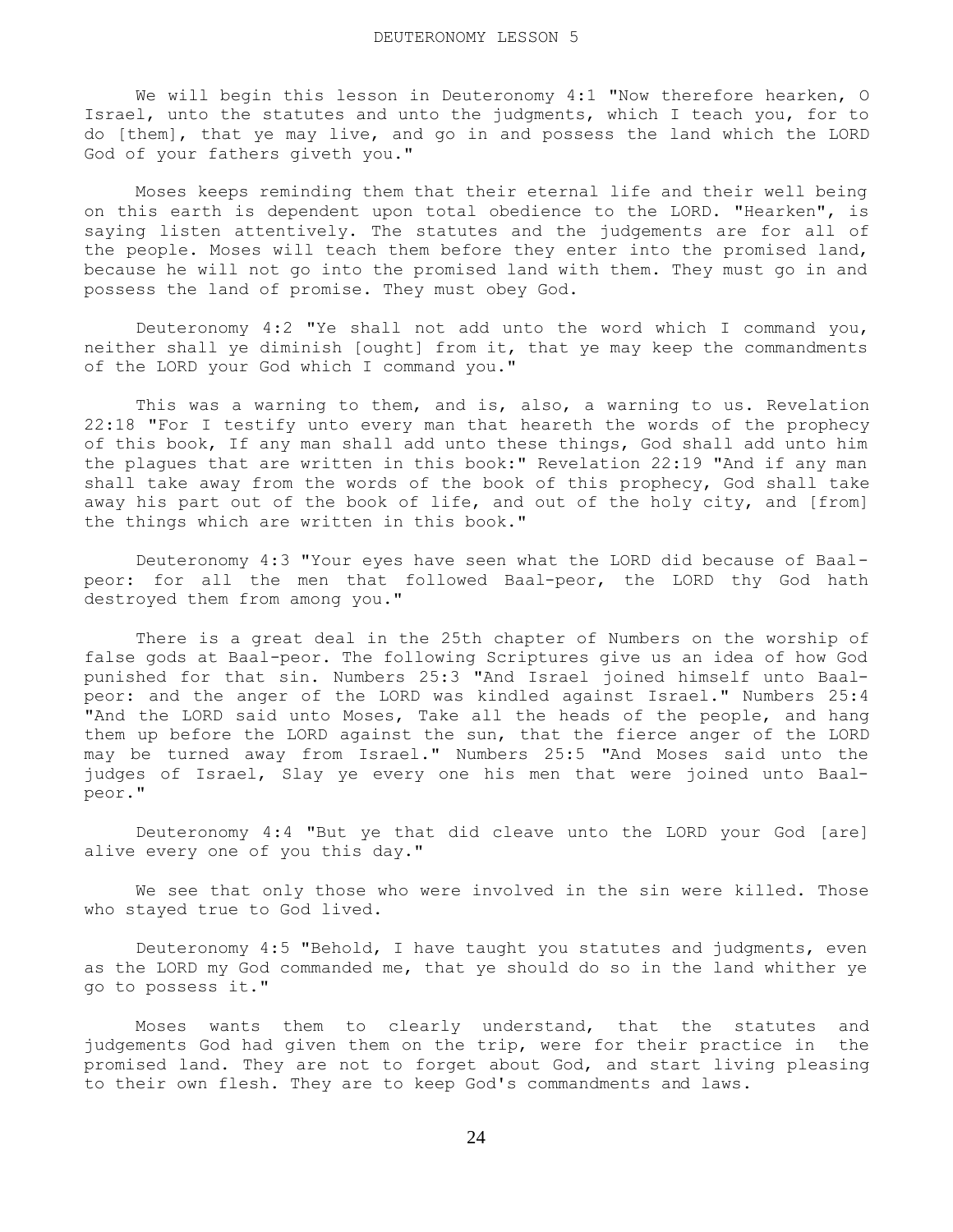# DEUTERONOMY LESSON 5

We will begin this lesson in Deuteronomy 4:1 "Now therefore hearken, O Israel, unto the statutes and unto the judgments, which I teach you, for to do [them], that ye may live, and go in and possess the land which the LORD God of your fathers giveth you."

Moses keeps reminding them that their eternal life and their well being on this earth is dependent upon total obedience to the LORD. "Hearken", is saying listen attentively. The statutes and the judgements are for all of the people. Moses will teach them before they enter into the promised land, because he will not go into the promised land with them. They must go in and possess the land of promise. They must obey God.

Deuteronomy 4:2 "Ye shall not add unto the word which I command you, neither shall ye diminish [ought] from it, that ye may keep the commandments of the LORD your God which I command you."

This was a warning to them, and is, also, a warning to us. Revelation 22:18 "For I testify unto every man that heareth the words of the prophecy of this book, If any man shall add unto these things, God shall add unto him the plagues that are written in this book:" Revelation 22:19 "And if any man shall take away from the words of the book of this prophecy, God shall take away his part out of the book of life, and out of the holy city, and [from] the things which are written in this book."

Deuteronomy 4:3 "Your eyes have seen what the LORD did because of Baal-peor: for all the men that followed Baal-peor, the LORD thy God hath destroyed them from among you."

There is a great deal in the 25th chapter of Numbers on the worship of false gods at Baal-peor. The following Scriptures give us an idea of how God punished for that sin. Numbers 25:3 "And Israel joined himself unto Baal-peor: and the anger of the LORD was kindled against Israel." Numbers 25:4 "And the LORD said unto Moses, Take all the heads of the people, and hang them up before the LORD against the sun, that the fierce anger of the LORD may be turned away from Israel." Numbers 25:5 "And Moses said unto the judges of Israel, Slay ye every one his men that were joined unto Baal-peor."

Deuteronomy 4:4 "But ye that did cleave unto the LORD your God [are] alive every one of you this day."

We see that only those who were involved in the sin were killed. Those who stayed true to God lived.

Deuteronomy 4:5 "Behold, I have taught you statutes and judgments, even as the LORD my God commanded me, that ye should do so in the land whither ye go to possess it."

Moses wants them to clearly understand, that the statutes and judgements God had given them on the trip, were for their practice in the promised land. They are not to forget about God, and start living pleasing to their own flesh. They are to keep God's commandments and laws.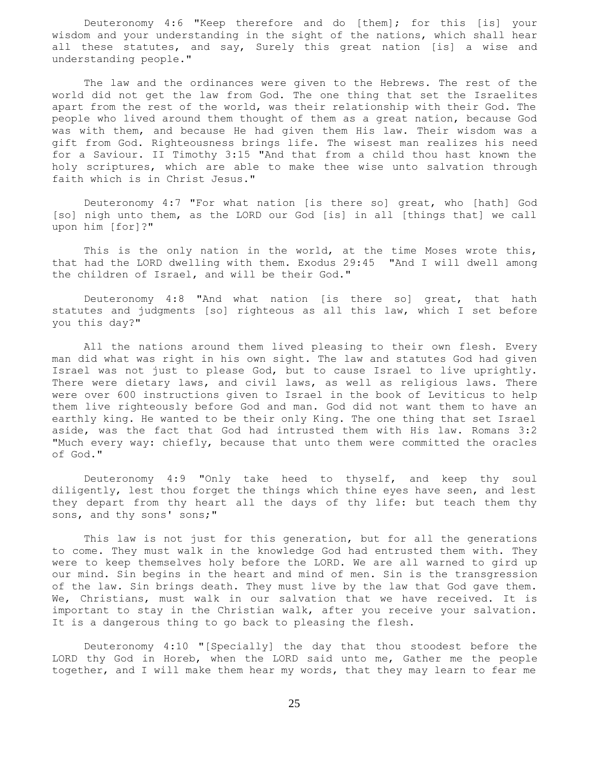Deuteronomy 4:6 "Keep therefore and do [them]; for this [is] your wisdom and your understanding in the sight of the nations, which shall hear all these statutes, and say, Surely this great nation [is] a wise and understanding people."

The law and the ordinances were given to the Hebrews. The rest of the world did not get the law from God. The one thing that set the Israelites apart from the rest of the world, was their relationship with their God. The people who lived around them thought of them as a great nation, because God was with them, and because He had given them His law. Their wisdom was a gift from God. Righteousness brings life. The wisest man realizes his need for a Saviour. II Timothy 3:15 "And that from a child thou hast known the holy scriptures, which are able to make thee wise unto salvation through faith which is in Christ Jesus."

Deuteronomy 4:7 "For what nation [is there so] great, who [hath] God [so] nigh unto them, as the LORD our God [is] in all [things that] we call upon him [for]?"

This is the only nation in the world, at the time Moses wrote this, that had the LORD dwelling with them. Exodus 29:45 "And I will dwell among the children of Israel, and will be their God."

Deuteronomy 4:8 "And what nation [is there so] great, that hath statutes and judgments [so] righteous as all this law, which I set before you this day?"

All the nations around them lived pleasing to their own flesh. Every man did what was right in his own sight. The law and statutes God had given Israel was not just to please God, but to cause Israel to live uprightly. There were dietary laws, and civil laws, as well as religious laws. There were over 600 instructions given to Israel in the book of Leviticus to help them live righteously before God and man. God did not want them to have an earthly king. He wanted to be their only King. The one thing that set Israel aside, was the fact that God had intrusted them with His law. Romans 3:2 "Much every way: chiefly, because that unto them were committed the oracles of God."

Deuteronomy 4:9 "Only take heed to thyself, and keep thy soul diligently, lest thou forget the things which thine eyes have seen, and lest they depart from thy heart all the days of thy life: but teach them thy sons, and thy sons' sons;"

This law is not just for this generation, but for all the generations to come. They must walk in the knowledge God had entrusted them with. They were to keep themselves holy before the LORD. We are all warned to gird up our mind. Sin begins in the heart and mind of men. Sin is the transgression of the law. Sin brings death. They must live by the law that God gave them. We, Christians, must walk in our salvation that we have received. It is important to stay in the Christian walk, after you receive your salvation. It is a dangerous thing to go back to pleasing the flesh.

Deuteronomy 4:10 "[Specially] the day that thou stoodest before the LORD thy God in Horeb, when the LORD said unto me, Gather me the people together, and I will make them hear my words, that they may learn to fear me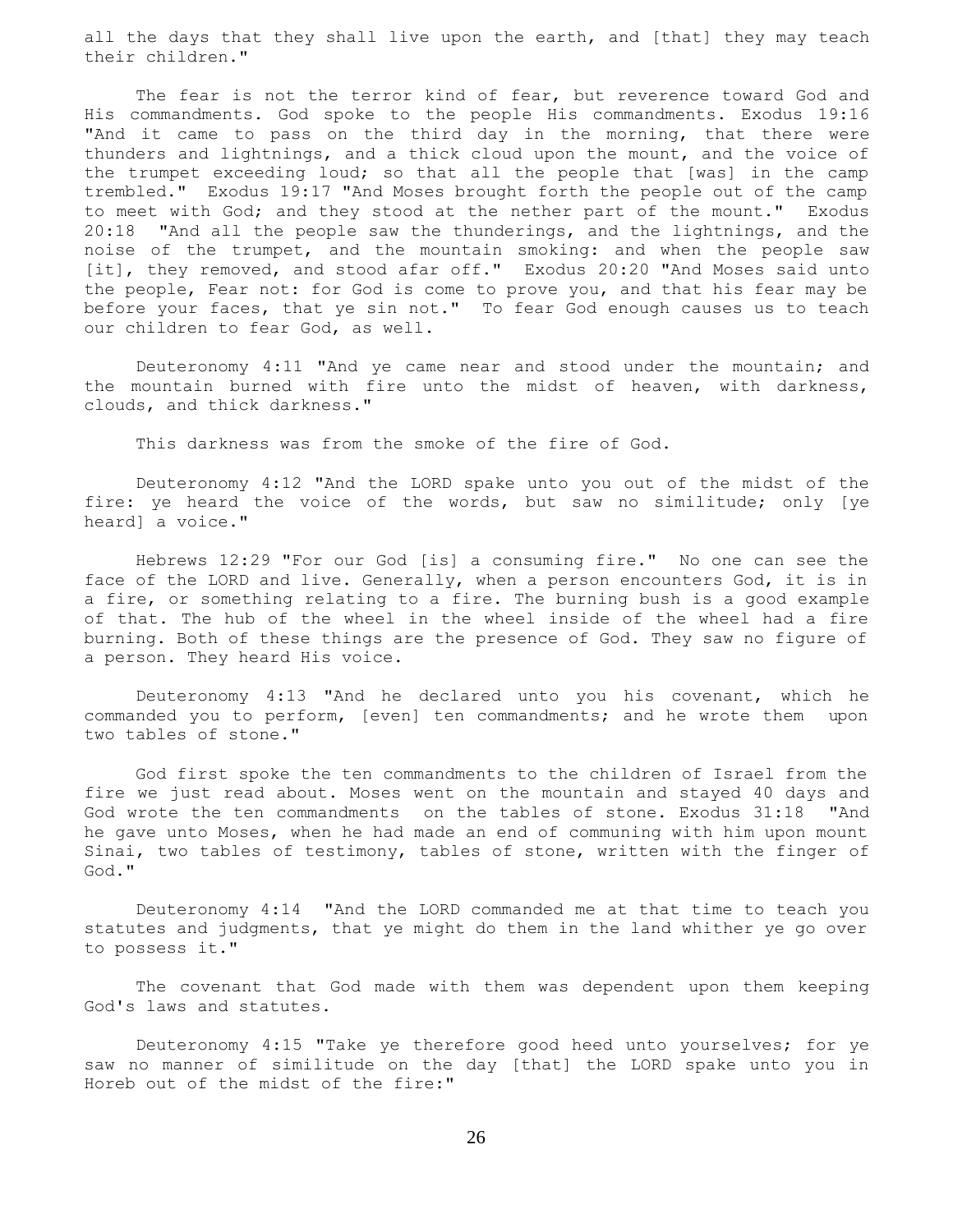all the days that they shall live upon the earth, and [that] they may teach their children."

The fear is not the terror kind of fear, but reverence toward God and His commandments. God spoke to the people His commandments. Exodus 19:16 "And it came to pass on the third day in the morning, that there were thunders and lightnings, and a thick cloud upon the mount, and the voice of the trumpet exceeding loud; so that all the people that [was] in the camp trembled." Exodus 19:17 "And Moses brought forth the people out of the camp to meet with God; and they stood at the nether part of the mount." Exodus 20:18 "And all the people saw the thunderings, and the lightnings, and the noise of the trumpet, and the mountain smoking: and when the people saw [it], they removed, and stood afar off." Exodus 20:20 "And Moses said unto the people, Fear not: for God is come to prove you, and that his fear may be before your faces, that ye sin not." To fear God enough causes us to teach our children to fear God, as well.

Deuteronomy 4:11 "And ye came near and stood under the mountain; and the mountain burned with fire unto the midst of heaven, with darkness, clouds, and thick darkness."

This darkness was from the smoke of the fire of God.

Deuteronomy 4:12 "And the LORD spake unto you out of the midst of the fire: ye heard the voice of the words, but saw no similitude; only [ye heard] a voice."

Hebrews 12:29 "For our God [is] a consuming fire." No one can see the face of the LORD and live. Generally, when a person encounters God, it is in a fire, or something relating to a fire. The burning bush is a good example of that. The hub of the wheel in the wheel inside of the wheel had a fire burning. Both of these things are the presence of God. They saw no figure of a person. They heard His voice.

Deuteronomy 4:13 "And he declared unto you his covenant, which he commanded you to perform, [even] ten commandments; and he wrote them upon two tables of stone."

God first spoke the ten commandments to the children of Israel from the fire we just read about. Moses went on the mountain and stayed 40 days and God wrote the ten commandments on the tables of stone. Exodus 31:18 "And he gave unto Moses, when he had made an end of communing with him upon mount Sinai, two tables of testimony, tables of stone, written with the finger of God."

Deuteronomy 4:14 "And the LORD commanded me at that time to teach you statutes and judgments, that ye might do them in the land whither ye go over to possess it."

The covenant that God made with them was dependent upon them keeping God's laws and statutes.

Deuteronomy 4:15 "Take ye therefore good heed unto yourselves; for ye saw no manner of similitude on the day [that] the LORD spake unto you in Horeb out of the midst of the fire:"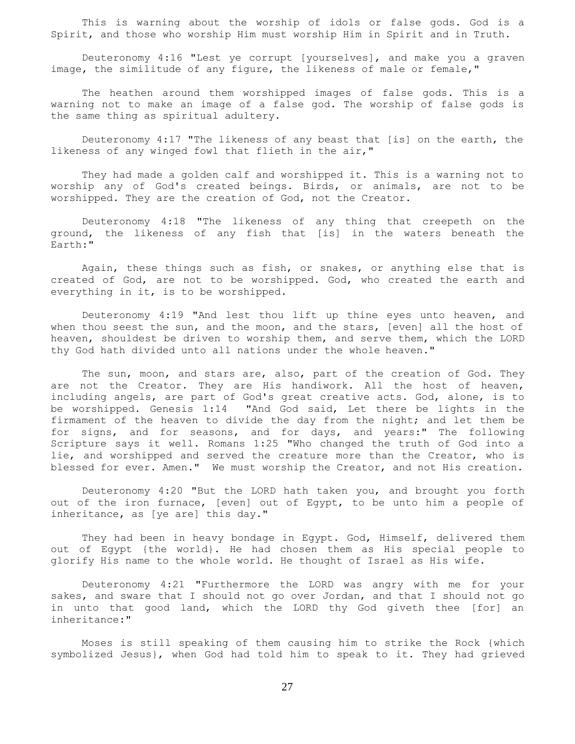This is warning about the worship of idols or false gods. God is a Spirit, and those who worship Him must worship Him in Spirit and in Truth.

Deuteronomy 4:16 "Lest ye corrupt [yourselves], and make you a graven image, the similitude of any figure, the likeness of male or female,"

The heathen around them worshipped images of false gods. This is a warning not to make an image of a false god. The worship of false gods is the same thing as spiritual adultery.

Deuteronomy 4:17 "The likeness of any beast that [is] on the earth, the likeness of any winged fowl that flieth in the air,"

They had made a golden calf and worshipped it. This is a warning not to worship any of God's created beings. Birds, or animals, are not to be worshipped. They are the creation of God, not the Creator.

Deuteronomy 4:18 "The likeness of any thing that creepeth on the ground, the likeness of any fish that [is] in the waters beneath the Earth:"

Again, these things such as fish, or snakes, or anything else that is created of God, are not to be worshipped. God, who created the earth and everything in it, is to be worshipped.

Deuteronomy 4:19 "And lest thou lift up thine eyes unto heaven, and when thou seest the sun, and the moon, and the stars, [even] all the host of heaven, shouldest be driven to worship them, and serve them, which the LORD thy God hath divided unto all nations under the whole heaven."

The sun, moon, and stars are, also, part of the creation of God. They are not the Creator. They are His handiwork. All the host of heaven, including angels, are part of God's great creative acts. God, alone, is to be worshipped. Genesis 1:14 "And God said, Let there be lights in the firmament of the heaven to divide the day from the night; and let them be for signs, and for seasons, and for days, and years:" The following Scripture says it well. Romans 1:25 "Who changed the truth of God into a lie, and worshipped and served the creature more than the Creator, who is blessed for ever. Amen." We must worship the Creator, and not His creation.

Deuteronomy 4:20 "But the LORD hath taken you, and brought you forth out of the iron furnace, [even] out of Egypt, to be unto him a people of inheritance, as [ye are] this day."

They had been in heavy bondage in Egypt. God, Himself, delivered them out of Egypt {the world}. He had chosen them as His special people to glorify His name to the whole world. He thought of Israel as His wife.

Deuteronomy 4:21 "Furthermore the LORD was angry with me for your sakes, and sware that I should not go over Jordan, and that I should not go in unto that good land, which the LORD thy God giveth thee [for] an inheritance:"

Moses is still speaking of them causing him to strike the Rock {which symbolized Jesus}, when God had told him to speak to it. They had grieved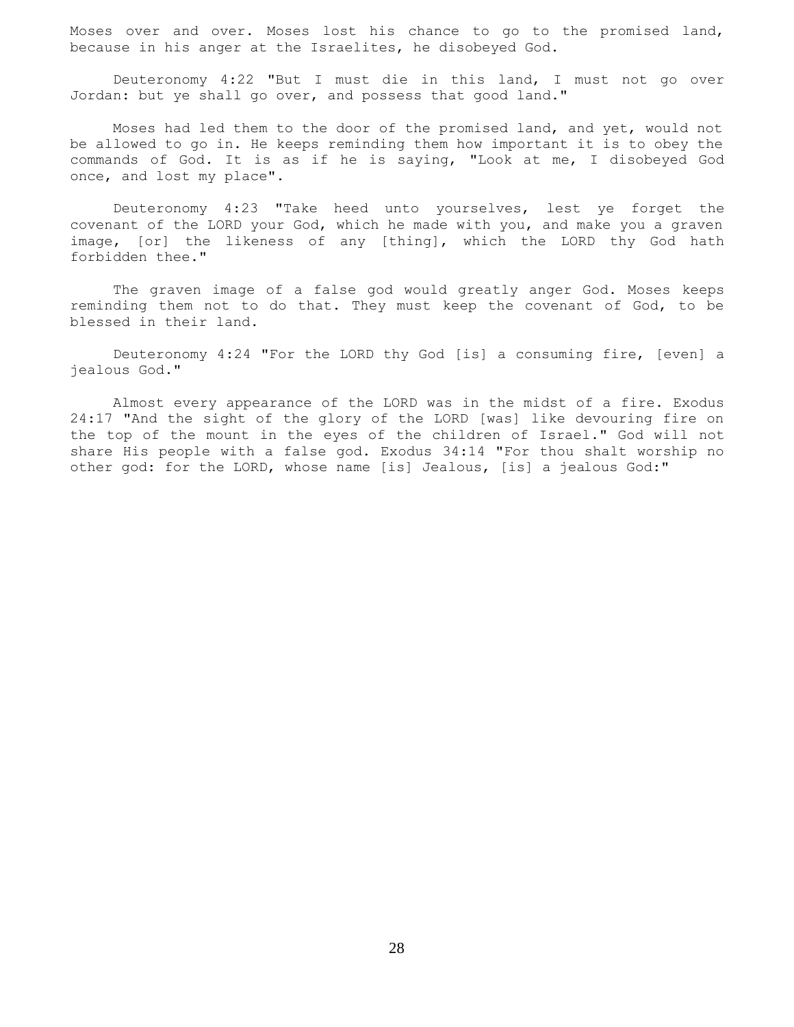Moses over and over. Moses lost his chance to go to the promised land, because in his anger at the Israelites, he disobeyed God.

Deuteronomy 4:22 "But I must die in this land, I must not go over Jordan: but ye shall go over, and possess that good land."

Moses had led them to the door of the promised land, and yet, would not be allowed to go in. He keeps reminding them how important it is to obey the commands of God. It is as if he is saying, "Look at me, I disobeyed God once, and lost my place".

Deuteronomy 4:23 "Take heed unto yourselves, lest ye forget the covenant of the LORD your God, which he made with you, and make you a graven image, [or] the likeness of any [thing], which the LORD thy God hath forbidden thee."

The graven image of a false god would greatly anger God. Moses keeps reminding them not to do that. They must keep the covenant of God, to be blessed in their land.

Deuteronomy 4:24 "For the LORD thy God [is] a consuming fire, [even] a jealous God."

Almost every appearance of the LORD was in the midst of a fire. Exodus 24:17 "And the sight of the glory of the LORD [was] like devouring fire on the top of the mount in the eyes of the children of Israel." God will not share His people with a false god. Exodus 34:14 "For thou shalt worship no other god: for the LORD, whose name [is] Jealous, [is] a jealous God:"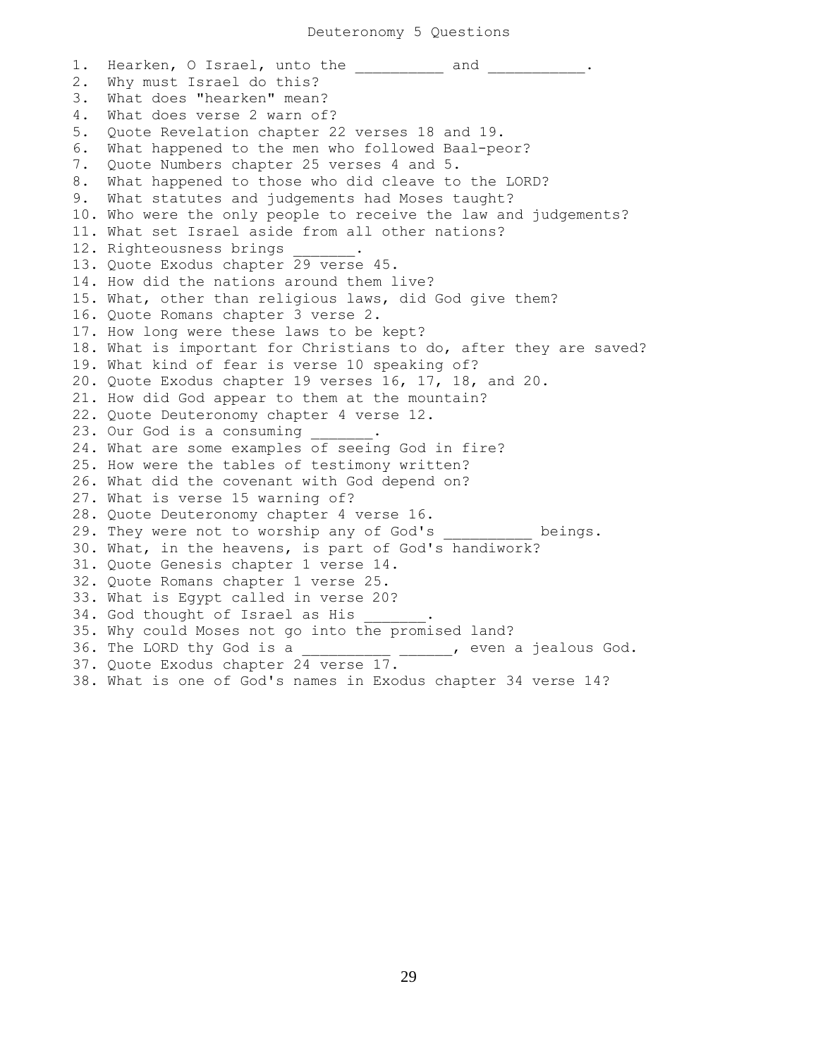# Deuteronomy 5 Questions

1. Hearken, O Israel, unto the __________ and ___________.
2. Why must Israel do this?
3. What does "hearken" mean?
4. What does verse 2 warn of?
5. Quote Revelation chapter 22 verses 18 and 19.
6. What happened to the men who followed Baal-peor?
7. Quote Numbers chapter 25 verses 4 and 5.
8. What happened to those who did cleave to the LORD?
9. What statutes and judgements had Moses taught?
10. Who were the only people to receive the law and judgements?
11. What set Israel aside from all other nations?
12. Righteousness brings _______.
13. Quote Exodus chapter 29 verse 45.
14. How did the nations around them live?
15. What, other than religious laws, did God give them?
16. Quote Romans chapter 3 verse 2.
17. How long were these laws to be kept?
18. What is important for Christians to do, after they are saved?
19. What kind of fear is verse 10 speaking of?
20. Quote Exodus chapter 19 verses 16, 17, 18, and 20.
21. How did God appear to them at the mountain?
22. Quote Deuteronomy chapter 4 verse 12.
23. Our God is a consuming _______.
24. What are some examples of seeing God in fire?
25. How were the tables of testimony written?
26. What did the covenant with God depend on?
27. What is verse 15 warning of?
28. Quote Deuteronomy chapter 4 verse 16.
29. They were not to worship any of God's __________ beings.
30. What, in the heavens, is part of God's handiwork?
31. Quote Genesis chapter 1 verse 14.
32. Quote Romans chapter 1 verse 25.
33. What is Egypt called in verse 20?
34. God thought of Israel as His _______.
35. Why could Moses not go into the promised land?
36. The LORD thy God is a __________ ______, even a jealous God.
37. Quote Exodus chapter 24 verse 17.
38. What is one of God's names in Exodus chapter 34 verse 14?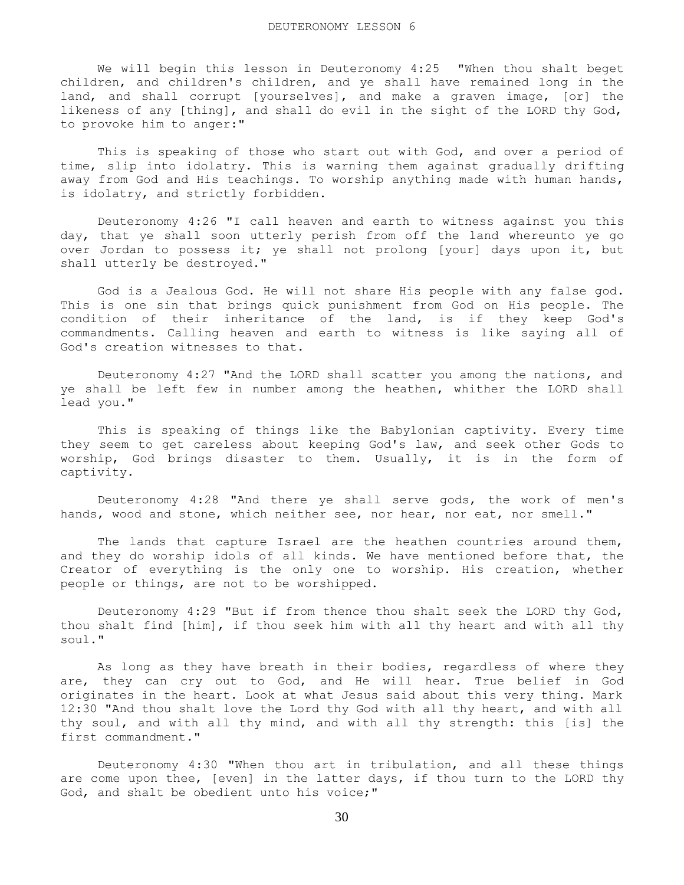# DEUTERONOMY LESSON 6

We will begin this lesson in Deuteronomy 4:25 "When thou shalt beget children, and children's children, and ye shall have remained long in the land, and shall corrupt [yourselves], and make a graven image, [or] the likeness of any [thing], and shall do evil in the sight of the LORD thy God, to provoke him to anger:"

This is speaking of those who start out with God, and over a period of time, slip into idolatry. This is warning them against gradually drifting away from God and His teachings. To worship anything made with human hands, is idolatry, and strictly forbidden.

Deuteronomy 4:26 "I call heaven and earth to witness against you this day, that ye shall soon utterly perish from off the land whereunto ye go over Jordan to possess it; ye shall not prolong [your] days upon it, but shall utterly be destroyed."

God is a Jealous God. He will not share His people with any false god. This is one sin that brings quick punishment from God on His people. The condition of their inheritance of the land, is if they keep God's commandments. Calling heaven and earth to witness is like saying all of God's creation witnesses to that.

Deuteronomy 4:27 "And the LORD shall scatter you among the nations, and ye shall be left few in number among the heathen, whither the LORD shall lead you."

This is speaking of things like the Babylonian captivity. Every time they seem to get careless about keeping God's law, and seek other Gods to worship, God brings disaster to them. Usually, it is in the form of captivity.

Deuteronomy 4:28 "And there ye shall serve gods, the work of men's hands, wood and stone, which neither see, nor hear, nor eat, nor smell."

The lands that capture Israel are the heathen countries around them, and they do worship idols of all kinds. We have mentioned before that, the Creator of everything is the only one to worship. His creation, whether people or things, are not to be worshipped.

Deuteronomy 4:29 "But if from thence thou shalt seek the LORD thy God, thou shalt find [him], if thou seek him with all thy heart and with all thy soul."

As long as they have breath in their bodies, regardless of where they are, they can cry out to God, and He will hear. True belief in God originates in the heart. Look at what Jesus said about this very thing. Mark 12:30 "And thou shalt love the Lord thy God with all thy heart, and with all thy soul, and with all thy mind, and with all thy strength: this [is] the first commandment."

Deuteronomy 4:30 "When thou art in tribulation, and all these things are come upon thee, [even] in the latter days, if thou turn to the LORD thy God, and shalt be obedient unto his voice;"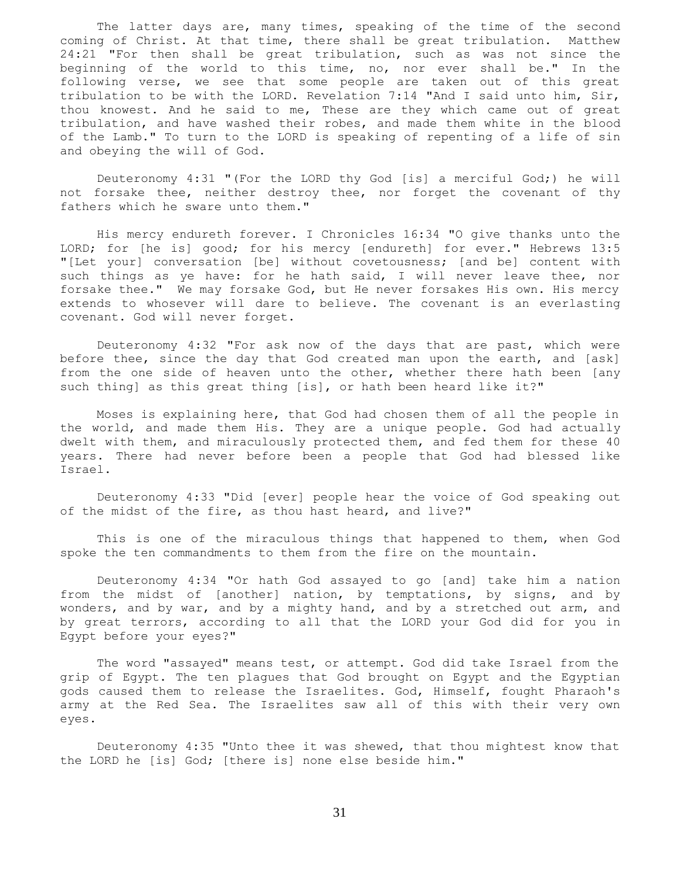The latter days are, many times, speaking of the time of the second coming of Christ. At that time, there shall be great tribulation. Matthew 24:21 "For then shall be great tribulation, such as was not since the beginning of the world to this time, no, nor ever shall be." In the following verse, we see that some people are taken out of this great tribulation to be with the LORD. Revelation 7:14 "And I said unto him, Sir, thou knowest. And he said to me, These are they which came out of great tribulation, and have washed their robes, and made them white in the blood of the Lamb." To turn to the LORD is speaking of repenting of a life of sin and obeying the will of God.

Deuteronomy 4:31 "(For the LORD thy God [is] a merciful God;) he will not forsake thee, neither destroy thee, nor forget the covenant of thy fathers which he sware unto them."

His mercy endureth forever. I Chronicles 16:34 "O give thanks unto the LORD; for [he is] good; for his mercy [endureth] for ever." Hebrews 13:5 "[Let your] conversation [be] without covetousness; [and be] content with such things as ye have: for he hath said, I will never leave thee, nor forsake thee." We may forsake God, but He never forsakes His own. His mercy extends to whosever will dare to believe. The covenant is an everlasting covenant. God will never forget.

Deuteronomy 4:32 "For ask now of the days that are past, which were before thee, since the day that God created man upon the earth, and [ask] from the one side of heaven unto the other, whether there hath been [any such thing] as this great thing [is], or hath been heard like it?"

Moses is explaining here, that God had chosen them of all the people in the world, and made them His. They are a unique people. God had actually dwelt with them, and miraculously protected them, and fed them for these 40 years. There had never before been a people that God had blessed like Israel.

Deuteronomy 4:33 "Did [ever] people hear the voice of God speaking out of the midst of the fire, as thou hast heard, and live?"

This is one of the miraculous things that happened to them, when God spoke the ten commandments to them from the fire on the mountain.

Deuteronomy 4:34 "Or hath God assayed to go [and] take him a nation from the midst of [another] nation, by temptations, by signs, and by wonders, and by war, and by a mighty hand, and by a stretched out arm, and by great terrors, according to all that the LORD your God did for you in Egypt before your eyes?"

The word "assayed" means test, or attempt. God did take Israel from the grip of Egypt. The ten plagues that God brought on Egypt and the Egyptian gods caused them to release the Israelites. God, Himself, fought Pharaoh's army at the Red Sea. The Israelites saw all of this with their very own eyes.

Deuteronomy 4:35 "Unto thee it was shewed, that thou mightest know that the LORD he [is] God; [there is] none else beside him."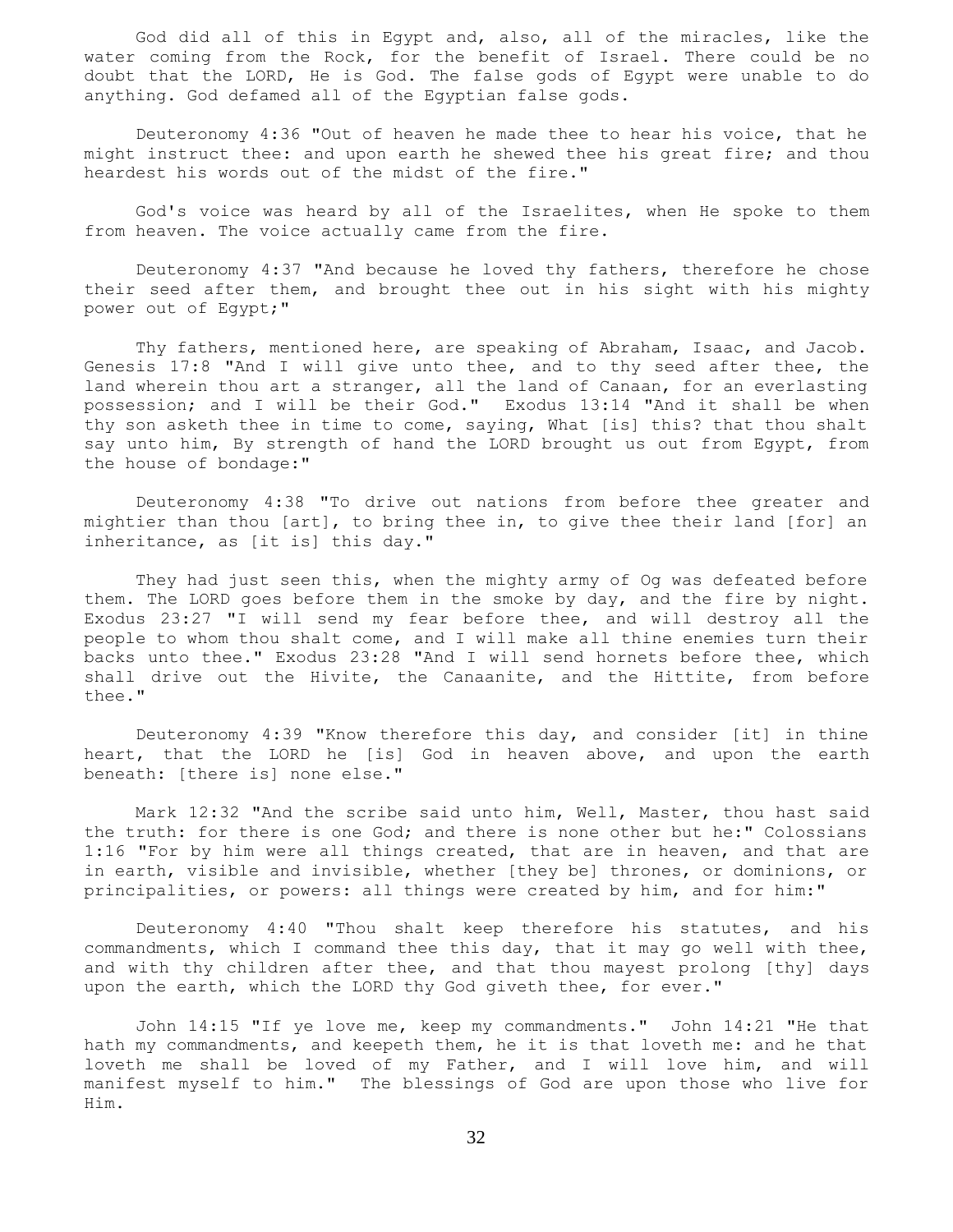God did all of this in Egypt and, also, all of the miracles, like the water coming from the Rock, for the benefit of Israel. There could be no doubt that the LORD, He is God. The false gods of Egypt were unable to do anything. God defamed all of the Egyptian false gods.

Deuteronomy 4:36 "Out of heaven he made thee to hear his voice, that he might instruct thee: and upon earth he shewed thee his great fire; and thou heardest his words out of the midst of the fire."

God's voice was heard by all of the Israelites, when He spoke to them from heaven. The voice actually came from the fire.

Deuteronomy 4:37 "And because he loved thy fathers, therefore he chose their seed after them, and brought thee out in his sight with his mighty power out of Egypt;"

Thy fathers, mentioned here, are speaking of Abraham, Isaac, and Jacob. Genesis 17:8 "And I will give unto thee, and to thy seed after thee, the land wherein thou art a stranger, all the land of Canaan, for an everlasting possession; and I will be their God." Exodus 13:14 "And it shall be when thy son asketh thee in time to come, saying, What [is] this? that thou shalt say unto him, By strength of hand the LORD brought us out from Egypt, from the house of bondage:"

Deuteronomy 4:38 "To drive out nations from before thee greater and mightier than thou [art], to bring thee in, to give thee their land [for] an inheritance, as [it is] this day."

They had just seen this, when the mighty army of Og was defeated before them. The LORD goes before them in the smoke by day, and the fire by night. Exodus 23:27 "I will send my fear before thee, and will destroy all the people to whom thou shalt come, and I will make all thine enemies turn their backs unto thee." Exodus 23:28 "And I will send hornets before thee, which shall drive out the Hivite, the Canaanite, and the Hittite, from before thee."

Deuteronomy 4:39 "Know therefore this day, and consider [it] in thine heart, that the LORD he [is] God in heaven above, and upon the earth beneath: [there is] none else."

Mark 12:32 "And the scribe said unto him, Well, Master, thou hast said the truth: for there is one God; and there is none other but he:" Colossians 1:16 "For by him were all things created, that are in heaven, and that are in earth, visible and invisible, whether [they be] thrones, or dominions, or principalities, or powers: all things were created by him, and for him:"

Deuteronomy 4:40 "Thou shalt keep therefore his statutes, and his commandments, which I command thee this day, that it may go well with thee, and with thy children after thee, and that thou mayest prolong [thy] days upon the earth, which the LORD thy God giveth thee, for ever."

John 14:15 "If ye love me, keep my commandments." John 14:21 "He that hath my commandments, and keepeth them, he it is that loveth me: and he that loveth me shall be loved of my Father, and I will love him, and will manifest myself to him." The blessings of God are upon those who live for Him.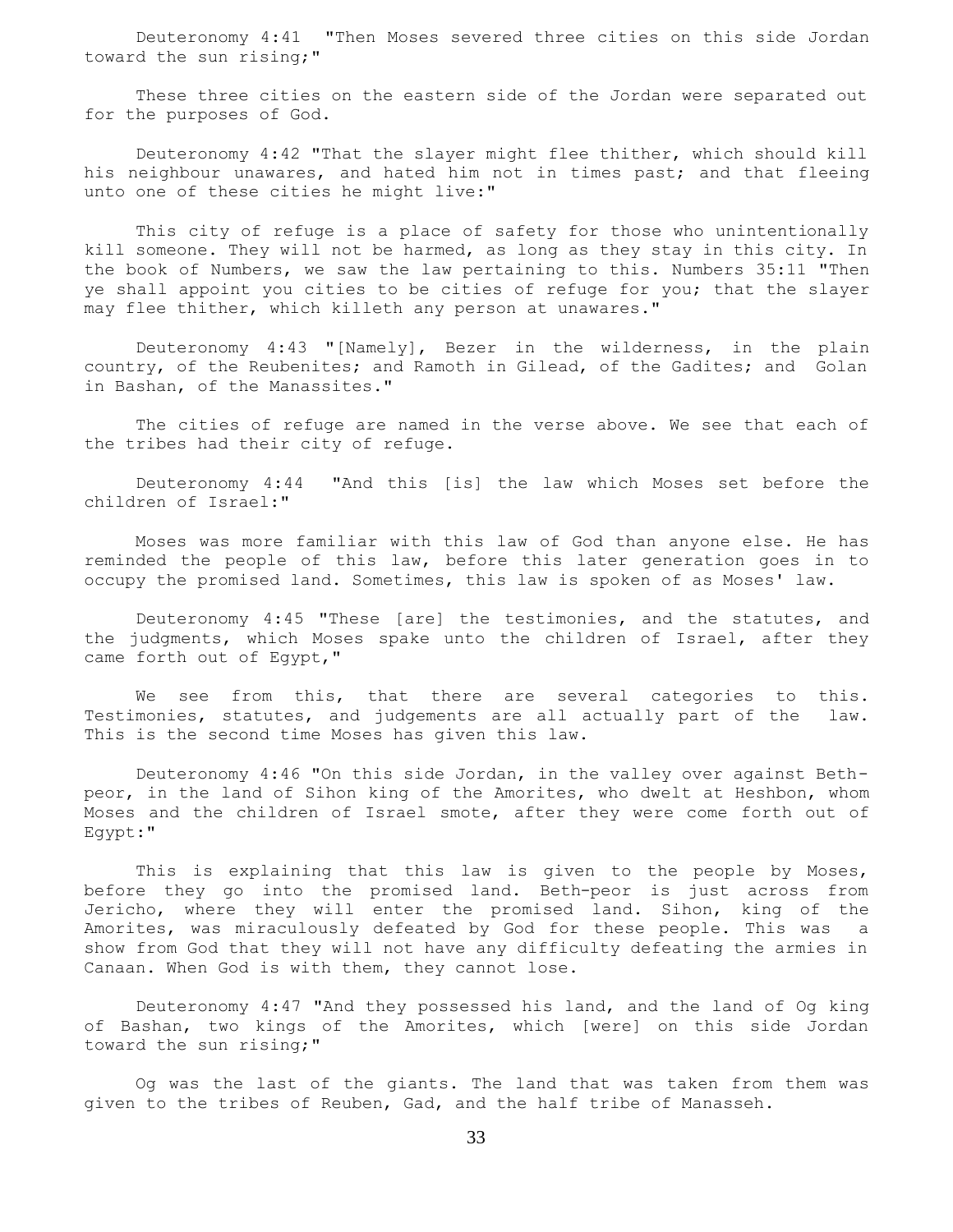Deuteronomy 4:41 "Then Moses severed three cities on this side Jordan toward the sun rising;"

These three cities on the eastern side of the Jordan were separated out for the purposes of God.

Deuteronomy 4:42 "That the slayer might flee thither, which should kill his neighbour unawares, and hated him not in times past; and that fleeing unto one of these cities he might live:"

This city of refuge is a place of safety for those who unintentionally kill someone. They will not be harmed, as long as they stay in this city. In the book of Numbers, we saw the law pertaining to this. Numbers 35:11 "Then ye shall appoint you cities to be cities of refuge for you; that the slayer may flee thither, which killeth any person at unawares."

Deuteronomy 4:43 "[Namely], Bezer in the wilderness, in the plain country, of the Reubenites; and Ramoth in Gilead, of the Gadites; and Golan in Bashan, of the Manassites."

The cities of refuge are named in the verse above. We see that each of the tribes had their city of refuge.

Deuteronomy 4:44 "And this [is] the law which Moses set before the children of Israel:"

Moses was more familiar with this law of God than anyone else. He has reminded the people of this law, before this later generation goes in to occupy the promised land. Sometimes, this law is spoken of as Moses' law.

Deuteronomy 4:45 "These [are] the testimonies, and the statutes, and the judgments, which Moses spake unto the children of Israel, after they came forth out of Egypt,"

We see from this, that there are several categories to this. Testimonies, statutes, and judgements are all actually part of the law. This is the second time Moses has given this law.

Deuteronomy 4:46 "On this side Jordan, in the valley over against Beth-peor, in the land of Sihon king of the Amorites, who dwelt at Heshbon, whom Moses and the children of Israel smote, after they were come forth out of Egypt:"

This is explaining that this law is given to the people by Moses, before they go into the promised land. Beth-peor is just across from Jericho, where they will enter the promised land. Sihon, king of the Amorites, was miraculously defeated by God for these people. This was a show from God that they will not have any difficulty defeating the armies in Canaan. When God is with them, they cannot lose.

Deuteronomy 4:47 "And they possessed his land, and the land of Og king of Bashan, two kings of the Amorites, which [were] on this side Jordan toward the sun rising;"

Og was the last of the giants. The land that was taken from them was given to the tribes of Reuben, Gad, and the half tribe of Manasseh.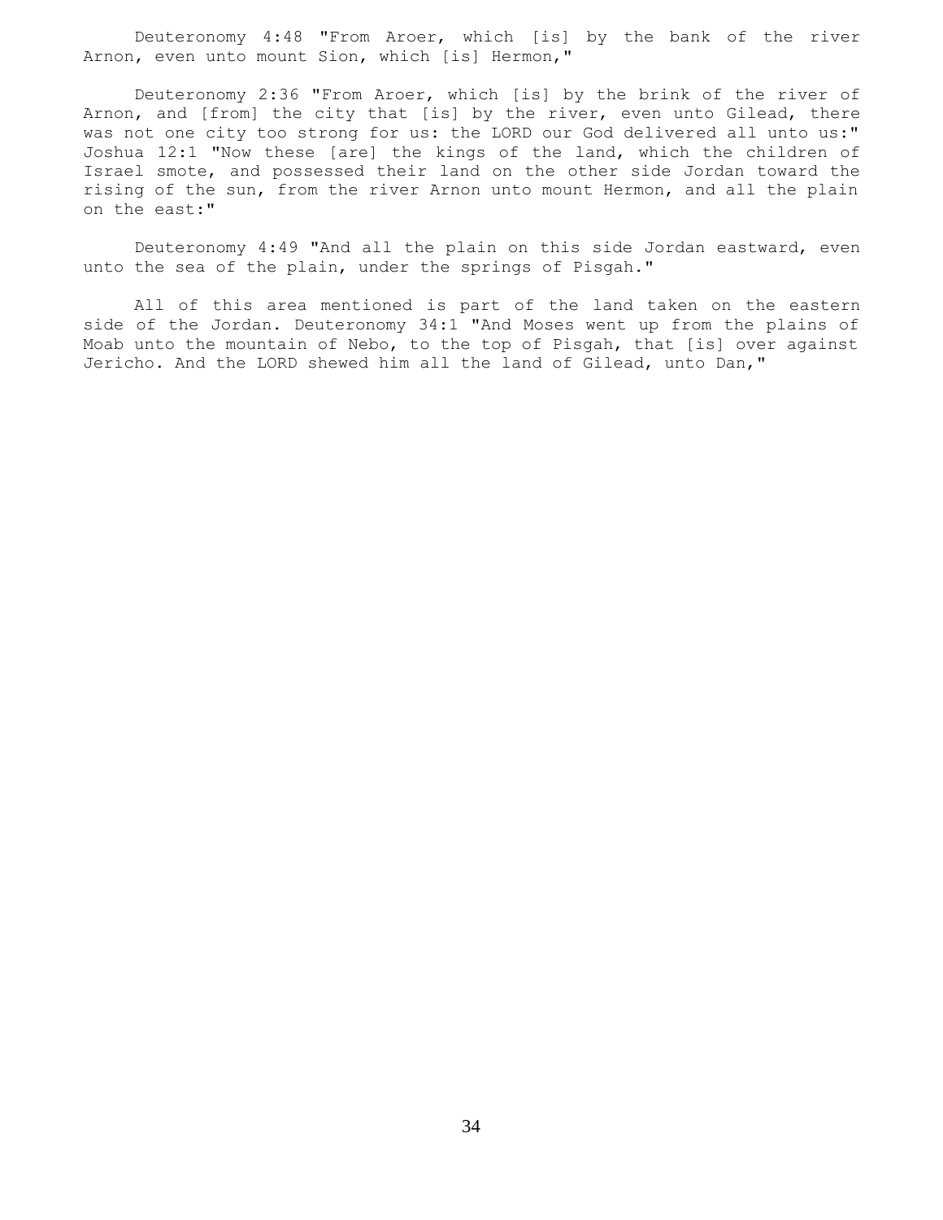Deuteronomy 4:48 "From Aroer, which [is] by the bank of the river Arnon, even unto mount Sion, which [is] Hermon,"

Deuteronomy 2:36 "From Aroer, which [is] by the brink of the river of Arnon, and [from] the city that [is] by the river, even unto Gilead, there was not one city too strong for us: the LORD our God delivered all unto us:" Joshua 12:1 "Now these [are] the kings of the land, which the children of Israel smote, and possessed their land on the other side Jordan toward the rising of the sun, from the river Arnon unto mount Hermon, and all the plain on the east:"

Deuteronomy 4:49 "And all the plain on this side Jordan eastward, even unto the sea of the plain, under the springs of Pisgah."

All of this area mentioned is part of the land taken on the eastern side of the Jordan. Deuteronomy 34:1 "And Moses went up from the plains of Moab unto the mountain of Nebo, to the top of Pisgah, that [is] over against Jericho. And the LORD shewed him all the land of Gilead, unto Dan,"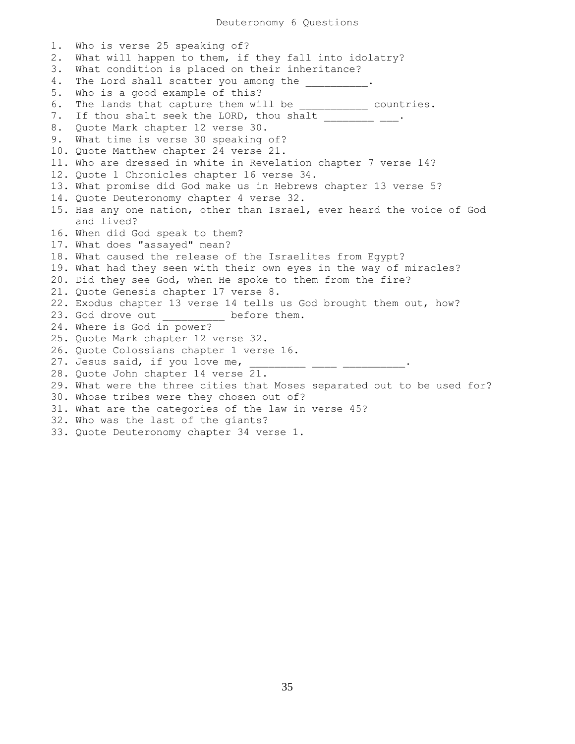# Deuteronomy 6 Questions

1. Who is verse 25 speaking of?
2. What will happen to them, if they fall into idolatry?
3. What condition is placed on their inheritance?
4. The Lord shall scatter you among the __________.
5. Who is a good example of this?
6. The lands that capture them will be ___________ countries.
7. If thou shalt seek the LORD, thou shalt ________ ___.
8. Quote Mark chapter 12 verse 30.
9. What time is verse 30 speaking of?
10. Quote Matthew chapter 24 verse 21.
11. Who are dressed in white in Revelation chapter 7 verse 14?
12. Quote 1 Chronicles chapter 16 verse 34.
13. What promise did God make us in Hebrews chapter 13 verse 5?
14. Quote Deuteronomy chapter 4 verse 32.
15. Has any one nation, other than Israel, ever heard the voice of God and lived?
16. When did God speak to them?
17. What does "assayed" mean?
18. What caused the release of the Israelites from Egypt?
19. What had they seen with their own eyes in the way of miracles?
20. Did they see God, when He spoke to them from the fire?
21. Quote Genesis chapter 17 verse 8.
22. Exodus chapter 13 verse 14 tells us God brought them out, how?
23. God drove out __________ before them.
24. Where is God in power?
25. Quote Mark chapter 12 verse 32.
26. Quote Colossians chapter 1 verse 16.
27. Jesus said, if you love me, _________ ____ __________.
28. Quote John chapter 14 verse 21.
29. What were the three cities that Moses separated out to be used for?
30. Whose tribes were they chosen out of?
31. What are the categories of the law in verse 45?
32. Who was the last of the giants?
33. Quote Deuteronomy chapter 34 verse 1.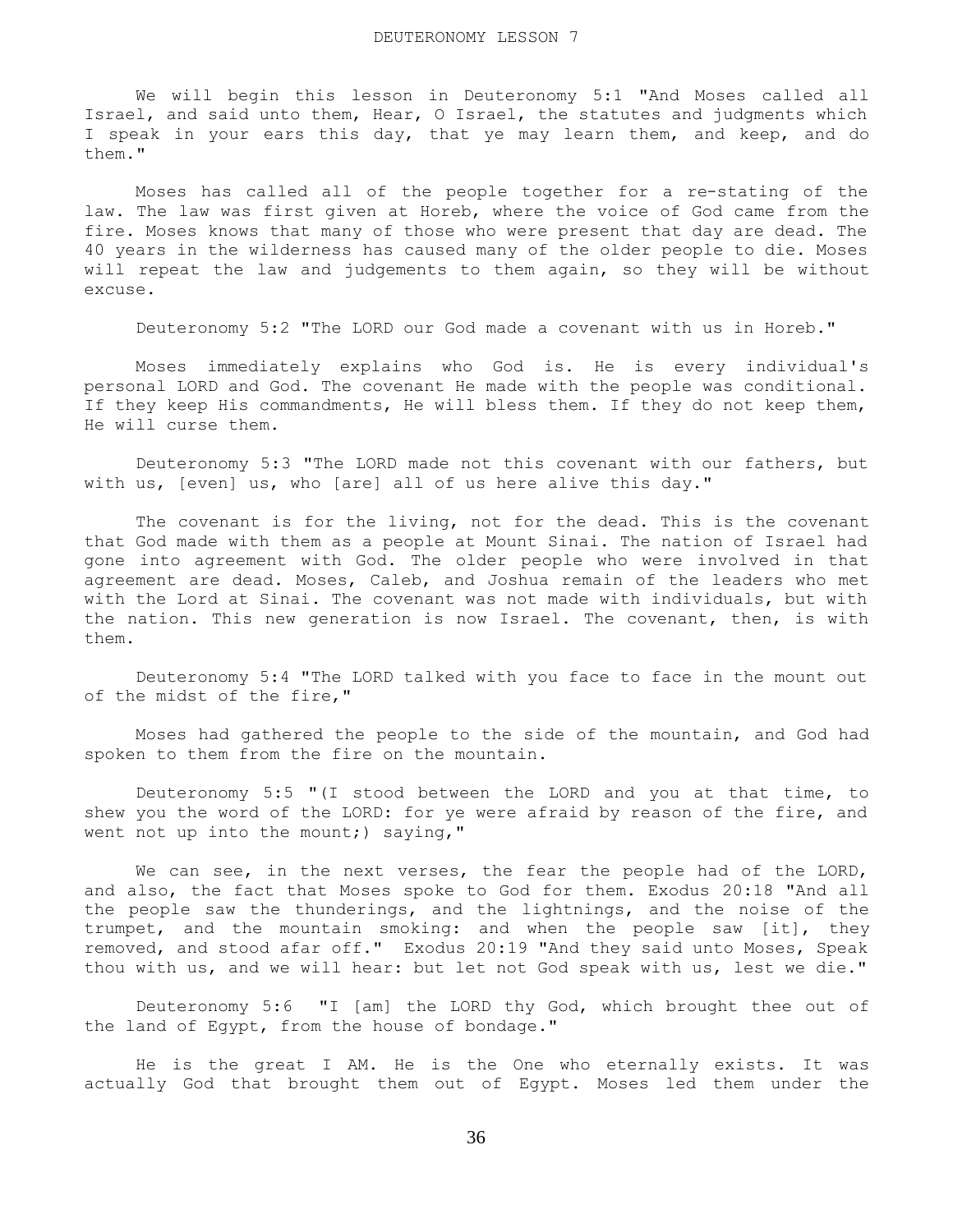# DEUTERONOMY LESSON 7

We will begin this lesson in Deuteronomy 5:1 "And Moses called all Israel, and said unto them, Hear, O Israel, the statutes and judgments which I speak in your ears this day, that ye may learn them, and keep, and do them."

Moses has called all of the people together for a re-stating of the law. The law was first given at Horeb, where the voice of God came from the fire. Moses knows that many of those who were present that day are dead. The 40 years in the wilderness has caused many of the older people to die. Moses will repeat the law and judgements to them again, so they will be without excuse.

Deuteronomy 5:2 "The LORD our God made a covenant with us in Horeb."

Moses immediately explains who God is. He is every individual's personal LORD and God. The covenant He made with the people was conditional. If they keep His commandments, He will bless them. If they do not keep them, He will curse them.

Deuteronomy 5:3 "The LORD made not this covenant with our fathers, but with us, [even] us, who [are] all of us here alive this day."

The covenant is for the living, not for the dead. This is the covenant that God made with them as a people at Mount Sinai. The nation of Israel had gone into agreement with God. The older people who were involved in that agreement are dead. Moses, Caleb, and Joshua remain of the leaders who met with the Lord at Sinai. The covenant was not made with individuals, but with the nation. This new generation is now Israel. The covenant, then, is with them.

Deuteronomy 5:4 "The LORD talked with you face to face in the mount out of the midst of the fire,"

Moses had gathered the people to the side of the mountain, and God had spoken to them from the fire on the mountain.

Deuteronomy 5:5 "(I stood between the LORD and you at that time, to shew you the word of the LORD: for ye were afraid by reason of the fire, and went not up into the mount;) saying,"

We can see, in the next verses, the fear the people had of the LORD, and also, the fact that Moses spoke to God for them. Exodus 20:18 "And all the people saw the thunderings, and the lightnings, and the noise of the trumpet, and the mountain smoking: and when the people saw [it], they removed, and stood afar off." Exodus 20:19 "And they said unto Moses, Speak thou with us, and we will hear: but let not God speak with us, lest we die."

Deuteronomy 5:6 "I [am] the LORD thy God, which brought thee out of the land of Egypt, from the house of bondage."

He is the great I AM. He is the One who eternally exists. It was actually God that brought them out of Egypt. Moses led them under the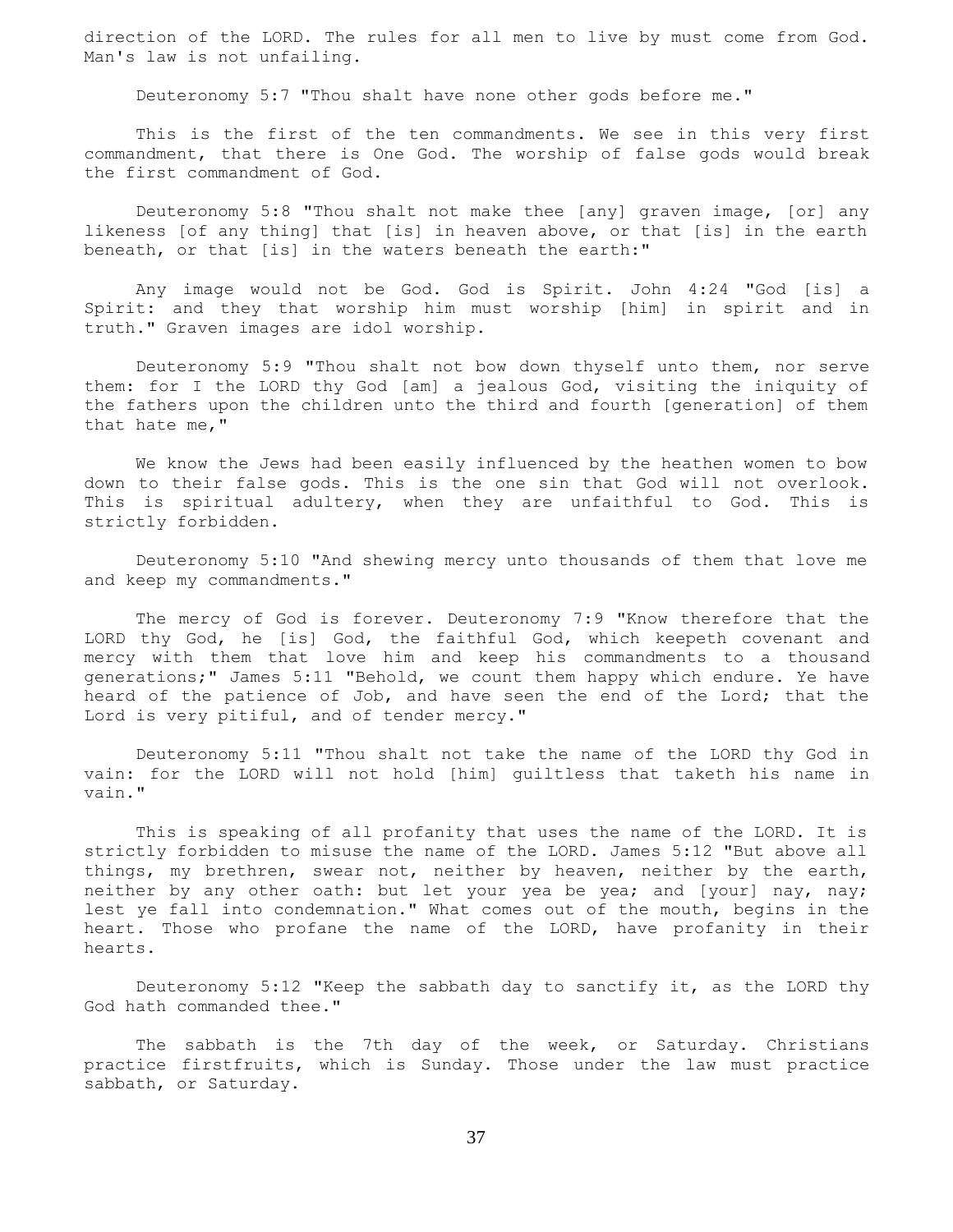direction of the LORD. The rules for all men to live by must come from God. Man's law is not unfailing.

Deuteronomy 5:7 "Thou shalt have none other gods before me."

This is the first of the ten commandments. We see in this very first commandment, that there is One God. The worship of false gods would break the first commandment of God.

Deuteronomy 5:8 "Thou shalt not make thee [any] graven image, [or] any likeness [of any thing] that [is] in heaven above, or that [is] in the earth beneath, or that [is] in the waters beneath the earth:"

Any image would not be God. God is Spirit. John 4:24 "God [is] a Spirit: and they that worship him must worship [him] in spirit and in truth." Graven images are idol worship.

Deuteronomy 5:9 "Thou shalt not bow down thyself unto them, nor serve them: for I the LORD thy God [am] a jealous God, visiting the iniquity of the fathers upon the children unto the third and fourth [generation] of them that hate me,"

We know the Jews had been easily influenced by the heathen women to bow down to their false gods. This is the one sin that God will not overlook. This is spiritual adultery, when they are unfaithful to God. This is strictly forbidden.

Deuteronomy 5:10 "And shewing mercy unto thousands of them that love me and keep my commandments."

The mercy of God is forever. Deuteronomy 7:9 "Know therefore that the LORD thy God, he [is] God, the faithful God, which keepeth covenant and mercy with them that love him and keep his commandments to a thousand generations;" James 5:11 "Behold, we count them happy which endure. Ye have heard of the patience of Job, and have seen the end of the Lord; that the Lord is very pitiful, and of tender mercy."

Deuteronomy 5:11 "Thou shalt not take the name of the LORD thy God in vain: for the LORD will not hold [him] guiltless that taketh his name in vain."

This is speaking of all profanity that uses the name of the LORD. It is strictly forbidden to misuse the name of the LORD. James 5:12 "But above all things, my brethren, swear not, neither by heaven, neither by the earth, neither by any other oath: but let your yea be yea; and [your] nay, nay; lest ye fall into condemnation." What comes out of the mouth, begins in the heart. Those who profane the name of the LORD, have profanity in their hearts.

Deuteronomy 5:12 "Keep the sabbath day to sanctify it, as the LORD thy God hath commanded thee."

The sabbath is the 7th day of the week, or Saturday. Christians practice firstfruits, which is Sunday. Those under the law must practice sabbath, or Saturday.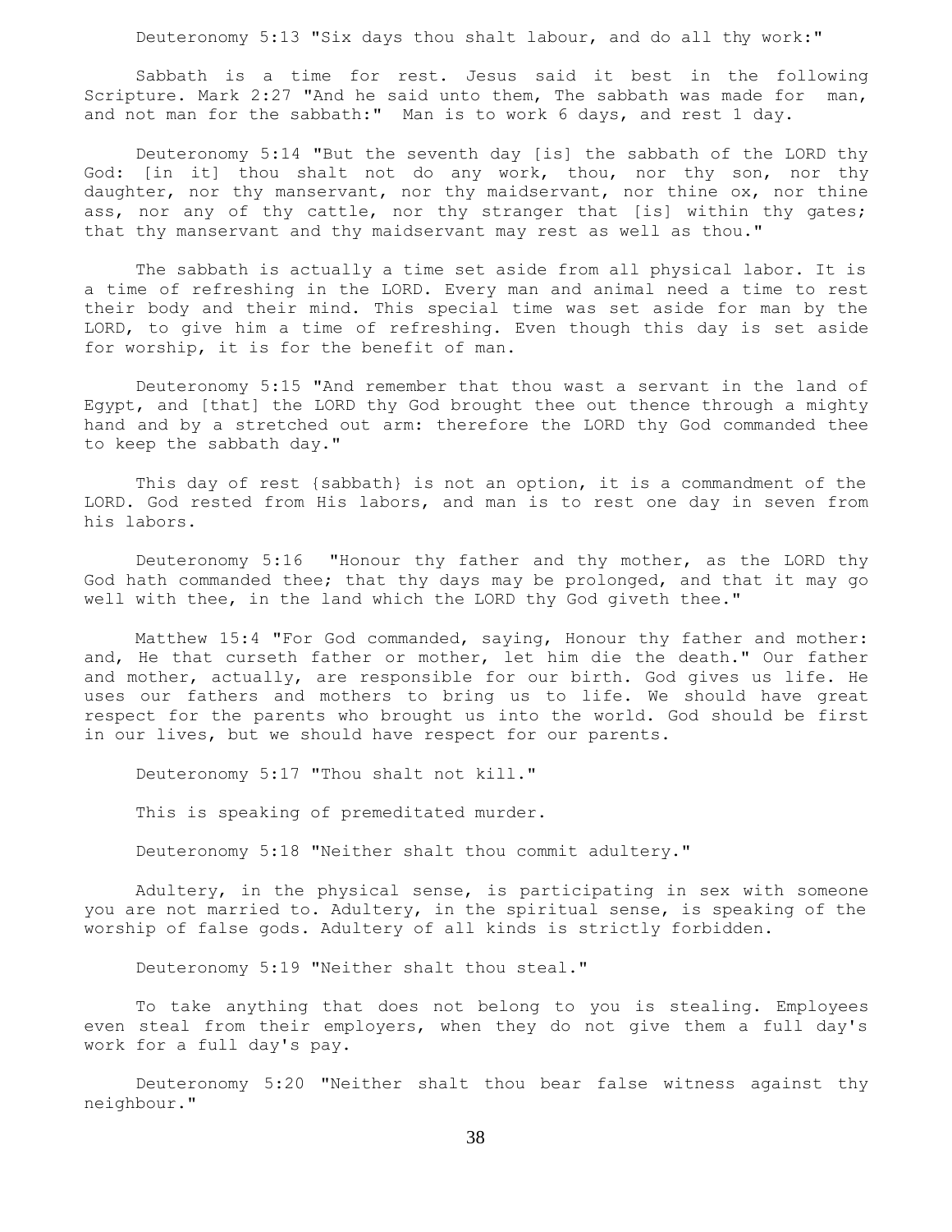Deuteronomy 5:13 "Six days thou shalt labour, and do all thy work:"

Sabbath is a time for rest. Jesus said it best in the following Scripture. Mark 2:27 "And he said unto them, The sabbath was made for man, and not man for the sabbath:" Man is to work 6 days, and rest 1 day.

Deuteronomy 5:14 "But the seventh day [is] the sabbath of the LORD thy God: [in it] thou shalt not do any work, thou, nor thy son, nor thy daughter, nor thy manservant, nor thy maidservant, nor thine ox, nor thine ass, nor any of thy cattle, nor thy stranger that [is] within thy gates; that thy manservant and thy maidservant may rest as well as thou."

The sabbath is actually a time set aside from all physical labor. It is a time of refreshing in the LORD. Every man and animal need a time to rest their body and their mind. This special time was set aside for man by the LORD, to give him a time of refreshing. Even though this day is set aside for worship, it is for the benefit of man.

Deuteronomy 5:15 "And remember that thou wast a servant in the land of Egypt, and [that] the LORD thy God brought thee out thence through a mighty hand and by a stretched out arm: therefore the LORD thy God commanded thee to keep the sabbath day."

This day of rest {sabbath} is not an option, it is a commandment of the LORD. God rested from His labors, and man is to rest one day in seven from his labors.

Deuteronomy 5:16 "Honour thy father and thy mother, as the LORD thy God hath commanded thee; that thy days may be prolonged, and that it may go well with thee, in the land which the LORD thy God giveth thee."

Matthew 15:4 "For God commanded, saying, Honour thy father and mother: and, He that curseth father or mother, let him die the death." Our father and mother, actually, are responsible for our birth. God gives us life. He uses our fathers and mothers to bring us to life. We should have great respect for the parents who brought us into the world. God should be first in our lives, but we should have respect for our parents.

Deuteronomy 5:17 "Thou shalt not kill."

This is speaking of premeditated murder.

Deuteronomy 5:18 "Neither shalt thou commit adultery."

Adultery, in the physical sense, is participating in sex with someone you are not married to. Adultery, in the spiritual sense, is speaking of the worship of false gods. Adultery of all kinds is strictly forbidden.

Deuteronomy 5:19 "Neither shalt thou steal."

To take anything that does not belong to you is stealing. Employees even steal from their employers, when they do not give them a full day's work for a full day's pay.

Deuteronomy 5:20 "Neither shalt thou bear false witness against thy neighbour."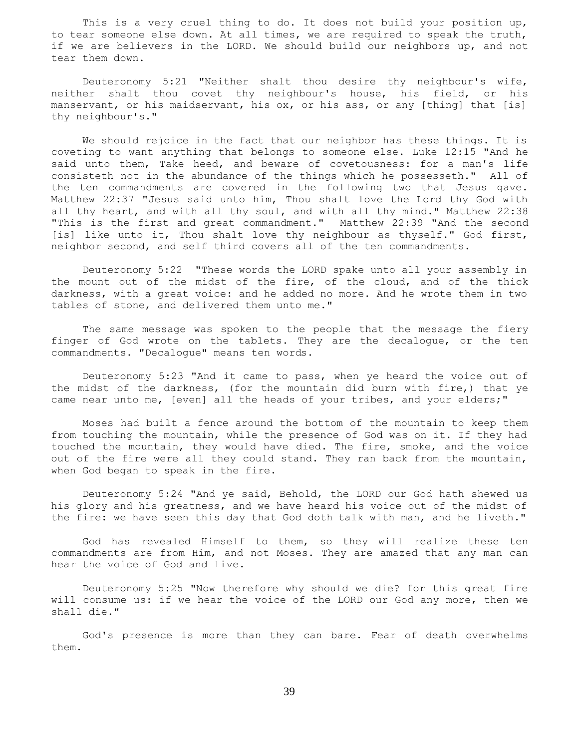This is a very cruel thing to do. It does not build your position up, to tear someone else down. At all times, we are required to speak the truth, if we are believers in the LORD. We should build our neighbors up, and not tear them down.

Deuteronomy 5:21 "Neither shalt thou desire thy neighbour's wife, neither shalt thou covet thy neighbour's house, his field, or his manservant, or his maidservant, his ox, or his ass, or any [thing] that [is] thy neighbour's."

We should rejoice in the fact that our neighbor has these things. It is coveting to want anything that belongs to someone else. Luke 12:15 "And he said unto them, Take heed, and beware of covetousness: for a man's life consisteth not in the abundance of the things which he possesseth." All of the ten commandments are covered in the following two that Jesus gave. Matthew 22:37 "Jesus said unto him, Thou shalt love the Lord thy God with all thy heart, and with all thy soul, and with all thy mind." Matthew 22:38 "This is the first and great commandment." Matthew 22:39 "And the second [is] like unto it, Thou shalt love thy neighbour as thyself." God first, neighbor second, and self third covers all of the ten commandments.

Deuteronomy 5:22 "These words the LORD spake unto all your assembly in the mount out of the midst of the fire, of the cloud, and of the thick darkness, with a great voice: and he added no more. And he wrote them in two tables of stone, and delivered them unto me."

The same message was spoken to the people that the message the fiery finger of God wrote on the tablets. They are the decalogue, or the ten commandments. "Decalogue" means ten words.

Deuteronomy 5:23 "And it came to pass, when ye heard the voice out of the midst of the darkness, (for the mountain did burn with fire,) that ye came near unto me, [even] all the heads of your tribes, and your elders;"

Moses had built a fence around the bottom of the mountain to keep them from touching the mountain, while the presence of God was on it. If they had touched the mountain, they would have died. The fire, smoke, and the voice out of the fire were all they could stand. They ran back from the mountain, when God began to speak in the fire.

Deuteronomy 5:24 "And ye said, Behold, the LORD our God hath shewed us his glory and his greatness, and we have heard his voice out of the midst of the fire: we have seen this day that God doth talk with man, and he liveth."

God has revealed Himself to them, so they will realize these ten commandments are from Him, and not Moses. They are amazed that any man can hear the voice of God and live.

Deuteronomy 5:25 "Now therefore why should we die? for this great fire will consume us: if we hear the voice of the LORD our God any more, then we shall die."

God's presence is more than they can bare. Fear of death overwhelms them.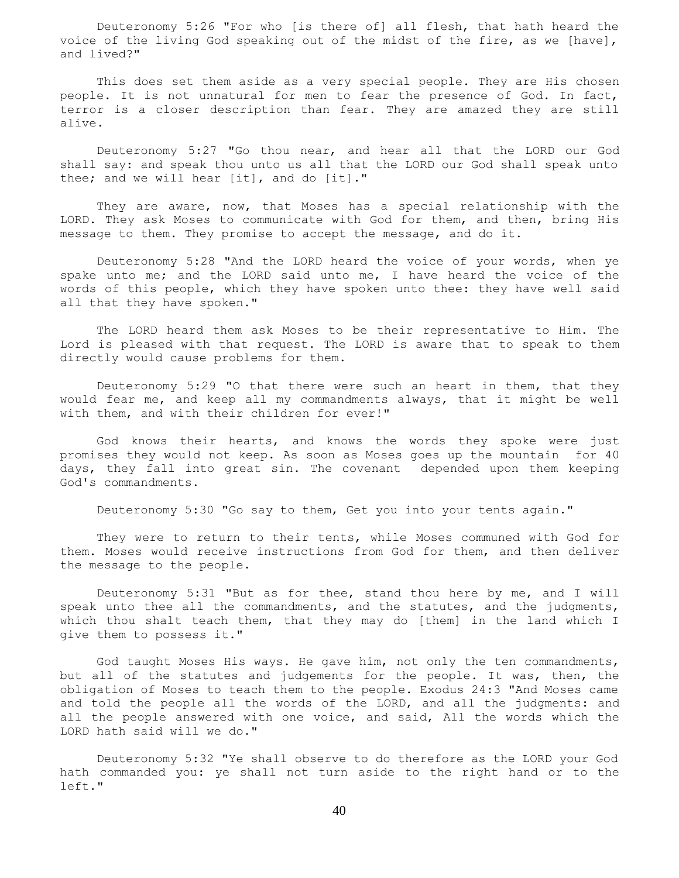Deuteronomy 5:26 "For who [is there of] all flesh, that hath heard the voice of the living God speaking out of the midst of the fire, as we [have], and lived?"

This does set them aside as a very special people. They are His chosen people. It is not unnatural for men to fear the presence of God. In fact, terror is a closer description than fear. They are amazed they are still alive.

Deuteronomy 5:27 "Go thou near, and hear all that the LORD our God shall say: and speak thou unto us all that the LORD our God shall speak unto thee; and we will hear [it], and do [it]."

They are aware, now, that Moses has a special relationship with the LORD. They ask Moses to communicate with God for them, and then, bring His message to them. They promise to accept the message, and do it.

Deuteronomy 5:28 "And the LORD heard the voice of your words, when ye spake unto me; and the LORD said unto me, I have heard the voice of the words of this people, which they have spoken unto thee: they have well said all that they have spoken."

The LORD heard them ask Moses to be their representative to Him. The Lord is pleased with that request. The LORD is aware that to speak to them directly would cause problems for them.

Deuteronomy 5:29 "O that there were such an heart in them, that they would fear me, and keep all my commandments always, that it might be well with them, and with their children for ever!"

God knows their hearts, and knows the words they spoke were just promises they would not keep. As soon as Moses goes up the mountain for 40 days, they fall into great sin. The covenant depended upon them keeping God's commandments.

Deuteronomy 5:30 "Go say to them, Get you into your tents again."

They were to return to their tents, while Moses communed with God for them. Moses would receive instructions from God for them, and then deliver the message to the people.

Deuteronomy 5:31 "But as for thee, stand thou here by me, and I will speak unto thee all the commandments, and the statutes, and the judgments, which thou shalt teach them, that they may do [them] in the land which I give them to possess it."

God taught Moses His ways. He gave him, not only the ten commandments, but all of the statutes and judgements for the people. It was, then, the obligation of Moses to teach them to the people. Exodus 24:3 "And Moses came and told the people all the words of the LORD, and all the judgments: and all the people answered with one voice, and said, All the words which the LORD hath said will we do."

Deuteronomy 5:32 "Ye shall observe to do therefore as the LORD your God hath commanded you: ye shall not turn aside to the right hand or to the left."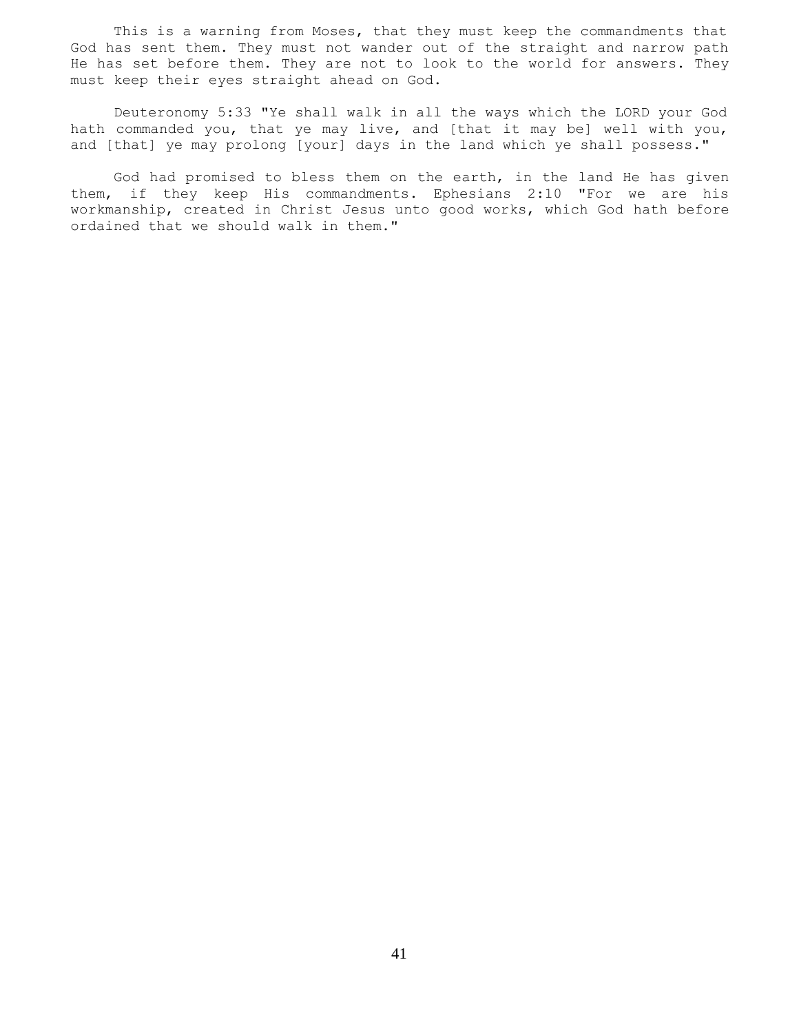This is a warning from Moses, that they must keep the commandments that God has sent them. They must not wander out of the straight and narrow path He has set before them. They are not to look to the world for answers. They must keep their eyes straight ahead on God.

Deuteronomy 5:33 "Ye shall walk in all the ways which the LORD your God hath commanded you, that ye may live, and [that it may be] well with you, and [that] ye may prolong [your] days in the land which ye shall possess."

God had promised to bless them on the earth, in the land He has given them, if they keep His commandments. Ephesians 2:10 "For we are his workmanship, created in Christ Jesus unto good works, which God hath before ordained that we should walk in them."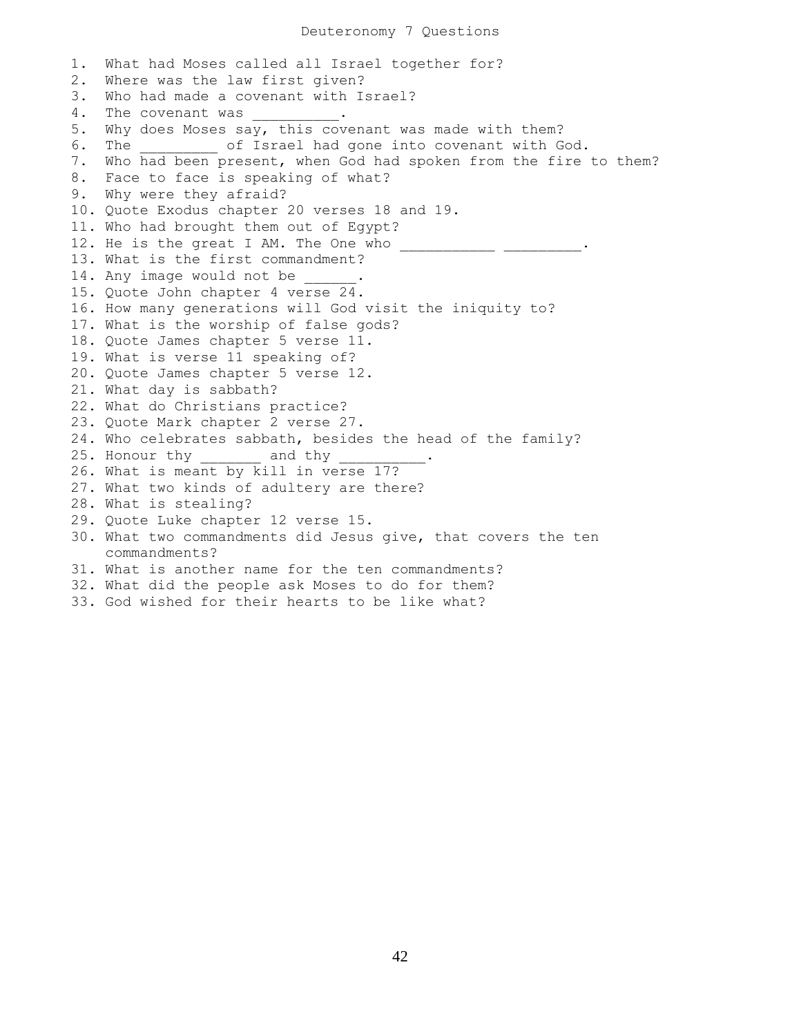# Deuteronomy 7 Questions

1. What had Moses called all Israel together for?
2. Where was the law first given?
3. Who had made a covenant with Israel?
4. The covenant was __________.
5. Why does Moses say, this covenant was made with them?
6. The _________ of Israel had gone into covenant with God.
7. Who had been present, when God had spoken from the fire to them?
8. Face to face is speaking of what?
9. Why were they afraid?
10. Quote Exodus chapter 20 verses 18 and 19.
11. Who had brought them out of Egypt?
12. He is the great I AM. The One who ___________ _________.
13. What is the first commandment?
14. Any image would not be ______.
15. Quote John chapter 4 verse 24.
16. How many generations will God visit the iniquity to?
17. What is the worship of false gods?
18. Quote James chapter 5 verse 11.
19. What is verse 11 speaking of?
20. Quote James chapter 5 verse 12.
21. What day is sabbath?
22. What do Christians practice?
23. Quote Mark chapter 2 verse 27.
24. Who celebrates sabbath, besides the head of the family?
25. Honour thy _______ and thy __________.
26. What is meant by kill in verse 17?
27. What two kinds of adultery are there?
28. What is stealing?
29. Quote Luke chapter 12 verse 15.
30. What two commandments did Jesus give, that covers the ten commandments?
31. What is another name for the ten commandments?
32. What did the people ask Moses to do for them?
33. God wished for their hearts to be like what?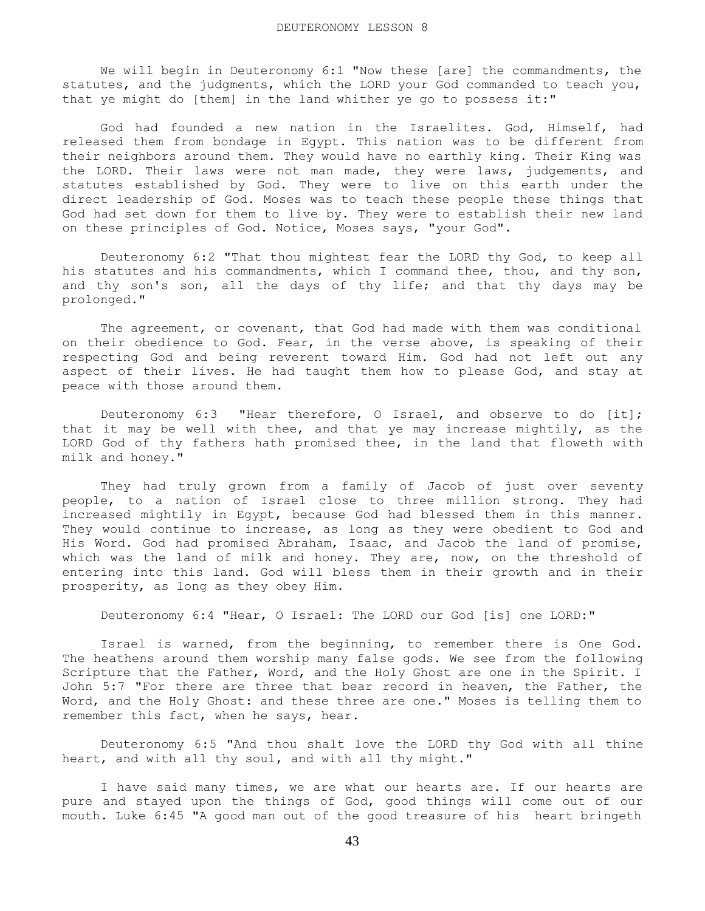# DEUTERONOMY LESSON 8

We will begin in Deuteronomy 6:1 "Now these [are] the commandments, the statutes, and the judgments, which the LORD your God commanded to teach you, that ye might do [them] in the land whither ye go to possess it:"

God had founded a new nation in the Israelites. God, Himself, had released them from bondage in Egypt. This nation was to be different from their neighbors around them. They would have no earthly king. Their King was the LORD. Their laws were not man made, they were laws, judgements, and statutes established by God. They were to live on this earth under the direct leadership of God. Moses was to teach these people these things that God had set down for them to live by. They were to establish their new land on these principles of God. Notice, Moses says, "your God".

Deuteronomy 6:2 "That thou mightest fear the LORD thy God, to keep all his statutes and his commandments, which I command thee, thou, and thy son, and thy son's son, all the days of thy life; and that thy days may be prolonged."

The agreement, or covenant, that God had made with them was conditional on their obedience to God. Fear, in the verse above, is speaking of their respecting God and being reverent toward Him. God had not left out any aspect of their lives. He had taught them how to please God, and stay at peace with those around them.

Deuteronomy 6:3 "Hear therefore, O Israel, and observe to do [it]; that it may be well with thee, and that ye may increase mightily, as the LORD God of thy fathers hath promised thee, in the land that floweth with milk and honey."

They had truly grown from a family of Jacob of just over seventy people, to a nation of Israel close to three million strong. They had increased mightily in Egypt, because God had blessed them in this manner. They would continue to increase, as long as they were obedient to God and His Word. God had promised Abraham, Isaac, and Jacob the land of promise, which was the land of milk and honey. They are, now, on the threshold of entering into this land. God will bless them in their growth and in their prosperity, as long as they obey Him.

Deuteronomy 6:4 "Hear, O Israel: The LORD our God [is] one LORD:"

Israel is warned, from the beginning, to remember there is One God. The heathens around them worship many false gods. We see from the following Scripture that the Father, Word, and the Holy Ghost are one in the Spirit. I John 5:7 "For there are three that bear record in heaven, the Father, the Word, and the Holy Ghost: and these three are one." Moses is telling them to remember this fact, when he says, hear.

Deuteronomy 6:5 "And thou shalt love the LORD thy God with all thine heart, and with all thy soul, and with all thy might."

I have said many times, we are what our hearts are. If our hearts are pure and stayed upon the things of God, good things will come out of our mouth. Luke 6:45 "A good man out of the good treasure of his heart bringeth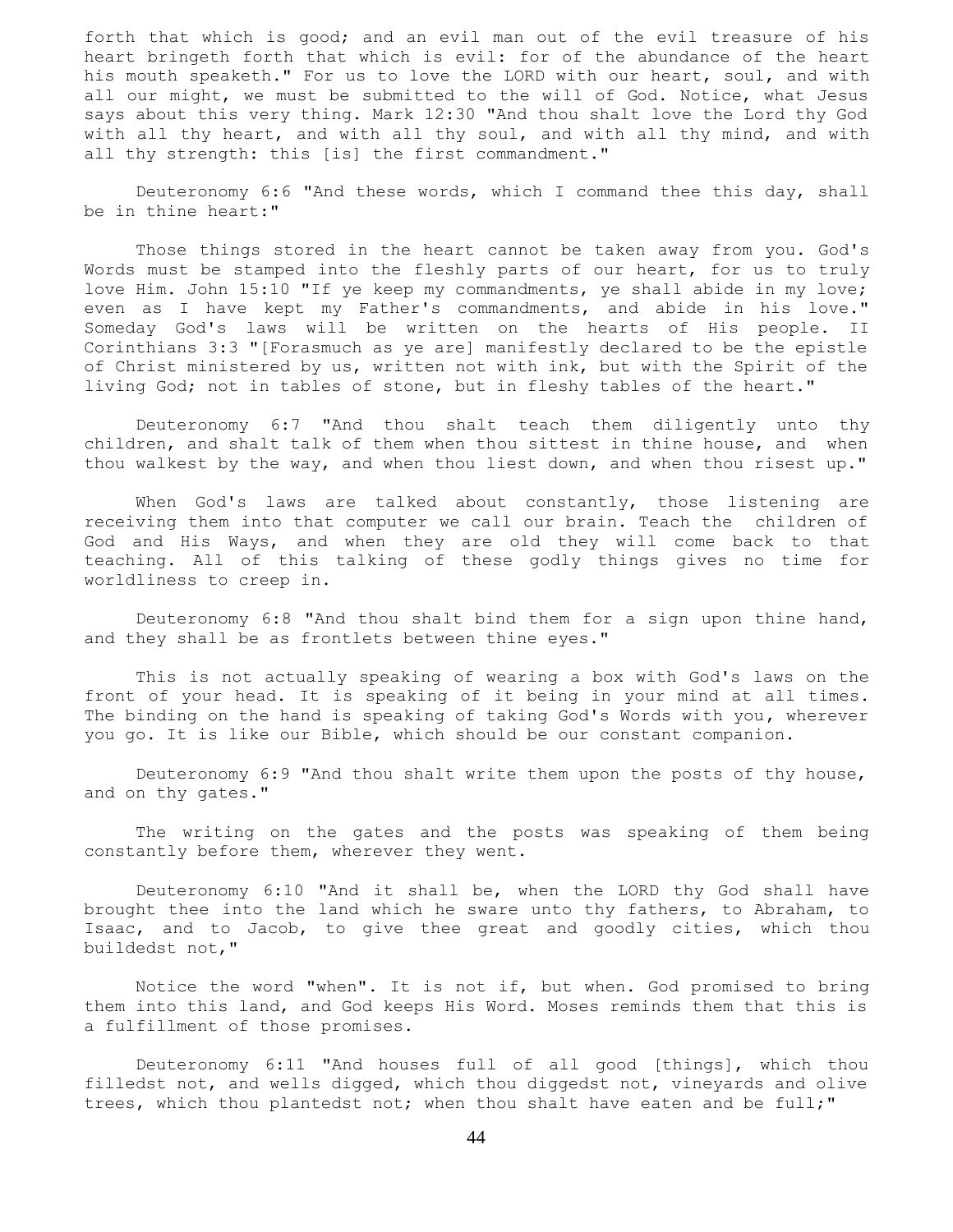forth that which is good; and an evil man out of the evil treasure of his heart bringeth forth that which is evil: for of the abundance of the heart his mouth speaketh." For us to love the LORD with our heart, soul, and with all our might, we must be submitted to the will of God. Notice, what Jesus says about this very thing. Mark 12:30 "And thou shalt love the Lord thy God with all thy heart, and with all thy soul, and with all thy mind, and with all thy strength: this [is] the first commandment."

Deuteronomy 6:6 "And these words, which I command thee this day, shall be in thine heart:"

Those things stored in the heart cannot be taken away from you. God's Words must be stamped into the fleshly parts of our heart, for us to truly love Him. John 15:10 "If ye keep my commandments, ye shall abide in my love; even as I have kept my Father's commandments, and abide in his love." Someday God's laws will be written on the hearts of His people. II Corinthians 3:3 "[Forasmuch as ye are] manifestly declared to be the epistle of Christ ministered by us, written not with ink, but with the Spirit of the living God; not in tables of stone, but in fleshy tables of the heart."

Deuteronomy 6:7 "And thou shalt teach them diligently unto thy children, and shalt talk of them when thou sittest in thine house, and when thou walkest by the way, and when thou liest down, and when thou risest up."

When God's laws are talked about constantly, those listening are receiving them into that computer we call our brain. Teach the children of God and His Ways, and when they are old they will come back to that teaching. All of this talking of these godly things gives no time for worldliness to creep in.

Deuteronomy 6:8 "And thou shalt bind them for a sign upon thine hand, and they shall be as frontlets between thine eyes."

This is not actually speaking of wearing a box with God's laws on the front of your head. It is speaking of it being in your mind at all times. The binding on the hand is speaking of taking God's Words with you, wherever you go. It is like our Bible, which should be our constant companion.

Deuteronomy 6:9 "And thou shalt write them upon the posts of thy house, and on thy gates."

The writing on the gates and the posts was speaking of them being constantly before them, wherever they went.

Deuteronomy 6:10 "And it shall be, when the LORD thy God shall have brought thee into the land which he sware unto thy fathers, to Abraham, to Isaac, and to Jacob, to give thee great and goodly cities, which thou buildedst not,"

Notice the word "when". It is not if, but when. God promised to bring them into this land, and God keeps His Word. Moses reminds them that this is a fulfillment of those promises.

Deuteronomy 6:11 "And houses full of all good [things], which thou filledst not, and wells digged, which thou diggedst not, vineyards and olive trees, which thou plantedst not; when thou shalt have eaten and be full;"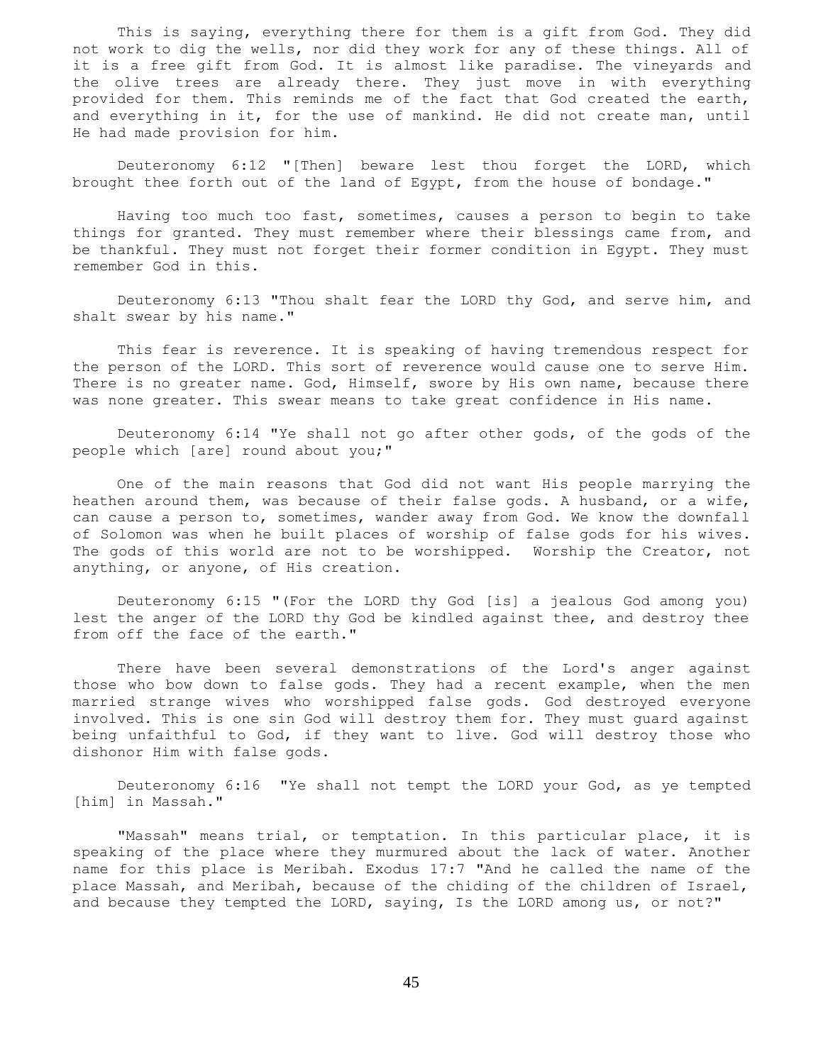This is saying, everything there for them is a gift from God. They did not work to dig the wells, nor did they work for any of these things. All of it is a free gift from God. It is almost like paradise. The vineyards and the olive trees are already there. They just move in with everything provided for them. This reminds me of the fact that God created the earth, and everything in it, for the use of mankind. He did not create man, until He had made provision for him.

Deuteronomy 6:12 "[Then] beware lest thou forget the LORD, which brought thee forth out of the land of Egypt, from the house of bondage."

Having too much too fast, sometimes, causes a person to begin to take things for granted. They must remember where their blessings came from, and be thankful. They must not forget their former condition in Egypt. They must remember God in this.

Deuteronomy 6:13 "Thou shalt fear the LORD thy God, and serve him, and shalt swear by his name."

This fear is reverence. It is speaking of having tremendous respect for the person of the LORD. This sort of reverence would cause one to serve Him. There is no greater name. God, Himself, swore by His own name, because there was none greater. This swear means to take great confidence in His name.

Deuteronomy 6:14 "Ye shall not go after other gods, of the gods of the people which [are] round about you;"

One of the main reasons that God did not want His people marrying the heathen around them, was because of their false gods. A husband, or a wife, can cause a person to, sometimes, wander away from God. We know the downfall of Solomon was when he built places of worship of false gods for his wives. The gods of this world are not to be worshipped. Worship the Creator, not anything, or anyone, of His creation.

Deuteronomy 6:15 "(For the LORD thy God [is] a jealous God among you) lest the anger of the LORD thy God be kindled against thee, and destroy thee from off the face of the earth."

There have been several demonstrations of the Lord's anger against those who bow down to false gods. They had a recent example, when the men married strange wives who worshipped false gods. God destroyed everyone involved. This is one sin God will destroy them for. They must guard against being unfaithful to God, if they want to live. God will destroy those who dishonor Him with false gods.

Deuteronomy 6:16 "Ye shall not tempt the LORD your God, as ye tempted [him] in Massah."

"Massah" means trial, or temptation. In this particular place, it is speaking of the place where they murmured about the lack of water. Another name for this place is Meribah. Exodus 17:7 "And he called the name of the place Massah, and Meribah, because of the chiding of the children of Israel, and because they tempted the LORD, saying, Is the LORD among us, or not?"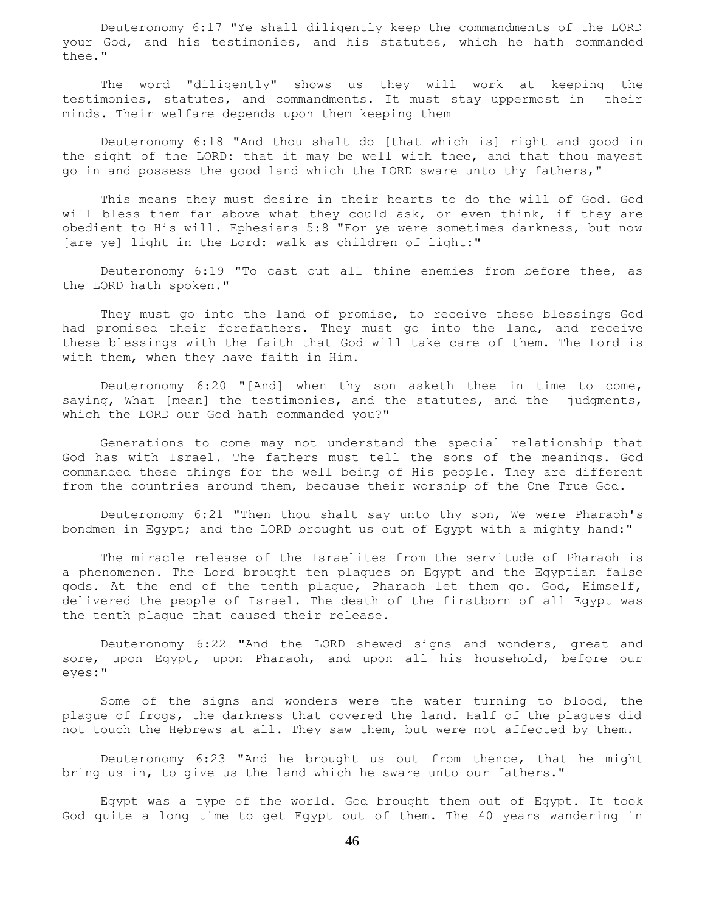Deuteronomy 6:17 "Ye shall diligently keep the commandments of the LORD your God, and his testimonies, and his statutes, which he hath commanded thee."

The word "diligently" shows us they will work at keeping the testimonies, statutes, and commandments. It must stay uppermost in their minds. Their welfare depends upon them keeping them

Deuteronomy 6:18 "And thou shalt do [that which is] right and good in the sight of the LORD: that it may be well with thee, and that thou mayest go in and possess the good land which the LORD sware unto thy fathers,"

This means they must desire in their hearts to do the will of God. God will bless them far above what they could ask, or even think, if they are obedient to His will. Ephesians 5:8 "For ye were sometimes darkness, but now [are ye] light in the Lord: walk as children of light:"

Deuteronomy 6:19 "To cast out all thine enemies from before thee, as the LORD hath spoken."

They must go into the land of promise, to receive these blessings God had promised their forefathers. They must go into the land, and receive these blessings with the faith that God will take care of them. The Lord is with them, when they have faith in Him.

Deuteronomy 6:20 "[And] when thy son asketh thee in time to come, saying, What [mean] the testimonies, and the statutes, and the judgments, which the LORD our God hath commanded you?"

Generations to come may not understand the special relationship that God has with Israel. The fathers must tell the sons of the meanings. God commanded these things for the well being of His people. They are different from the countries around them, because their worship of the One True God.

Deuteronomy 6:21 "Then thou shalt say unto thy son, We were Pharaoh's bondmen in Egypt; and the LORD brought us out of Egypt with a mighty hand:"

The miracle release of the Israelites from the servitude of Pharaoh is a phenomenon. The Lord brought ten plagues on Egypt and the Egyptian false gods. At the end of the tenth plague, Pharaoh let them go. God, Himself, delivered the people of Israel. The death of the firstborn of all Egypt was the tenth plague that caused their release.

Deuteronomy 6:22 "And the LORD shewed signs and wonders, great and sore, upon Egypt, upon Pharaoh, and upon all his household, before our eyes:"

Some of the signs and wonders were the water turning to blood, the plague of frogs, the darkness that covered the land. Half of the plagues did not touch the Hebrews at all. They saw them, but were not affected by them.

Deuteronomy 6:23 "And he brought us out from thence, that he might bring us in, to give us the land which he sware unto our fathers."

Egypt was a type of the world. God brought them out of Egypt. It took God quite a long time to get Egypt out of them. The 40 years wandering in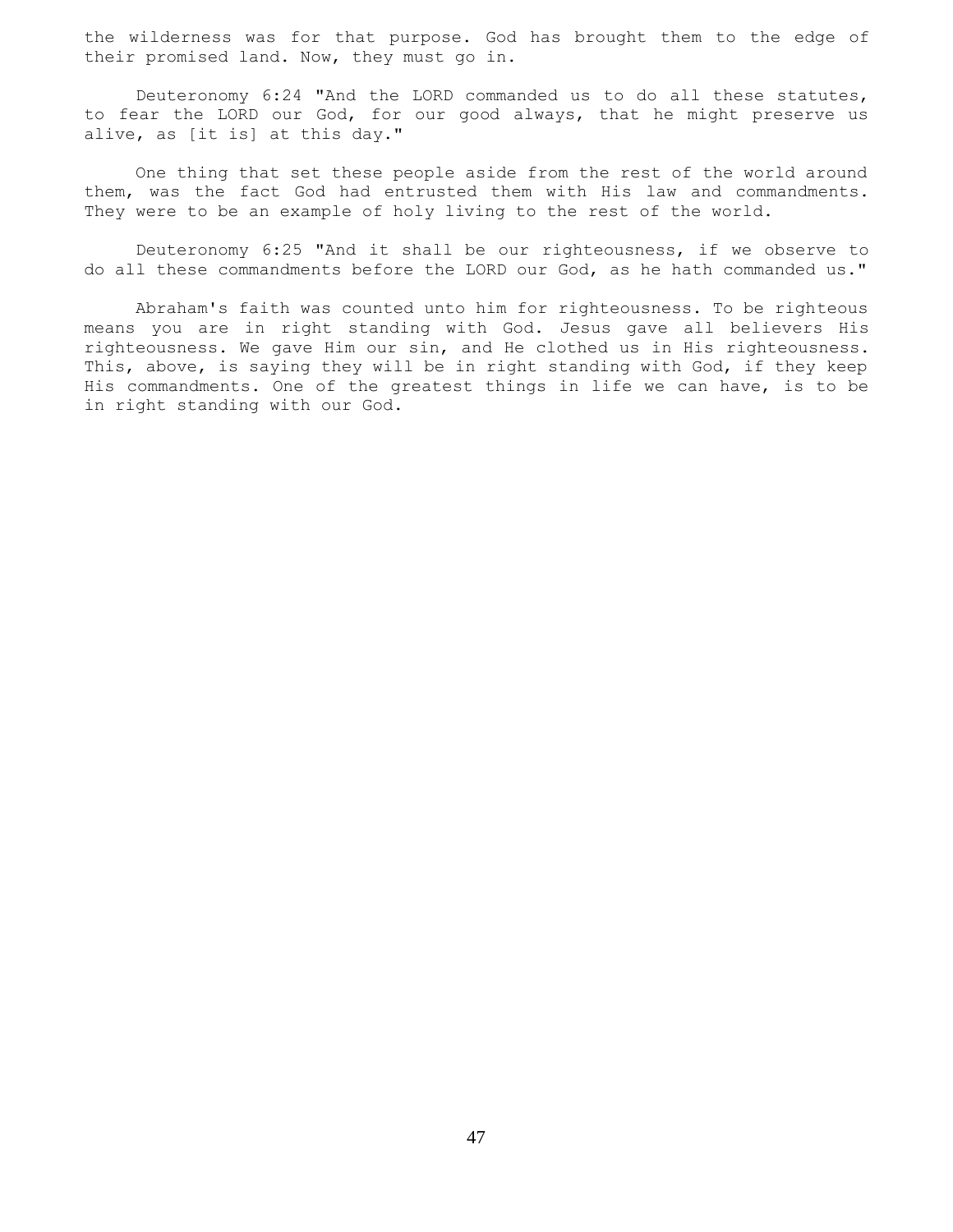the wilderness was for that purpose. God has brought them to the edge of their promised land. Now, they must go in.

Deuteronomy 6:24 "And the LORD commanded us to do all these statutes, to fear the LORD our God, for our good always, that he might preserve us alive, as [it is] at this day."

One thing that set these people aside from the rest of the world around them, was the fact God had entrusted them with His law and commandments. They were to be an example of holy living to the rest of the world.

Deuteronomy 6:25 "And it shall be our righteousness, if we observe to do all these commandments before the LORD our God, as he hath commanded us."

Abraham's faith was counted unto him for righteousness. To be righteous means you are in right standing with God. Jesus gave all believers His righteousness. We gave Him our sin, and He clothed us in His righteousness. This, above, is saying they will be in right standing with God, if they keep His commandments. One of the greatest things in life we can have, is to be in right standing with our God.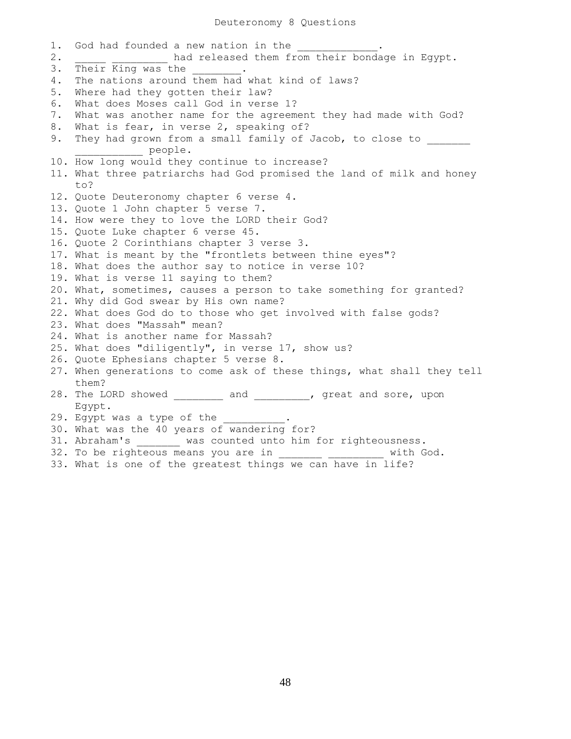# Deuteronomy 8 Questions

1. God had founded a new nation in the _____________.
2. _____ _________ had released them from their bondage in Egypt.
3. Their King was the ________.
4. The nations around them had what kind of laws?
5. Where had they gotten their law?
6. What does Moses call God in verse 1?
7. What was another name for the agreement they had made with God?
8. What is fear, in verse 2, speaking of?
9. They had grown from a small family of Jacob, to close to _______ ___________ people.
10. How long would they continue to increase?
11. What three patriarchs had God promised the land of milk and honey to?
12. Quote Deuteronomy chapter 6 verse 4.
13. Quote 1 John chapter 5 verse 7.
14. How were they to love the LORD their God?
15. Quote Luke chapter 6 verse 45.
16. Quote 2 Corinthians chapter 3 verse 3.
17. What is meant by the "frontlets between thine eyes"?
18. What does the author say to notice in verse 10?
19. What is verse 11 saying to them?
20. What, sometimes, causes a person to take something for granted?
21. Why did God swear by His own name?
22. What does God do to those who get involved with false gods?
23. What does "Massah" mean?
24. What is another name for Massah?
25. What does "diligently", in verse 17, show us?
26. Quote Ephesians chapter 5 verse 8.
27. When generations to come ask of these things, what shall they tell them?
28. The LORD showed ________ and _________, great and sore, upon Egypt.
29. Egypt was a type of the __________.
30. What was the 40 years of wandering for?
31. Abraham's _______ was counted unto him for righteousness.
32. To be righteous means you are in _______ _________ with God.
33. What is one of the greatest things we can have in life?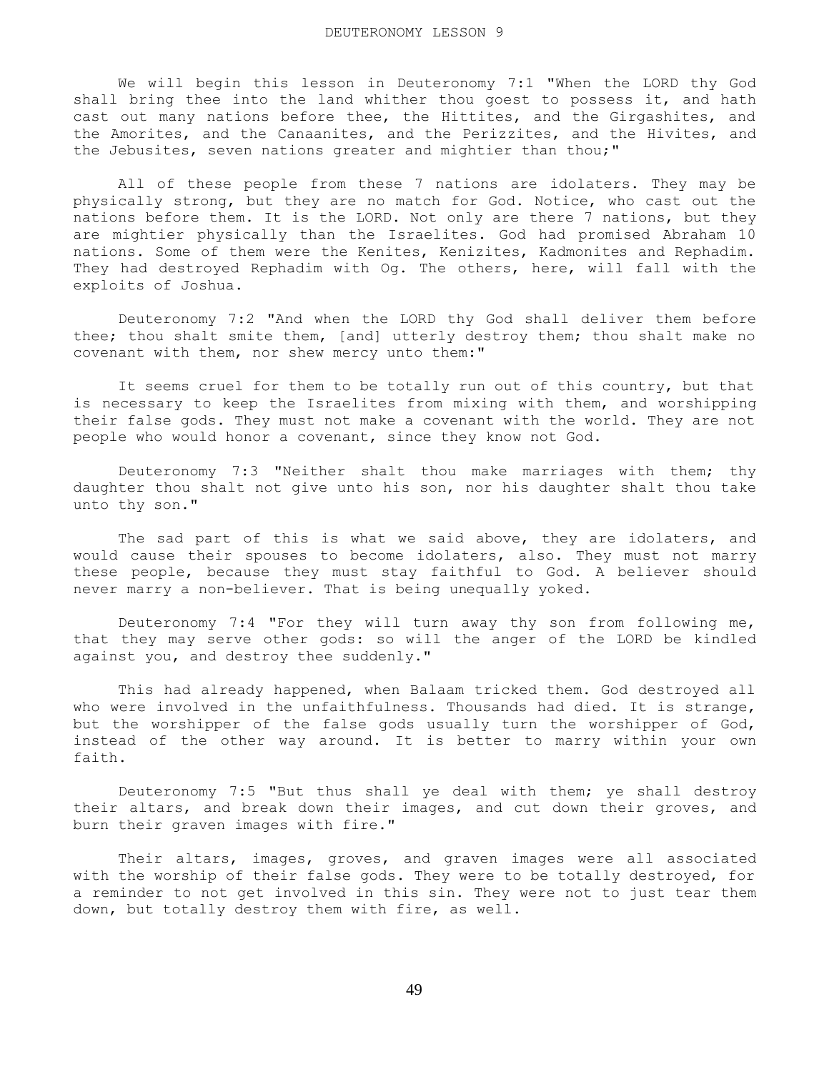# DEUTERONOMY LESSON 9

We will begin this lesson in Deuteronomy 7:1 "When the LORD thy God shall bring thee into the land whither thou goest to possess it, and hath cast out many nations before thee, the Hittites, and the Girgashites, and the Amorites, and the Canaanites, and the Perizzites, and the Hivites, and the Jebusites, seven nations greater and mightier than thou;"

All of these people from these 7 nations are idolaters. They may be physically strong, but they are no match for God. Notice, who cast out the nations before them. It is the LORD. Not only are there 7 nations, but they are mightier physically than the Israelites. God had promised Abraham 10 nations. Some of them were the Kenites, Kenizites, Kadmonites and Rephadim. They had destroyed Rephadim with Og. The others, here, will fall with the exploits of Joshua.

Deuteronomy 7:2 "And when the LORD thy God shall deliver them before thee; thou shalt smite them, [and] utterly destroy them; thou shalt make no covenant with them, nor shew mercy unto them:"

It seems cruel for them to be totally run out of this country, but that is necessary to keep the Israelites from mixing with them, and worshipping their false gods. They must not make a covenant with the world. They are not people who would honor a covenant, since they know not God.

Deuteronomy 7:3 "Neither shalt thou make marriages with them; thy daughter thou shalt not give unto his son, nor his daughter shalt thou take unto thy son."

The sad part of this is what we said above, they are idolaters, and would cause their spouses to become idolaters, also. They must not marry these people, because they must stay faithful to God. A believer should never marry a non-believer. That is being unequally yoked.

Deuteronomy 7:4 "For they will turn away thy son from following me, that they may serve other gods: so will the anger of the LORD be kindled against you, and destroy thee suddenly."

This had already happened, when Balaam tricked them. God destroyed all who were involved in the unfaithfulness. Thousands had died. It is strange, but the worshipper of the false gods usually turn the worshipper of God, instead of the other way around. It is better to marry within your own faith.

Deuteronomy 7:5 "But thus shall ye deal with them; ye shall destroy their altars, and break down their images, and cut down their groves, and burn their graven images with fire."

Their altars, images, groves, and graven images were all associated with the worship of their false gods. They were to be totally destroyed, for a reminder to not get involved in this sin. They were not to just tear them down, but totally destroy them with fire, as well.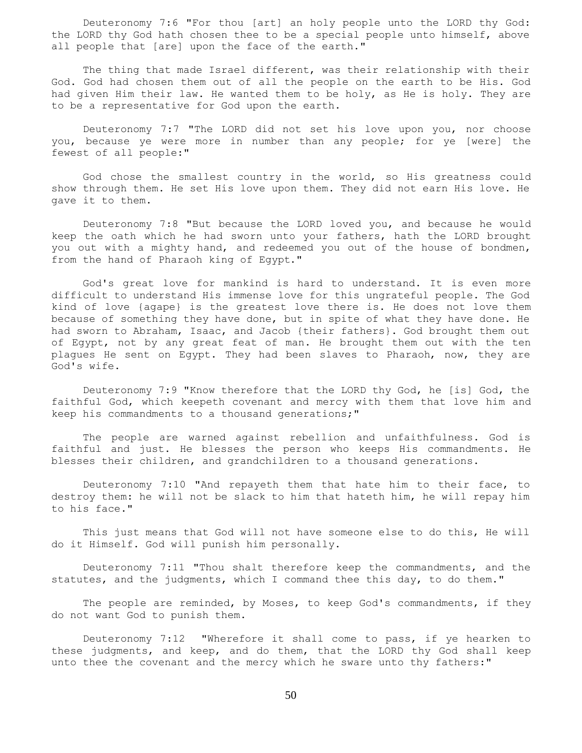Deuteronomy 7:6 "For thou [art] an holy people unto the LORD thy God: the LORD thy God hath chosen thee to be a special people unto himself, above all people that [are] upon the face of the earth."

The thing that made Israel different, was their relationship with their God. God had chosen them out of all the people on the earth to be His. God had given Him their law. He wanted them to be holy, as He is holy. They are to be a representative for God upon the earth.

Deuteronomy 7:7 "The LORD did not set his love upon you, nor choose you, because ye were more in number than any people; for ye [were] the fewest of all people:"

God chose the smallest country in the world, so His greatness could show through them. He set His love upon them. They did not earn His love. He gave it to them.

Deuteronomy 7:8 "But because the LORD loved you, and because he would keep the oath which he had sworn unto your fathers, hath the LORD brought you out with a mighty hand, and redeemed you out of the house of bondmen, from the hand of Pharaoh king of Egypt."

God's great love for mankind is hard to understand. It is even more difficult to understand His immense love for this ungrateful people. The God kind of love {agape} is the greatest love there is. He does not love them because of something they have done, but in spite of what they have done. He had sworn to Abraham, Isaac, and Jacob {their fathers}. God brought them out of Egypt, not by any great feat of man. He brought them out with the ten plagues He sent on Egypt. They had been slaves to Pharaoh, now, they are God's wife.

Deuteronomy 7:9 "Know therefore that the LORD thy God, he [is] God, the faithful God, which keepeth covenant and mercy with them that love him and keep his commandments to a thousand generations;"

The people are warned against rebellion and unfaithfulness. God is faithful and just. He blesses the person who keeps His commandments. He blesses their children, and grandchildren to a thousand generations.

Deuteronomy 7:10 "And repayeth them that hate him to their face, to destroy them: he will not be slack to him that hateth him, he will repay him to his face."

This just means that God will not have someone else to do this, He will do it Himself. God will punish him personally.

Deuteronomy 7:11 "Thou shalt therefore keep the commandments, and the statutes, and the judgments, which I command thee this day, to do them."

The people are reminded, by Moses, to keep God's commandments, if they do not want God to punish them.

Deuteronomy 7:12 "Wherefore it shall come to pass, if ye hearken to these judgments, and keep, and do them, that the LORD thy God shall keep unto thee the covenant and the mercy which he sware unto thy fathers:"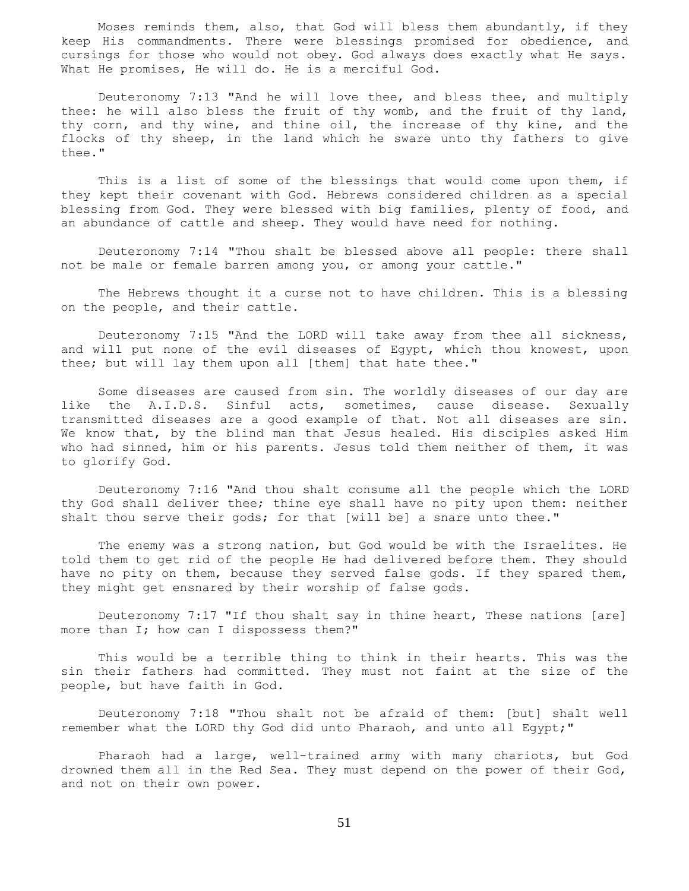Moses reminds them, also, that God will bless them abundantly, if they keep His commandments. There were blessings promised for obedience, and cursings for those who would not obey. God always does exactly what He says. What He promises, He will do. He is a merciful God.

Deuteronomy 7:13 "And he will love thee, and bless thee, and multiply thee: he will also bless the fruit of thy womb, and the fruit of thy land, thy corn, and thy wine, and thine oil, the increase of thy kine, and the flocks of thy sheep, in the land which he sware unto thy fathers to give thee."

This is a list of some of the blessings that would come upon them, if they kept their covenant with God. Hebrews considered children as a special blessing from God. They were blessed with big families, plenty of food, and an abundance of cattle and sheep. They would have need for nothing.

Deuteronomy 7:14 "Thou shalt be blessed above all people: there shall not be male or female barren among you, or among your cattle."

The Hebrews thought it a curse not to have children. This is a blessing on the people, and their cattle.

Deuteronomy 7:15 "And the LORD will take away from thee all sickness, and will put none of the evil diseases of Egypt, which thou knowest, upon thee; but will lay them upon all [them] that hate thee."

Some diseases are caused from sin. The worldly diseases of our day are like the A.I.D.S. Sinful acts, sometimes, cause disease. Sexually transmitted diseases are a good example of that. Not all diseases are sin. We know that, by the blind man that Jesus healed. His disciples asked Him who had sinned, him or his parents. Jesus told them neither of them, it was to glorify God.

Deuteronomy 7:16 "And thou shalt consume all the people which the LORD thy God shall deliver thee; thine eye shall have no pity upon them: neither shalt thou serve their gods; for that [will be] a snare unto thee."

The enemy was a strong nation, but God would be with the Israelites. He told them to get rid of the people He had delivered before them. They should have no pity on them, because they served false gods. If they spared them, they might get ensnared by their worship of false gods.

Deuteronomy 7:17 "If thou shalt say in thine heart, These nations [are] more than I; how can I dispossess them?"

This would be a terrible thing to think in their hearts. This was the sin their fathers had committed. They must not faint at the size of the people, but have faith in God.

Deuteronomy 7:18 "Thou shalt not be afraid of them: [but] shalt well remember what the LORD thy God did unto Pharaoh, and unto all Egypt;"

Pharaoh had a large, well-trained army with many chariots, but God drowned them all in the Red Sea. They must depend on the power of their God, and not on their own power.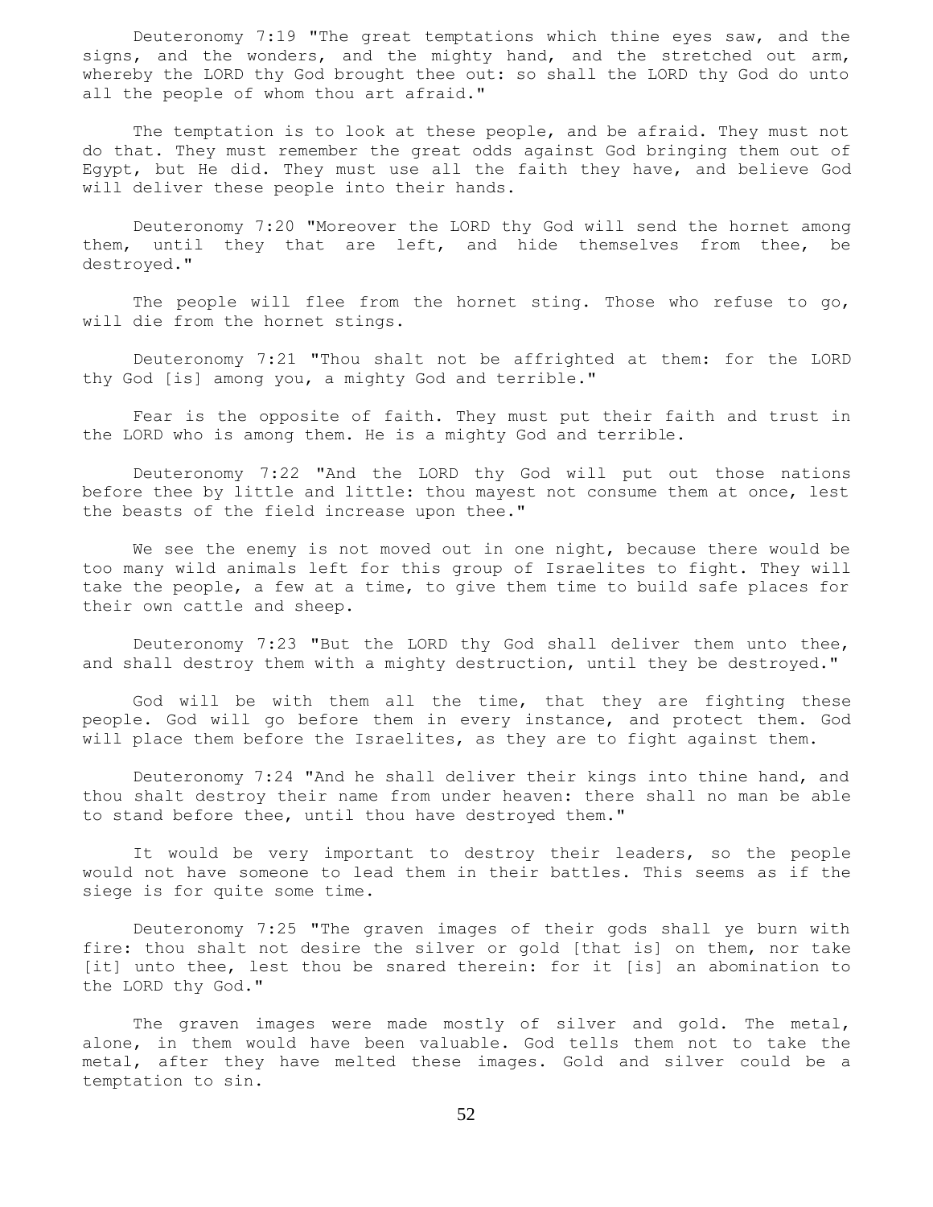Deuteronomy 7:19 "The great temptations which thine eyes saw, and the signs, and the wonders, and the mighty hand, and the stretched out arm, whereby the LORD thy God brought thee out: so shall the LORD thy God do unto all the people of whom thou art afraid."

The temptation is to look at these people, and be afraid. They must not do that. They must remember the great odds against God bringing them out of Egypt, but He did. They must use all the faith they have, and believe God will deliver these people into their hands.

Deuteronomy 7:20 "Moreover the LORD thy God will send the hornet among them, until they that are left, and hide themselves from thee, be destroyed."

The people will flee from the hornet sting. Those who refuse to go, will die from the hornet stings.

Deuteronomy 7:21 "Thou shalt not be affrighted at them: for the LORD thy God [is] among you, a mighty God and terrible."

Fear is the opposite of faith. They must put their faith and trust in the LORD who is among them. He is a mighty God and terrible.

Deuteronomy 7:22 "And the LORD thy God will put out those nations before thee by little and little: thou mayest not consume them at once, lest the beasts of the field increase upon thee."

We see the enemy is not moved out in one night, because there would be too many wild animals left for this group of Israelites to fight. They will take the people, a few at a time, to give them time to build safe places for their own cattle and sheep.

Deuteronomy 7:23 "But the LORD thy God shall deliver them unto thee, and shall destroy them with a mighty destruction, until they be destroyed."

God will be with them all the time, that they are fighting these people. God will go before them in every instance, and protect them. God will place them before the Israelites, as they are to fight against them.

Deuteronomy 7:24 "And he shall deliver their kings into thine hand, and thou shalt destroy their name from under heaven: there shall no man be able to stand before thee, until thou have destroyed them."

It would be very important to destroy their leaders, so the people would not have someone to lead them in their battles. This seems as if the siege is for quite some time.

Deuteronomy 7:25 "The graven images of their gods shall ye burn with fire: thou shalt not desire the silver or gold [that is] on them, nor take [it] unto thee, lest thou be snared therein: for it [is] an abomination to the LORD thy God."

The graven images were made mostly of silver and gold. The metal, alone, in them would have been valuable. God tells them not to take the metal, after they have melted these images. Gold and silver could be a temptation to sin.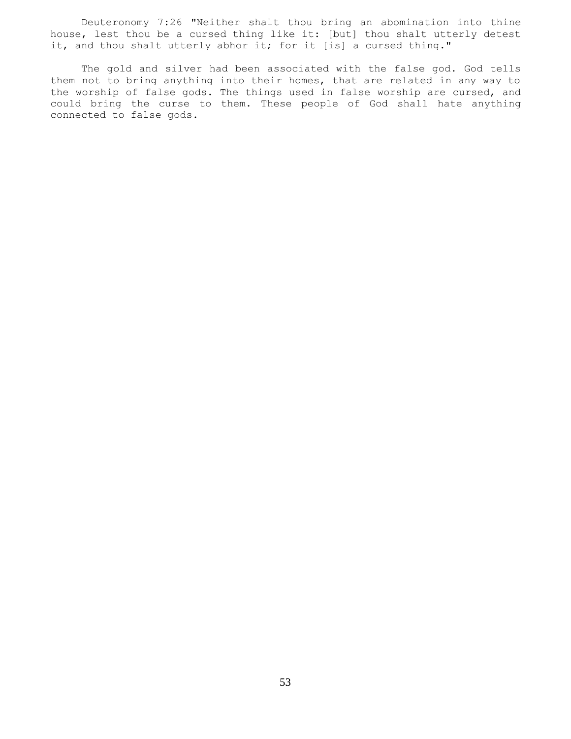Deuteronomy 7:26 "Neither shalt thou bring an abomination into thine house, lest thou be a cursed thing like it: [but] thou shalt utterly detest it, and thou shalt utterly abhor it; for it [is] a cursed thing."

The gold and silver had been associated with the false god. God tells them not to bring anything into their homes, that are related in any way to the worship of false gods. The things used in false worship are cursed, and could bring the curse to them. These people of God shall hate anything connected to false gods.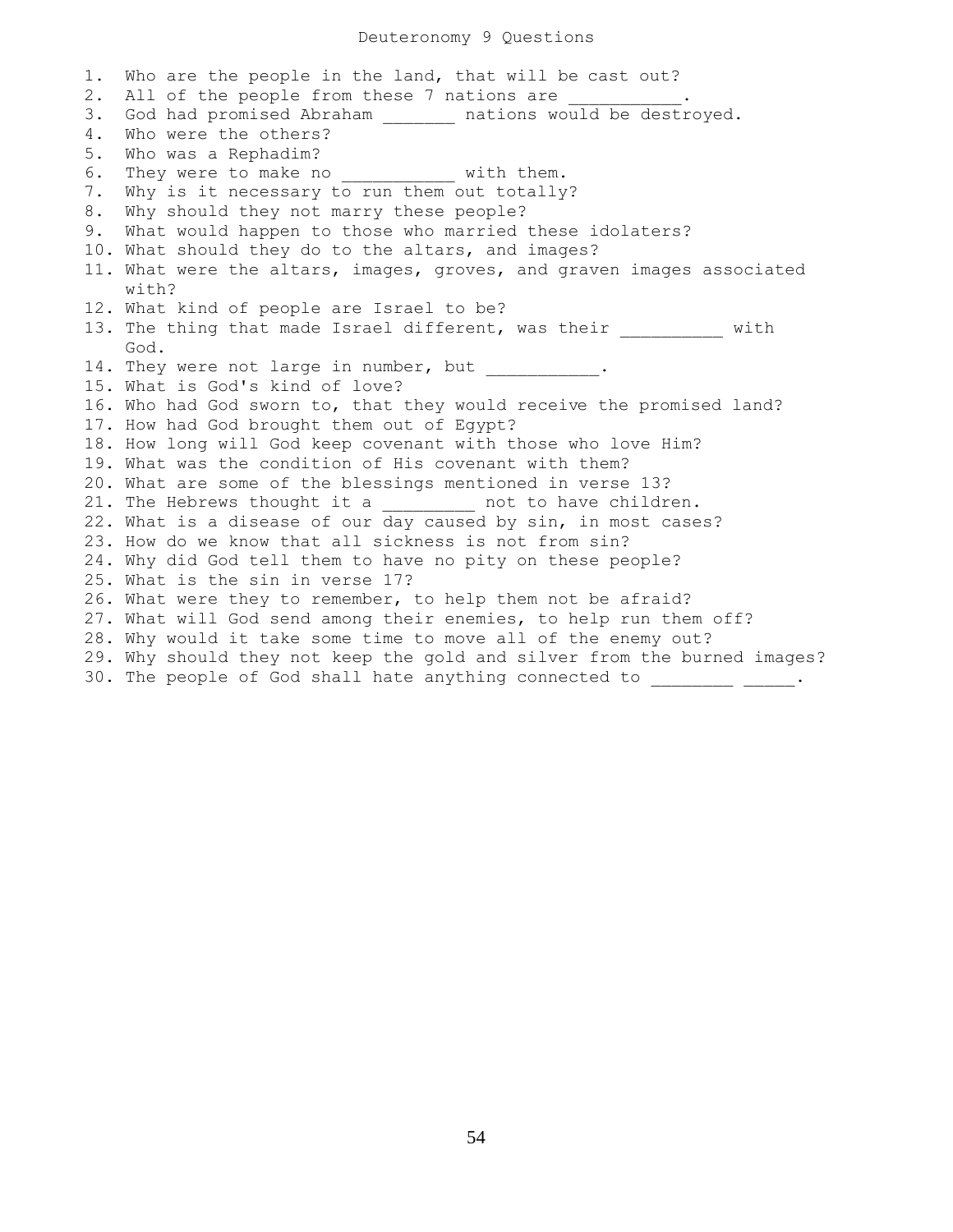# Deuteronomy 9 Questions

1. Who are the people in the land, that will be cast out?
2. All of the people from these 7 nations are ___________.
3. God had promised Abraham _______ nations would be destroyed.
4. Who were the others?
5. Who was a Rephadim?
6. They were to make no ___________ with them.
7. Why is it necessary to run them out totally?
8. Why should they not marry these people?
9. What would happen to those who married these idolaters?
10. What should they do to the altars, and images?
11. What were the altars, images, groves, and graven images associated with?
12. What kind of people are Israel to be?
13. The thing that made Israel different, was their __________ with God.
14. They were not large in number, but ___________.
15. What is God's kind of love?
16. Who had God sworn to, that they would receive the promised land?
17. How had God brought them out of Egypt?
18. How long will God keep covenant with those who love Him?
19. What was the condition of His covenant with them?
20. What are some of the blessings mentioned in verse 13?
21. The Hebrews thought it a _________ not to have children.
22. What is a disease of our day caused by sin, in most cases?
23. How do we know that all sickness is not from sin?
24. Why did God tell them to have no pity on these people?
25. What is the sin in verse 17?
26. What were they to remember, to help them not be afraid?
27. What will God send among their enemies, to help run them off?
28. Why would it take some time to move all of the enemy out?
29. Why should they not keep the gold and silver from the burned images?
30. The people of God shall hate anything connected to ________ _____.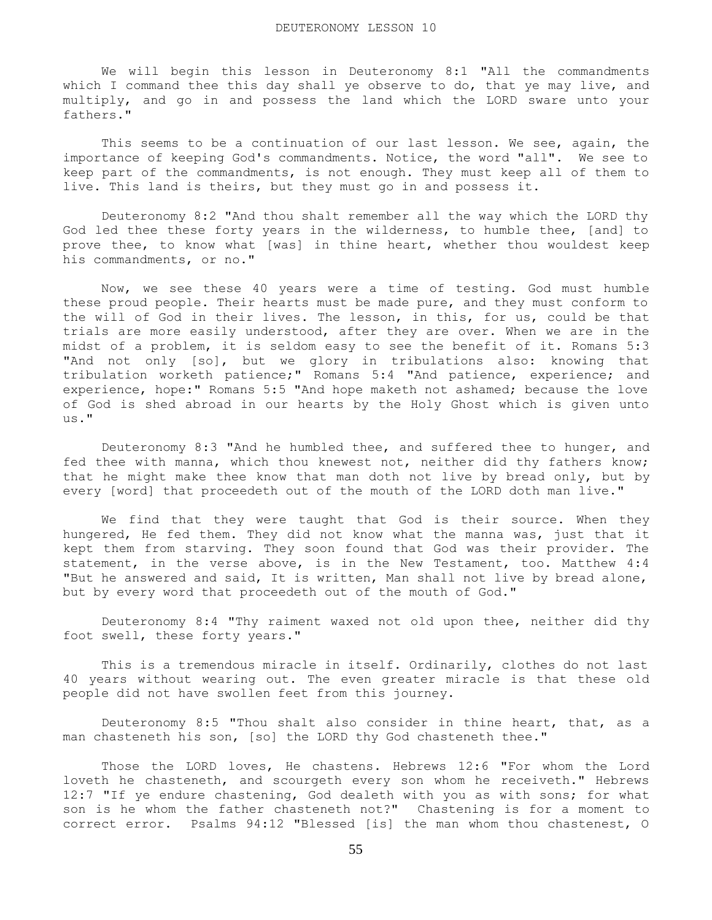# DEUTERONOMY LESSON 10

We will begin this lesson in Deuteronomy 8:1 "All the commandments which I command thee this day shall ye observe to do, that ye may live, and multiply, and go in and possess the land which the LORD sware unto your fathers."

This seems to be a continuation of our last lesson. We see, again, the importance of keeping God's commandments. Notice, the word "all". We see to keep part of the commandments, is not enough. They must keep all of them to live. This land is theirs, but they must go in and possess it.

Deuteronomy 8:2 "And thou shalt remember all the way which the LORD thy God led thee these forty years in the wilderness, to humble thee, [and] to prove thee, to know what [was] in thine heart, whether thou wouldest keep his commandments, or no."

Now, we see these 40 years were a time of testing. God must humble these proud people. Their hearts must be made pure, and they must conform to the will of God in their lives. The lesson, in this, for us, could be that trials are more easily understood, after they are over. When we are in the midst of a problem, it is seldom easy to see the benefit of it. Romans 5:3 "And not only [so], but we glory in tribulations also: knowing that tribulation worketh patience;" Romans 5:4 "And patience, experience; and experience, hope:" Romans 5:5 "And hope maketh not ashamed; because the love of God is shed abroad in our hearts by the Holy Ghost which is given unto us."

Deuteronomy 8:3 "And he humbled thee, and suffered thee to hunger, and fed thee with manna, which thou knewest not, neither did thy fathers know; that he might make thee know that man doth not live by bread only, but by every [word] that proceedeth out of the mouth of the LORD doth man live."

We find that they were taught that God is their source. When they hungered, He fed them. They did not know what the manna was, just that it kept them from starving. They soon found that God was their provider. The statement, in the verse above, is in the New Testament, too. Matthew 4:4 "But he answered and said, It is written, Man shall not live by bread alone, but by every word that proceedeth out of the mouth of God."

Deuteronomy 8:4 "Thy raiment waxed not old upon thee, neither did thy foot swell, these forty years."

This is a tremendous miracle in itself. Ordinarily, clothes do not last 40 years without wearing out. The even greater miracle is that these old people did not have swollen feet from this journey.

Deuteronomy 8:5 "Thou shalt also consider in thine heart, that, as a man chasteneth his son, [so] the LORD thy God chasteneth thee."

Those the LORD loves, He chastens. Hebrews 12:6 "For whom the Lord loveth he chasteneth, and scourgeth every son whom he receiveth." Hebrews 12:7 "If ye endure chastening, God dealeth with you as with sons; for what son is he whom the father chasteneth not?" Chastening is for a moment to correct error. Psalms 94:12 "Blessed [is] the man whom thou chastenest, O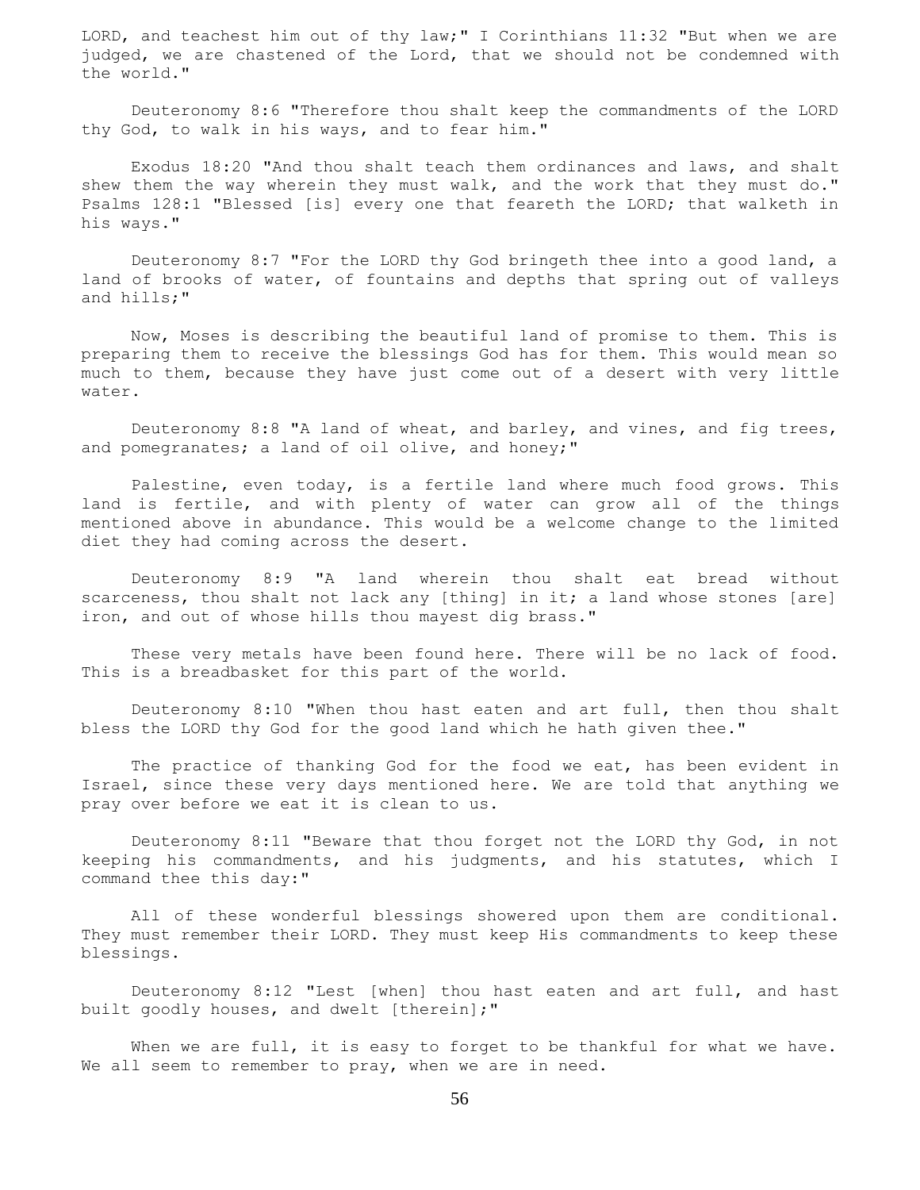LORD, and teachest him out of thy law;" I Corinthians 11:32 "But when we are judged, we are chastened of the Lord, that we should not be condemned with the world."

Deuteronomy 8:6 "Therefore thou shalt keep the commandments of the LORD thy God, to walk in his ways, and to fear him."

Exodus 18:20 "And thou shalt teach them ordinances and laws, and shalt shew them the way wherein they must walk, and the work that they must do." Psalms 128:1 "Blessed [is] every one that feareth the LORD; that walketh in his ways."

Deuteronomy 8:7 "For the LORD thy God bringeth thee into a good land, a land of brooks of water, of fountains and depths that spring out of valleys and hills;"

Now, Moses is describing the beautiful land of promise to them. This is preparing them to receive the blessings God has for them. This would mean so much to them, because they have just come out of a desert with very little water.

Deuteronomy 8:8 "A land of wheat, and barley, and vines, and fig trees, and pomegranates; a land of oil olive, and honey;"

Palestine, even today, is a fertile land where much food grows. This land is fertile, and with plenty of water can grow all of the things mentioned above in abundance. This would be a welcome change to the limited diet they had coming across the desert.

Deuteronomy 8:9 "A land wherein thou shalt eat bread without scarceness, thou shalt not lack any [thing] in it; a land whose stones [are] iron, and out of whose hills thou mayest dig brass."

These very metals have been found here. There will be no lack of food. This is a breadbasket for this part of the world.

Deuteronomy 8:10 "When thou hast eaten and art full, then thou shalt bless the LORD thy God for the good land which he hath given thee."

The practice of thanking God for the food we eat, has been evident in Israel, since these very days mentioned here. We are told that anything we pray over before we eat it is clean to us.

Deuteronomy 8:11 "Beware that thou forget not the LORD thy God, in not keeping his commandments, and his judgments, and his statutes, which I command thee this day:"

All of these wonderful blessings showered upon them are conditional. They must remember their LORD. They must keep His commandments to keep these blessings.

Deuteronomy 8:12 "Lest [when] thou hast eaten and art full, and hast built goodly houses, and dwelt [therein];"

When we are full, it is easy to forget to be thankful for what we have. We all seem to remember to pray, when we are in need.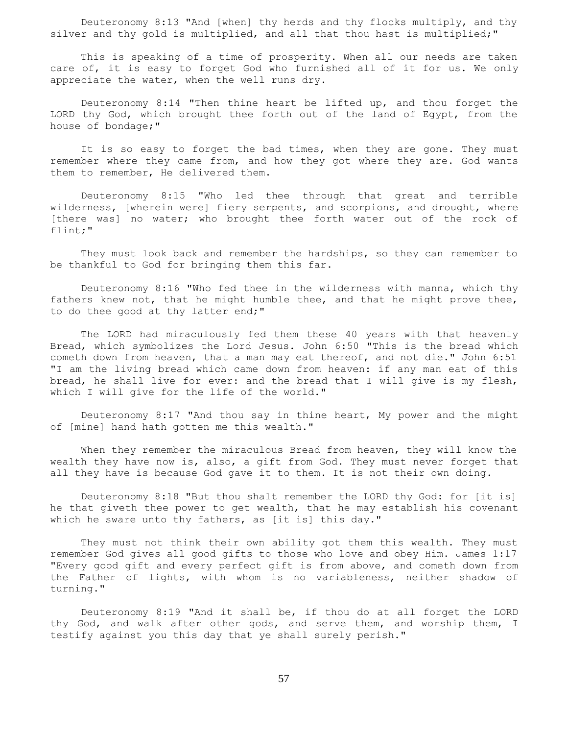Deuteronomy 8:13 "And [when] thy herds and thy flocks multiply, and thy silver and thy gold is multiplied, and all that thou hast is multiplied;"

This is speaking of a time of prosperity. When all our needs are taken care of, it is easy to forget God who furnished all of it for us. We only appreciate the water, when the well runs dry.

Deuteronomy 8:14 "Then thine heart be lifted up, and thou forget the LORD thy God, which brought thee forth out of the land of Egypt, from the house of bondage;"

It is so easy to forget the bad times, when they are gone. They must remember where they came from, and how they got where they are. God wants them to remember, He delivered them.

Deuteronomy 8:15 "Who led thee through that great and terrible wilderness, [wherein were] fiery serpents, and scorpions, and drought, where [there was] no water; who brought thee forth water out of the rock of flint;"

They must look back and remember the hardships, so they can remember to be thankful to God for bringing them this far.

Deuteronomy 8:16 "Who fed thee in the wilderness with manna, which thy fathers knew not, that he might humble thee, and that he might prove thee, to do thee good at thy latter end;"

The LORD had miraculously fed them these 40 years with that heavenly Bread, which symbolizes the Lord Jesus. John 6:50 "This is the bread which cometh down from heaven, that a man may eat thereof, and not die." John 6:51 "I am the living bread which came down from heaven: if any man eat of this bread, he shall live for ever: and the bread that I will give is my flesh, which I will give for the life of the world."

Deuteronomy 8:17 "And thou say in thine heart, My power and the might of [mine] hand hath gotten me this wealth."

When they remember the miraculous Bread from heaven, they will know the wealth they have now is, also, a gift from God. They must never forget that all they have is because God gave it to them. It is not their own doing.

Deuteronomy 8:18 "But thou shalt remember the LORD thy God: for [it is] he that giveth thee power to get wealth, that he may establish his covenant which he sware unto thy fathers, as [it is] this day."

They must not think their own ability got them this wealth. They must remember God gives all good gifts to those who love and obey Him. James 1:17 "Every good gift and every perfect gift is from above, and cometh down from the Father of lights, with whom is no variableness, neither shadow of turning."

Deuteronomy 8:19 "And it shall be, if thou do at all forget the LORD thy God, and walk after other gods, and serve them, and worship them, I testify against you this day that ye shall surely perish."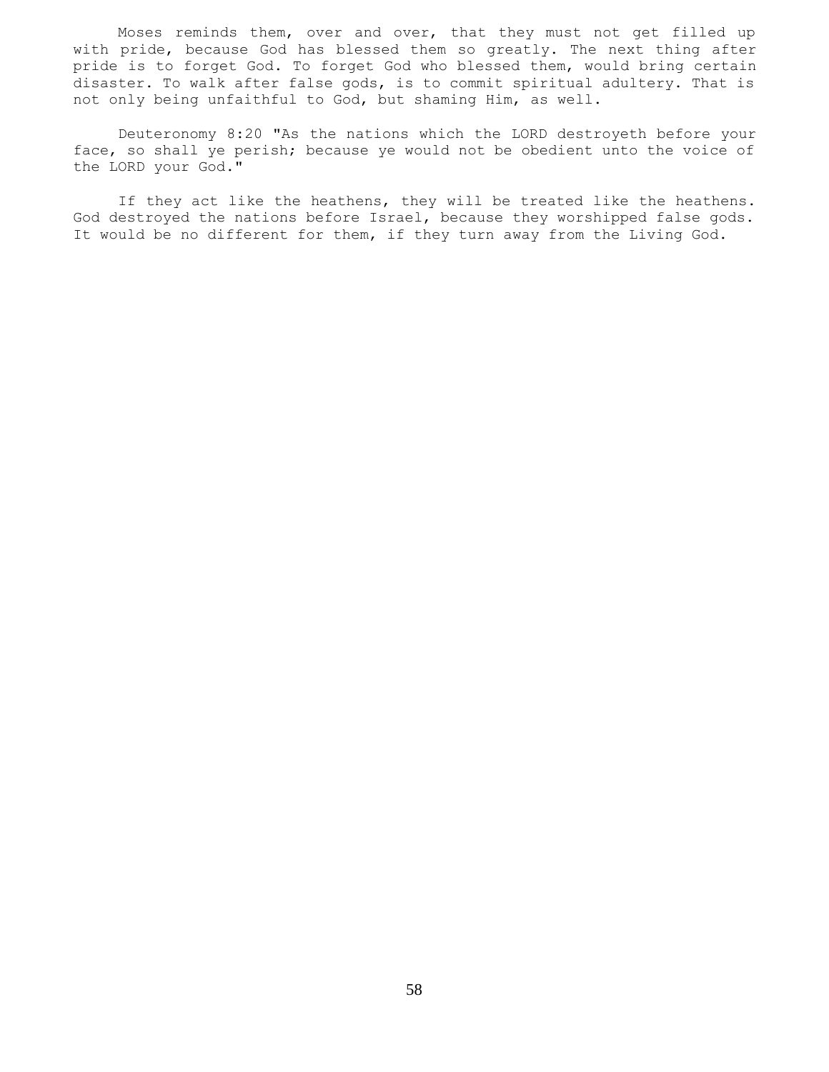Moses reminds them, over and over, that they must not get filled up with pride, because God has blessed them so greatly. The next thing after pride is to forget God. To forget God who blessed them, would bring certain disaster. To walk after false gods, is to commit spiritual adultery. That is not only being unfaithful to God, but shaming Him, as well.

Deuteronomy 8:20 "As the nations which the LORD destroyeth before your face, so shall ye perish; because ye would not be obedient unto the voice of the LORD your God."

If they act like the heathens, they will be treated like the heathens. God destroyed the nations before Israel, because they worshipped false gods. It would be no different for them, if they turn away from the Living God.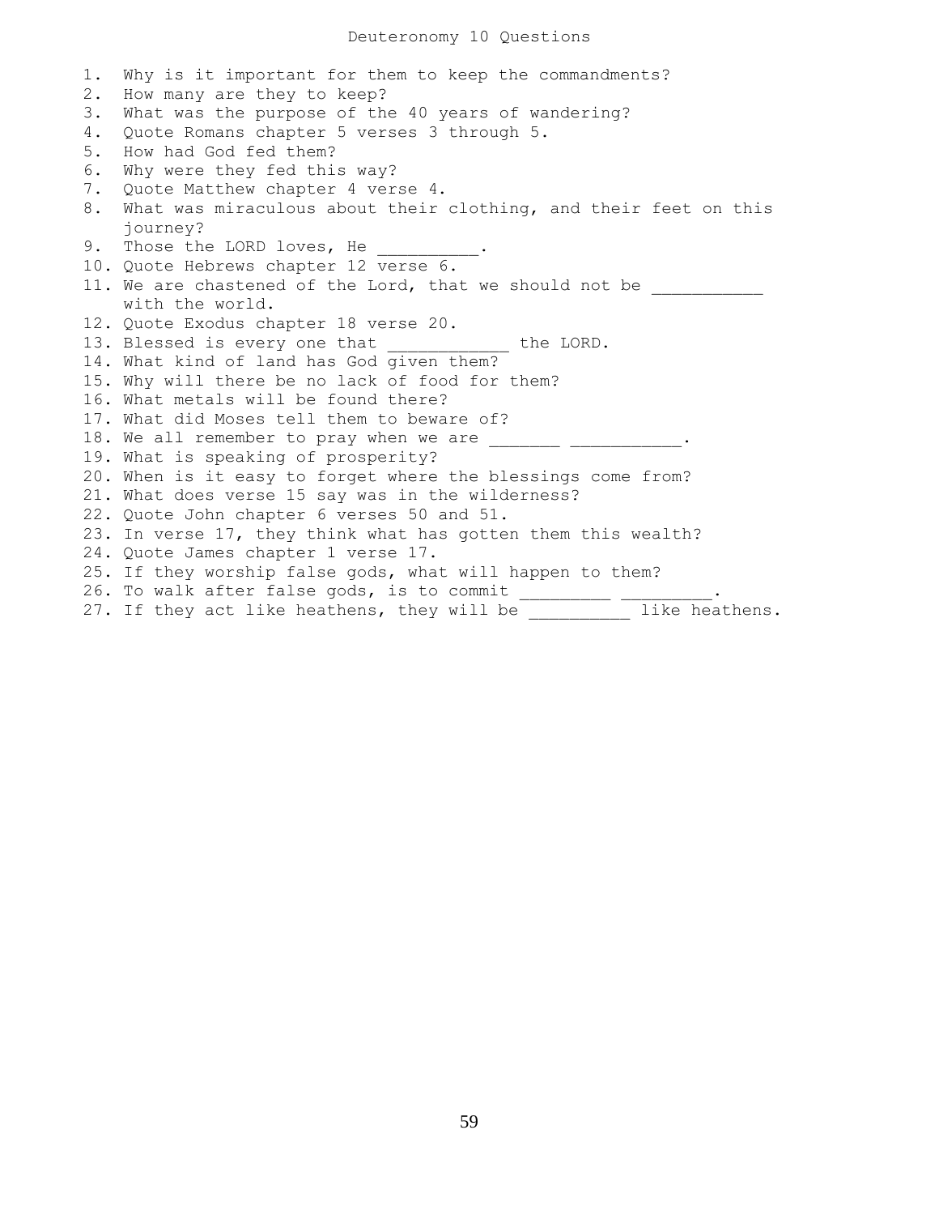# Deuteronomy 10 Questions

1. Why is it important for them to keep the commandments?
2. How many are they to keep?
3. What was the purpose of the 40 years of wandering?
4. Quote Romans chapter 5 verses 3 through 5.
5. How had God fed them?
6. Why were they fed this way?
7. Quote Matthew chapter 4 verse 4.
8. What was miraculous about their clothing, and their feet on this journey?
9. Those the LORD loves, He __________.
10. Quote Hebrews chapter 12 verse 6.
11. We are chastened of the Lord, that we should not be ___________ with the world.
12. Quote Exodus chapter 18 verse 20.
13. Blessed is every one that ____________ the LORD.
14. What kind of land has God given them?
15. Why will there be no lack of food for them?
16. What metals will be found there?
17. What did Moses tell them to beware of?
18. We all remember to pray when we are _______ ___________.
19. What is speaking of prosperity?
20. When is it easy to forget where the blessings come from?
21. What does verse 15 say was in the wilderness?
22. Quote John chapter 6 verses 50 and 51.
23. In verse 17, they think what has gotten them this wealth?
24. Quote James chapter 1 verse 17.
25. If they worship false gods, what will happen to them?
26. To walk after false gods, is to commit _________ _________.
27. If they act like heathens, they will be __________ like heathens.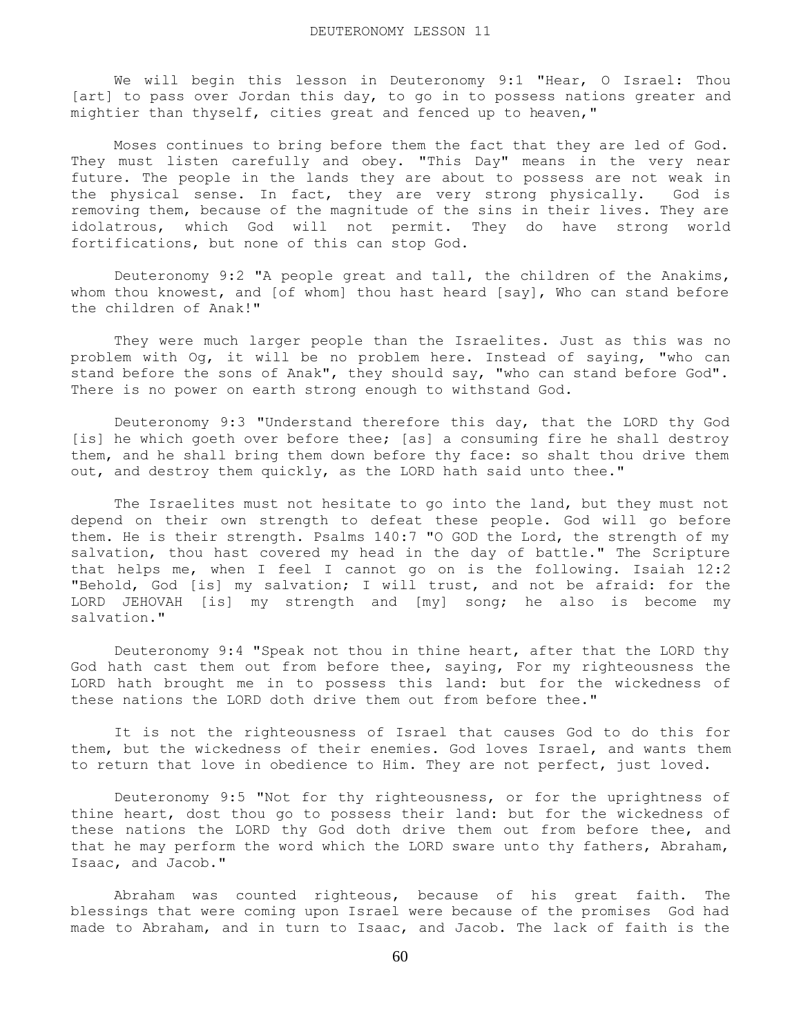# DEUTERONOMY LESSON 11

We will begin this lesson in Deuteronomy 9:1 "Hear, O Israel: Thou [art] to pass over Jordan this day, to go in to possess nations greater and mightier than thyself, cities great and fenced up to heaven,"

Moses continues to bring before them the fact that they are led of God. They must listen carefully and obey. "This Day" means in the very near future. The people in the lands they are about to possess are not weak in the physical sense. In fact, they are very strong physically. God is removing them, because of the magnitude of the sins in their lives. They are idolatrous, which God will not permit. They do have strong world fortifications, but none of this can stop God.

Deuteronomy 9:2 "A people great and tall, the children of the Anakims, whom thou knowest, and [of whom] thou hast heard [say], Who can stand before the children of Anak!"

They were much larger people than the Israelites. Just as this was no problem with Og, it will be no problem here. Instead of saying, "who can stand before the sons of Anak", they should say, "who can stand before God". There is no power on earth strong enough to withstand God.

Deuteronomy 9:3 "Understand therefore this day, that the LORD thy God [is] he which goeth over before thee; [as] a consuming fire he shall destroy them, and he shall bring them down before thy face: so shalt thou drive them out, and destroy them quickly, as the LORD hath said unto thee."

The Israelites must not hesitate to go into the land, but they must not depend on their own strength to defeat these people. God will go before them. He is their strength. Psalms 140:7 "O GOD the Lord, the strength of my salvation, thou hast covered my head in the day of battle." The Scripture that helps me, when I feel I cannot go on is the following. Isaiah 12:2 "Behold, God [is] my salvation; I will trust, and not be afraid: for the LORD JEHOVAH [is] my strength and [my] song; he also is become my salvation."

Deuteronomy 9:4 "Speak not thou in thine heart, after that the LORD thy God hath cast them out from before thee, saying, For my righteousness the LORD hath brought me in to possess this land: but for the wickedness of these nations the LORD doth drive them out from before thee."

It is not the righteousness of Israel that causes God to do this for them, but the wickedness of their enemies. God loves Israel, and wants them to return that love in obedience to Him. They are not perfect, just loved.

Deuteronomy 9:5 "Not for thy righteousness, or for the uprightness of thine heart, dost thou go to possess their land: but for the wickedness of these nations the LORD thy God doth drive them out from before thee, and that he may perform the word which the LORD sware unto thy fathers, Abraham, Isaac, and Jacob."

Abraham was counted righteous, because of his great faith. The blessings that were coming upon Israel were because of the promises God had made to Abraham, and in turn to Isaac, and Jacob. The lack of faith is the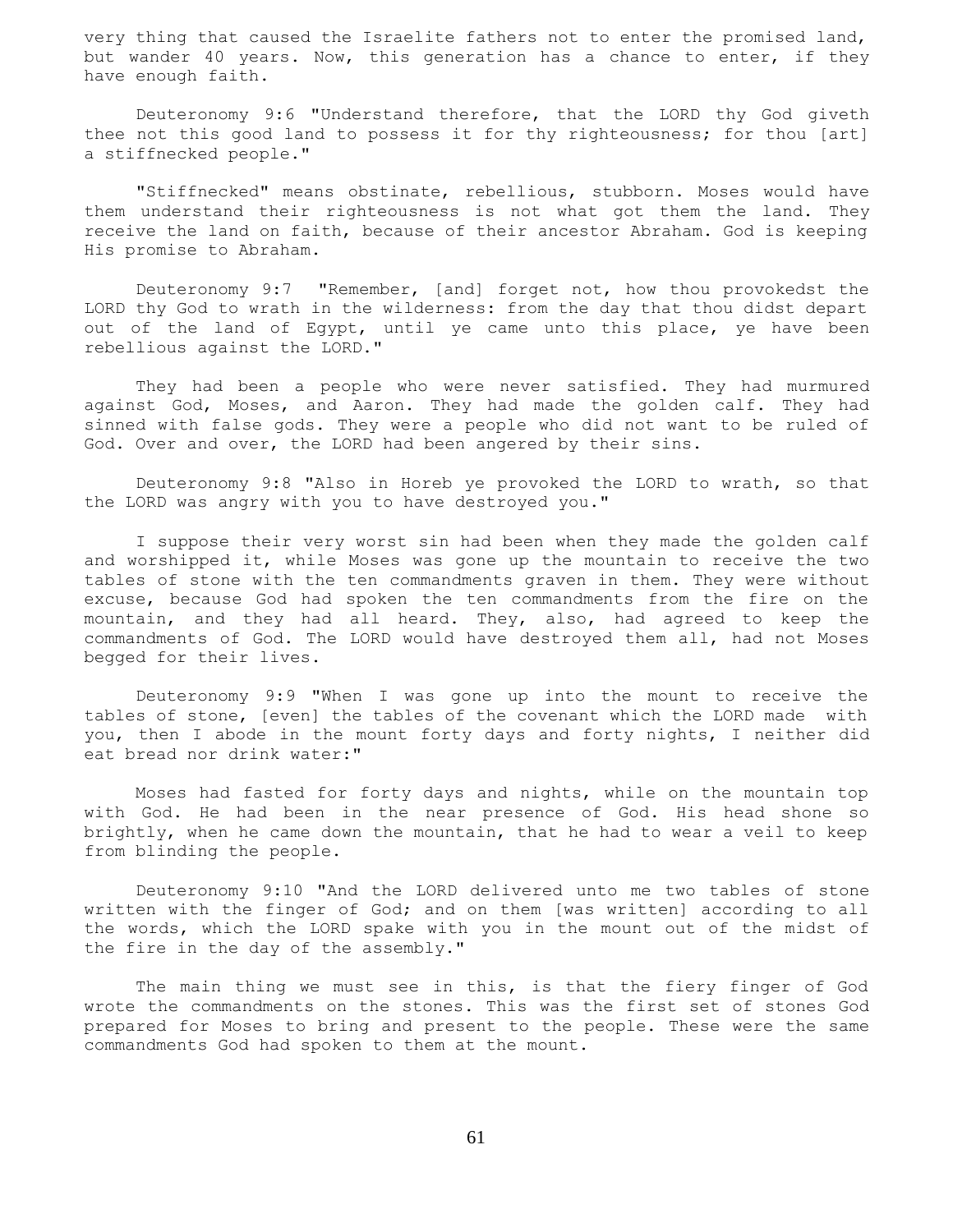very thing that caused the Israelite fathers not to enter the promised land, but wander 40 years. Now, this generation has a chance to enter, if they have enough faith.

Deuteronomy 9:6 "Understand therefore, that the LORD thy God giveth thee not this good land to possess it for thy righteousness; for thou [art] a stiffnecked people."

"Stiffnecked" means obstinate, rebellious, stubborn. Moses would have them understand their righteousness is not what got them the land. They receive the land on faith, because of their ancestor Abraham. God is keeping His promise to Abraham.

Deuteronomy 9:7 "Remember, [and] forget not, how thou provokedst the LORD thy God to wrath in the wilderness: from the day that thou didst depart out of the land of Egypt, until ye came unto this place, ye have been rebellious against the LORD."

They had been a people who were never satisfied. They had murmured against God, Moses, and Aaron. They had made the golden calf. They had sinned with false gods. They were a people who did not want to be ruled of God. Over and over, the LORD had been angered by their sins.

Deuteronomy 9:8 "Also in Horeb ye provoked the LORD to wrath, so that the LORD was angry with you to have destroyed you."

I suppose their very worst sin had been when they made the golden calf and worshipped it, while Moses was gone up the mountain to receive the two tables of stone with the ten commandments graven in them. They were without excuse, because God had spoken the ten commandments from the fire on the mountain, and they had all heard. They, also, had agreed to keep the commandments of God. The LORD would have destroyed them all, had not Moses begged for their lives.

Deuteronomy 9:9 "When I was gone up into the mount to receive the tables of stone, [even] the tables of the covenant which the LORD made with you, then I abode in the mount forty days and forty nights, I neither did eat bread nor drink water:"

Moses had fasted for forty days and nights, while on the mountain top with God. He had been in the near presence of God. His head shone so brightly, when he came down the mountain, that he had to wear a veil to keep from blinding the people.

Deuteronomy 9:10 "And the LORD delivered unto me two tables of stone written with the finger of God; and on them [was written] according to all the words, which the LORD spake with you in the mount out of the midst of the fire in the day of the assembly."

The main thing we must see in this, is that the fiery finger of God wrote the commandments on the stones. This was the first set of stones God prepared for Moses to bring and present to the people. These were the same commandments God had spoken to them at the mount.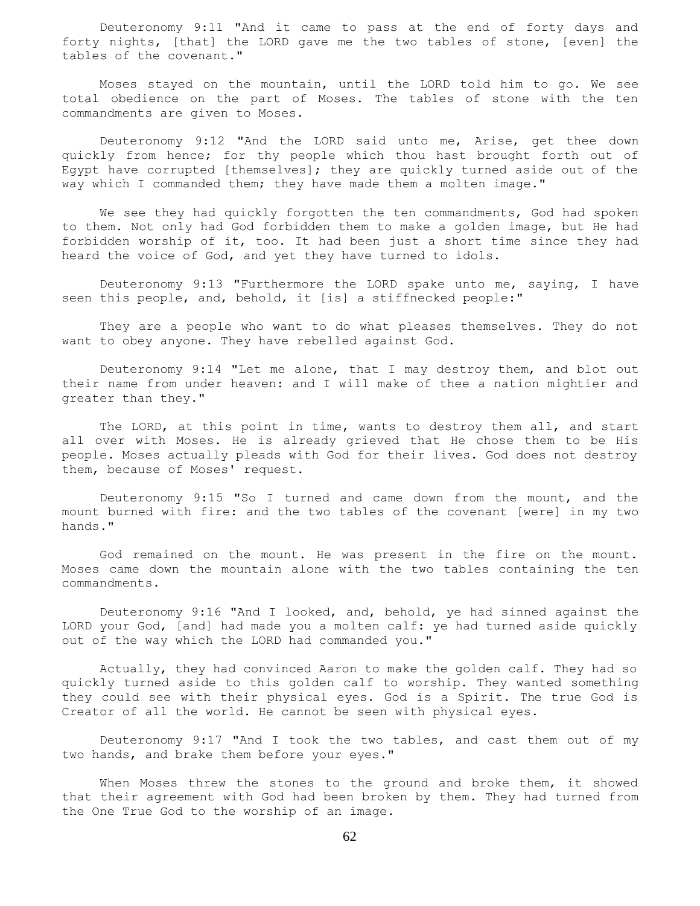Deuteronomy 9:11 "And it came to pass at the end of forty days and forty nights, [that] the LORD gave me the two tables of stone, [even] the tables of the covenant."

Moses stayed on the mountain, until the LORD told him to go. We see total obedience on the part of Moses. The tables of stone with the ten commandments are given to Moses.

Deuteronomy 9:12 "And the LORD said unto me, Arise, get thee down quickly from hence; for thy people which thou hast brought forth out of Egypt have corrupted [themselves]; they are quickly turned aside out of the way which I commanded them; they have made them a molten image."

We see they had quickly forgotten the ten commandments, God had spoken to them. Not only had God forbidden them to make a golden image, but He had forbidden worship of it, too. It had been just a short time since they had heard the voice of God, and yet they have turned to idols.

Deuteronomy 9:13 "Furthermore the LORD spake unto me, saying, I have seen this people, and, behold, it [is] a stiffnecked people:"

They are a people who want to do what pleases themselves. They do not want to obey anyone. They have rebelled against God.

Deuteronomy 9:14 "Let me alone, that I may destroy them, and blot out their name from under heaven: and I will make of thee a nation mightier and greater than they."

The LORD, at this point in time, wants to destroy them all, and start all over with Moses. He is already grieved that He chose them to be His people. Moses actually pleads with God for their lives. God does not destroy them, because of Moses' request.

Deuteronomy 9:15 "So I turned and came down from the mount, and the mount burned with fire: and the two tables of the covenant [were] in my two hands."

God remained on the mount. He was present in the fire on the mount. Moses came down the mountain alone with the two tables containing the ten commandments.

Deuteronomy 9:16 "And I looked, and, behold, ye had sinned against the LORD your God, [and] had made you a molten calf: ye had turned aside quickly out of the way which the LORD had commanded you."

Actually, they had convinced Aaron to make the golden calf. They had so quickly turned aside to this golden calf to worship. They wanted something they could see with their physical eyes. God is a Spirit. The true God is Creator of all the world. He cannot be seen with physical eyes.

Deuteronomy 9:17 "And I took the two tables, and cast them out of my two hands, and brake them before your eyes."

When Moses threw the stones to the ground and broke them, it showed that their agreement with God had been broken by them. They had turned from the One True God to the worship of an image.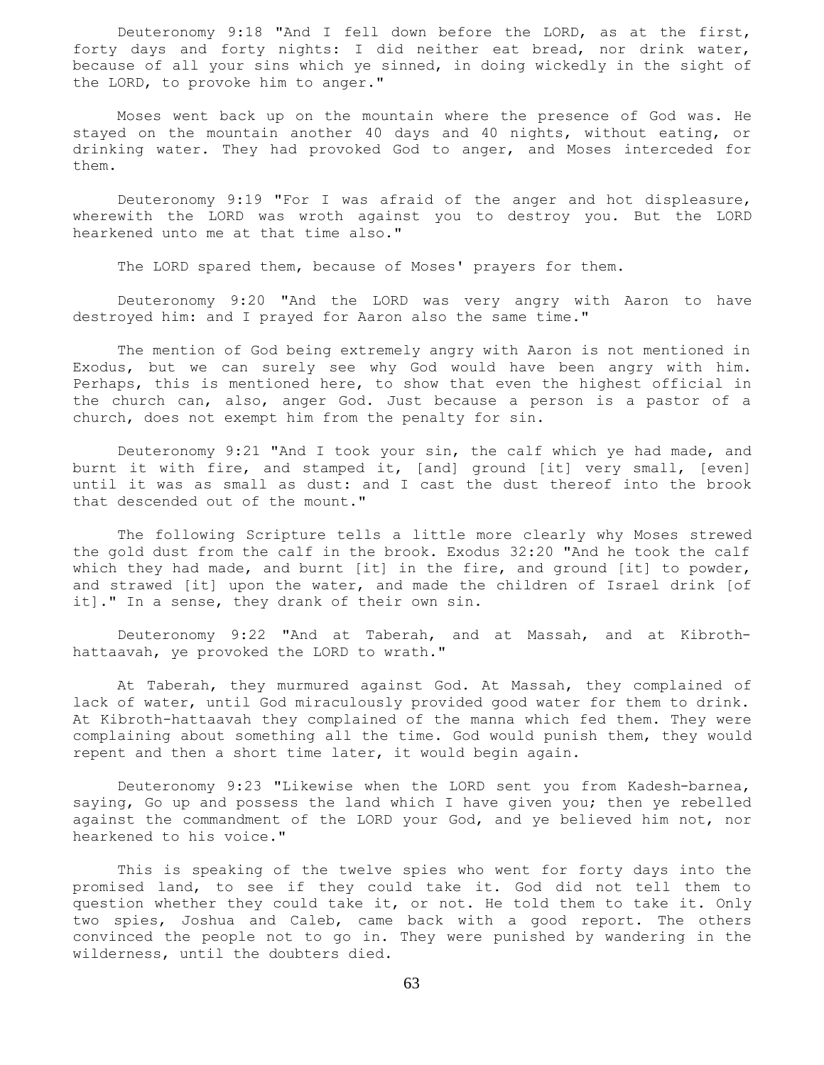Deuteronomy 9:18 "And I fell down before the LORD, as at the first, forty days and forty nights: I did neither eat bread, nor drink water, because of all your sins which ye sinned, in doing wickedly in the sight of the LORD, to provoke him to anger."

Moses went back up on the mountain where the presence of God was. He stayed on the mountain another 40 days and 40 nights, without eating, or drinking water. They had provoked God to anger, and Moses interceded for them.

Deuteronomy 9:19 "For I was afraid of the anger and hot displeasure, wherewith the LORD was wroth against you to destroy you. But the LORD hearkened unto me at that time also."

The LORD spared them, because of Moses' prayers for them.

Deuteronomy 9:20 "And the LORD was very angry with Aaron to have destroyed him: and I prayed for Aaron also the same time."

The mention of God being extremely angry with Aaron is not mentioned in Exodus, but we can surely see why God would have been angry with him. Perhaps, this is mentioned here, to show that even the highest official in the church can, also, anger God. Just because a person is a pastor of a church, does not exempt him from the penalty for sin.

Deuteronomy 9:21 "And I took your sin, the calf which ye had made, and burnt it with fire, and stamped it, [and] ground [it] very small, [even] until it was as small as dust: and I cast the dust thereof into the brook that descended out of the mount."

The following Scripture tells a little more clearly why Moses strewed the gold dust from the calf in the brook. Exodus 32:20 "And he took the calf which they had made, and burnt [it] in the fire, and ground [it] to powder, and strawed [it] upon the water, and made the children of Israel drink [of it]." In a sense, they drank of their own sin.

Deuteronomy 9:22 "And at Taberah, and at Massah, and at Kibroth-hattaavah, ye provoked the LORD to wrath."

At Taberah, they murmured against God. At Massah, they complained of lack of water, until God miraculously provided good water for them to drink. At Kibroth-hattaavah they complained of the manna which fed them. They were complaining about something all the time. God would punish them, they would repent and then a short time later, it would begin again.

Deuteronomy 9:23 "Likewise when the LORD sent you from Kadesh-barnea, saying, Go up and possess the land which I have given you; then ye rebelled against the commandment of the LORD your God, and ye believed him not, nor hearkened to his voice."

This is speaking of the twelve spies who went for forty days into the promised land, to see if they could take it. God did not tell them to question whether they could take it, or not. He told them to take it. Only two spies, Joshua and Caleb, came back with a good report. The others convinced the people not to go in. They were punished by wandering in the wilderness, until the doubters died.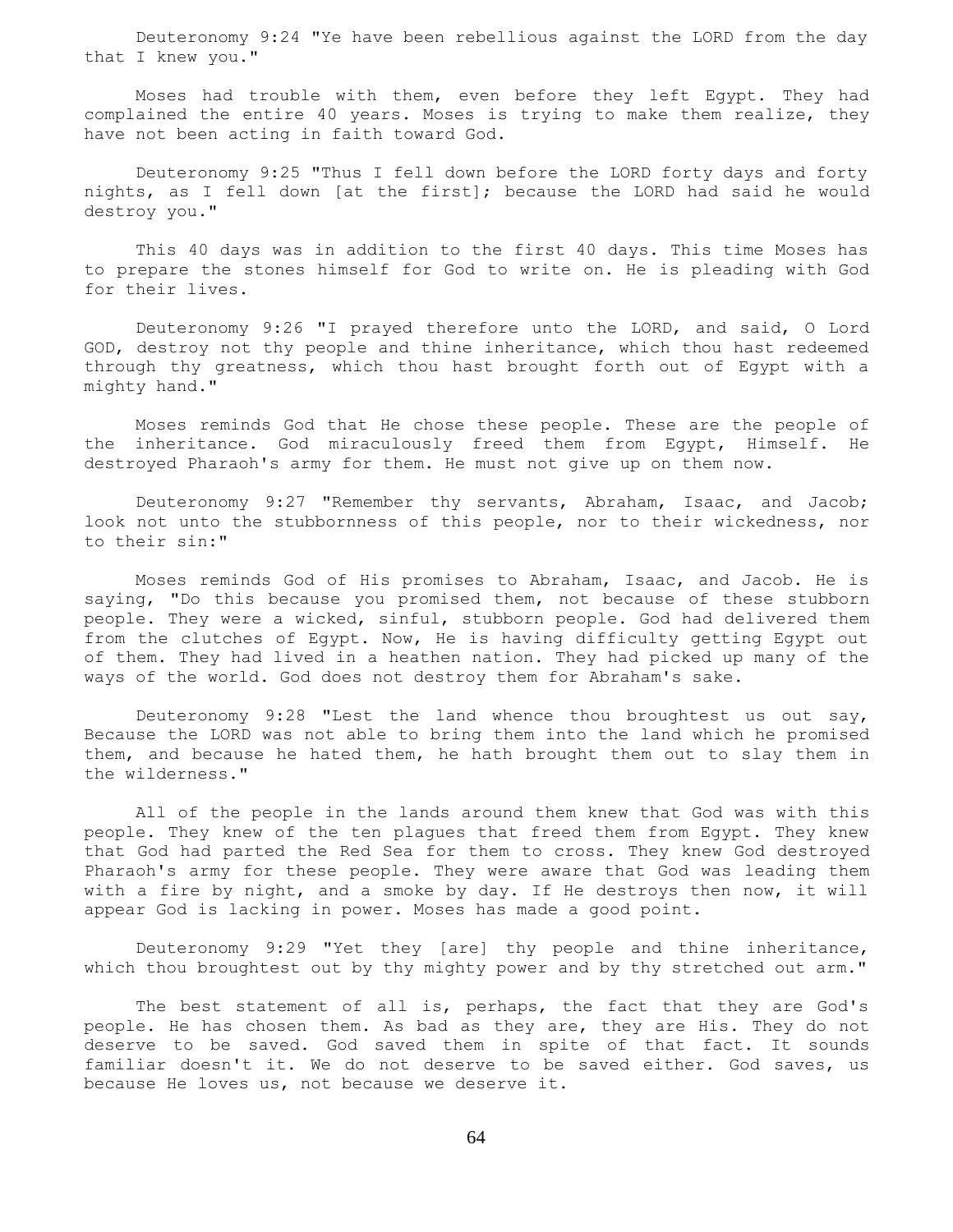Deuteronomy 9:24 "Ye have been rebellious against the LORD from the day that I knew you."

Moses had trouble with them, even before they left Egypt. They had complained the entire 40 years. Moses is trying to make them realize, they have not been acting in faith toward God.

Deuteronomy 9:25 "Thus I fell down before the LORD forty days and forty nights, as I fell down [at the first]; because the LORD had said he would destroy you."

This 40 days was in addition to the first 40 days. This time Moses has to prepare the stones himself for God to write on. He is pleading with God for their lives.

Deuteronomy 9:26 "I prayed therefore unto the LORD, and said, O Lord GOD, destroy not thy people and thine inheritance, which thou hast redeemed through thy greatness, which thou hast brought forth out of Egypt with a mighty hand."

Moses reminds God that He chose these people. These are the people of the inheritance. God miraculously freed them from Egypt, Himself. He destroyed Pharaoh's army for them. He must not give up on them now.

Deuteronomy 9:27 "Remember thy servants, Abraham, Isaac, and Jacob; look not unto the stubbornness of this people, nor to their wickedness, nor to their sin:"

Moses reminds God of His promises to Abraham, Isaac, and Jacob. He is saying, "Do this because you promised them, not because of these stubborn people. They were a wicked, sinful, stubborn people. God had delivered them from the clutches of Egypt. Now, He is having difficulty getting Egypt out of them. They had lived in a heathen nation. They had picked up many of the ways of the world. God does not destroy them for Abraham's sake.

Deuteronomy 9:28 "Lest the land whence thou broughtest us out say, Because the LORD was not able to bring them into the land which he promised them, and because he hated them, he hath brought them out to slay them in the wilderness."

All of the people in the lands around them knew that God was with this people. They knew of the ten plagues that freed them from Egypt. They knew that God had parted the Red Sea for them to cross. They knew God destroyed Pharaoh's army for these people. They were aware that God was leading them with a fire by night, and a smoke by day. If He destroys then now, it will appear God is lacking in power. Moses has made a good point.

Deuteronomy 9:29 "Yet they [are] thy people and thine inheritance, which thou broughtest out by thy mighty power and by thy stretched out arm."

The best statement of all is, perhaps, the fact that they are God's people. He has chosen them. As bad as they are, they are His. They do not deserve to be saved. God saved them in spite of that fact. It sounds familiar doesn't it. We do not deserve to be saved either. God saves, us because He loves us, not because we deserve it.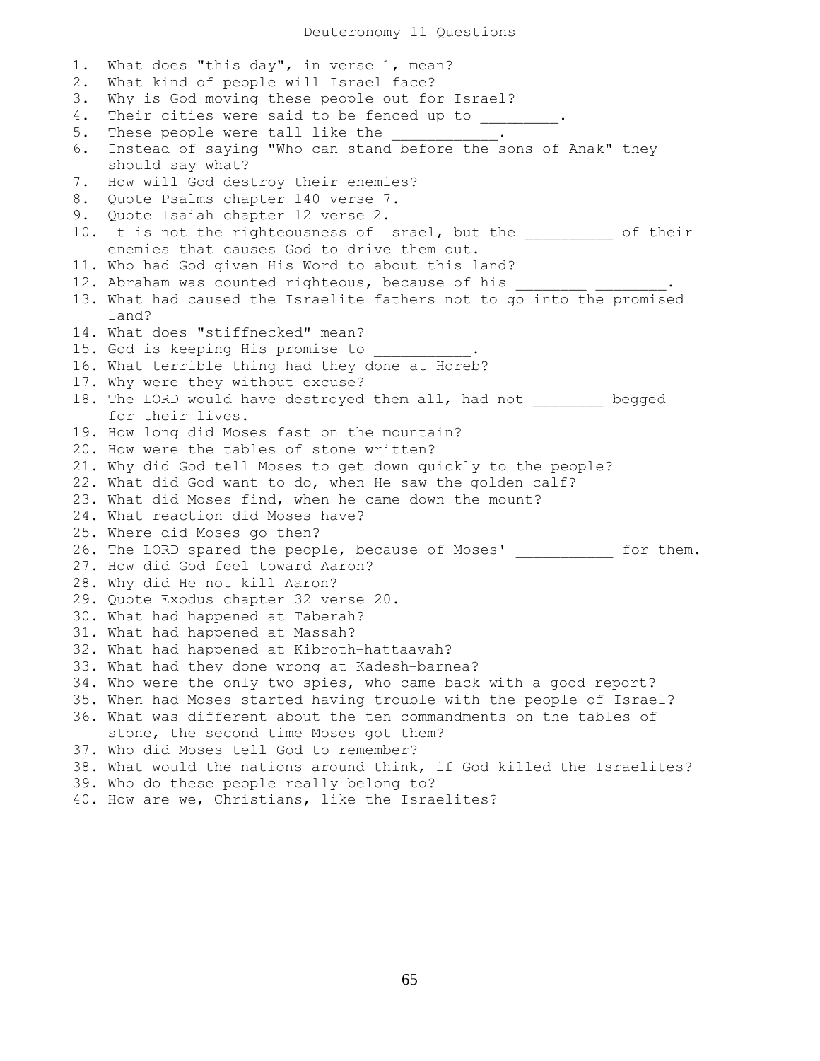# Deuteronomy 11 Questions

1. What does "this day", in verse 1, mean?
2. What kind of people will Israel face?
3. Why is God moving these people out for Israel?
4. Their cities were said to be fenced up to _________.
5. These people were tall like the ____________.
6. Instead of saying "Who can stand before the sons of Anak" they should say what?
7. How will God destroy their enemies?
8. Quote Psalms chapter 140 verse 7.
9. Quote Isaiah chapter 12 verse 2.
10. It is not the righteousness of Israel, but the __________ of their enemies that causes God to drive them out.
11. Who had God given His Word to about this land?
12. Abraham was counted righteous, because of his ________ ________.
13. What had caused the Israelite fathers not to go into the promised land?
14. What does "stiffnecked" mean?
15. God is keeping His promise to ___________.
16. What terrible thing had they done at Horeb?
17. Why were they without excuse?
18. The LORD would have destroyed them all, had not ________ begged for their lives.
19. How long did Moses fast on the mountain?
20. How were the tables of stone written?
21. Why did God tell Moses to get down quickly to the people?
22. What did God want to do, when He saw the golden calf?
23. What did Moses find, when he came down the mount?
24. What reaction did Moses have?
25. Where did Moses go then?
26. The LORD spared the people, because of Moses' ___________ for them.
27. How did God feel toward Aaron?
28. Why did He not kill Aaron?
29. Quote Exodus chapter 32 verse 20.
30. What had happened at Taberah?
31. What had happened at Massah?
32. What had happened at Kibroth-hattaavah?
33. What had they done wrong at Kadesh-barnea?
34. Who were the only two spies, who came back with a good report?
35. When had Moses started having trouble with the people of Israel?
36. What was different about the ten commandments on the tables of stone, the second time Moses got them?
37. Who did Moses tell God to remember?
38. What would the nations around think, if God killed the Israelites?
39. Who do these people really belong to?
40. How are we, Christians, like the Israelites?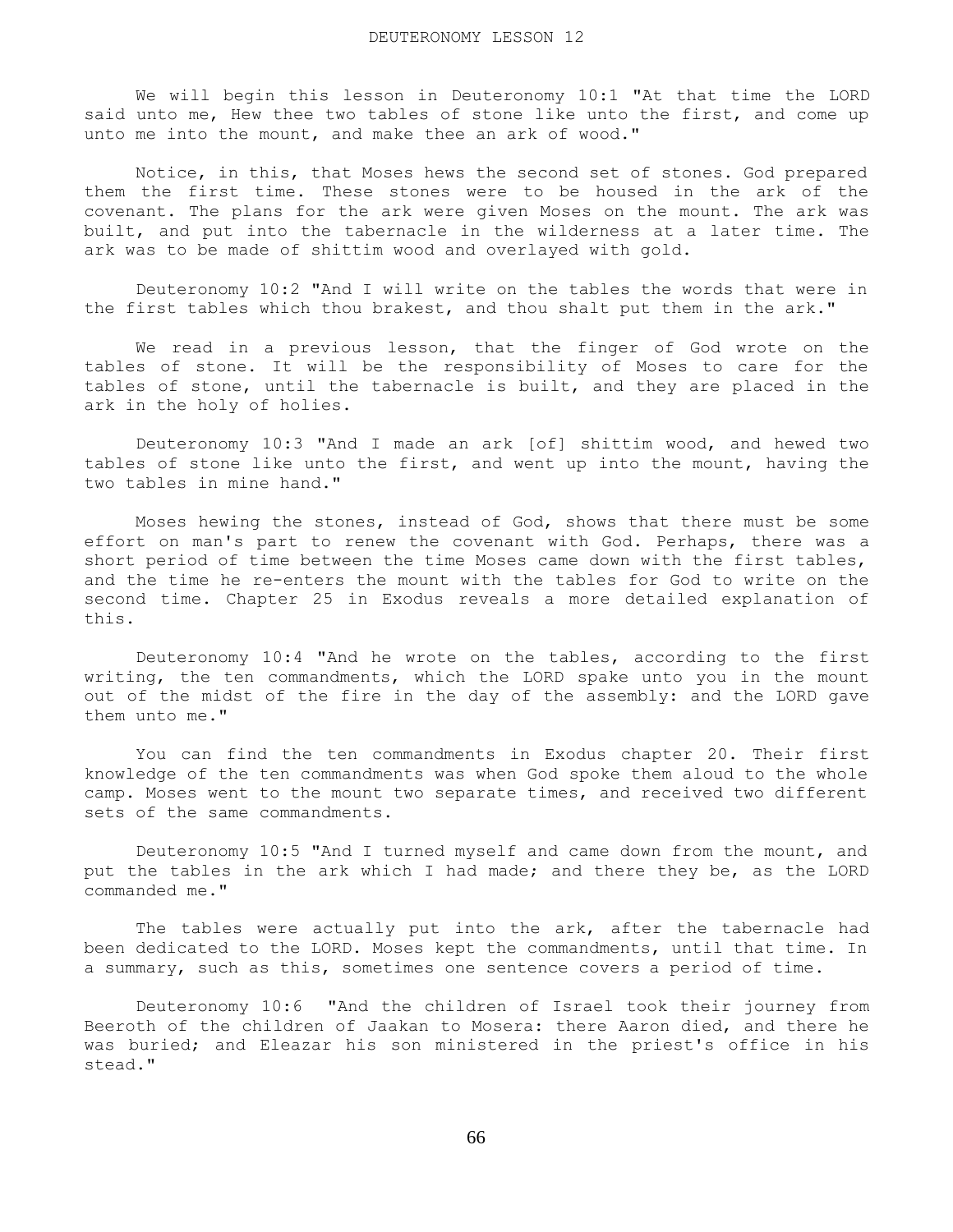# DEUTERONOMY LESSON 12

We will begin this lesson in Deuteronomy 10:1 "At that time the LORD said unto me, Hew thee two tables of stone like unto the first, and come up unto me into the mount, and make thee an ark of wood."

Notice, in this, that Moses hews the second set of stones. God prepared them the first time. These stones were to be housed in the ark of the covenant. The plans for the ark were given Moses on the mount. The ark was built, and put into the tabernacle in the wilderness at a later time. The ark was to be made of shittim wood and overlayed with gold.

Deuteronomy 10:2 "And I will write on the tables the words that were in the first tables which thou brakest, and thou shalt put them in the ark."

We read in a previous lesson, that the finger of God wrote on the tables of stone. It will be the responsibility of Moses to care for the tables of stone, until the tabernacle is built, and they are placed in the ark in the holy of holies.

Deuteronomy 10:3 "And I made an ark [of] shittim wood, and hewed two tables of stone like unto the first, and went up into the mount, having the two tables in mine hand."

Moses hewing the stones, instead of God, shows that there must be some effort on man's part to renew the covenant with God. Perhaps, there was a short period of time between the time Moses came down with the first tables, and the time he re-enters the mount with the tables for God to write on the second time. Chapter 25 in Exodus reveals a more detailed explanation of this.

Deuteronomy 10:4 "And he wrote on the tables, according to the first writing, the ten commandments, which the LORD spake unto you in the mount out of the midst of the fire in the day of the assembly: and the LORD gave them unto me."

You can find the ten commandments in Exodus chapter 20. Their first knowledge of the ten commandments was when God spoke them aloud to the whole camp. Moses went to the mount two separate times, and received two different sets of the same commandments.

Deuteronomy 10:5 "And I turned myself and came down from the mount, and put the tables in the ark which I had made; and there they be, as the LORD commanded me."

The tables were actually put into the ark, after the tabernacle had been dedicated to the LORD. Moses kept the commandments, until that time. In a summary, such as this, sometimes one sentence covers a period of time.

Deuteronomy 10:6 "And the children of Israel took their journey from Beeroth of the children of Jaakan to Mosera: there Aaron died, and there he was buried; and Eleazar his son ministered in the priest's office in his stead."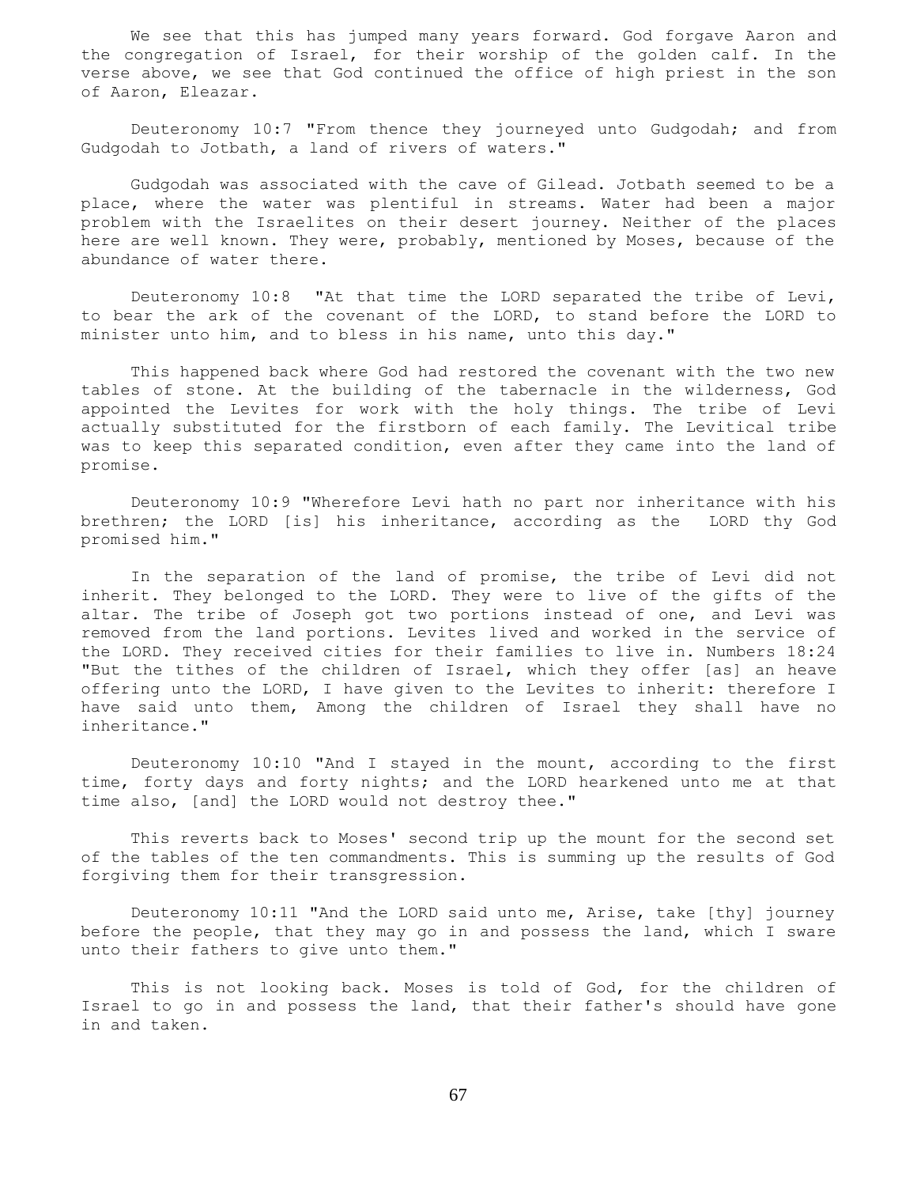We see that this has jumped many years forward. God forgave Aaron and the congregation of Israel, for their worship of the golden calf. In the verse above, we see that God continued the office of high priest in the son of Aaron, Eleazar.

Deuteronomy 10:7 "From thence they journeyed unto Gudgodah; and from Gudgodah to Jotbath, a land of rivers of waters."

Gudgodah was associated with the cave of Gilead. Jotbath seemed to be a place, where the water was plentiful in streams. Water had been a major problem with the Israelites on their desert journey. Neither of the places here are well known. They were, probably, mentioned by Moses, because of the abundance of water there.

Deuteronomy 10:8 "At that time the LORD separated the tribe of Levi, to bear the ark of the covenant of the LORD, to stand before the LORD to minister unto him, and to bless in his name, unto this day."

This happened back where God had restored the covenant with the two new tables of stone. At the building of the tabernacle in the wilderness, God appointed the Levites for work with the holy things. The tribe of Levi actually substituted for the firstborn of each family. The Levitical tribe was to keep this separated condition, even after they came into the land of promise.

Deuteronomy 10:9 "Wherefore Levi hath no part nor inheritance with his brethren; the LORD [is] his inheritance, according as the LORD thy God promised him."

In the separation of the land of promise, the tribe of Levi did not inherit. They belonged to the LORD. They were to live of the gifts of the altar. The tribe of Joseph got two portions instead of one, and Levi was removed from the land portions. Levites lived and worked in the service of the LORD. They received cities for their families to live in. Numbers 18:24 "But the tithes of the children of Israel, which they offer [as] an heave offering unto the LORD, I have given to the Levites to inherit: therefore I have said unto them, Among the children of Israel they shall have no inheritance."

Deuteronomy 10:10 "And I stayed in the mount, according to the first time, forty days and forty nights; and the LORD hearkened unto me at that time also, [and] the LORD would not destroy thee."

This reverts back to Moses' second trip up the mount for the second set of the tables of the ten commandments. This is summing up the results of God forgiving them for their transgression.

Deuteronomy 10:11 "And the LORD said unto me, Arise, take [thy] journey before the people, that they may go in and possess the land, which I sware unto their fathers to give unto them."

This is not looking back. Moses is told of God, for the children of Israel to go in and possess the land, that their father's should have gone in and taken.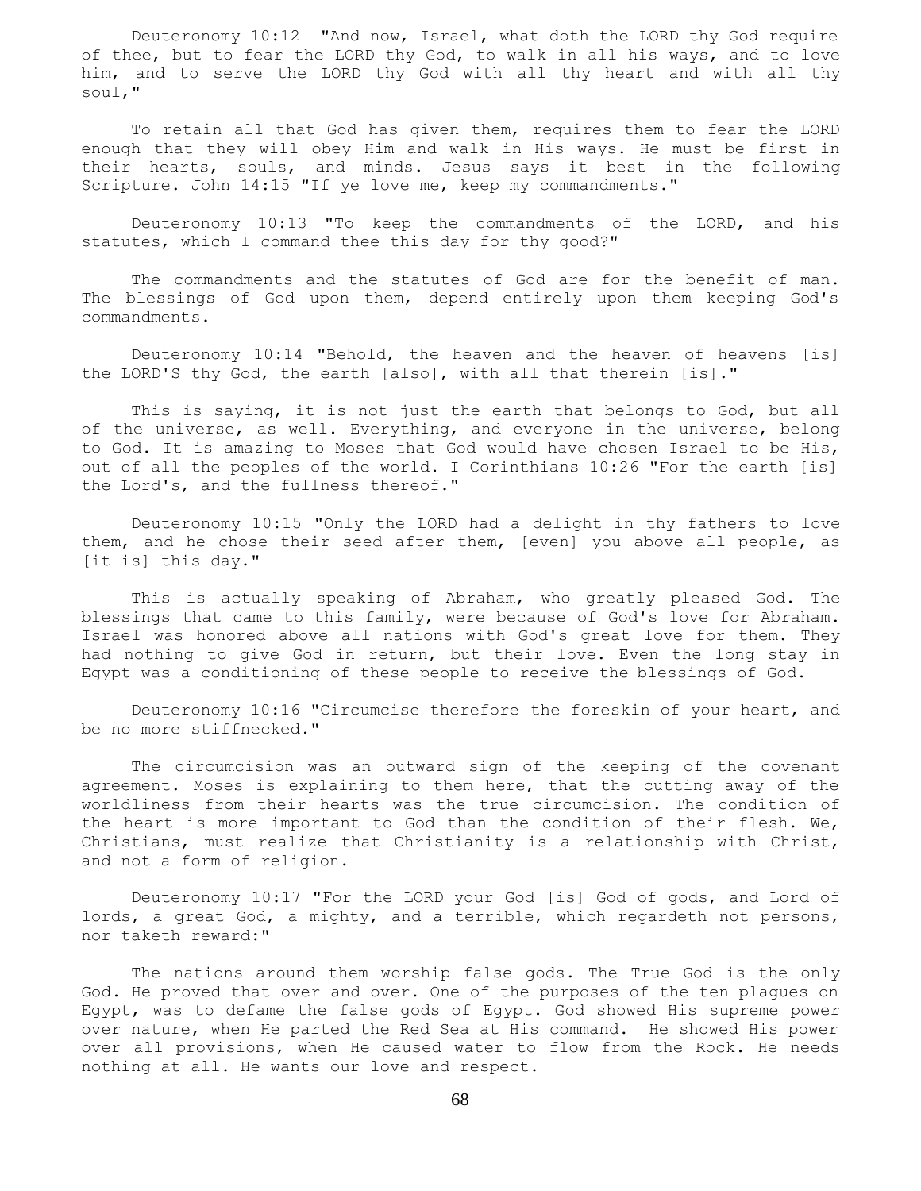Deuteronomy 10:12 "And now, Israel, what doth the LORD thy God require of thee, but to fear the LORD thy God, to walk in all his ways, and to love him, and to serve the LORD thy God with all thy heart and with all thy soul,"

To retain all that God has given them, requires them to fear the LORD enough that they will obey Him and walk in His ways. He must be first in their hearts, souls, and minds. Jesus says it best in the following Scripture. John 14:15 "If ye love me, keep my commandments."

Deuteronomy 10:13 "To keep the commandments of the LORD, and his statutes, which I command thee this day for thy good?"

The commandments and the statutes of God are for the benefit of man. The blessings of God upon them, depend entirely upon them keeping God's commandments.

Deuteronomy 10:14 "Behold, the heaven and the heaven of heavens [is] the LORD'S thy God, the earth [also], with all that therein [is]."

This is saying, it is not just the earth that belongs to God, but all of the universe, as well. Everything, and everyone in the universe, belong to God. It is amazing to Moses that God would have chosen Israel to be His, out of all the peoples of the world. I Corinthians 10:26 "For the earth [is] the Lord's, and the fullness thereof."

Deuteronomy 10:15 "Only the LORD had a delight in thy fathers to love them, and he chose their seed after them, [even] you above all people, as [it is] this day."

This is actually speaking of Abraham, who greatly pleased God. The blessings that came to this family, were because of God's love for Abraham. Israel was honored above all nations with God's great love for them. They had nothing to give God in return, but their love. Even the long stay in Egypt was a conditioning of these people to receive the blessings of God.

Deuteronomy 10:16 "Circumcise therefore the foreskin of your heart, and be no more stiffnecked."

The circumcision was an outward sign of the keeping of the covenant agreement. Moses is explaining to them here, that the cutting away of the worldliness from their hearts was the true circumcision. The condition of the heart is more important to God than the condition of their flesh. We, Christians, must realize that Christianity is a relationship with Christ, and not a form of religion.

Deuteronomy 10:17 "For the LORD your God [is] God of gods, and Lord of lords, a great God, a mighty, and a terrible, which regardeth not persons, nor taketh reward:"

The nations around them worship false gods. The True God is the only God. He proved that over and over. One of the purposes of the ten plagues on Egypt, was to defame the false gods of Egypt. God showed His supreme power over nature, when He parted the Red Sea at His command. He showed His power over all provisions, when He caused water to flow from the Rock. He needs nothing at all. He wants our love and respect.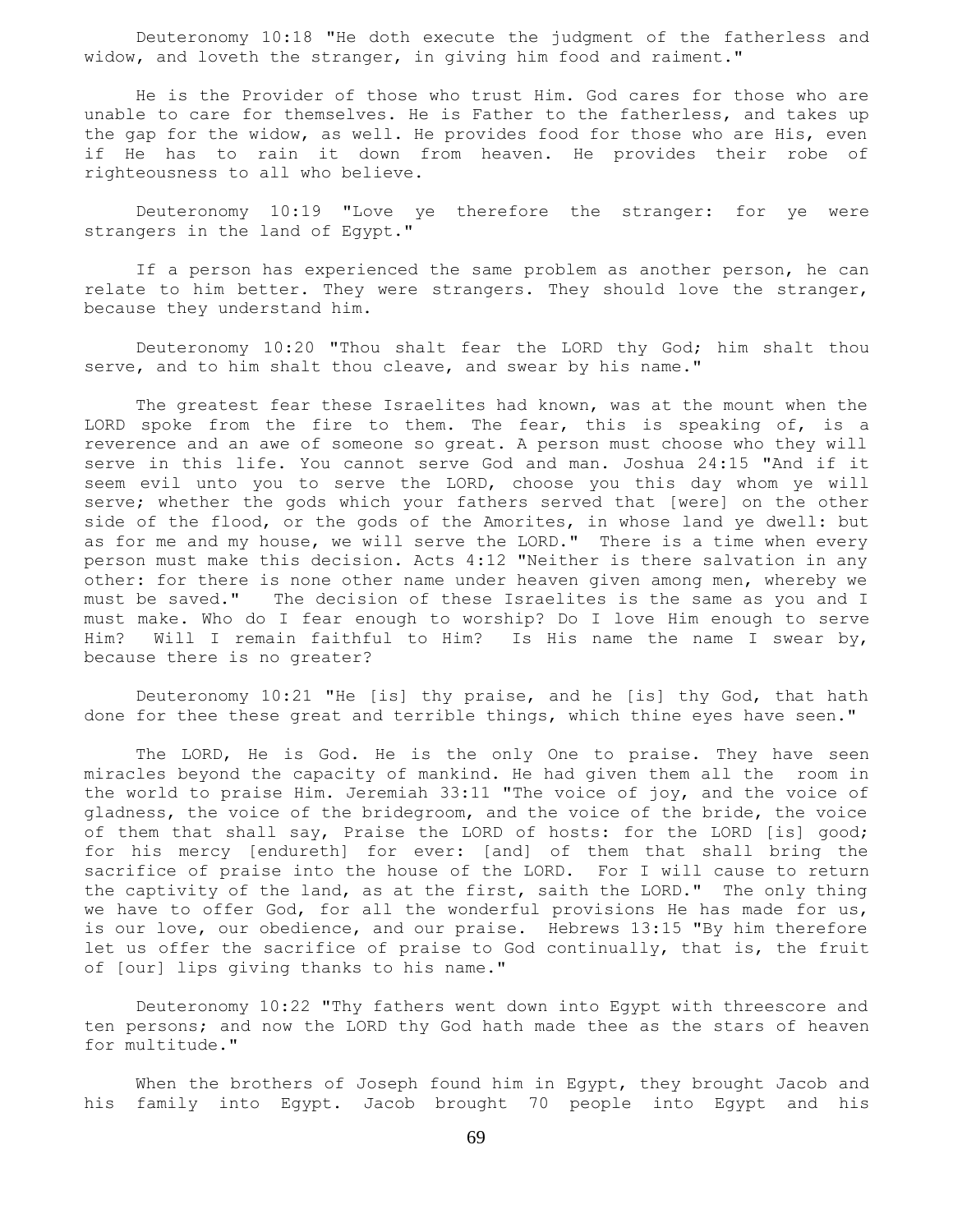Deuteronomy 10:18 "He doth execute the judgment of the fatherless and widow, and loveth the stranger, in giving him food and raiment."

He is the Provider of those who trust Him. God cares for those who are unable to care for themselves. He is Father to the fatherless, and takes up the gap for the widow, as well. He provides food for those who are His, even if He has to rain it down from heaven. He provides their robe of righteousness to all who believe.

Deuteronomy 10:19 "Love ye therefore the stranger: for ye were strangers in the land of Egypt."

If a person has experienced the same problem as another person, he can relate to him better. They were strangers. They should love the stranger, because they understand him.

Deuteronomy 10:20 "Thou shalt fear the LORD thy God; him shalt thou serve, and to him shalt thou cleave, and swear by his name."

The greatest fear these Israelites had known, was at the mount when the LORD spoke from the fire to them. The fear, this is speaking of, is a reverence and an awe of someone so great. A person must choose who they will serve in this life. You cannot serve God and man. Joshua 24:15 "And if it seem evil unto you to serve the LORD, choose you this day whom ye will serve; whether the gods which your fathers served that [were] on the other side of the flood, or the gods of the Amorites, in whose land ye dwell: but as for me and my house, we will serve the LORD." There is a time when every person must make this decision. Acts 4:12 "Neither is there salvation in any other: for there is none other name under heaven given among men, whereby we must be saved." The decision of these Israelites is the same as you and I must make. Who do I fear enough to worship? Do I love Him enough to serve Him? Will I remain faithful to Him? Is His name the name I swear by, because there is no greater?

Deuteronomy 10:21 "He [is] thy praise, and he [is] thy God, that hath done for thee these great and terrible things, which thine eyes have seen."

The LORD, He is God. He is the only One to praise. They have seen miracles beyond the capacity of mankind. He had given them all the room in the world to praise Him. Jeremiah 33:11 "The voice of joy, and the voice of gladness, the voice of the bridegroom, and the voice of the bride, the voice of them that shall say, Praise the LORD of hosts: for the LORD [is] good; for his mercy [endureth] for ever: [and] of them that shall bring the sacrifice of praise into the house of the LORD. For I will cause to return the captivity of the land, as at the first, saith the LORD." The only thing we have to offer God, for all the wonderful provisions He has made for us, is our love, our obedience, and our praise. Hebrews 13:15 "By him therefore let us offer the sacrifice of praise to God continually, that is, the fruit of [our] lips giving thanks to his name."

Deuteronomy 10:22 "Thy fathers went down into Egypt with threescore and ten persons; and now the LORD thy God hath made thee as the stars of heaven for multitude."

When the brothers of Joseph found him in Egypt, they brought Jacob and his family into Egypt. Jacob brought 70 people into Egypt and his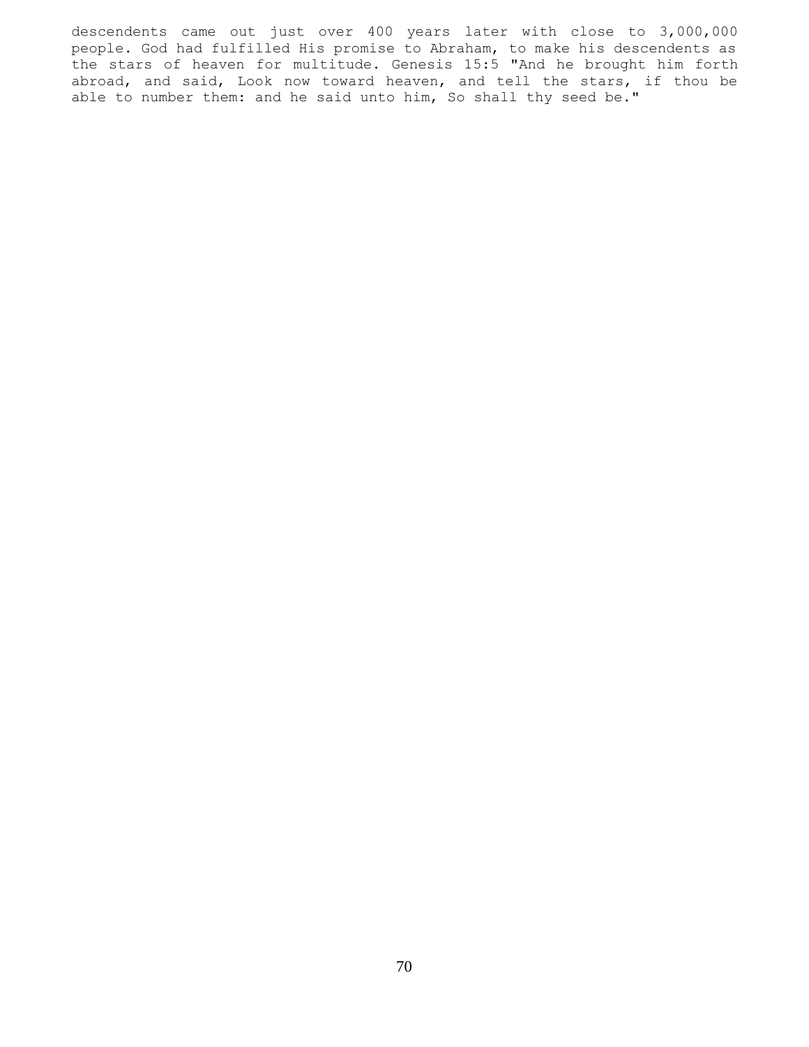descendents came out just over 400 years later with close to 3,000,000 people. God had fulfilled His promise to Abraham, to make his descendents as the stars of heaven for multitude. Genesis 15:5 "And he brought him forth abroad, and said, Look now toward heaven, and tell the stars, if thou be able to number them: and he said unto him, So shall thy seed be."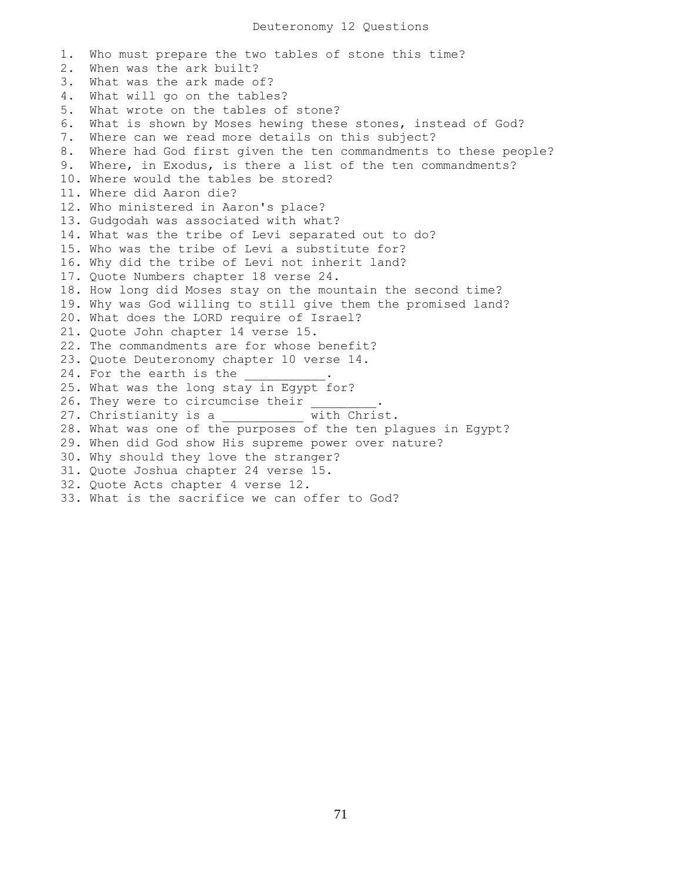# Deuteronomy 12 Questions

1. Who must prepare the two tables of stone this time?
2. When was the ark built?
3. What was the ark made of?
4. What will go on the tables?
5. What wrote on the tables of stone?
6. What is shown by Moses hewing these stones, instead of God?
7. Where can we read more details on this subject?
8. Where had God first given the ten commandments to these people?
9. Where, in Exodus, is there a list of the ten commandments?
10. Where would the tables be stored?
11. Where did Aaron die?
12. Who ministered in Aaron's place?
13. Gudgodah was associated with what?
14. What was the tribe of Levi separated out to do?
15. Who was the tribe of Levi a substitute for?
16. Why did the tribe of Levi not inherit land?
17. Quote Numbers chapter 18 verse 24.
18. How long did Moses stay on the mountain the second time?
19. Why was God willing to still give them the promised land?
20. What does the LORD require of Israel?
21. Quote John chapter 14 verse 15.
22. The commandments are for whose benefit?
23. Quote Deuteronomy chapter 10 verse 14.
24. For the earth is the ___________.
25. What was the long stay in Egypt for?
26. They were to circumcise their _________.
27. Christianity is a ___________ with Christ.
28. What was one of the purposes of the ten plagues in Egypt?
29. When did God show His supreme power over nature?
30. Why should they love the stranger?
31. Quote Joshua chapter 24 verse 15.
32. Quote Acts chapter 4 verse 12.
33. What is the sacrifice we can offer to God?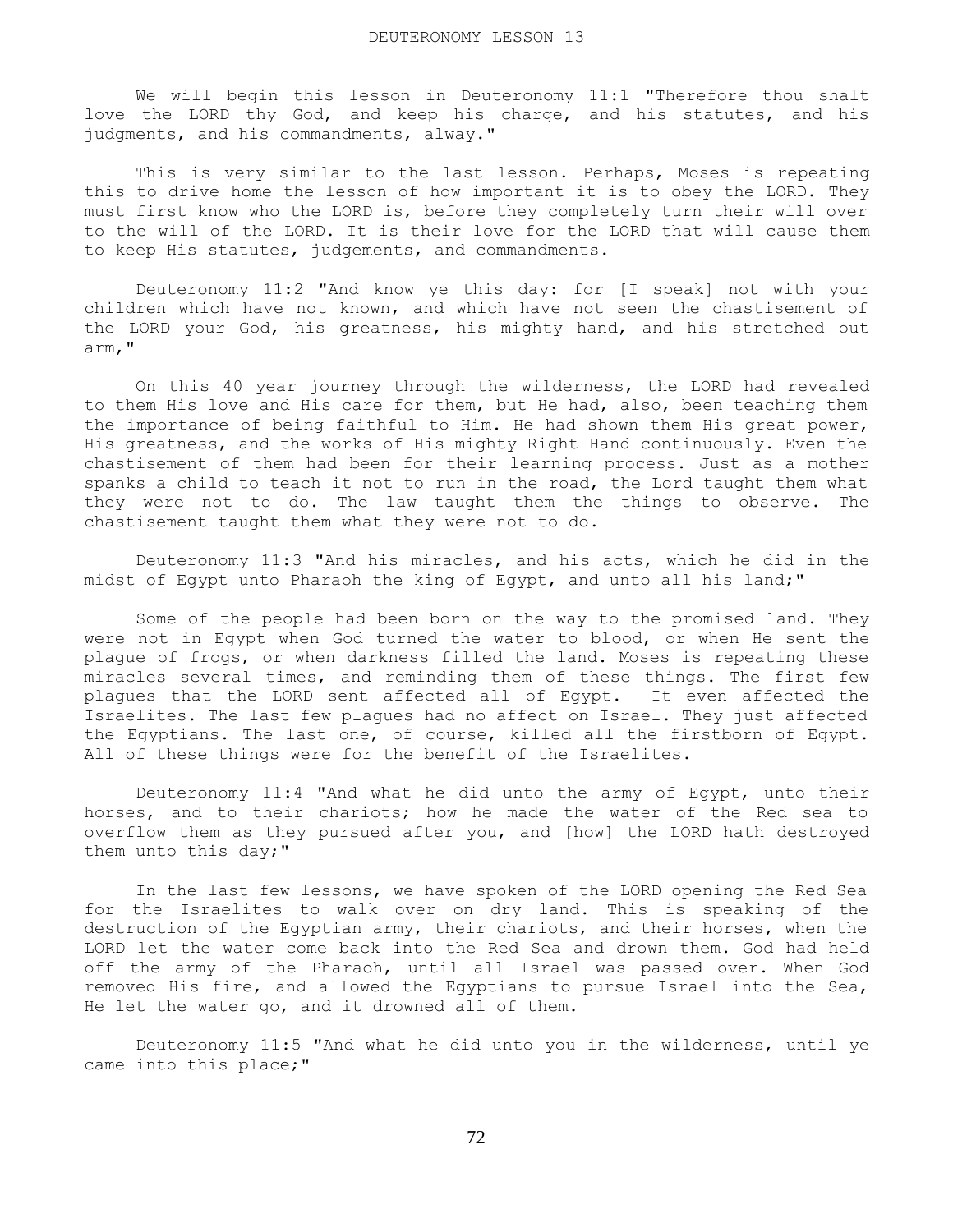# DEUTERONOMY LESSON 13

We will begin this lesson in Deuteronomy 11:1 "Therefore thou shalt love the LORD thy God, and keep his charge, and his statutes, and his judgments, and his commandments, alway."

This is very similar to the last lesson. Perhaps, Moses is repeating this to drive home the lesson of how important it is to obey the LORD. They must first know who the LORD is, before they completely turn their will over to the will of the LORD. It is their love for the LORD that will cause them to keep His statutes, judgements, and commandments.

Deuteronomy 11:2 "And know ye this day: for [I speak] not with your children which have not known, and which have not seen the chastisement of the LORD your God, his greatness, his mighty hand, and his stretched out arm,"

On this 40 year journey through the wilderness, the LORD had revealed to them His love and His care for them, but He had, also, been teaching them the importance of being faithful to Him. He had shown them His great power, His greatness, and the works of His mighty Right Hand continuously. Even the chastisement of them had been for their learning process. Just as a mother spanks a child to teach it not to run in the road, the Lord taught them what they were not to do. The law taught them the things to observe. The chastisement taught them what they were not to do.

Deuteronomy 11:3 "And his miracles, and his acts, which he did in the midst of Egypt unto Pharaoh the king of Egypt, and unto all his land;"

Some of the people had been born on the way to the promised land. They were not in Egypt when God turned the water to blood, or when He sent the plague of frogs, or when darkness filled the land. Moses is repeating these miracles several times, and reminding them of these things. The first few plagues that the LORD sent affected all of Egypt. It even affected the Israelites. The last few plagues had no affect on Israel. They just affected the Egyptians. The last one, of course, killed all the firstborn of Egypt. All of these things were for the benefit of the Israelites.

Deuteronomy 11:4 "And what he did unto the army of Egypt, unto their horses, and to their chariots; how he made the water of the Red sea to overflow them as they pursued after you, and [how] the LORD hath destroyed them unto this day;"

In the last few lessons, we have spoken of the LORD opening the Red Sea for the Israelites to walk over on dry land. This is speaking of the destruction of the Egyptian army, their chariots, and their horses, when the LORD let the water come back into the Red Sea and drown them. God had held off the army of the Pharaoh, until all Israel was passed over. When God removed His fire, and allowed the Egyptians to pursue Israel into the Sea, He let the water go, and it drowned all of them.

Deuteronomy 11:5 "And what he did unto you in the wilderness, until ye came into this place;"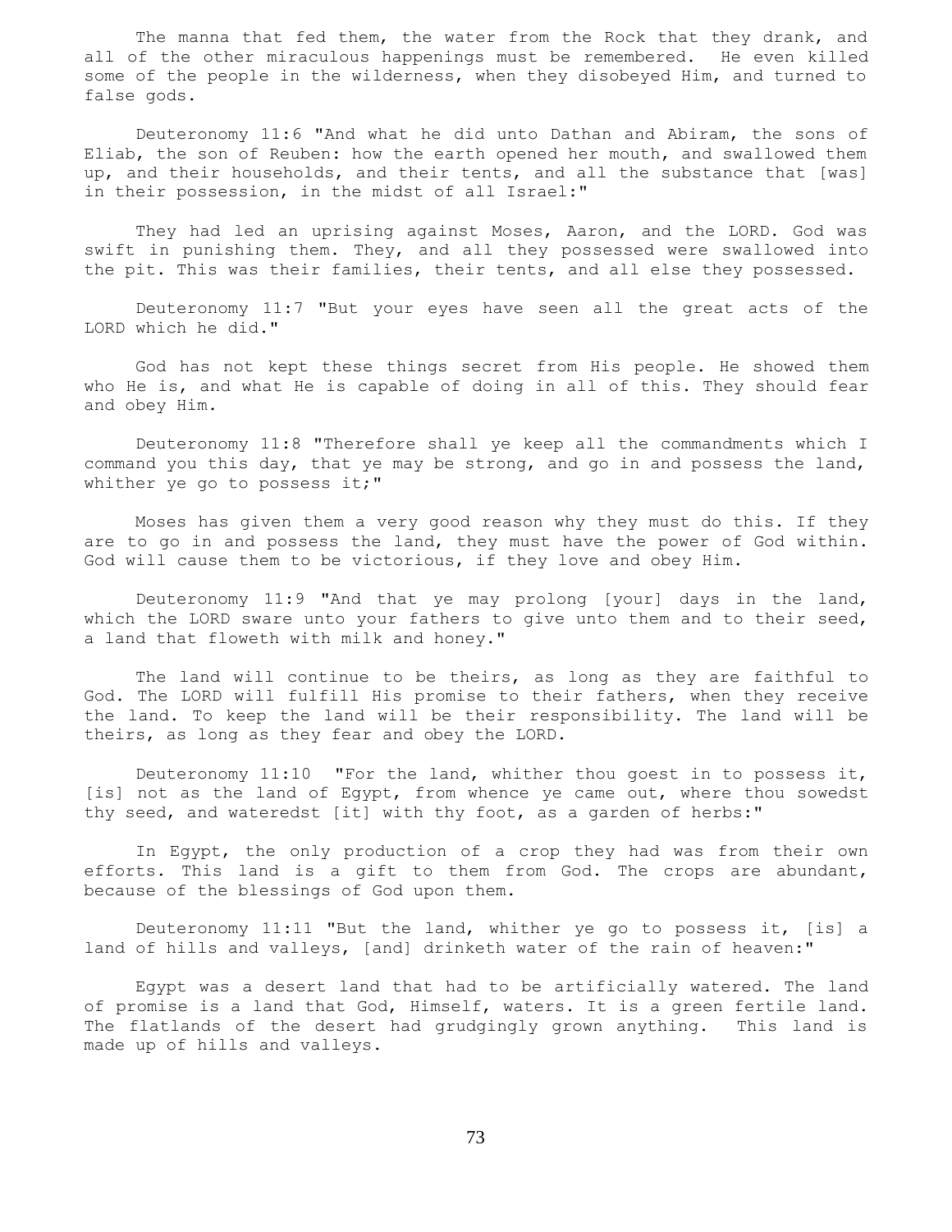The manna that fed them, the water from the Rock that they drank, and all of the other miraculous happenings must be remembered. He even killed some of the people in the wilderness, when they disobeyed Him, and turned to false gods.

Deuteronomy 11:6 "And what he did unto Dathan and Abiram, the sons of Eliab, the son of Reuben: how the earth opened her mouth, and swallowed them up, and their households, and their tents, and all the substance that [was] in their possession, in the midst of all Israel:"

They had led an uprising against Moses, Aaron, and the LORD. God was swift in punishing them. They, and all they possessed were swallowed into the pit. This was their families, their tents, and all else they possessed.

Deuteronomy 11:7 "But your eyes have seen all the great acts of the LORD which he did."

God has not kept these things secret from His people. He showed them who He is, and what He is capable of doing in all of this. They should fear and obey Him.

Deuteronomy 11:8 "Therefore shall ye keep all the commandments which I command you this day, that ye may be strong, and go in and possess the land, whither ye go to possess it;"

Moses has given them a very good reason why they must do this. If they are to go in and possess the land, they must have the power of God within. God will cause them to be victorious, if they love and obey Him.

Deuteronomy 11:9 "And that ye may prolong [your] days in the land, which the LORD sware unto your fathers to give unto them and to their seed, a land that floweth with milk and honey."

The land will continue to be theirs, as long as they are faithful to God. The LORD will fulfill His promise to their fathers, when they receive the land. To keep the land will be their responsibility. The land will be theirs, as long as they fear and obey the LORD.

Deuteronomy 11:10 "For the land, whither thou goest in to possess it, [is] not as the land of Egypt, from whence ye came out, where thou sowedst thy seed, and wateredst [it] with thy foot, as a garden of herbs:"

In Egypt, the only production of a crop they had was from their own efforts. This land is a gift to them from God. The crops are abundant, because of the blessings of God upon them.

Deuteronomy 11:11 "But the land, whither ye go to possess it, [is] a land of hills and valleys, [and] drinketh water of the rain of heaven:"

Egypt was a desert land that had to be artificially watered. The land of promise is a land that God, Himself, waters. It is a green fertile land. The flatlands of the desert had grudgingly grown anything. This land is made up of hills and valleys.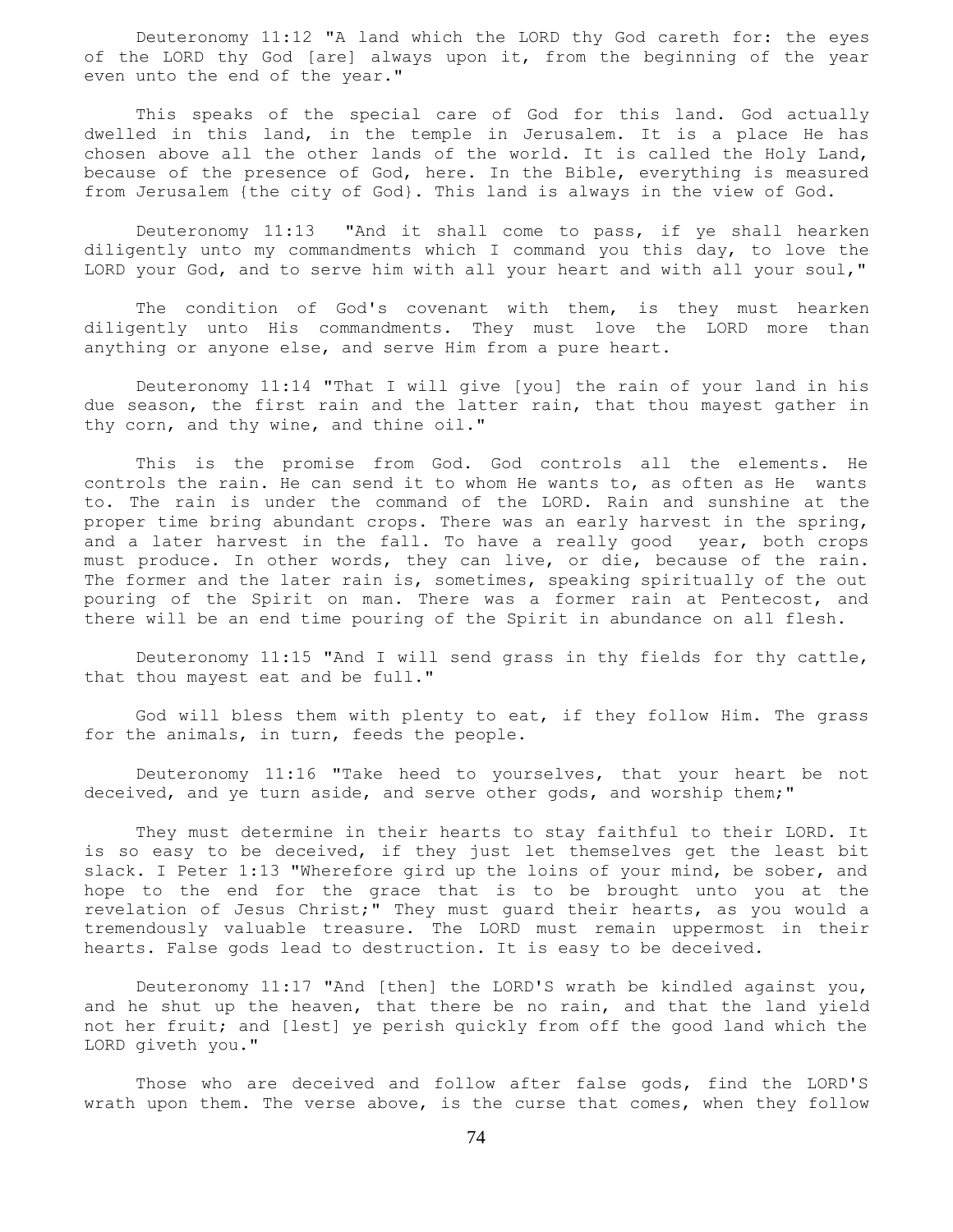Deuteronomy 11:12 "A land which the LORD thy God careth for: the eyes of the LORD thy God [are] always upon it, from the beginning of the year even unto the end of the year."

This speaks of the special care of God for this land. God actually dwelled in this land, in the temple in Jerusalem. It is a place He has chosen above all the other lands of the world. It is called the Holy Land, because of the presence of God, here. In the Bible, everything is measured from Jerusalem {the city of God}. This land is always in the view of God.

Deuteronomy 11:13 "And it shall come to pass, if ye shall hearken diligently unto my commandments which I command you this day, to love the LORD your God, and to serve him with all your heart and with all your soul,"

The condition of God's covenant with them, is they must hearken diligently unto His commandments. They must love the LORD more than anything or anyone else, and serve Him from a pure heart.

Deuteronomy 11:14 "That I will give [you] the rain of your land in his due season, the first rain and the latter rain, that thou mayest gather in thy corn, and thy wine, and thine oil."

This is the promise from God. God controls all the elements. He controls the rain. He can send it to whom He wants to, as often as He wants to. The rain is under the command of the LORD. Rain and sunshine at the proper time bring abundant crops. There was an early harvest in the spring, and a later harvest in the fall. To have a really good year, both crops must produce. In other words, they can live, or die, because of the rain. The former and the later rain is, sometimes, speaking spiritually of the out pouring of the Spirit on man. There was a former rain at Pentecost, and there will be an end time pouring of the Spirit in abundance on all flesh.

Deuteronomy 11:15 "And I will send grass in thy fields for thy cattle, that thou mayest eat and be full."

God will bless them with plenty to eat, if they follow Him. The grass for the animals, in turn, feeds the people.

Deuteronomy 11:16 "Take heed to yourselves, that your heart be not deceived, and ye turn aside, and serve other gods, and worship them;"

They must determine in their hearts to stay faithful to their LORD. It is so easy to be deceived, if they just let themselves get the least bit slack. I Peter 1:13 "Wherefore gird up the loins of your mind, be sober, and hope to the end for the grace that is to be brought unto you at the revelation of Jesus Christ;" They must guard their hearts, as you would a tremendously valuable treasure. The LORD must remain uppermost in their hearts. False gods lead to destruction. It is easy to be deceived.

Deuteronomy 11:17 "And [then] the LORD'S wrath be kindled against you, and he shut up the heaven, that there be no rain, and that the land yield not her fruit; and [lest] ye perish quickly from off the good land which the LORD giveth you."

Those who are deceived and follow after false gods, find the LORD'S wrath upon them. The verse above, is the curse that comes, when they follow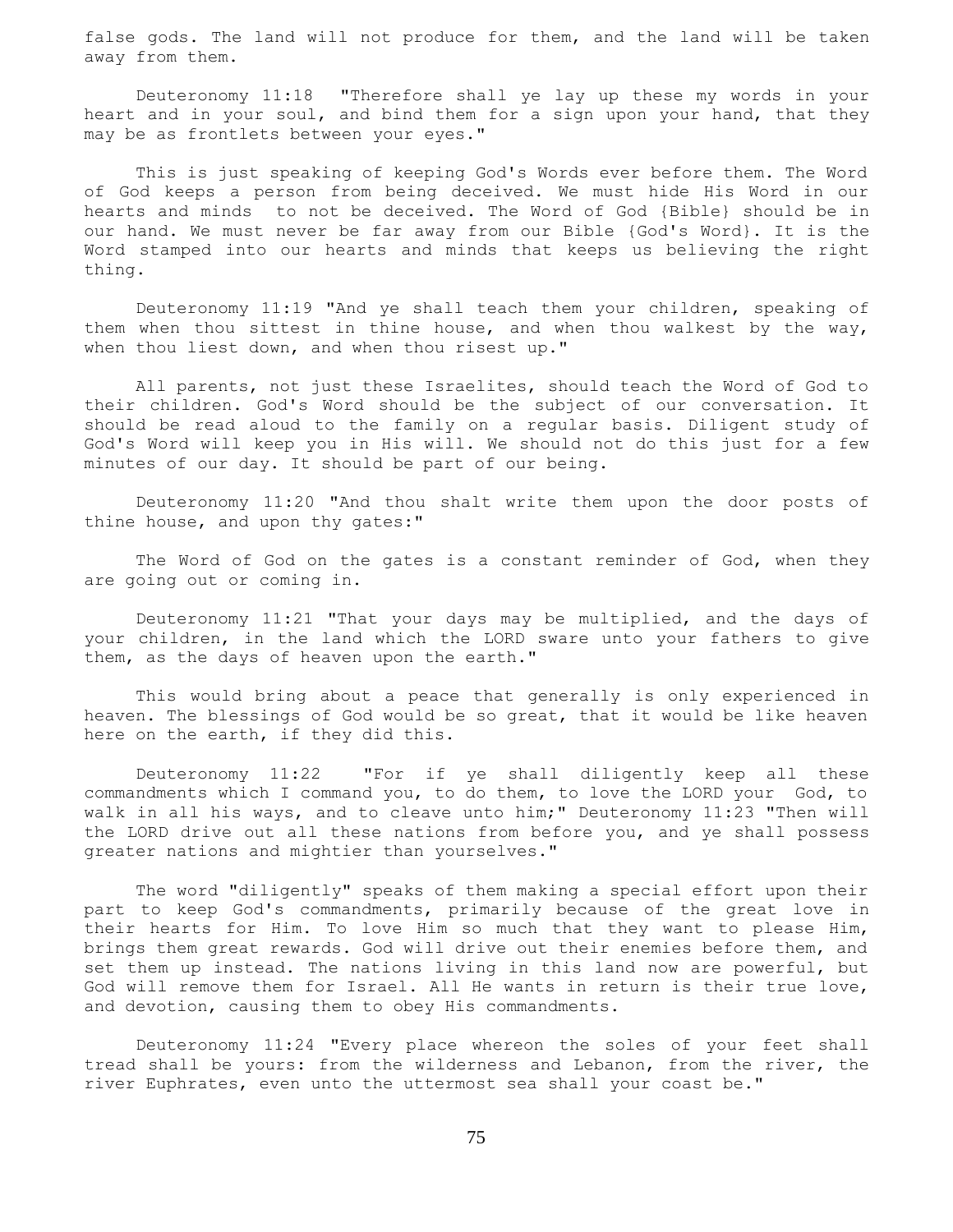false gods. The land will not produce for them, and the land will be taken away from them.

Deuteronomy 11:18 "Therefore shall ye lay up these my words in your heart and in your soul, and bind them for a sign upon your hand, that they may be as frontlets between your eyes."

This is just speaking of keeping God's Words ever before them. The Word of God keeps a person from being deceived. We must hide His Word in our hearts and minds to not be deceived. The Word of God {Bible} should be in our hand. We must never be far away from our Bible {God's Word}. It is the Word stamped into our hearts and minds that keeps us believing the right thing.

Deuteronomy 11:19 "And ye shall teach them your children, speaking of them when thou sittest in thine house, and when thou walkest by the way, when thou liest down, and when thou risest up."

All parents, not just these Israelites, should teach the Word of God to their children. God's Word should be the subject of our conversation. It should be read aloud to the family on a regular basis. Diligent study of God's Word will keep you in His will. We should not do this just for a few minutes of our day. It should be part of our being.

Deuteronomy 11:20 "And thou shalt write them upon the door posts of thine house, and upon thy gates:"

The Word of God on the gates is a constant reminder of God, when they are going out or coming in.

Deuteronomy 11:21 "That your days may be multiplied, and the days of your children, in the land which the LORD sware unto your fathers to give them, as the days of heaven upon the earth."

This would bring about a peace that generally is only experienced in heaven. The blessings of God would be so great, that it would be like heaven here on the earth, if they did this.

Deuteronomy 11:22 "For if ye shall diligently keep all these commandments which I command you, to do them, to love the LORD your God, to walk in all his ways, and to cleave unto him;" Deuteronomy 11:23 "Then will the LORD drive out all these nations from before you, and ye shall possess greater nations and mightier than yourselves."

The word "diligently" speaks of them making a special effort upon their part to keep God's commandments, primarily because of the great love in their hearts for Him. To love Him so much that they want to please Him, brings them great rewards. God will drive out their enemies before them, and set them up instead. The nations living in this land now are powerful, but God will remove them for Israel. All He wants in return is their true love, and devotion, causing them to obey His commandments.

Deuteronomy 11:24 "Every place whereon the soles of your feet shall tread shall be yours: from the wilderness and Lebanon, from the river, the river Euphrates, even unto the uttermost sea shall your coast be."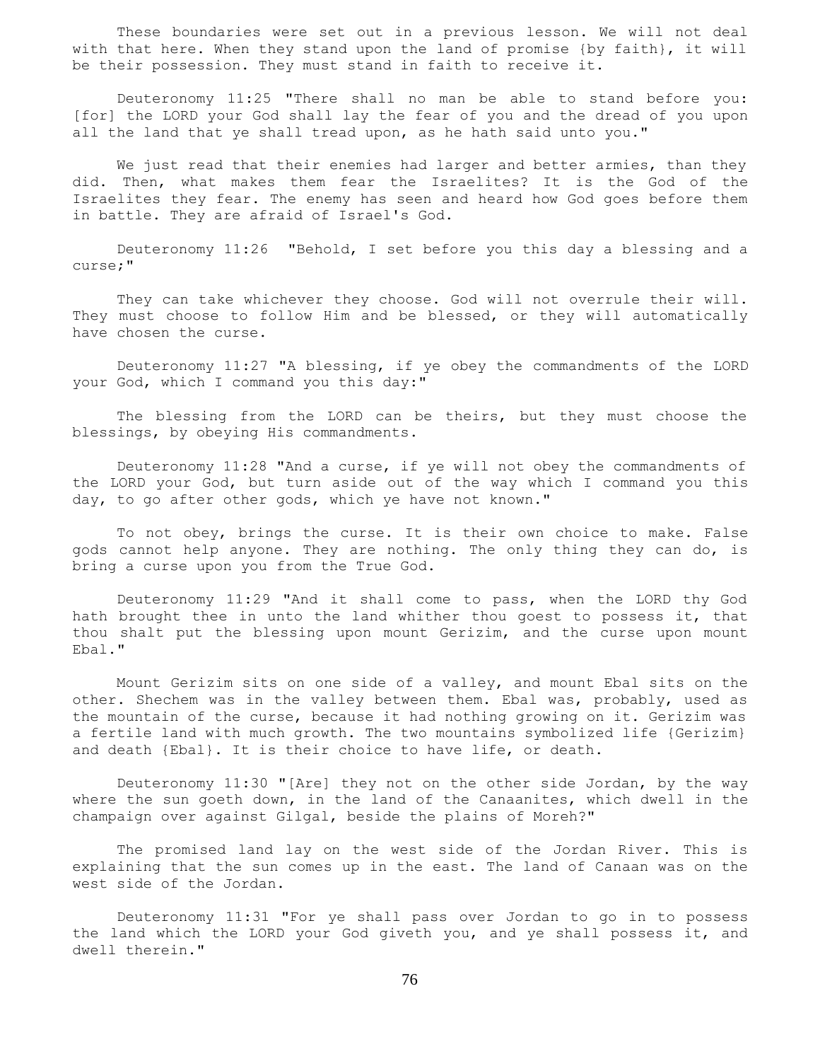These boundaries were set out in a previous lesson. We will not deal with that here. When they stand upon the land of promise {by faith}, it will be their possession. They must stand in faith to receive it.

Deuteronomy 11:25 "There shall no man be able to stand before you: [for] the LORD your God shall lay the fear of you and the dread of you upon all the land that ye shall tread upon, as he hath said unto you."

We just read that their enemies had larger and better armies, than they did. Then, what makes them fear the Israelites? It is the God of the Israelites they fear. The enemy has seen and heard how God goes before them in battle. They are afraid of Israel's God.

Deuteronomy 11:26 "Behold, I set before you this day a blessing and a curse;"

They can take whichever they choose. God will not overrule their will. They must choose to follow Him and be blessed, or they will automatically have chosen the curse.

Deuteronomy 11:27 "A blessing, if ye obey the commandments of the LORD your God, which I command you this day:"

The blessing from the LORD can be theirs, but they must choose the blessings, by obeying His commandments.

Deuteronomy 11:28 "And a curse, if ye will not obey the commandments of the LORD your God, but turn aside out of the way which I command you this day, to go after other gods, which ye have not known."

To not obey, brings the curse. It is their own choice to make. False gods cannot help anyone. They are nothing. The only thing they can do, is bring a curse upon you from the True God.

Deuteronomy 11:29 "And it shall come to pass, when the LORD thy God hath brought thee in unto the land whither thou goest to possess it, that thou shalt put the blessing upon mount Gerizim, and the curse upon mount Ebal."

Mount Gerizim sits on one side of a valley, and mount Ebal sits on the other. Shechem was in the valley between them. Ebal was, probably, used as the mountain of the curse, because it had nothing growing on it. Gerizim was a fertile land with much growth. The two mountains symbolized life {Gerizim} and death {Ebal}. It is their choice to have life, or death.

Deuteronomy 11:30 "[Are] they not on the other side Jordan, by the way where the sun goeth down, in the land of the Canaanites, which dwell in the champaign over against Gilgal, beside the plains of Moreh?"

The promised land lay on the west side of the Jordan River. This is explaining that the sun comes up in the east. The land of Canaan was on the west side of the Jordan.

Deuteronomy 11:31 "For ye shall pass over Jordan to go in to possess the land which the LORD your God giveth you, and ye shall possess it, and dwell therein."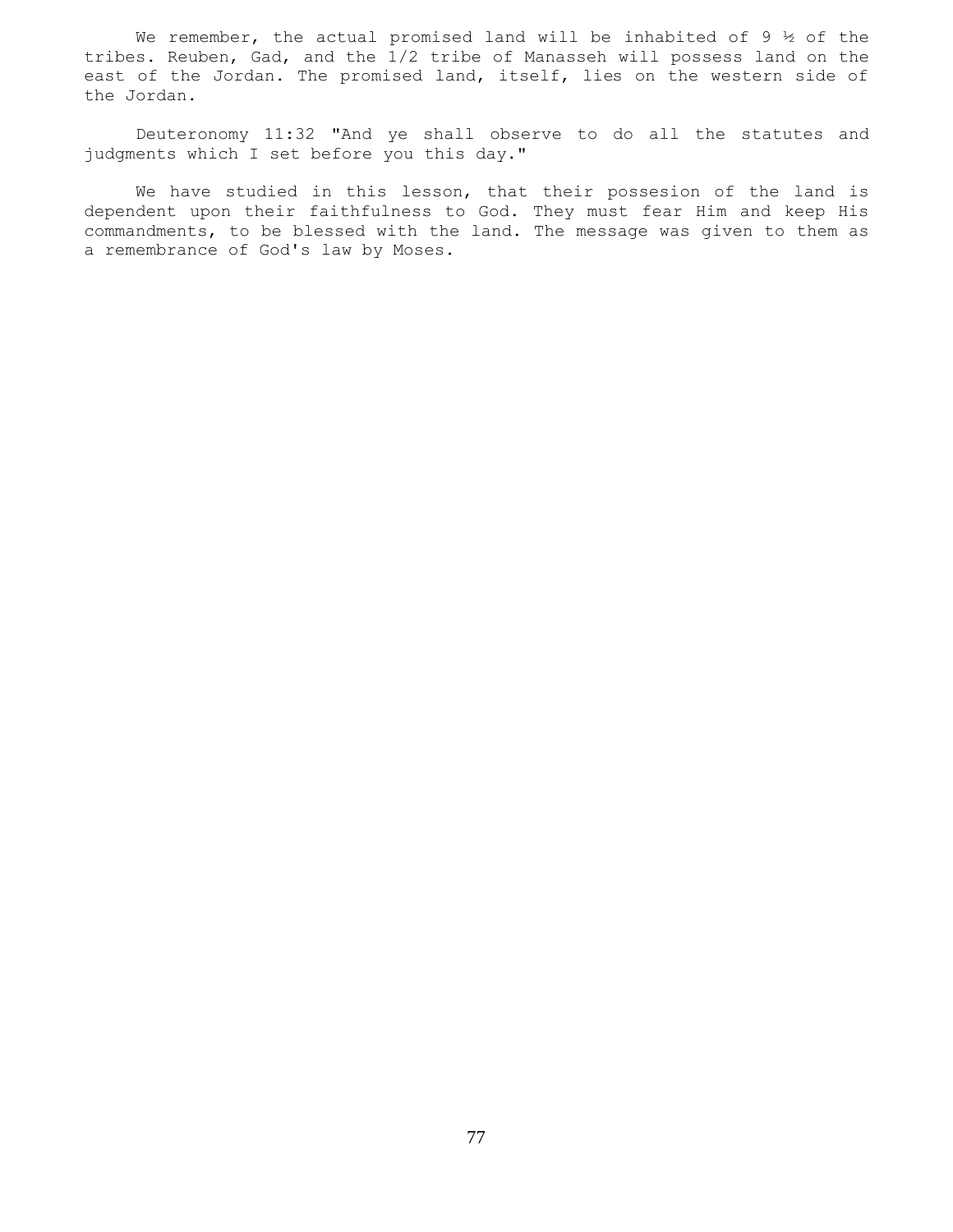We remember, the actual promised land will be inhabited of 9 ½ of the tribes. Reuben, Gad, and the 1/2 tribe of Manasseh will possess land on the east of the Jordan. The promised land, itself, lies on the western side of the Jordan.

Deuteronomy 11:32 "And ye shall observe to do all the statutes and judgments which I set before you this day."

We have studied in this lesson, that their possesion of the land is dependent upon their faithfulness to God. They must fear Him and keep His commandments, to be blessed with the land. The message was given to them as a remembrance of God's law by Moses.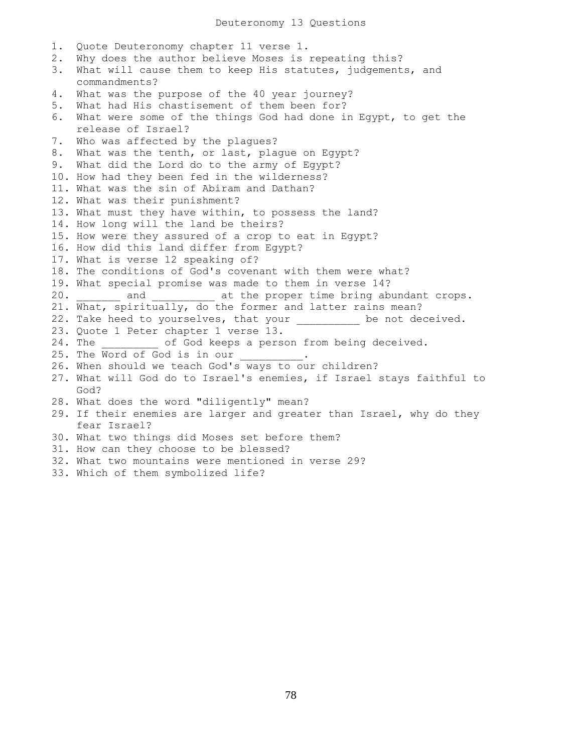# Deuteronomy 13 Questions

1. Quote Deuteronomy chapter 11 verse 1.
2. Why does the author believe Moses is repeating this?
3. What will cause them to keep His statutes, judgements, and commandments?
4. What was the purpose of the 40 year journey?
5. What had His chastisement of them been for?
6. What were some of the things God had done in Egypt, to get the release of Israel?
7. Who was affected by the plagues?
8. What was the tenth, or last, plague on Egypt?
9. What did the Lord do to the army of Egypt?
10. How had they been fed in the wilderness?
11. What was the sin of Abiram and Dathan?
12. What was their punishment?
13. What must they have within, to possess the land?
14. How long will the land be theirs?
15. How were they assured of a crop to eat in Egypt?
16. How did this land differ from Egypt?
17. What is verse 12 speaking of?
18. The conditions of God's covenant with them were what?
19. What special promise was made to them in verse 14?
20. _______ and __________ at the proper time bring abundant crops.
21. What, spiritually, do the former and latter rains mean?
22. Take heed to yourselves, that your __________ be not deceived.
23. Quote 1 Peter chapter 1 verse 13.
24. The _________ of God keeps a person from being deceived.
25. The Word of God is in our __________.
26. When should we teach God's ways to our children?
27. What will God do to Israel's enemies, if Israel stays faithful to God?
28. What does the word "diligently" mean?
29. If their enemies are larger and greater than Israel, why do they fear Israel?
30. What two things did Moses set before them?
31. How can they choose to be blessed?
32. What two mountains were mentioned in verse 29?
33. Which of them symbolized life?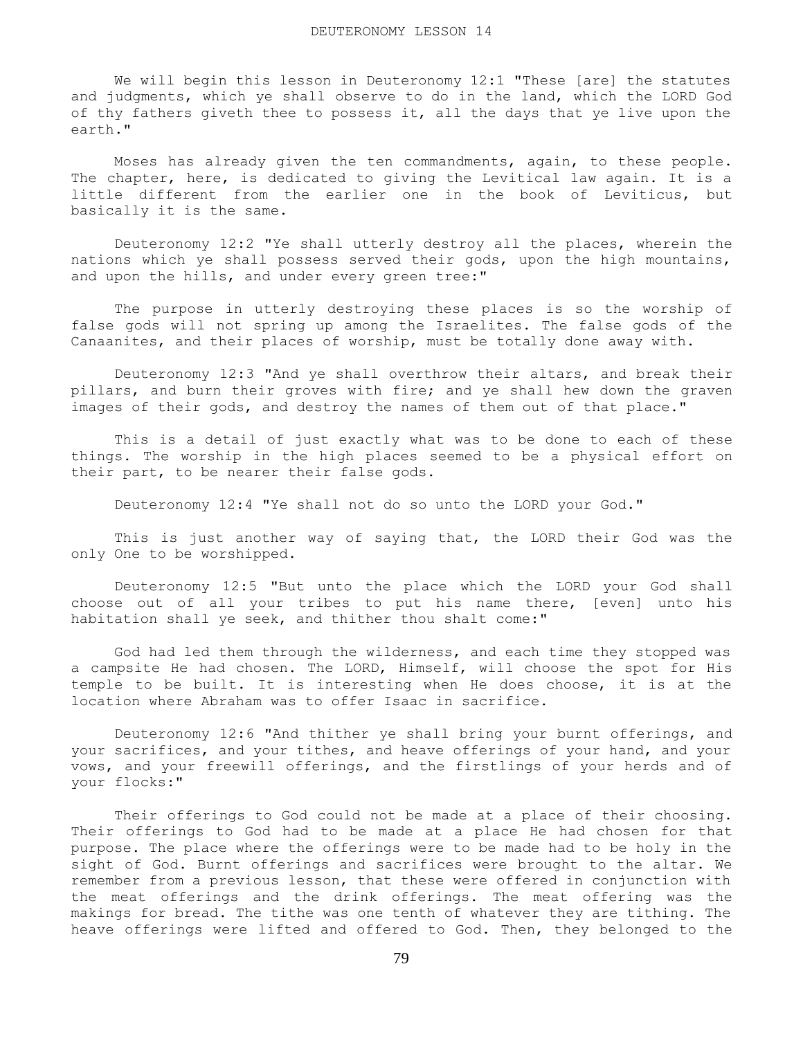# DEUTERONOMY LESSON 14

We will begin this lesson in Deuteronomy 12:1 "These [are] the statutes and judgments, which ye shall observe to do in the land, which the LORD God of thy fathers giveth thee to possess it, all the days that ye live upon the earth."

Moses has already given the ten commandments, again, to these people. The chapter, here, is dedicated to giving the Levitical law again. It is a little different from the earlier one in the book of Leviticus, but basically it is the same.

Deuteronomy 12:2 "Ye shall utterly destroy all the places, wherein the nations which ye shall possess served their gods, upon the high mountains, and upon the hills, and under every green tree:"

The purpose in utterly destroying these places is so the worship of false gods will not spring up among the Israelites. The false gods of the Canaanites, and their places of worship, must be totally done away with.

Deuteronomy 12:3 "And ye shall overthrow their altars, and break their pillars, and burn their groves with fire; and ye shall hew down the graven images of their gods, and destroy the names of them out of that place."

This is a detail of just exactly what was to be done to each of these things. The worship in the high places seemed to be a physical effort on their part, to be nearer their false gods.

Deuteronomy 12:4 "Ye shall not do so unto the LORD your God."

This is just another way of saying that, the LORD their God was the only One to be worshipped.

Deuteronomy 12:5 "But unto the place which the LORD your God shall choose out of all your tribes to put his name there, [even] unto his habitation shall ye seek, and thither thou shalt come:"

God had led them through the wilderness, and each time they stopped was a campsite He had chosen. The LORD, Himself, will choose the spot for His temple to be built. It is interesting when He does choose, it is at the location where Abraham was to offer Isaac in sacrifice.

Deuteronomy 12:6 "And thither ye shall bring your burnt offerings, and your sacrifices, and your tithes, and heave offerings of your hand, and your vows, and your freewill offerings, and the firstlings of your herds and of your flocks:"

Their offerings to God could not be made at a place of their choosing. Their offerings to God had to be made at a place He had chosen for that purpose. The place where the offerings were to be made had to be holy in the sight of God. Burnt offerings and sacrifices were brought to the altar. We remember from a previous lesson, that these were offered in conjunction with the meat offerings and the drink offerings. The meat offering was the makings for bread. The tithe was one tenth of whatever they are tithing. The heave offerings were lifted and offered to God. Then, they belonged to the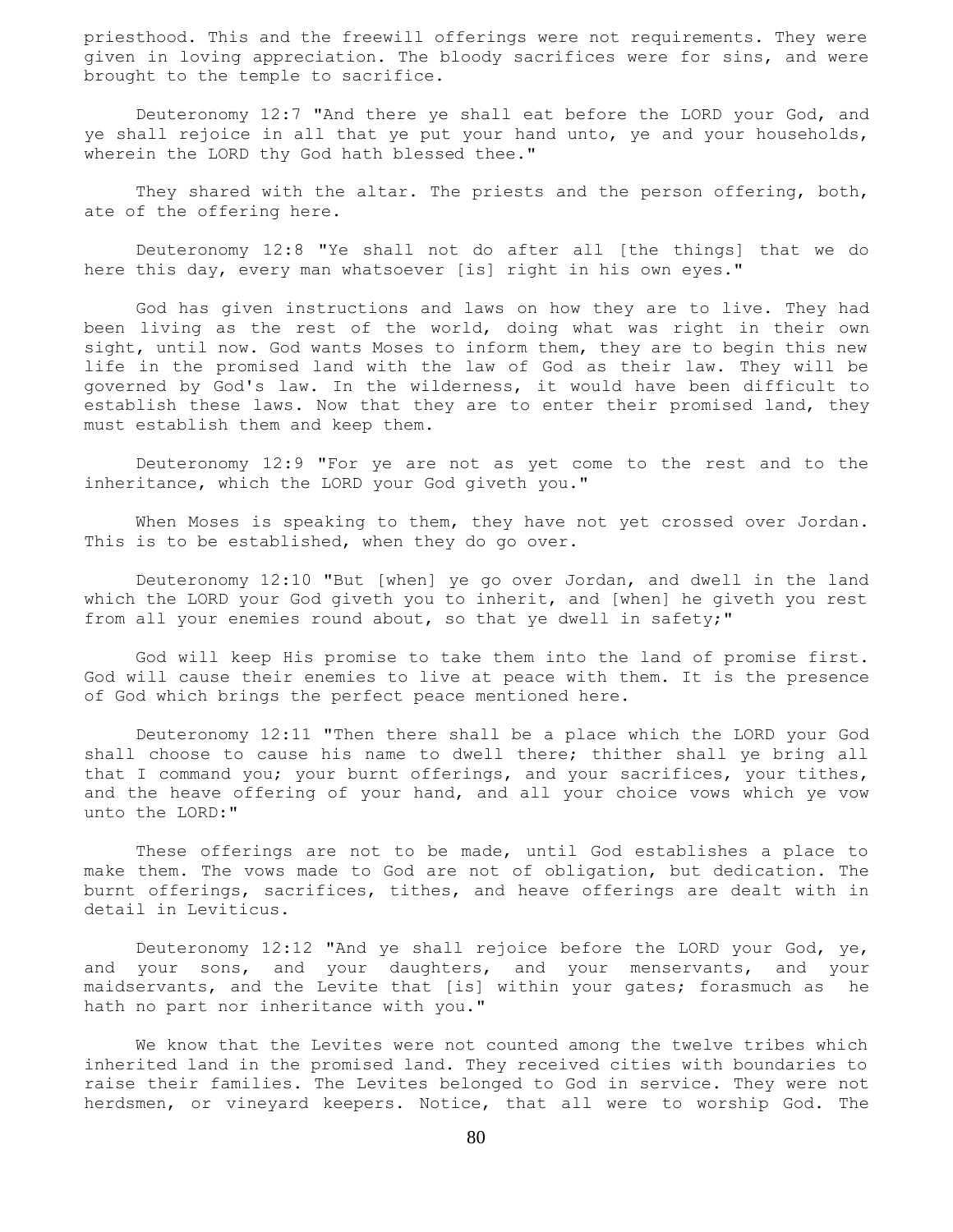priesthood. This and the freewill offerings were not requirements. They were given in loving appreciation. The bloody sacrifices were for sins, and were brought to the temple to sacrifice.

Deuteronomy 12:7 "And there ye shall eat before the LORD your God, and ye shall rejoice in all that ye put your hand unto, ye and your households, wherein the LORD thy God hath blessed thee."

They shared with the altar. The priests and the person offering, both, ate of the offering here.

Deuteronomy 12:8 "Ye shall not do after all [the things] that we do here this day, every man whatsoever [is] right in his own eyes."

God has given instructions and laws on how they are to live. They had been living as the rest of the world, doing what was right in their own sight, until now. God wants Moses to inform them, they are to begin this new life in the promised land with the law of God as their law. They will be governed by God's law. In the wilderness, it would have been difficult to establish these laws. Now that they are to enter their promised land, they must establish them and keep them.

Deuteronomy 12:9 "For ye are not as yet come to the rest and to the inheritance, which the LORD your God giveth you."

When Moses is speaking to them, they have not yet crossed over Jordan. This is to be established, when they do go over.

Deuteronomy 12:10 "But [when] ye go over Jordan, and dwell in the land which the LORD your God giveth you to inherit, and [when] he giveth you rest from all your enemies round about, so that ye dwell in safety;"

God will keep His promise to take them into the land of promise first. God will cause their enemies to live at peace with them. It is the presence of God which brings the perfect peace mentioned here.

Deuteronomy 12:11 "Then there shall be a place which the LORD your God shall choose to cause his name to dwell there; thither shall ye bring all that I command you; your burnt offerings, and your sacrifices, your tithes, and the heave offering of your hand, and all your choice vows which ye vow unto the LORD:"

These offerings are not to be made, until God establishes a place to make them. The vows made to God are not of obligation, but dedication. The burnt offerings, sacrifices, tithes, and heave offerings are dealt with in detail in Leviticus.

Deuteronomy 12:12 "And ye shall rejoice before the LORD your God, ye, and your sons, and your daughters, and your menservants, and your maidservants, and the Levite that [is] within your gates; forasmuch as he hath no part nor inheritance with you."

We know that the Levites were not counted among the twelve tribes which inherited land in the promised land. They received cities with boundaries to raise their families. The Levites belonged to God in service. They were not herdsmen, or vineyard keepers. Notice, that all were to worship God. The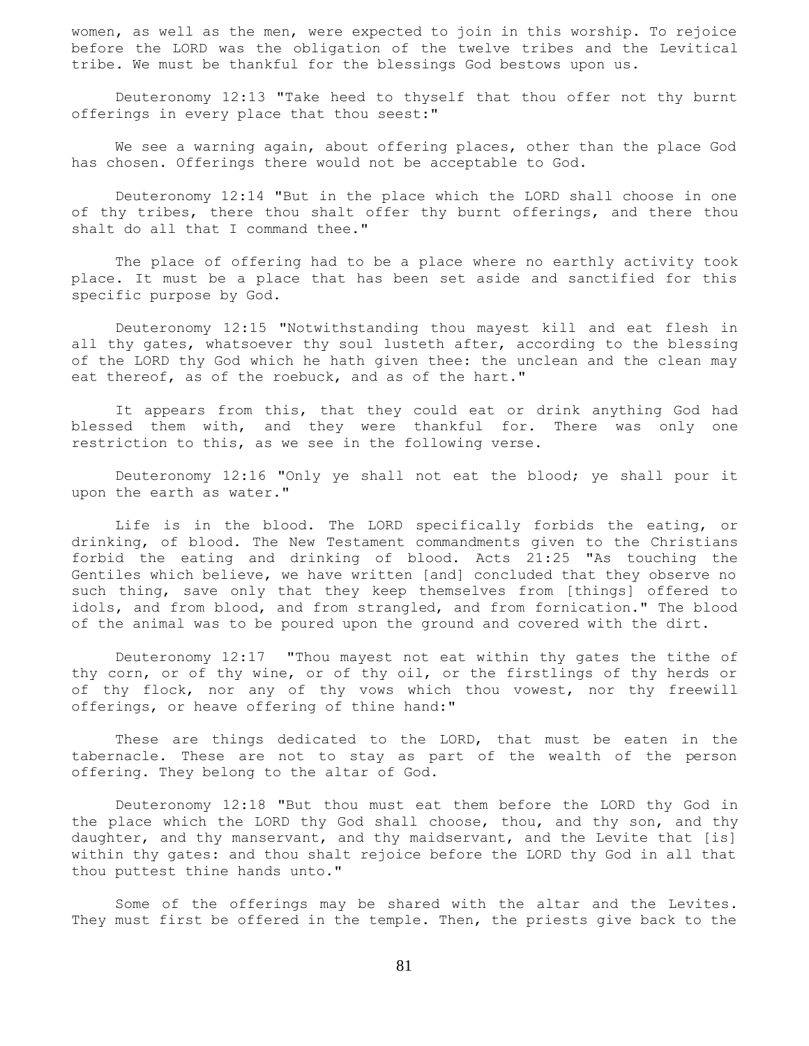women, as well as the men, were expected to join in this worship. To rejoice before the LORD was the obligation of the twelve tribes and the Levitical tribe. We must be thankful for the blessings God bestows upon us.

Deuteronomy 12:13 "Take heed to thyself that thou offer not thy burnt offerings in every place that thou seest:"

We see a warning again, about offering places, other than the place God has chosen. Offerings there would not be acceptable to God.

Deuteronomy 12:14 "But in the place which the LORD shall choose in one of thy tribes, there thou shalt offer thy burnt offerings, and there thou shalt do all that I command thee."

The place of offering had to be a place where no earthly activity took place. It must be a place that has been set aside and sanctified for this specific purpose by God.

Deuteronomy 12:15 "Notwithstanding thou mayest kill and eat flesh in all thy gates, whatsoever thy soul lusteth after, according to the blessing of the LORD thy God which he hath given thee: the unclean and the clean may eat thereof, as of the roebuck, and as of the hart."

It appears from this, that they could eat or drink anything God had blessed them with, and they were thankful for. There was only one restriction to this, as we see in the following verse.

Deuteronomy 12:16 "Only ye shall not eat the blood; ye shall pour it upon the earth as water."

Life is in the blood. The LORD specifically forbids the eating, or drinking, of blood. The New Testament commandments given to the Christians forbid the eating and drinking of blood. Acts 21:25 "As touching the Gentiles which believe, we have written [and] concluded that they observe no such thing, save only that they keep themselves from [things] offered to idols, and from blood, and from strangled, and from fornication." The blood of the animal was to be poured upon the ground and covered with the dirt.

Deuteronomy 12:17 "Thou mayest not eat within thy gates the tithe of thy corn, or of thy wine, or of thy oil, or the firstlings of thy herds or of thy flock, nor any of thy vows which thou vowest, nor thy freewill offerings, or heave offering of thine hand:"

These are things dedicated to the LORD, that must be eaten in the tabernacle. These are not to stay as part of the wealth of the person offering. They belong to the altar of God.

Deuteronomy 12:18 "But thou must eat them before the LORD thy God in the place which the LORD thy God shall choose, thou, and thy son, and thy daughter, and thy manservant, and thy maidservant, and the Levite that [is] within thy gates: and thou shalt rejoice before the LORD thy God in all that thou puttest thine hands unto."

Some of the offerings may be shared with the altar and the Levites. They must first be offered in the temple. Then, the priests give back to the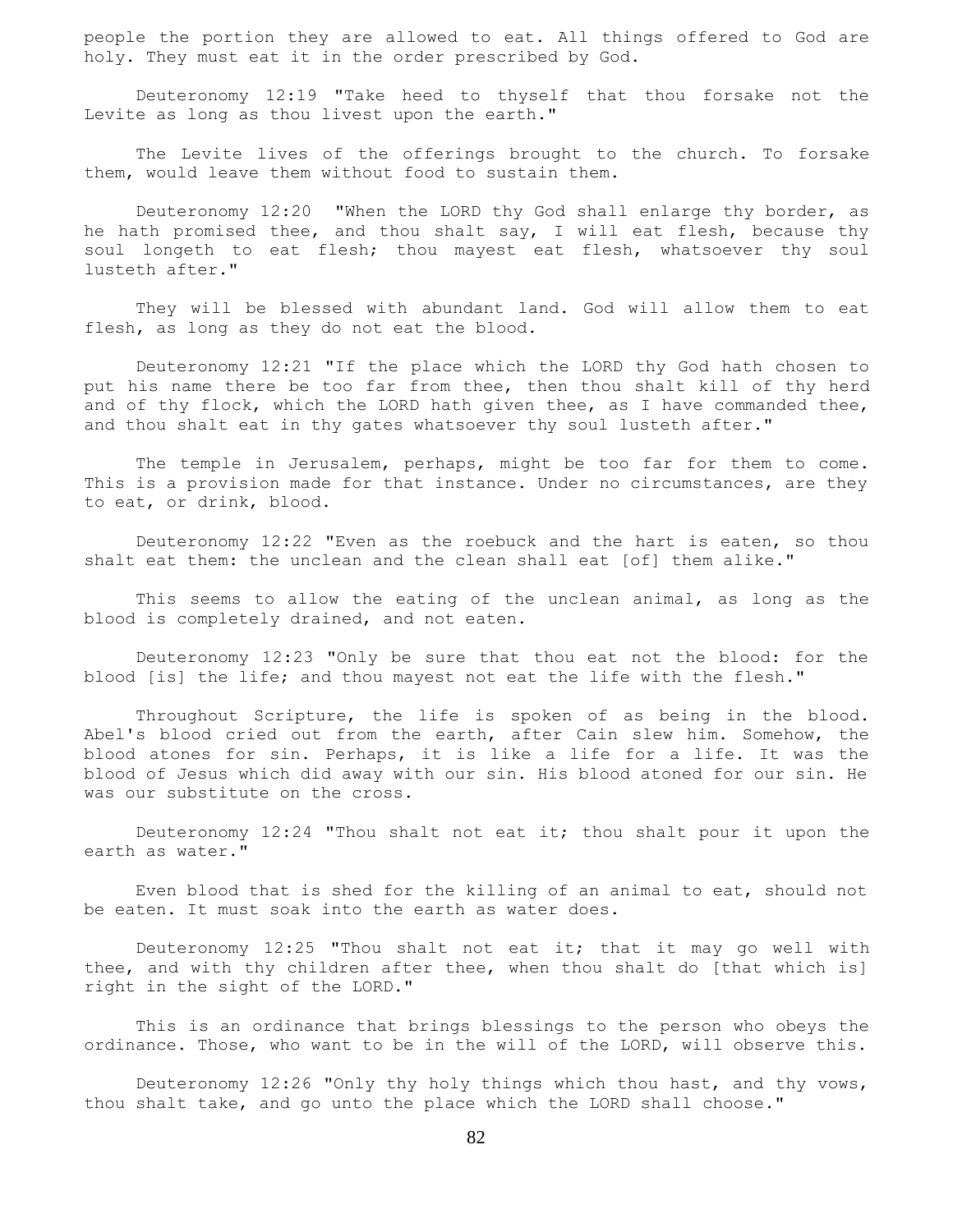people the portion they are allowed to eat. All things offered to God are holy. They must eat it in the order prescribed by God.

Deuteronomy 12:19 "Take heed to thyself that thou forsake not the Levite as long as thou livest upon the earth."

The Levite lives of the offerings brought to the church. To forsake them, would leave them without food to sustain them.

Deuteronomy 12:20 "When the LORD thy God shall enlarge thy border, as he hath promised thee, and thou shalt say, I will eat flesh, because thy soul longeth to eat flesh; thou mayest eat flesh, whatsoever thy soul lusteth after."

They will be blessed with abundant land. God will allow them to eat flesh, as long as they do not eat the blood.

Deuteronomy 12:21 "If the place which the LORD thy God hath chosen to put his name there be too far from thee, then thou shalt kill of thy herd and of thy flock, which the LORD hath given thee, as I have commanded thee, and thou shalt eat in thy gates whatsoever thy soul lusteth after."

The temple in Jerusalem, perhaps, might be too far for them to come. This is a provision made for that instance. Under no circumstances, are they to eat, or drink, blood.

Deuteronomy 12:22 "Even as the roebuck and the hart is eaten, so thou shalt eat them: the unclean and the clean shall eat [of] them alike."

This seems to allow the eating of the unclean animal, as long as the blood is completely drained, and not eaten.

Deuteronomy 12:23 "Only be sure that thou eat not the blood: for the blood [is] the life; and thou mayest not eat the life with the flesh."

Throughout Scripture, the life is spoken of as being in the blood. Abel's blood cried out from the earth, after Cain slew him. Somehow, the blood atones for sin. Perhaps, it is like a life for a life. It was the blood of Jesus which did away with our sin. His blood atoned for our sin. He was our substitute on the cross.

Deuteronomy 12:24 "Thou shalt not eat it; thou shalt pour it upon the earth as water."

Even blood that is shed for the killing of an animal to eat, should not be eaten. It must soak into the earth as water does.

Deuteronomy 12:25 "Thou shalt not eat it; that it may go well with thee, and with thy children after thee, when thou shalt do [that which is] right in the sight of the LORD."

This is an ordinance that brings blessings to the person who obeys the ordinance. Those, who want to be in the will of the LORD, will observe this.

Deuteronomy 12:26 "Only thy holy things which thou hast, and thy vows, thou shalt take, and go unto the place which the LORD shall choose."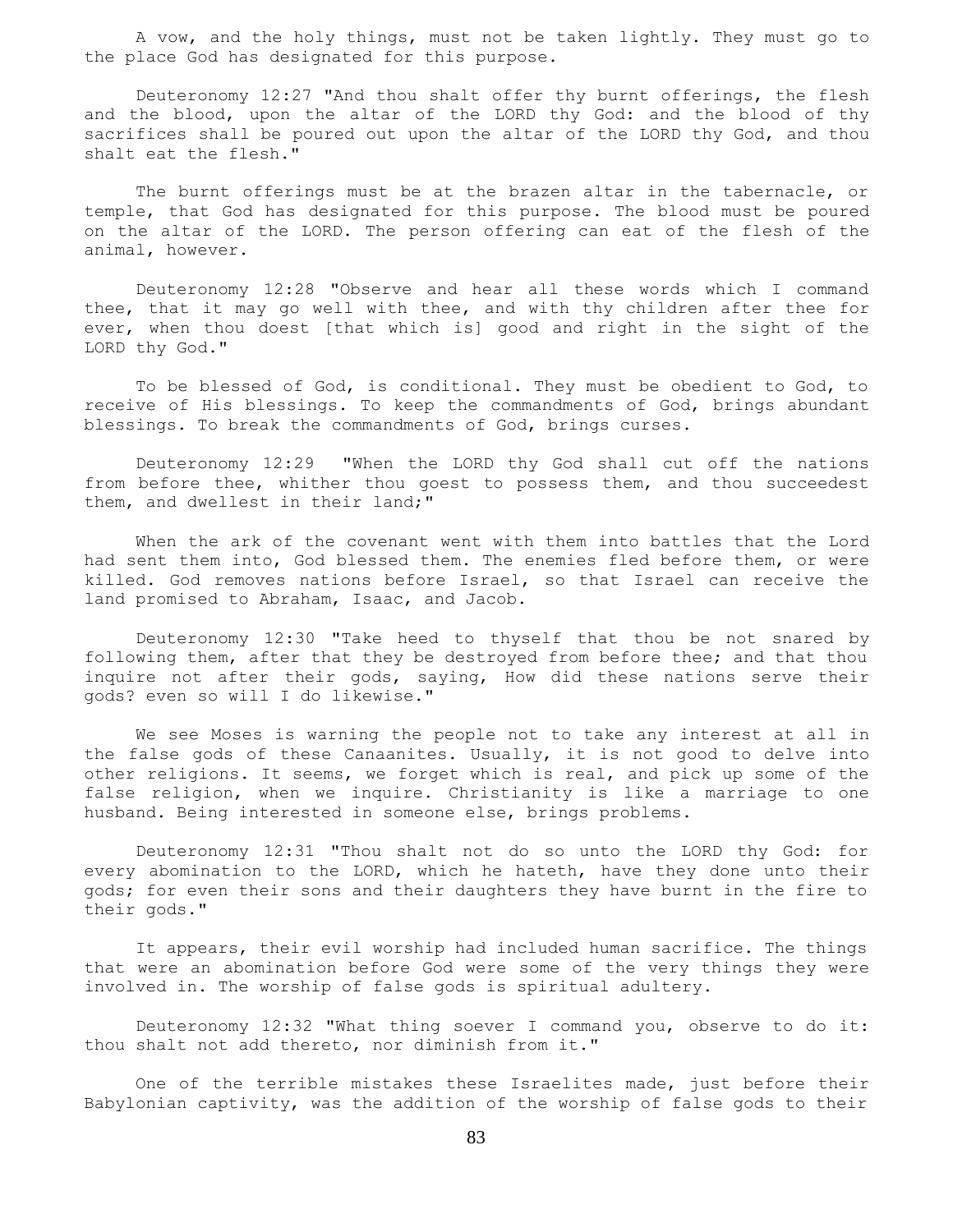A vow, and the holy things, must not be taken lightly. They must go to the place God has designated for this purpose.

Deuteronomy 12:27 "And thou shalt offer thy burnt offerings, the flesh and the blood, upon the altar of the LORD thy God: and the blood of thy sacrifices shall be poured out upon the altar of the LORD thy God, and thou shalt eat the flesh."

The burnt offerings must be at the brazen altar in the tabernacle, or temple, that God has designated for this purpose. The blood must be poured on the altar of the LORD. The person offering can eat of the flesh of the animal, however.

Deuteronomy 12:28 "Observe and hear all these words which I command thee, that it may go well with thee, and with thy children after thee for ever, when thou doest [that which is] good and right in the sight of the LORD thy God."

To be blessed of God, is conditional. They must be obedient to God, to receive of His blessings. To keep the commandments of God, brings abundant blessings. To break the commandments of God, brings curses.

Deuteronomy 12:29 "When the LORD thy God shall cut off the nations from before thee, whither thou goest to possess them, and thou succeedest them, and dwellest in their land;"

When the ark of the covenant went with them into battles that the Lord had sent them into, God blessed them. The enemies fled before them, or were killed. God removes nations before Israel, so that Israel can receive the land promised to Abraham, Isaac, and Jacob.

Deuteronomy 12:30 "Take heed to thyself that thou be not snared by following them, after that they be destroyed from before thee; and that thou inquire not after their gods, saying, How did these nations serve their gods? even so will I do likewise."

We see Moses is warning the people not to take any interest at all in the false gods of these Canaanites. Usually, it is not good to delve into other religions. It seems, we forget which is real, and pick up some of the false religion, when we inquire. Christianity is like a marriage to one husband. Being interested in someone else, brings problems.

Deuteronomy 12:31 "Thou shalt not do so unto the LORD thy God: for every abomination to the LORD, which he hateth, have they done unto their gods; for even their sons and their daughters they have burnt in the fire to their gods."

It appears, their evil worship had included human sacrifice. The things that were an abomination before God were some of the very things they were involved in. The worship of false gods is spiritual adultery.

Deuteronomy 12:32 "What thing soever I command you, observe to do it: thou shalt not add thereto, nor diminish from it."

One of the terrible mistakes these Israelites made, just before their Babylonian captivity, was the addition of the worship of false gods to their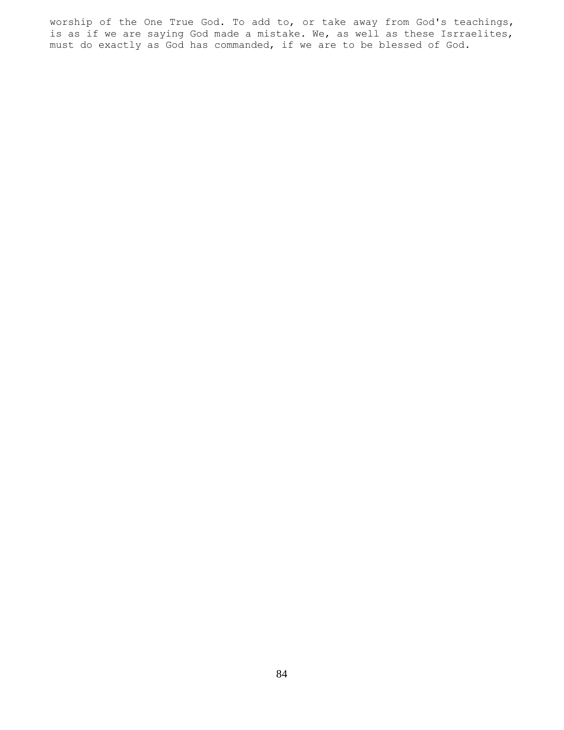worship of the One True God. To add to, or take away from God's teachings, is as if we are saying God made a mistake. We, as well as these Isrraelites, must do exactly as God has commanded, if we are to be blessed of God.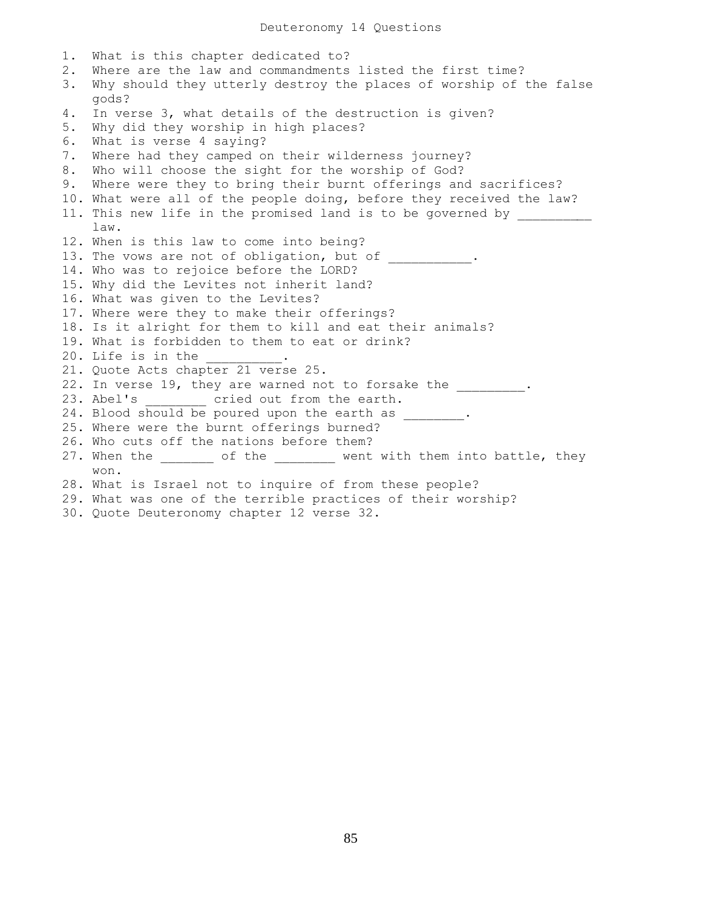# Deuteronomy 14 Questions

1. What is this chapter dedicated to?
2. Where are the law and commandments listed the first time?
3. Why should they utterly destroy the places of worship of the false gods?
4. In verse 3, what details of the destruction is given?
5. Why did they worship in high places?
6. What is verse 4 saying?
7. Where had they camped on their wilderness journey?
8. Who will choose the sight for the worship of God?
9. Where were they to bring their burnt offerings and sacrifices?
10. What were all of the people doing, before they received the law?
11. This new life in the promised land is to be governed by __________ law.
12. When is this law to come into being?
13. The vows are not of obligation, but of ___________.
14. Who was to rejoice before the LORD?
15. Why did the Levites not inherit land?
16. What was given to the Levites?
17. Where were they to make their offerings?
18. Is it alright for them to kill and eat their animals?
19. What is forbidden to them to eat or drink?
20. Life is in the __________.
21. Quote Acts chapter 21 verse 25.
22. In verse 19, they are warned not to forsake the _________.
23. Abel's ________ cried out from the earth.
24. Blood should be poured upon the earth as ________.
25. Where were the burnt offerings burned?
26. Who cuts off the nations before them?
27. When the _______ of the ________ went with them into battle, they won.
28. What is Israel not to inquire of from these people?
29. What was one of the terrible practices of their worship?
30. Quote Deuteronomy chapter 12 verse 32.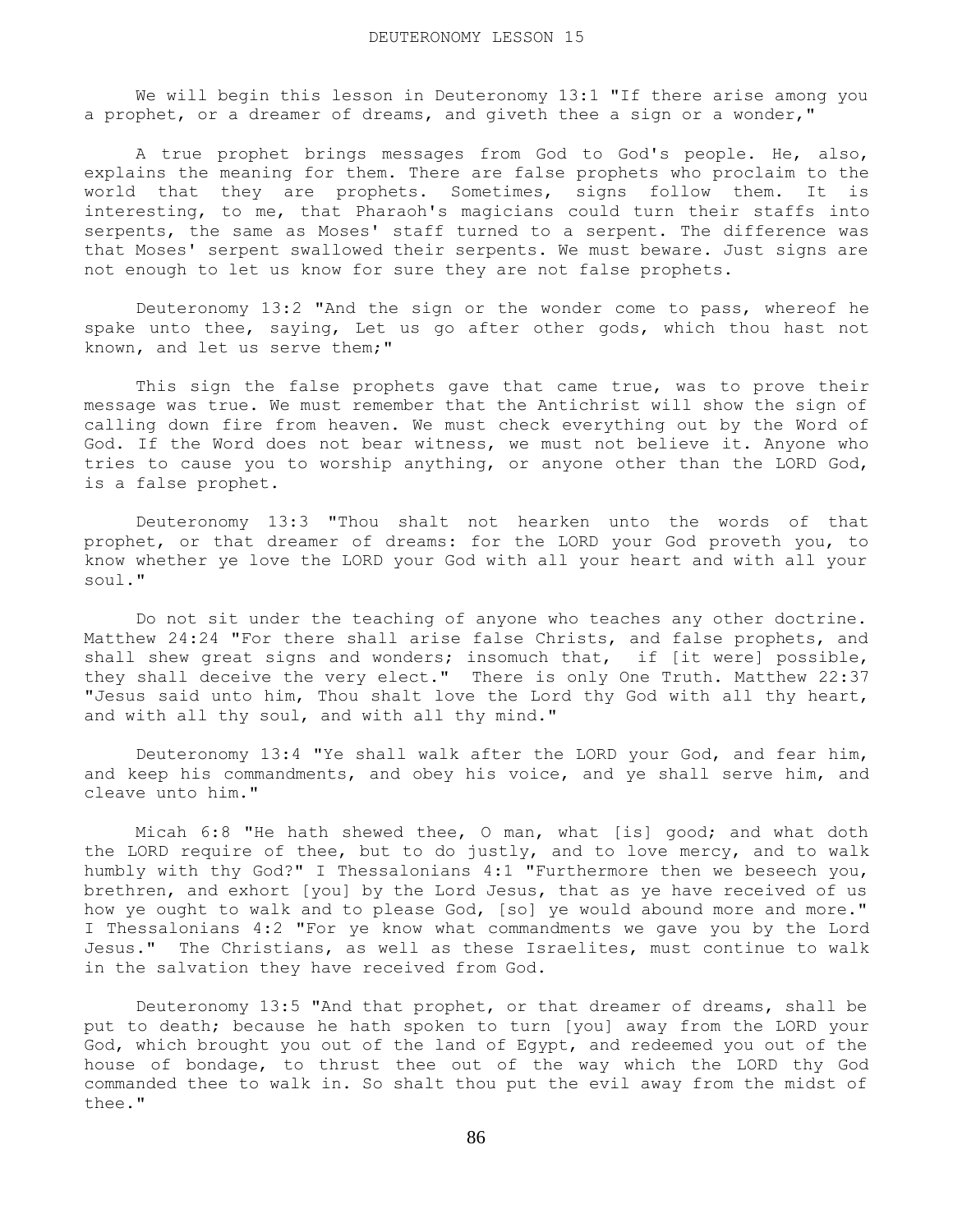# DEUTERONOMY LESSON 15

We will begin this lesson in Deuteronomy 13:1 "If there arise among you a prophet, or a dreamer of dreams, and giveth thee a sign or a wonder,"

A true prophet brings messages from God to God's people. He, also, explains the meaning for them. There are false prophets who proclaim to the world that they are prophets. Sometimes, signs follow them. It is interesting, to me, that Pharaoh's magicians could turn their staffs into serpents, the same as Moses' staff turned to a serpent. The difference was that Moses' serpent swallowed their serpents. We must beware. Just signs are not enough to let us know for sure they are not false prophets.

Deuteronomy 13:2 "And the sign or the wonder come to pass, whereof he spake unto thee, saying, Let us go after other gods, which thou hast not known, and let us serve them;"

This sign the false prophets gave that came true, was to prove their message was true. We must remember that the Antichrist will show the sign of calling down fire from heaven. We must check everything out by the Word of God. If the Word does not bear witness, we must not believe it. Anyone who tries to cause you to worship anything, or anyone other than the LORD God, is a false prophet.

Deuteronomy 13:3 "Thou shalt not hearken unto the words of that prophet, or that dreamer of dreams: for the LORD your God proveth you, to know whether ye love the LORD your God with all your heart and with all your soul."

Do not sit under the teaching of anyone who teaches any other doctrine. Matthew 24:24 "For there shall arise false Christs, and false prophets, and shall shew great signs and wonders; insomuch that, if [it were] possible, they shall deceive the very elect." There is only One Truth. Matthew 22:37 "Jesus said unto him, Thou shalt love the Lord thy God with all thy heart, and with all thy soul, and with all thy mind."

Deuteronomy 13:4 "Ye shall walk after the LORD your God, and fear him, and keep his commandments, and obey his voice, and ye shall serve him, and cleave unto him."

Micah 6:8 "He hath shewed thee, O man, what [is] good; and what doth the LORD require of thee, but to do justly, and to love mercy, and to walk humbly with thy God?" I Thessalonians 4:1 "Furthermore then we beseech you, brethren, and exhort [you] by the Lord Jesus, that as ye have received of us how ye ought to walk and to please God, [so] ye would abound more and more." I Thessalonians 4:2 "For ye know what commandments we gave you by the Lord Jesus." The Christians, as well as these Israelites, must continue to walk in the salvation they have received from God.

Deuteronomy 13:5 "And that prophet, or that dreamer of dreams, shall be put to death; because he hath spoken to turn [you] away from the LORD your God, which brought you out of the land of Egypt, and redeemed you out of the house of bondage, to thrust thee out of the way which the LORD thy God commanded thee to walk in. So shalt thou put the evil away from the midst of thee."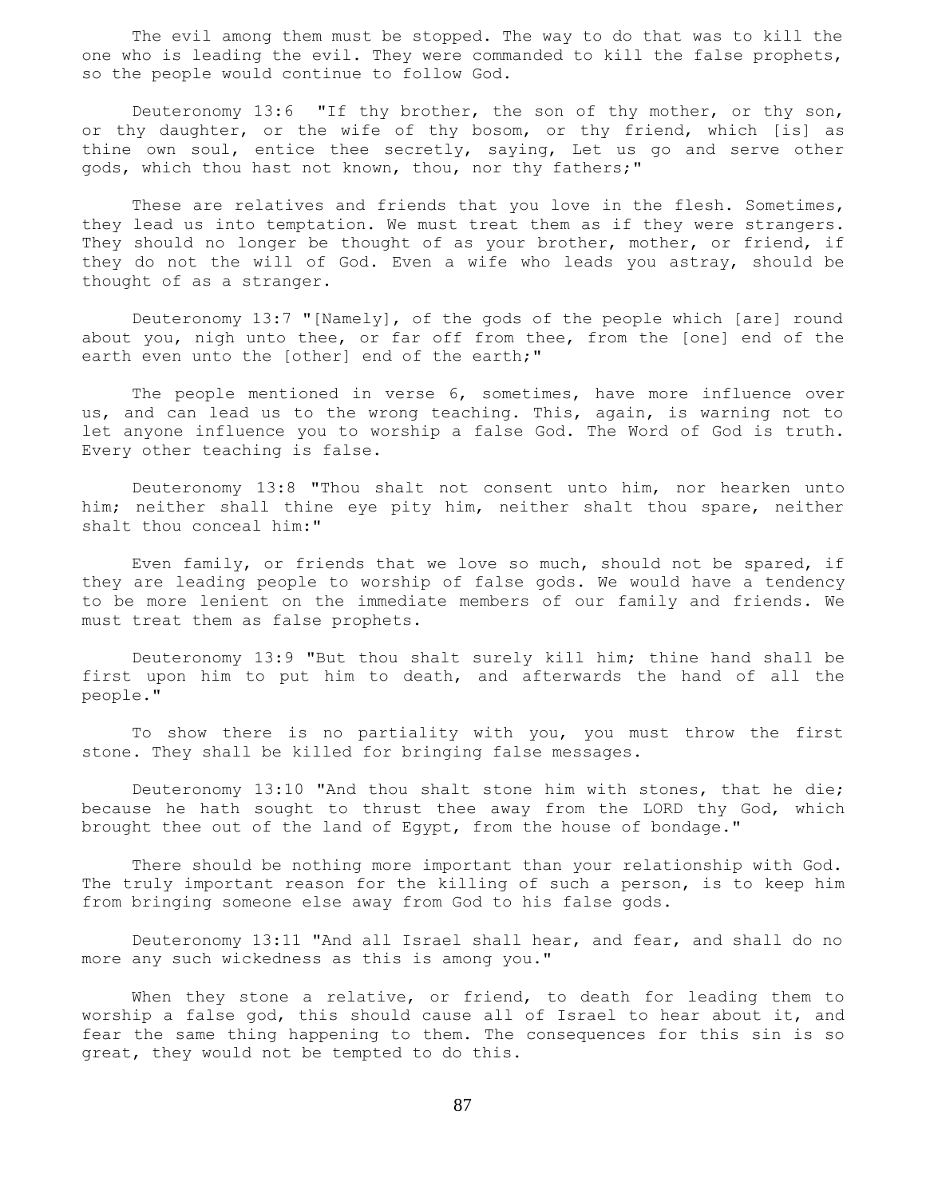The evil among them must be stopped. The way to do that was to kill the one who is leading the evil. They were commanded to kill the false prophets, so the people would continue to follow God.

Deuteronomy 13:6 "If thy brother, the son of thy mother, or thy son, or thy daughter, or the wife of thy bosom, or thy friend, which [is] as thine own soul, entice thee secretly, saying, Let us go and serve other gods, which thou hast not known, thou, nor thy fathers;"

These are relatives and friends that you love in the flesh. Sometimes, they lead us into temptation. We must treat them as if they were strangers. They should no longer be thought of as your brother, mother, or friend, if they do not the will of God. Even a wife who leads you astray, should be thought of as a stranger.

Deuteronomy 13:7 "[Namely], of the gods of the people which [are] round about you, nigh unto thee, or far off from thee, from the [one] end of the earth even unto the [other] end of the earth;"

The people mentioned in verse 6, sometimes, have more influence over us, and can lead us to the wrong teaching. This, again, is warning not to let anyone influence you to worship a false God. The Word of God is truth. Every other teaching is false.

Deuteronomy 13:8 "Thou shalt not consent unto him, nor hearken unto him; neither shall thine eye pity him, neither shalt thou spare, neither shalt thou conceal him:"

Even family, or friends that we love so much, should not be spared, if they are leading people to worship of false gods. We would have a tendency to be more lenient on the immediate members of our family and friends. We must treat them as false prophets.

Deuteronomy 13:9 "But thou shalt surely kill him; thine hand shall be first upon him to put him to death, and afterwards the hand of all the people."

To show there is no partiality with you, you must throw the first stone. They shall be killed for bringing false messages.

Deuteronomy 13:10 "And thou shalt stone him with stones, that he die; because he hath sought to thrust thee away from the LORD thy God, which brought thee out of the land of Egypt, from the house of bondage."

There should be nothing more important than your relationship with God. The truly important reason for the killing of such a person, is to keep him from bringing someone else away from God to his false gods.

Deuteronomy 13:11 "And all Israel shall hear, and fear, and shall do no more any such wickedness as this is among you."

When they stone a relative, or friend, to death for leading them to worship a false god, this should cause all of Israel to hear about it, and fear the same thing happening to them. The consequences for this sin is so great, they would not be tempted to do this.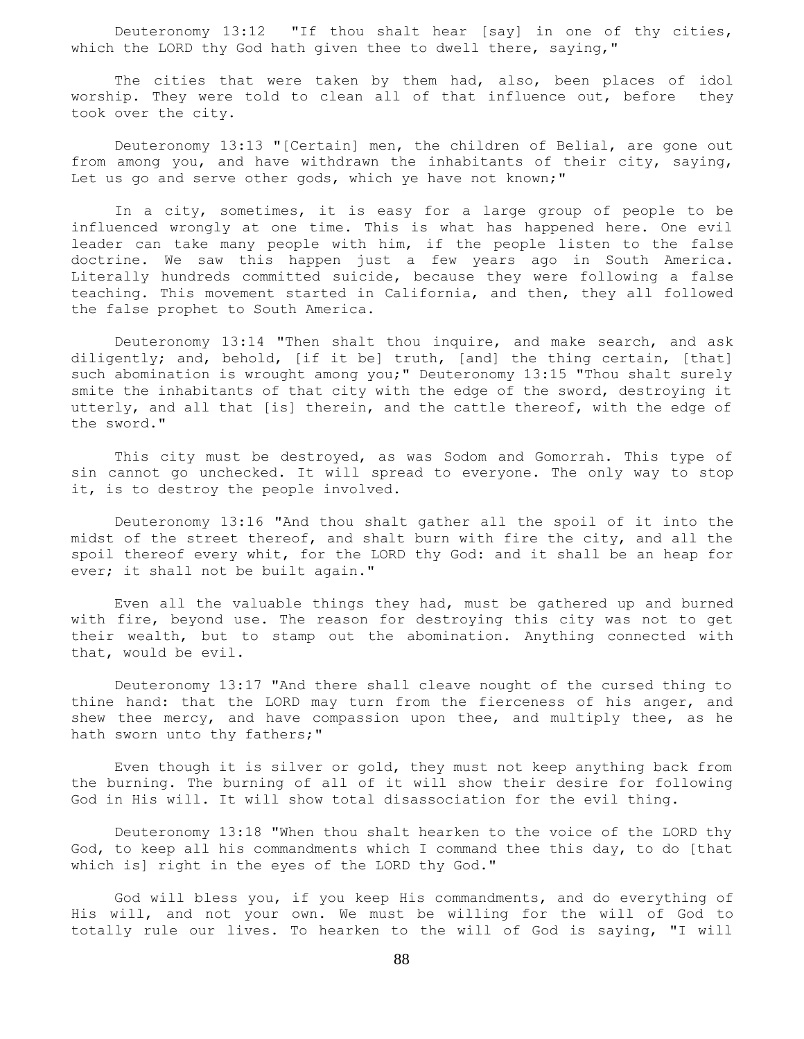Deuteronomy 13:12 "If thou shalt hear [say] in one of thy cities, which the LORD thy God hath given thee to dwell there, saying,"

The cities that were taken by them had, also, been places of idol worship. They were told to clean all of that influence out, before they took over the city.

Deuteronomy 13:13 "[Certain] men, the children of Belial, are gone out from among you, and have withdrawn the inhabitants of their city, saying, Let us go and serve other gods, which ye have not known;"

In a city, sometimes, it is easy for a large group of people to be influenced wrongly at one time. This is what has happened here. One evil leader can take many people with him, if the people listen to the false doctrine. We saw this happen just a few years ago in South America. Literally hundreds committed suicide, because they were following a false teaching. This movement started in California, and then, they all followed the false prophet to South America.

Deuteronomy 13:14 "Then shalt thou inquire, and make search, and ask diligently; and, behold, [if it be] truth, [and] the thing certain, [that] such abomination is wrought among you;" Deuteronomy 13:15 "Thou shalt surely smite the inhabitants of that city with the edge of the sword, destroying it utterly, and all that [is] therein, and the cattle thereof, with the edge of the sword."

This city must be destroyed, as was Sodom and Gomorrah. This type of sin cannot go unchecked. It will spread to everyone. The only way to stop it, is to destroy the people involved.

Deuteronomy 13:16 "And thou shalt gather all the spoil of it into the midst of the street thereof, and shalt burn with fire the city, and all the spoil thereof every whit, for the LORD thy God: and it shall be an heap for ever; it shall not be built again."

Even all the valuable things they had, must be gathered up and burned with fire, beyond use. The reason for destroying this city was not to get their wealth, but to stamp out the abomination. Anything connected with that, would be evil.

Deuteronomy 13:17 "And there shall cleave nought of the cursed thing to thine hand: that the LORD may turn from the fierceness of his anger, and shew thee mercy, and have compassion upon thee, and multiply thee, as he hath sworn unto thy fathers;"

Even though it is silver or gold, they must not keep anything back from the burning. The burning of all of it will show their desire for following God in His will. It will show total disassociation for the evil thing.

Deuteronomy 13:18 "When thou shalt hearken to the voice of the LORD thy God, to keep all his commandments which I command thee this day, to do [that which is] right in the eyes of the LORD thy God."

God will bless you, if you keep His commandments, and do everything of His will, and not your own. We must be willing for the will of God to totally rule our lives. To hearken to the will of God is saying, "I will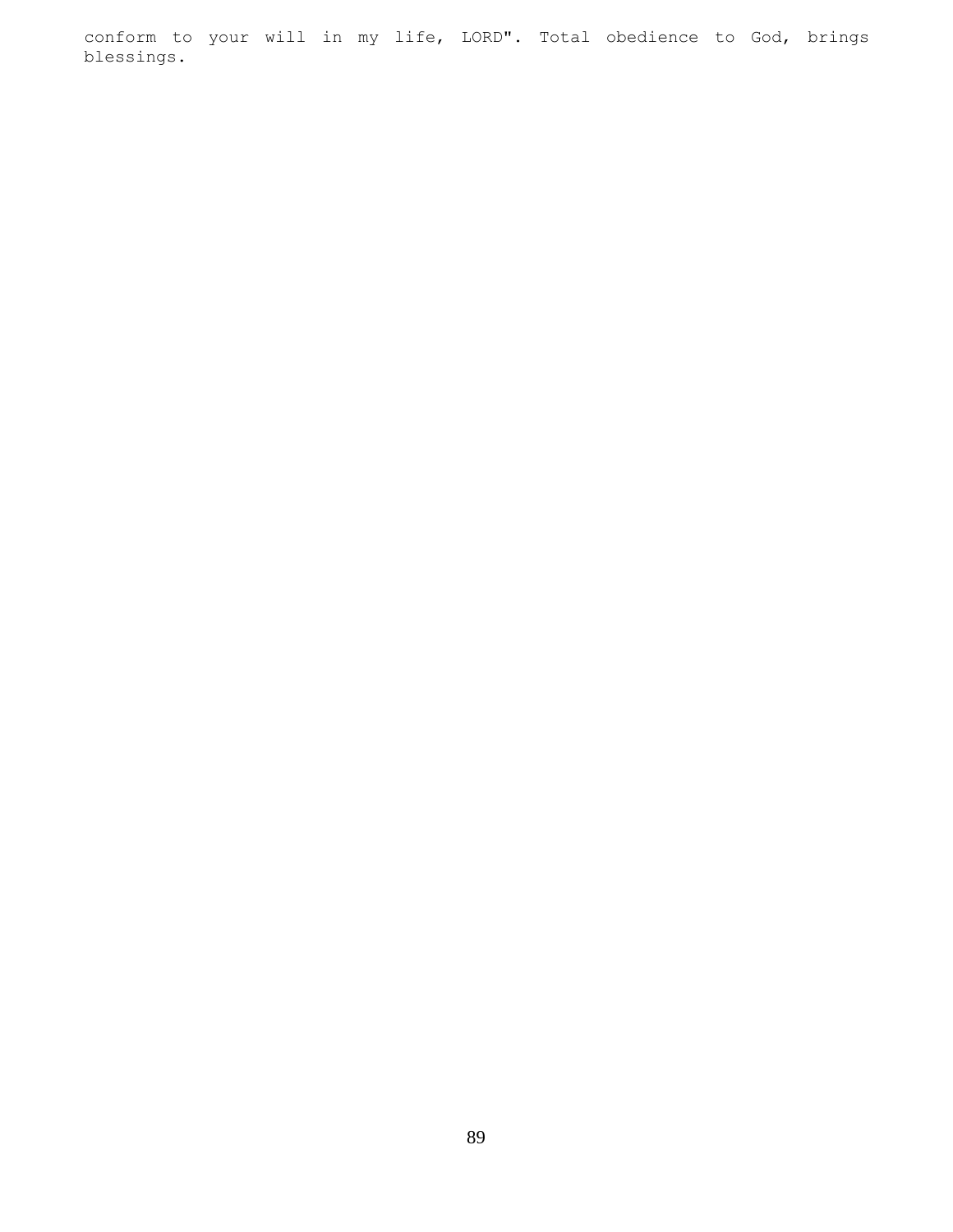conform to your will in my life, LORD". Total obedience to God, brings blessings.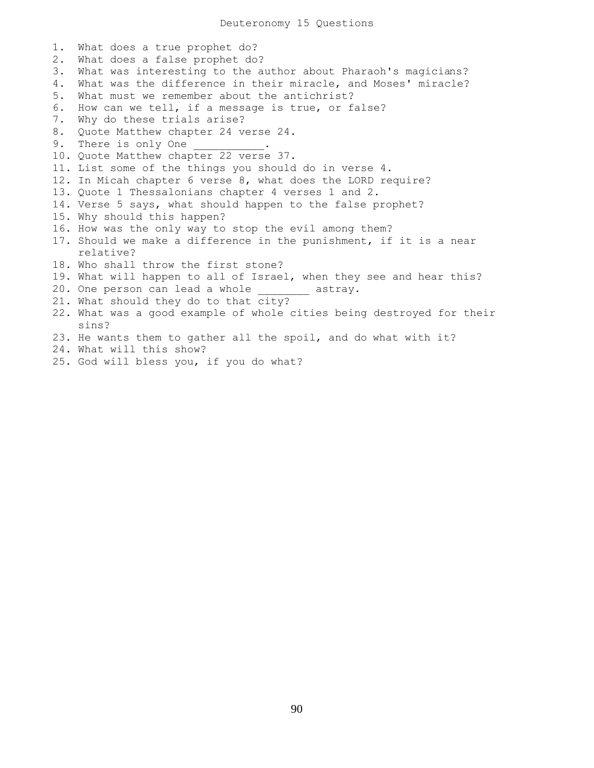# Deuteronomy 15 Questions

1. What does a true prophet do?
2. What does a false prophet do?
3. What was interesting to the author about Pharaoh's magicians?
4. What was the difference in their miracle, and Moses' miracle?
5. What must we remember about the antichrist?
6. How can we tell, if a message is true, or false?
7. Why do these trials arise?
8. Quote Matthew chapter 24 verse 24.
9. There is only One ___________.
10. Quote Matthew chapter 22 verse 37.
11. List some of the things you should do in verse 4.
12. In Micah chapter 6 verse 8, what does the LORD require?
13. Quote 1 Thessalonians chapter 4 verses 1 and 2.
14. Verse 5 says, what should happen to the false prophet?
15. Why should this happen?
16. How was the only way to stop the evil among them?
17. Should we make a difference in the punishment, if it is a near relative?
18. Who shall throw the first stone?
19. What will happen to all of Israel, when they see and hear this?
20. One person can lead a whole ________ astray.
21. What should they do to that city?
22. What was a good example of whole cities being destroyed for their sins?
23. He wants them to gather all the spoil, and do what with it?
24. What will this show?
25. God will bless you, if you do what?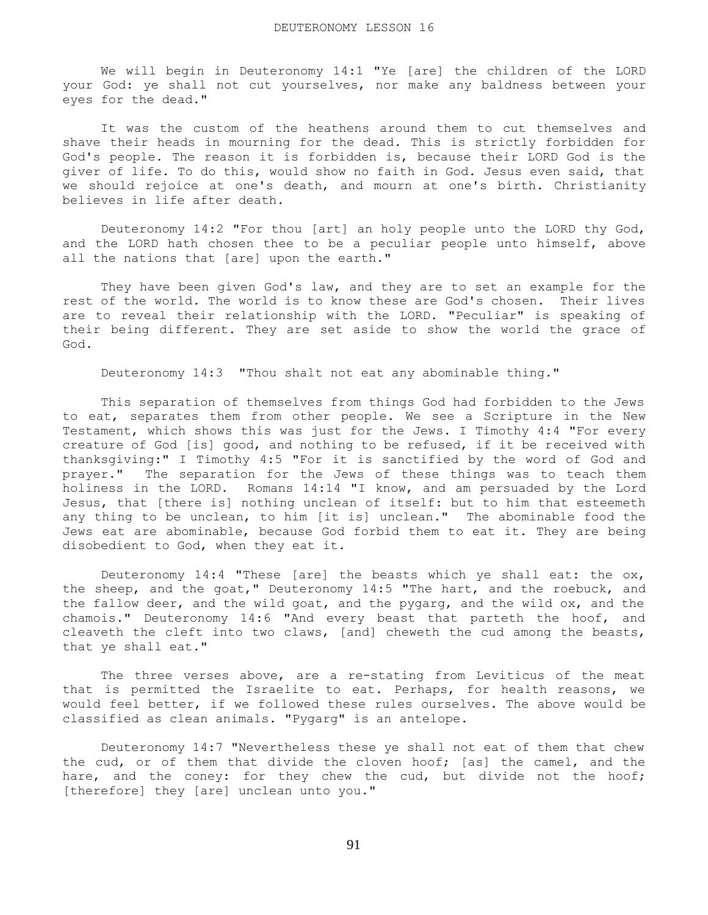# DEUTERONOMY LESSON 16

We will begin in Deuteronomy 14:1 "Ye [are] the children of the LORD your God: ye shall not cut yourselves, nor make any baldness between your eyes for the dead."

It was the custom of the heathens around them to cut themselves and shave their heads in mourning for the dead. This is strictly forbidden for God's people. The reason it is forbidden is, because their LORD God is the giver of life. To do this, would show no faith in God. Jesus even said, that we should rejoice at one's death, and mourn at one's birth. Christianity believes in life after death.

Deuteronomy 14:2 "For thou [art] an holy people unto the LORD thy God, and the LORD hath chosen thee to be a peculiar people unto himself, above all the nations that [are] upon the earth."

They have been given God's law, and they are to set an example for the rest of the world. The world is to know these are God's chosen. Their lives are to reveal their relationship with the LORD. "Peculiar" is speaking of their being different. They are set aside to show the world the grace of God.

Deuteronomy 14:3 "Thou shalt not eat any abominable thing."

This separation of themselves from things God had forbidden to the Jews to eat, separates them from other people. We see a Scripture in the New Testament, which shows this was just for the Jews. I Timothy 4:4 "For every creature of God [is] good, and nothing to be refused, if it be received with thanksgiving:" I Timothy 4:5 "For it is sanctified by the word of God and prayer." The separation for the Jews of these things was to teach them holiness in the LORD. Romans 14:14 "I know, and am persuaded by the Lord Jesus, that [there is] nothing unclean of itself: but to him that esteemeth any thing to be unclean, to him [it is] unclean." The abominable food the Jews eat are abominable, because God forbid them to eat it. They are being disobedient to God, when they eat it.

Deuteronomy 14:4 "These [are] the beasts which ye shall eat: the ox, the sheep, and the goat," Deuteronomy 14:5 "The hart, and the roebuck, and the fallow deer, and the wild goat, and the pygarg, and the wild ox, and the chamois." Deuteronomy 14:6 "And every beast that parteth the hoof, and cleaveth the cleft into two claws, [and] cheweth the cud among the beasts, that ye shall eat."

The three verses above, are a re-stating from Leviticus of the meat that is permitted the Israelite to eat. Perhaps, for health reasons, we would feel better, if we followed these rules ourselves. The above would be classified as clean animals. "Pygarg" is an antelope.

Deuteronomy 14:7 "Nevertheless these ye shall not eat of them that chew the cud, or of them that divide the cloven hoof; [as] the camel, and the hare, and the coney: for they chew the cud, but divide not the hoof; [therefore] they [are] unclean unto you."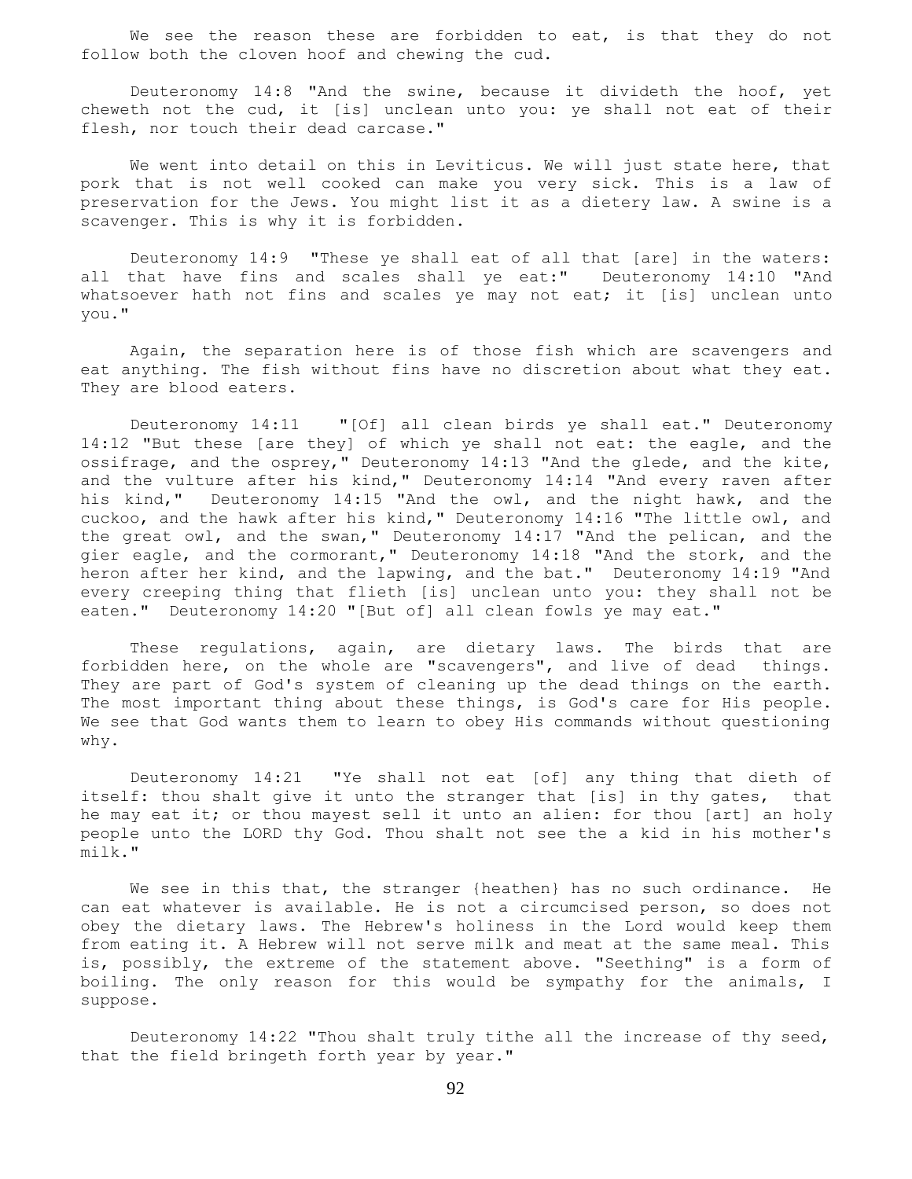We see the reason these are forbidden to eat, is that they do not follow both the cloven hoof and chewing the cud.

Deuteronomy 14:8 "And the swine, because it divideth the hoof, yet cheweth not the cud, it [is] unclean unto you: ye shall not eat of their flesh, nor touch their dead carcase."

We went into detail on this in Leviticus. We will just state here, that pork that is not well cooked can make you very sick. This is a law of preservation for the Jews. You might list it as a dietery law. A swine is a scavenger. This is why it is forbidden.

Deuteronomy 14:9 "These ye shall eat of all that [are] in the waters: all that have fins and scales shall ye eat:" Deuteronomy 14:10 "And whatsoever hath not fins and scales ye may not eat; it [is] unclean unto you."

Again, the separation here is of those fish which are scavengers and eat anything. The fish without fins have no discretion about what they eat. They are blood eaters.

Deuteronomy 14:11 "[Of] all clean birds ye shall eat." Deuteronomy 14:12 "But these [are they] of which ye shall not eat: the eagle, and the ossifrage, and the osprey," Deuteronomy 14:13 "And the glede, and the kite, and the vulture after his kind," Deuteronomy 14:14 "And every raven after his kind," Deuteronomy 14:15 "And the owl, and the night hawk, and the cuckoo, and the hawk after his kind," Deuteronomy 14:16 "The little owl, and the great owl, and the swan," Deuteronomy 14:17 "And the pelican, and the gier eagle, and the cormorant," Deuteronomy 14:18 "And the stork, and the heron after her kind, and the lapwing, and the bat." Deuteronomy 14:19 "And every creeping thing that flieth [is] unclean unto you: they shall not be eaten." Deuteronomy 14:20 "[But of] all clean fowls ye may eat."

These regulations, again, are dietary laws. The birds that are forbidden here, on the whole are "scavengers", and live of dead things. They are part of God's system of cleaning up the dead things on the earth. The most important thing about these things, is God's care for His people. We see that God wants them to learn to obey His commands without questioning why.

Deuteronomy 14:21 "Ye shall not eat [of] any thing that dieth of itself: thou shalt give it unto the stranger that [is] in thy gates, that he may eat it; or thou mayest sell it unto an alien: for thou [art] an holy people unto the LORD thy God. Thou shalt not see the a kid in his mother's milk."

We see in this that, the stranger {heathen} has no such ordinance. He can eat whatever is available. He is not a circumcised person, so does not obey the dietary laws. The Hebrew's holiness in the Lord would keep them from eating it. A Hebrew will not serve milk and meat at the same meal. This is, possibly, the extreme of the statement above. "Seething" is a form of boiling. The only reason for this would be sympathy for the animals, I suppose.

Deuteronomy 14:22 "Thou shalt truly tithe all the increase of thy seed, that the field bringeth forth year by year."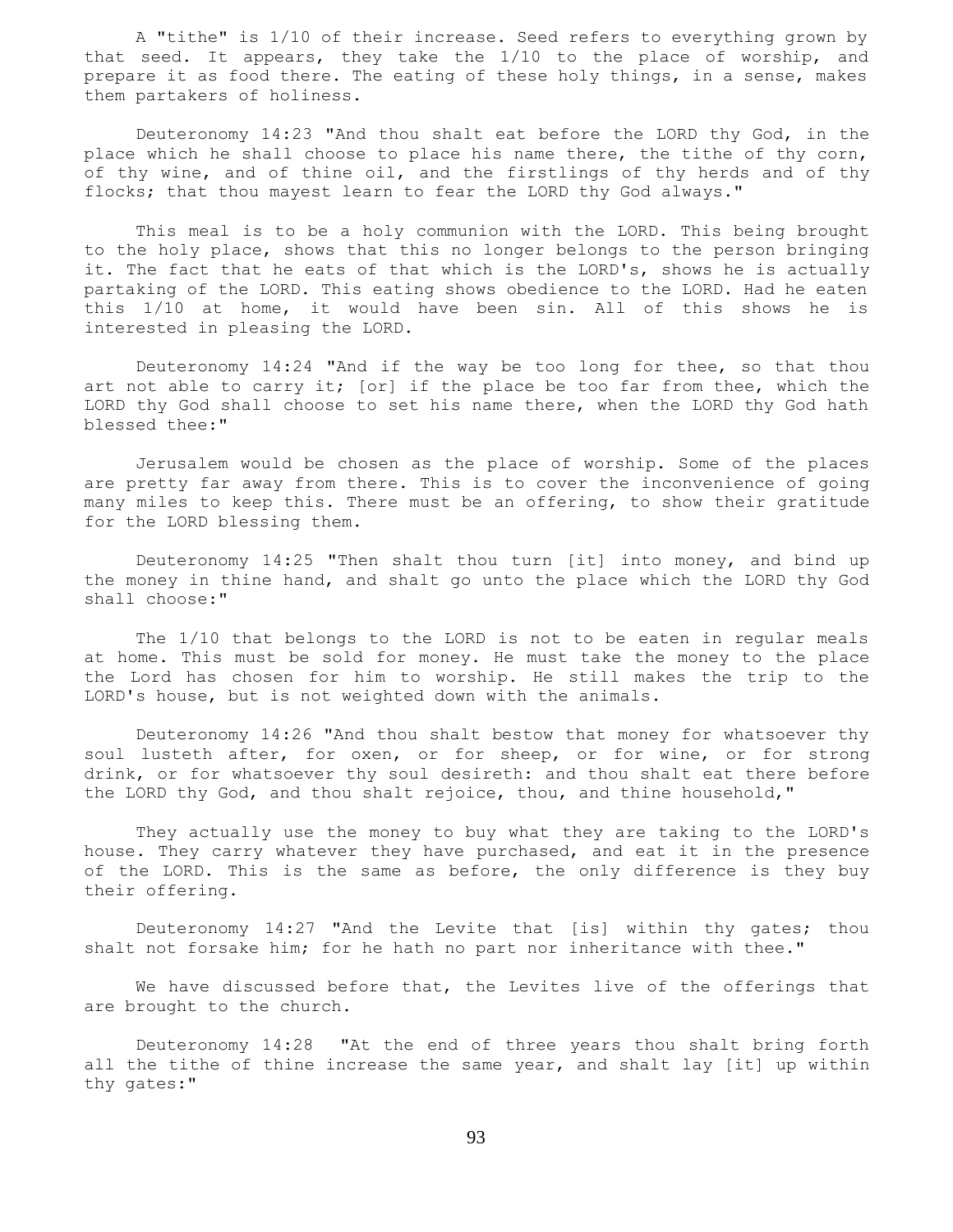A "tithe" is 1/10 of their increase. Seed refers to everything grown by that seed. It appears, they take the 1/10 to the place of worship, and prepare it as food there. The eating of these holy things, in a sense, makes them partakers of holiness.

Deuteronomy 14:23 "And thou shalt eat before the LORD thy God, in the place which he shall choose to place his name there, the tithe of thy corn, of thy wine, and of thine oil, and the firstlings of thy herds and of thy flocks; that thou mayest learn to fear the LORD thy God always."

This meal is to be a holy communion with the LORD. This being brought to the holy place, shows that this no longer belongs to the person bringing it. The fact that he eats of that which is the LORD's, shows he is actually partaking of the LORD. This eating shows obedience to the LORD. Had he eaten this 1/10 at home, it would have been sin. All of this shows he is interested in pleasing the LORD.

Deuteronomy 14:24 "And if the way be too long for thee, so that thou art not able to carry it; [or] if the place be too far from thee, which the LORD thy God shall choose to set his name there, when the LORD thy God hath blessed thee:"

Jerusalem would be chosen as the place of worship. Some of the places are pretty far away from there. This is to cover the inconvenience of going many miles to keep this. There must be an offering, to show their gratitude for the LORD blessing them.

Deuteronomy 14:25 "Then shalt thou turn [it] into money, and bind up the money in thine hand, and shalt go unto the place which the LORD thy God shall choose:"

The 1/10 that belongs to the LORD is not to be eaten in regular meals at home. This must be sold for money. He must take the money to the place the Lord has chosen for him to worship. He still makes the trip to the LORD's house, but is not weighted down with the animals.

Deuteronomy 14:26 "And thou shalt bestow that money for whatsoever thy soul lusteth after, for oxen, or for sheep, or for wine, or for strong drink, or for whatsoever thy soul desireth: and thou shalt eat there before the LORD thy God, and thou shalt rejoice, thou, and thine household,"

They actually use the money to buy what they are taking to the LORD's house. They carry whatever they have purchased, and eat it in the presence of the LORD. This is the same as before, the only difference is they buy their offering.

Deuteronomy 14:27 "And the Levite that [is] within thy gates; thou shalt not forsake him; for he hath no part nor inheritance with thee."

We have discussed before that, the Levites live of the offerings that are brought to the church.

Deuteronomy 14:28 "At the end of three years thou shalt bring forth all the tithe of thine increase the same year, and shalt lay [it] up within thy gates:"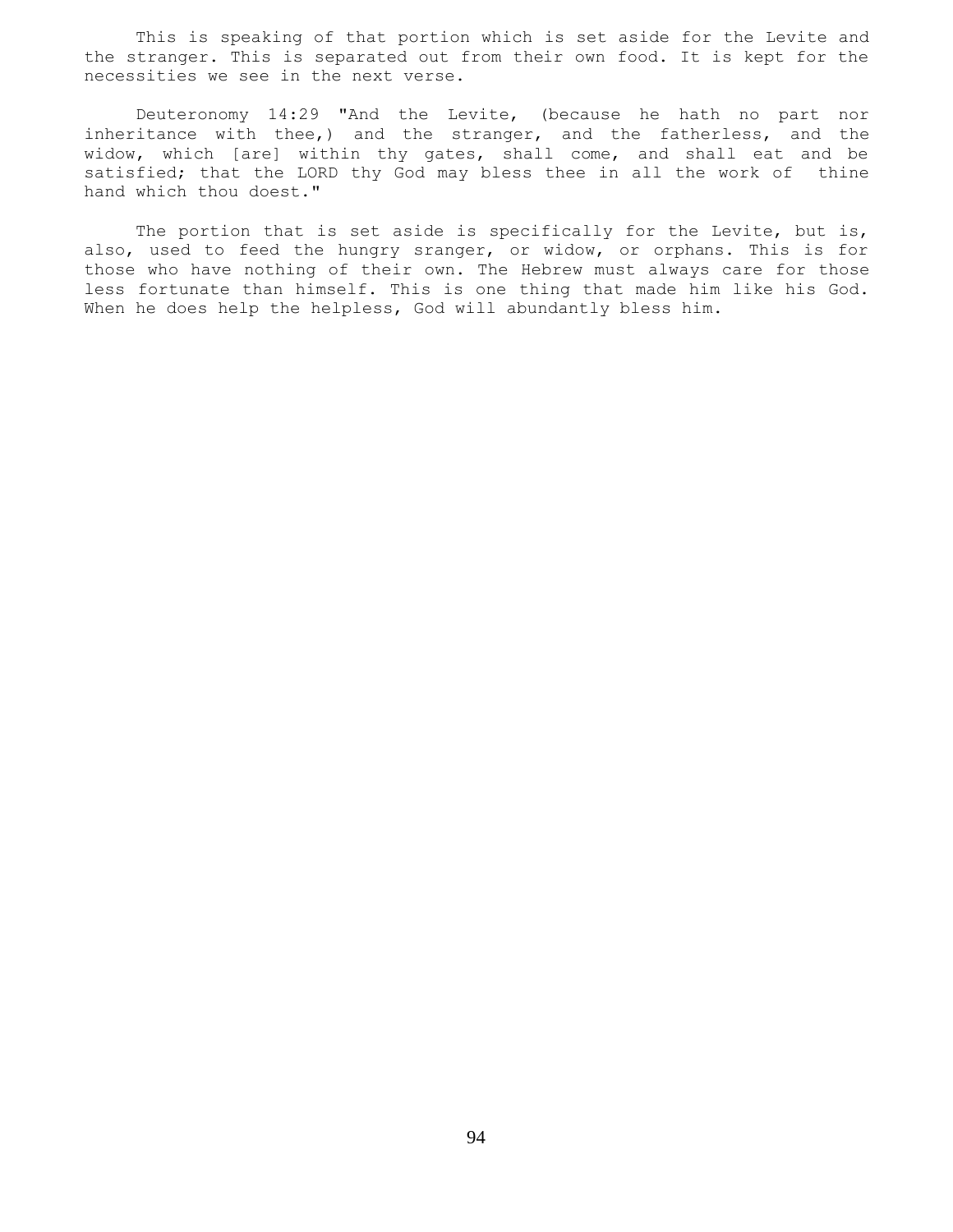This is speaking of that portion which is set aside for the Levite and the stranger. This is separated out from their own food. It is kept for the necessities we see in the next verse.

Deuteronomy 14:29 "And the Levite, (because he hath no part nor inheritance with thee,) and the stranger, and the fatherless, and the widow, which [are] within thy gates, shall come, and shall eat and be satisfied; that the LORD thy God may bless thee in all the work of thine hand which thou doest."

The portion that is set aside is specifically for the Levite, but is, also, used to feed the hungry sranger, or widow, or orphans. This is for those who have nothing of their own. The Hebrew must always care for those less fortunate than himself. This is one thing that made him like his God. When he does help the helpless, God will abundantly bless him.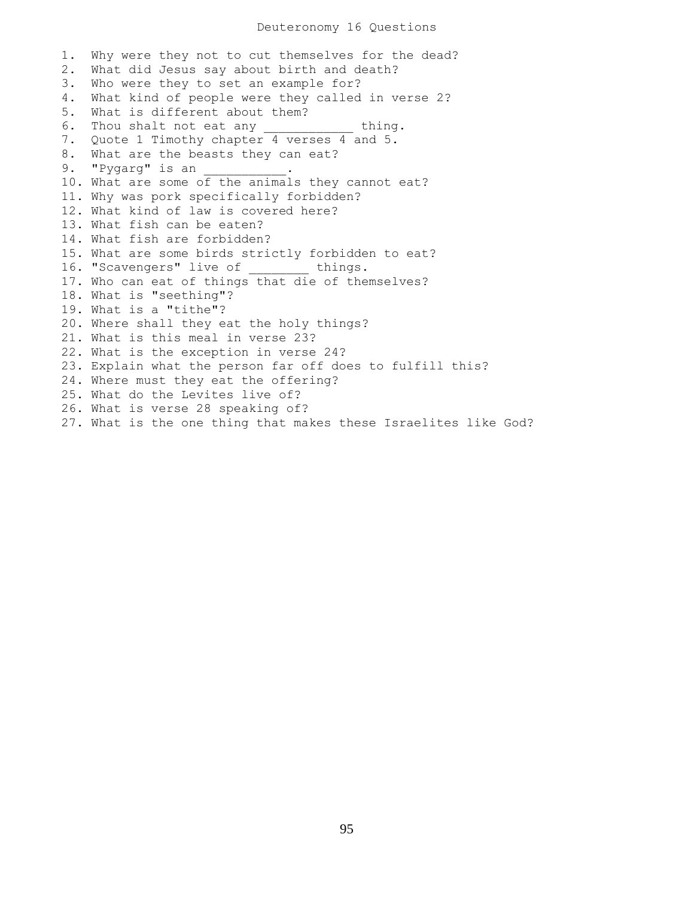# Deuteronomy 16 Questions

1. Why were they not to cut themselves for the dead?
2. What did Jesus say about birth and death?
3. Who were they to set an example for?
4. What kind of people were they called in verse 2?
5. What is different about them?
6. Thou shalt not eat any ___________ thing.
7. Quote 1 Timothy chapter 4 verses 4 and 5.
8. What are the beasts they can eat?
9. "Pygarg" is an __________.
10. What are some of the animals they cannot eat?
11. Why was pork specifically forbidden?
12. What kind of law is covered here?
13. What fish can be eaten?
14. What fish are forbidden?
15. What are some birds strictly forbidden to eat?
16. "Scavengers" live of ________ things.
17. Who can eat of things that die of themselves?
18. What is "seething"?
19. What is a "tithe"?
20. Where shall they eat the holy things?
21. What is this meal in verse 23?
22. What is the exception in verse 24?
23. Explain what the person far off does to fulfill this?
24. Where must they eat the offering?
25. What do the Levites live of?
26. What is verse 28 speaking of?
27. What is the one thing that makes these Israelites like God?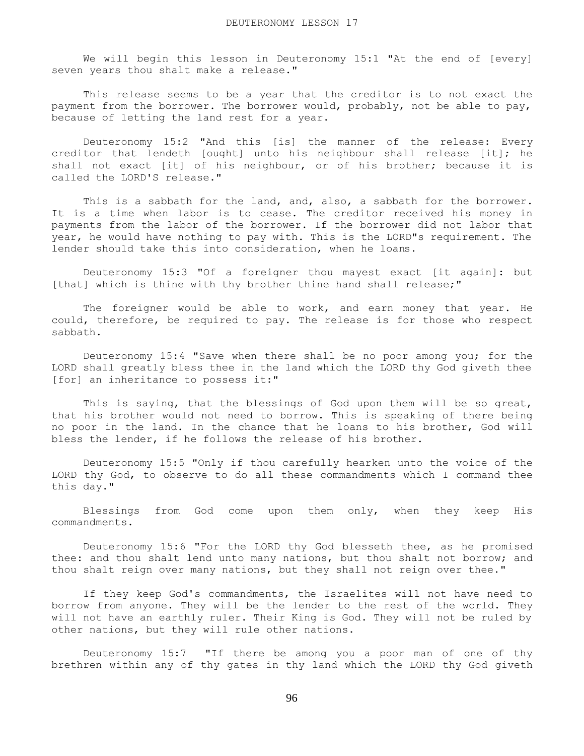# DEUTERONOMY LESSON 17

We will begin this lesson in Deuteronomy 15:1 "At the end of [every] seven years thou shalt make a release."

This release seems to be a year that the creditor is to not exact the payment from the borrower. The borrower would, probably, not be able to pay, because of letting the land rest for a year.

Deuteronomy 15:2 "And this [is] the manner of the release: Every creditor that lendeth [ought] unto his neighbour shall release [it]; he shall not exact [it] of his neighbour, or of his brother; because it is called the LORD'S release."

This is a sabbath for the land, and, also, a sabbath for the borrower. It is a time when labor is to cease. The creditor received his money in payments from the labor of the borrower. If the borrower did not labor that year, he would have nothing to pay with. This is the LORD"s requirement. The lender should take this into consideration, when he loans.

Deuteronomy 15:3 "Of a foreigner thou mayest exact [it again]: but [that] which is thine with thy brother thine hand shall release;"

The foreigner would be able to work, and earn money that year. He could, therefore, be required to pay. The release is for those who respect sabbath.

Deuteronomy 15:4 "Save when there shall be no poor among you; for the LORD shall greatly bless thee in the land which the LORD thy God giveth thee [for] an inheritance to possess it:"

This is saying, that the blessings of God upon them will be so great, that his brother would not need to borrow. This is speaking of there being no poor in the land. In the chance that he loans to his brother, God will bless the lender, if he follows the release of his brother.

Deuteronomy 15:5 "Only if thou carefully hearken unto the voice of the LORD thy God, to observe to do all these commandments which I command thee this day."

Blessings from God come upon them only, when they keep His commandments.

Deuteronomy 15:6 "For the LORD thy God blesseth thee, as he promised thee: and thou shalt lend unto many nations, but thou shalt not borrow; and thou shalt reign over many nations, but they shall not reign over thee."

If they keep God's commandments, the Israelites will not have need to borrow from anyone. They will be the lender to the rest of the world. They will not have an earthly ruler. Their King is God. They will not be ruled by other nations, but they will rule other nations.

Deuteronomy 15:7 "If there be among you a poor man of one of thy brethren within any of thy gates in thy land which the LORD thy God giveth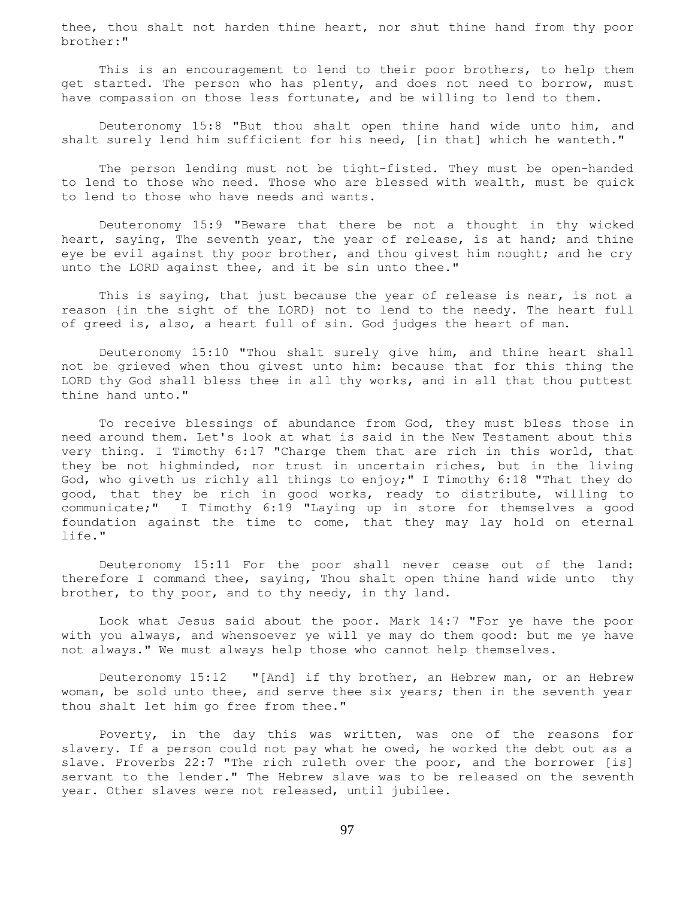thee, thou shalt not harden thine heart, nor shut thine hand from thy poor brother:"

This is an encouragement to lend to their poor brothers, to help them get started. The person who has plenty, and does not need to borrow, must have compassion on those less fortunate, and be willing to lend to them.

Deuteronomy 15:8 "But thou shalt open thine hand wide unto him, and shalt surely lend him sufficient for his need, [in that] which he wanteth."

The person lending must not be tight-fisted. They must be open-handed to lend to those who need. Those who are blessed with wealth, must be quick to lend to those who have needs and wants.

Deuteronomy 15:9 "Beware that there be not a thought in thy wicked heart, saying, The seventh year, the year of release, is at hand; and thine eye be evil against thy poor brother, and thou givest him nought; and he cry unto the LORD against thee, and it be sin unto thee."

This is saying, that just because the year of release is near, is not a reason {in the sight of the LORD} not to lend to the needy. The heart full of greed is, also, a heart full of sin. God judges the heart of man.

Deuteronomy 15:10 "Thou shalt surely give him, and thine heart shall not be grieved when thou givest unto him: because that for this thing the LORD thy God shall bless thee in all thy works, and in all that thou puttest thine hand unto."

To receive blessings of abundance from God, they must bless those in need around them. Let's look at what is said in the New Testament about this very thing. I Timothy 6:17 "Charge them that are rich in this world, that they be not highminded, nor trust in uncertain riches, but in the living God, who giveth us richly all things to enjoy;" I Timothy 6:18 "That they do good, that they be rich in good works, ready to distribute, willing to communicate;" I Timothy 6:19 "Laying up in store for themselves a good foundation against the time to come, that they may lay hold on eternal life."

Deuteronomy 15:11 For the poor shall never cease out of the land: therefore I command thee, saying, Thou shalt open thine hand wide unto thy brother, to thy poor, and to thy needy, in thy land.

Look what Jesus said about the poor. Mark 14:7 "For ye have the poor with you always, and whensoever ye will ye may do them good: but me ye have not always." We must always help those who cannot help themselves.

Deuteronomy 15:12 "[And] if thy brother, an Hebrew man, or an Hebrew woman, be sold unto thee, and serve thee six years; then in the seventh year thou shalt let him go free from thee."

Poverty, in the day this was written, was one of the reasons for slavery. If a person could not pay what he owed, he worked the debt out as a slave. Proverbs 22:7 "The rich ruleth over the poor, and the borrower [is] servant to the lender." The Hebrew slave was to be released on the seventh year. Other slaves were not released, until jubilee.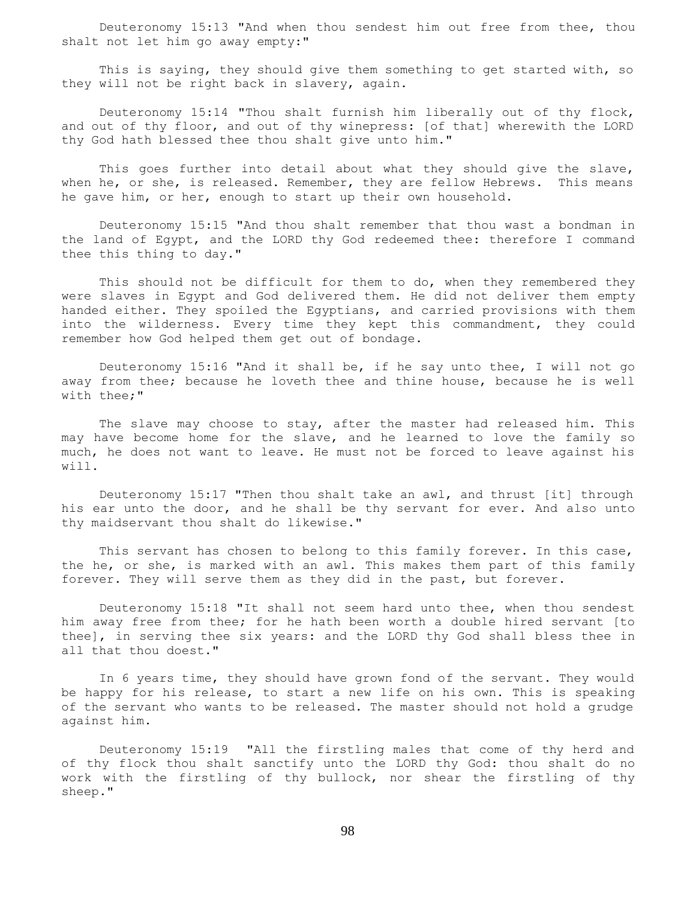Deuteronomy 15:13 "And when thou sendest him out free from thee, thou shalt not let him go away empty:"

This is saying, they should give them something to get started with, so they will not be right back in slavery, again.

Deuteronomy 15:14 "Thou shalt furnish him liberally out of thy flock, and out of thy floor, and out of thy winepress: [of that] wherewith the LORD thy God hath blessed thee thou shalt give unto him."

This goes further into detail about what they should give the slave, when he, or she, is released. Remember, they are fellow Hebrews. This means he gave him, or her, enough to start up their own household.

Deuteronomy 15:15 "And thou shalt remember that thou wast a bondman in the land of Egypt, and the LORD thy God redeemed thee: therefore I command thee this thing to day."

This should not be difficult for them to do, when they remembered they were slaves in Egypt and God delivered them. He did not deliver them empty handed either. They spoiled the Egyptians, and carried provisions with them into the wilderness. Every time they kept this commandment, they could remember how God helped them get out of bondage.

Deuteronomy 15:16 "And it shall be, if he say unto thee, I will not go away from thee; because he loveth thee and thine house, because he is well with thee;"

The slave may choose to stay, after the master had released him. This may have become home for the slave, and he learned to love the family so much, he does not want to leave. He must not be forced to leave against his will.

Deuteronomy 15:17 "Then thou shalt take an awl, and thrust [it] through his ear unto the door, and he shall be thy servant for ever. And also unto thy maidservant thou shalt do likewise."

This servant has chosen to belong to this family forever. In this case, the he, or she, is marked with an awl. This makes them part of this family forever. They will serve them as they did in the past, but forever.

Deuteronomy 15:18 "It shall not seem hard unto thee, when thou sendest him away free from thee; for he hath been worth a double hired servant [to thee], in serving thee six years: and the LORD thy God shall bless thee in all that thou doest."

In 6 years time, they should have grown fond of the servant. They would be happy for his release, to start a new life on his own. This is speaking of the servant who wants to be released. The master should not hold a grudge against him.

Deuteronomy 15:19 "All the firstling males that come of thy herd and of thy flock thou shalt sanctify unto the LORD thy God: thou shalt do no work with the firstling of thy bullock, nor shear the firstling of thy sheep."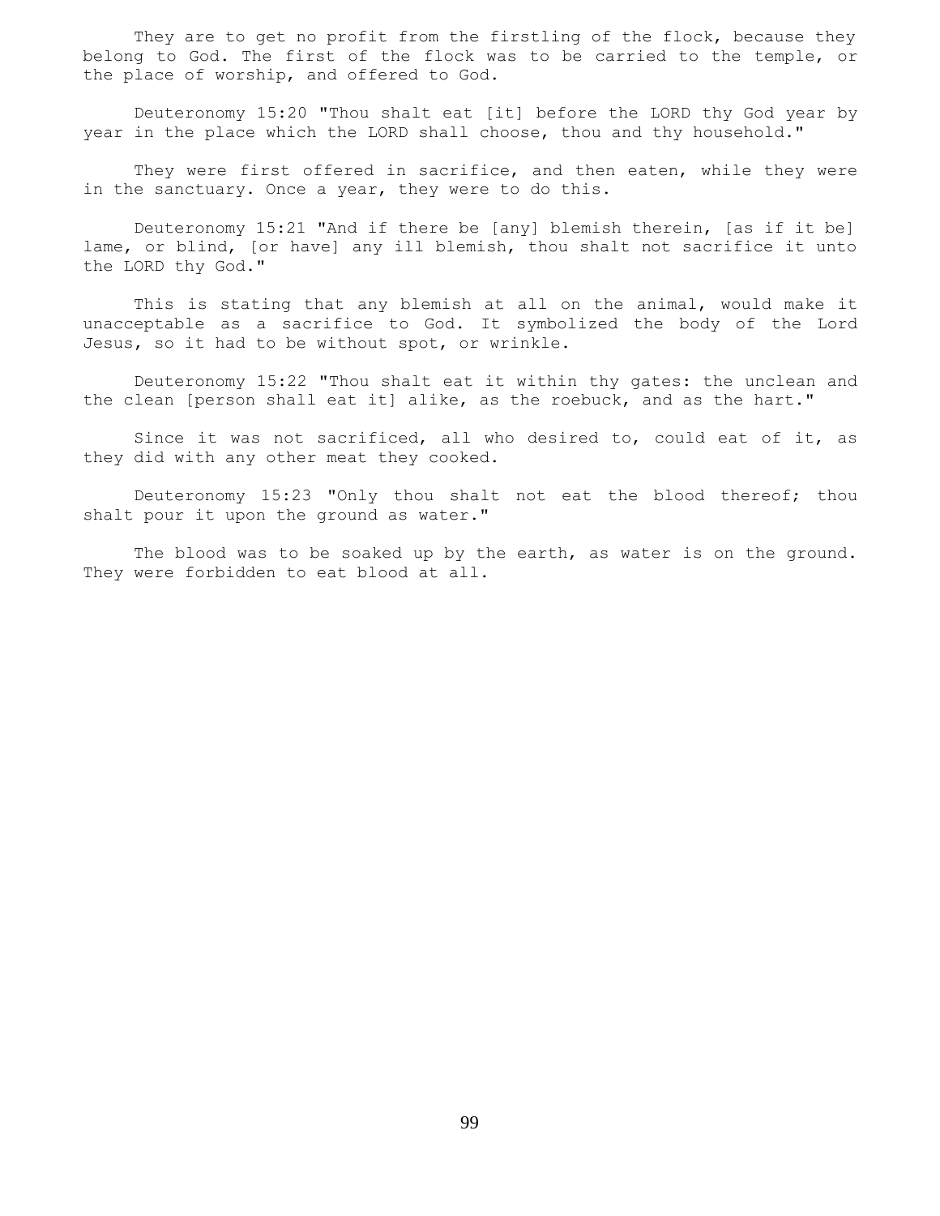They are to get no profit from the firstling of the flock, because they belong to God. The first of the flock was to be carried to the temple, or the place of worship, and offered to God.

Deuteronomy 15:20 "Thou shalt eat [it] before the LORD thy God year by year in the place which the LORD shall choose, thou and thy household."

They were first offered in sacrifice, and then eaten, while they were in the sanctuary. Once a year, they were to do this.

Deuteronomy 15:21 "And if there be [any] blemish therein, [as if it be] lame, or blind, [or have] any ill blemish, thou shalt not sacrifice it unto the LORD thy God."

This is stating that any blemish at all on the animal, would make it unacceptable as a sacrifice to God. It symbolized the body of the Lord Jesus, so it had to be without spot, or wrinkle.

Deuteronomy 15:22 "Thou shalt eat it within thy gates: the unclean and the clean [person shall eat it] alike, as the roebuck, and as the hart."

Since it was not sacrificed, all who desired to, could eat of it, as they did with any other meat they cooked.

Deuteronomy 15:23 "Only thou shalt not eat the blood thereof; thou shalt pour it upon the ground as water."

The blood was to be soaked up by the earth, as water is on the ground. They were forbidden to eat blood at all.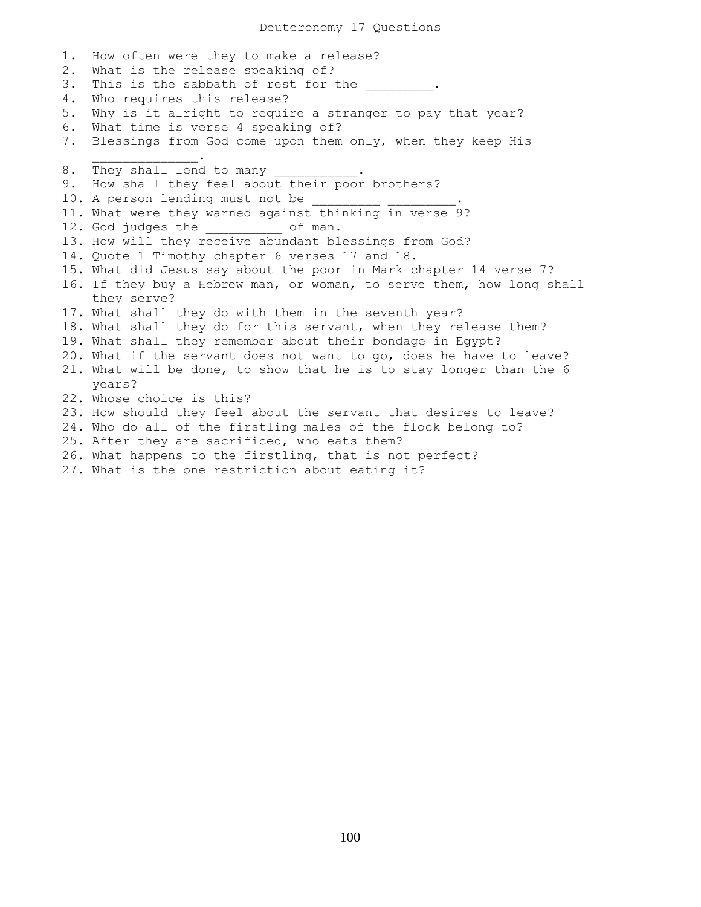# Deuteronomy 17 Questions

1. How often were they to make a release?
2. What is the release speaking of?
3. This is the sabbath of rest for the _________.
4. Who requires this release?
5. Why is it alright to require a stranger to pay that year?
6. What time is verse 4 speaking of?
7. Blessings from God come upon them only, when they keep His _____________.
8. They shall lend to many ___________.
9. How shall they feel about their poor brothers?
10. A person lending must not be _________ _________.
11. What were they warned against thinking in verse 9?
12. God judges the __________ of man.
13. How will they receive abundant blessings from God?
14. Quote 1 Timothy chapter 6 verses 17 and 18.
15. What did Jesus say about the poor in Mark chapter 14 verse 7?
16. If they buy a Hebrew man, or woman, to serve them, how long shall they serve?
17. What shall they do with them in the seventh year?
18. What shall they do for this servant, when they release them?
19. What shall they remember about their bondage in Egypt?
20. What if the servant does not want to go, does he have to leave?
21. What will be done, to show that he is to stay longer than the 6 years?
22. Whose choice is this?
23. How should they feel about the servant that desires to leave?
24. Who do all of the firstling males of the flock belong to?
25. After they are sacrificed, who eats them?
26. What happens to the firstling, that is not perfect?
27. What is the one restriction about eating it?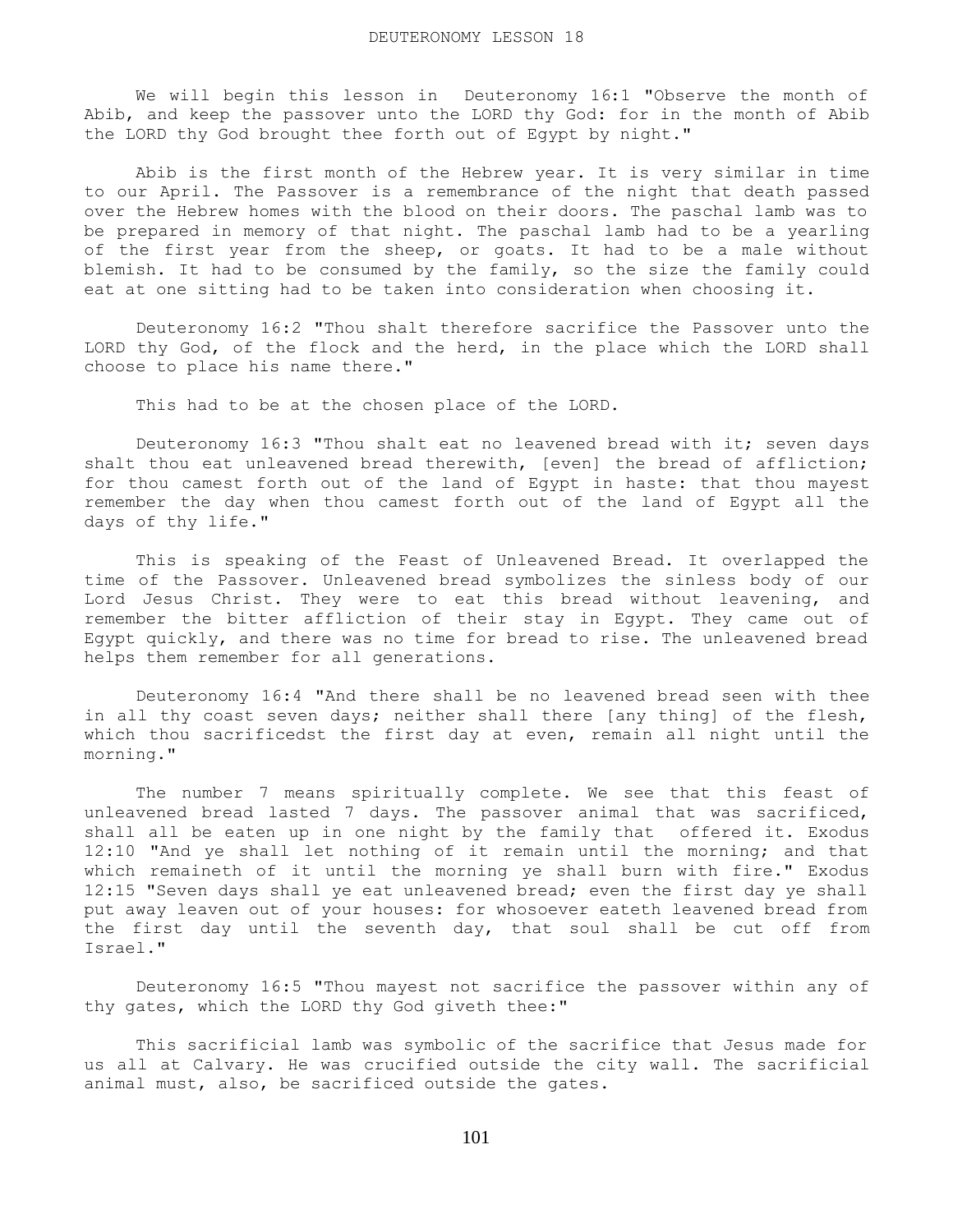# DEUTERONOMY LESSON 18

We will begin this lesson in Deuteronomy 16:1 "Observe the month of Abib, and keep the passover unto the LORD thy God: for in the month of Abib the LORD thy God brought thee forth out of Egypt by night."

Abib is the first month of the Hebrew year. It is very similar in time to our April. The Passover is a remembrance of the night that death passed over the Hebrew homes with the blood on their doors. The paschal lamb was to be prepared in memory of that night. The paschal lamb had to be a yearling of the first year from the sheep, or goats. It had to be a male without blemish. It had to be consumed by the family, so the size the family could eat at one sitting had to be taken into consideration when choosing it.

Deuteronomy 16:2 "Thou shalt therefore sacrifice the Passover unto the LORD thy God, of the flock and the herd, in the place which the LORD shall choose to place his name there."

This had to be at the chosen place of the LORD.

Deuteronomy 16:3 "Thou shalt eat no leavened bread with it; seven days shalt thou eat unleavened bread therewith, [even] the bread of affliction; for thou camest forth out of the land of Egypt in haste: that thou mayest remember the day when thou camest forth out of the land of Egypt all the days of thy life."

This is speaking of the Feast of Unleavened Bread. It overlapped the time of the Passover. Unleavened bread symbolizes the sinless body of our Lord Jesus Christ. They were to eat this bread without leavening, and remember the bitter affliction of their stay in Egypt. They came out of Egypt quickly, and there was no time for bread to rise. The unleavened bread helps them remember for all generations.

Deuteronomy 16:4 "And there shall be no leavened bread seen with thee in all thy coast seven days; neither shall there [any thing] of the flesh, which thou sacrificedst the first day at even, remain all night until the morning."

The number 7 means spiritually complete. We see that this feast of unleavened bread lasted 7 days. The passover animal that was sacrificed, shall all be eaten up in one night by the family that offered it. Exodus 12:10 "And ye shall let nothing of it remain until the morning; and that which remaineth of it until the morning ye shall burn with fire." Exodus 12:15 "Seven days shall ye eat unleavened bread; even the first day ye shall put away leaven out of your houses: for whosoever eateth leavened bread from the first day until the seventh day, that soul shall be cut off from Israel."

Deuteronomy 16:5 "Thou mayest not sacrifice the passover within any of thy gates, which the LORD thy God giveth thee:"

This sacrificial lamb was symbolic of the sacrifice that Jesus made for us all at Calvary. He was crucified outside the city wall. The sacrificial animal must, also, be sacrificed outside the gates.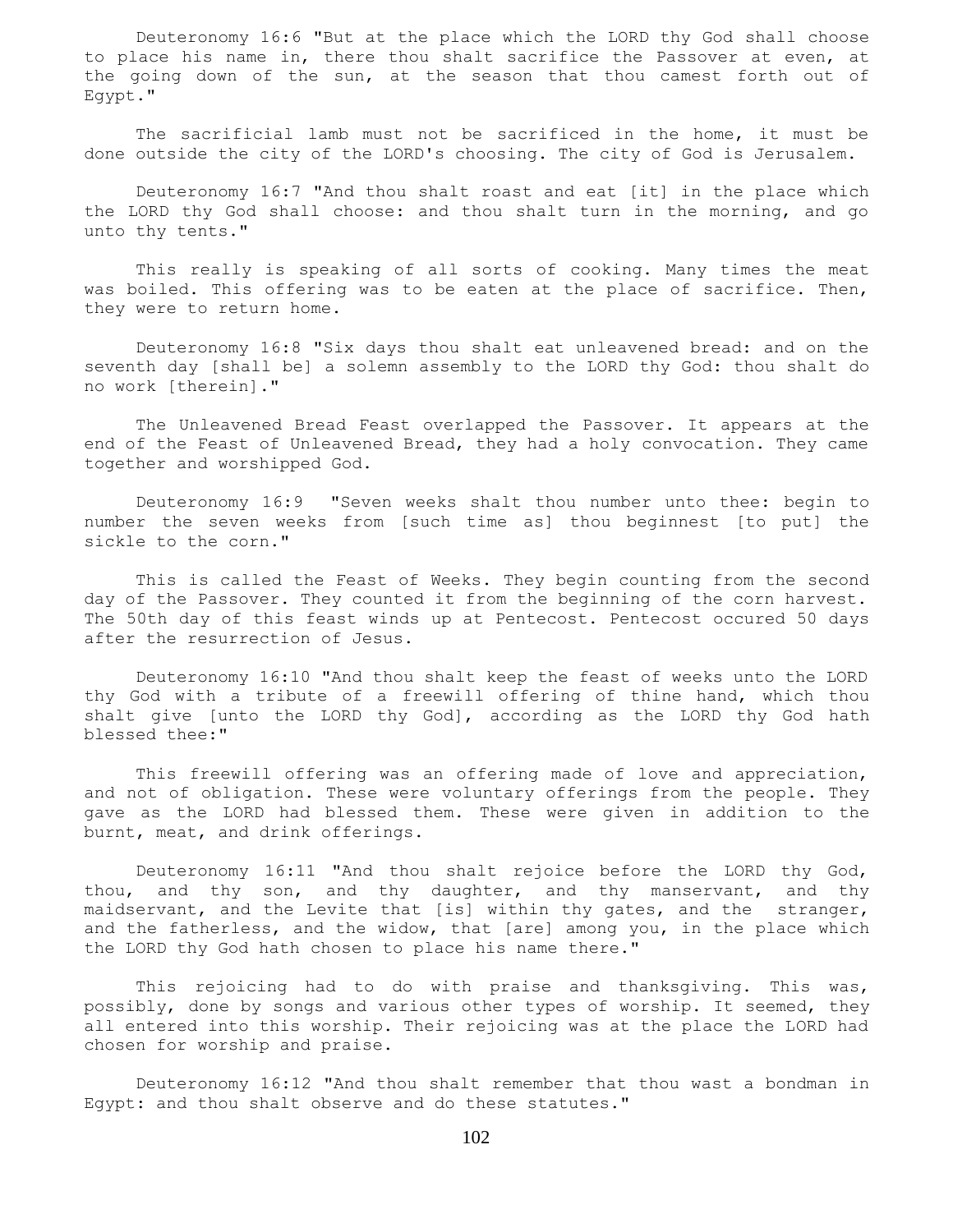Deuteronomy 16:6 "But at the place which the LORD thy God shall choose to place his name in, there thou shalt sacrifice the Passover at even, at the going down of the sun, at the season that thou camest forth out of Egypt."

The sacrificial lamb must not be sacrificed in the home, it must be done outside the city of the LORD's choosing. The city of God is Jerusalem.

Deuteronomy 16:7 "And thou shalt roast and eat [it] in the place which the LORD thy God shall choose: and thou shalt turn in the morning, and go unto thy tents."

This really is speaking of all sorts of cooking. Many times the meat was boiled. This offering was to be eaten at the place of sacrifice. Then, they were to return home.

Deuteronomy 16:8 "Six days thou shalt eat unleavened bread: and on the seventh day [shall be] a solemn assembly to the LORD thy God: thou shalt do no work [therein]."

The Unleavened Bread Feast overlapped the Passover. It appears at the end of the Feast of Unleavened Bread, they had a holy convocation. They came together and worshipped God.

Deuteronomy 16:9 "Seven weeks shalt thou number unto thee: begin to number the seven weeks from [such time as] thou beginnest [to put] the sickle to the corn."

This is called the Feast of Weeks. They begin counting from the second day of the Passover. They counted it from the beginning of the corn harvest. The 50th day of this feast winds up at Pentecost. Pentecost occured 50 days after the resurrection of Jesus.

Deuteronomy 16:10 "And thou shalt keep the feast of weeks unto the LORD thy God with a tribute of a freewill offering of thine hand, which thou shalt give [unto the LORD thy God], according as the LORD thy God hath blessed thee:"

This freewill offering was an offering made of love and appreciation, and not of obligation. These were voluntary offerings from the people. They gave as the LORD had blessed them. These were given in addition to the burnt, meat, and drink offerings.

Deuteronomy 16:11 "And thou shalt rejoice before the LORD thy God, thou, and thy son, and thy daughter, and thy manservant, and thy maidservant, and the Levite that [is] within thy gates, and the stranger, and the fatherless, and the widow, that [are] among you, in the place which the LORD thy God hath chosen to place his name there."

This rejoicing had to do with praise and thanksgiving. This was, possibly, done by songs and various other types of worship. It seemed, they all entered into this worship. Their rejoicing was at the place the LORD had chosen for worship and praise.

Deuteronomy 16:12 "And thou shalt remember that thou wast a bondman in Egypt: and thou shalt observe and do these statutes."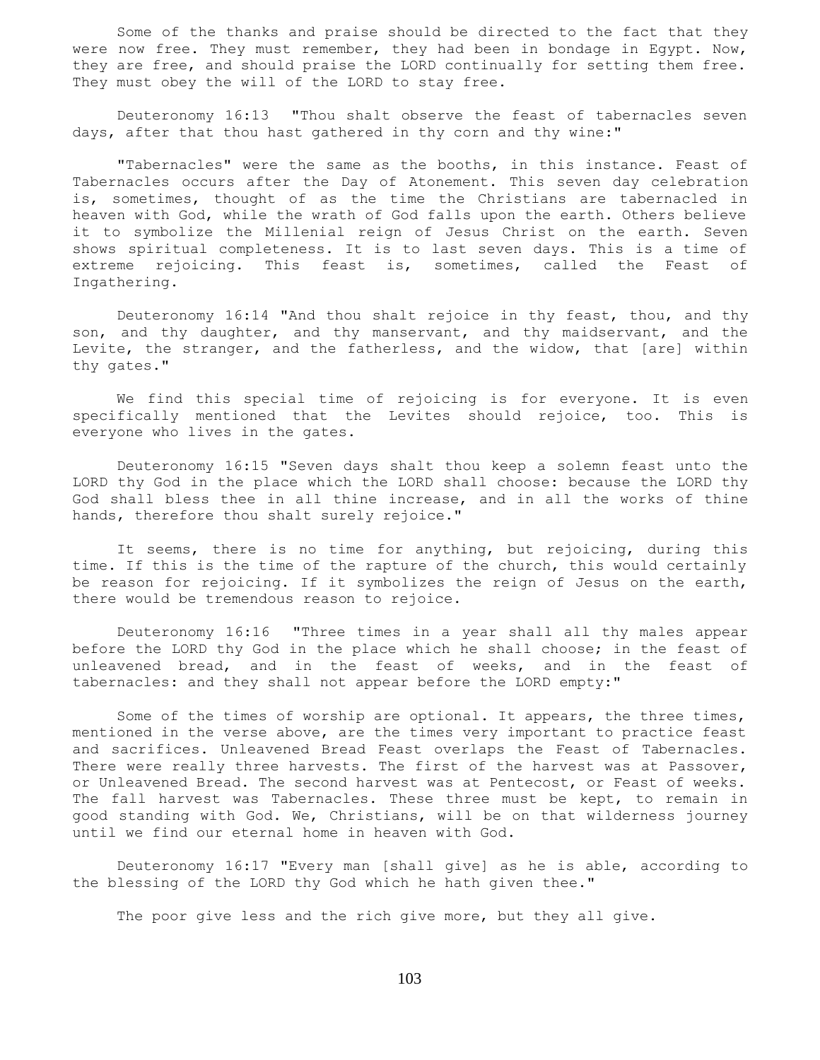Some of the thanks and praise should be directed to the fact that they were now free. They must remember, they had been in bondage in Egypt. Now, they are free, and should praise the LORD continually for setting them free. They must obey the will of the LORD to stay free.

Deuteronomy 16:13 "Thou shalt observe the feast of tabernacles seven days, after that thou hast gathered in thy corn and thy wine:"

"Tabernacles" were the same as the booths, in this instance. Feast of Tabernacles occurs after the Day of Atonement. This seven day celebration is, sometimes, thought of as the time the Christians are tabernacled in heaven with God, while the wrath of God falls upon the earth. Others believe it to symbolize the Millenial reign of Jesus Christ on the earth. Seven shows spiritual completeness. It is to last seven days. This is a time of extreme rejoicing. This feast is, sometimes, called the Feast of Ingathering.

Deuteronomy 16:14 "And thou shalt rejoice in thy feast, thou, and thy son, and thy daughter, and thy manservant, and thy maidservant, and the Levite, the stranger, and the fatherless, and the widow, that [are] within thy gates."

We find this special time of rejoicing is for everyone. It is even specifically mentioned that the Levites should rejoice, too. This is everyone who lives in the gates.

Deuteronomy 16:15 "Seven days shalt thou keep a solemn feast unto the LORD thy God in the place which the LORD shall choose: because the LORD thy God shall bless thee in all thine increase, and in all the works of thine hands, therefore thou shalt surely rejoice."

It seems, there is no time for anything, but rejoicing, during this time. If this is the time of the rapture of the church, this would certainly be reason for rejoicing. If it symbolizes the reign of Jesus on the earth, there would be tremendous reason to rejoice.

Deuteronomy 16:16 "Three times in a year shall all thy males appear before the LORD thy God in the place which he shall choose; in the feast of unleavened bread, and in the feast of weeks, and in the feast of tabernacles: and they shall not appear before the LORD empty:"

Some of the times of worship are optional. It appears, the three times, mentioned in the verse above, are the times very important to practice feast and sacrifices. Unleavened Bread Feast overlaps the Feast of Tabernacles. There were really three harvests. The first of the harvest was at Passover, or Unleavened Bread. The second harvest was at Pentecost, or Feast of weeks. The fall harvest was Tabernacles. These three must be kept, to remain in good standing with God. We, Christians, will be on that wilderness journey until we find our eternal home in heaven with God.

Deuteronomy 16:17 "Every man [shall give] as he is able, according to the blessing of the LORD thy God which he hath given thee."

The poor give less and the rich give more, but they all give.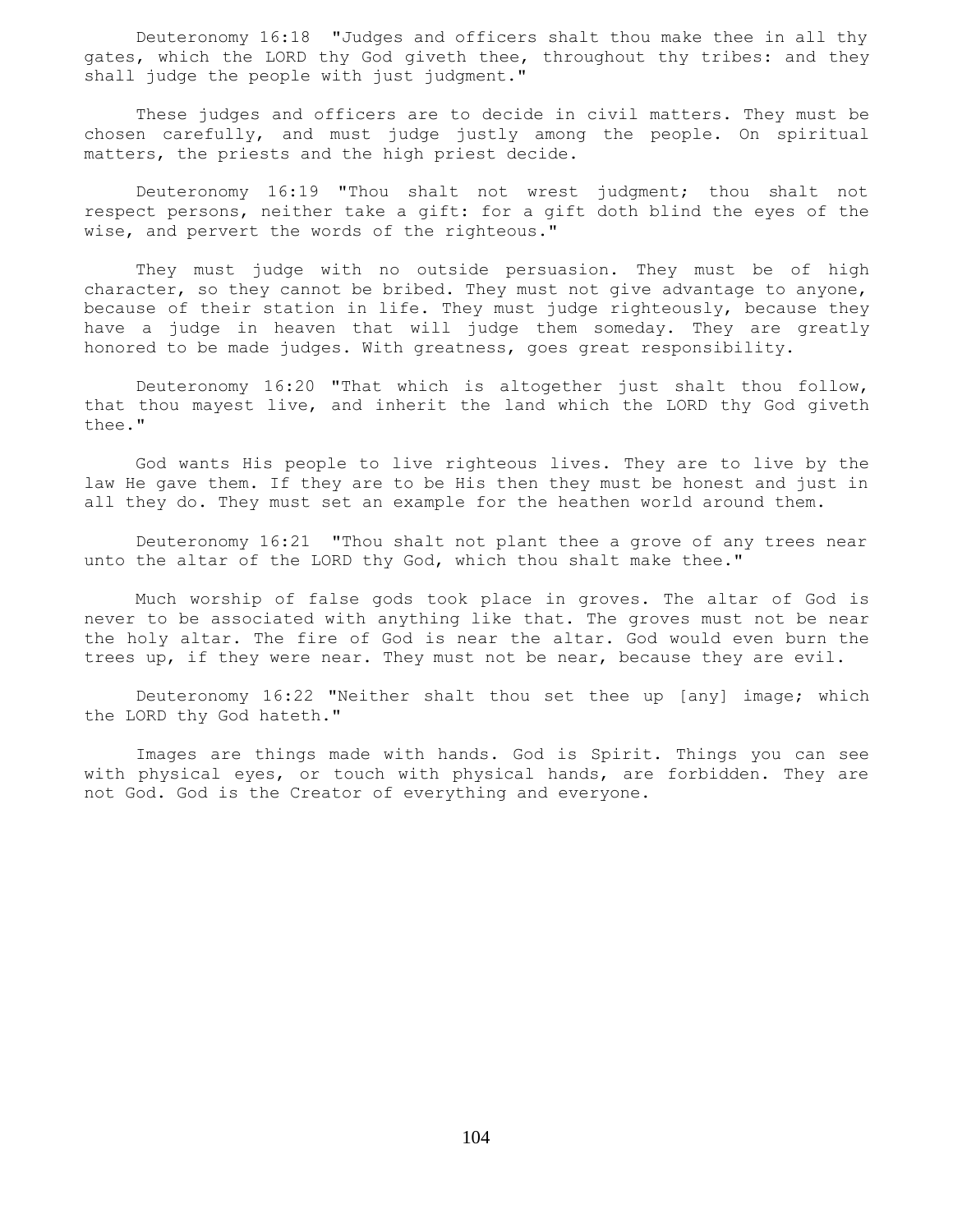Deuteronomy 16:18 "Judges and officers shalt thou make thee in all thy gates, which the LORD thy God giveth thee, throughout thy tribes: and they shall judge the people with just judgment."

These judges and officers are to decide in civil matters. They must be chosen carefully, and must judge justly among the people. On spiritual matters, the priests and the high priest decide.

Deuteronomy 16:19 "Thou shalt not wrest judgment; thou shalt not respect persons, neither take a gift: for a gift doth blind the eyes of the wise, and pervert the words of the righteous."

They must judge with no outside persuasion. They must be of high character, so they cannot be bribed. They must not give advantage to anyone, because of their station in life. They must judge righteously, because they have a judge in heaven that will judge them someday. They are greatly honored to be made judges. With greatness, goes great responsibility.

Deuteronomy 16:20 "That which is altogether just shalt thou follow, that thou mayest live, and inherit the land which the LORD thy God giveth thee."

God wants His people to live righteous lives. They are to live by the law He gave them. If they are to be His then they must be honest and just in all they do. They must set an example for the heathen world around them.

Deuteronomy 16:21 "Thou shalt not plant thee a grove of any trees near unto the altar of the LORD thy God, which thou shalt make thee."

Much worship of false gods took place in groves. The altar of God is never to be associated with anything like that. The groves must not be near the holy altar. The fire of God is near the altar. God would even burn the trees up, if they were near. They must not be near, because they are evil.

Deuteronomy 16:22 "Neither shalt thou set thee up [any] image; which the LORD thy God hateth."

Images are things made with hands. God is Spirit. Things you can see with physical eyes, or touch with physical hands, are forbidden. They are not God. God is the Creator of everything and everyone.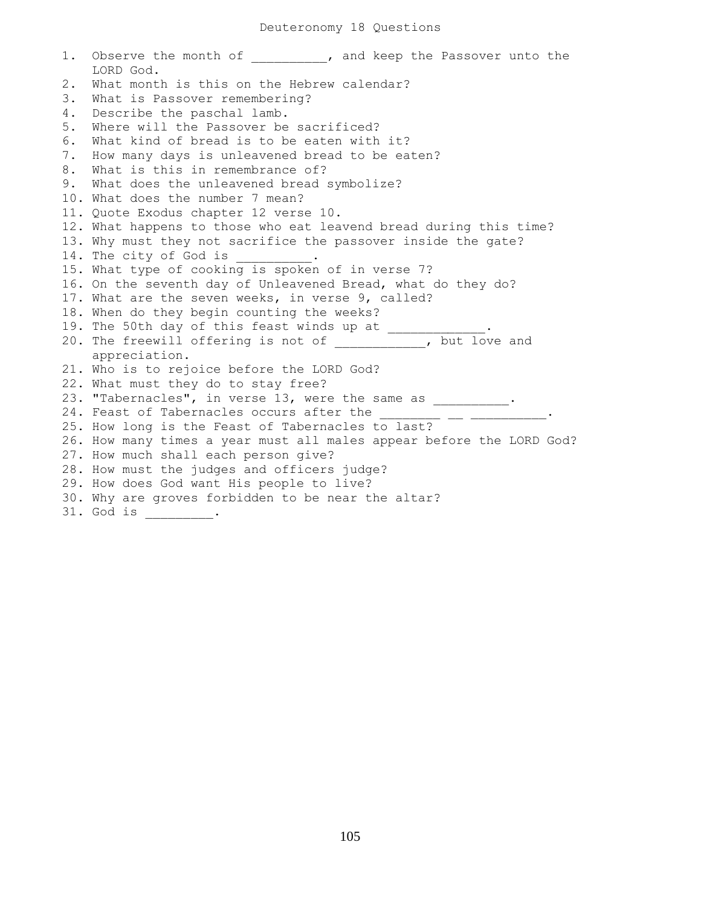# Deuteronomy 18 Questions

1. Observe the month of __________, and keep the Passover unto the LORD God.
2. What month is this on the Hebrew calendar?
3. What is Passover remembering?
4. Describe the paschal lamb.
5. Where will the Passover be sacrificed?
6. What kind of bread is to be eaten with it?
7. How many days is unleavened bread to be eaten?
8. What is this in remembrance of?
9. What does the unleavened bread symbolize?
10. What does the number 7 mean?
11. Quote Exodus chapter 12 verse 10.
12. What happens to those who eat leavend bread during this time?
13. Why must they not sacrifice the passover inside the gate?
14. The city of God is __________.
15. What type of cooking is spoken of in verse 7?
16. On the seventh day of Unleavened Bread, what do they do?
17. What are the seven weeks, in verse 9, called?
18. When do they begin counting the weeks?
19. The 50th day of this feast winds up at _____________.
20. The freewill offering is not of ___________, but love and appreciation.
21. Who is to rejoice before the LORD God?
22. What must they do to stay free?
23. "Tabernacles", in verse 13, were the same as __________.
24. Feast of Tabernacles occurs after the ________ __ __________.
25. How long is the Feast of Tabernacles to last?
26. How many times a year must all males appear before the LORD God?
27. How much shall each person give?
28. How must the judges and officers judge?
29. How does God want His people to live?
30. Why are groves forbidden to be near the altar?
31. God is _________.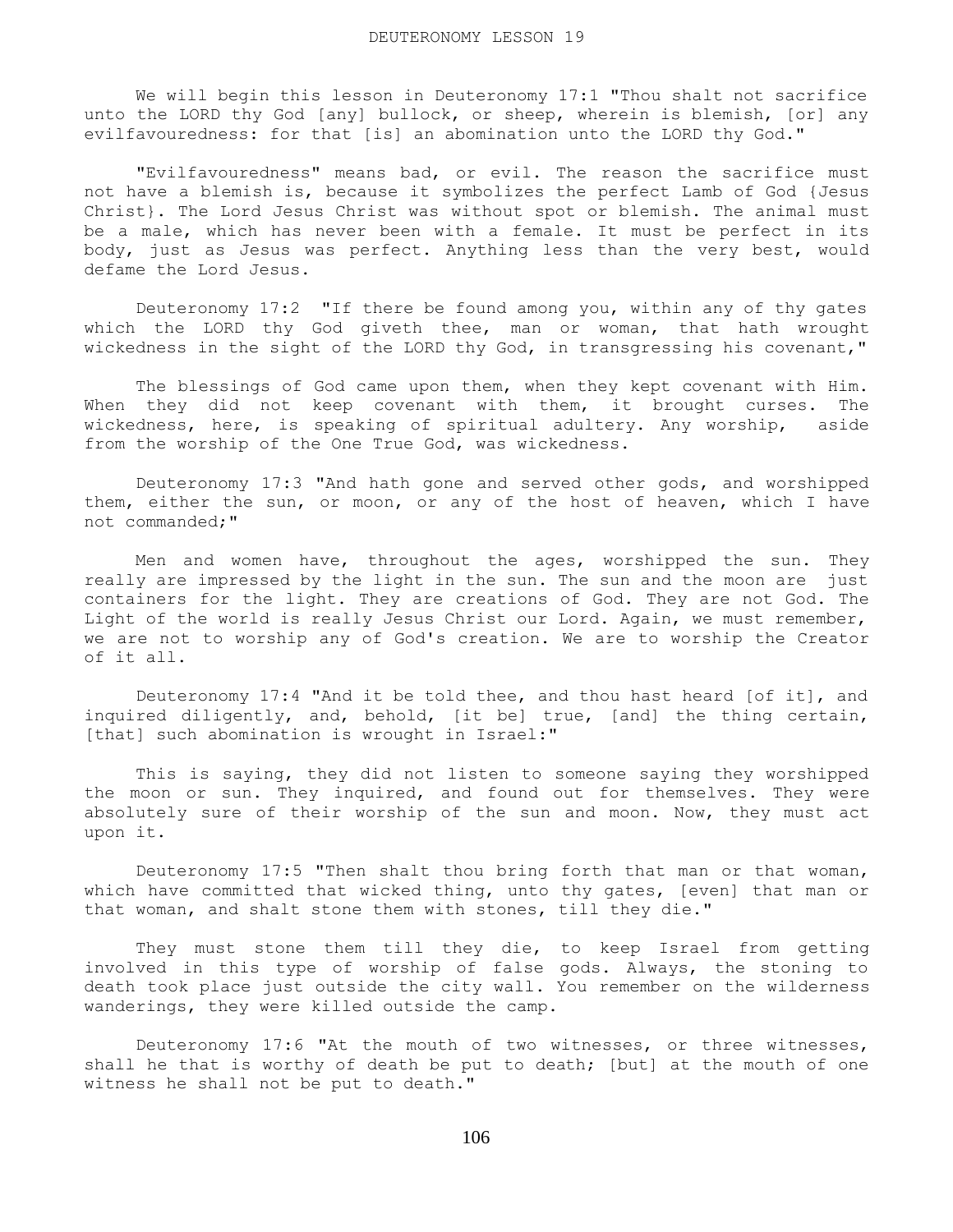# DEUTERONOMY LESSON 19

We will begin this lesson in Deuteronomy 17:1 "Thou shalt not sacrifice unto the LORD thy God [any] bullock, or sheep, wherein is blemish, [or] any evilfavouredness: for that [is] an abomination unto the LORD thy God."

"Evilfavouredness" means bad, or evil. The reason the sacrifice must not have a blemish is, because it symbolizes the perfect Lamb of God {Jesus Christ}. The Lord Jesus Christ was without spot or blemish. The animal must be a male, which has never been with a female. It must be perfect in its body, just as Jesus was perfect. Anything less than the very best, would defame the Lord Jesus.

Deuteronomy 17:2 "If there be found among you, within any of thy gates which the LORD thy God giveth thee, man or woman, that hath wrought wickedness in the sight of the LORD thy God, in transgressing his covenant,"

The blessings of God came upon them, when they kept covenant with Him. When they did not keep covenant with them, it brought curses. The wickedness, here, is speaking of spiritual adultery. Any worship, aside from the worship of the One True God, was wickedness.

Deuteronomy 17:3 "And hath gone and served other gods, and worshipped them, either the sun, or moon, or any of the host of heaven, which I have not commanded;"

Men and women have, throughout the ages, worshipped the sun. They really are impressed by the light in the sun. The sun and the moon are just containers for the light. They are creations of God. They are not God. The Light of the world is really Jesus Christ our Lord. Again, we must remember, we are not to worship any of God's creation. We are to worship the Creator of it all.

Deuteronomy 17:4 "And it be told thee, and thou hast heard [of it], and inquired diligently, and, behold, [it be] true, [and] the thing certain, [that] such abomination is wrought in Israel:"

This is saying, they did not listen to someone saying they worshipped the moon or sun. They inquired, and found out for themselves. They were absolutely sure of their worship of the sun and moon. Now, they must act upon it.

Deuteronomy 17:5 "Then shalt thou bring forth that man or that woman, which have committed that wicked thing, unto thy gates, [even] that man or that woman, and shalt stone them with stones, till they die."

They must stone them till they die, to keep Israel from getting involved in this type of worship of false gods. Always, the stoning to death took place just outside the city wall. You remember on the wilderness wanderings, they were killed outside the camp.

Deuteronomy 17:6 "At the mouth of two witnesses, or three witnesses, shall he that is worthy of death be put to death; [but] at the mouth of one witness he shall not be put to death."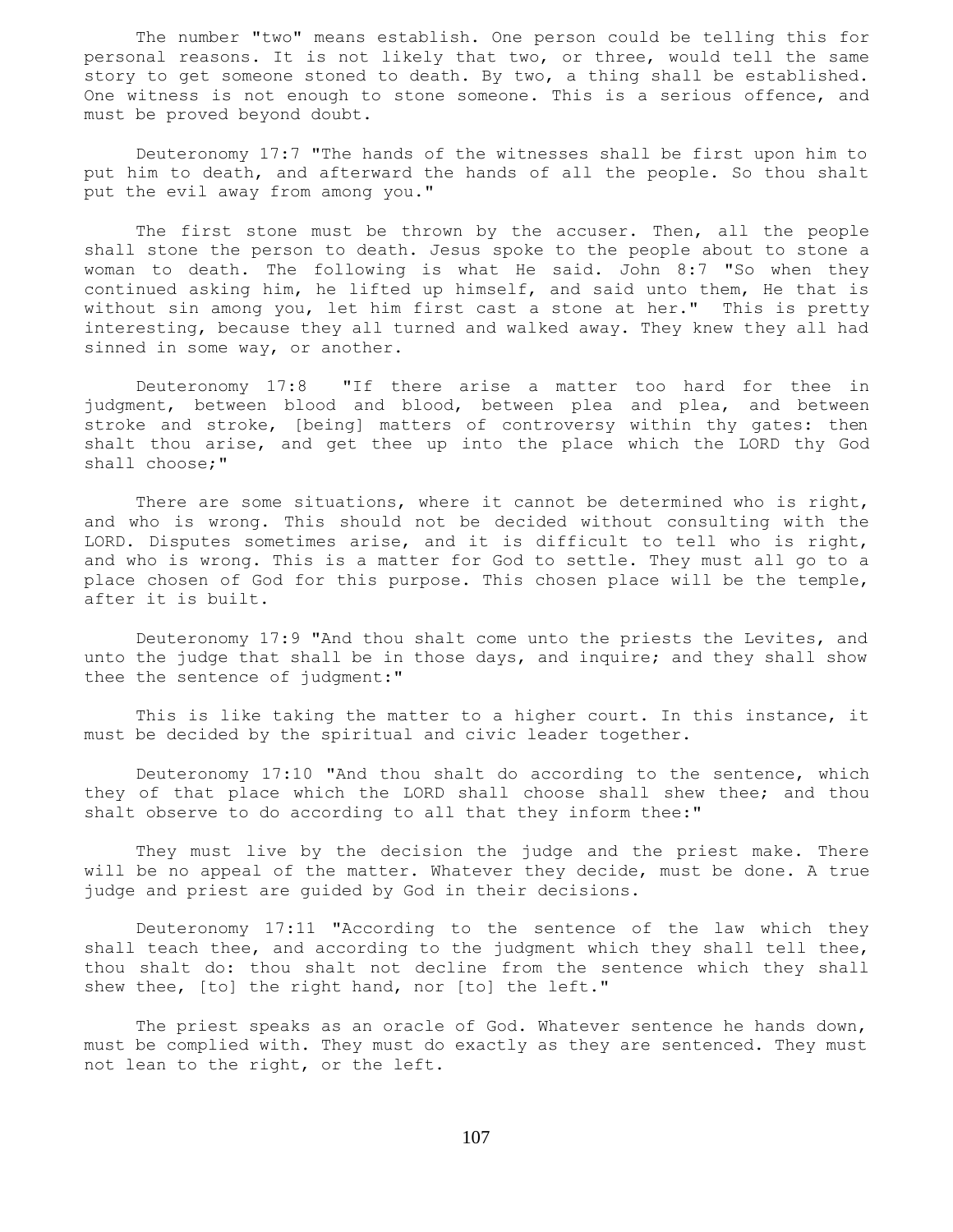The number "two" means establish. One person could be telling this for personal reasons. It is not likely that two, or three, would tell the same story to get someone stoned to death. By two, a thing shall be established. One witness is not enough to stone someone. This is a serious offence, and must be proved beyond doubt.

Deuteronomy 17:7 "The hands of the witnesses shall be first upon him to put him to death, and afterward the hands of all the people. So thou shalt put the evil away from among you."

The first stone must be thrown by the accuser. Then, all the people shall stone the person to death. Jesus spoke to the people about to stone a woman to death. The following is what He said. John 8:7 "So when they continued asking him, he lifted up himself, and said unto them, He that is without sin among you, let him first cast a stone at her." This is pretty interesting, because they all turned and walked away. They knew they all had sinned in some way, or another.

Deuteronomy 17:8 "If there arise a matter too hard for thee in judgment, between blood and blood, between plea and plea, and between stroke and stroke, [being] matters of controversy within thy gates: then shalt thou arise, and get thee up into the place which the LORD thy God shall choose;"

There are some situations, where it cannot be determined who is right, and who is wrong. This should not be decided without consulting with the LORD. Disputes sometimes arise, and it is difficult to tell who is right, and who is wrong. This is a matter for God to settle. They must all go to a place chosen of God for this purpose. This chosen place will be the temple, after it is built.

Deuteronomy 17:9 "And thou shalt come unto the priests the Levites, and unto the judge that shall be in those days, and inquire; and they shall show thee the sentence of judgment:"

This is like taking the matter to a higher court. In this instance, it must be decided by the spiritual and civic leader together.

Deuteronomy 17:10 "And thou shalt do according to the sentence, which they of that place which the LORD shall choose shall shew thee; and thou shalt observe to do according to all that they inform thee:"

They must live by the decision the judge and the priest make. There will be no appeal of the matter. Whatever they decide, must be done. A true judge and priest are guided by God in their decisions.

Deuteronomy 17:11 "According to the sentence of the law which they shall teach thee, and according to the judgment which they shall tell thee, thou shalt do: thou shalt not decline from the sentence which they shall shew thee, [to] the right hand, nor [to] the left."

The priest speaks as an oracle of God. Whatever sentence he hands down, must be complied with. They must do exactly as they are sentenced. They must not lean to the right, or the left.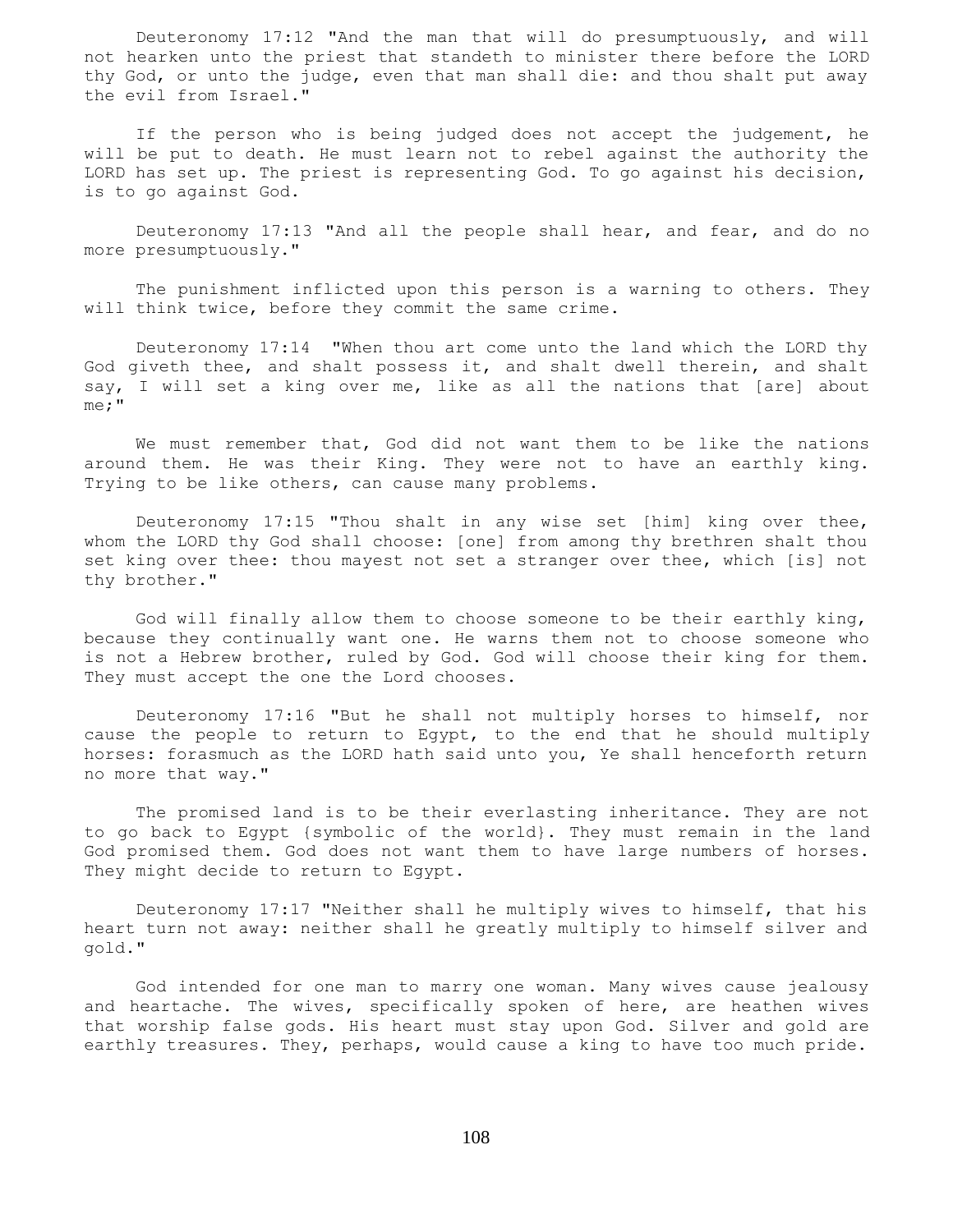Deuteronomy 17:12 "And the man that will do presumptuously, and will not hearken unto the priest that standeth to minister there before the LORD thy God, or unto the judge, even that man shall die: and thou shalt put away the evil from Israel."

If the person who is being judged does not accept the judgement, he will be put to death. He must learn not to rebel against the authority the LORD has set up. The priest is representing God. To go against his decision, is to go against God.

Deuteronomy 17:13 "And all the people shall hear, and fear, and do no more presumptuously."

The punishment inflicted upon this person is a warning to others. They will think twice, before they commit the same crime.

Deuteronomy 17:14 "When thou art come unto the land which the LORD thy God giveth thee, and shalt possess it, and shalt dwell therein, and shalt say, I will set a king over me, like as all the nations that [are] about me;"

We must remember that, God did not want them to be like the nations around them. He was their King. They were not to have an earthly king. Trying to be like others, can cause many problems.

Deuteronomy 17:15 "Thou shalt in any wise set [him] king over thee, whom the LORD thy God shall choose: [one] from among thy brethren shalt thou set king over thee: thou mayest not set a stranger over thee, which [is] not thy brother."

God will finally allow them to choose someone to be their earthly king, because they continually want one. He warns them not to choose someone who is not a Hebrew brother, ruled by God. God will choose their king for them. They must accept the one the Lord chooses.

Deuteronomy 17:16 "But he shall not multiply horses to himself, nor cause the people to return to Egypt, to the end that he should multiply horses: forasmuch as the LORD hath said unto you, Ye shall henceforth return no more that way."

The promised land is to be their everlasting inheritance. They are not to go back to Egypt {symbolic of the world}. They must remain in the land God promised them. God does not want them to have large numbers of horses. They might decide to return to Egypt.

Deuteronomy 17:17 "Neither shall he multiply wives to himself, that his heart turn not away: neither shall he greatly multiply to himself silver and gold."

God intended for one man to marry one woman. Many wives cause jealousy and heartache. The wives, specifically spoken of here, are heathen wives that worship false gods. His heart must stay upon God. Silver and gold are earthly treasures. They, perhaps, would cause a king to have too much pride.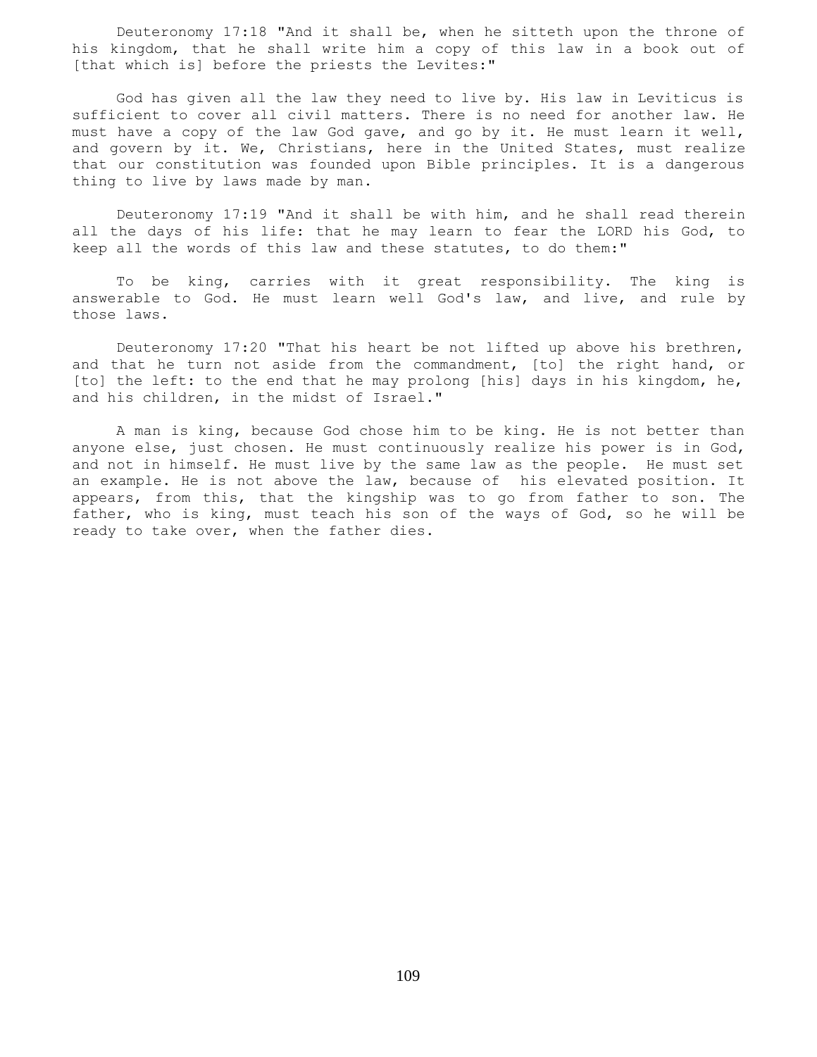Deuteronomy 17:18 "And it shall be, when he sitteth upon the throne of his kingdom, that he shall write him a copy of this law in a book out of [that which is] before the priests the Levites:"

God has given all the law they need to live by. His law in Leviticus is sufficient to cover all civil matters. There is no need for another law. He must have a copy of the law God gave, and go by it. He must learn it well, and govern by it. We, Christians, here in the United States, must realize that our constitution was founded upon Bible principles. It is a dangerous thing to live by laws made by man.

Deuteronomy 17:19 "And it shall be with him, and he shall read therein all the days of his life: that he may learn to fear the LORD his God, to keep all the words of this law and these statutes, to do them:"

To be king, carries with it great responsibility. The king is answerable to God. He must learn well God's law, and live, and rule by those laws.

Deuteronomy 17:20 "That his heart be not lifted up above his brethren, and that he turn not aside from the commandment, [to] the right hand, or [to] the left: to the end that he may prolong [his] days in his kingdom, he, and his children, in the midst of Israel."

A man is king, because God chose him to be king. He is not better than anyone else, just chosen. He must continuously realize his power is in God, and not in himself. He must live by the same law as the people. He must set an example. He is not above the law, because of his elevated position. It appears, from this, that the kingship was to go from father to son. The father, who is king, must teach his son of the ways of God, so he will be ready to take over, when the father dies.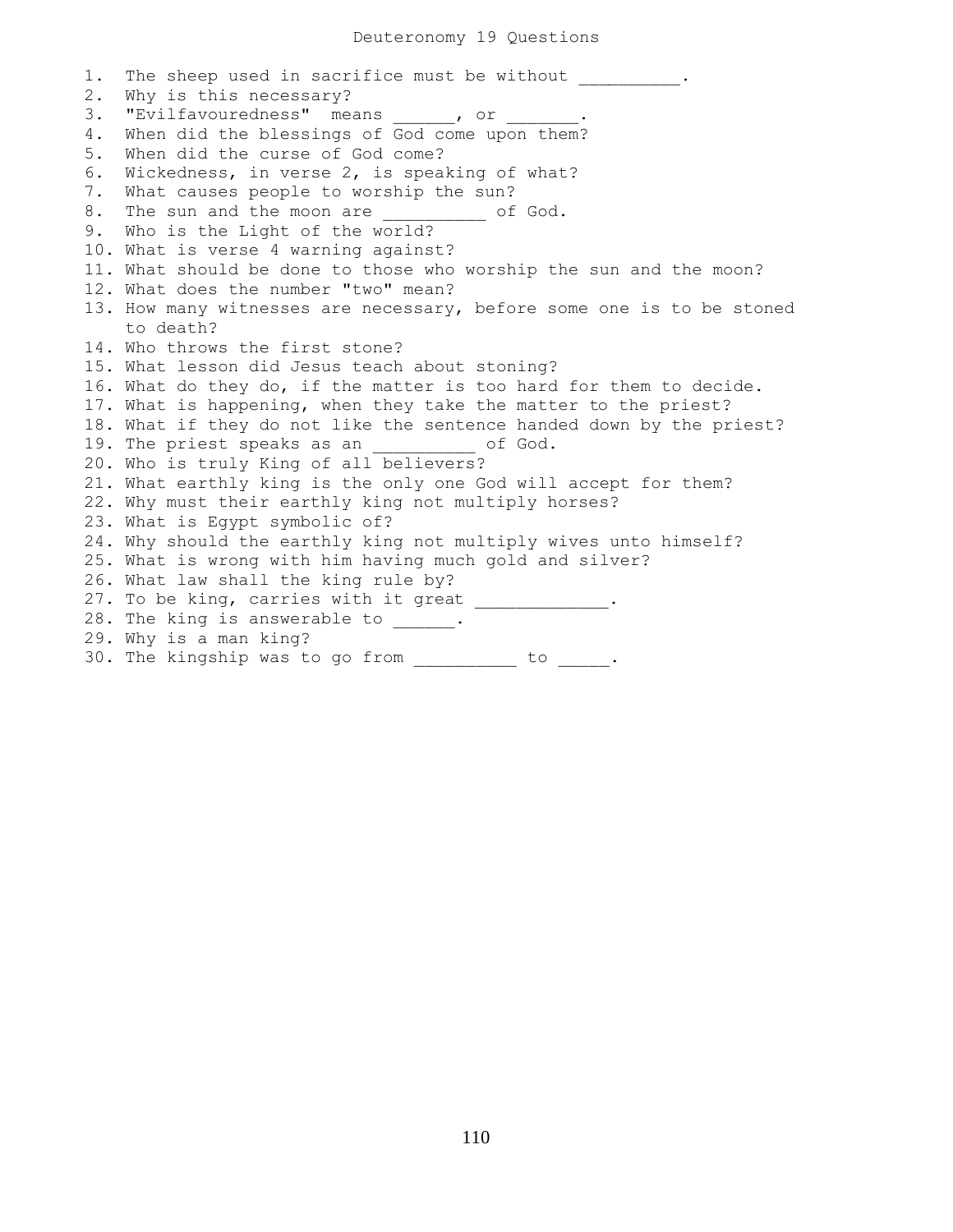# Deuteronomy 19 Questions

1. The sheep used in sacrifice must be without __________.
2. Why is this necessary?
3. "Evilfavouredness" means ______, or _______.
4. When did the blessings of God come upon them?
5. When did the curse of God come?
6. Wickedness, in verse 2, is speaking of what?
7. What causes people to worship the sun?
8. The sun and the moon are __________ of God.
9. Who is the Light of the world?
10. What is verse 4 warning against?
11. What should be done to those who worship the sun and the moon?
12. What does the number "two" mean?
13. How many witnesses are necessary, before some one is to be stoned to death?
14. Who throws the first stone?
15. What lesson did Jesus teach about stoning?
16. What do they do, if the matter is too hard for them to decide.
17. What is happening, when they take the matter to the priest?
18. What if they do not like the sentence handed down by the priest?
19. The priest speaks as an __________ of God.
20. Who is truly King of all believers?
21. What earthly king is the only one God will accept for them?
22. Why must their earthly king not multiply horses?
23. What is Egypt symbolic of?
24. Why should the earthly king not multiply wives unto himself?
25. What is wrong with him having much gold and silver?
26. What law shall the king rule by?
27. To be king, carries with it great _____________.
28. The king is answerable to ______.
29. Why is a man king?
30. The kingship was to go from __________ to _____.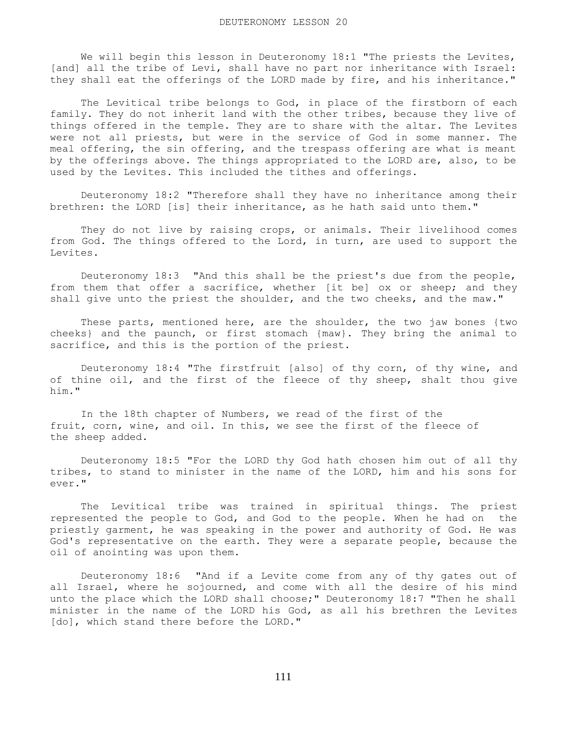# DEUTERONOMY LESSON 20

We will begin this lesson in Deuteronomy 18:1 "The priests the Levites, [and] all the tribe of Levi, shall have no part nor inheritance with Israel: they shall eat the offerings of the LORD made by fire, and his inheritance."

The Levitical tribe belongs to God, in place of the firstborn of each family. They do not inherit land with the other tribes, because they live of things offered in the temple. They are to share with the altar. The Levites were not all priests, but were in the service of God in some manner. The meal offering, the sin offering, and the trespass offering are what is meant by the offerings above. The things appropriated to the LORD are, also, to be used by the Levites. This included the tithes and offerings.

Deuteronomy 18:2 "Therefore shall they have no inheritance among their brethren: the LORD [is] their inheritance, as he hath said unto them."

They do not live by raising crops, or animals. Their livelihood comes from God. The things offered to the Lord, in turn, are used to support the Levites.

Deuteronomy 18:3 "And this shall be the priest's due from the people, from them that offer a sacrifice, whether [it be] ox or sheep; and they shall give unto the priest the shoulder, and the two cheeks, and the maw."

These parts, mentioned here, are the shoulder, the two jaw bones {two cheeks} and the paunch, or first stomach {maw}. They bring the animal to sacrifice, and this is the portion of the priest.

Deuteronomy 18:4 "The firstfruit [also] of thy corn, of thy wine, and of thine oil, and the first of the fleece of thy sheep, shalt thou give him."

In the 18th chapter of Numbers, we read of the first of the fruit, corn, wine, and oil. In this, we see the first of the fleece of the sheep added.

Deuteronomy 18:5 "For the LORD thy God hath chosen him out of all thy tribes, to stand to minister in the name of the LORD, him and his sons for ever."

The Levitical tribe was trained in spiritual things. The priest represented the people to God, and God to the people. When he had on the priestly garment, he was speaking in the power and authority of God. He was God's representative on the earth. They were a separate people, because the oil of anointing was upon them.

Deuteronomy 18:6 "And if a Levite come from any of thy gates out of all Israel, where he sojourned, and come with all the desire of his mind unto the place which the LORD shall choose;" Deuteronomy 18:7 "Then he shall minister in the name of the LORD his God, as all his brethren the Levites [do], which stand there before the LORD."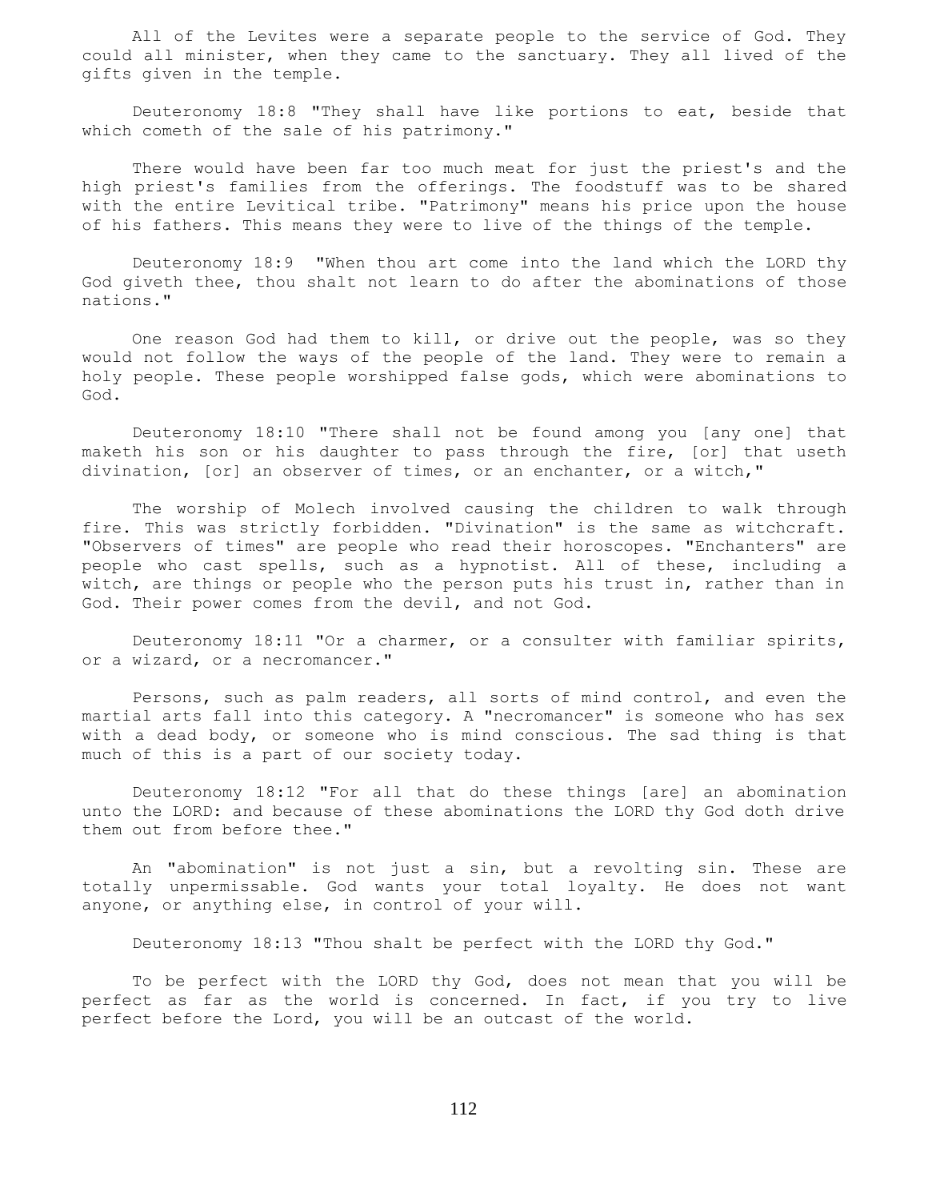All of the Levites were a separate people to the service of God. They could all minister, when they came to the sanctuary. They all lived of the gifts given in the temple.

Deuteronomy 18:8 "They shall have like portions to eat, beside that which cometh of the sale of his patrimony."

There would have been far too much meat for just the priest's and the high priest's families from the offerings. The foodstuff was to be shared with the entire Levitical tribe. "Patrimony" means his price upon the house of his fathers. This means they were to live of the things of the temple.

Deuteronomy 18:9 "When thou art come into the land which the LORD thy God giveth thee, thou shalt not learn to do after the abominations of those nations."

One reason God had them to kill, or drive out the people, was so they would not follow the ways of the people of the land. They were to remain a holy people. These people worshipped false gods, which were abominations to God.

Deuteronomy 18:10 "There shall not be found among you [any one] that maketh his son or his daughter to pass through the fire, [or] that useth divination, [or] an observer of times, or an enchanter, or a witch,"

The worship of Molech involved causing the children to walk through fire. This was strictly forbidden. "Divination" is the same as witchcraft. "Observers of times" are people who read their horoscopes. "Enchanters" are people who cast spells, such as a hypnotist. All of these, including a witch, are things or people who the person puts his trust in, rather than in God. Their power comes from the devil, and not God.

Deuteronomy 18:11 "Or a charmer, or a consulter with familiar spirits, or a wizard, or a necromancer."

Persons, such as palm readers, all sorts of mind control, and even the martial arts fall into this category. A "necromancer" is someone who has sex with a dead body, or someone who is mind conscious. The sad thing is that much of this is a part of our society today.

Deuteronomy 18:12 "For all that do these things [are] an abomination unto the LORD: and because of these abominations the LORD thy God doth drive them out from before thee."

An "abomination" is not just a sin, but a revolting sin. These are totally unpermissable. God wants your total loyalty. He does not want anyone, or anything else, in control of your will.

Deuteronomy 18:13 "Thou shalt be perfect with the LORD thy God."

To be perfect with the LORD thy God, does not mean that you will be perfect as far as the world is concerned. In fact, if you try to live perfect before the Lord, you will be an outcast of the world.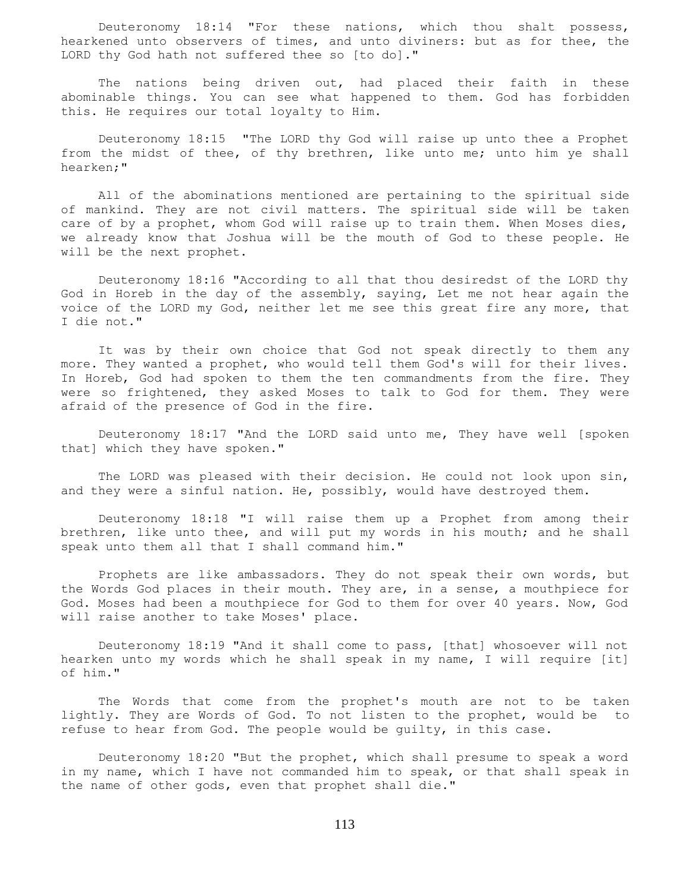Deuteronomy 18:14 "For these nations, which thou shalt possess, hearkened unto observers of times, and unto diviners: but as for thee, the LORD thy God hath not suffered thee so [to do]."

The nations being driven out, had placed their faith in these abominable things. You can see what happened to them. God has forbidden this. He requires our total loyalty to Him.

Deuteronomy 18:15 "The LORD thy God will raise up unto thee a Prophet from the midst of thee, of thy brethren, like unto me; unto him ye shall hearken;"

All of the abominations mentioned are pertaining to the spiritual side of mankind. They are not civil matters. The spiritual side will be taken care of by a prophet, whom God will raise up to train them. When Moses dies, we already know that Joshua will be the mouth of God to these people. He will be the next prophet.

Deuteronomy 18:16 "According to all that thou desiredst of the LORD thy God in Horeb in the day of the assembly, saying, Let me not hear again the voice of the LORD my God, neither let me see this great fire any more, that I die not."

It was by their own choice that God not speak directly to them any more. They wanted a prophet, who would tell them God's will for their lives. In Horeb, God had spoken to them the ten commandments from the fire. They were so frightened, they asked Moses to talk to God for them. They were afraid of the presence of God in the fire.

Deuteronomy 18:17 "And the LORD said unto me, They have well [spoken that] which they have spoken."

The LORD was pleased with their decision. He could not look upon sin, and they were a sinful nation. He, possibly, would have destroyed them.

Deuteronomy 18:18 "I will raise them up a Prophet from among their brethren, like unto thee, and will put my words in his mouth; and he shall speak unto them all that I shall command him."

Prophets are like ambassadors. They do not speak their own words, but the Words God places in their mouth. They are, in a sense, a mouthpiece for God. Moses had been a mouthpiece for God to them for over 40 years. Now, God will raise another to take Moses' place.

Deuteronomy 18:19 "And it shall come to pass, [that] whosoever will not hearken unto my words which he shall speak in my name, I will require [it] of him."

The Words that come from the prophet's mouth are not to be taken lightly. They are Words of God. To not listen to the prophet, would be to refuse to hear from God. The people would be guilty, in this case.

Deuteronomy 18:20 "But the prophet, which shall presume to speak a word in my name, which I have not commanded him to speak, or that shall speak in the name of other gods, even that prophet shall die."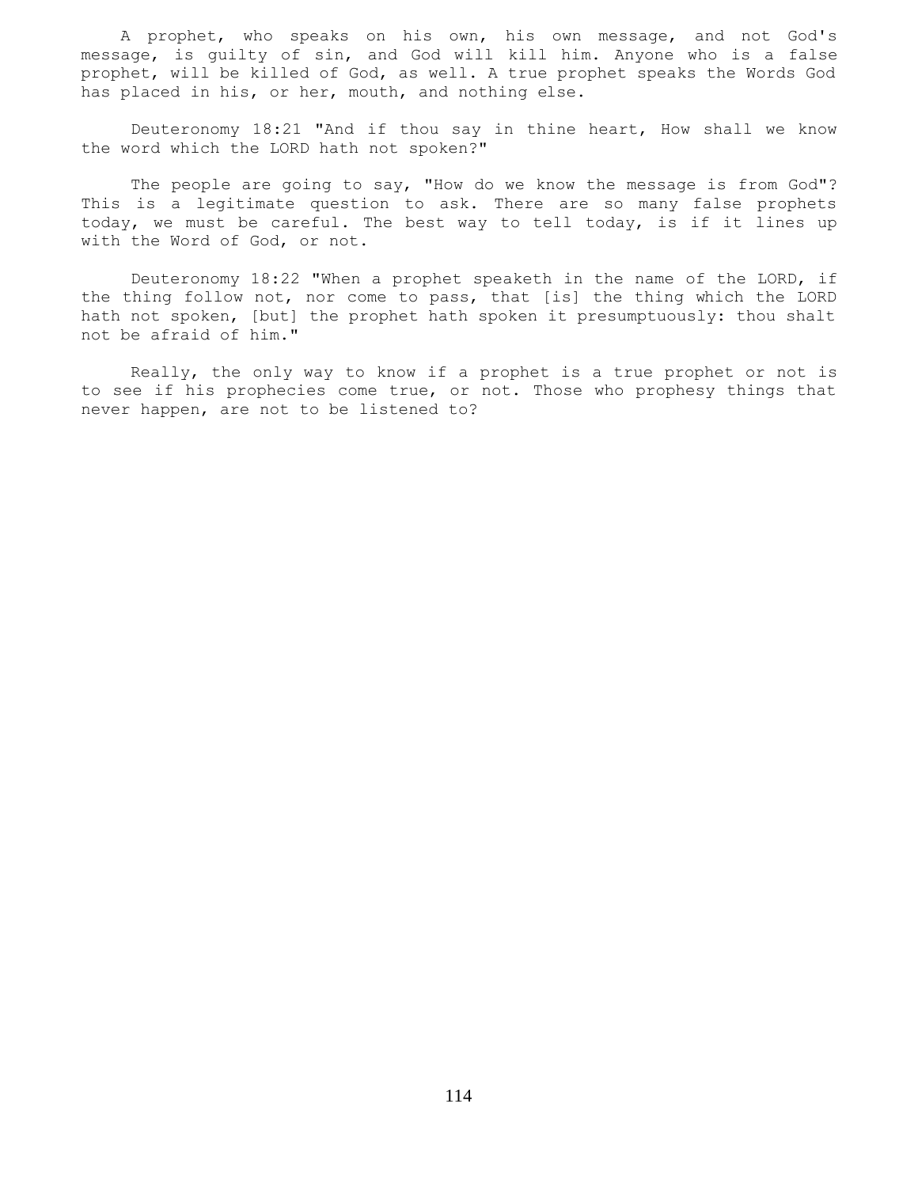A prophet, who speaks on his own, his own message, and not God's message, is guilty of sin, and God will kill him. Anyone who is a false prophet, will be killed of God, as well. A true prophet speaks the Words God has placed in his, or her, mouth, and nothing else.

Deuteronomy 18:21 "And if thou say in thine heart, How shall we know the word which the LORD hath not spoken?"

The people are going to say, "How do we know the message is from God"? This is a legitimate question to ask. There are so many false prophets today, we must be careful. The best way to tell today, is if it lines up with the Word of God, or not.

Deuteronomy 18:22 "When a prophet speaketh in the name of the LORD, if the thing follow not, nor come to pass, that [is] the thing which the LORD hath not spoken, [but] the prophet hath spoken it presumptuously: thou shalt not be afraid of him."

Really, the only way to know if a prophet is a true prophet or not is to see if his prophecies come true, or not. Those who prophesy things that never happen, are not to be listened to?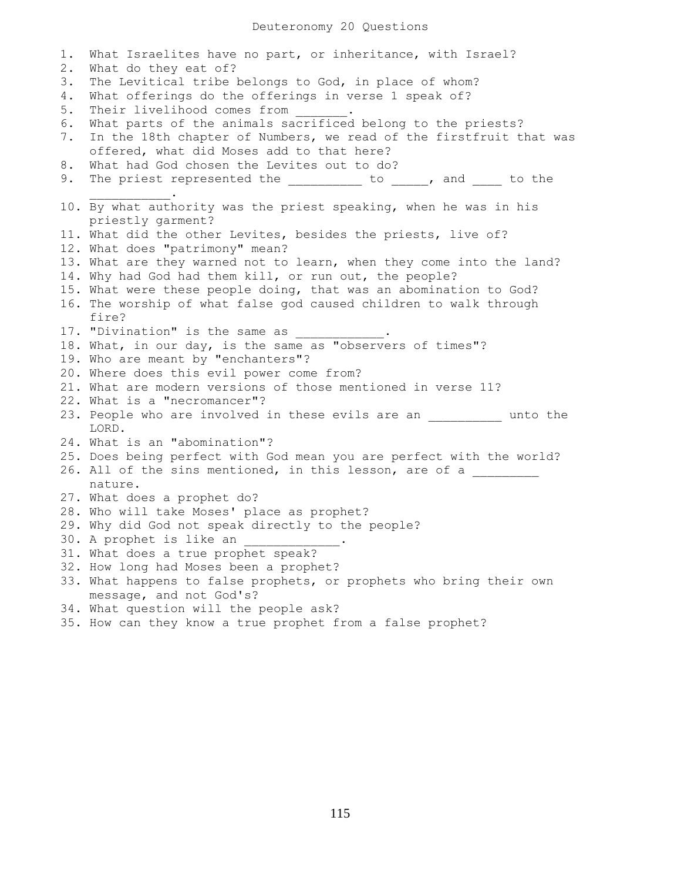# Deuteronomy 20 Questions

1. What Israelites have no part, or inheritance, with Israel?
2. What do they eat of?
3. The Levitical tribe belongs to God, in place of whom?
4. What offerings do the offerings in verse 1 speak of?
5. Their livelihood comes from _______.
6. What parts of the animals sacrificed belong to the priests?
7. In the 18th chapter of Numbers, we read of the firstfruit that was offered, what did Moses add to that here?
8. What had God chosen the Levites out to do?
9. The priest represented the __________ to _____, and ____ to the ___________.
10. By what authority was the priest speaking, when he was in his priestly garment?
11. What did the other Levites, besides the priests, live of?
12. What does "patrimony" mean?
13. What are they warned not to learn, when they come into the land?
14. Why had God had them kill, or run out, the people?
15. What were these people doing, that was an abomination to God?
16. The worship of what false god caused children to walk through fire?
17. "Divination" is the same as ____________.
18. What, in our day, is the same as "observers of times"?
19. Who are meant by "enchanters"?
20. Where does this evil power come from?
21. What are modern versions of those mentioned in verse 11?
22. What is a "necromancer"?
23. People who are involved in these evils are an __________ unto the LORD.
24. What is an "abomination"?
25. Does being perfect with God mean you are perfect with the world?
26. All of the sins mentioned, in this lesson, are of a _________ nature.
27. What does a prophet do?
28. Who will take Moses' place as prophet?
29. Why did God not speak directly to the people?
30. A prophet is like an _____________.
31. What does a true prophet speak?
32. How long had Moses been a prophet?
33. What happens to false prophets, or prophets who bring their own message, and not God's?
34. What question will the people ask?
35. How can they know a true prophet from a false prophet?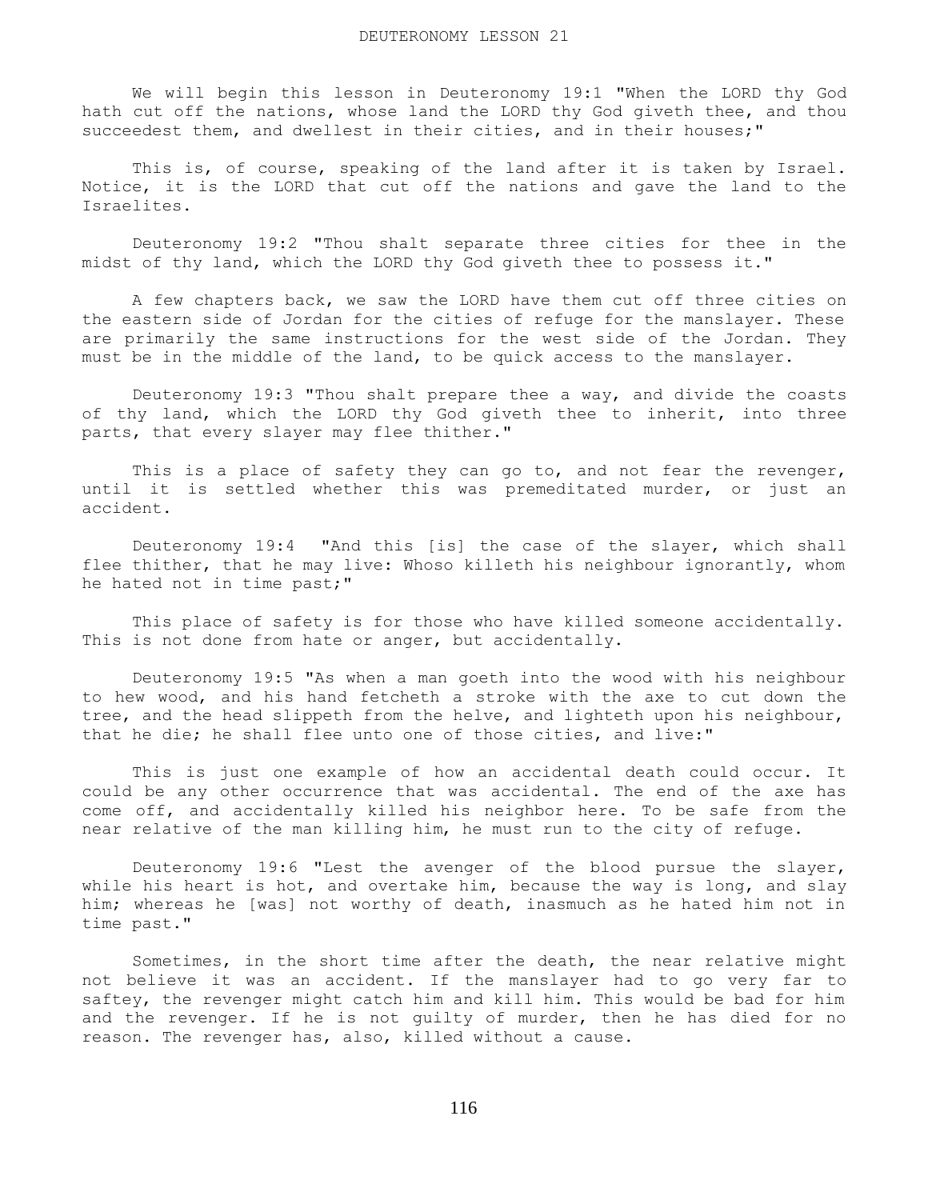# DEUTERONOMY LESSON 21

We will begin this lesson in Deuteronomy 19:1 "When the LORD thy God hath cut off the nations, whose land the LORD thy God giveth thee, and thou succeedest them, and dwellest in their cities, and in their houses;"

This is, of course, speaking of the land after it is taken by Israel. Notice, it is the LORD that cut off the nations and gave the land to the Israelites.

Deuteronomy 19:2 "Thou shalt separate three cities for thee in the midst of thy land, which the LORD thy God giveth thee to possess it."

A few chapters back, we saw the LORD have them cut off three cities on the eastern side of Jordan for the cities of refuge for the manslayer. These are primarily the same instructions for the west side of the Jordan. They must be in the middle of the land, to be quick access to the manslayer.

Deuteronomy 19:3 "Thou shalt prepare thee a way, and divide the coasts of thy land, which the LORD thy God giveth thee to inherit, into three parts, that every slayer may flee thither."

This is a place of safety they can go to, and not fear the revenger, until it is settled whether this was premeditated murder, or just an accident.

Deuteronomy 19:4 "And this [is] the case of the slayer, which shall flee thither, that he may live: Whoso killeth his neighbour ignorantly, whom he hated not in time past;"

This place of safety is for those who have killed someone accidentally. This is not done from hate or anger, but accidentally.

Deuteronomy 19:5 "As when a man goeth into the wood with his neighbour to hew wood, and his hand fetcheth a stroke with the axe to cut down the tree, and the head slippeth from the helve, and lighteth upon his neighbour, that he die; he shall flee unto one of those cities, and live:"

This is just one example of how an accidental death could occur. It could be any other occurrence that was accidental. The end of the axe has come off, and accidentally killed his neighbor here. To be safe from the near relative of the man killing him, he must run to the city of refuge.

Deuteronomy 19:6 "Lest the avenger of the blood pursue the slayer, while his heart is hot, and overtake him, because the way is long, and slay him; whereas he [was] not worthy of death, inasmuch as he hated him not in time past."

Sometimes, in the short time after the death, the near relative might not believe it was an accident. If the manslayer had to go very far to saftey, the revenger might catch him and kill him. This would be bad for him and the revenger. If he is not guilty of murder, then he has died for no reason. The revenger has, also, killed without a cause.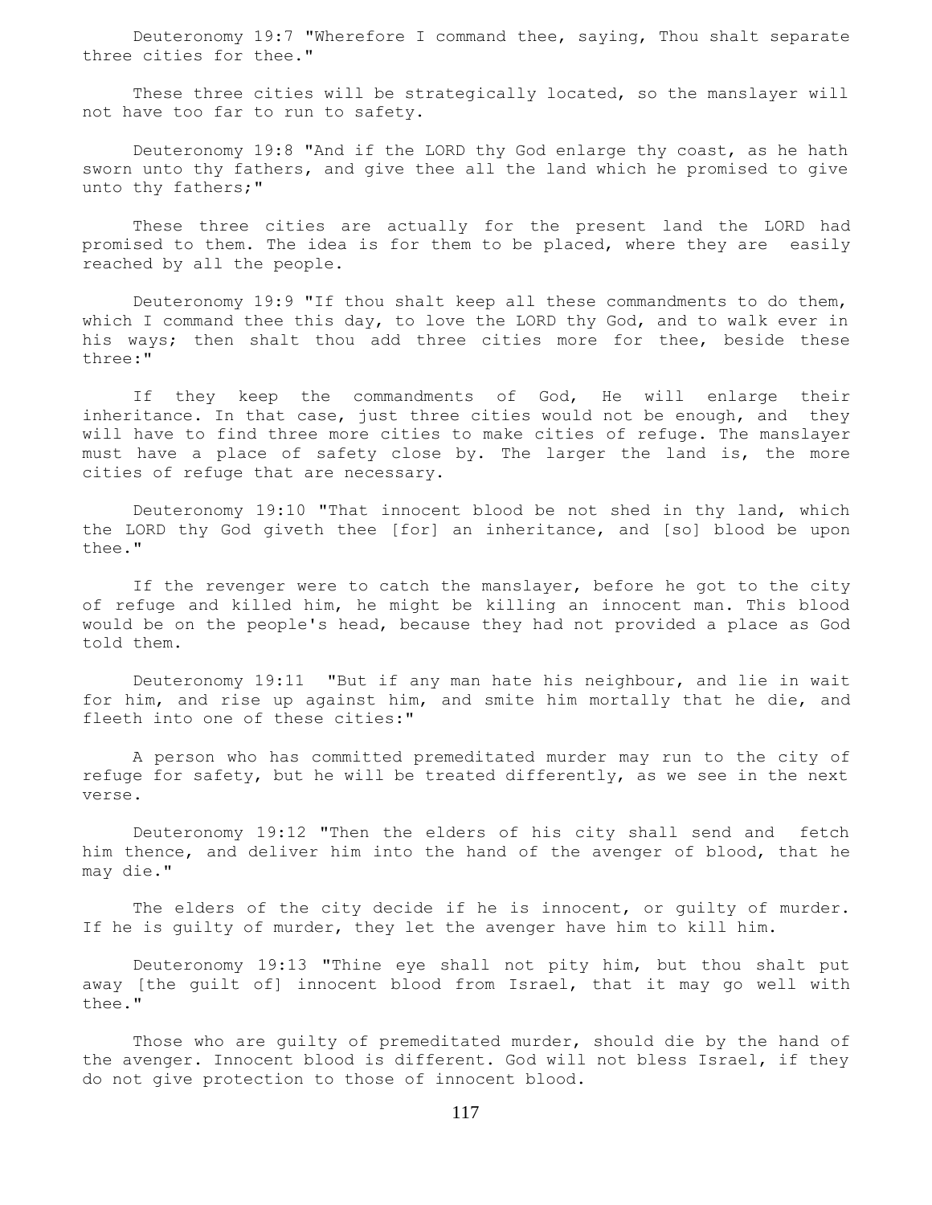Deuteronomy 19:7 "Wherefore I command thee, saying, Thou shalt separate three cities for thee."

These three cities will be strategically located, so the manslayer will not have too far to run to safety.

Deuteronomy 19:8 "And if the LORD thy God enlarge thy coast, as he hath sworn unto thy fathers, and give thee all the land which he promised to give unto thy fathers;"

These three cities are actually for the present land the LORD had promised to them. The idea is for them to be placed, where they are easily reached by all the people.

Deuteronomy 19:9 "If thou shalt keep all these commandments to do them, which I command thee this day, to love the LORD thy God, and to walk ever in his ways; then shalt thou add three cities more for thee, beside these three:"

If they keep the commandments of God, He will enlarge their inheritance. In that case, just three cities would not be enough, and they will have to find three more cities to make cities of refuge. The manslayer must have a place of safety close by. The larger the land is, the more cities of refuge that are necessary.

Deuteronomy 19:10 "That innocent blood be not shed in thy land, which the LORD thy God giveth thee [for] an inheritance, and [so] blood be upon thee."

If the revenger were to catch the manslayer, before he got to the city of refuge and killed him, he might be killing an innocent man. This blood would be on the people's head, because they had not provided a place as God told them.

Deuteronomy 19:11 "But if any man hate his neighbour, and lie in wait for him, and rise up against him, and smite him mortally that he die, and fleeth into one of these cities:"

A person who has committed premeditated murder may run to the city of refuge for safety, but he will be treated differently, as we see in the next verse.

Deuteronomy 19:12 "Then the elders of his city shall send and fetch him thence, and deliver him into the hand of the avenger of blood, that he may die."

The elders of the city decide if he is innocent, or guilty of murder. If he is guilty of murder, they let the avenger have him to kill him.

Deuteronomy 19:13 "Thine eye shall not pity him, but thou shalt put away [the guilt of] innocent blood from Israel, that it may go well with thee."

Those who are guilty of premeditated murder, should die by the hand of the avenger. Innocent blood is different. God will not bless Israel, if they do not give protection to those of innocent blood.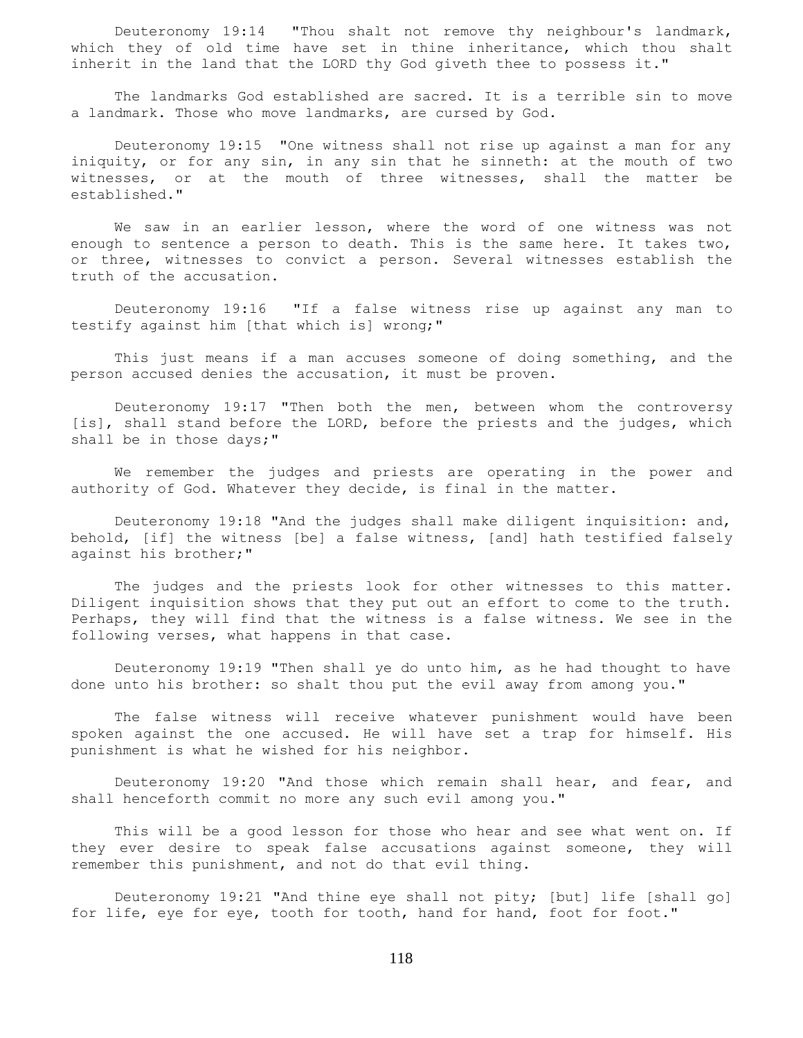Deuteronomy 19:14 "Thou shalt not remove thy neighbour's landmark, which they of old time have set in thine inheritance, which thou shalt inherit in the land that the LORD thy God giveth thee to possess it."

The landmarks God established are sacred. It is a terrible sin to move a landmark. Those who move landmarks, are cursed by God.

Deuteronomy 19:15 "One witness shall not rise up against a man for any iniquity, or for any sin, in any sin that he sinneth: at the mouth of two witnesses, or at the mouth of three witnesses, shall the matter be established."

We saw in an earlier lesson, where the word of one witness was not enough to sentence a person to death. This is the same here. It takes two, or three, witnesses to convict a person. Several witnesses establish the truth of the accusation.

Deuteronomy 19:16 "If a false witness rise up against any man to testify against him [that which is] wrong;"

This just means if a man accuses someone of doing something, and the person accused denies the accusation, it must be proven.

Deuteronomy 19:17 "Then both the men, between whom the controversy [is], shall stand before the LORD, before the priests and the judges, which shall be in those days;"

We remember the judges and priests are operating in the power and authority of God. Whatever they decide, is final in the matter.

Deuteronomy 19:18 "And the judges shall make diligent inquisition: and, behold, [if] the witness [be] a false witness, [and] hath testified falsely against his brother;"

The judges and the priests look for other witnesses to this matter. Diligent inquisition shows that they put out an effort to come to the truth. Perhaps, they will find that the witness is a false witness. We see in the following verses, what happens in that case.

Deuteronomy 19:19 "Then shall ye do unto him, as he had thought to have done unto his brother: so shalt thou put the evil away from among you."

The false witness will receive whatever punishment would have been spoken against the one accused. He will have set a trap for himself. His punishment is what he wished for his neighbor.

Deuteronomy 19:20 "And those which remain shall hear, and fear, and shall henceforth commit no more any such evil among you."

This will be a good lesson for those who hear and see what went on. If they ever desire to speak false accusations against someone, they will remember this punishment, and not do that evil thing.

Deuteronomy 19:21 "And thine eye shall not pity; [but] life [shall go] for life, eye for eye, tooth for tooth, hand for hand, foot for foot."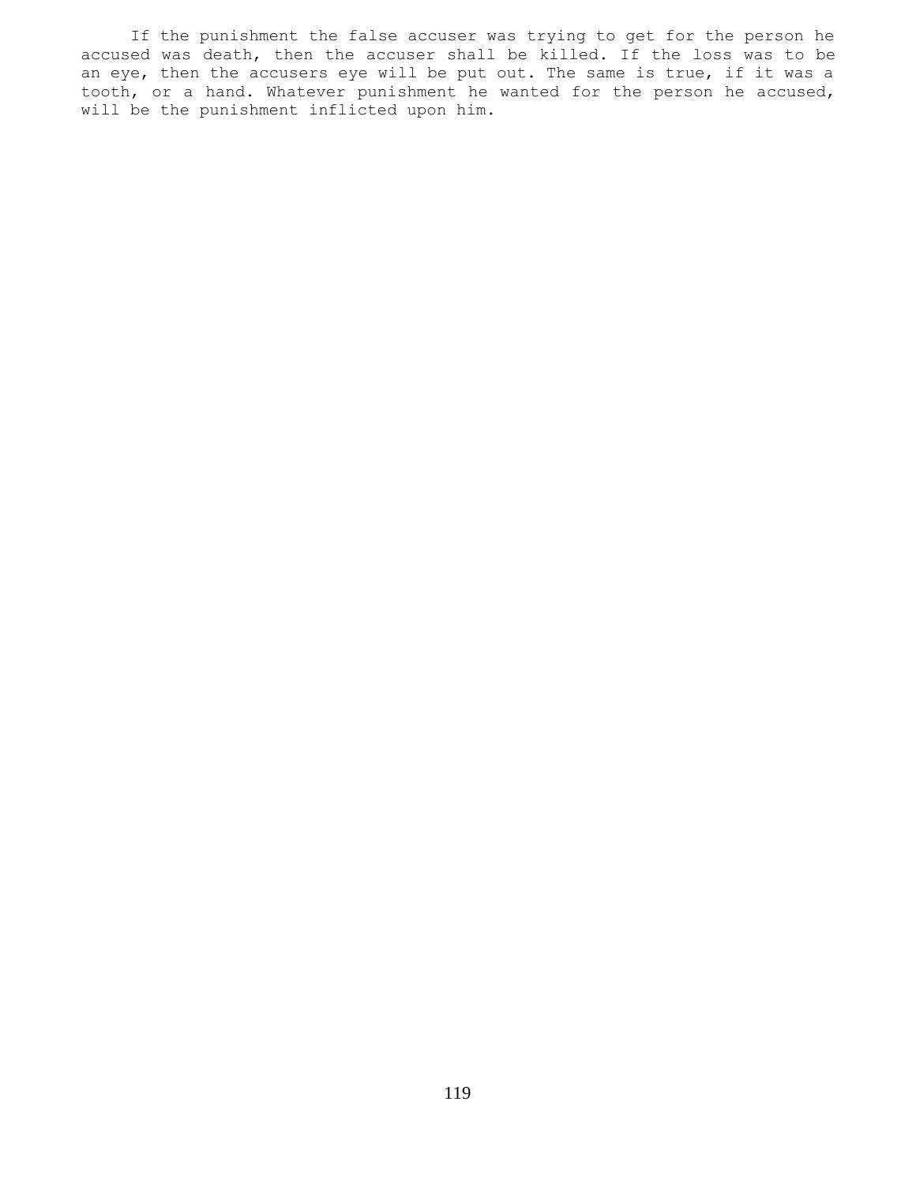If the punishment the false accuser was trying to get for the person he accused was death, then the accuser shall be killed. If the loss was to be an eye, then the accusers eye will be put out. The same is true, if it was a tooth, or a hand. Whatever punishment he wanted for the person he accused, will be the punishment inflicted upon him.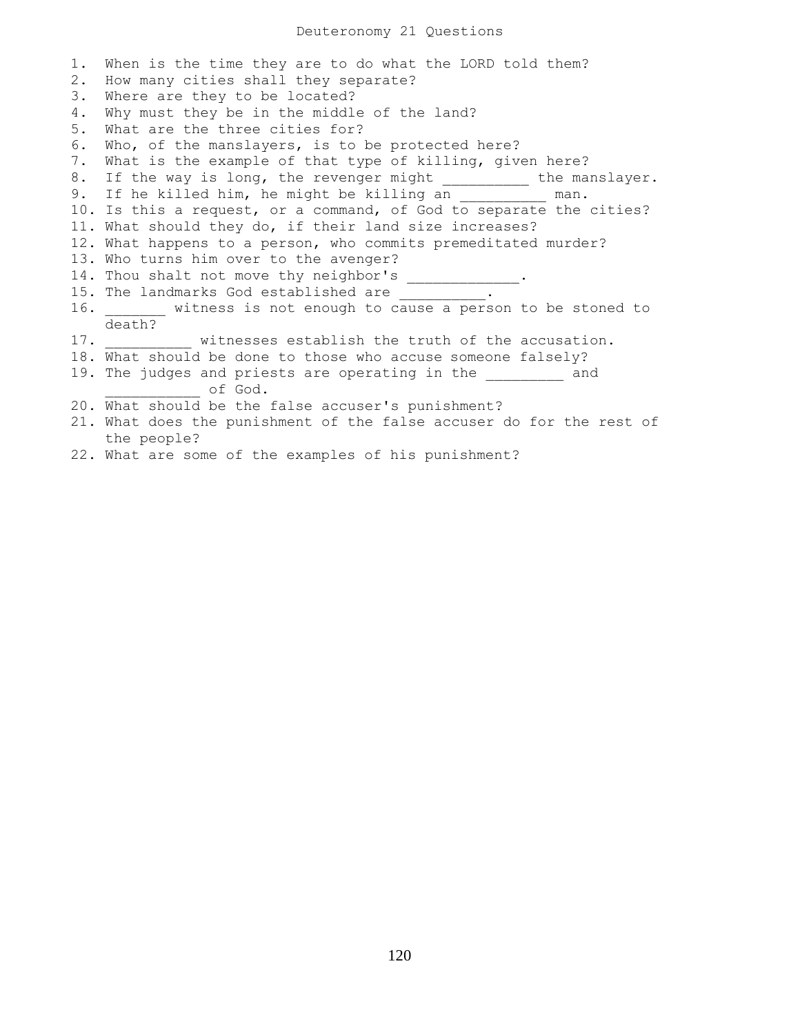# Deuteronomy 21 Questions

1. When is the time they are to do what the LORD told them?
2. How many cities shall they separate?
3. Where are they to be located?
4. Why must they be in the middle of the land?
5. What are the three cities for?
6. Who, of the manslayers, is to be protected here?
7. What is the example of that type of killing, given here?
8. If the way is long, the revenger might __________ the manslayer.
9. If he killed him, he might be killing an __________ man.
10. Is this a request, or a command, of God to separate the cities?
11. What should they do, if their land size increases?
12. What happens to a person, who commits premeditated murder?
13. Who turns him over to the avenger?
14. Thou shalt not move thy neighbor's _____________.
15. The landmarks God established are __________.
16. _______ witness is not enough to cause a person to be stoned to death?
17. __________ witnesses establish the truth of the accusation.
18. What should be done to those who accuse someone falsely?
19. The judges and priests are operating in the _________ and ___________ of God.
20. What should be the false accuser's punishment?
21. What does the punishment of the false accuser do for the rest of the people?
22. What are some of the examples of his punishment?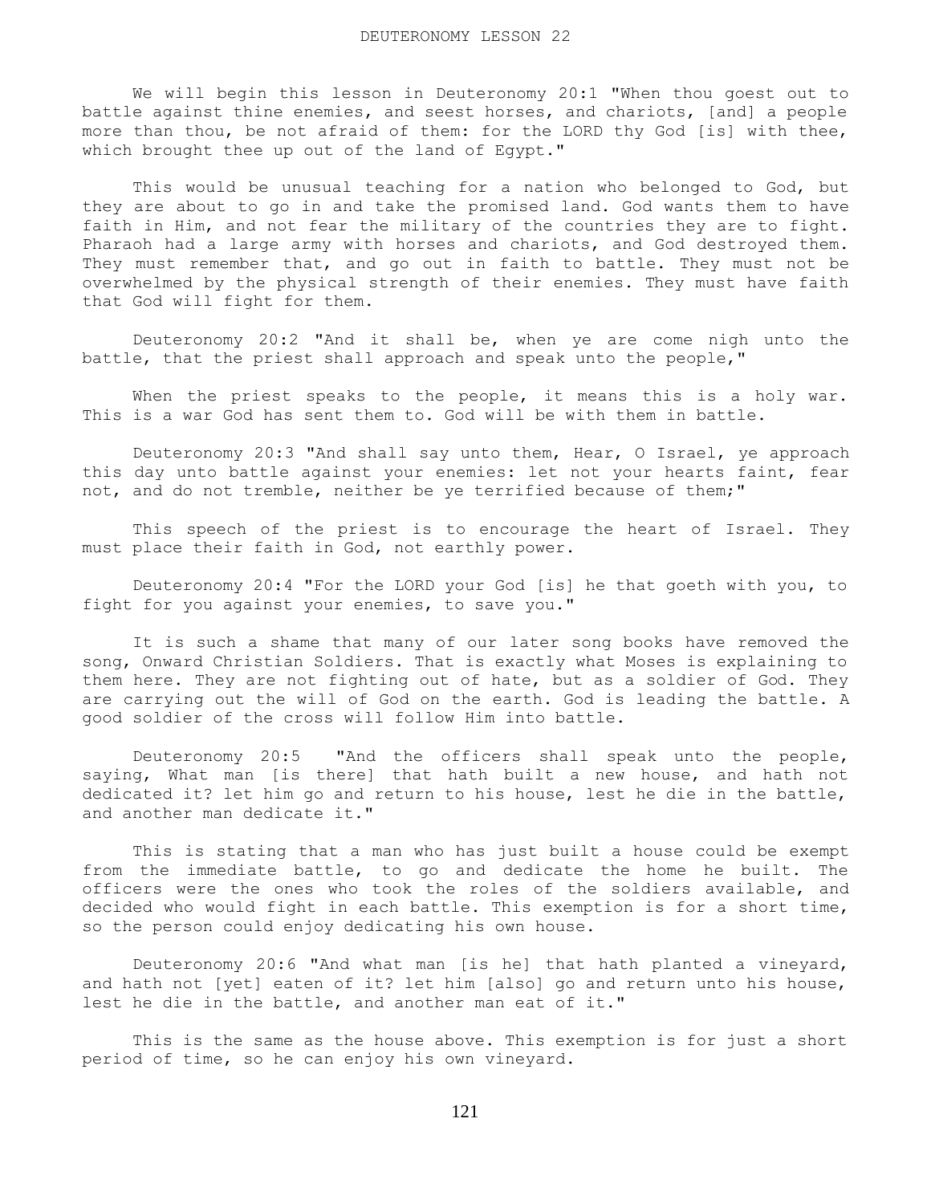# DEUTERONOMY LESSON 22

We will begin this lesson in Deuteronomy 20:1 "When thou goest out to battle against thine enemies, and seest horses, and chariots, [and] a people more than thou, be not afraid of them: for the LORD thy God [is] with thee, which brought thee up out of the land of Egypt."

This would be unusual teaching for a nation who belonged to God, but they are about to go in and take the promised land. God wants them to have faith in Him, and not fear the military of the countries they are to fight. Pharaoh had a large army with horses and chariots, and God destroyed them. They must remember that, and go out in faith to battle. They must not be overwhelmed by the physical strength of their enemies. They must have faith that God will fight for them.

Deuteronomy 20:2 "And it shall be, when ye are come nigh unto the battle, that the priest shall approach and speak unto the people,"

When the priest speaks to the people, it means this is a holy war. This is a war God has sent them to. God will be with them in battle.

Deuteronomy 20:3 "And shall say unto them, Hear, O Israel, ye approach this day unto battle against your enemies: let not your hearts faint, fear not, and do not tremble, neither be ye terrified because of them;"

This speech of the priest is to encourage the heart of Israel. They must place their faith in God, not earthly power.

Deuteronomy 20:4 "For the LORD your God [is] he that goeth with you, to fight for you against your enemies, to save you."

It is such a shame that many of our later song books have removed the song, Onward Christian Soldiers. That is exactly what Moses is explaining to them here. They are not fighting out of hate, but as a soldier of God. They are carrying out the will of God on the earth. God is leading the battle. A good soldier of the cross will follow Him into battle.

Deuteronomy 20:5 "And the officers shall speak unto the people, saying, What man [is there] that hath built a new house, and hath not dedicated it? let him go and return to his house, lest he die in the battle, and another man dedicate it."

This is stating that a man who has just built a house could be exempt from the immediate battle, to go and dedicate the home he built. The officers were the ones who took the roles of the soldiers available, and decided who would fight in each battle. This exemption is for a short time, so the person could enjoy dedicating his own house.

Deuteronomy 20:6 "And what man [is he] that hath planted a vineyard, and hath not [yet] eaten of it? let him [also] go and return unto his house, lest he die in the battle, and another man eat of it."

This is the same as the house above. This exemption is for just a short period of time, so he can enjoy his own vineyard.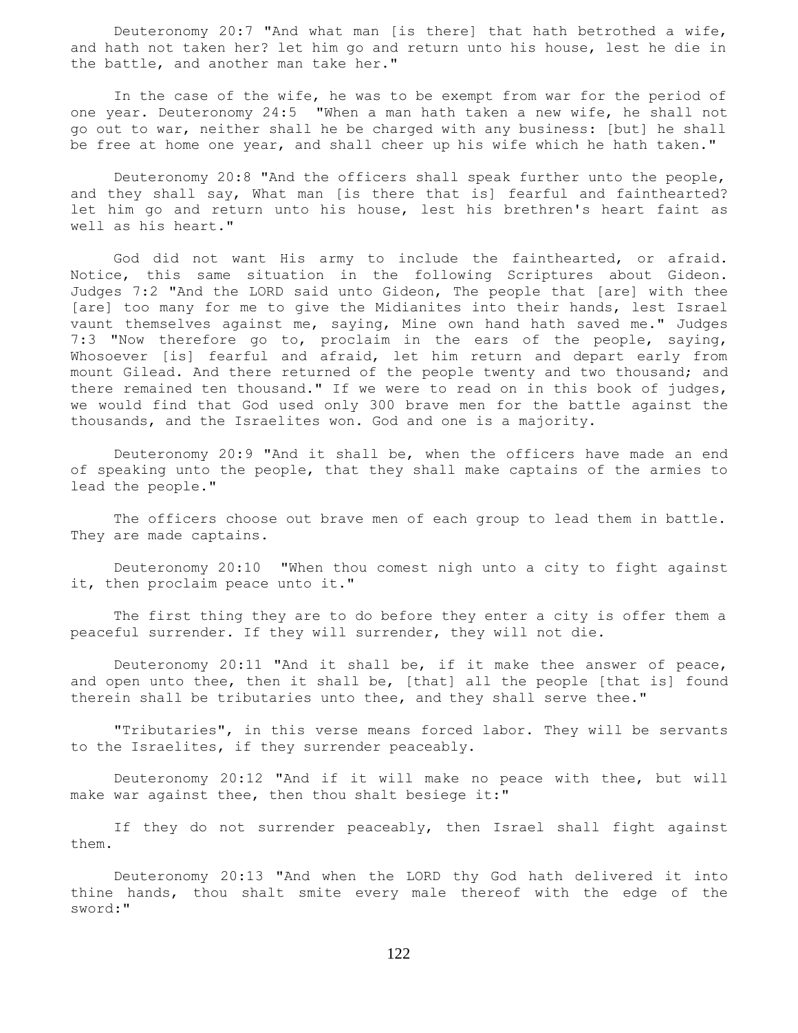Deuteronomy 20:7 "And what man [is there] that hath betrothed a wife, and hath not taken her? let him go and return unto his house, lest he die in the battle, and another man take her."

In the case of the wife, he was to be exempt from war for the period of one year. Deuteronomy 24:5 "When a man hath taken a new wife, he shall not go out to war, neither shall he be charged with any business: [but] he shall be free at home one year, and shall cheer up his wife which he hath taken."

Deuteronomy 20:8 "And the officers shall speak further unto the people, and they shall say, What man [is there that is] fearful and fainthearted? let him go and return unto his house, lest his brethren's heart faint as well as his heart."

God did not want His army to include the fainthearted, or afraid. Notice, this same situation in the following Scriptures about Gideon. Judges 7:2 "And the LORD said unto Gideon, The people that [are] with thee [are] too many for me to give the Midianites into their hands, lest Israel vaunt themselves against me, saying, Mine own hand hath saved me." Judges 7:3 "Now therefore go to, proclaim in the ears of the people, saying, Whosoever [is] fearful and afraid, let him return and depart early from mount Gilead. And there returned of the people twenty and two thousand; and there remained ten thousand." If we were to read on in this book of judges, we would find that God used only 300 brave men for the battle against the thousands, and the Israelites won. God and one is a majority.

Deuteronomy 20:9 "And it shall be, when the officers have made an end of speaking unto the people, that they shall make captains of the armies to lead the people."

The officers choose out brave men of each group to lead them in battle. They are made captains.

Deuteronomy 20:10 "When thou comest nigh unto a city to fight against it, then proclaim peace unto it."

The first thing they are to do before they enter a city is offer them a peaceful surrender. If they will surrender, they will not die.

Deuteronomy 20:11 "And it shall be, if it make thee answer of peace, and open unto thee, then it shall be, [that] all the people [that is] found therein shall be tributaries unto thee, and they shall serve thee."

"Tributaries", in this verse means forced labor. They will be servants to the Israelites, if they surrender peaceably.

Deuteronomy 20:12 "And if it will make no peace with thee, but will make war against thee, then thou shalt besiege it:"

If they do not surrender peaceably, then Israel shall fight against them.

Deuteronomy 20:13 "And when the LORD thy God hath delivered it into thine hands, thou shalt smite every male thereof with the edge of the sword:"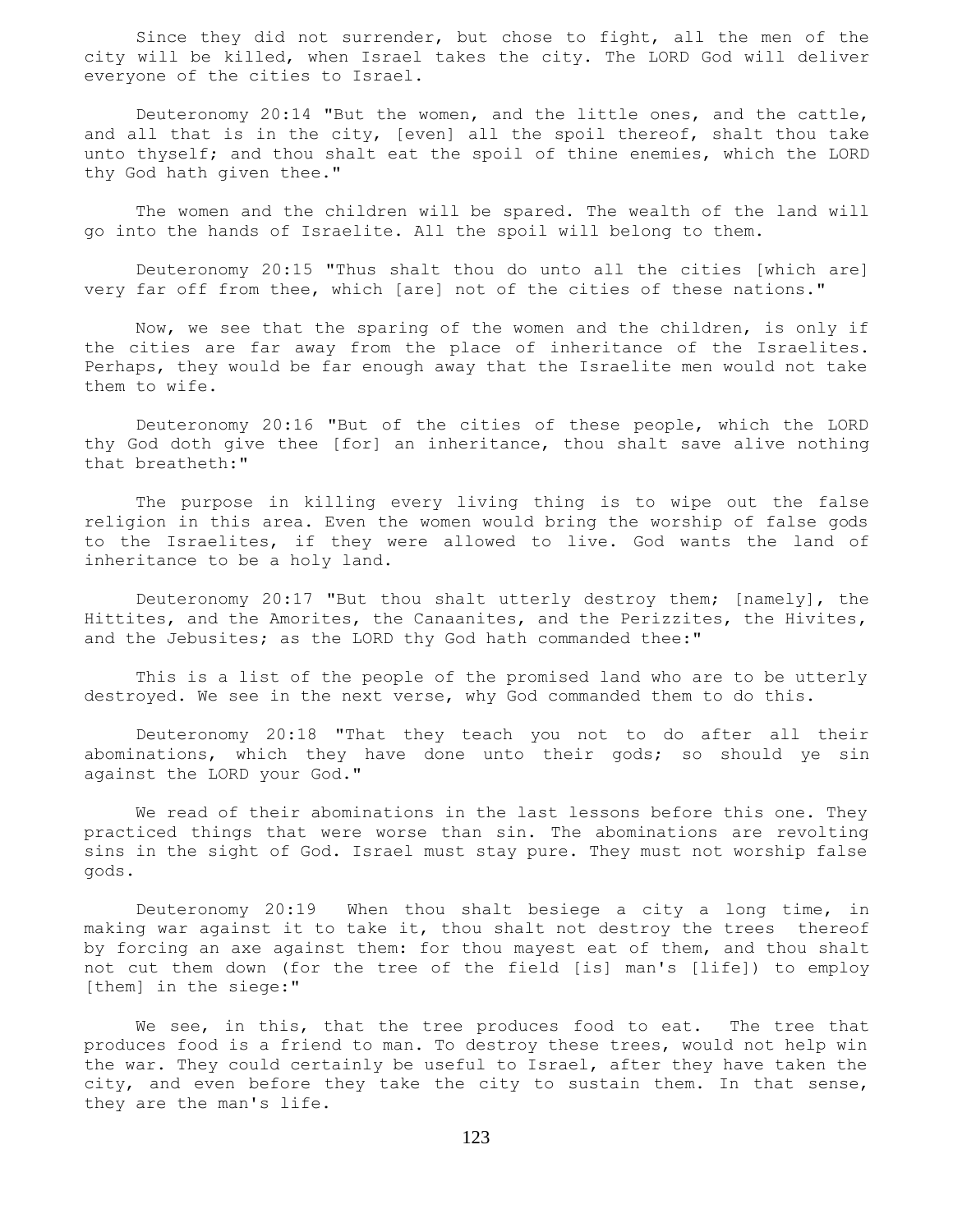Since they did not surrender, but chose to fight, all the men of the city will be killed, when Israel takes the city. The LORD God will deliver everyone of the cities to Israel.

Deuteronomy 20:14 "But the women, and the little ones, and the cattle, and all that is in the city, [even] all the spoil thereof, shalt thou take unto thyself; and thou shalt eat the spoil of thine enemies, which the LORD thy God hath given thee."

The women and the children will be spared. The wealth of the land will go into the hands of Israelite. All the spoil will belong to them.

Deuteronomy 20:15 "Thus shalt thou do unto all the cities [which are] very far off from thee, which [are] not of the cities of these nations."

Now, we see that the sparing of the women and the children, is only if the cities are far away from the place of inheritance of the Israelites. Perhaps, they would be far enough away that the Israelite men would not take them to wife.

Deuteronomy 20:16 "But of the cities of these people, which the LORD thy God doth give thee [for] an inheritance, thou shalt save alive nothing that breatheth:"

The purpose in killing every living thing is to wipe out the false religion in this area. Even the women would bring the worship of false gods to the Israelites, if they were allowed to live. God wants the land of inheritance to be a holy land.

Deuteronomy 20:17 "But thou shalt utterly destroy them; [namely], the Hittites, and the Amorites, the Canaanites, and the Perizzites, the Hivites, and the Jebusites; as the LORD thy God hath commanded thee:"

This is a list of the people of the promised land who are to be utterly destroyed. We see in the next verse, why God commanded them to do this.

Deuteronomy 20:18 "That they teach you not to do after all their abominations, which they have done unto their gods; so should ye sin against the LORD your God."

We read of their abominations in the last lessons before this one. They practiced things that were worse than sin. The abominations are revolting sins in the sight of God. Israel must stay pure. They must not worship false gods.

Deuteronomy 20:19 When thou shalt besiege a city a long time, in making war against it to take it, thou shalt not destroy the trees thereof by forcing an axe against them: for thou mayest eat of them, and thou shalt not cut them down (for the tree of the field [is] man's [life]) to employ [them] in the siege:"

We see, in this, that the tree produces food to eat. The tree that produces food is a friend to man. To destroy these trees, would not help win the war. They could certainly be useful to Israel, after they have taken the city, and even before they take the city to sustain them. In that sense, they are the man's life.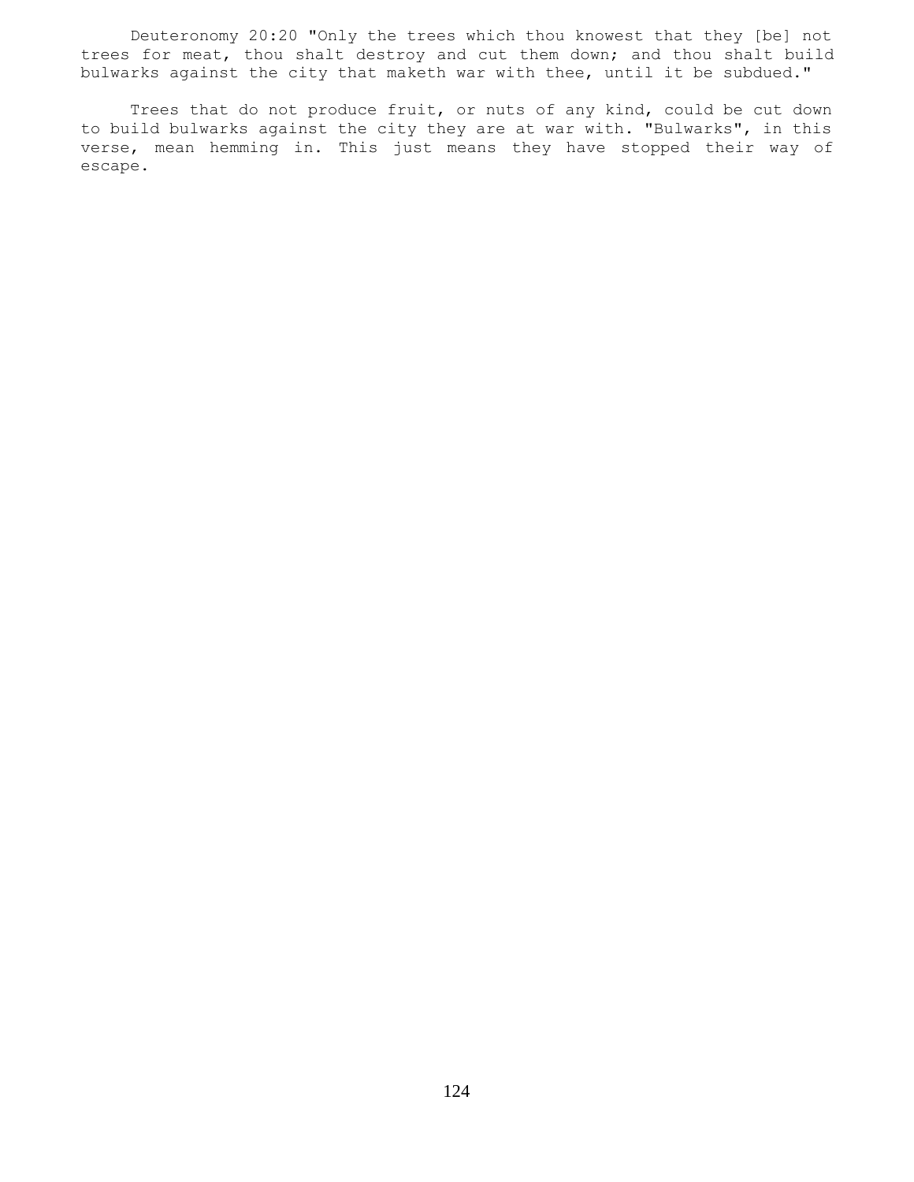Deuteronomy 20:20 "Only the trees which thou knowest that they [be] not trees for meat, thou shalt destroy and cut them down; and thou shalt build bulwarks against the city that maketh war with thee, until it be subdued."

Trees that do not produce fruit, or nuts of any kind, could be cut down to build bulwarks against the city they are at war with. "Bulwarks", in this verse, mean hemming in. This just means they have stopped their way of escape.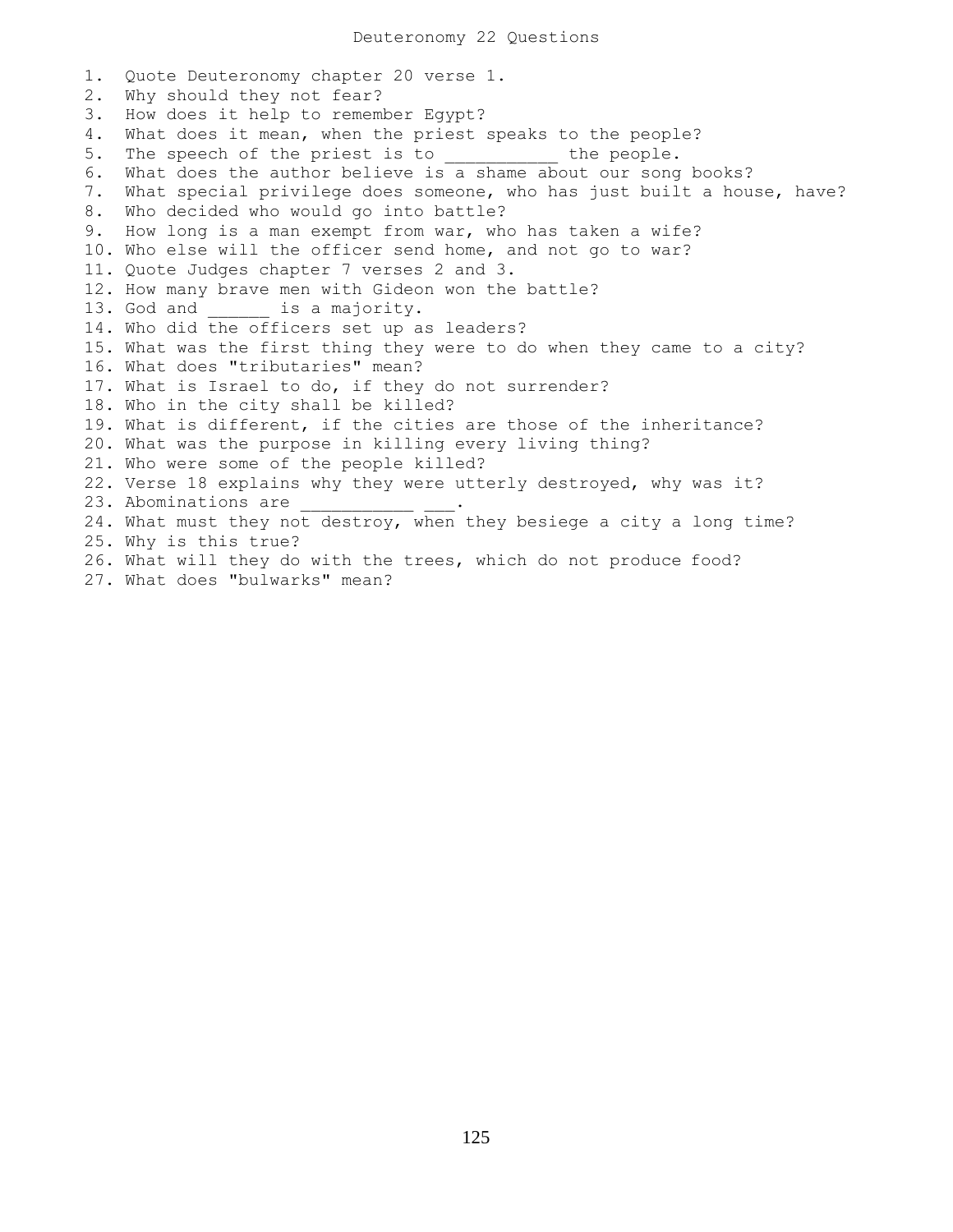# Deuteronomy 22 Questions

1. Quote Deuteronomy chapter 20 verse 1.
2. Why should they not fear?
3. How does it help to remember Egypt?
4. What does it mean, when the priest speaks to the people?
5. The speech of the priest is to ___________ the people.
6. What does the author believe is a shame about our song books?
7. What special privilege does someone, who has just built a house, have?
8. Who decided who would go into battle?
9. How long is a man exempt from war, who has taken a wife?
10. Who else will the officer send home, and not go to war?
11. Quote Judges chapter 7 verses 2 and 3.
12. How many brave men with Gideon won the battle?
13. God and ______ is a majority.
14. Who did the officers set up as leaders?
15. What was the first thing they were to do when they came to a city?
16. What does "tributaries" mean?
17. What is Israel to do, if they do not surrender?
18. Who in the city shall be killed?
19. What is different, if the cities are those of the inheritance?
20. What was the purpose in killing every living thing?
21. Who were some of the people killed?
22. Verse 18 explains why they were utterly destroyed, why was it?
23. Abominations are ___________ ___.
24. What must they not destroy, when they besiege a city a long time?
25. Why is this true?
26. What will they do with the trees, which do not produce food?
27. What does "bulwarks" mean?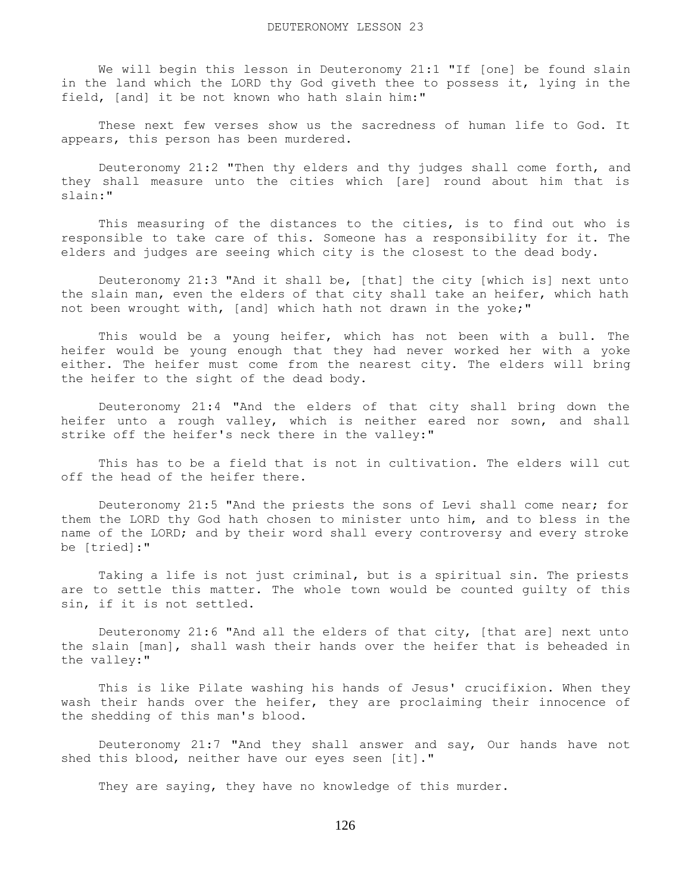# DEUTERONOMY LESSON 23

We will begin this lesson in Deuteronomy 21:1 "If [one] be found slain in the land which the LORD thy God giveth thee to possess it, lying in the field, [and] it be not known who hath slain him:"

These next few verses show us the sacredness of human life to God. It appears, this person has been murdered.

Deuteronomy 21:2 "Then thy elders and thy judges shall come forth, and they shall measure unto the cities which [are] round about him that is slain:"

This measuring of the distances to the cities, is to find out who is responsible to take care of this. Someone has a responsibility for it. The elders and judges are seeing which city is the closest to the dead body.

Deuteronomy 21:3 "And it shall be, [that] the city [which is] next unto the slain man, even the elders of that city shall take an heifer, which hath not been wrought with, [and] which hath not drawn in the yoke;"

This would be a young heifer, which has not been with a bull. The heifer would be young enough that they had never worked her with a yoke either. The heifer must come from the nearest city. The elders will bring the heifer to the sight of the dead body.

Deuteronomy 21:4 "And the elders of that city shall bring down the heifer unto a rough valley, which is neither eared nor sown, and shall strike off the heifer's neck there in the valley:"

This has to be a field that is not in cultivation. The elders will cut off the head of the heifer there.

Deuteronomy 21:5 "And the priests the sons of Levi shall come near; for them the LORD thy God hath chosen to minister unto him, and to bless in the name of the LORD; and by their word shall every controversy and every stroke be [tried]:"

Taking a life is not just criminal, but is a spiritual sin. The priests are to settle this matter. The whole town would be counted guilty of this sin, if it is not settled.

Deuteronomy 21:6 "And all the elders of that city, [that are] next unto the slain [man], shall wash their hands over the heifer that is beheaded in the valley:"

This is like Pilate washing his hands of Jesus' crucifixion. When they wash their hands over the heifer, they are proclaiming their innocence of the shedding of this man's blood.

Deuteronomy 21:7 "And they shall answer and say, Our hands have not shed this blood, neither have our eyes seen [it]."

They are saying, they have no knowledge of this murder.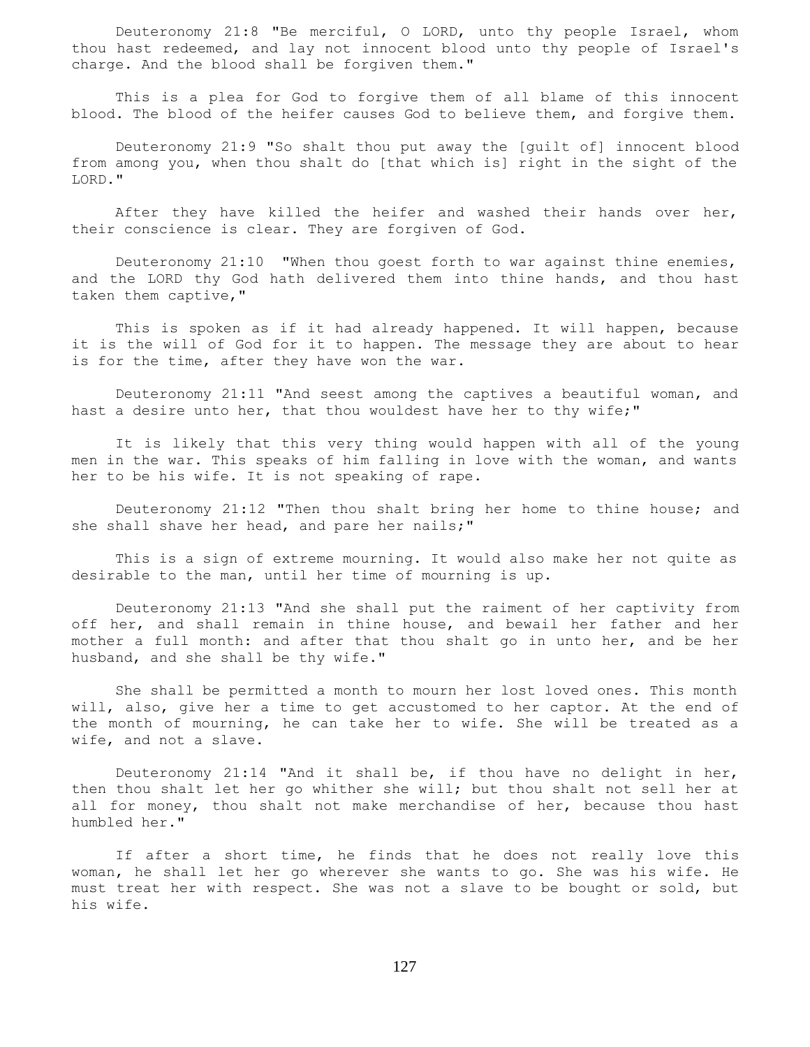Deuteronomy 21:8 "Be merciful, O LORD, unto thy people Israel, whom thou hast redeemed, and lay not innocent blood unto thy people of Israel's charge. And the blood shall be forgiven them."

This is a plea for God to forgive them of all blame of this innocent blood. The blood of the heifer causes God to believe them, and forgive them.

Deuteronomy 21:9 "So shalt thou put away the [guilt of] innocent blood from among you, when thou shalt do [that which is] right in the sight of the LORD."

After they have killed the heifer and washed their hands over her, their conscience is clear. They are forgiven of God.

Deuteronomy 21:10 "When thou goest forth to war against thine enemies, and the LORD thy God hath delivered them into thine hands, and thou hast taken them captive,"

This is spoken as if it had already happened. It will happen, because it is the will of God for it to happen. The message they are about to hear is for the time, after they have won the war.

Deuteronomy 21:11 "And seest among the captives a beautiful woman, and hast a desire unto her, that thou wouldest have her to thy wife;"

It is likely that this very thing would happen with all of the young men in the war. This speaks of him falling in love with the woman, and wants her to be his wife. It is not speaking of rape.

Deuteronomy 21:12 "Then thou shalt bring her home to thine house; and she shall shave her head, and pare her nails;"

This is a sign of extreme mourning. It would also make her not quite as desirable to the man, until her time of mourning is up.

Deuteronomy 21:13 "And she shall put the raiment of her captivity from off her, and shall remain in thine house, and bewail her father and her mother a full month: and after that thou shalt go in unto her, and be her husband, and she shall be thy wife."

She shall be permitted a month to mourn her lost loved ones. This month will, also, give her a time to get accustomed to her captor. At the end of the month of mourning, he can take her to wife. She will be treated as a wife, and not a slave.

Deuteronomy 21:14 "And it shall be, if thou have no delight in her, then thou shalt let her go whither she will; but thou shalt not sell her at all for money, thou shalt not make merchandise of her, because thou hast humbled her."

If after a short time, he finds that he does not really love this woman, he shall let her go wherever she wants to go. She was his wife. He must treat her with respect. She was not a slave to be bought or sold, but his wife.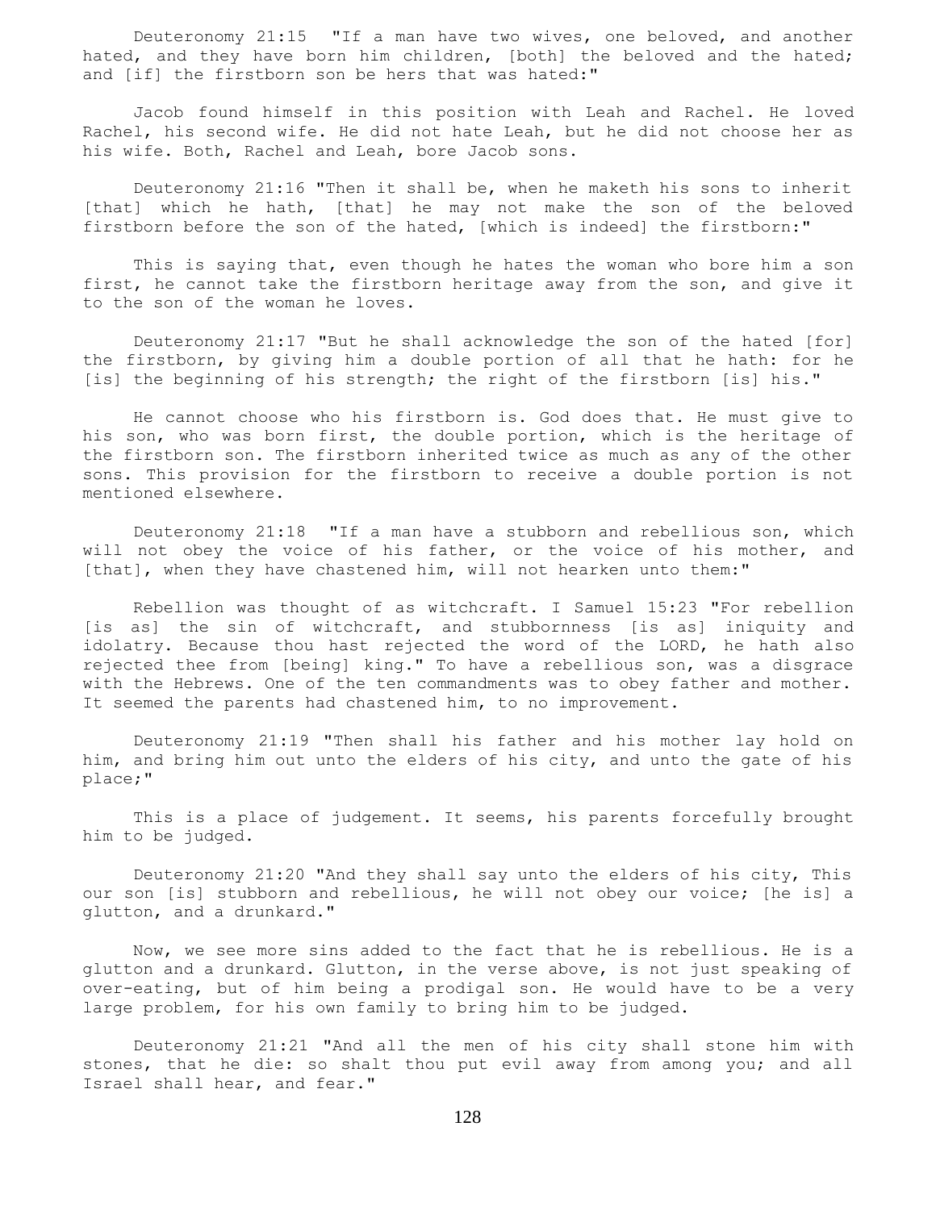Deuteronomy 21:15 "If a man have two wives, one beloved, and another hated, and they have born him children, [both] the beloved and the hated; and [if] the firstborn son be hers that was hated:"

Jacob found himself in this position with Leah and Rachel. He loved Rachel, his second wife. He did not hate Leah, but he did not choose her as his wife. Both, Rachel and Leah, bore Jacob sons.

Deuteronomy 21:16 "Then it shall be, when he maketh his sons to inherit [that] which he hath, [that] he may not make the son of the beloved firstborn before the son of the hated, [which is indeed] the firstborn:"

This is saying that, even though he hates the woman who bore him a son first, he cannot take the firstborn heritage away from the son, and give it to the son of the woman he loves.

Deuteronomy 21:17 "But he shall acknowledge the son of the hated [for] the firstborn, by giving him a double portion of all that he hath: for he [is] the beginning of his strength; the right of the firstborn [is] his."

He cannot choose who his firstborn is. God does that. He must give to his son, who was born first, the double portion, which is the heritage of the firstborn son. The firstborn inherited twice as much as any of the other sons. This provision for the firstborn to receive a double portion is not mentioned elsewhere.

Deuteronomy 21:18 "If a man have a stubborn and rebellious son, which will not obey the voice of his father, or the voice of his mother, and [that], when they have chastened him, will not hearken unto them:"

Rebellion was thought of as witchcraft. I Samuel 15:23 "For rebellion [is as] the sin of witchcraft, and stubbornness [is as] iniquity and idolatry. Because thou hast rejected the word of the LORD, he hath also rejected thee from [being] king." To have a rebellious son, was a disgrace with the Hebrews. One of the ten commandments was to obey father and mother. It seemed the parents had chastened him, to no improvement.

Deuteronomy 21:19 "Then shall his father and his mother lay hold on him, and bring him out unto the elders of his city, and unto the gate of his place;"

This is a place of judgement. It seems, his parents forcefully brought him to be judged.

Deuteronomy 21:20 "And they shall say unto the elders of his city, This our son [is] stubborn and rebellious, he will not obey our voice; [he is] a glutton, and a drunkard."

Now, we see more sins added to the fact that he is rebellious. He is a glutton and a drunkard. Glutton, in the verse above, is not just speaking of over-eating, but of him being a prodigal son. He would have to be a very large problem, for his own family to bring him to be judged.

Deuteronomy 21:21 "And all the men of his city shall stone him with stones, that he die: so shalt thou put evil away from among you; and all Israel shall hear, and fear."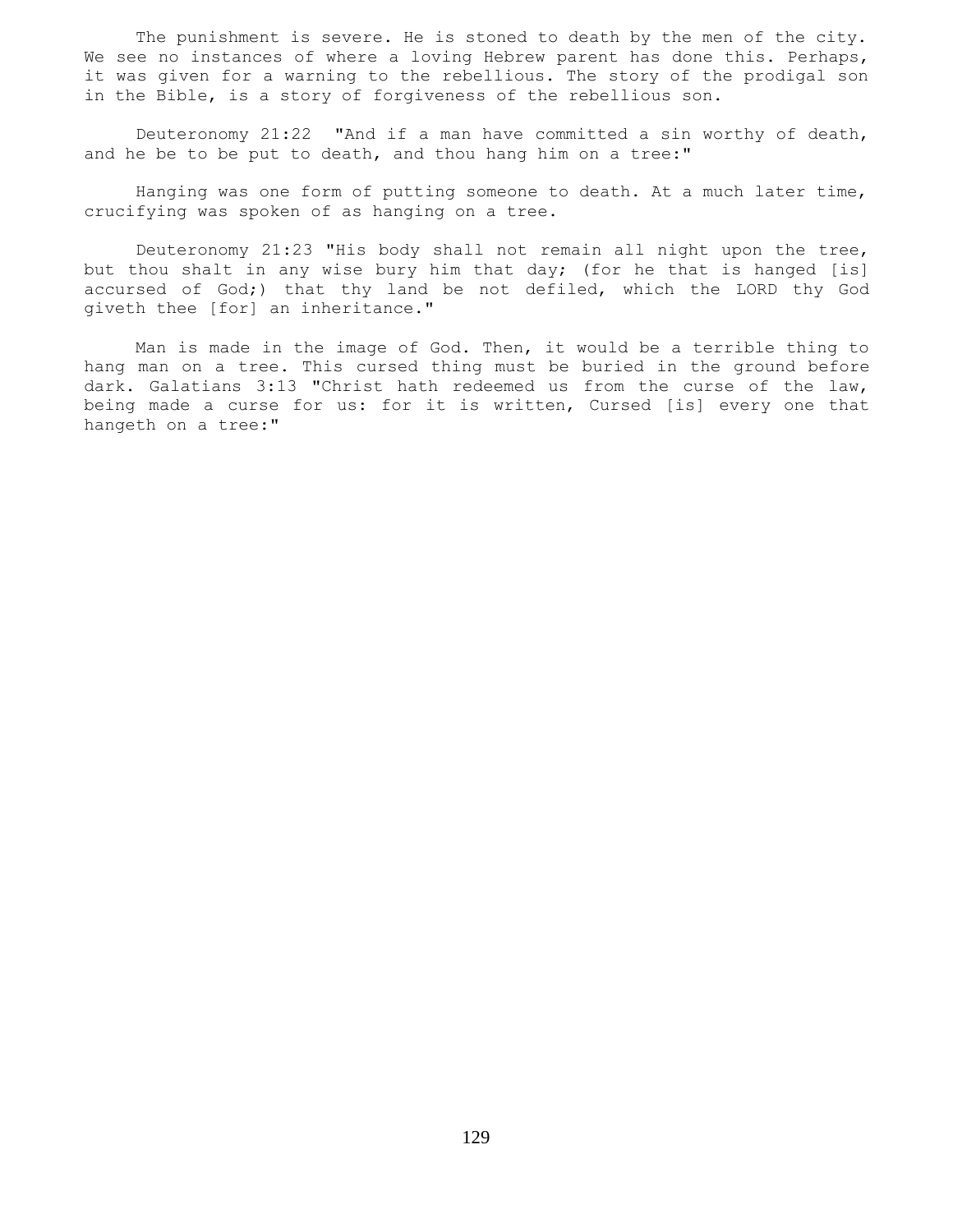The punishment is severe. He is stoned to death by the men of the city. We see no instances of where a loving Hebrew parent has done this. Perhaps, it was given for a warning to the rebellious. The story of the prodigal son in the Bible, is a story of forgiveness of the rebellious son.

Deuteronomy 21:22 "And if a man have committed a sin worthy of death, and he be to be put to death, and thou hang him on a tree:"

Hanging was one form of putting someone to death. At a much later time, crucifying was spoken of as hanging on a tree.

Deuteronomy 21:23 "His body shall not remain all night upon the tree, but thou shalt in any wise bury him that day; (for he that is hanged [is] accursed of God;) that thy land be not defiled, which the LORD thy God giveth thee [for] an inheritance."

Man is made in the image of God. Then, it would be a terrible thing to hang man on a tree. This cursed thing must be buried in the ground before dark. Galatians 3:13 "Christ hath redeemed us from the curse of the law, being made a curse for us: for it is written, Cursed [is] every one that hangeth on a tree:"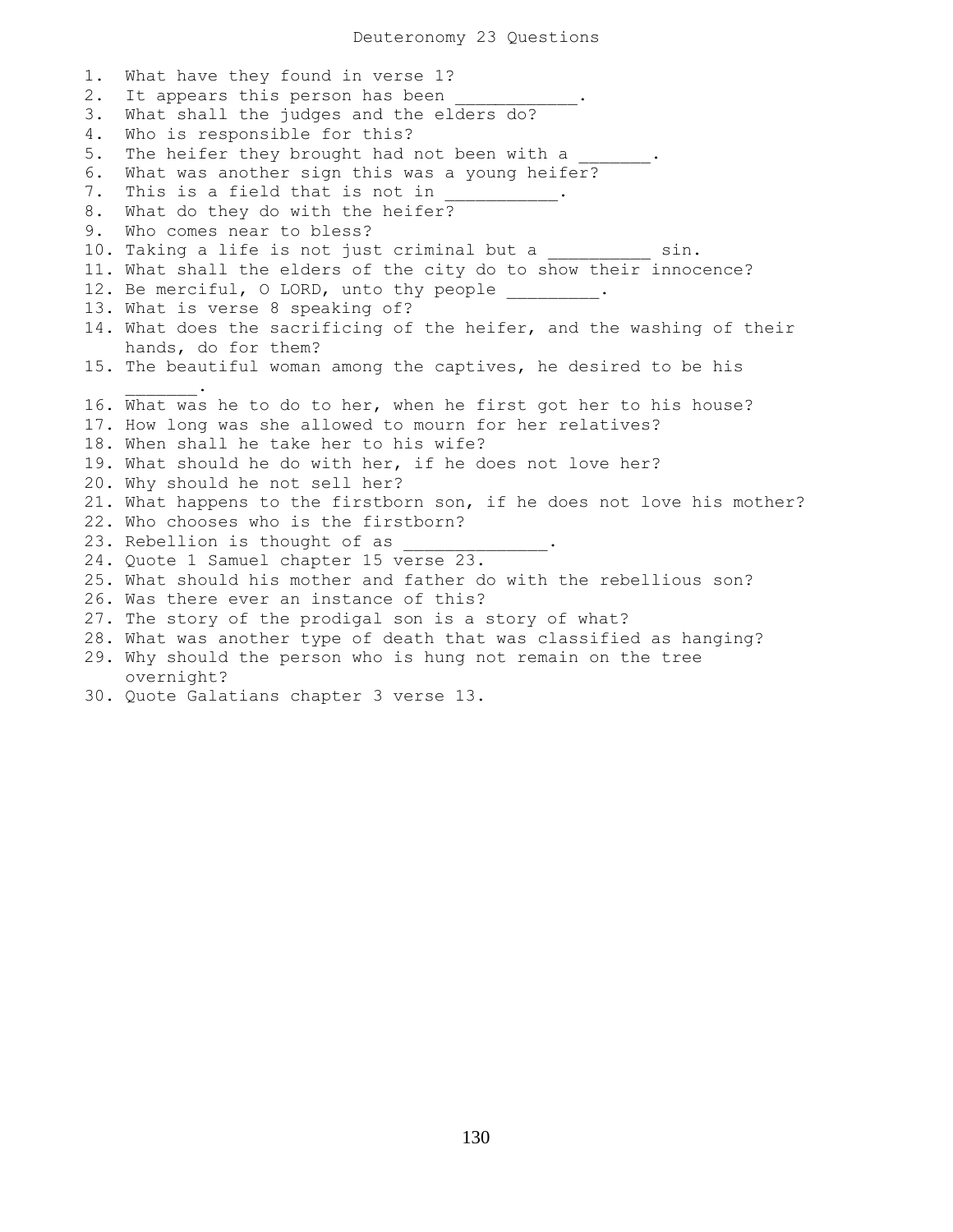# Deuteronomy 23 Questions

1. What have they found in verse 1?
2. It appears this person has been ____________.
3. What shall the judges and the elders do?
4. Who is responsible for this?
5. The heifer they brought had not been with a _______.
6. What was another sign this was a young heifer?
7. This is a field that is not in ___________.
8. What do they do with the heifer?
9. Who comes near to bless?
10. Taking a life is not just criminal but a __________ sin.
11. What shall the elders of the city do to show their innocence?
12. Be merciful, O LORD, unto thy people _________.
13. What is verse 8 speaking of?
14. What does the sacrificing of the heifer, and the washing of their hands, do for them?
15. The beautiful woman among the captives, he desired to be his _______.
16. What was he to do to her, when he first got her to his house?
17. How long was she allowed to mourn for her relatives?
18. When shall he take her to his wife?
19. What should he do with her, if he does not love her?
20. Why should he not sell her?
21. What happens to the firstborn son, if he does not love his mother?
22. Who chooses who is the firstborn?
23. Rebellion is thought of as ______________.
24. Quote 1 Samuel chapter 15 verse 23.
25. What should his mother and father do with the rebellious son?
26. Was there ever an instance of this?
27. The story of the prodigal son is a story of what?
28. What was another type of death that was classified as hanging?
29. Why should the person who is hung not remain on the tree overnight?
30. Quote Galatians chapter 3 verse 13.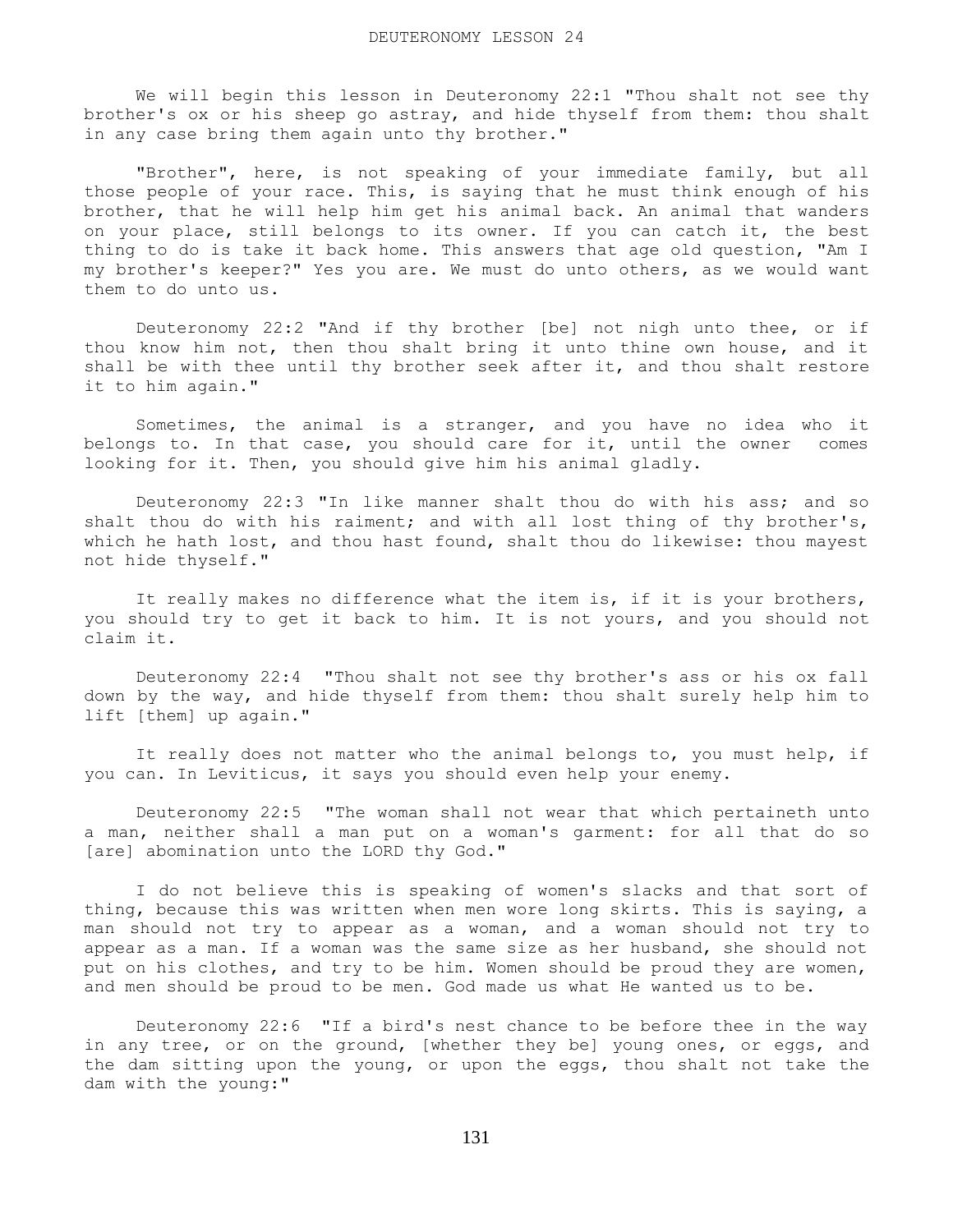# DEUTERONOMY LESSON 24

We will begin this lesson in Deuteronomy 22:1 "Thou shalt not see thy brother's ox or his sheep go astray, and hide thyself from them: thou shalt in any case bring them again unto thy brother."

"Brother", here, is not speaking of your immediate family, but all those people of your race. This, is saying that he must think enough of his brother, that he will help him get his animal back. An animal that wanders on your place, still belongs to its owner. If you can catch it, the best thing to do is take it back home. This answers that age old question, "Am I my brother's keeper?" Yes you are. We must do unto others, as we would want them to do unto us.

Deuteronomy 22:2 "And if thy brother [be] not nigh unto thee, or if thou know him not, then thou shalt bring it unto thine own house, and it shall be with thee until thy brother seek after it, and thou shalt restore it to him again."

Sometimes, the animal is a stranger, and you have no idea who it belongs to. In that case, you should care for it, until the owner comes looking for it. Then, you should give him his animal gladly.

Deuteronomy 22:3 "In like manner shalt thou do with his ass; and so shalt thou do with his raiment; and with all lost thing of thy brother's, which he hath lost, and thou hast found, shalt thou do likewise: thou mayest not hide thyself."

It really makes no difference what the item is, if it is your brothers, you should try to get it back to him. It is not yours, and you should not claim it.

Deuteronomy 22:4 "Thou shalt not see thy brother's ass or his ox fall down by the way, and hide thyself from them: thou shalt surely help him to lift [them] up again."

It really does not matter who the animal belongs to, you must help, if you can. In Leviticus, it says you should even help your enemy.

Deuteronomy 22:5 "The woman shall not wear that which pertaineth unto a man, neither shall a man put on a woman's garment: for all that do so [are] abomination unto the LORD thy God."

I do not believe this is speaking of women's slacks and that sort of thing, because this was written when men wore long skirts. This is saying, a man should not try to appear as a woman, and a woman should not try to appear as a man. If a woman was the same size as her husband, she should not put on his clothes, and try to be him. Women should be proud they are women, and men should be proud to be men. God made us what He wanted us to be.

Deuteronomy 22:6 "If a bird's nest chance to be before thee in the way in any tree, or on the ground, [whether they be] young ones, or eggs, and the dam sitting upon the young, or upon the eggs, thou shalt not take the dam with the young:"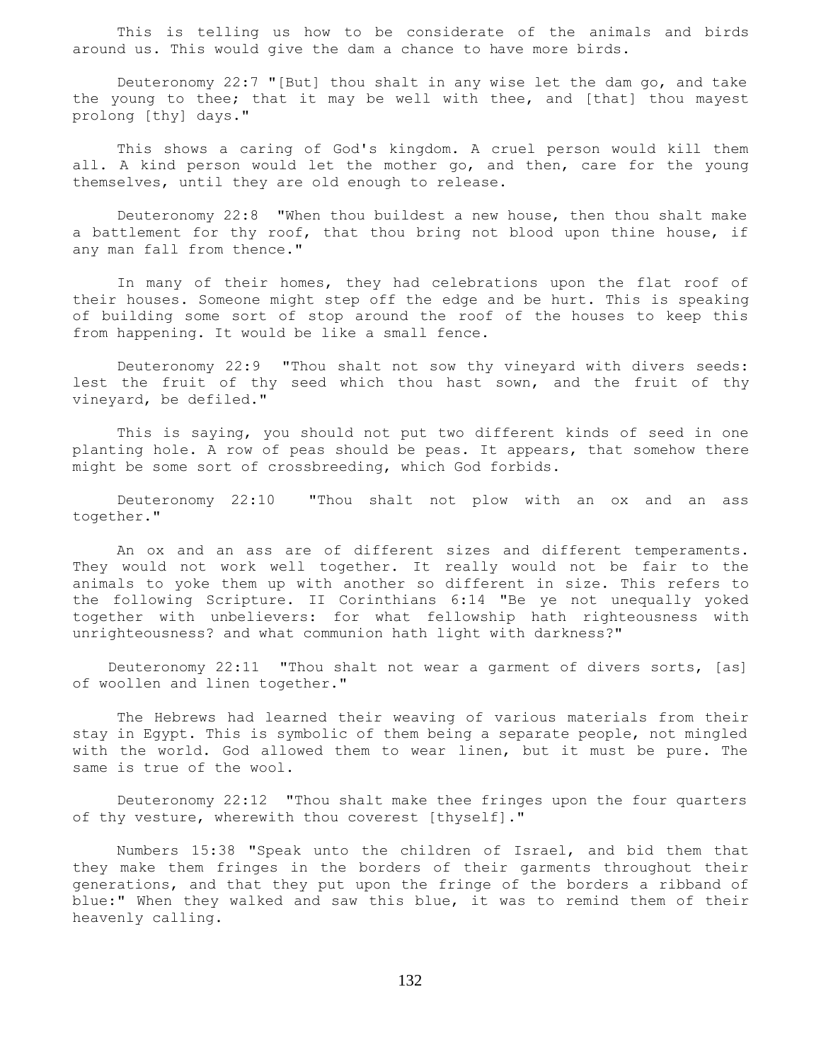This is telling us how to be considerate of the animals and birds around us. This would give the dam a chance to have more birds.

Deuteronomy 22:7 "[But] thou shalt in any wise let the dam go, and take the young to thee; that it may be well with thee, and [that] thou mayest prolong [thy] days."

This shows a caring of God's kingdom. A cruel person would kill them all. A kind person would let the mother go, and then, care for the young themselves, until they are old enough to release.

Deuteronomy 22:8 "When thou buildest a new house, then thou shalt make a battlement for thy roof, that thou bring not blood upon thine house, if any man fall from thence."

In many of their homes, they had celebrations upon the flat roof of their houses. Someone might step off the edge and be hurt. This is speaking of building some sort of stop around the roof of the houses to keep this from happening. It would be like a small fence.

Deuteronomy 22:9 "Thou shalt not sow thy vineyard with divers seeds: lest the fruit of thy seed which thou hast sown, and the fruit of thy vineyard, be defiled."

This is saying, you should not put two different kinds of seed in one planting hole. A row of peas should be peas. It appears, that somehow there might be some sort of crossbreeding, which God forbids.

Deuteronomy 22:10 "Thou shalt not plow with an ox and an ass together."

An ox and an ass are of different sizes and different temperaments. They would not work well together. It really would not be fair to the animals to yoke them up with another so different in size. This refers to the following Scripture. II Corinthians 6:14 "Be ye not unequally yoked together with unbelievers: for what fellowship hath righteousness with unrighteousness? and what communion hath light with darkness?"

Deuteronomy 22:11 "Thou shalt not wear a garment of divers sorts, [as] of woollen and linen together."

The Hebrews had learned their weaving of various materials from their stay in Egypt. This is symbolic of them being a separate people, not mingled with the world. God allowed them to wear linen, but it must be pure. The same is true of the wool.

Deuteronomy 22:12 "Thou shalt make thee fringes upon the four quarters of thy vesture, wherewith thou coverest [thyself]."

Numbers 15:38 "Speak unto the children of Israel, and bid them that they make them fringes in the borders of their garments throughout their generations, and that they put upon the fringe of the borders a ribband of blue:" When they walked and saw this blue, it was to remind them of their heavenly calling.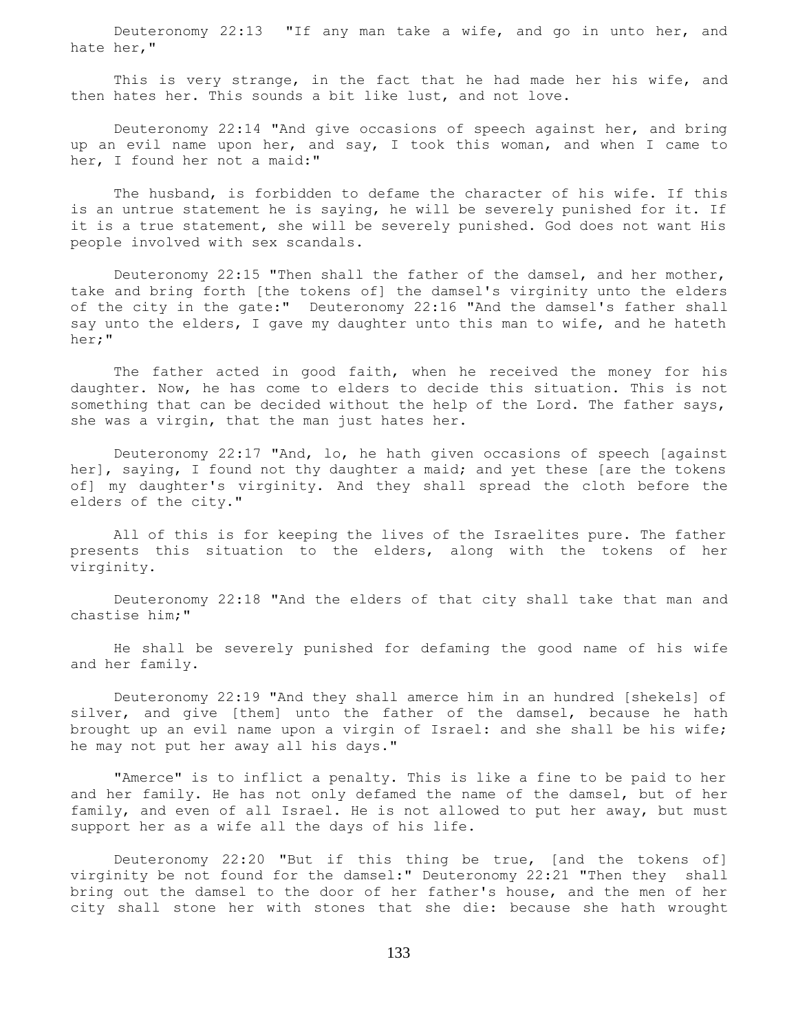Deuteronomy 22:13 "If any man take a wife, and go in unto her, and hate her,"

This is very strange, in the fact that he had made her his wife, and then hates her. This sounds a bit like lust, and not love.

Deuteronomy 22:14 "And give occasions of speech against her, and bring up an evil name upon her, and say, I took this woman, and when I came to her, I found her not a maid:"

The husband, is forbidden to defame the character of his wife. If this is an untrue statement he is saying, he will be severely punished for it. If it is a true statement, she will be severely punished. God does not want His people involved with sex scandals.

Deuteronomy 22:15 "Then shall the father of the damsel, and her mother, take and bring forth [the tokens of] the damsel's virginity unto the elders of the city in the gate:" Deuteronomy 22:16 "And the damsel's father shall say unto the elders, I gave my daughter unto this man to wife, and he hateth her;"

The father acted in good faith, when he received the money for his daughter. Now, he has come to elders to decide this situation. This is not something that can be decided without the help of the Lord. The father says, she was a virgin, that the man just hates her.

Deuteronomy 22:17 "And, lo, he hath given occasions of speech [against her], saying, I found not thy daughter a maid; and yet these [are the tokens of] my daughter's virginity. And they shall spread the cloth before the elders of the city."

All of this is for keeping the lives of the Israelites pure. The father presents this situation to the elders, along with the tokens of her virginity.

Deuteronomy 22:18 "And the elders of that city shall take that man and chastise him;"

He shall be severely punished for defaming the good name of his wife and her family.

Deuteronomy 22:19 "And they shall amerce him in an hundred [shekels] of silver, and give [them] unto the father of the damsel, because he hath brought up an evil name upon a virgin of Israel: and she shall be his wife; he may not put her away all his days."

"Amerce" is to inflict a penalty. This is like a fine to be paid to her and her family. He has not only defamed the name of the damsel, but of her family, and even of all Israel. He is not allowed to put her away, but must support her as a wife all the days of his life.

Deuteronomy 22:20 "But if this thing be true, [and the tokens of] virginity be not found for the damsel:" Deuteronomy 22:21 "Then they shall bring out the damsel to the door of her father's house, and the men of her city shall stone her with stones that she die: because she hath wrought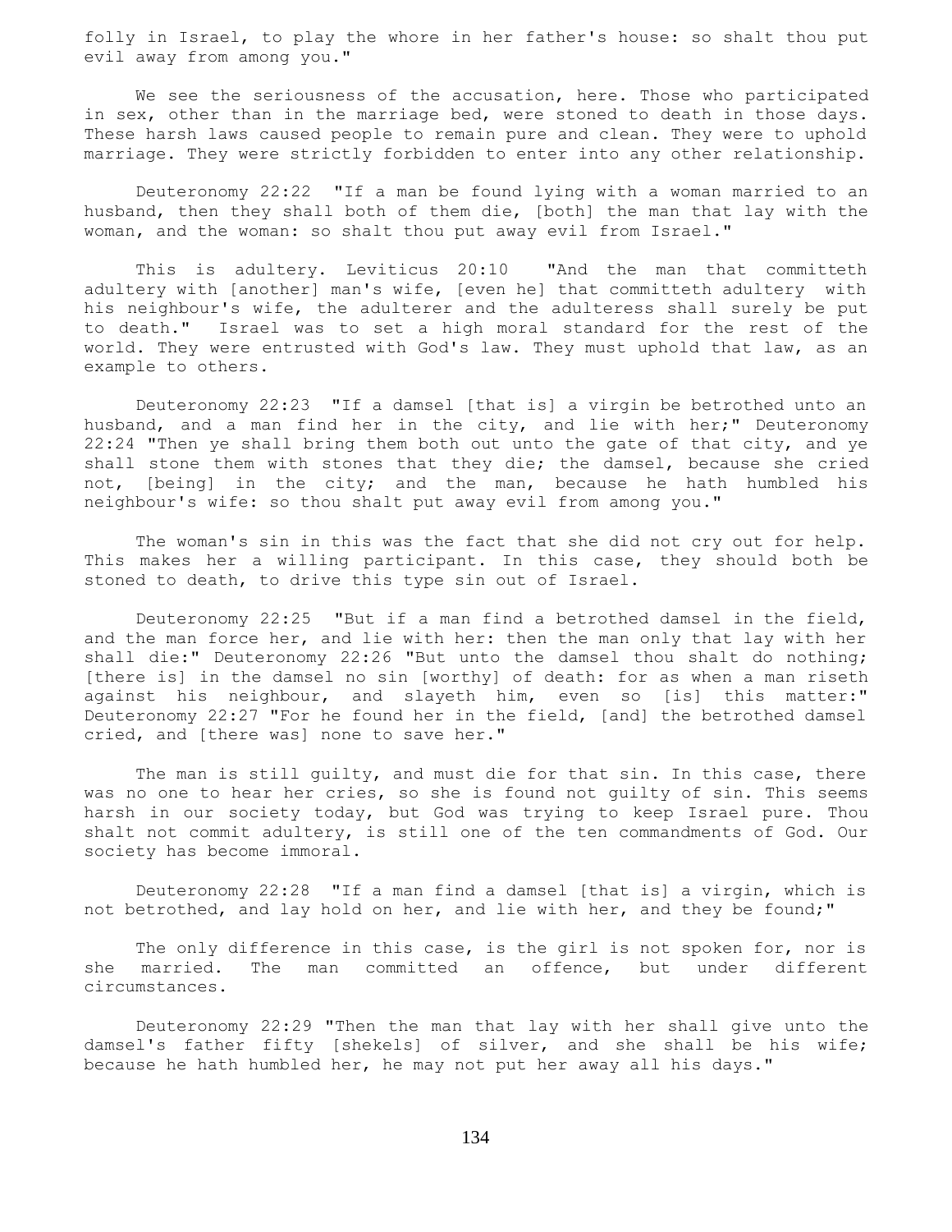folly in Israel, to play the whore in her father's house: so shalt thou put evil away from among you."

We see the seriousness of the accusation, here. Those who participated in sex, other than in the marriage bed, were stoned to death in those days. These harsh laws caused people to remain pure and clean. They were to uphold marriage. They were strictly forbidden to enter into any other relationship.

Deuteronomy 22:22 "If a man be found lying with a woman married to an husband, then they shall both of them die, [both] the man that lay with the woman, and the woman: so shalt thou put away evil from Israel."

This is adultery. Leviticus 20:10 "And the man that committeth adultery with [another] man's wife, [even he] that committeth adultery with his neighbour's wife, the adulterer and the adulteress shall surely be put to death." Israel was to set a high moral standard for the rest of the world. They were entrusted with God's law. They must uphold that law, as an example to others.

Deuteronomy 22:23 "If a damsel [that is] a virgin be betrothed unto an husband, and a man find her in the city, and lie with her;" Deuteronomy 22:24 "Then ye shall bring them both out unto the gate of that city, and ye shall stone them with stones that they die; the damsel, because she cried not, [being] in the city; and the man, because he hath humbled his neighbour's wife: so thou shalt put away evil from among you."

The woman's sin in this was the fact that she did not cry out for help. This makes her a willing participant. In this case, they should both be stoned to death, to drive this type sin out of Israel.

Deuteronomy 22:25 "But if a man find a betrothed damsel in the field, and the man force her, and lie with her: then the man only that lay with her shall die:" Deuteronomy 22:26 "But unto the damsel thou shalt do nothing; [there is] in the damsel no sin [worthy] of death: for as when a man riseth against his neighbour, and slayeth him, even so [is] this matter:" Deuteronomy 22:27 "For he found her in the field, [and] the betrothed damsel cried, and [there was] none to save her."

The man is still guilty, and must die for that sin. In this case, there was no one to hear her cries, so she is found not guilty of sin. This seems harsh in our society today, but God was trying to keep Israel pure. Thou shalt not commit adultery, is still one of the ten commandments of God. Our society has become immoral.

Deuteronomy 22:28 "If a man find a damsel [that is] a virgin, which is not betrothed, and lay hold on her, and lie with her, and they be found;"

The only difference in this case, is the girl is not spoken for, nor is she married. The man committed an offence, but under different circumstances.

Deuteronomy 22:29 "Then the man that lay with her shall give unto the damsel's father fifty [shekels] of silver, and she shall be his wife; because he hath humbled her, he may not put her away all his days."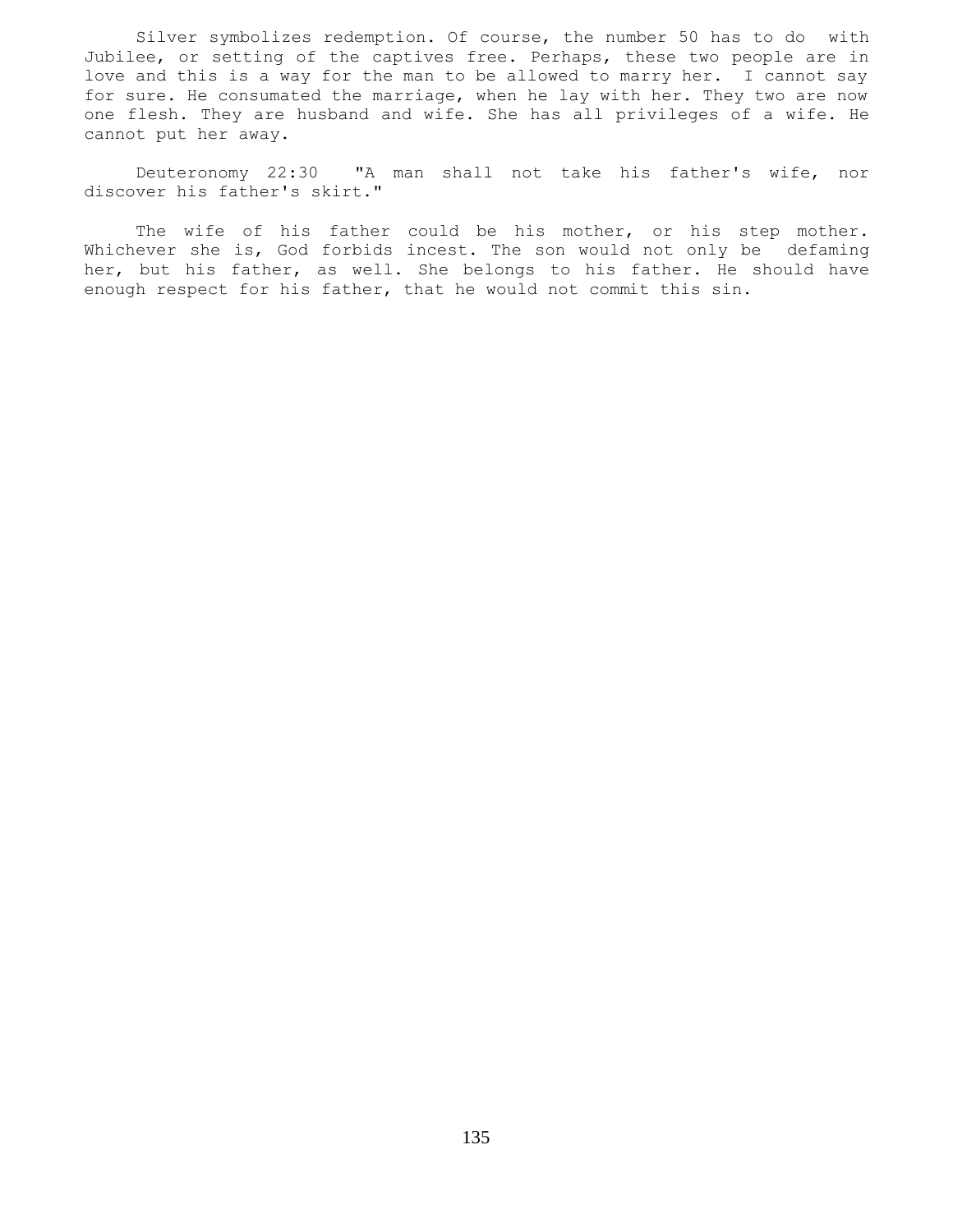Silver symbolizes redemption. Of course, the number 50 has to do with Jubilee, or setting of the captives free. Perhaps, these two people are in love and this is a way for the man to be allowed to marry her. I cannot say for sure. He consumated the marriage, when he lay with her. They two are now one flesh. They are husband and wife. She has all privileges of a wife. He cannot put her away.

Deuteronomy 22:30 "A man shall not take his father's wife, nor discover his father's skirt."

The wife of his father could be his mother, or his step mother. Whichever she is, God forbids incest. The son would not only be defaming her, but his father, as well. She belongs to his father. He should have enough respect for his father, that he would not commit this sin.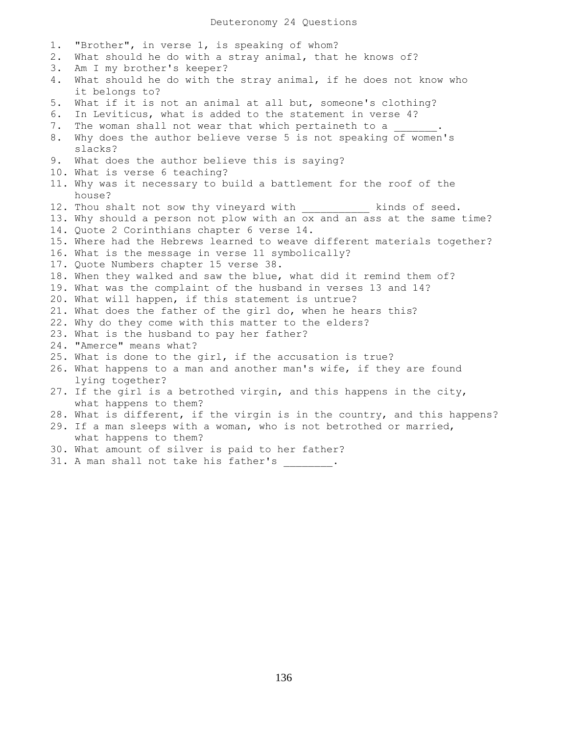# Deuteronomy 24 Questions

1. "Brother", in verse 1, is speaking of whom?
2. What should he do with a stray animal, that he knows of?
3. Am I my brother's keeper?
4. What should he do with the stray animal, if he does not know who it belongs to?
5. What if it is not an animal at all but, someone's clothing?
6. In Leviticus, what is added to the statement in verse 4?
7. The woman shall not wear that which pertaineth to a _______.
8. Why does the author believe verse 5 is not speaking of women's slacks?
9. What does the author believe this is saying?
10. What is verse 6 teaching?
11. Why was it necessary to build a battlement for the roof of the house?
12. Thou shalt not sow thy vineyard with ___________ kinds of seed.
13. Why should a person not plow with an ox and an ass at the same time?
14. Quote 2 Corinthians chapter 6 verse 14.
15. Where had the Hebrews learned to weave different materials together?
16. What is the message in verse 11 symbolically?
17. Quote Numbers chapter 15 verse 38.
18. When they walked and saw the blue, what did it remind them of?
19. What was the complaint of the husband in verses 13 and 14?
20. What will happen, if this statement is untrue?
21. What does the father of the girl do, when he hears this?
22. Why do they come with this matter to the elders?
23. What is the husband to pay her father?
24. "Amerce" means what?
25. What is done to the girl, if the accusation is true?
26. What happens to a man and another man's wife, if they are found lying together?
27. If the girl is a betrothed virgin, and this happens in the city, what happens to them?
28. What is different, if the virgin is in the country, and this happens?
29. If a man sleeps with a woman, who is not betrothed or married, what happens to them?
30. What amount of silver is paid to her father?
31. A man shall not take his father's ________.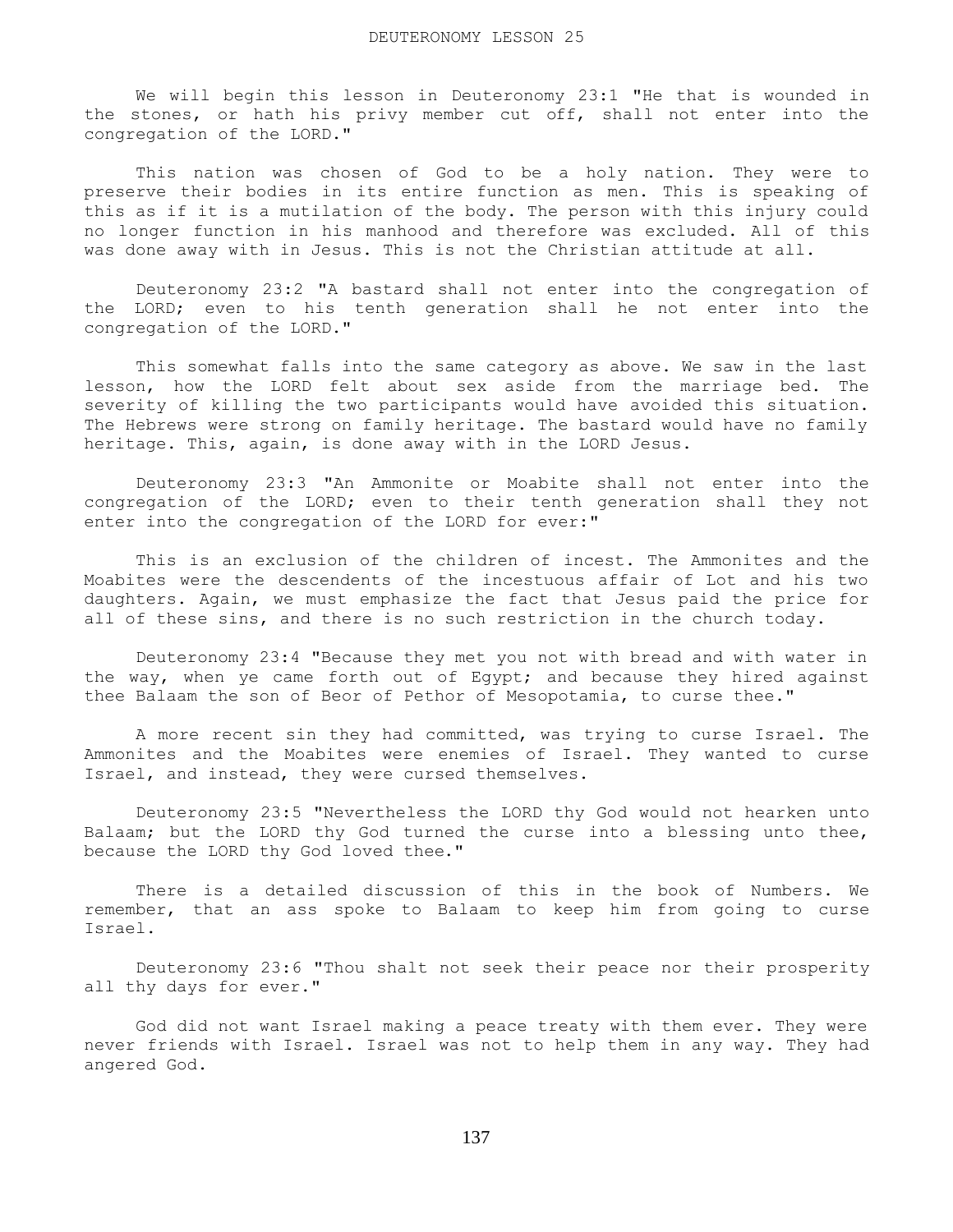# DEUTERONOMY LESSON 25

We will begin this lesson in Deuteronomy 23:1 "He that is wounded in the stones, or hath his privy member cut off, shall not enter into the congregation of the LORD."

This nation was chosen of God to be a holy nation. They were to preserve their bodies in its entire function as men. This is speaking of this as if it is a mutilation of the body. The person with this injury could no longer function in his manhood and therefore was excluded. All of this was done away with in Jesus. This is not the Christian attitude at all.

Deuteronomy 23:2 "A bastard shall not enter into the congregation of the LORD; even to his tenth generation shall he not enter into the congregation of the LORD."

This somewhat falls into the same category as above. We saw in the last lesson, how the LORD felt about sex aside from the marriage bed. The severity of killing the two participants would have avoided this situation. The Hebrews were strong on family heritage. The bastard would have no family heritage. This, again, is done away with in the LORD Jesus.

Deuteronomy 23:3 "An Ammonite or Moabite shall not enter into the congregation of the LORD; even to their tenth generation shall they not enter into the congregation of the LORD for ever:"

This is an exclusion of the children of incest. The Ammonites and the Moabites were the descendents of the incestuous affair of Lot and his two daughters. Again, we must emphasize the fact that Jesus paid the price for all of these sins, and there is no such restriction in the church today.

Deuteronomy 23:4 "Because they met you not with bread and with water in the way, when ye came forth out of Egypt; and because they hired against thee Balaam the son of Beor of Pethor of Mesopotamia, to curse thee."

A more recent sin they had committed, was trying to curse Israel. The Ammonites and the Moabites were enemies of Israel. They wanted to curse Israel, and instead, they were cursed themselves.

Deuteronomy 23:5 "Nevertheless the LORD thy God would not hearken unto Balaam; but the LORD thy God turned the curse into a blessing unto thee, because the LORD thy God loved thee."

There is a detailed discussion of this in the book of Numbers. We remember, that an ass spoke to Balaam to keep him from going to curse Israel.

Deuteronomy 23:6 "Thou shalt not seek their peace nor their prosperity all thy days for ever."

God did not want Israel making a peace treaty with them ever. They were never friends with Israel. Israel was not to help them in any way. They had angered God.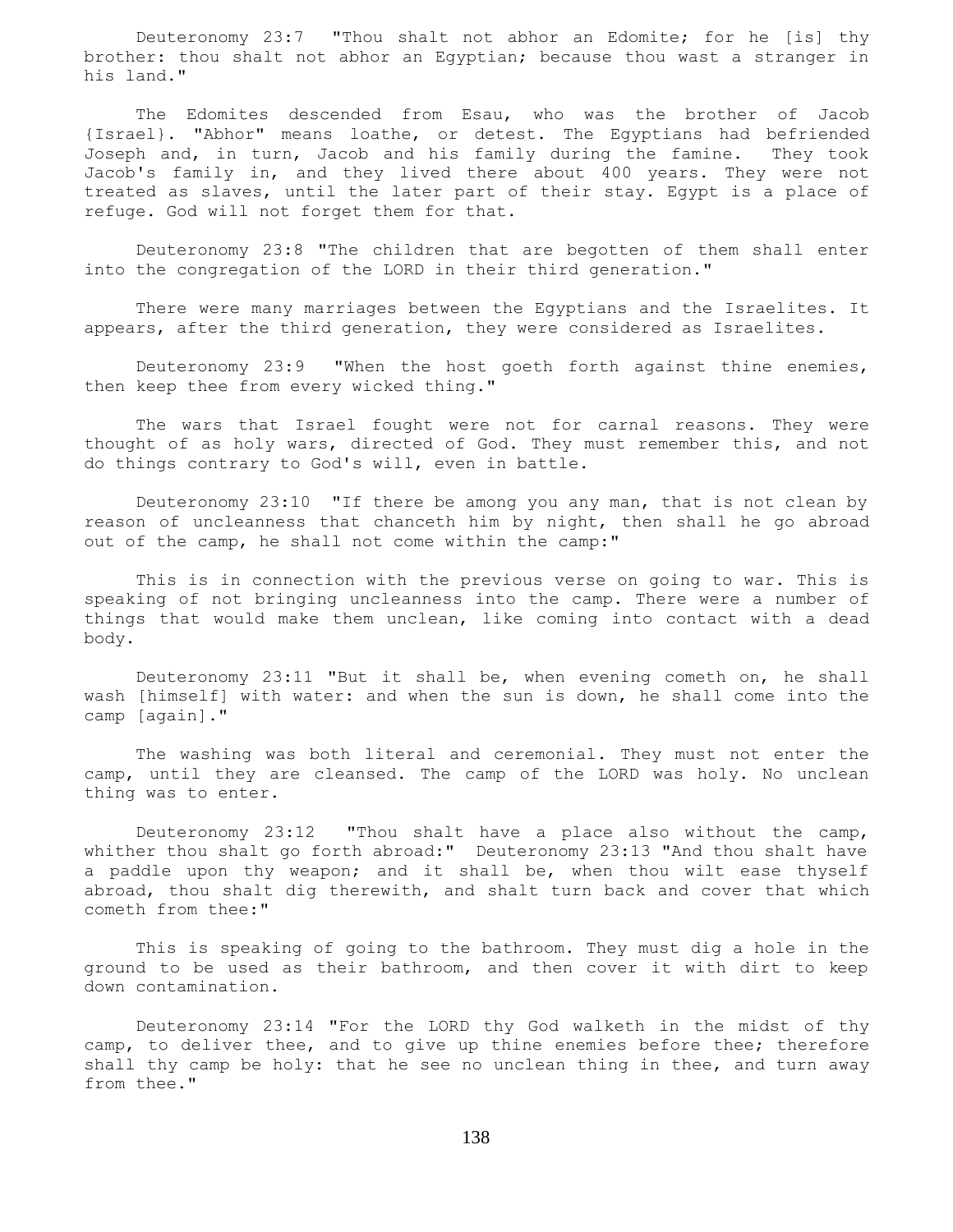Deuteronomy 23:7 "Thou shalt not abhor an Edomite; for he [is] thy brother: thou shalt not abhor an Egyptian; because thou wast a stranger in his land."

The Edomites descended from Esau, who was the brother of Jacob {Israel}. "Abhor" means loathe, or detest. The Egyptians had befriended Joseph and, in turn, Jacob and his family during the famine. They took Jacob's family in, and they lived there about 400 years. They were not treated as slaves, until the later part of their stay. Egypt is a place of refuge. God will not forget them for that.

Deuteronomy 23:8 "The children that are begotten of them shall enter into the congregation of the LORD in their third generation."

There were many marriages between the Egyptians and the Israelites. It appears, after the third generation, they were considered as Israelites.

Deuteronomy 23:9 "When the host goeth forth against thine enemies, then keep thee from every wicked thing."

The wars that Israel fought were not for carnal reasons. They were thought of as holy wars, directed of God. They must remember this, and not do things contrary to God's will, even in battle.

Deuteronomy 23:10 "If there be among you any man, that is not clean by reason of uncleanness that chanceth him by night, then shall he go abroad out of the camp, he shall not come within the camp:"

This is in connection with the previous verse on going to war. This is speaking of not bringing uncleanness into the camp. There were a number of things that would make them unclean, like coming into contact with a dead body.

Deuteronomy 23:11 "But it shall be, when evening cometh on, he shall wash [himself] with water: and when the sun is down, he shall come into the camp [again]."

The washing was both literal and ceremonial. They must not enter the camp, until they are cleansed. The camp of the LORD was holy. No unclean thing was to enter.

Deuteronomy 23:12 "Thou shalt have a place also without the camp, whither thou shalt go forth abroad:" Deuteronomy 23:13 "And thou shalt have a paddle upon thy weapon; and it shall be, when thou wilt ease thyself abroad, thou shalt dig therewith, and shalt turn back and cover that which cometh from thee:"

This is speaking of going to the bathroom. They must dig a hole in the ground to be used as their bathroom, and then cover it with dirt to keep down contamination.

Deuteronomy 23:14 "For the LORD thy God walketh in the midst of thy camp, to deliver thee, and to give up thine enemies before thee; therefore shall thy camp be holy: that he see no unclean thing in thee, and turn away from thee."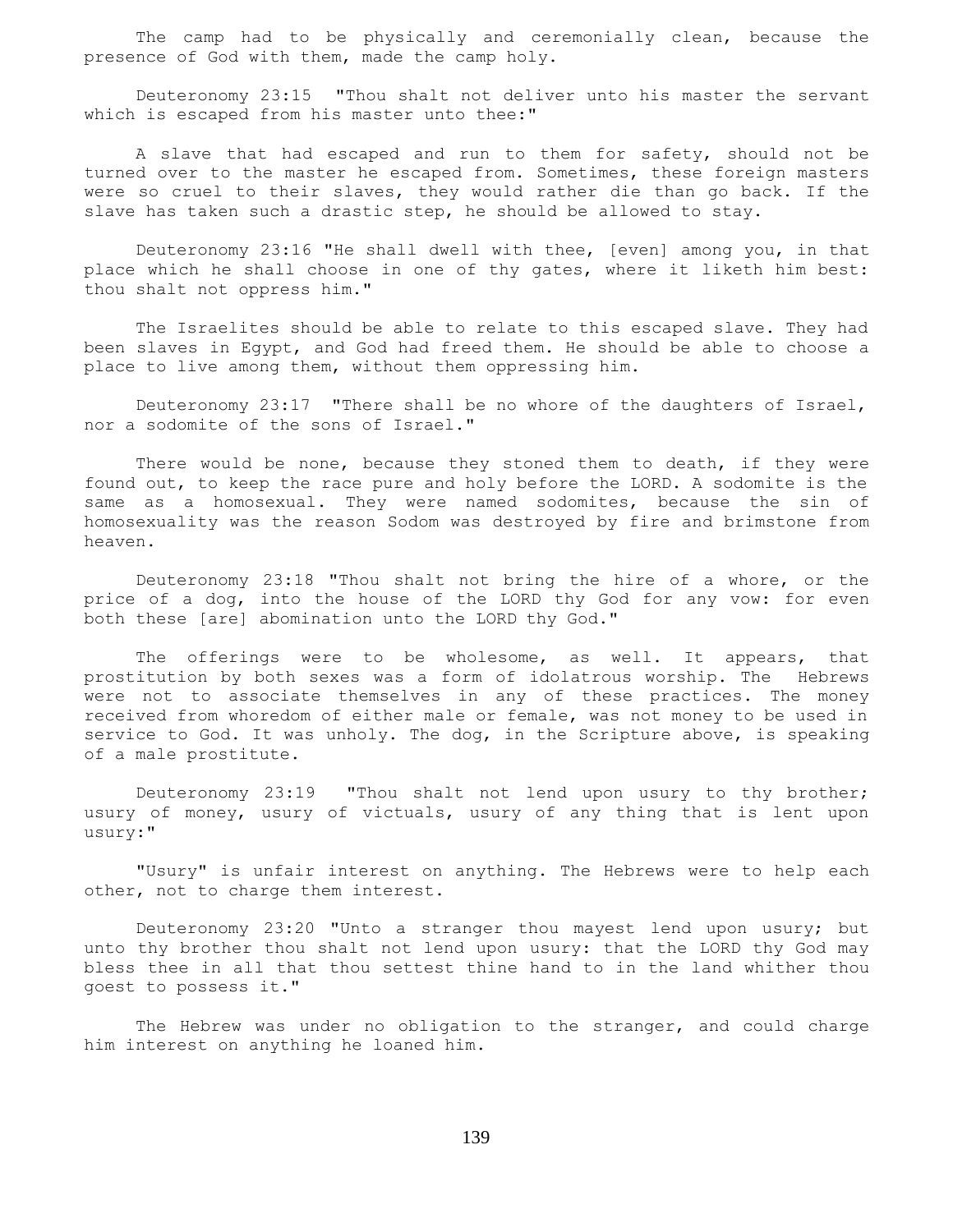The camp had to be physically and ceremonially clean, because the presence of God with them, made the camp holy.

Deuteronomy 23:15 "Thou shalt not deliver unto his master the servant which is escaped from his master unto thee:"

A slave that had escaped and run to them for safety, should not be turned over to the master he escaped from. Sometimes, these foreign masters were so cruel to their slaves, they would rather die than go back. If the slave has taken such a drastic step, he should be allowed to stay.

Deuteronomy 23:16 "He shall dwell with thee, [even] among you, in that place which he shall choose in one of thy gates, where it liketh him best: thou shalt not oppress him."

The Israelites should be able to relate to this escaped slave. They had been slaves in Egypt, and God had freed them. He should be able to choose a place to live among them, without them oppressing him.

Deuteronomy 23:17 "There shall be no whore of the daughters of Israel, nor a sodomite of the sons of Israel."

There would be none, because they stoned them to death, if they were found out, to keep the race pure and holy before the LORD. A sodomite is the same as a homosexual. They were named sodomites, because the sin of homosexuality was the reason Sodom was destroyed by fire and brimstone from heaven.

Deuteronomy 23:18 "Thou shalt not bring the hire of a whore, or the price of a dog, into the house of the LORD thy God for any vow: for even both these [are] abomination unto the LORD thy God."

The offerings were to be wholesome, as well. It appears, that prostitution by both sexes was a form of idolatrous worship. The Hebrews were not to associate themselves in any of these practices. The money received from whoredom of either male or female, was not money to be used in service to God. It was unholy. The dog, in the Scripture above, is speaking of a male prostitute.

Deuteronomy 23:19 "Thou shalt not lend upon usury to thy brother; usury of money, usury of victuals, usury of any thing that is lent upon usury:"

"Usury" is unfair interest on anything. The Hebrews were to help each other, not to charge them interest.

Deuteronomy 23:20 "Unto a stranger thou mayest lend upon usury; but unto thy brother thou shalt not lend upon usury: that the LORD thy God may bless thee in all that thou settest thine hand to in the land whither thou goest to possess it."

The Hebrew was under no obligation to the stranger, and could charge him interest on anything he loaned him.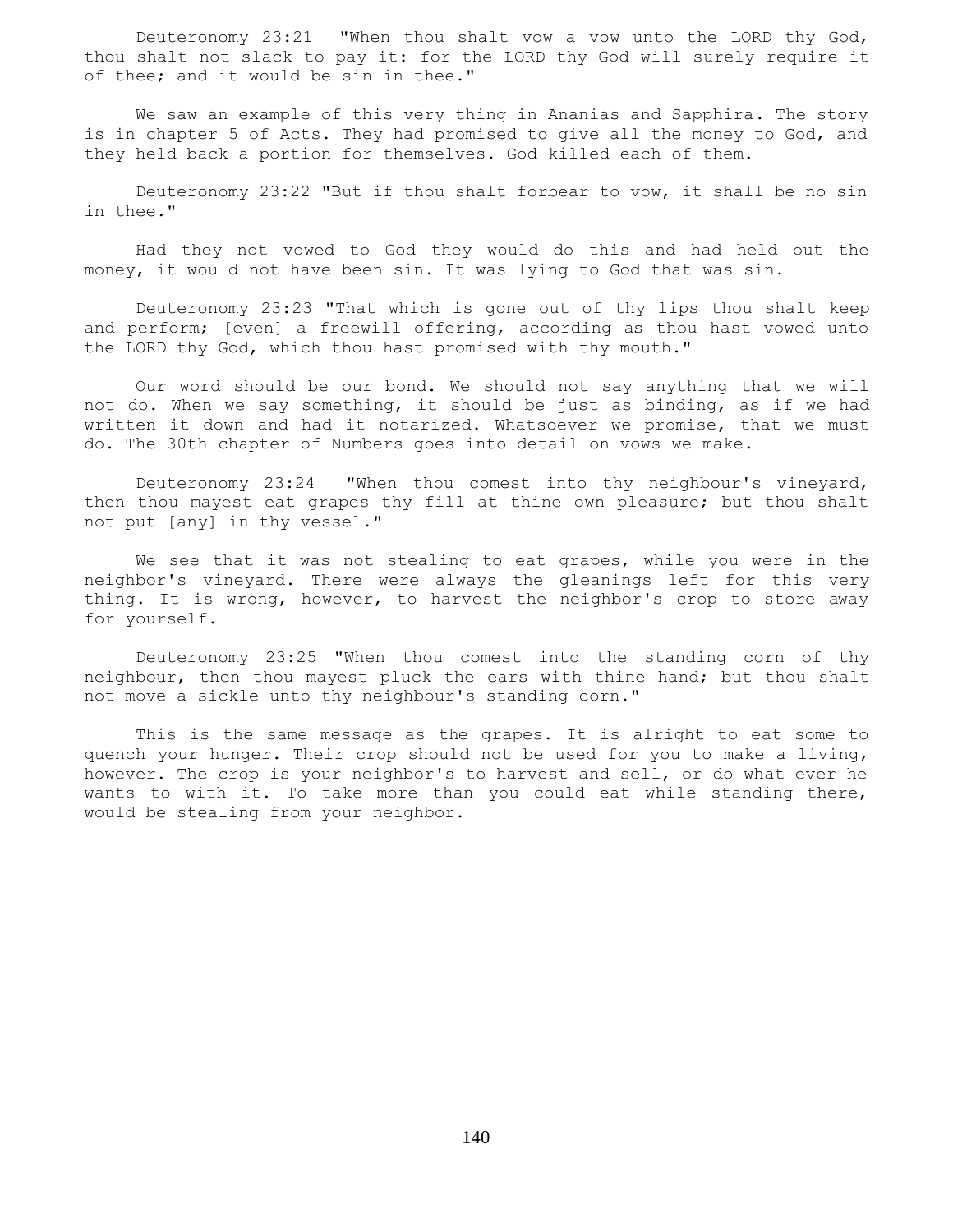Deuteronomy 23:21 "When thou shalt vow a vow unto the LORD thy God, thou shalt not slack to pay it: for the LORD thy God will surely require it of thee; and it would be sin in thee."

We saw an example of this very thing in Ananias and Sapphira. The story is in chapter 5 of Acts. They had promised to give all the money to God, and they held back a portion for themselves. God killed each of them.

Deuteronomy 23:22 "But if thou shalt forbear to vow, it shall be no sin in thee."

Had they not vowed to God they would do this and had held out the money, it would not have been sin. It was lying to God that was sin.

Deuteronomy 23:23 "That which is gone out of thy lips thou shalt keep and perform; [even] a freewill offering, according as thou hast vowed unto the LORD thy God, which thou hast promised with thy mouth."

Our word should be our bond. We should not say anything that we will not do. When we say something, it should be just as binding, as if we had written it down and had it notarized. Whatsoever we promise, that we must do. The 30th chapter of Numbers goes into detail on vows we make.

Deuteronomy 23:24 "When thou comest into thy neighbour's vineyard, then thou mayest eat grapes thy fill at thine own pleasure; but thou shalt not put [any] in thy vessel."

We see that it was not stealing to eat grapes, while you were in the neighbor's vineyard. There were always the gleanings left for this very thing. It is wrong, however, to harvest the neighbor's crop to store away for yourself.

Deuteronomy 23:25 "When thou comest into the standing corn of thy neighbour, then thou mayest pluck the ears with thine hand; but thou shalt not move a sickle unto thy neighbour's standing corn."

This is the same message as the grapes. It is alright to eat some to quench your hunger. Their crop should not be used for you to make a living, however. The crop is your neighbor's to harvest and sell, or do what ever he wants to with it. To take more than you could eat while standing there, would be stealing from your neighbor.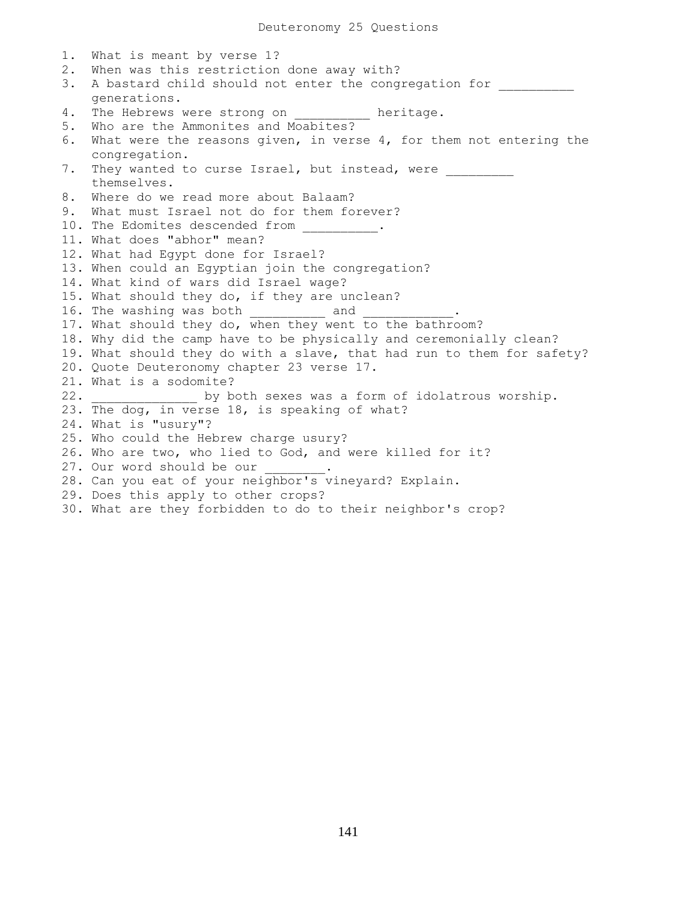# Deuteronomy 25 Questions

1. What is meant by verse 1?
2. When was this restriction done away with?
3. A bastard child should not enter the congregation for __________ generations.
4. The Hebrews were strong on __________ heritage.
5. Who are the Ammonites and Moabites?
6. What were the reasons given, in verse 4, for them not entering the congregation.
7. They wanted to curse Israel, but instead, were _________ themselves.
8. Where do we read more about Balaam?
9. What must Israel not do for them forever?
10. The Edomites descended from __________.
11. What does "abhor" mean?
12. What had Egypt done for Israel?
13. When could an Egyptian join the congregation?
14. What kind of wars did Israel wage?
15. What should they do, if they are unclean?
16. The washing was both __________ and ____________.
17. What should they do, when they went to the bathroom?
18. Why did the camp have to be physically and ceremonially clean?
19. What should they do with a slave, that had run to them for safety?
20. Quote Deuteronomy chapter 23 verse 17.
21. What is a sodomite?
22. ______________ by both sexes was a form of idolatrous worship.
23. The dog, in verse 18, is speaking of what?
24. What is "usury"?
25. Who could the Hebrew charge usury?
26. Who are two, who lied to God, and were killed for it?
27. Our word should be our ________.
28. Can you eat of your neighbor's vineyard? Explain.
29. Does this apply to other crops?
30. What are they forbidden to do to their neighbor's crop?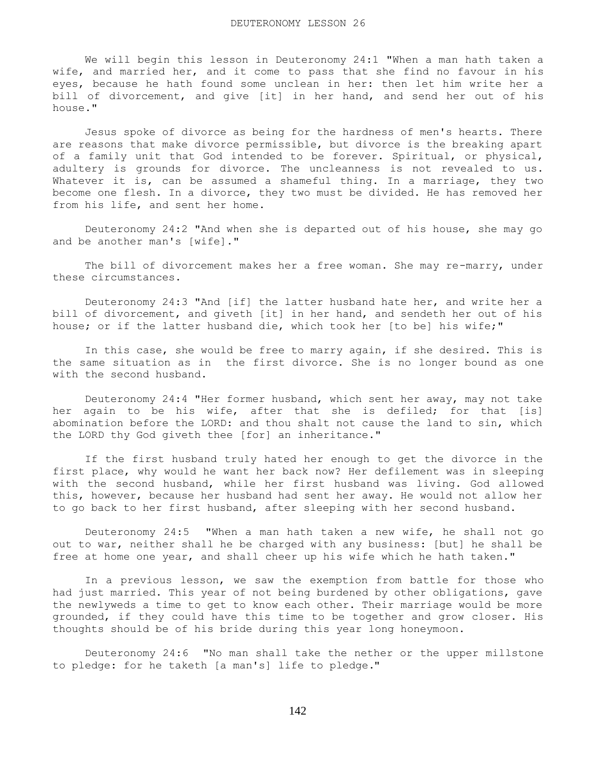# DEUTERONOMY LESSON 26

We will begin this lesson in Deuteronomy 24:1 "When a man hath taken a wife, and married her, and it come to pass that she find no favour in his eyes, because he hath found some unclean in her: then let him write her a bill of divorcement, and give [it] in her hand, and send her out of his house."

Jesus spoke of divorce as being for the hardness of men's hearts. There are reasons that make divorce permissible, but divorce is the breaking apart of a family unit that God intended to be forever. Spiritual, or physical, adultery is grounds for divorce. The uncleanness is not revealed to us. Whatever it is, can be assumed a shameful thing. In a marriage, they two become one flesh. In a divorce, they two must be divided. He has removed her from his life, and sent her home.

Deuteronomy 24:2 "And when she is departed out of his house, she may go and be another man's [wife]."

The bill of divorcement makes her a free woman. She may re-marry, under these circumstances.

Deuteronomy 24:3 "And [if] the latter husband hate her, and write her a bill of divorcement, and giveth [it] in her hand, and sendeth her out of his house; or if the latter husband die, which took her [to be] his wife;"

In this case, she would be free to marry again, if she desired. This is the same situation as in the first divorce. She is no longer bound as one with the second husband.

Deuteronomy 24:4 "Her former husband, which sent her away, may not take her again to be his wife, after that she is defiled; for that [is] abomination before the LORD: and thou shalt not cause the land to sin, which the LORD thy God giveth thee [for] an inheritance."

If the first husband truly hated her enough to get the divorce in the first place, why would he want her back now? Her defilement was in sleeping with the second husband, while her first husband was living. God allowed this, however, because her husband had sent her away. He would not allow her to go back to her first husband, after sleeping with her second husband.

Deuteronomy 24:5 "When a man hath taken a new wife, he shall not go out to war, neither shall he be charged with any business: [but] he shall be free at home one year, and shall cheer up his wife which he hath taken."

In a previous lesson, we saw the exemption from battle for those who had just married. This year of not being burdened by other obligations, gave the newlyweds a time to get to know each other. Their marriage would be more grounded, if they could have this time to be together and grow closer. His thoughts should be of his bride during this year long honeymoon.

Deuteronomy 24:6 "No man shall take the nether or the upper millstone to pledge: for he taketh [a man's] life to pledge."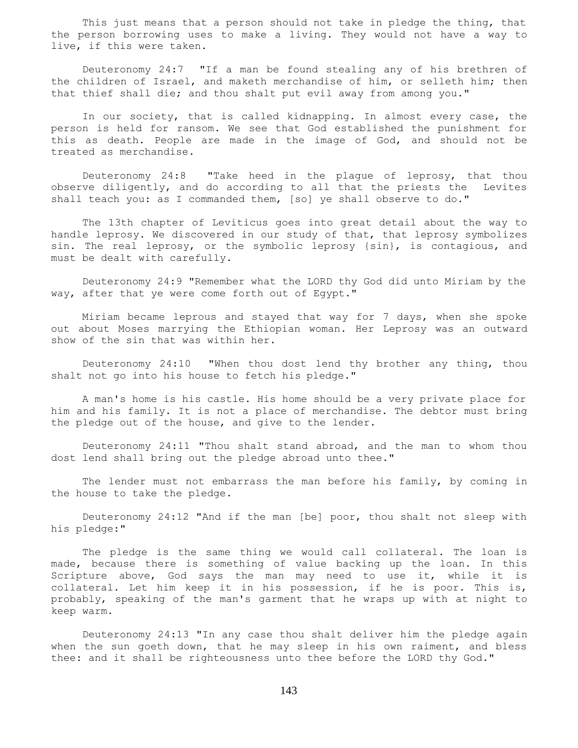This just means that a person should not take in pledge the thing, that the person borrowing uses to make a living. They would not have a way to live, if this were taken.

Deuteronomy 24:7 "If a man be found stealing any of his brethren of the children of Israel, and maketh merchandise of him, or selleth him; then that thief shall die; and thou shalt put evil away from among you."

In our society, that is called kidnapping. In almost every case, the person is held for ransom. We see that God established the punishment for this as death. People are made in the image of God, and should not be treated as merchandise.

Deuteronomy 24:8 "Take heed in the plague of leprosy, that thou observe diligently, and do according to all that the priests the Levites shall teach you: as I commanded them, [so] ye shall observe to do."

The 13th chapter of Leviticus goes into great detail about the way to handle leprosy. We discovered in our study of that, that leprosy symbolizes sin. The real leprosy, or the symbolic leprosy {sin}, is contagious, and must be dealt with carefully.

Deuteronomy 24:9 "Remember what the LORD thy God did unto Miriam by the way, after that ye were come forth out of Egypt."

Miriam became leprous and stayed that way for 7 days, when she spoke out about Moses marrying the Ethiopian woman. Her Leprosy was an outward show of the sin that was within her.

Deuteronomy 24:10 "When thou dost lend thy brother any thing, thou shalt not go into his house to fetch his pledge."

A man's home is his castle. His home should be a very private place for him and his family. It is not a place of merchandise. The debtor must bring the pledge out of the house, and give to the lender.

Deuteronomy 24:11 "Thou shalt stand abroad, and the man to whom thou dost lend shall bring out the pledge abroad unto thee."

The lender must not embarrass the man before his family, by coming in the house to take the pledge.

Deuteronomy 24:12 "And if the man [be] poor, thou shalt not sleep with his pledge:"

The pledge is the same thing we would call collateral. The loan is made, because there is something of value backing up the loan. In this Scripture above, God says the man may need to use it, while it is collateral. Let him keep it in his possession, if he is poor. This is, probably, speaking of the man's garment that he wraps up with at night to keep warm.

Deuteronomy 24:13 "In any case thou shalt deliver him the pledge again when the sun goeth down, that he may sleep in his own raiment, and bless thee: and it shall be righteousness unto thee before the LORD thy God."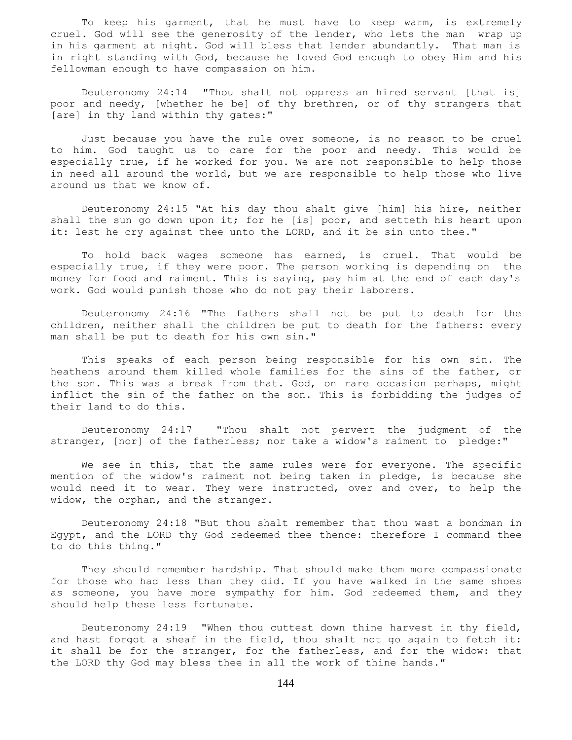To keep his garment, that he must have to keep warm, is extremely cruel. God will see the generosity of the lender, who lets the man wrap up in his garment at night. God will bless that lender abundantly. That man is in right standing with God, because he loved God enough to obey Him and his fellowman enough to have compassion on him.

Deuteronomy 24:14 "Thou shalt not oppress an hired servant [that is] poor and needy, [whether he be] of thy brethren, or of thy strangers that [are] in thy land within thy gates:"

Just because you have the rule over someone, is no reason to be cruel to him. God taught us to care for the poor and needy. This would be especially true, if he worked for you. We are not responsible to help those in need all around the world, but we are responsible to help those who live around us that we know of.

Deuteronomy 24:15 "At his day thou shalt give [him] his hire, neither shall the sun go down upon it; for he [is] poor, and setteth his heart upon it: lest he cry against thee unto the LORD, and it be sin unto thee."

To hold back wages someone has earned, is cruel. That would be especially true, if they were poor. The person working is depending on the money for food and raiment. This is saying, pay him at the end of each day's work. God would punish those who do not pay their laborers.

Deuteronomy 24:16 "The fathers shall not be put to death for the children, neither shall the children be put to death for the fathers: every man shall be put to death for his own sin."

This speaks of each person being responsible for his own sin. The heathens around them killed whole families for the sins of the father, or the son. This was a break from that. God, on rare occasion perhaps, might inflict the sin of the father on the son. This is forbidding the judges of their land to do this.

Deuteronomy 24:17 "Thou shalt not pervert the judgment of the stranger, [nor] of the fatherless; nor take a widow's raiment to pledge:"

We see in this, that the same rules were for everyone. The specific mention of the widow's raiment not being taken in pledge, is because she would need it to wear. They were instructed, over and over, to help the widow, the orphan, and the stranger.

Deuteronomy 24:18 "But thou shalt remember that thou wast a bondman in Egypt, and the LORD thy God redeemed thee thence: therefore I command thee to do this thing."

They should remember hardship. That should make them more compassionate for those who had less than they did. If you have walked in the same shoes as someone, you have more sympathy for him. God redeemed them, and they should help these less fortunate.

Deuteronomy 24:19 "When thou cuttest down thine harvest in thy field, and hast forgot a sheaf in the field, thou shalt not go again to fetch it: it shall be for the stranger, for the fatherless, and for the widow: that the LORD thy God may bless thee in all the work of thine hands."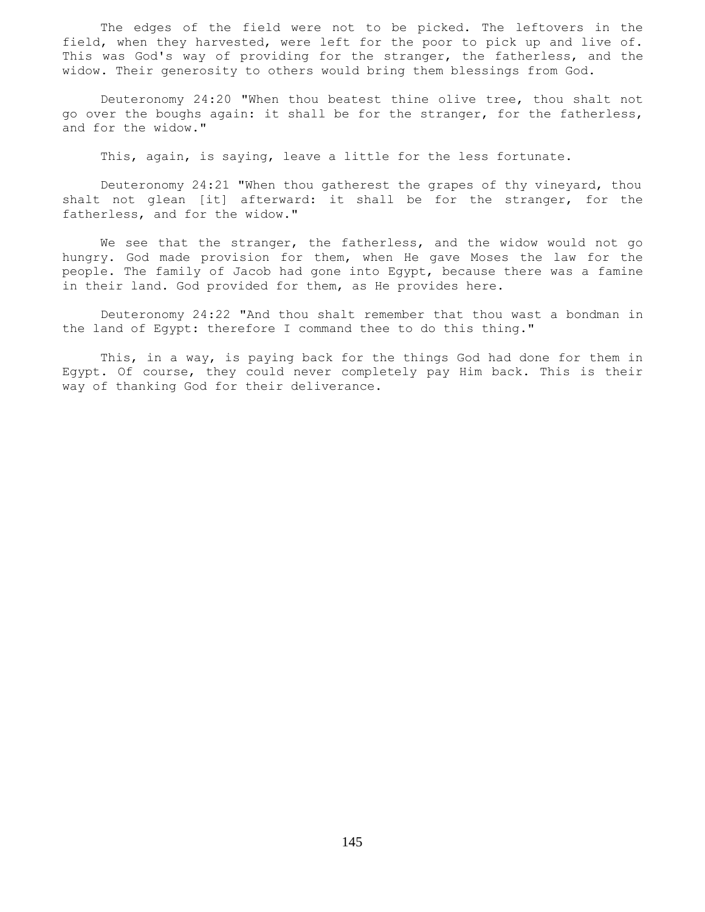The edges of the field were not to be picked. The leftovers in the field, when they harvested, were left for the poor to pick up and live of. This was God's way of providing for the stranger, the fatherless, and the widow. Their generosity to others would bring them blessings from God.

Deuteronomy 24:20 "When thou beatest thine olive tree, thou shalt not go over the boughs again: it shall be for the stranger, for the fatherless, and for the widow."

This, again, is saying, leave a little for the less fortunate.

Deuteronomy 24:21 "When thou gatherest the grapes of thy vineyard, thou shalt not glean [it] afterward: it shall be for the stranger, for the fatherless, and for the widow."

We see that the stranger, the fatherless, and the widow would not go hungry. God made provision for them, when He gave Moses the law for the people. The family of Jacob had gone into Egypt, because there was a famine in their land. God provided for them, as He provides here.

Deuteronomy 24:22 "And thou shalt remember that thou wast a bondman in the land of Egypt: therefore I command thee to do this thing."

This, in a way, is paying back for the things God had done for them in Egypt. Of course, they could never completely pay Him back. This is their way of thanking God for their deliverance.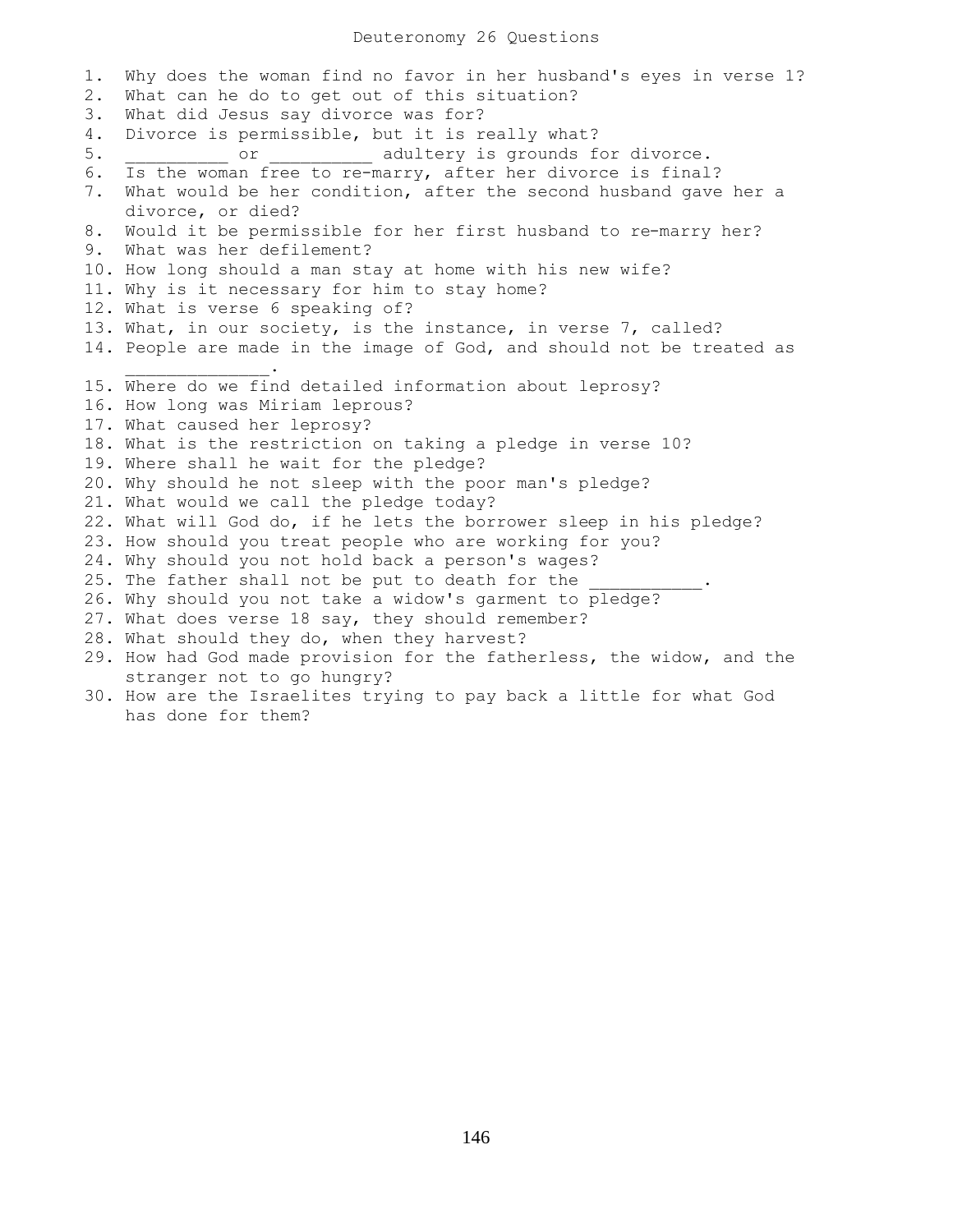# Deuteronomy 26 Questions

1. Why does the woman find no favor in her husband's eyes in verse 1?
2. What can he do to get out of this situation?
3. What did Jesus say divorce was for?
4. Divorce is permissible, but it is really what?
5. __________ or __________ adultery is grounds for divorce.
6. Is the woman free to re-marry, after her divorce is final?
7. What would be her condition, after the second husband gave her a divorce, or died?
8. Would it be permissible for her first husband to re-marry her?
9. What was her defilement?
10. How long should a man stay at home with his new wife?
11. Why is it necessary for him to stay home?
12. What is verse 6 speaking of?
13. What, in our society, is the instance, in verse 7, called?
14. People are made in the image of God, and should not be treated as ______________.
15. Where do we find detailed information about leprosy?
16. How long was Miriam leprous?
17. What caused her leprosy?
18. What is the restriction on taking a pledge in verse 10?
19. Where shall he wait for the pledge?
20. Why should he not sleep with the poor man's pledge?
21. What would we call the pledge today?
22. What will God do, if he lets the borrower sleep in his pledge?
23. How should you treat people who are working for you?
24. Why should you not hold back a person's wages?
25. The father shall not be put to death for the ___________.
26. Why should you not take a widow's garment to pledge?
27. What does verse 18 say, they should remember?
28. What should they do, when they harvest?
29. How had God made provision for the fatherless, the widow, and the stranger not to go hungry?
30. How are the Israelites trying to pay back a little for what God has done for them?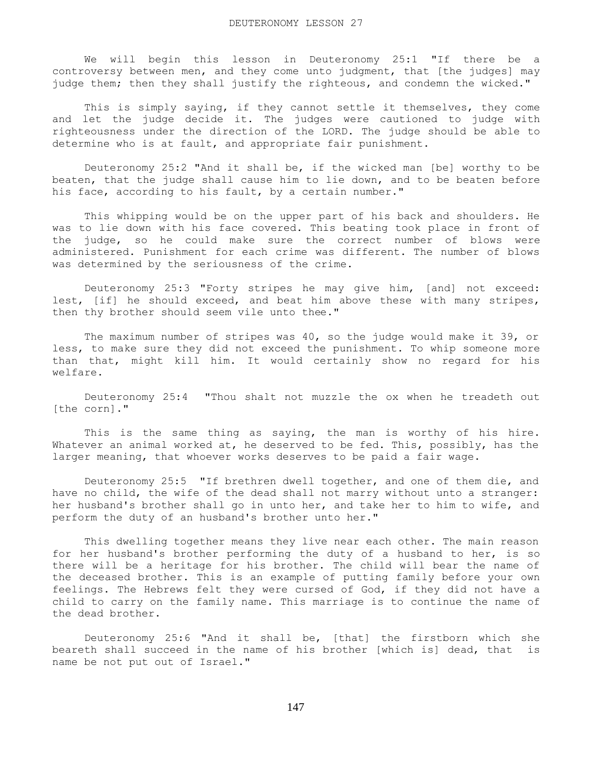# DEUTERONOMY LESSON 27

We will begin this lesson in Deuteronomy 25:1 "If there be a controversy between men, and they come unto judgment, that [the judges] may judge them; then they shall justify the righteous, and condemn the wicked."

This is simply saying, if they cannot settle it themselves, they come and let the judge decide it. The judges were cautioned to judge with righteousness under the direction of the LORD. The judge should be able to determine who is at fault, and appropriate fair punishment.

Deuteronomy 25:2 "And it shall be, if the wicked man [be] worthy to be beaten, that the judge shall cause him to lie down, and to be beaten before his face, according to his fault, by a certain number."

This whipping would be on the upper part of his back and shoulders. He was to lie down with his face covered. This beating took place in front of the judge, so he could make sure the correct number of blows were administered. Punishment for each crime was different. The number of blows was determined by the seriousness of the crime.

Deuteronomy 25:3 "Forty stripes he may give him, [and] not exceed: lest, [if] he should exceed, and beat him above these with many stripes, then thy brother should seem vile unto thee."

The maximum number of stripes was 40, so the judge would make it 39, or less, to make sure they did not exceed the punishment. To whip someone more than that, might kill him. It would certainly show no regard for his welfare.

Deuteronomy 25:4 "Thou shalt not muzzle the ox when he treadeth out [the corn]."

This is the same thing as saying, the man is worthy of his hire. Whatever an animal worked at, he deserved to be fed. This, possibly, has the larger meaning, that whoever works deserves to be paid a fair wage.

Deuteronomy 25:5 "If brethren dwell together, and one of them die, and have no child, the wife of the dead shall not marry without unto a stranger: her husband's brother shall go in unto her, and take her to him to wife, and perform the duty of an husband's brother unto her."

This dwelling together means they live near each other. The main reason for her husband's brother performing the duty of a husband to her, is so there will be a heritage for his brother. The child will bear the name of the deceased brother. This is an example of putting family before your own feelings. The Hebrews felt they were cursed of God, if they did not have a child to carry on the family name. This marriage is to continue the name of the dead brother.

Deuteronomy 25:6 "And it shall be, [that] the firstborn which she beareth shall succeed in the name of his brother [which is] dead, that is name be not put out of Israel."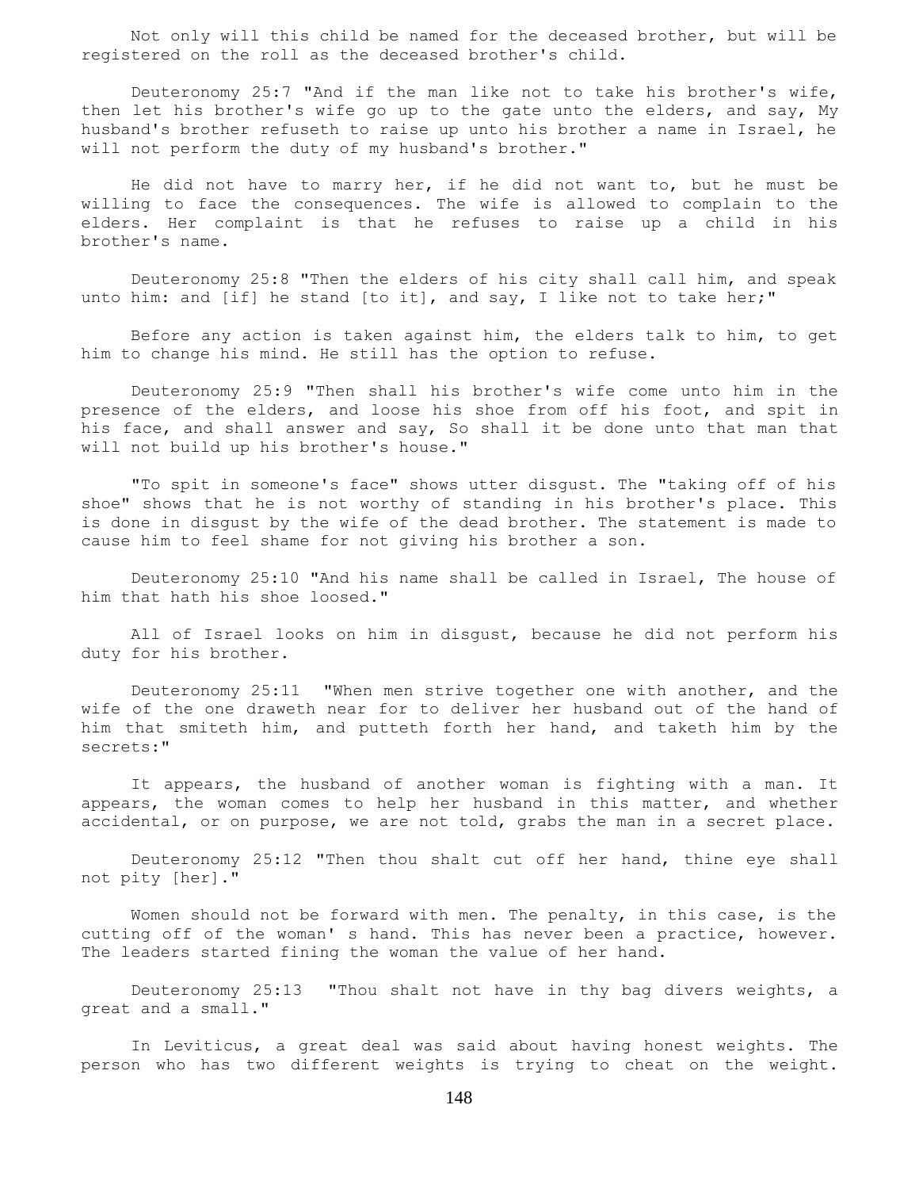Not only will this child be named for the deceased brother, but will be registered on the roll as the deceased brother's child.

Deuteronomy 25:7 "And if the man like not to take his brother's wife, then let his brother's wife go up to the gate unto the elders, and say, My husband's brother refuseth to raise up unto his brother a name in Israel, he will not perform the duty of my husband's brother."

He did not have to marry her, if he did not want to, but he must be willing to face the consequences. The wife is allowed to complain to the elders. Her complaint is that he refuses to raise up a child in his brother's name.

Deuteronomy 25:8 "Then the elders of his city shall call him, and speak unto him: and [if] he stand [to it], and say, I like not to take her;"

Before any action is taken against him, the elders talk to him, to get him to change his mind. He still has the option to refuse.

Deuteronomy 25:9 "Then shall his brother's wife come unto him in the presence of the elders, and loose his shoe from off his foot, and spit in his face, and shall answer and say, So shall it be done unto that man that will not build up his brother's house."

"To spit in someone's face" shows utter disgust. The "taking off of his shoe" shows that he is not worthy of standing in his brother's place. This is done in disgust by the wife of the dead brother. The statement is made to cause him to feel shame for not giving his brother a son.

Deuteronomy 25:10 "And his name shall be called in Israel, The house of him that hath his shoe loosed."

All of Israel looks on him in disgust, because he did not perform his duty for his brother.

Deuteronomy 25:11 "When men strive together one with another, and the wife of the one draweth near for to deliver her husband out of the hand of him that smiteth him, and putteth forth her hand, and taketh him by the secrets:"

It appears, the husband of another woman is fighting with a man. It appears, the woman comes to help her husband in this matter, and whether accidental, or on purpose, we are not told, grabs the man in a secret place.

Deuteronomy 25:12 "Then thou shalt cut off her hand, thine eye shall not pity [her]."

Women should not be forward with men. The penalty, in this case, is the cutting off of the woman' s hand. This has never been a practice, however. The leaders started fining the woman the value of her hand.

Deuteronomy 25:13 "Thou shalt not have in thy bag divers weights, a great and a small."

In Leviticus, a great deal was said about having honest weights. The person who has two different weights is trying to cheat on the weight.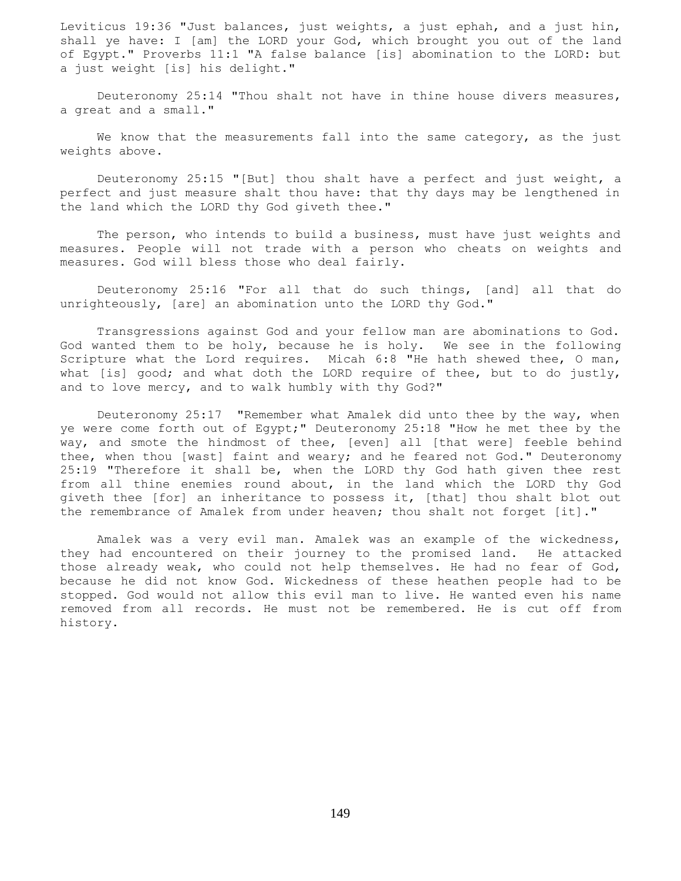Leviticus 19:36 "Just balances, just weights, a just ephah, and a just hin, shall ye have: I [am] the LORD your God, which brought you out of the land of Egypt." Proverbs 11:1 "A false balance [is] abomination to the LORD: but a just weight [is] his delight."

Deuteronomy 25:14 "Thou shalt not have in thine house divers measures, a great and a small."

We know that the measurements fall into the same category, as the just weights above.

Deuteronomy 25:15 "[But] thou shalt have a perfect and just weight, a perfect and just measure shalt thou have: that thy days may be lengthened in the land which the LORD thy God giveth thee."

The person, who intends to build a business, must have just weights and measures. People will not trade with a person who cheats on weights and measures. God will bless those who deal fairly.

Deuteronomy 25:16 "For all that do such things, [and] all that do unrighteously, [are] an abomination unto the LORD thy God."

Transgressions against God and your fellow man are abominations to God. God wanted them to be holy, because he is holy. We see in the following Scripture what the Lord requires. Micah 6:8 "He hath shewed thee, O man, what [is] good; and what doth the LORD require of thee, but to do justly, and to love mercy, and to walk humbly with thy God?"

Deuteronomy 25:17 "Remember what Amalek did unto thee by the way, when ye were come forth out of Egypt;" Deuteronomy 25:18 "How he met thee by the way, and smote the hindmost of thee, [even] all [that were] feeble behind thee, when thou [wast] faint and weary; and he feared not God." Deuteronomy 25:19 "Therefore it shall be, when the LORD thy God hath given thee rest from all thine enemies round about, in the land which the LORD thy God giveth thee [for] an inheritance to possess it, [that] thou shalt blot out the remembrance of Amalek from under heaven; thou shalt not forget [it]."

Amalek was a very evil man. Amalek was an example of the wickedness, they had encountered on their journey to the promised land. He attacked those already weak, who could not help themselves. He had no fear of God, because he did not know God. Wickedness of these heathen people had to be stopped. God would not allow this evil man to live. He wanted even his name removed from all records. He must not be remembered. He is cut off from history.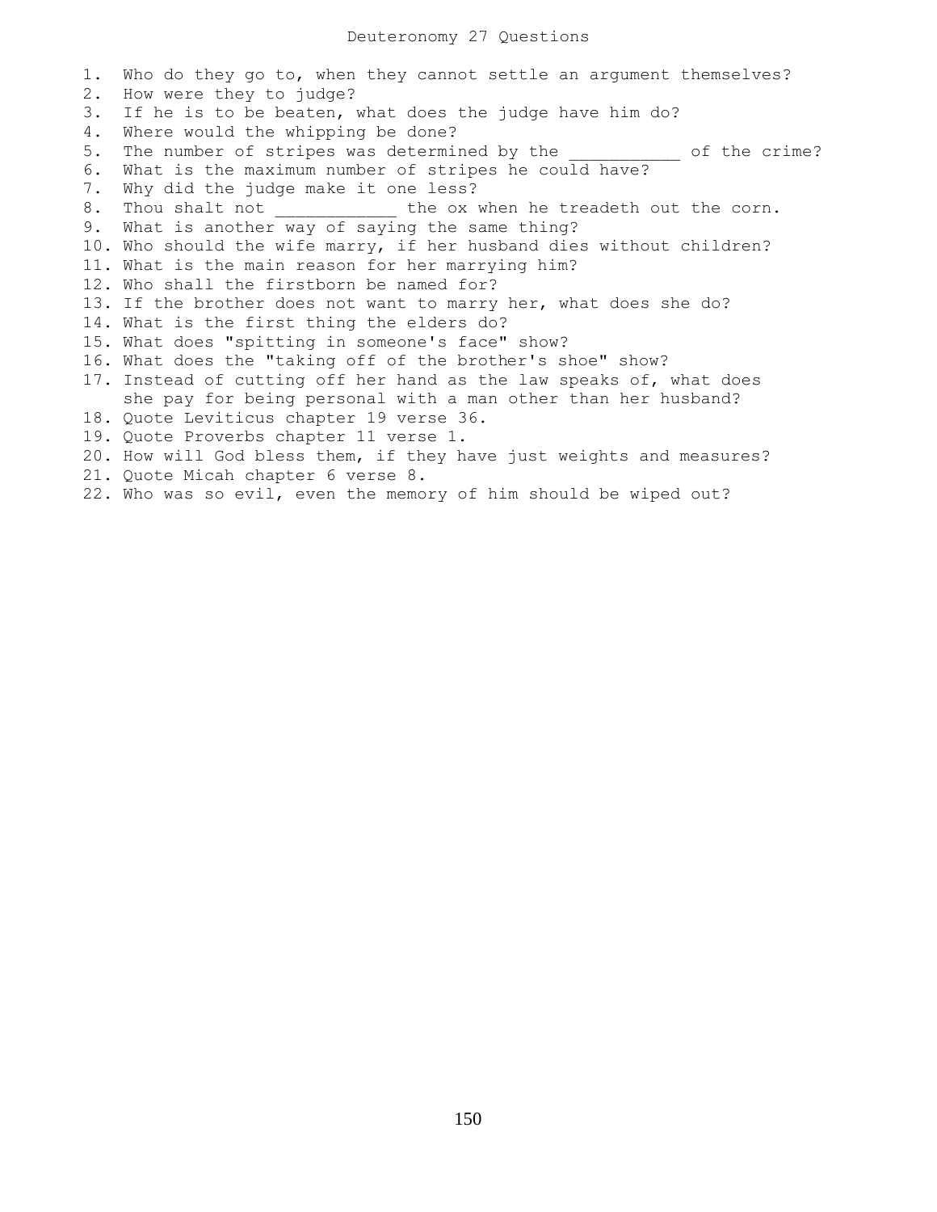# Deuteronomy 27 Questions

1. Who do they go to, when they cannot settle an argument themselves?
2. How were they to judge?
3. If he is to be beaten, what does the judge have him do?
4. Where would the whipping be done?
5. The number of stripes was determined by the ___________ of the crime?
6. What is the maximum number of stripes he could have?
7. Why did the judge make it one less?
8. Thou shalt not ____________ the ox when he treadeth out the corn.
9. What is another way of saying the same thing?
10. Who should the wife marry, if her husband dies without children?
11. What is the main reason for her marrying him?
12. Who shall the firstborn be named for?
13. If the brother does not want to marry her, what does she do?
14. What is the first thing the elders do?
15. What does "spitting in someone's face" show?
16. What does the "taking off of the brother's shoe" show?
17. Instead of cutting off her hand as the law speaks of, what does she pay for being personal with a man other than her husband?
18. Quote Leviticus chapter 19 verse 36.
19. Quote Proverbs chapter 11 verse 1.
20. How will God bless them, if they have just weights and measures?
21. Quote Micah chapter 6 verse 8.
22. Who was so evil, even the memory of him should be wiped out?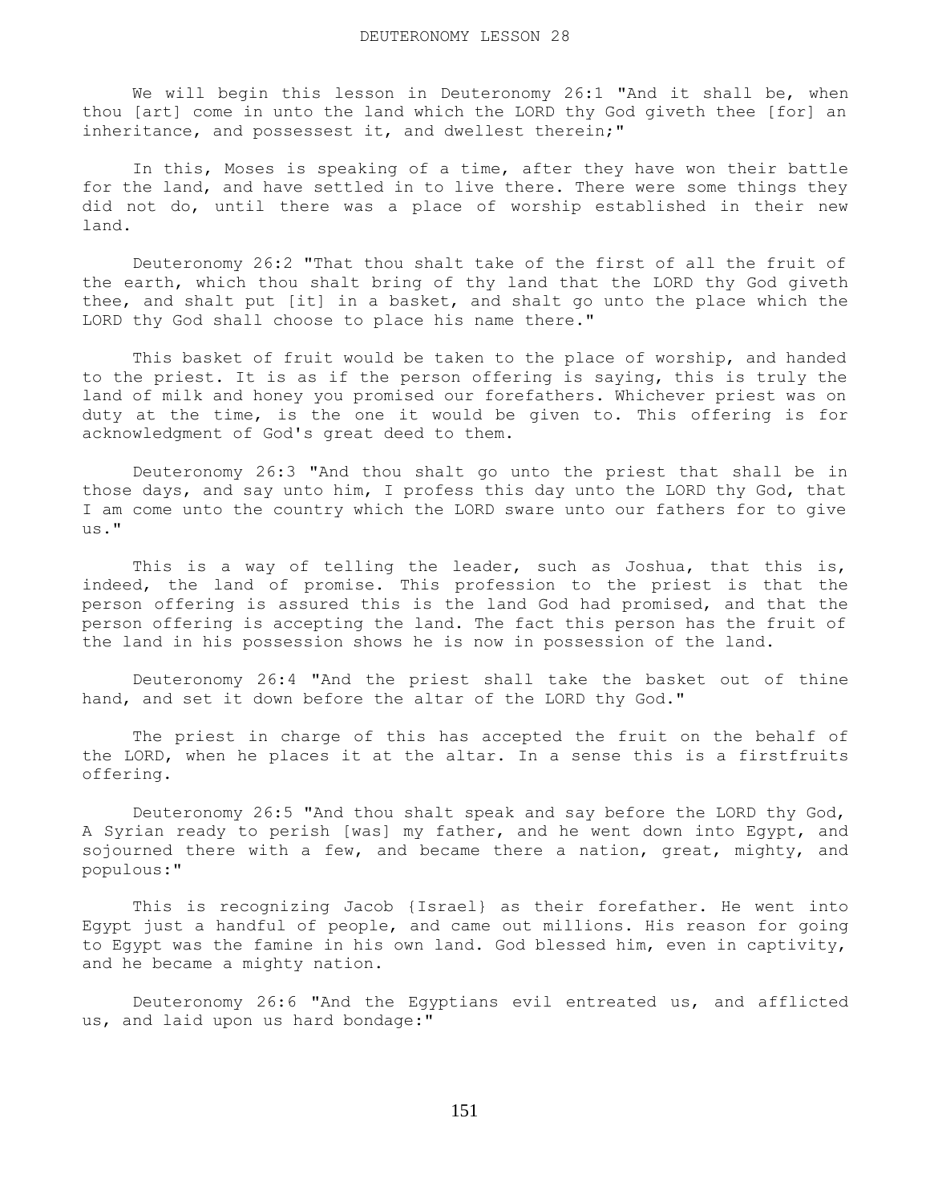# DEUTERONOMY LESSON 28

We will begin this lesson in Deuteronomy 26:1 "And it shall be, when thou [art] come in unto the land which the LORD thy God giveth thee [for] an inheritance, and possessest it, and dwellest therein;"

In this, Moses is speaking of a time, after they have won their battle for the land, and have settled in to live there. There were some things they did not do, until there was a place of worship established in their new land.

Deuteronomy 26:2 "That thou shalt take of the first of all the fruit of the earth, which thou shalt bring of thy land that the LORD thy God giveth thee, and shalt put [it] in a basket, and shalt go unto the place which the LORD thy God shall choose to place his name there."

This basket of fruit would be taken to the place of worship, and handed to the priest. It is as if the person offering is saying, this is truly the land of milk and honey you promised our forefathers. Whichever priest was on duty at the time, is the one it would be given to. This offering is for acknowledgment of God's great deed to them.

Deuteronomy 26:3 "And thou shalt go unto the priest that shall be in those days, and say unto him, I profess this day unto the LORD thy God, that I am come unto the country which the LORD sware unto our fathers for to give us."

This is a way of telling the leader, such as Joshua, that this is, indeed, the land of promise. This profession to the priest is that the person offering is assured this is the land God had promised, and that the person offering is accepting the land. The fact this person has the fruit of the land in his possession shows he is now in possession of the land.

Deuteronomy 26:4 "And the priest shall take the basket out of thine hand, and set it down before the altar of the LORD thy God."

The priest in charge of this has accepted the fruit on the behalf of the LORD, when he places it at the altar. In a sense this is a firstfruits offering.

Deuteronomy 26:5 "And thou shalt speak and say before the LORD thy God, A Syrian ready to perish [was] my father, and he went down into Egypt, and sojourned there with a few, and became there a nation, great, mighty, and populous:"

This is recognizing Jacob {Israel} as their forefather. He went into Egypt just a handful of people, and came out millions. His reason for going to Egypt was the famine in his own land. God blessed him, even in captivity, and he became a mighty nation.

Deuteronomy 26:6 "And the Egyptians evil entreated us, and afflicted us, and laid upon us hard bondage:"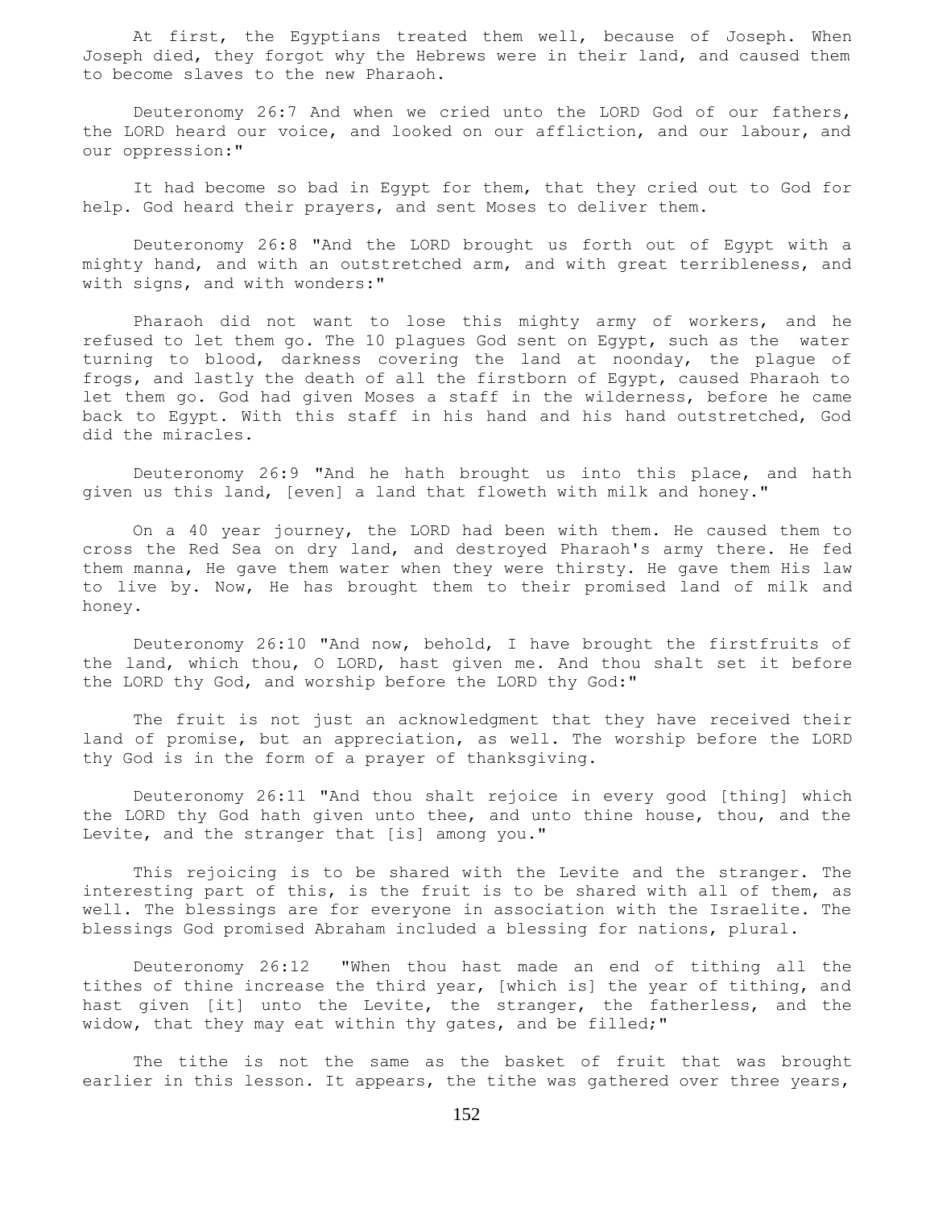At first, the Egyptians treated them well, because of Joseph. When Joseph died, they forgot why the Hebrews were in their land, and caused them to become slaves to the new Pharaoh.

Deuteronomy 26:7 And when we cried unto the LORD God of our fathers, the LORD heard our voice, and looked on our affliction, and our labour, and our oppression:"

It had become so bad in Egypt for them, that they cried out to God for help. God heard their prayers, and sent Moses to deliver them.

Deuteronomy 26:8 "And the LORD brought us forth out of Egypt with a mighty hand, and with an outstretched arm, and with great terribleness, and with signs, and with wonders:"

Pharaoh did not want to lose this mighty army of workers, and he refused to let them go. The 10 plagues God sent on Egypt, such as the water turning to blood, darkness covering the land at noonday, the plague of frogs, and lastly the death of all the firstborn of Egypt, caused Pharaoh to let them go. God had given Moses a staff in the wilderness, before he came back to Egypt. With this staff in his hand and his hand outstretched, God did the miracles.

Deuteronomy 26:9 "And he hath brought us into this place, and hath given us this land, [even] a land that floweth with milk and honey."

On a 40 year journey, the LORD had been with them. He caused them to cross the Red Sea on dry land, and destroyed Pharaoh's army there. He fed them manna, He gave them water when they were thirsty. He gave them His law to live by. Now, He has brought them to their promised land of milk and honey.

Deuteronomy 26:10 "And now, behold, I have brought the firstfruits of the land, which thou, O LORD, hast given me. And thou shalt set it before the LORD thy God, and worship before the LORD thy God:"

The fruit is not just an acknowledgment that they have received their land of promise, but an appreciation, as well. The worship before the LORD thy God is in the form of a prayer of thanksgiving.

Deuteronomy 26:11 "And thou shalt rejoice in every good [thing] which the LORD thy God hath given unto thee, and unto thine house, thou, and the Levite, and the stranger that [is] among you."

This rejoicing is to be shared with the Levite and the stranger. The interesting part of this, is the fruit is to be shared with all of them, as well. The blessings are for everyone in association with the Israelite. The blessings God promised Abraham included a blessing for nations, plural.

Deuteronomy 26:12 "When thou hast made an end of tithing all the tithes of thine increase the third year, [which is] the year of tithing, and hast given [it] unto the Levite, the stranger, the fatherless, and the widow, that they may eat within thy gates, and be filled;"

The tithe is not the same as the basket of fruit that was brought earlier in this lesson. It appears, the tithe was gathered over three years,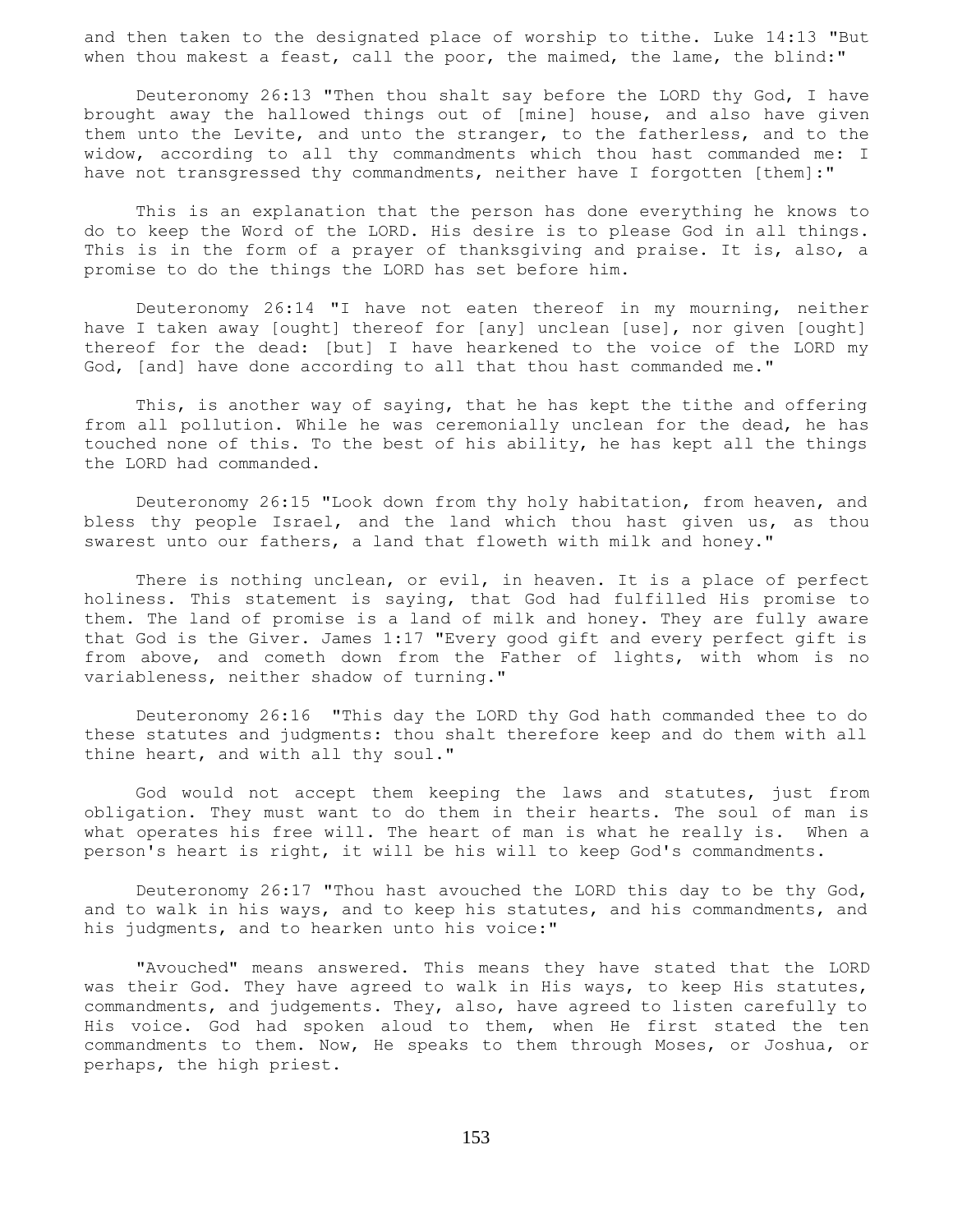and then taken to the designated place of worship to tithe. Luke 14:13 "But when thou makest a feast, call the poor, the maimed, the lame, the blind:"

Deuteronomy 26:13 "Then thou shalt say before the LORD thy God, I have brought away the hallowed things out of [mine] house, and also have given them unto the Levite, and unto the stranger, to the fatherless, and to the widow, according to all thy commandments which thou hast commanded me: I have not transgressed thy commandments, neither have I forgotten [them]:"

This is an explanation that the person has done everything he knows to do to keep the Word of the LORD. His desire is to please God in all things. This is in the form of a prayer of thanksgiving and praise. It is, also, a promise to do the things the LORD has set before him.

Deuteronomy 26:14 "I have not eaten thereof in my mourning, neither have I taken away [ought] thereof for [any] unclean [use], nor given [ought] thereof for the dead: [but] I have hearkened to the voice of the LORD my God, [and] have done according to all that thou hast commanded me."

This, is another way of saying, that he has kept the tithe and offering from all pollution. While he was ceremonially unclean for the dead, he has touched none of this. To the best of his ability, he has kept all the things the LORD had commanded.

Deuteronomy 26:15 "Look down from thy holy habitation, from heaven, and bless thy people Israel, and the land which thou hast given us, as thou swarest unto our fathers, a land that floweth with milk and honey."

There is nothing unclean, or evil, in heaven. It is a place of perfect holiness. This statement is saying, that God had fulfilled His promise to them. The land of promise is a land of milk and honey. They are fully aware that God is the Giver. James 1:17 "Every good gift and every perfect gift is from above, and cometh down from the Father of lights, with whom is no variableness, neither shadow of turning."

Deuteronomy 26:16 "This day the LORD thy God hath commanded thee to do these statutes and judgments: thou shalt therefore keep and do them with all thine heart, and with all thy soul."

God would not accept them keeping the laws and statutes, just from obligation. They must want to do them in their hearts. The soul of man is what operates his free will. The heart of man is what he really is. When a person's heart is right, it will be his will to keep God's commandments.

Deuteronomy 26:17 "Thou hast avouched the LORD this day to be thy God, and to walk in his ways, and to keep his statutes, and his commandments, and his judgments, and to hearken unto his voice:"

"Avouched" means answered. This means they have stated that the LORD was their God. They have agreed to walk in His ways, to keep His statutes, commandments, and judgements. They, also, have agreed to listen carefully to His voice. God had spoken aloud to them, when He first stated the ten commandments to them. Now, He speaks to them through Moses, or Joshua, or perhaps, the high priest.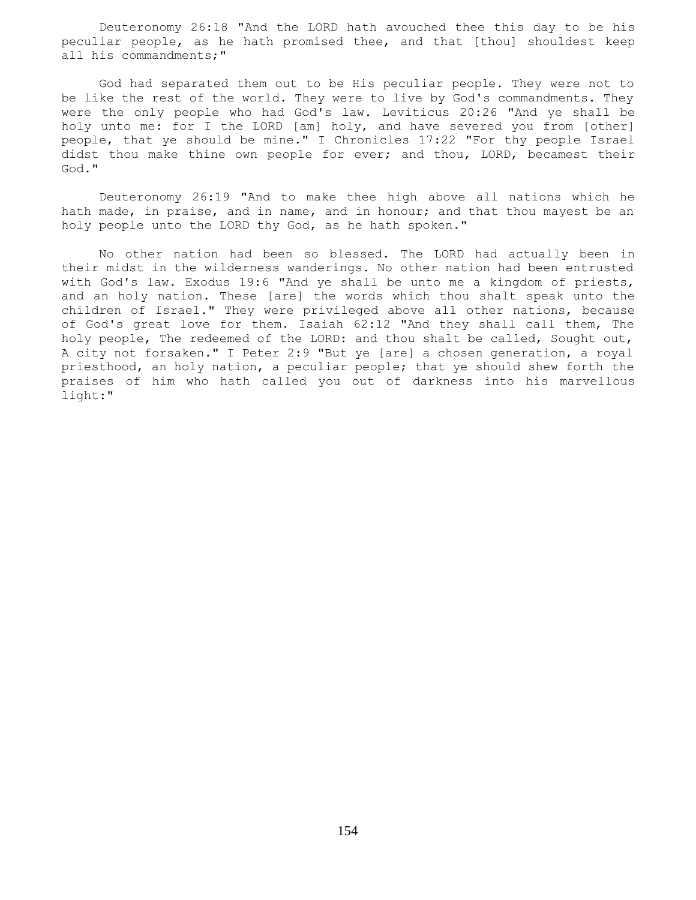Deuteronomy 26:18 "And the LORD hath avouched thee this day to be his peculiar people, as he hath promised thee, and that [thou] shouldest keep all his commandments;"

God had separated them out to be His peculiar people. They were not to be like the rest of the world. They were to live by God's commandments. They were the only people who had God's law. Leviticus 20:26 "And ye shall be holy unto me: for I the LORD [am] holy, and have severed you from [other] people, that ye should be mine." I Chronicles 17:22 "For thy people Israel didst thou make thine own people for ever; and thou, LORD, becamest their God."

Deuteronomy 26:19 "And to make thee high above all nations which he hath made, in praise, and in name, and in honour; and that thou mayest be an holy people unto the LORD thy God, as he hath spoken."

No other nation had been so blessed. The LORD had actually been in their midst in the wilderness wanderings. No other nation had been entrusted with God's law. Exodus 19:6 "And ye shall be unto me a kingdom of priests, and an holy nation. These [are] the words which thou shalt speak unto the children of Israel." They were privileged above all other nations, because of God's great love for them. Isaiah 62:12 "And they shall call them, The holy people, The redeemed of the LORD: and thou shalt be called, Sought out, A city not forsaken." I Peter 2:9 "But ye [are] a chosen generation, a royal priesthood, an holy nation, a peculiar people; that ye should shew forth the praises of him who hath called you out of darkness into his marvellous light:"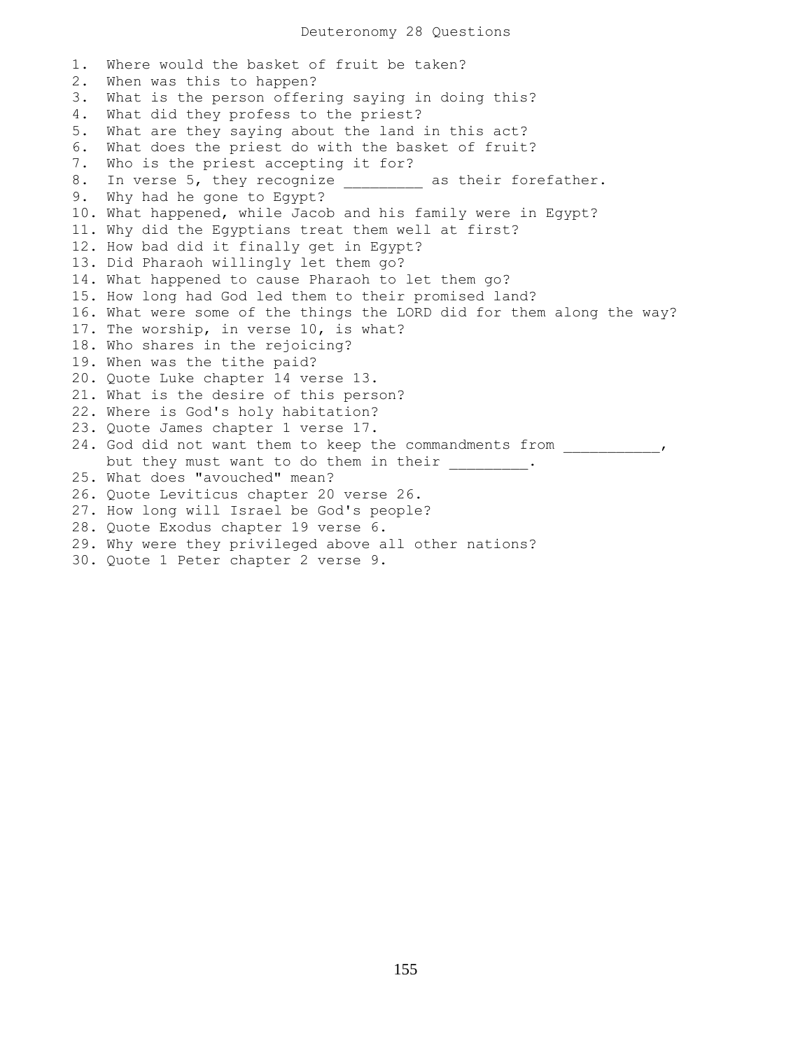# Deuteronomy 28 Questions

1. Where would the basket of fruit be taken?
2. When was this to happen?
3. What is the person offering saying in doing this?
4. What did they profess to the priest?
5. What are they saying about the land in this act?
6. What does the priest do with the basket of fruit?
7. Who is the priest accepting it for?
8. In verse 5, they recognize _________ as their forefather.
9. Why had he gone to Egypt?
10. What happened, while Jacob and his family were in Egypt?
11. Why did the Egyptians treat them well at first?
12. How bad did it finally get in Egypt?
13. Did Pharaoh willingly let them go?
14. What happened to cause Pharaoh to let them go?
15. How long had God led them to their promised land?
16. What were some of the things the LORD did for them along the way?
17. The worship, in verse 10, is what?
18. Who shares in the rejoicing?
19. When was the tithe paid?
20. Quote Luke chapter 14 verse 13.
21. What is the desire of this person?
22. Where is God's holy habitation?
23. Quote James chapter 1 verse 17.
24. God did not want them to keep the commandments from ___________, but they must want to do them in their _________.
25. What does "avouched" mean?
26. Quote Leviticus chapter 20 verse 26.
27. How long will Israel be God's people?
28. Quote Exodus chapter 19 verse 6.
29. Why were they privileged above all other nations?
30. Quote 1 Peter chapter 2 verse 9.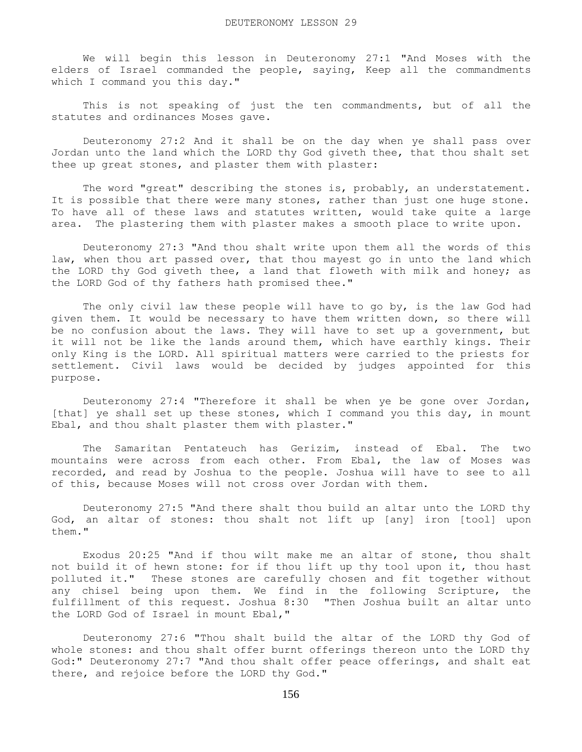# DEUTERONOMY LESSON 29

We will begin this lesson in Deuteronomy 27:1 "And Moses with the elders of Israel commanded the people, saying, Keep all the commandments which I command you this day."

This is not speaking of just the ten commandments, but of all the statutes and ordinances Moses gave.

Deuteronomy 27:2 And it shall be on the day when ye shall pass over Jordan unto the land which the LORD thy God giveth thee, that thou shalt set thee up great stones, and plaster them with plaster:

The word "great" describing the stones is, probably, an understatement. It is possible that there were many stones, rather than just one huge stone. To have all of these laws and statutes written, would take quite a large area. The plastering them with plaster makes a smooth place to write upon.

Deuteronomy 27:3 "And thou shalt write upon them all the words of this law, when thou art passed over, that thou mayest go in unto the land which the LORD thy God giveth thee, a land that floweth with milk and honey; as the LORD God of thy fathers hath promised thee."

The only civil law these people will have to go by, is the law God had given them. It would be necessary to have them written down, so there will be no confusion about the laws. They will have to set up a government, but it will not be like the lands around them, which have earthly kings. Their only King is the LORD. All spiritual matters were carried to the priests for settlement. Civil laws would be decided by judges appointed for this purpose.

Deuteronomy 27:4 "Therefore it shall be when ye be gone over Jordan, [that] ye shall set up these stones, which I command you this day, in mount Ebal, and thou shalt plaster them with plaster."

The Samaritan Pentateuch has Gerizim, instead of Ebal. The two mountains were across from each other. From Ebal, the law of Moses was recorded, and read by Joshua to the people. Joshua will have to see to all of this, because Moses will not cross over Jordan with them.

Deuteronomy 27:5 "And there shalt thou build an altar unto the LORD thy God, an altar of stones: thou shalt not lift up [any] iron [tool] upon them."

Exodus 20:25 "And if thou wilt make me an altar of stone, thou shalt not build it of hewn stone: for if thou lift up thy tool upon it, thou hast polluted it." These stones are carefully chosen and fit together without any chisel being upon them. We find in the following Scripture, the fulfillment of this request. Joshua 8:30 "Then Joshua built an altar unto the LORD God of Israel in mount Ebal,"

Deuteronomy 27:6 "Thou shalt build the altar of the LORD thy God of whole stones: and thou shalt offer burnt offerings thereon unto the LORD thy God:" Deuteronomy 27:7 "And thou shalt offer peace offerings, and shalt eat there, and rejoice before the LORD thy God."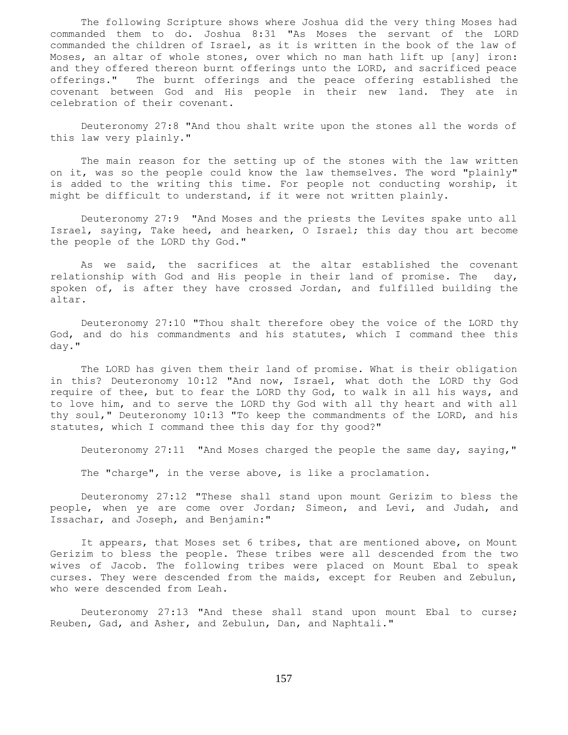The following Scripture shows where Joshua did the very thing Moses had commanded them to do. Joshua 8:31 "As Moses the servant of the LORD commanded the children of Israel, as it is written in the book of the law of Moses, an altar of whole stones, over which no man hath lift up [any] iron: and they offered thereon burnt offerings unto the LORD, and sacrificed peace offerings." The burnt offerings and the peace offering established the covenant between God and His people in their new land. They ate in celebration of their covenant.

Deuteronomy 27:8 "And thou shalt write upon the stones all the words of this law very plainly."

The main reason for the setting up of the stones with the law written on it, was so the people could know the law themselves. The word "plainly" is added to the writing this time. For people not conducting worship, it might be difficult to understand, if it were not written plainly.

Deuteronomy 27:9 "And Moses and the priests the Levites spake unto all Israel, saying, Take heed, and hearken, O Israel; this day thou art become the people of the LORD thy God."

As we said, the sacrifices at the altar established the covenant relationship with God and His people in their land of promise. The day, spoken of, is after they have crossed Jordan, and fulfilled building the altar.

Deuteronomy 27:10 "Thou shalt therefore obey the voice of the LORD thy God, and do his commandments and his statutes, which I command thee this day."

The LORD has given them their land of promise. What is their obligation in this? Deuteronomy 10:12 "And now, Israel, what doth the LORD thy God require of thee, but to fear the LORD thy God, to walk in all his ways, and to love him, and to serve the LORD thy God with all thy heart and with all thy soul," Deuteronomy 10:13 "To keep the commandments of the LORD, and his statutes, which I command thee this day for thy good?"

Deuteronomy 27:11 "And Moses charged the people the same day, saying,"

The "charge", in the verse above, is like a proclamation.

Deuteronomy 27:12 "These shall stand upon mount Gerizim to bless the people, when ye are come over Jordan; Simeon, and Levi, and Judah, and Issachar, and Joseph, and Benjamin:"

It appears, that Moses set 6 tribes, that are mentioned above, on Mount Gerizim to bless the people. These tribes were all descended from the two wives of Jacob. The following tribes were placed on Mount Ebal to speak curses. They were descended from the maids, except for Reuben and Zebulun, who were descended from Leah.

Deuteronomy 27:13 "And these shall stand upon mount Ebal to curse; Reuben, Gad, and Asher, and Zebulun, Dan, and Naphtali."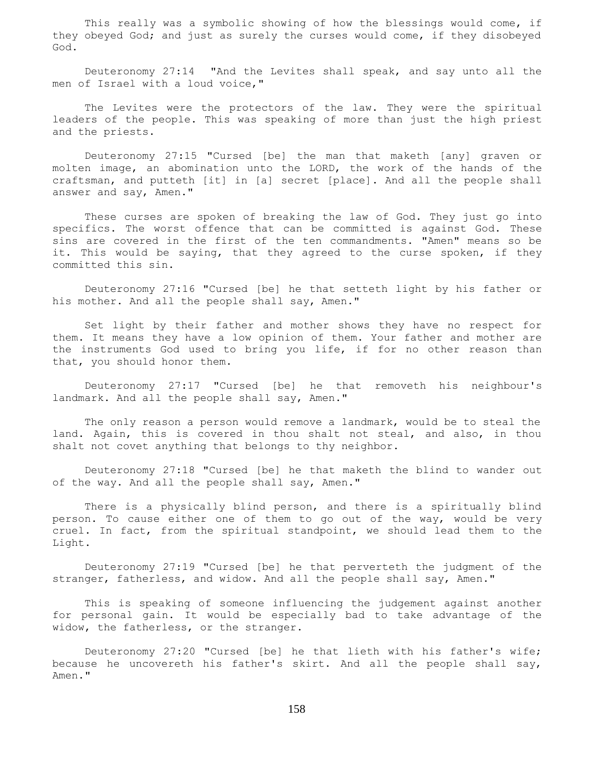This really was a symbolic showing of how the blessings would come, if they obeyed God; and just as surely the curses would come, if they disobeyed God.

Deuteronomy 27:14 "And the Levites shall speak, and say unto all the men of Israel with a loud voice,"

The Levites were the protectors of the law. They were the spiritual leaders of the people. This was speaking of more than just the high priest and the priests.

Deuteronomy 27:15 "Cursed [be] the man that maketh [any] graven or molten image, an abomination unto the LORD, the work of the hands of the craftsman, and putteth [it] in [a] secret [place]. And all the people shall answer and say, Amen."

These curses are spoken of breaking the law of God. They just go into specifics. The worst offence that can be committed is against God. These sins are covered in the first of the ten commandments. "Amen" means so be it. This would be saying, that they agreed to the curse spoken, if they committed this sin.

Deuteronomy 27:16 "Cursed [be] he that setteth light by his father or his mother. And all the people shall say, Amen."

Set light by their father and mother shows they have no respect for them. It means they have a low opinion of them. Your father and mother are the instruments God used to bring you life, if for no other reason than that, you should honor them.

Deuteronomy 27:17 "Cursed [be] he that removeth his neighbour's landmark. And all the people shall say, Amen."

The only reason a person would remove a landmark, would be to steal the land. Again, this is covered in thou shalt not steal, and also, in thou shalt not covet anything that belongs to thy neighbor.

Deuteronomy 27:18 "Cursed [be] he that maketh the blind to wander out of the way. And all the people shall say, Amen."

There is a physically blind person, and there is a spiritually blind person. To cause either one of them to go out of the way, would be very cruel. In fact, from the spiritual standpoint, we should lead them to the Light.

Deuteronomy 27:19 "Cursed [be] he that perverteth the judgment of the stranger, fatherless, and widow. And all the people shall say, Amen."

This is speaking of someone influencing the judgement against another for personal gain. It would be especially bad to take advantage of the widow, the fatherless, or the stranger.

Deuteronomy 27:20 "Cursed [be] he that lieth with his father's wife; because he uncovereth his father's skirt. And all the people shall say, Amen."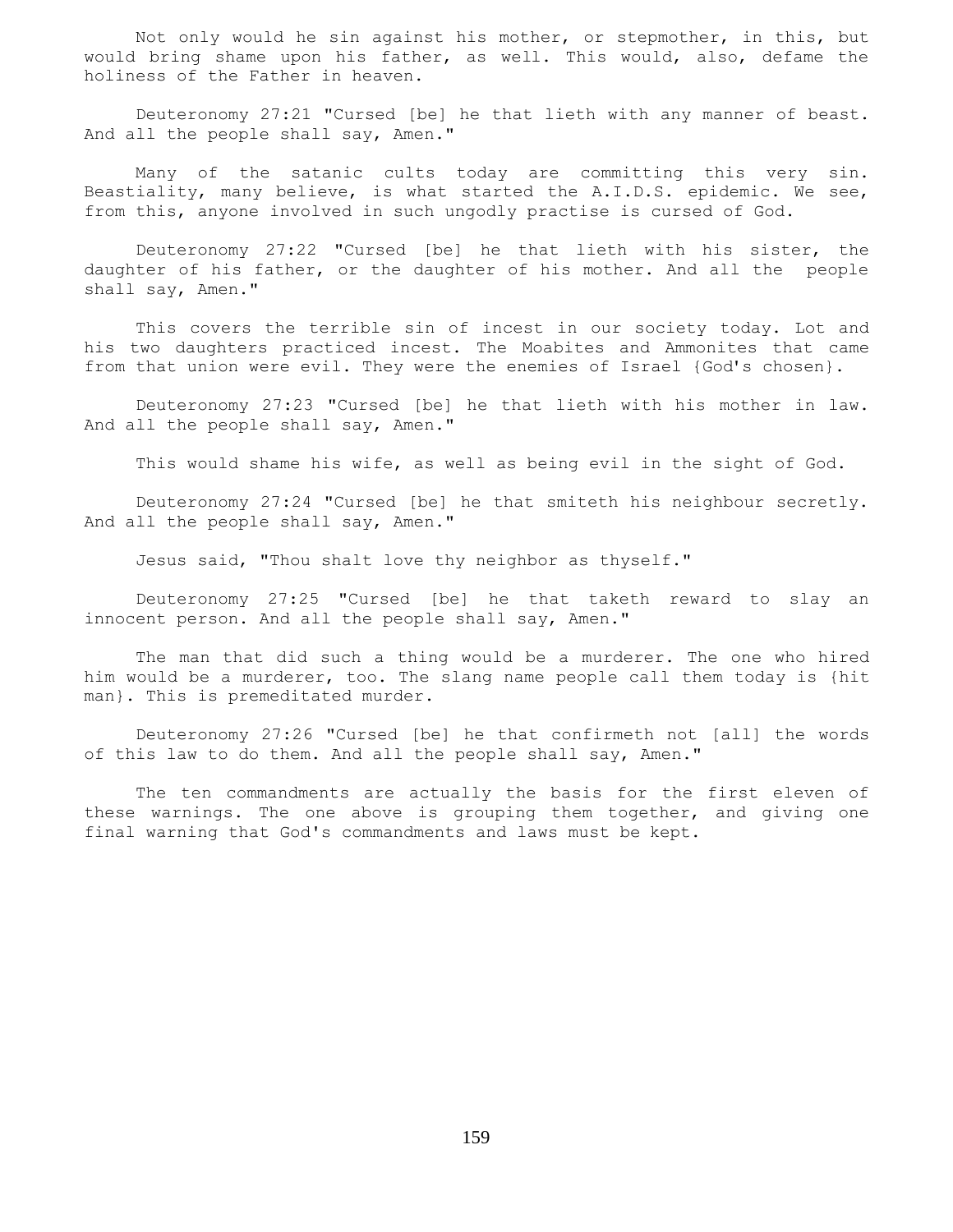Not only would he sin against his mother, or stepmother, in this, but would bring shame upon his father, as well. This would, also, defame the holiness of the Father in heaven.

Deuteronomy 27:21 "Cursed [be] he that lieth with any manner of beast. And all the people shall say, Amen."

Many of the satanic cults today are committing this very sin. Beastiality, many believe, is what started the A.I.D.S. epidemic. We see, from this, anyone involved in such ungodly practise is cursed of God.

Deuteronomy 27:22 "Cursed [be] he that lieth with his sister, the daughter of his father, or the daughter of his mother. And all the people shall say, Amen."

This covers the terrible sin of incest in our society today. Lot and his two daughters practiced incest. The Moabites and Ammonites that came from that union were evil. They were the enemies of Israel {God's chosen}.

Deuteronomy 27:23 "Cursed [be] he that lieth with his mother in law. And all the people shall say, Amen."

This would shame his wife, as well as being evil in the sight of God.

Deuteronomy 27:24 "Cursed [be] he that smiteth his neighbour secretly. And all the people shall say, Amen."

Jesus said, "Thou shalt love thy neighbor as thyself."

Deuteronomy 27:25 "Cursed [be] he that taketh reward to slay an innocent person. And all the people shall say, Amen."

The man that did such a thing would be a murderer. The one who hired him would be a murderer, too. The slang name people call them today is {hit man}. This is premeditated murder.

Deuteronomy 27:26 "Cursed [be] he that confirmeth not [all] the words of this law to do them. And all the people shall say, Amen."

The ten commandments are actually the basis for the first eleven of these warnings. The one above is grouping them together, and giving one final warning that God's commandments and laws must be kept.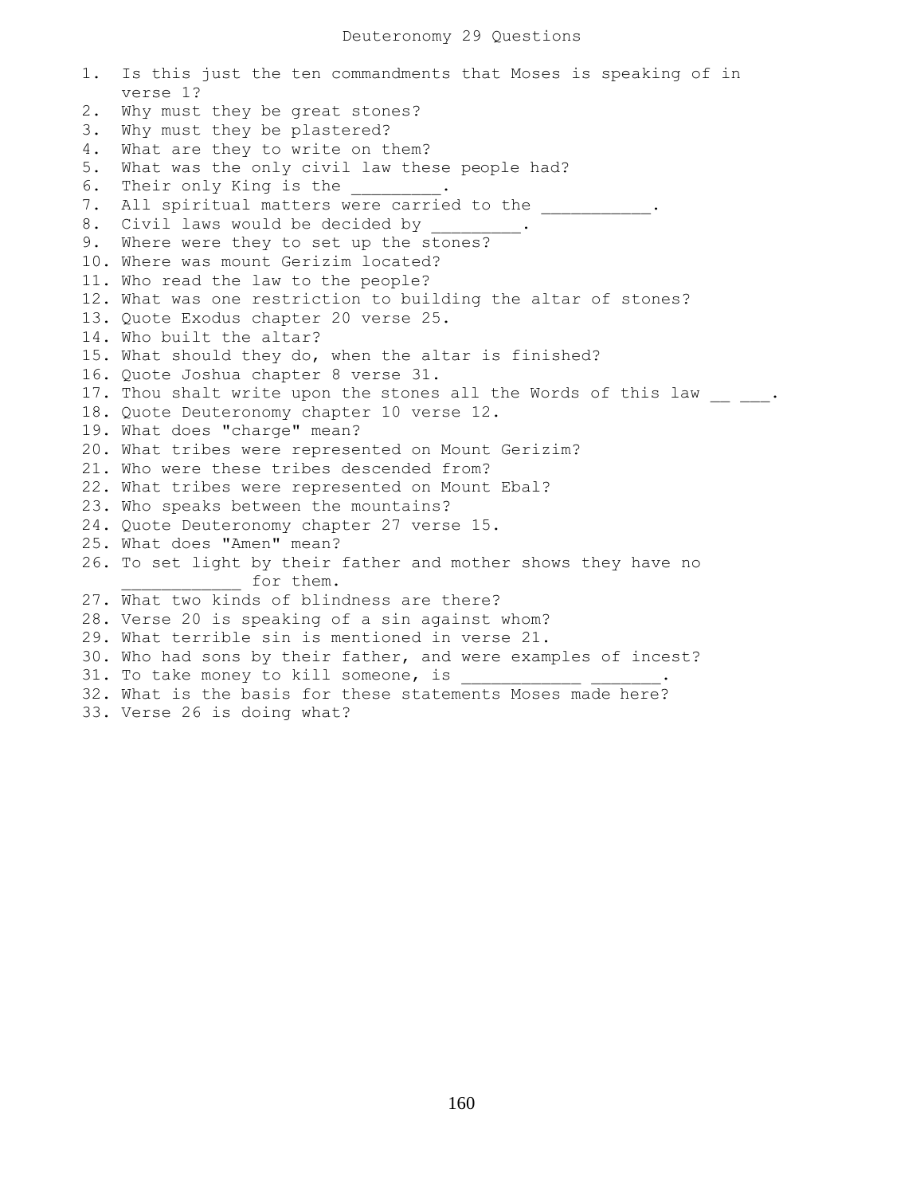# Deuteronomy 29 Questions

1. Is this just the ten commandments that Moses is speaking of in verse 1?
2. Why must they be great stones?
3. Why must they be plastered?
4. What are they to write on them?
5. What was the only civil law these people had?
6. Their only King is the _________.
7. All spiritual matters were carried to the ___________.
8. Civil laws would be decided by _________.
9. Where were they to set up the stones?
10. Where was mount Gerizim located?
11. Who read the law to the people?
12. What was one restriction to building the altar of stones?
13. Quote Exodus chapter 20 verse 25.
14. Who built the altar?
15. What should they do, when the altar is finished?
16. Quote Joshua chapter 8 verse 31.
17. Thou shalt write upon the stones all the Words of this law __ ___.
18. Quote Deuteronomy chapter 10 verse 12.
19. What does "charge" mean?
20. What tribes were represented on Mount Gerizim?
21. Who were these tribes descended from?
22. What tribes were represented on Mount Ebal?
23. Who speaks between the mountains?
24. Quote Deuteronomy chapter 27 verse 15.
25. What does "Amen" mean?
26. To set light by their father and mother shows they have no ___________ for them.
27. What two kinds of blindness are there?
28. Verse 20 is speaking of a sin against whom?
29. What terrible sin is mentioned in verse 21.
30. Who had sons by their father, and were examples of incest?
31. To take money to kill someone, is ____________ _______.
32. What is the basis for these statements Moses made here?
33. Verse 26 is doing what?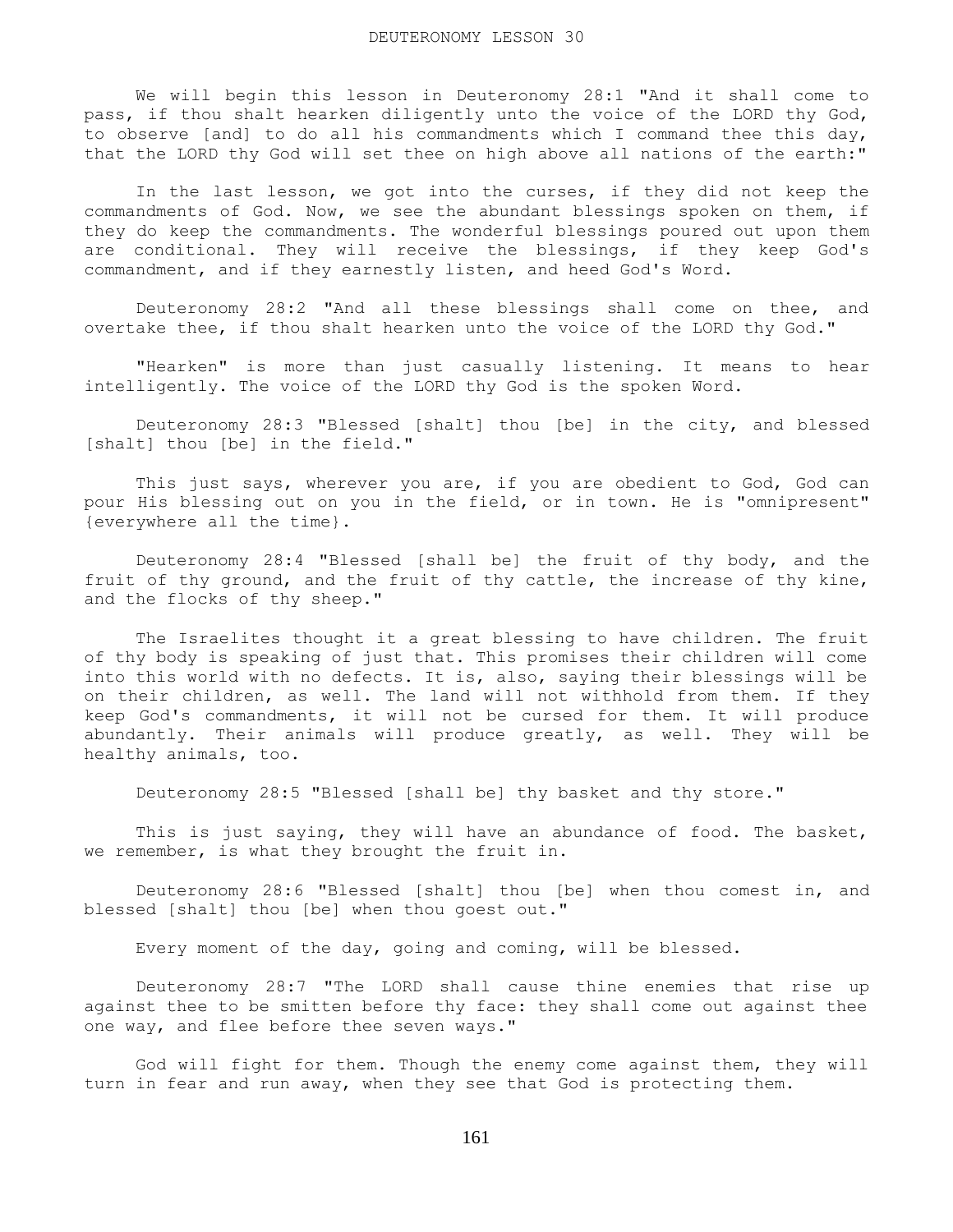# DEUTERONOMY LESSON 30

We will begin this lesson in Deuteronomy 28:1 "And it shall come to pass, if thou shalt hearken diligently unto the voice of the LORD thy God, to observe [and] to do all his commandments which I command thee this day, that the LORD thy God will set thee on high above all nations of the earth:"

In the last lesson, we got into the curses, if they did not keep the commandments of God. Now, we see the abundant blessings spoken on them, if they do keep the commandments. The wonderful blessings poured out upon them are conditional. They will receive the blessings, if they keep God's commandment, and if they earnestly listen, and heed God's Word.

Deuteronomy 28:2 "And all these blessings shall come on thee, and overtake thee, if thou shalt hearken unto the voice of the LORD thy God."

"Hearken" is more than just casually listening. It means to hear intelligently. The voice of the LORD thy God is the spoken Word.

Deuteronomy 28:3 "Blessed [shalt] thou [be] in the city, and blessed [shalt] thou [be] in the field."

This just says, wherever you are, if you are obedient to God, God can pour His blessing out on you in the field, or in town. He is "omnipresent" {everywhere all the time}.

Deuteronomy 28:4 "Blessed [shall be] the fruit of thy body, and the fruit of thy ground, and the fruit of thy cattle, the increase of thy kine, and the flocks of thy sheep."

The Israelites thought it a great blessing to have children. The fruit of thy body is speaking of just that. This promises their children will come into this world with no defects. It is, also, saying their blessings will be on their children, as well. The land will not withhold from them. If they keep God's commandments, it will not be cursed for them. It will produce abundantly. Their animals will produce greatly, as well. They will be healthy animals, too.

Deuteronomy 28:5 "Blessed [shall be] thy basket and thy store."

This is just saying, they will have an abundance of food. The basket, we remember, is what they brought the fruit in.

Deuteronomy 28:6 "Blessed [shalt] thou [be] when thou comest in, and blessed [shalt] thou [be] when thou goest out."

Every moment of the day, going and coming, will be blessed.

Deuteronomy 28:7 "The LORD shall cause thine enemies that rise up against thee to be smitten before thy face: they shall come out against thee one way, and flee before thee seven ways."

God will fight for them. Though the enemy come against them, they will turn in fear and run away, when they see that God is protecting them.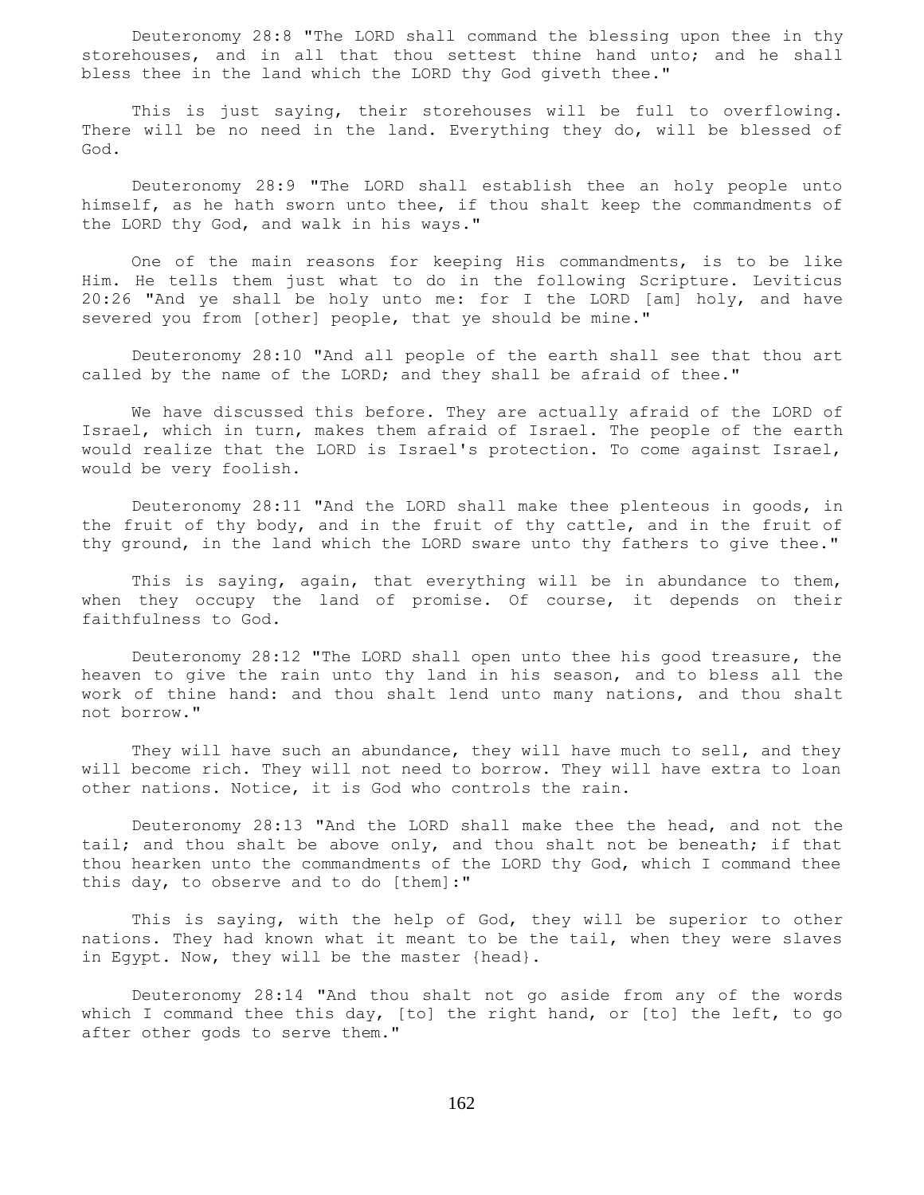Deuteronomy 28:8 "The LORD shall command the blessing upon thee in thy storehouses, and in all that thou settest thine hand unto; and he shall bless thee in the land which the LORD thy God giveth thee."

This is just saying, their storehouses will be full to overflowing. There will be no need in the land. Everything they do, will be blessed of God.

Deuteronomy 28:9 "The LORD shall establish thee an holy people unto himself, as he hath sworn unto thee, if thou shalt keep the commandments of the LORD thy God, and walk in his ways."

One of the main reasons for keeping His commandments, is to be like Him. He tells them just what to do in the following Scripture. Leviticus 20:26 "And ye shall be holy unto me: for I the LORD [am] holy, and have severed you from [other] people, that ye should be mine."

Deuteronomy 28:10 "And all people of the earth shall see that thou art called by the name of the LORD; and they shall be afraid of thee."

We have discussed this before. They are actually afraid of the LORD of Israel, which in turn, makes them afraid of Israel. The people of the earth would realize that the LORD is Israel's protection. To come against Israel, would be very foolish.

Deuteronomy 28:11 "And the LORD shall make thee plenteous in goods, in the fruit of thy body, and in the fruit of thy cattle, and in the fruit of thy ground, in the land which the LORD sware unto thy fathers to give thee."

This is saying, again, that everything will be in abundance to them, when they occupy the land of promise. Of course, it depends on their faithfulness to God.

Deuteronomy 28:12 "The LORD shall open unto thee his good treasure, the heaven to give the rain unto thy land in his season, and to bless all the work of thine hand: and thou shalt lend unto many nations, and thou shalt not borrow."

They will have such an abundance, they will have much to sell, and they will become rich. They will not need to borrow. They will have extra to loan other nations. Notice, it is God who controls the rain.

Deuteronomy 28:13 "And the LORD shall make thee the head, and not the tail; and thou shalt be above only, and thou shalt not be beneath; if that thou hearken unto the commandments of the LORD thy God, which I command thee this day, to observe and to do [them]:"

This is saying, with the help of God, they will be superior to other nations. They had known what it meant to be the tail, when they were slaves in Egypt. Now, they will be the master {head}.

Deuteronomy 28:14 "And thou shalt not go aside from any of the words which I command thee this day, [to] the right hand, or [to] the left, to go after other gods to serve them."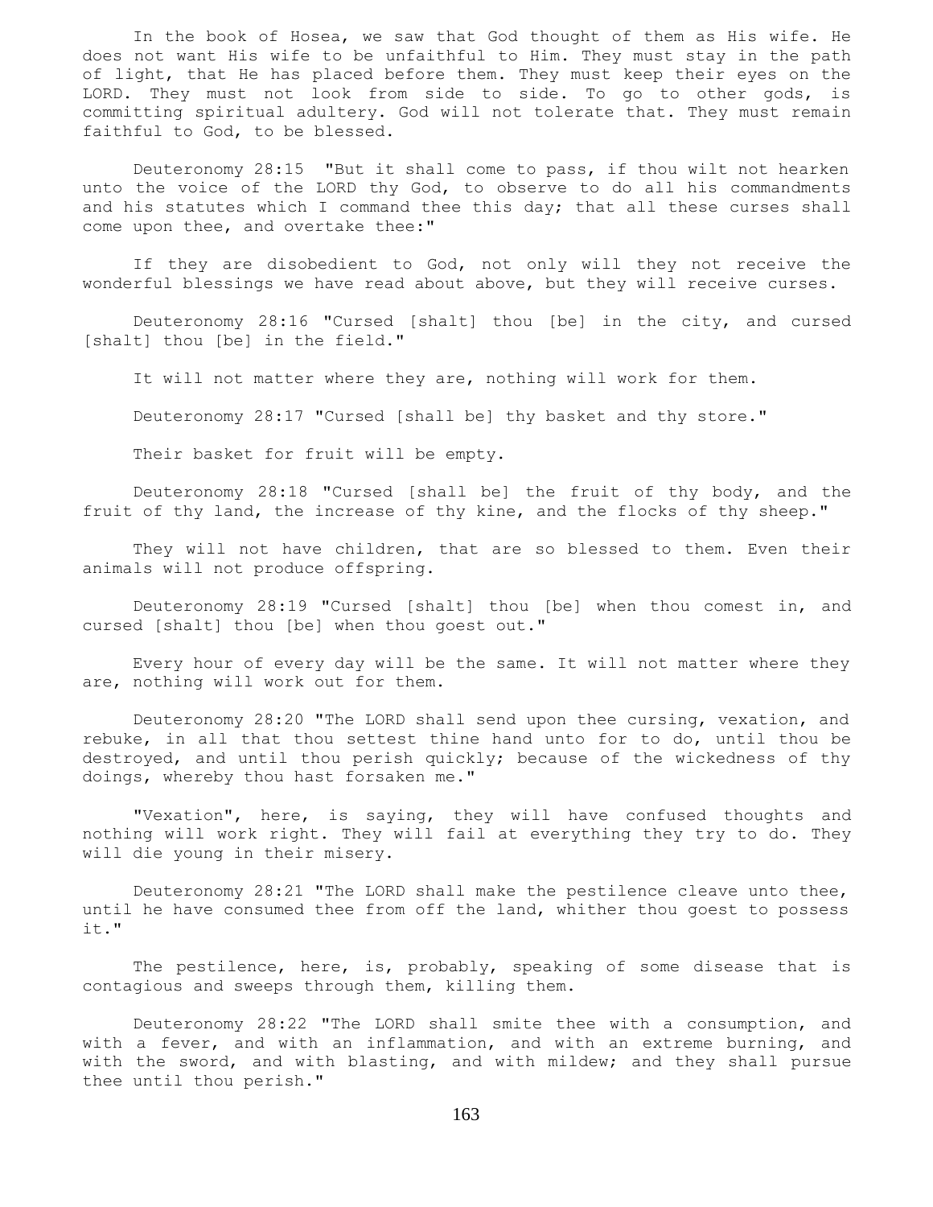In the book of Hosea, we saw that God thought of them as His wife. He does not want His wife to be unfaithful to Him. They must stay in the path of light, that He has placed before them. They must keep their eyes on the LORD. They must not look from side to side. To go to other gods, is committing spiritual adultery. God will not tolerate that. They must remain faithful to God, to be blessed.

Deuteronomy 28:15 "But it shall come to pass, if thou wilt not hearken unto the voice of the LORD thy God, to observe to do all his commandments and his statutes which I command thee this day; that all these curses shall come upon thee, and overtake thee:"

If they are disobedient to God, not only will they not receive the wonderful blessings we have read about above, but they will receive curses.

Deuteronomy 28:16 "Cursed [shalt] thou [be] in the city, and cursed [shalt] thou [be] in the field."

It will not matter where they are, nothing will work for them.

Deuteronomy 28:17 "Cursed [shall be] thy basket and thy store."

Their basket for fruit will be empty.

Deuteronomy 28:18 "Cursed [shall be] the fruit of thy body, and the fruit of thy land, the increase of thy kine, and the flocks of thy sheep."

They will not have children, that are so blessed to them. Even their animals will not produce offspring.

Deuteronomy 28:19 "Cursed [shalt] thou [be] when thou comest in, and cursed [shalt] thou [be] when thou goest out."

Every hour of every day will be the same. It will not matter where they are, nothing will work out for them.

Deuteronomy 28:20 "The LORD shall send upon thee cursing, vexation, and rebuke, in all that thou settest thine hand unto for to do, until thou be destroyed, and until thou perish quickly; because of the wickedness of thy doings, whereby thou hast forsaken me."

"Vexation", here, is saying, they will have confused thoughts and nothing will work right. They will fail at everything they try to do. They will die young in their misery.

Deuteronomy 28:21 "The LORD shall make the pestilence cleave unto thee, until he have consumed thee from off the land, whither thou goest to possess it."

The pestilence, here, is, probably, speaking of some disease that is contagious and sweeps through them, killing them.

Deuteronomy 28:22 "The LORD shall smite thee with a consumption, and with a fever, and with an inflammation, and with an extreme burning, and with the sword, and with blasting, and with mildew; and they shall pursue thee until thou perish."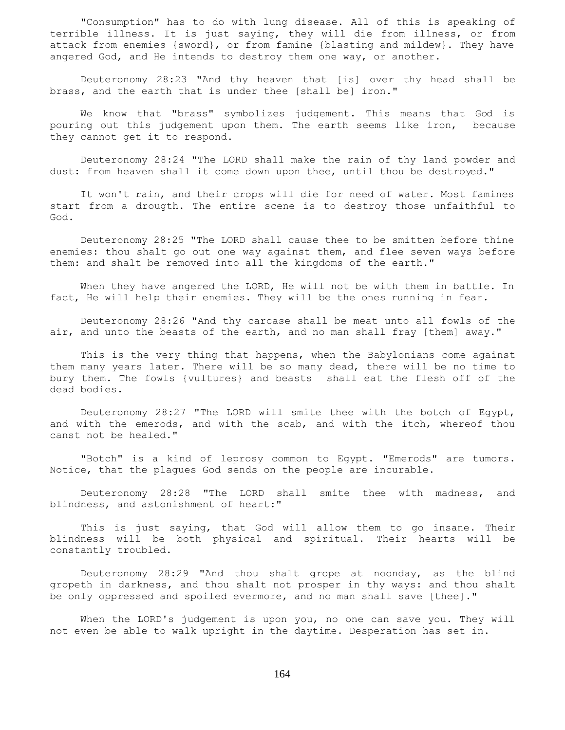"Consumption" has to do with lung disease. All of this is speaking of terrible illness. It is just saying, they will die from illness, or from attack from enemies {sword}, or from famine {blasting and mildew}. They have angered God, and He intends to destroy them one way, or another.

Deuteronomy 28:23 "And thy heaven that [is] over thy head shall be brass, and the earth that is under thee [shall be] iron."

We know that "brass" symbolizes judgement. This means that God is pouring out this judgement upon them. The earth seems like iron, because they cannot get it to respond.

Deuteronomy 28:24 "The LORD shall make the rain of thy land powder and dust: from heaven shall it come down upon thee, until thou be destroyed."

It won't rain, and their crops will die for need of water. Most famines start from a drougth. The entire scene is to destroy those unfaithful to God.

Deuteronomy 28:25 "The LORD shall cause thee to be smitten before thine enemies: thou shalt go out one way against them, and flee seven ways before them: and shalt be removed into all the kingdoms of the earth."

When they have angered the LORD, He will not be with them in battle. In fact, He will help their enemies. They will be the ones running in fear.

Deuteronomy 28:26 "And thy carcase shall be meat unto all fowls of the air, and unto the beasts of the earth, and no man shall fray [them] away."

This is the very thing that happens, when the Babylonians come against them many years later. There will be so many dead, there will be no time to bury them. The fowls {vultures} and beasts shall eat the flesh off of the dead bodies.

Deuteronomy 28:27 "The LORD will smite thee with the botch of Egypt, and with the emerods, and with the scab, and with the itch, whereof thou canst not be healed."

"Botch" is a kind of leprosy common to Egypt. "Emerods" are tumors. Notice, that the plagues God sends on the people are incurable.

Deuteronomy 28:28 "The LORD shall smite thee with madness, and blindness, and astonishment of heart:"

This is just saying, that God will allow them to go insane. Their blindness will be both physical and spiritual. Their hearts will be constantly troubled.

Deuteronomy 28:29 "And thou shalt grope at noonday, as the blind gropeth in darkness, and thou shalt not prosper in thy ways: and thou shalt be only oppressed and spoiled evermore, and no man shall save [thee]."

When the LORD's judgement is upon you, no one can save you. They will not even be able to walk upright in the daytime. Desperation has set in.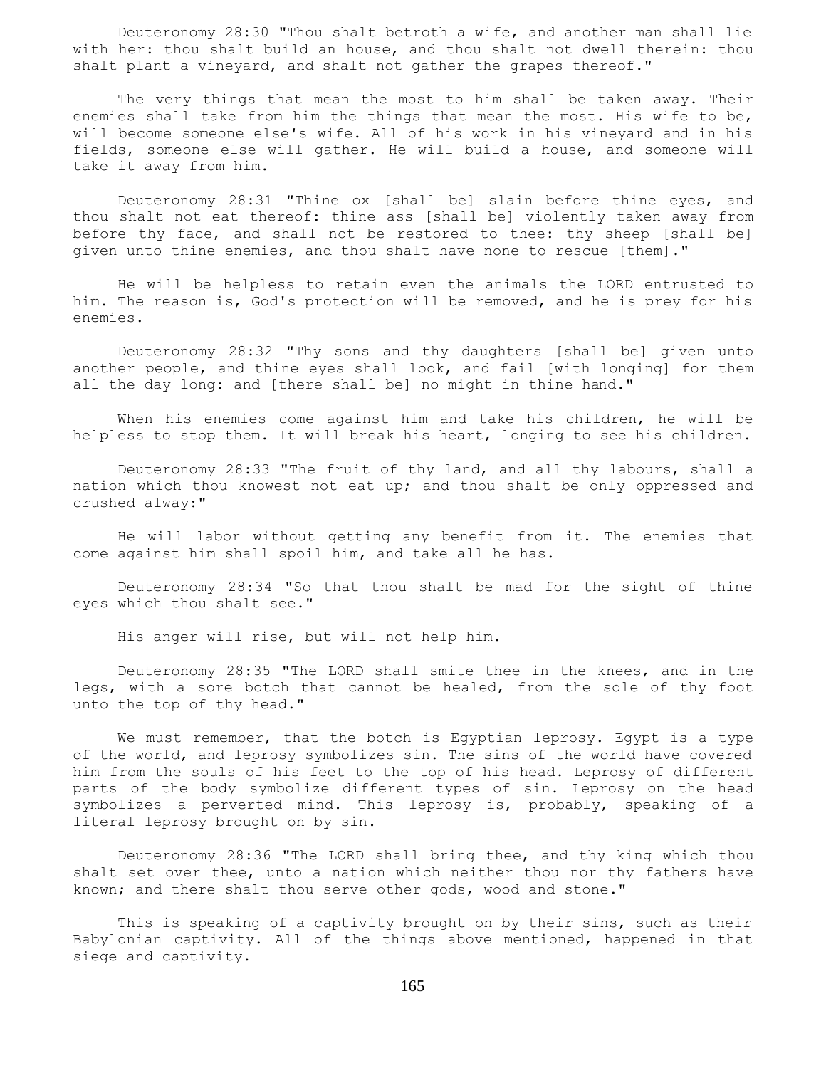Deuteronomy 28:30 "Thou shalt betroth a wife, and another man shall lie with her: thou shalt build an house, and thou shalt not dwell therein: thou shalt plant a vineyard, and shalt not gather the grapes thereof."

The very things that mean the most to him shall be taken away. Their enemies shall take from him the things that mean the most. His wife to be, will become someone else's wife. All of his work in his vineyard and in his fields, someone else will gather. He will build a house, and someone will take it away from him.

Deuteronomy 28:31 "Thine ox [shall be] slain before thine eyes, and thou shalt not eat thereof: thine ass [shall be] violently taken away from before thy face, and shall not be restored to thee: thy sheep [shall be] given unto thine enemies, and thou shalt have none to rescue [them]."

He will be helpless to retain even the animals the LORD entrusted to him. The reason is, God's protection will be removed, and he is prey for his enemies.

Deuteronomy 28:32 "Thy sons and thy daughters [shall be] given unto another people, and thine eyes shall look, and fail [with longing] for them all the day long: and [there shall be] no might in thine hand."

When his enemies come against him and take his children, he will be helpless to stop them. It will break his heart, longing to see his children.

Deuteronomy 28:33 "The fruit of thy land, and all thy labours, shall a nation which thou knowest not eat up; and thou shalt be only oppressed and crushed alway:"

He will labor without getting any benefit from it. The enemies that come against him shall spoil him, and take all he has.

Deuteronomy 28:34 "So that thou shalt be mad for the sight of thine eyes which thou shalt see."

His anger will rise, but will not help him.

Deuteronomy 28:35 "The LORD shall smite thee in the knees, and in the legs, with a sore botch that cannot be healed, from the sole of thy foot unto the top of thy head."

We must remember, that the botch is Egyptian leprosy. Egypt is a type of the world, and leprosy symbolizes sin. The sins of the world have covered him from the souls of his feet to the top of his head. Leprosy of different parts of the body symbolize different types of sin. Leprosy on the head symbolizes a perverted mind. This leprosy is, probably, speaking of a literal leprosy brought on by sin.

Deuteronomy 28:36 "The LORD shall bring thee, and thy king which thou shalt set over thee, unto a nation which neither thou nor thy fathers have known; and there shalt thou serve other gods, wood and stone."

This is speaking of a captivity brought on by their sins, such as their Babylonian captivity. All of the things above mentioned, happened in that siege and captivity.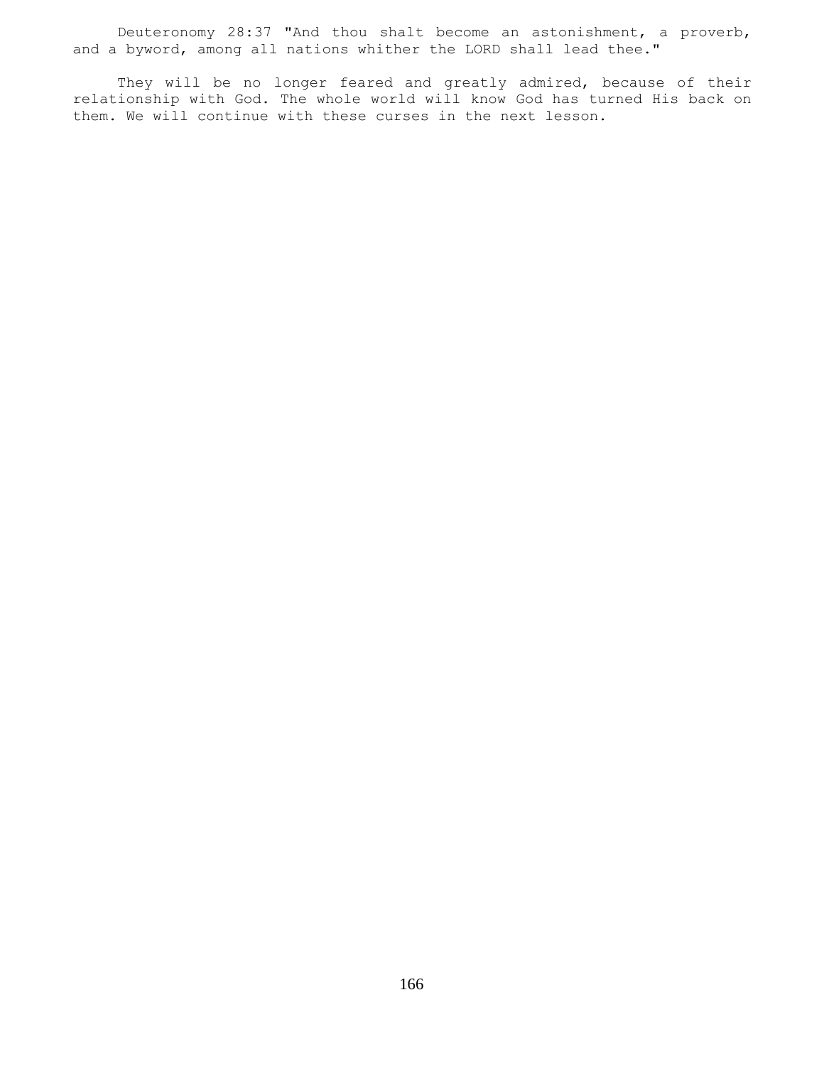Deuteronomy 28:37 "And thou shalt become an astonishment, a proverb, and a byword, among all nations whither the LORD shall lead thee."

They will be no longer feared and greatly admired, because of their relationship with God. The whole world will know God has turned His back on them. We will continue with these curses in the next lesson.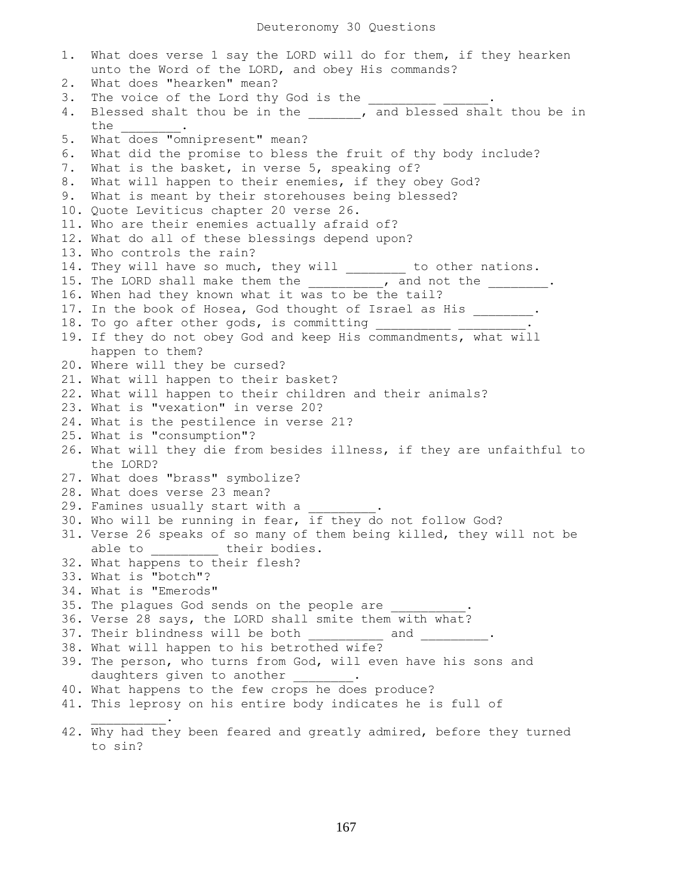# Deuteronomy 30 Questions

1. What does verse 1 say the LORD will do for them, if they hearken unto the Word of the LORD, and obey His commands?
2. What does "hearken" mean?
3. The voice of the Lord thy God is the _________ ______.
4. Blessed shalt thou be in the _______, and blessed shalt thou be in the ________.
5. What does "omnipresent" mean?
6. What did the promise to bless the fruit of thy body include?
7. What is the basket, in verse 5, speaking of?
8. What will happen to their enemies, if they obey God?
9. What is meant by their storehouses being blessed?
10. Quote Leviticus chapter 20 verse 26.
11. Who are their enemies actually afraid of?
12. What do all of these blessings depend upon?
13. Who controls the rain?
14. They will have so much, they will ________ to other nations.
15. The LORD shall make them the __________, and not the ________.
16. When had they known what it was to be the tail?
17. In the book of Hosea, God thought of Israel as His ________.
18. To go after other gods, is committing __________ _________.
19. If they do not obey God and keep His commandments, what will happen to them?
20. Where will they be cursed?
21. What will happen to their basket?
22. What will happen to their children and their animals?
23. What is "vexation" in verse 20?
24. What is the pestilence in verse 21?
25. What is "consumption"?
26. What will they die from besides illness, if they are unfaithful to the LORD?
27. What does "brass" symbolize?
28. What does verse 23 mean?
29. Famines usually start with a _________.
30. Who will be running in fear, if they do not follow God?
31. Verse 26 speaks of so many of them being killed, they will not be able to _________ their bodies.
32. What happens to their flesh?
33. What is "botch"?
34. What is "Emerods"
35. The plagues God sends on the people are __________.
36. Verse 28 says, the LORD shall smite them with what?
37. Their blindness will be both __________ and _________.
38. What will happen to his betrothed wife?
39. The person, who turns from God, will even have his sons and daughters given to another ________.
40. What happens to the few crops he does produce?
41. This leprosy on his entire body indicates he is full of __________.
42. Why had they been feared and greatly admired, before they turned to sin?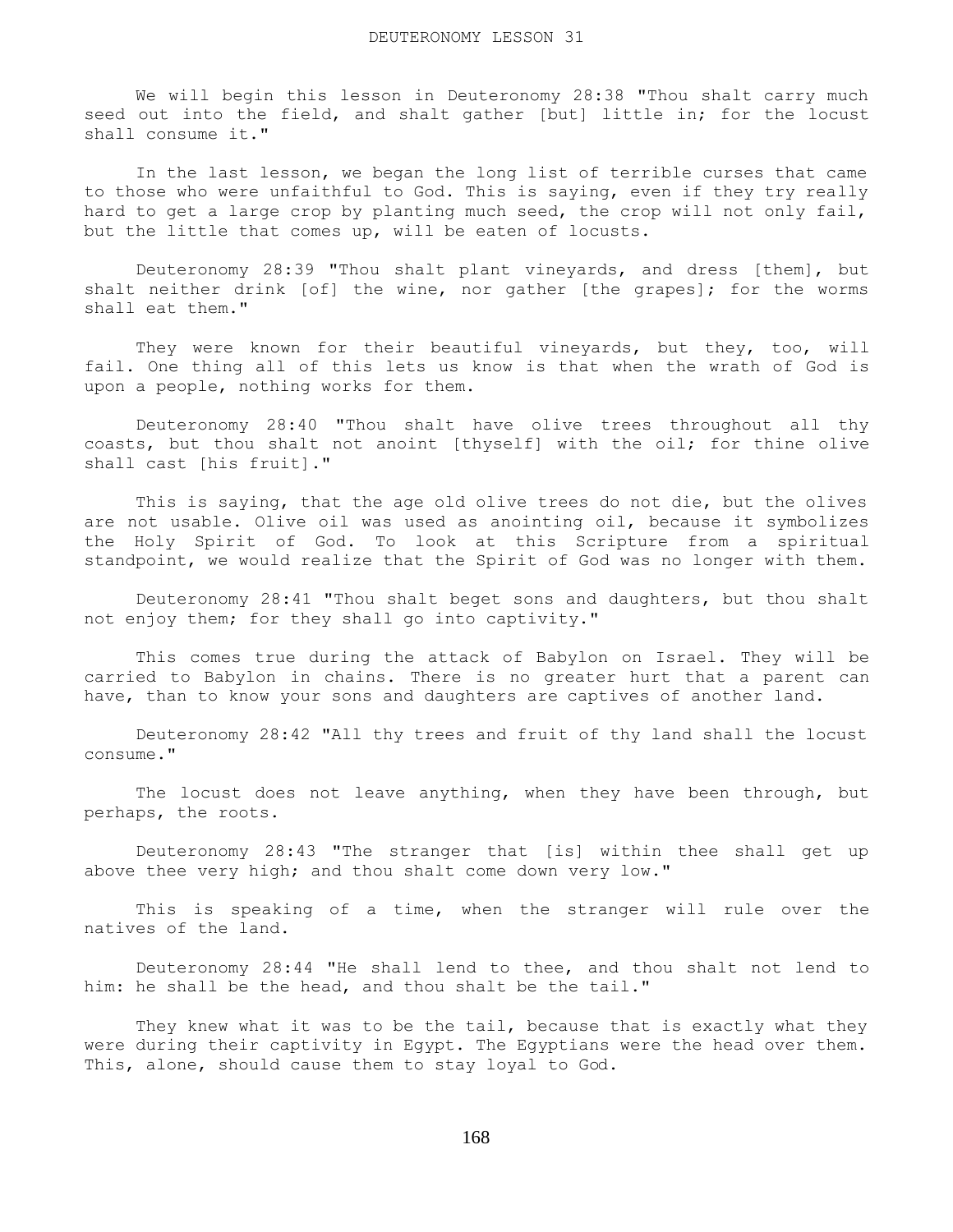We will begin this lesson in Deuteronomy 28:38 "Thou shalt carry much seed out into the field, and shalt gather [but] little in; for the locust shall consume it."

In the last lesson, we began the long list of terrible curses that came to those who were unfaithful to God. This is saying, even if they try really hard to get a large crop by planting much seed, the crop will not only fail, but the little that comes up, will be eaten of locusts.

Deuteronomy 28:39 "Thou shalt plant vineyards, and dress [them], but shalt neither drink [of] the wine, nor gather [the grapes]; for the worms shall eat them."

They were known for their beautiful vineyards, but they, too, will fail. One thing all of this lets us know is that when the wrath of God is upon a people, nothing works for them.

Deuteronomy 28:40 "Thou shalt have olive trees throughout all thy coasts, but thou shalt not anoint [thyself] with the oil; for thine olive shall cast [his fruit]."

This is saying, that the age old olive trees do not die, but the olives are not usable. Olive oil was used as anointing oil, because it symbolizes the Holy Spirit of God. To look at this Scripture from a spiritual standpoint, we would realize that the Spirit of God was no longer with them.

Deuteronomy 28:41 "Thou shalt beget sons and daughters, but thou shalt not enjoy them; for they shall go into captivity."

This comes true during the attack of Babylon on Israel. They will be carried to Babylon in chains. There is no greater hurt that a parent can have, than to know your sons and daughters are captives of another land.

Deuteronomy 28:42 "All thy trees and fruit of thy land shall the locust consume."

The locust does not leave anything, when they have been through, but perhaps, the roots.

Deuteronomy 28:43 "The stranger that [is] within thee shall get up above thee very high; and thou shalt come down very low."

This is speaking of a time, when the stranger will rule over the natives of the land.

Deuteronomy 28:44 "He shall lend to thee, and thou shalt not lend to him: he shall be the head, and thou shalt be the tail."

They knew what it was to be the tail, because that is exactly what they were during their captivity in Egypt. The Egyptians were the head over them. This, alone, should cause them to stay loyal to God.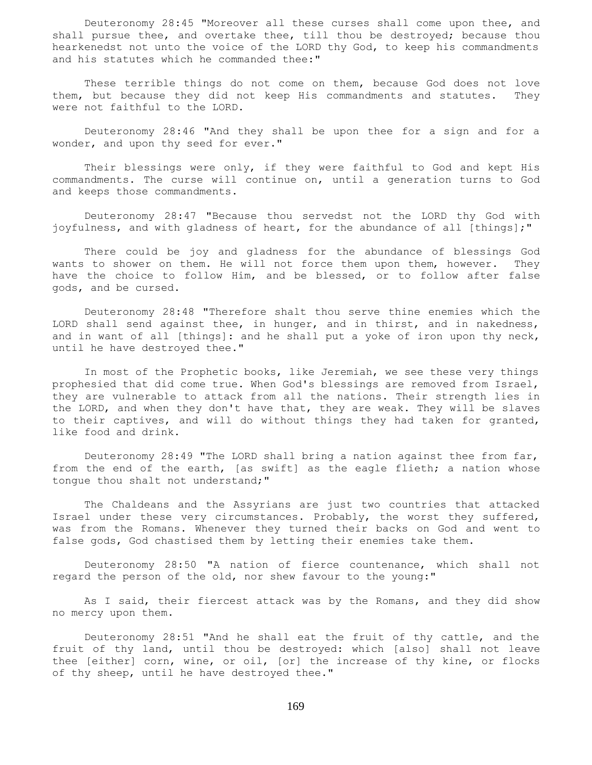Deuteronomy 28:45 "Moreover all these curses shall come upon thee, and shall pursue thee, and overtake thee, till thou be destroyed; because thou hearkenedst not unto the voice of the LORD thy God, to keep his commandments and his statutes which he commanded thee:"

These terrible things do not come on them, because God does not love them, but because they did not keep His commandments and statutes. They were not faithful to the LORD.

Deuteronomy 28:46 "And they shall be upon thee for a sign and for a wonder, and upon thy seed for ever."

Their blessings were only, if they were faithful to God and kept His commandments. The curse will continue on, until a generation turns to God and keeps those commandments.

Deuteronomy 28:47 "Because thou servedst not the LORD thy God with joyfulness, and with gladness of heart, for the abundance of all [things];"

There could be joy and gladness for the abundance of blessings God wants to shower on them. He will not force them upon them, however. They have the choice to follow Him, and be blessed, or to follow after false gods, and be cursed.

Deuteronomy 28:48 "Therefore shalt thou serve thine enemies which the LORD shall send against thee, in hunger, and in thirst, and in nakedness, and in want of all [things]: and he shall put a yoke of iron upon thy neck, until he have destroyed thee."

In most of the Prophetic books, like Jeremiah, we see these very things prophesied that did come true. When God's blessings are removed from Israel, they are vulnerable to attack from all the nations. Their strength lies in the LORD, and when they don't have that, they are weak. They will be slaves to their captives, and will do without things they had taken for granted, like food and drink.

Deuteronomy 28:49 "The LORD shall bring a nation against thee from far, from the end of the earth, [as swift] as the eagle flieth; a nation whose tongue thou shalt not understand;"

The Chaldeans and the Assyrians are just two countries that attacked Israel under these very circumstances. Probably, the worst they suffered, was from the Romans. Whenever they turned their backs on God and went to false gods, God chastised them by letting their enemies take them.

Deuteronomy 28:50 "A nation of fierce countenance, which shall not regard the person of the old, nor shew favour to the young:"

As I said, their fiercest attack was by the Romans, and they did show no mercy upon them.

Deuteronomy 28:51 "And he shall eat the fruit of thy cattle, and the fruit of thy land, until thou be destroyed: which [also] shall not leave thee [either] corn, wine, or oil, [or] the increase of thy kine, or flocks of thy sheep, until he have destroyed thee."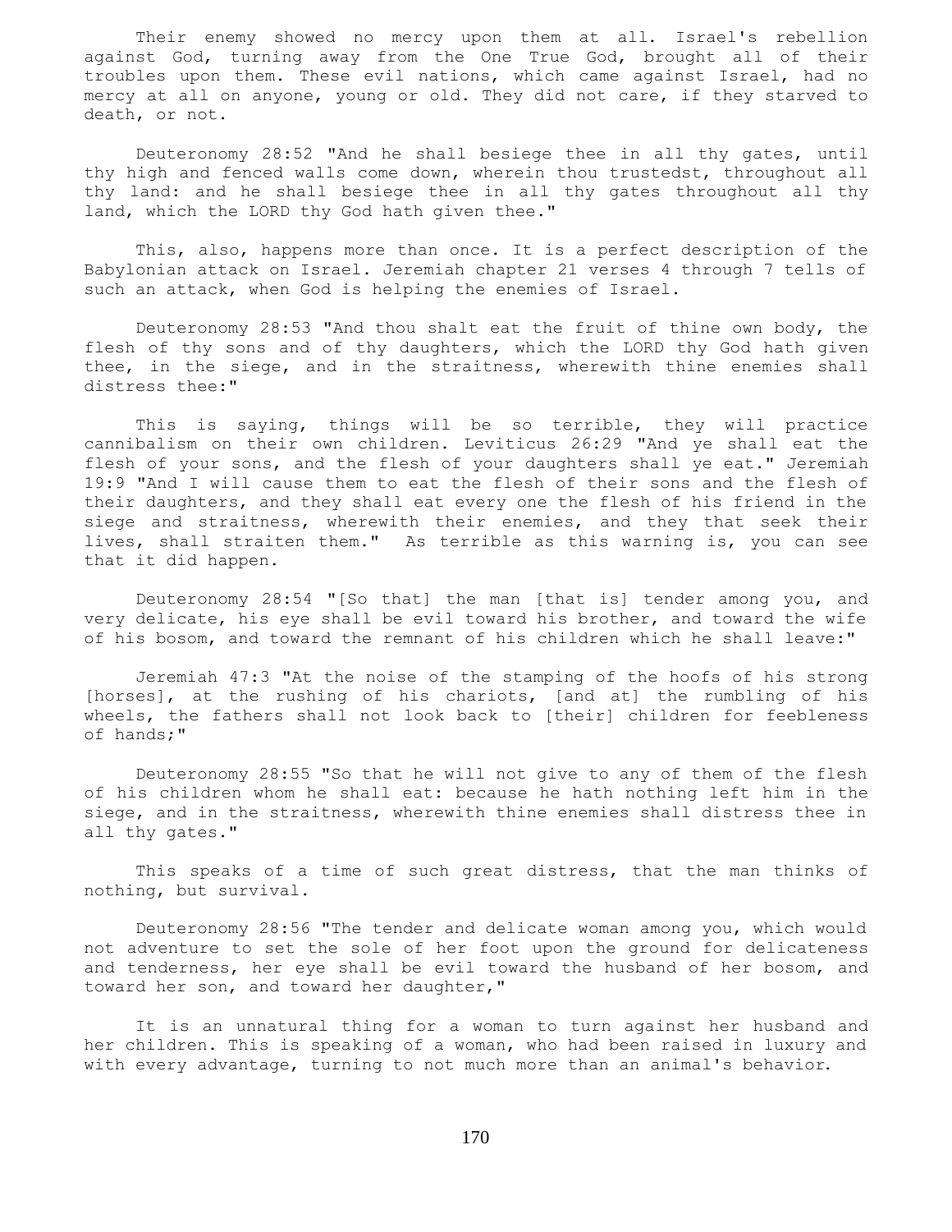Their enemy showed no mercy upon them at all. Israel's rebellion against God, turning away from the One True God, brought all of their troubles upon them. These evil nations, which came against Israel, had no mercy at all on anyone, young or old. They did not care, if they starved to death, or not.

Deuteronomy 28:52 "And he shall besiege thee in all thy gates, until thy high and fenced walls come down, wherein thou trustedst, throughout all thy land: and he shall besiege thee in all thy gates throughout all thy land, which the LORD thy God hath given thee."

This, also, happens more than once. It is a perfect description of the Babylonian attack on Israel. Jeremiah chapter 21 verses 4 through 7 tells of such an attack, when God is helping the enemies of Israel.

Deuteronomy 28:53 "And thou shalt eat the fruit of thine own body, the flesh of thy sons and of thy daughters, which the LORD thy God hath given thee, in the siege, and in the straitness, wherewith thine enemies shall distress thee:"

This is saying, things will be so terrible, they will practice cannibalism on their own children. Leviticus 26:29 "And ye shall eat the flesh of your sons, and the flesh of your daughters shall ye eat." Jeremiah 19:9 "And I will cause them to eat the flesh of their sons and the flesh of their daughters, and they shall eat every one the flesh of his friend in the siege and straitness, wherewith their enemies, and they that seek their lives, shall straiten them." As terrible as this warning is, you can see that it did happen.

Deuteronomy 28:54 "[So that] the man [that is] tender among you, and very delicate, his eye shall be evil toward his brother, and toward the wife of his bosom, and toward the remnant of his children which he shall leave:"

Jeremiah 47:3 "At the noise of the stamping of the hoofs of his strong [horses], at the rushing of his chariots, [and at] the rumbling of his wheels, the fathers shall not look back to [their] children for feebleness of hands;"

Deuteronomy 28:55 "So that he will not give to any of them of the flesh of his children whom he shall eat: because he hath nothing left him in the siege, and in the straitness, wherewith thine enemies shall distress thee in all thy gates."

This speaks of a time of such great distress, that the man thinks of nothing, but survival.

Deuteronomy 28:56 "The tender and delicate woman among you, which would not adventure to set the sole of her foot upon the ground for delicateness and tenderness, her eye shall be evil toward the husband of her bosom, and toward her son, and toward her daughter,"

It is an unnatural thing for a woman to turn against her husband and her children. This is speaking of a woman, who had been raised in luxury and with every advantage, turning to not much more than an animal's behavior.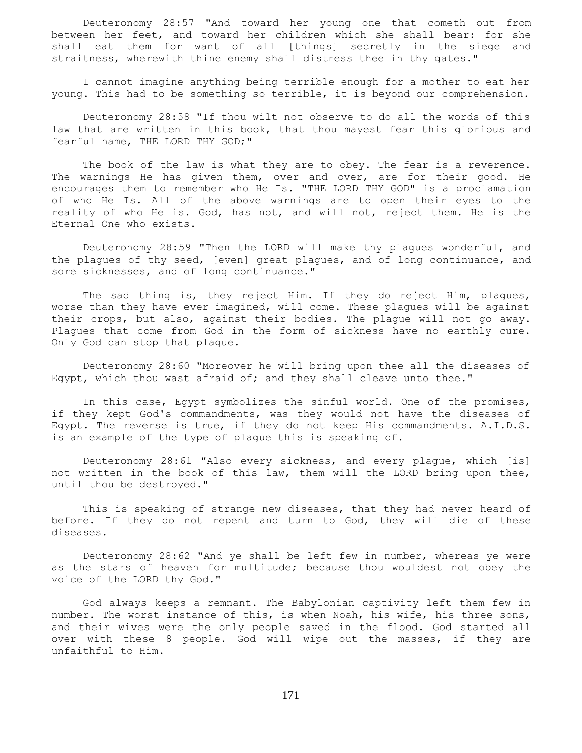Deuteronomy 28:57 "And toward her young one that cometh out from between her feet, and toward her children which she shall bear: for she shall eat them for want of all [things] secretly in the siege and straitness, wherewith thine enemy shall distress thee in thy gates."

I cannot imagine anything being terrible enough for a mother to eat her young. This had to be something so terrible, it is beyond our comprehension.

Deuteronomy 28:58 "If thou wilt not observe to do all the words of this law that are written in this book, that thou mayest fear this glorious and fearful name, THE LORD THY GOD;"

The book of the law is what they are to obey. The fear is a reverence. The warnings He has given them, over and over, are for their good. He encourages them to remember who He Is. "THE LORD THY GOD" is a proclamation of who He Is. All of the above warnings are to open their eyes to the reality of who He is. God, has not, and will not, reject them. He is the Eternal One who exists.

Deuteronomy 28:59 "Then the LORD will make thy plagues wonderful, and the plagues of thy seed, [even] great plagues, and of long continuance, and sore sicknesses, and of long continuance."

The sad thing is, they reject Him. If they do reject Him, plagues, worse than they have ever imagined, will come. These plagues will be against their crops, but also, against their bodies. The plague will not go away. Plagues that come from God in the form of sickness have no earthly cure. Only God can stop that plague.

Deuteronomy 28:60 "Moreover he will bring upon thee all the diseases of Egypt, which thou wast afraid of; and they shall cleave unto thee."

In this case, Egypt symbolizes the sinful world. One of the promises, if they kept God's commandments, was they would not have the diseases of Egypt. The reverse is true, if they do not keep His commandments. A.I.D.S. is an example of the type of plague this is speaking of.

Deuteronomy 28:61 "Also every sickness, and every plague, which [is] not written in the book of this law, them will the LORD bring upon thee, until thou be destroyed."

This is speaking of strange new diseases, that they had never heard of before. If they do not repent and turn to God, they will die of these diseases.

Deuteronomy 28:62 "And ye shall be left few in number, whereas ye were as the stars of heaven for multitude; because thou wouldest not obey the voice of the LORD thy God."

God always keeps a remnant. The Babylonian captivity left them few in number. The worst instance of this, is when Noah, his wife, his three sons, and their wives were the only people saved in the flood. God started all over with these 8 people. God will wipe out the masses, if they are unfaithful to Him.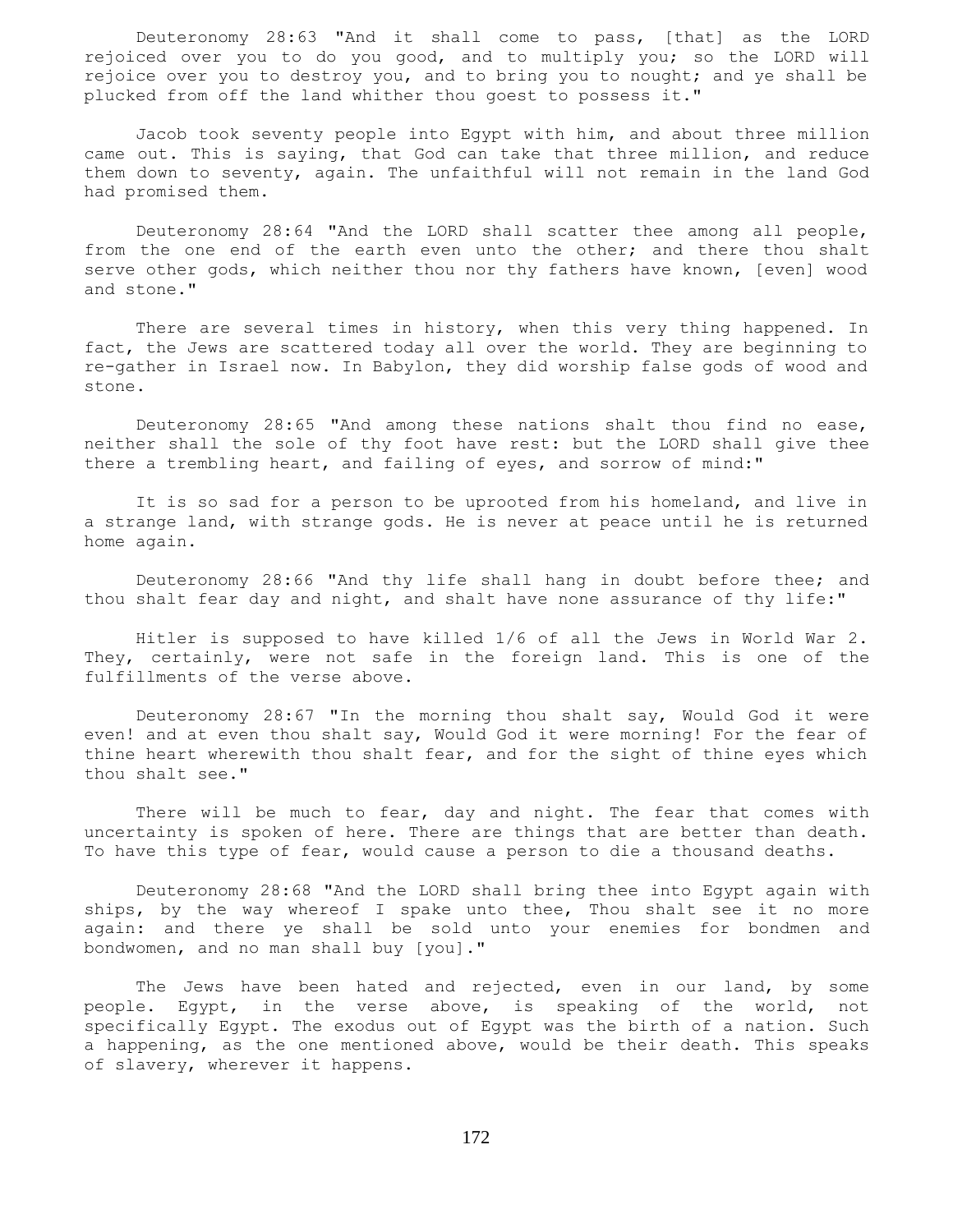Deuteronomy 28:63 "And it shall come to pass, [that] as the LORD rejoiced over you to do you good, and to multiply you; so the LORD will rejoice over you to destroy you, and to bring you to nought; and ye shall be plucked from off the land whither thou goest to possess it."

Jacob took seventy people into Egypt with him, and about three million came out. This is saying, that God can take that three million, and reduce them down to seventy, again. The unfaithful will not remain in the land God had promised them.

Deuteronomy 28:64 "And the LORD shall scatter thee among all people, from the one end of the earth even unto the other; and there thou shalt serve other gods, which neither thou nor thy fathers have known, [even] wood and stone."

There are several times in history, when this very thing happened. In fact, the Jews are scattered today all over the world. They are beginning to re-gather in Israel now. In Babylon, they did worship false gods of wood and stone.

Deuteronomy 28:65 "And among these nations shalt thou find no ease, neither shall the sole of thy foot have rest: but the LORD shall give thee there a trembling heart, and failing of eyes, and sorrow of mind:"

It is so sad for a person to be uprooted from his homeland, and live in a strange land, with strange gods. He is never at peace until he is returned home again.

Deuteronomy 28:66 "And thy life shall hang in doubt before thee; and thou shalt fear day and night, and shalt have none assurance of thy life:"

Hitler is supposed to have killed 1/6 of all the Jews in World War 2. They, certainly, were not safe in the foreign land. This is one of the fulfillments of the verse above.

Deuteronomy 28:67 "In the morning thou shalt say, Would God it were even! and at even thou shalt say, Would God it were morning! For the fear of thine heart wherewith thou shalt fear, and for the sight of thine eyes which thou shalt see."

There will be much to fear, day and night. The fear that comes with uncertainty is spoken of here. There are things that are better than death. To have this type of fear, would cause a person to die a thousand deaths.

Deuteronomy 28:68 "And the LORD shall bring thee into Egypt again with ships, by the way whereof I spake unto thee, Thou shalt see it no more again: and there ye shall be sold unto your enemies for bondmen and bondwomen, and no man shall buy [you]."

The Jews have been hated and rejected, even in our land, by some people. Egypt, in the verse above, is speaking of the world, not specifically Egypt. The exodus out of Egypt was the birth of a nation. Such a happening, as the one mentioned above, would be their death. This speaks of slavery, wherever it happens.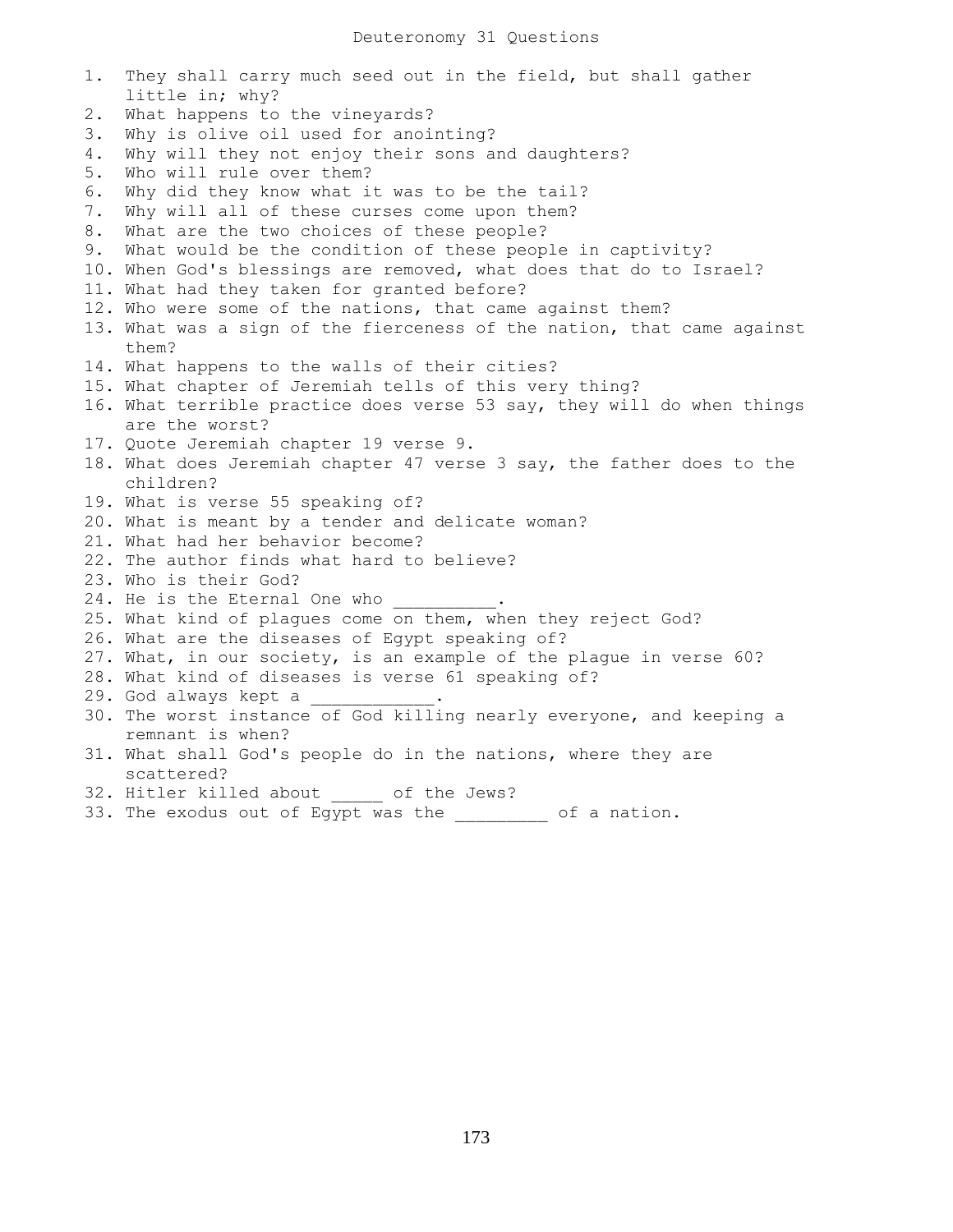# Deuteronomy 31 Questions

1. They shall carry much seed out in the field, but shall gather little in; why?
2. What happens to the vineyards?
3. Why is olive oil used for anointing?
4. Why will they not enjoy their sons and daughters?
5. Who will rule over them?
6. Why did they know what it was to be the tail?
7. Why will all of these curses come upon them?
8. What are the two choices of these people?
9. What would be the condition of these people in captivity?
10. When God's blessings are removed, what does that do to Israel?
11. What had they taken for granted before?
12. Who were some of the nations, that came against them?
13. What was a sign of the fierceness of the nation, that came against them?
14. What happens to the walls of their cities?
15. What chapter of Jeremiah tells of this very thing?
16. What terrible practice does verse 53 say, they will do when things are the worst?
17. Quote Jeremiah chapter 19 verse 9.
18. What does Jeremiah chapter 47 verse 3 say, the father does to the children?
19. What is verse 55 speaking of?
20. What is meant by a tender and delicate woman?
21. What had her behavior become?
22. The author finds what hard to believe?
23. Who is their God?
24. He is the Eternal One who __________.
25. What kind of plagues come on them, when they reject God?
26. What are the diseases of Egypt speaking of?
27. What, in our society, is an example of the plague in verse 60?
28. What kind of diseases is verse 61 speaking of?
29. God always kept a ____________.
30. The worst instance of God killing nearly everyone, and keeping a remnant is when?
31. What shall God's people do in the nations, where they are scattered?
32. Hitler killed about _____ of the Jews?
33. The exodus out of Egypt was the _________ of a nation.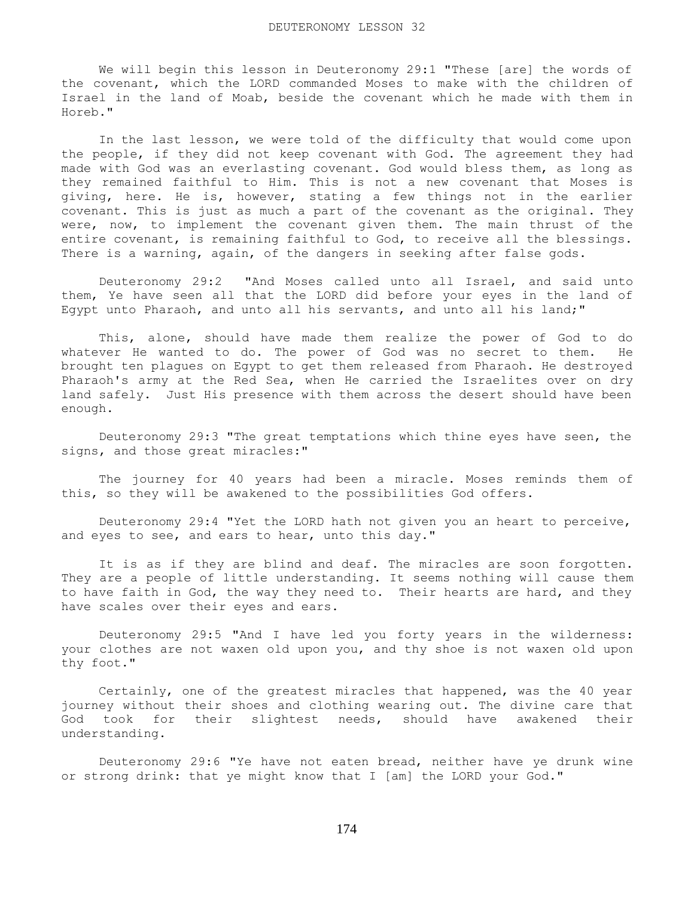# DEUTERONOMY LESSON 32

We will begin this lesson in Deuteronomy 29:1 "These [are] the words of the covenant, which the LORD commanded Moses to make with the children of Israel in the land of Moab, beside the covenant which he made with them in Horeb."

In the last lesson, we were told of the difficulty that would come upon the people, if they did not keep covenant with God. The agreement they had made with God was an everlasting covenant. God would bless them, as long as they remained faithful to Him. This is not a new covenant that Moses is giving, here. He is, however, stating a few things not in the earlier covenant. This is just as much a part of the covenant as the original. They were, now, to implement the covenant given them. The main thrust of the entire covenant, is remaining faithful to God, to receive all the blessings. There is a warning, again, of the dangers in seeking after false gods.

Deuteronomy 29:2 "And Moses called unto all Israel, and said unto them, Ye have seen all that the LORD did before your eyes in the land of Egypt unto Pharaoh, and unto all his servants, and unto all his land;"

This, alone, should have made them realize the power of God to do whatever He wanted to do. The power of God was no secret to them. He brought ten plagues on Egypt to get them released from Pharaoh. He destroyed Pharaoh's army at the Red Sea, when He carried the Israelites over on dry land safely. Just His presence with them across the desert should have been enough.

Deuteronomy 29:3 "The great temptations which thine eyes have seen, the signs, and those great miracles:"

The journey for 40 years had been a miracle. Moses reminds them of this, so they will be awakened to the possibilities God offers.

Deuteronomy 29:4 "Yet the LORD hath not given you an heart to perceive, and eyes to see, and ears to hear, unto this day."

It is as if they are blind and deaf. The miracles are soon forgotten. They are a people of little understanding. It seems nothing will cause them to have faith in God, the way they need to. Their hearts are hard, and they have scales over their eyes and ears.

Deuteronomy 29:5 "And I have led you forty years in the wilderness: your clothes are not waxen old upon you, and thy shoe is not waxen old upon thy foot."

Certainly, one of the greatest miracles that happened, was the 40 year journey without their shoes and clothing wearing out. The divine care that God took for their slightest needs, should have awakened their understanding.

Deuteronomy 29:6 "Ye have not eaten bread, neither have ye drunk wine or strong drink: that ye might know that I [am] the LORD your God."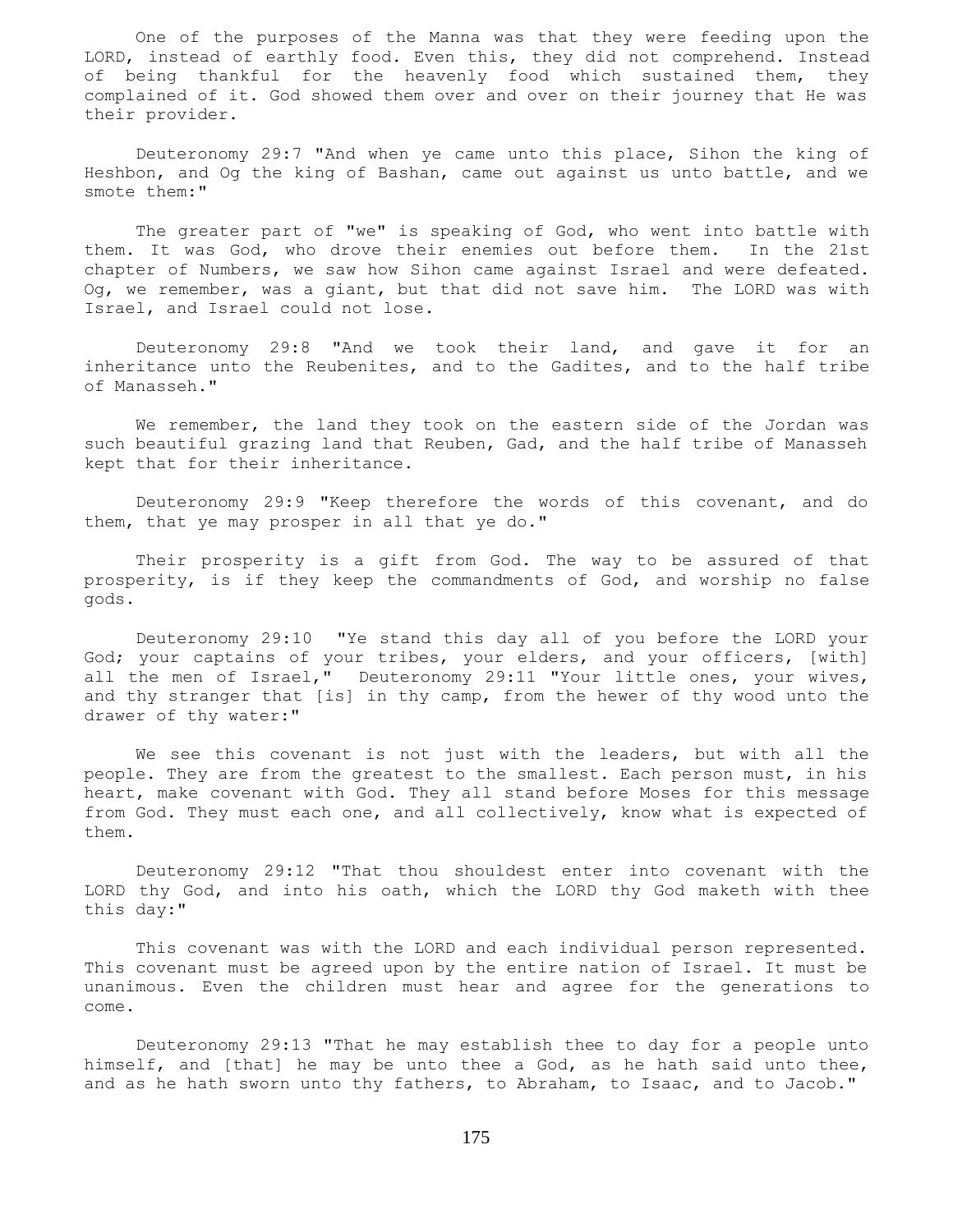One of the purposes of the Manna was that they were feeding upon the LORD, instead of earthly food. Even this, they did not comprehend. Instead of being thankful for the heavenly food which sustained them, they complained of it. God showed them over and over on their journey that He was their provider.

Deuteronomy 29:7 "And when ye came unto this place, Sihon the king of Heshbon, and Og the king of Bashan, came out against us unto battle, and we smote them:"

The greater part of "we" is speaking of God, who went into battle with them. It was God, who drove their enemies out before them. In the 21st chapter of Numbers, we saw how Sihon came against Israel and were defeated. Og, we remember, was a giant, but that did not save him. The LORD was with Israel, and Israel could not lose.

Deuteronomy 29:8 "And we took their land, and gave it for an inheritance unto the Reubenites, and to the Gadites, and to the half tribe of Manasseh."

We remember, the land they took on the eastern side of the Jordan was such beautiful grazing land that Reuben, Gad, and the half tribe of Manasseh kept that for their inheritance.

Deuteronomy 29:9 "Keep therefore the words of this covenant, and do them, that ye may prosper in all that ye do."

Their prosperity is a gift from God. The way to be assured of that prosperity, is if they keep the commandments of God, and worship no false gods.

Deuteronomy 29:10 "Ye stand this day all of you before the LORD your God; your captains of your tribes, your elders, and your officers, [with] all the men of Israel," Deuteronomy 29:11 "Your little ones, your wives, and thy stranger that [is] in thy camp, from the hewer of thy wood unto the drawer of thy water:"

We see this covenant is not just with the leaders, but with all the people. They are from the greatest to the smallest. Each person must, in his heart, make covenant with God. They all stand before Moses for this message from God. They must each one, and all collectively, know what is expected of them.

Deuteronomy 29:12 "That thou shouldest enter into covenant with the LORD thy God, and into his oath, which the LORD thy God maketh with thee this day:"

This covenant was with the LORD and each individual person represented. This covenant must be agreed upon by the entire nation of Israel. It must be unanimous. Even the children must hear and agree for the generations to come.

Deuteronomy 29:13 "That he may establish thee to day for a people unto himself, and [that] he may be unto thee a God, as he hath said unto thee, and as he hath sworn unto thy fathers, to Abraham, to Isaac, and to Jacob."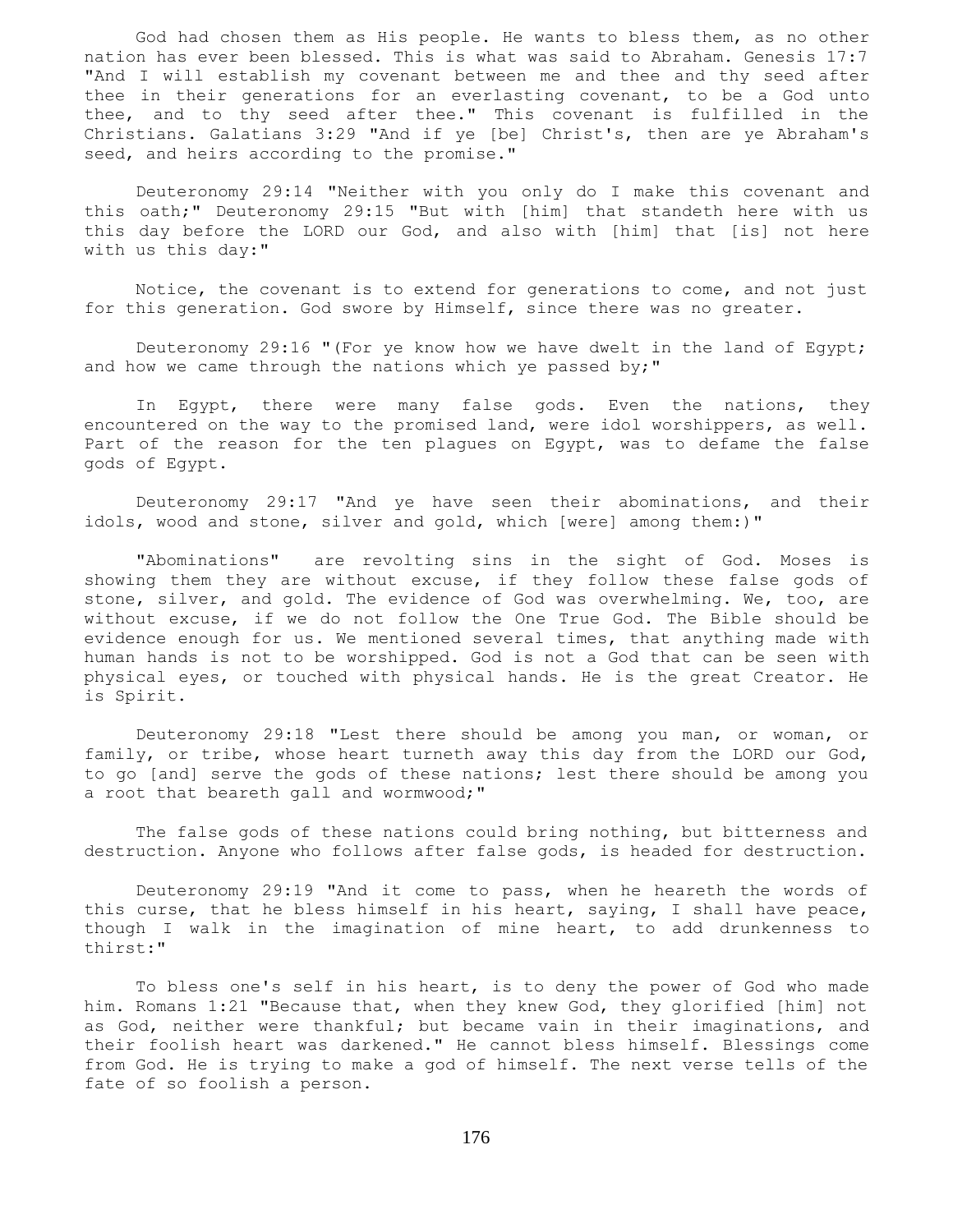God had chosen them as His people. He wants to bless them, as no other nation has ever been blessed. This is what was said to Abraham. Genesis 17:7 "And I will establish my covenant between me and thee and thy seed after thee in their generations for an everlasting covenant, to be a God unto thee, and to thy seed after thee." This covenant is fulfilled in the Christians. Galatians 3:29 "And if ye [be] Christ's, then are ye Abraham's seed, and heirs according to the promise."

Deuteronomy 29:14 "Neither with you only do I make this covenant and this oath;" Deuteronomy 29:15 "But with [him] that standeth here with us this day before the LORD our God, and also with [him] that [is] not here with us this day:"

Notice, the covenant is to extend for generations to come, and not just for this generation. God swore by Himself, since there was no greater.

Deuteronomy 29:16 "(For ye know how we have dwelt in the land of Egypt; and how we came through the nations which ye passed by;"

In Egypt, there were many false gods. Even the nations, they encountered on the way to the promised land, were idol worshippers, as well. Part of the reason for the ten plagues on Egypt, was to defame the false gods of Egypt.

Deuteronomy 29:17 "And ye have seen their abominations, and their idols, wood and stone, silver and gold, which [were] among them:)"

"Abominations" are revolting sins in the sight of God. Moses is showing them they are without excuse, if they follow these false gods of stone, silver, and gold. The evidence of God was overwhelming. We, too, are without excuse, if we do not follow the One True God. The Bible should be evidence enough for us. We mentioned several times, that anything made with human hands is not to be worshipped. God is not a God that can be seen with physical eyes, or touched with physical hands. He is the great Creator. He is Spirit.

Deuteronomy 29:18 "Lest there should be among you man, or woman, or family, or tribe, whose heart turneth away this day from the LORD our God, to go [and] serve the gods of these nations; lest there should be among you a root that beareth gall and wormwood;"

The false gods of these nations could bring nothing, but bitterness and destruction. Anyone who follows after false gods, is headed for destruction.

Deuteronomy 29:19 "And it come to pass, when he heareth the words of this curse, that he bless himself in his heart, saying, I shall have peace, though I walk in the imagination of mine heart, to add drunkenness to thirst:"

To bless one's self in his heart, is to deny the power of God who made him. Romans 1:21 "Because that, when they knew God, they glorified [him] not as God, neither were thankful; but became vain in their imaginations, and their foolish heart was darkened." He cannot bless himself. Blessings come from God. He is trying to make a god of himself. The next verse tells of the fate of so foolish a person.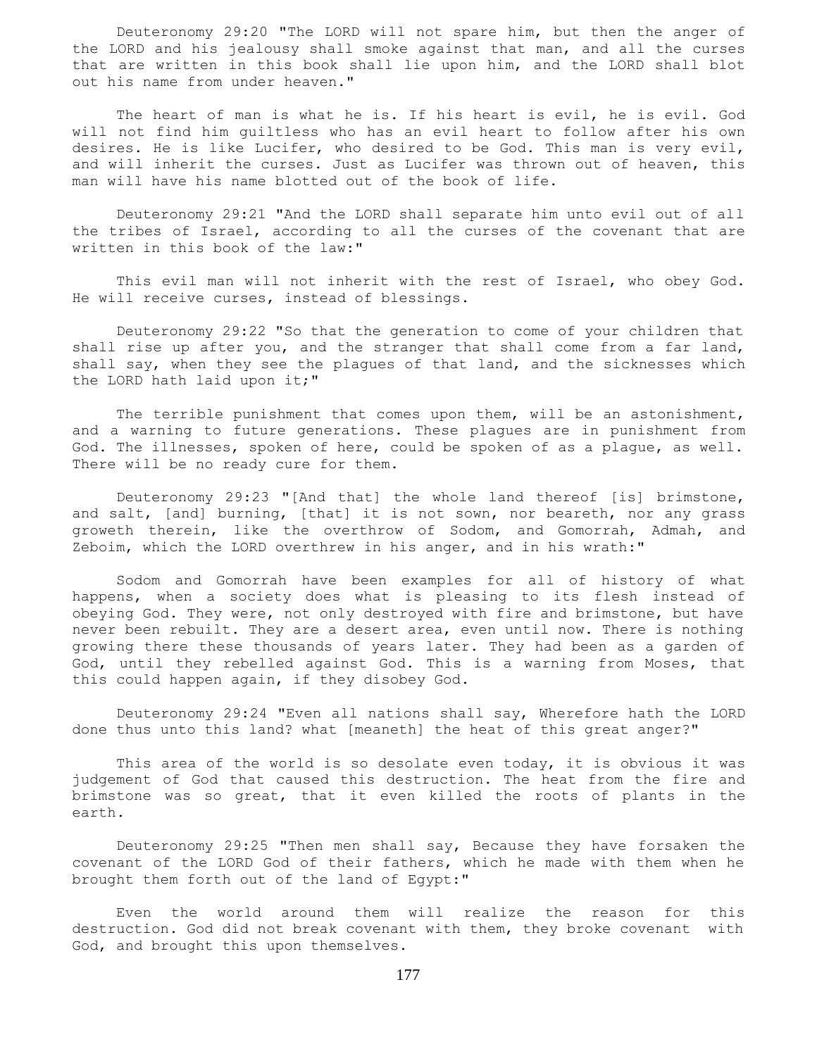Deuteronomy 29:20 "The LORD will not spare him, but then the anger of the LORD and his jealousy shall smoke against that man, and all the curses that are written in this book shall lie upon him, and the LORD shall blot out his name from under heaven."

The heart of man is what he is. If his heart is evil, he is evil. God will not find him guiltless who has an evil heart to follow after his own desires. He is like Lucifer, who desired to be God. This man is very evil, and will inherit the curses. Just as Lucifer was thrown out of heaven, this man will have his name blotted out of the book of life.

Deuteronomy 29:21 "And the LORD shall separate him unto evil out of all the tribes of Israel, according to all the curses of the covenant that are written in this book of the law:"

This evil man will not inherit with the rest of Israel, who obey God. He will receive curses, instead of blessings.

Deuteronomy 29:22 "So that the generation to come of your children that shall rise up after you, and the stranger that shall come from a far land, shall say, when they see the plagues of that land, and the sicknesses which the LORD hath laid upon it;"

The terrible punishment that comes upon them, will be an astonishment, and a warning to future generations. These plagues are in punishment from God. The illnesses, spoken of here, could be spoken of as a plague, as well. There will be no ready cure for them.

Deuteronomy 29:23 "[And that] the whole land thereof [is] brimstone, and salt, [and] burning, [that] it is not sown, nor beareth, nor any grass groweth therein, like the overthrow of Sodom, and Gomorrah, Admah, and Zeboim, which the LORD overthrew in his anger, and in his wrath:"

Sodom and Gomorrah have been examples for all of history of what happens, when a society does what is pleasing to its flesh instead of obeying God. They were, not only destroyed with fire and brimstone, but have never been rebuilt. They are a desert area, even until now. There is nothing growing there these thousands of years later. They had been as a garden of God, until they rebelled against God. This is a warning from Moses, that this could happen again, if they disobey God.

Deuteronomy 29:24 "Even all nations shall say, Wherefore hath the LORD done thus unto this land? what [meaneth] the heat of this great anger?"

This area of the world is so desolate even today, it is obvious it was judgement of God that caused this destruction. The heat from the fire and brimstone was so great, that it even killed the roots of plants in the earth.

Deuteronomy 29:25 "Then men shall say, Because they have forsaken the covenant of the LORD God of their fathers, which he made with them when he brought them forth out of the land of Egypt:"

Even the world around them will realize the reason for this destruction. God did not break covenant with them, they broke covenant with God, and brought this upon themselves.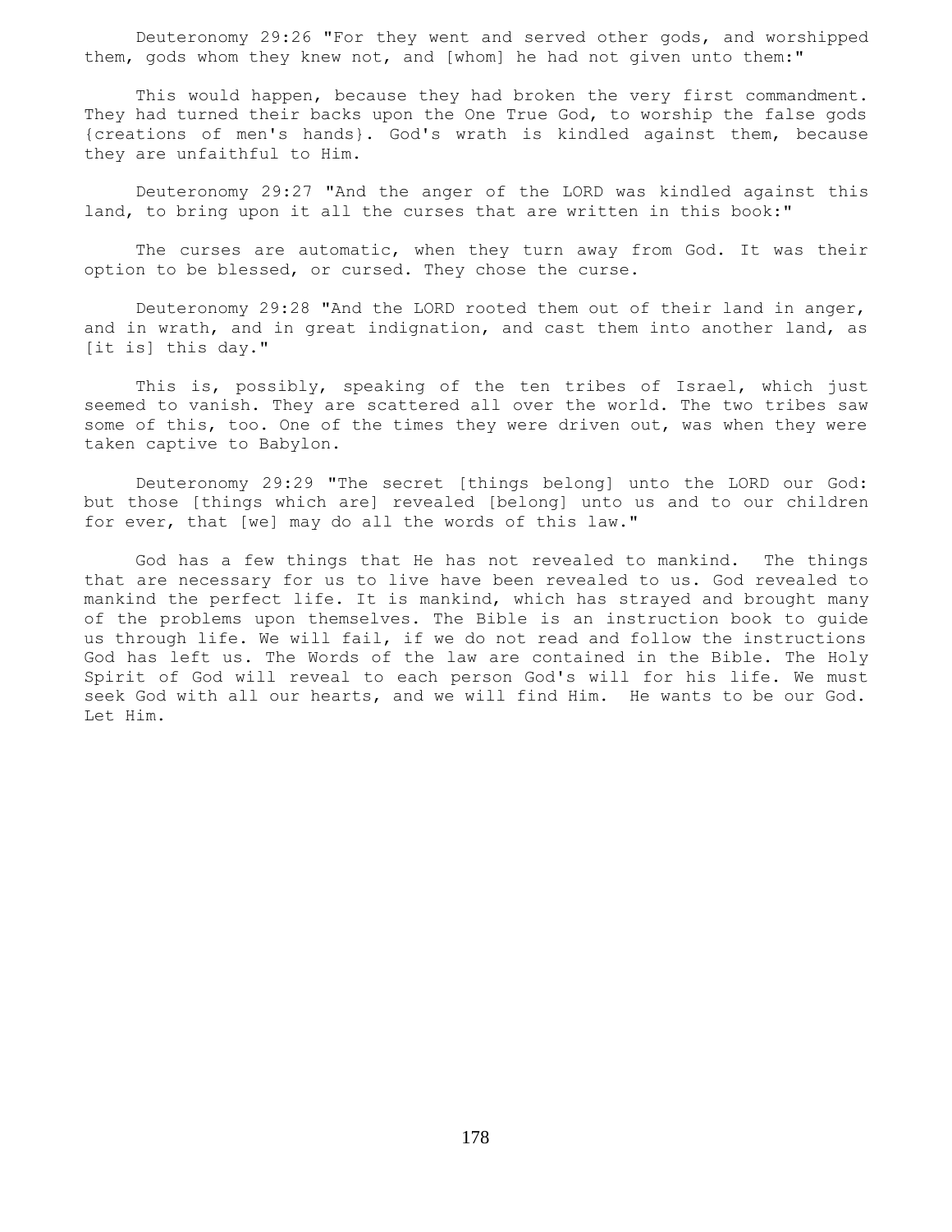Deuteronomy 29:26 "For they went and served other gods, and worshipped them, gods whom they knew not, and [whom] he had not given unto them:"

This would happen, because they had broken the very first commandment. They had turned their backs upon the One True God, to worship the false gods {creations of men's hands}. God's wrath is kindled against them, because they are unfaithful to Him.

Deuteronomy 29:27 "And the anger of the LORD was kindled against this land, to bring upon it all the curses that are written in this book:"

The curses are automatic, when they turn away from God. It was their option to be blessed, or cursed. They chose the curse.

Deuteronomy 29:28 "And the LORD rooted them out of their land in anger, and in wrath, and in great indignation, and cast them into another land, as [it is] this day."

This is, possibly, speaking of the ten tribes of Israel, which just seemed to vanish. They are scattered all over the world. The two tribes saw some of this, too. One of the times they were driven out, was when they were taken captive to Babylon.

Deuteronomy 29:29 "The secret [things belong] unto the LORD our God: but those [things which are] revealed [belong] unto us and to our children for ever, that [we] may do all the words of this law."

God has a few things that He has not revealed to mankind. The things that are necessary for us to live have been revealed to us. God revealed to mankind the perfect life. It is mankind, which has strayed and brought many of the problems upon themselves. The Bible is an instruction book to guide us through life. We will fail, if we do not read and follow the instructions God has left us. The Words of the law are contained in the Bible. The Holy Spirit of God will reveal to each person God's will for his life. We must seek God with all our hearts, and we will find Him. He wants to be our God. Let Him.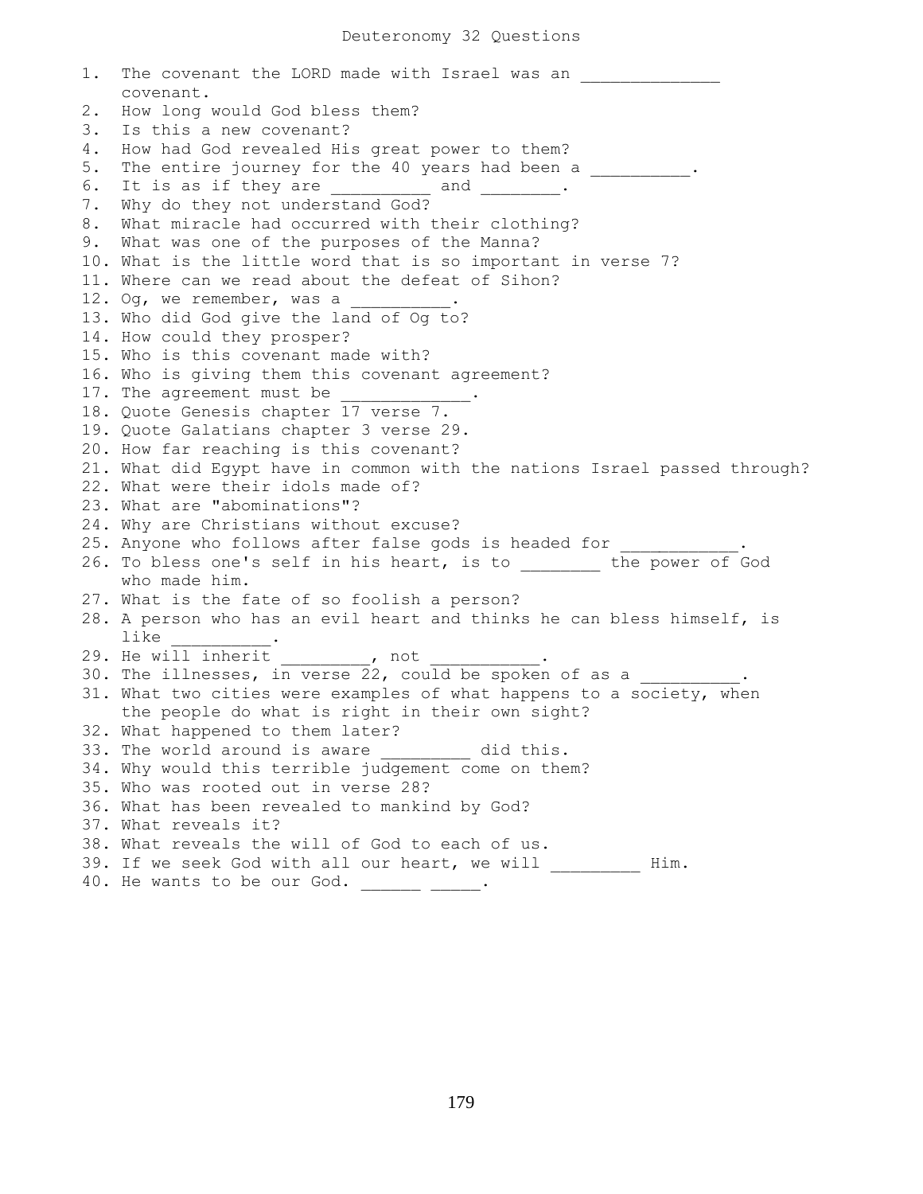# Deuteronomy 32 Questions

1. The covenant the LORD made with Israel was an _____________ covenant.
2. How long would God bless them?
3. Is this a new covenant?
4. How had God revealed His great power to them?
5. The entire journey for the 40 years had been a __________.
6. It is as if they are __________ and ________.
7. Why do they not understand God?
8. What miracle had occurred with their clothing?
9. What was one of the purposes of the Manna?
10. What is the little word that is so important in verse 7?
11. Where can we read about the defeat of Sihon?
12. Og, we remember, was a __________.
13. Who did God give the land of Og to?
14. How could they prosper?
15. Who is this covenant made with?
16. Who is giving them this covenant agreement?
17. The agreement must be _____________.
18. Quote Genesis chapter 17 verse 7.
19. Quote Galatians chapter 3 verse 29.
20. How far reaching is this covenant?
21. What did Egypt have in common with the nations Israel passed through?
22. What were their idols made of?
23. What are "abominations"?
24. Why are Christians without excuse?
25. Anyone who follows after false gods is headed for ____________.
26. To bless one's self in his heart, is to ________ the power of God who made him.
27. What is the fate of so foolish a person?
28. A person who has an evil heart and thinks he can bless himself, is like __________.
29. He will inherit _________, not ___________.
30. The illnesses, in verse 22, could be spoken of as a __________.
31. What two cities were examples of what happens to a society, when the people do what is right in their own sight?
32. What happened to them later?
33. The world around is aware _________ did this.
34. Why would this terrible judgement come on them?
35. Who was rooted out in verse 28?
36. What has been revealed to mankind by God?
37. What reveals it?
38. What reveals the will of God to each of us.
39. If we seek God with all our heart, we will _________ Him.
40. He wants to be our God. ______ _____.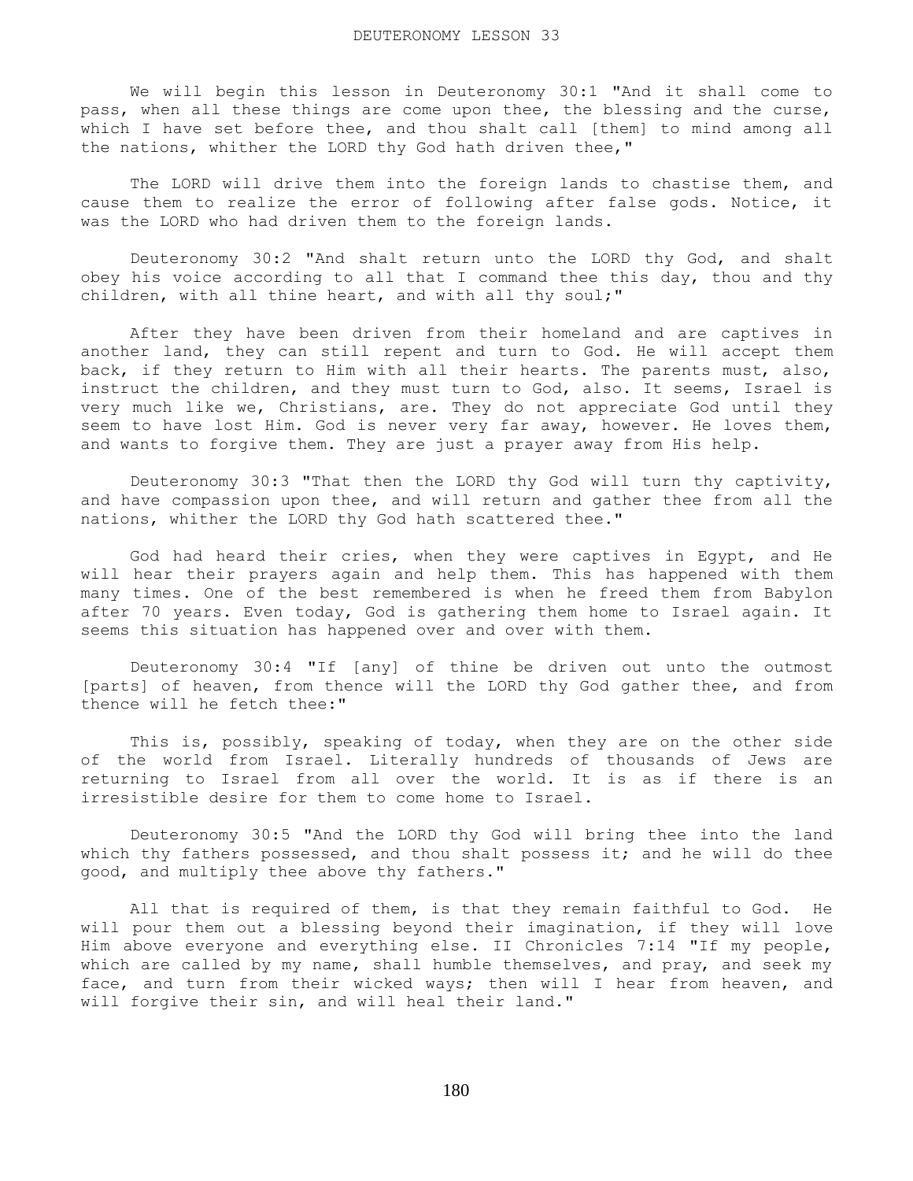# DEUTERONOMY LESSON 33

We will begin this lesson in Deuteronomy 30:1 "And it shall come to pass, when all these things are come upon thee, the blessing and the curse, which I have set before thee, and thou shalt call [them] to mind among all the nations, whither the LORD thy God hath driven thee,"

The LORD will drive them into the foreign lands to chastise them, and cause them to realize the error of following after false gods. Notice, it was the LORD who had driven them to the foreign lands.

Deuteronomy 30:2 "And shalt return unto the LORD thy God, and shalt obey his voice according to all that I command thee this day, thou and thy children, with all thine heart, and with all thy soul;"

After they have been driven from their homeland and are captives in another land, they can still repent and turn to God. He will accept them back, if they return to Him with all their hearts. The parents must, also, instruct the children, and they must turn to God, also. It seems, Israel is very much like we, Christians, are. They do not appreciate God until they seem to have lost Him. God is never very far away, however. He loves them, and wants to forgive them. They are just a prayer away from His help.

Deuteronomy 30:3 "That then the LORD thy God will turn thy captivity, and have compassion upon thee, and will return and gather thee from all the nations, whither the LORD thy God hath scattered thee."

God had heard their cries, when they were captives in Egypt, and He will hear their prayers again and help them. This has happened with them many times. One of the best remembered is when he freed them from Babylon after 70 years. Even today, God is gathering them home to Israel again. It seems this situation has happened over and over with them.

Deuteronomy 30:4 "If [any] of thine be driven out unto the outmost [parts] of heaven, from thence will the LORD thy God gather thee, and from thence will he fetch thee:"

This is, possibly, speaking of today, when they are on the other side of the world from Israel. Literally hundreds of thousands of Jews are returning to Israel from all over the world. It is as if there is an irresistible desire for them to come home to Israel.

Deuteronomy 30:5 "And the LORD thy God will bring thee into the land which thy fathers possessed, and thou shalt possess it; and he will do thee good, and multiply thee above thy fathers."

All that is required of them, is that they remain faithful to God. He will pour them out a blessing beyond their imagination, if they will love Him above everyone and everything else. II Chronicles 7:14 "If my people, which are called by my name, shall humble themselves, and pray, and seek my face, and turn from their wicked ways; then will I hear from heaven, and will forgive their sin, and will heal their land."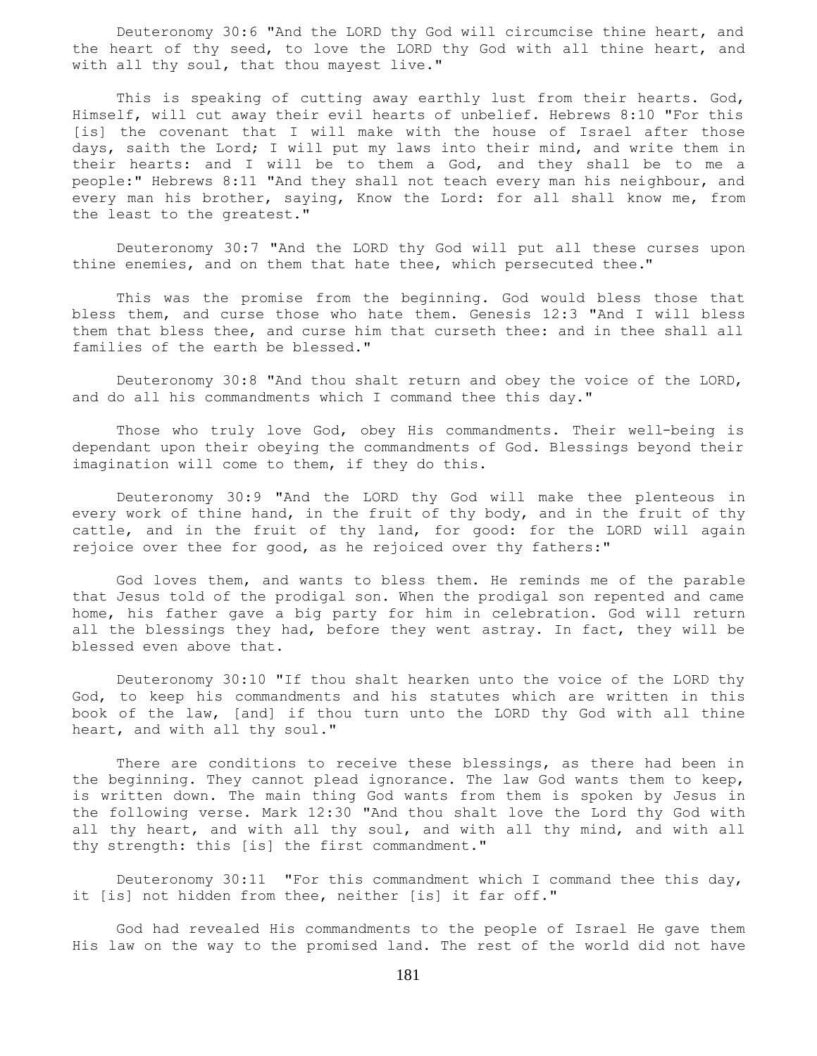Deuteronomy 30:6 "And the LORD thy God will circumcise thine heart, and the heart of thy seed, to love the LORD thy God with all thine heart, and with all thy soul, that thou mayest live."

This is speaking of cutting away earthly lust from their hearts. God, Himself, will cut away their evil hearts of unbelief. Hebrews 8:10 "For this [is] the covenant that I will make with the house of Israel after those days, saith the Lord; I will put my laws into their mind, and write them in their hearts: and I will be to them a God, and they shall be to me a people:" Hebrews 8:11 "And they shall not teach every man his neighbour, and every man his brother, saying, Know the Lord: for all shall know me, from the least to the greatest."

Deuteronomy 30:7 "And the LORD thy God will put all these curses upon thine enemies, and on them that hate thee, which persecuted thee."

This was the promise from the beginning. God would bless those that bless them, and curse those who hate them. Genesis 12:3 "And I will bless them that bless thee, and curse him that curseth thee: and in thee shall all families of the earth be blessed."

Deuteronomy 30:8 "And thou shalt return and obey the voice of the LORD, and do all his commandments which I command thee this day."

Those who truly love God, obey His commandments. Their well-being is dependant upon their obeying the commandments of God. Blessings beyond their imagination will come to them, if they do this.

Deuteronomy 30:9 "And the LORD thy God will make thee plenteous in every work of thine hand, in the fruit of thy body, and in the fruit of thy cattle, and in the fruit of thy land, for good: for the LORD will again rejoice over thee for good, as he rejoiced over thy fathers:"

God loves them, and wants to bless them. He reminds me of the parable that Jesus told of the prodigal son. When the prodigal son repented and came home, his father gave a big party for him in celebration. God will return all the blessings they had, before they went astray. In fact, they will be blessed even above that.

Deuteronomy 30:10 "If thou shalt hearken unto the voice of the LORD thy God, to keep his commandments and his statutes which are written in this book of the law, [and] if thou turn unto the LORD thy God with all thine heart, and with all thy soul."

There are conditions to receive these blessings, as there had been in the beginning. They cannot plead ignorance. The law God wants them to keep, is written down. The main thing God wants from them is spoken by Jesus in the following verse. Mark 12:30 "And thou shalt love the Lord thy God with all thy heart, and with all thy soul, and with all thy mind, and with all thy strength: this [is] the first commandment."

Deuteronomy 30:11 "For this commandment which I command thee this day, it [is] not hidden from thee, neither [is] it far off."

God had revealed His commandments to the people of Israel He gave them His law on the way to the promised land. The rest of the world did not have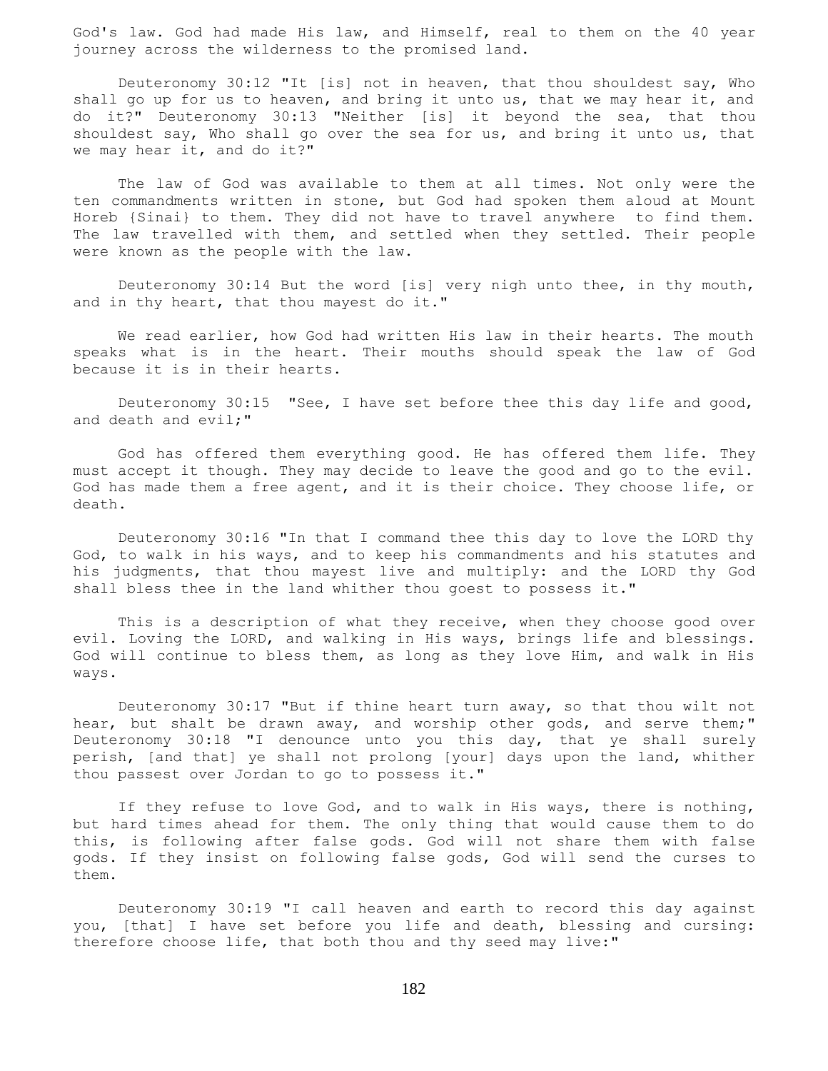God's law. God had made His law, and Himself, real to them on the 40 year journey across the wilderness to the promised land.

Deuteronomy 30:12 "It [is] not in heaven, that thou shouldest say, Who shall go up for us to heaven, and bring it unto us, that we may hear it, and do it?" Deuteronomy 30:13 "Neither [is] it beyond the sea, that thou shouldest say, Who shall go over the sea for us, and bring it unto us, that we may hear it, and do it?"

The law of God was available to them at all times. Not only were the ten commandments written in stone, but God had spoken them aloud at Mount Horeb {Sinai} to them. They did not have to travel anywhere to find them. The law travelled with them, and settled when they settled. Their people were known as the people with the law.

Deuteronomy 30:14 But the word [is] very nigh unto thee, in thy mouth, and in thy heart, that thou mayest do it."

We read earlier, how God had written His law in their hearts. The mouth speaks what is in the heart. Their mouths should speak the law of God because it is in their hearts.

Deuteronomy 30:15 "See, I have set before thee this day life and good, and death and evil;"

God has offered them everything good. He has offered them life. They must accept it though. They may decide to leave the good and go to the evil. God has made them a free agent, and it is their choice. They choose life, or death.

Deuteronomy 30:16 "In that I command thee this day to love the LORD thy God, to walk in his ways, and to keep his commandments and his statutes and his judgments, that thou mayest live and multiply: and the LORD thy God shall bless thee in the land whither thou goest to possess it."

This is a description of what they receive, when they choose good over evil. Loving the LORD, and walking in His ways, brings life and blessings. God will continue to bless them, as long as they love Him, and walk in His ways.

Deuteronomy 30:17 "But if thine heart turn away, so that thou wilt not hear, but shalt be drawn away, and worship other gods, and serve them;" Deuteronomy 30:18 "I denounce unto you this day, that ye shall surely perish, [and that] ye shall not prolong [your] days upon the land, whither thou passest over Jordan to go to possess it."

If they refuse to love God, and to walk in His ways, there is nothing, but hard times ahead for them. The only thing that would cause them to do this, is following after false gods. God will not share them with false gods. If they insist on following false gods, God will send the curses to them.

Deuteronomy 30:19 "I call heaven and earth to record this day against you, [that] I have set before you life and death, blessing and cursing: therefore choose life, that both thou and thy seed may live:"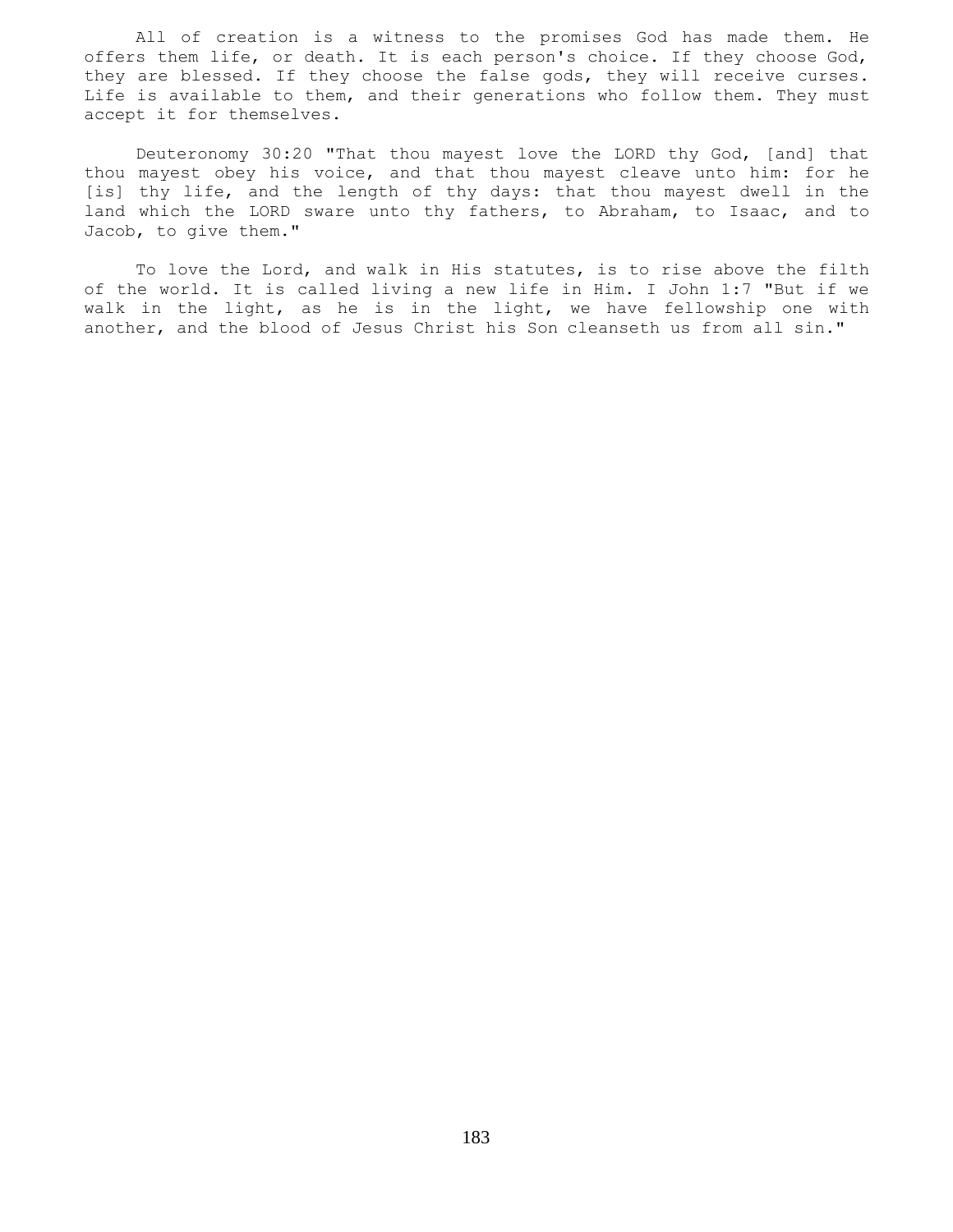All of creation is a witness to the promises God has made them. He offers them life, or death. It is each person's choice. If they choose God, they are blessed. If they choose the false gods, they will receive curses. Life is available to them, and their generations who follow them. They must accept it for themselves.

Deuteronomy 30:20 "That thou mayest love the LORD thy God, [and] that thou mayest obey his voice, and that thou mayest cleave unto him: for he [is] thy life, and the length of thy days: that thou mayest dwell in the land which the LORD sware unto thy fathers, to Abraham, to Isaac, and to Jacob, to give them."

To love the Lord, and walk in His statutes, is to rise above the filth of the world. It is called living a new life in Him. I John 1:7 "But if we walk in the light, as he is in the light, we have fellowship one with another, and the blood of Jesus Christ his Son cleanseth us from all sin."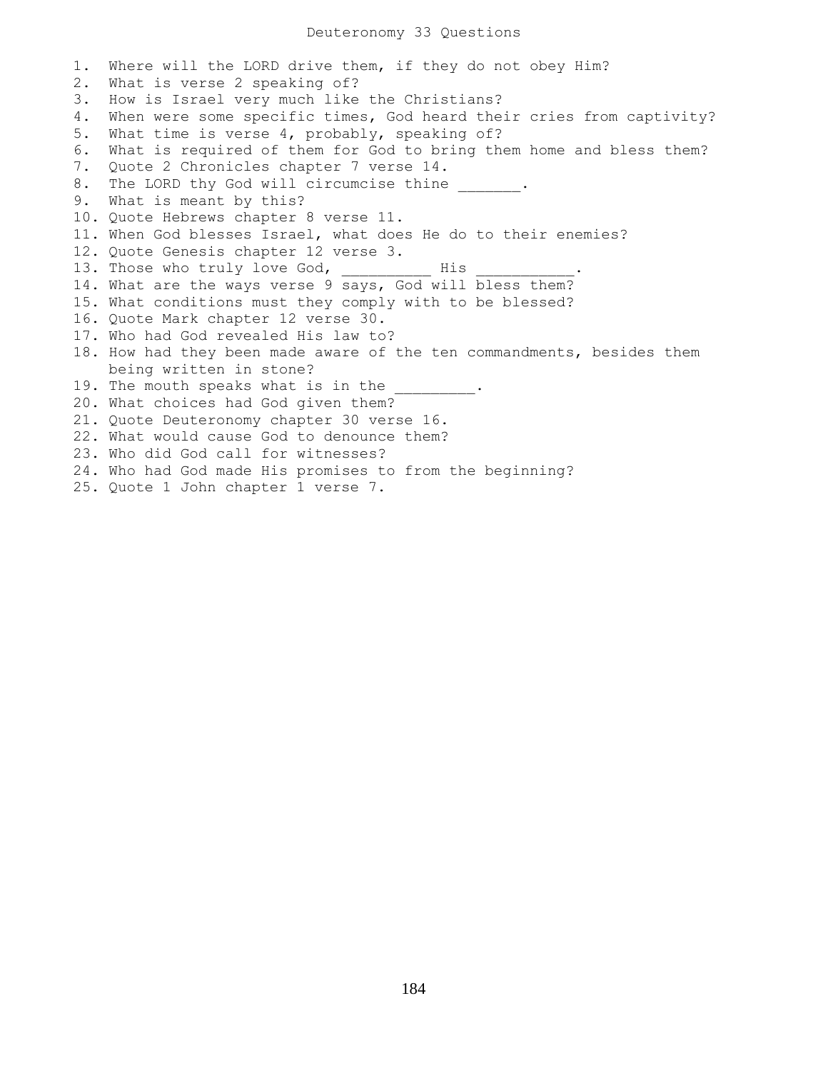# Deuteronomy 33 Questions

1. Where will the LORD drive them, if they do not obey Him?
2. What is verse 2 speaking of?
3. How is Israel very much like the Christians?
4. When were some specific times, God heard their cries from captivity?
5. What time is verse 4, probably, speaking of?
6. What is required of them for God to bring them home and bless them?
7. Quote 2 Chronicles chapter 7 verse 14.
8. The LORD thy God will circumcise thine _______.
9. What is meant by this?
10. Quote Hebrews chapter 8 verse 11.
11. When God blesses Israel, what does He do to their enemies?
12. Quote Genesis chapter 12 verse 3.
13. Those who truly love God, __________ His ___________.
14. What are the ways verse 9 says, God will bless them?
15. What conditions must they comply with to be blessed?
16. Quote Mark chapter 12 verse 30.
17. Who had God revealed His law to?
18. How had they been made aware of the ten commandments, besides them being written in stone?
19. The mouth speaks what is in the _________.
20. What choices had God given them?
21. Quote Deuteronomy chapter 30 verse 16.
22. What would cause God to denounce them?
23. Who did God call for witnesses?
24. Who had God made His promises to from the beginning?
25. Quote 1 John chapter 1 verse 7.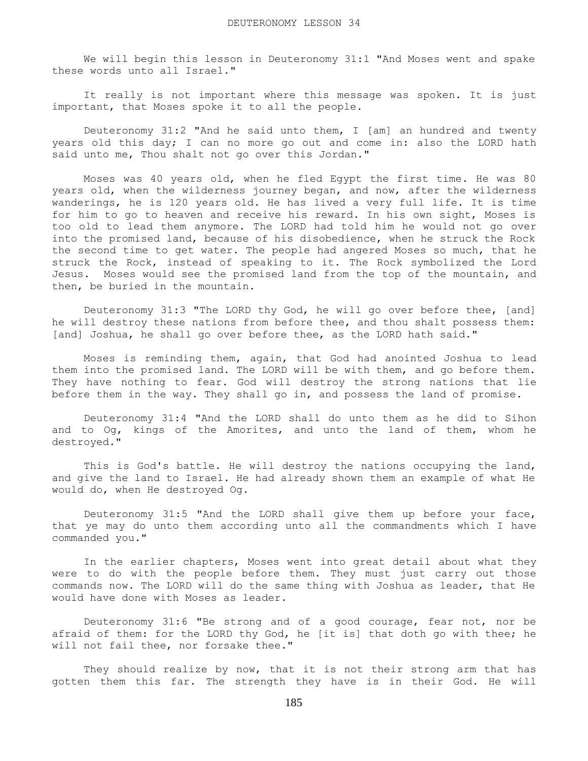# DEUTERONOMY LESSON 34

We will begin this lesson in Deuteronomy 31:1 "And Moses went and spake these words unto all Israel."

It really is not important where this message was spoken. It is just important, that Moses spoke it to all the people.

Deuteronomy 31:2 "And he said unto them, I [am] an hundred and twenty years old this day; I can no more go out and come in: also the LORD hath said unto me, Thou shalt not go over this Jordan."

Moses was 40 years old, when he fled Egypt the first time. He was 80 years old, when the wilderness journey began, and now, after the wilderness wanderings, he is 120 years old. He has lived a very full life. It is time for him to go to heaven and receive his reward. In his own sight, Moses is too old to lead them anymore. The LORD had told him he would not go over into the promised land, because of his disobedience, when he struck the Rock the second time to get water. The people had angered Moses so much, that he struck the Rock, instead of speaking to it. The Rock symbolized the Lord Jesus. Moses would see the promised land from the top of the mountain, and then, be buried in the mountain.

Deuteronomy 31:3 "The LORD thy God, he will go over before thee, [and] he will destroy these nations from before thee, and thou shalt possess them: [and] Joshua, he shall go over before thee, as the LORD hath said."

Moses is reminding them, again, that God had anointed Joshua to lead them into the promised land. The LORD will be with them, and go before them. They have nothing to fear. God will destroy the strong nations that lie before them in the way. They shall go in, and possess the land of promise.

Deuteronomy 31:4 "And the LORD shall do unto them as he did to Sihon and to Og, kings of the Amorites, and unto the land of them, whom he destroyed."

This is God's battle. He will destroy the nations occupying the land, and give the land to Israel. He had already shown them an example of what He would do, when He destroyed Og.

Deuteronomy 31:5 "And the LORD shall give them up before your face, that ye may do unto them according unto all the commandments which I have commanded you."

In the earlier chapters, Moses went into great detail about what they were to do with the people before them. They must just carry out those commands now. The LORD will do the same thing with Joshua as leader, that He would have done with Moses as leader.

Deuteronomy 31:6 "Be strong and of a good courage, fear not, nor be afraid of them: for the LORD thy God, he [it is] that doth go with thee; he will not fail thee, nor forsake thee."

They should realize by now, that it is not their strong arm that has gotten them this far. The strength they have is in their God. He will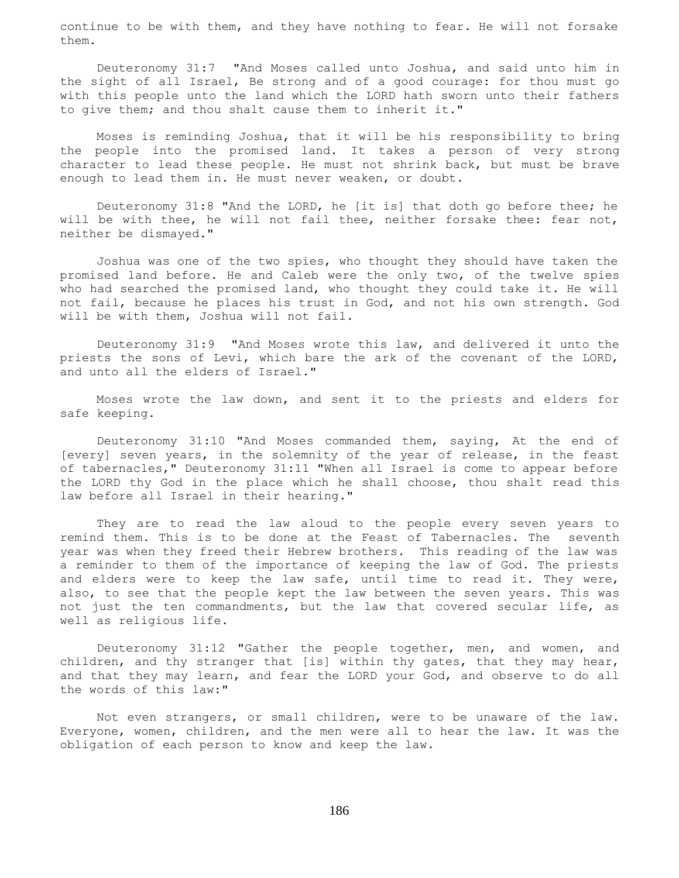continue to be with them, and they have nothing to fear. He will not forsake them.

Deuteronomy 31:7 "And Moses called unto Joshua, and said unto him in the sight of all Israel, Be strong and of a good courage: for thou must go with this people unto the land which the LORD hath sworn unto their fathers to give them; and thou shalt cause them to inherit it."

Moses is reminding Joshua, that it will be his responsibility to bring the people into the promised land. It takes a person of very strong character to lead these people. He must not shrink back, but must be brave enough to lead them in. He must never weaken, or doubt.

Deuteronomy 31:8 "And the LORD, he [it is] that doth go before thee; he will be with thee, he will not fail thee, neither forsake thee: fear not, neither be dismayed."

Joshua was one of the two spies, who thought they should have taken the promised land before. He and Caleb were the only two, of the twelve spies who had searched the promised land, who thought they could take it. He will not fail, because he places his trust in God, and not his own strength. God will be with them, Joshua will not fail.

Deuteronomy 31:9 "And Moses wrote this law, and delivered it unto the priests the sons of Levi, which bare the ark of the covenant of the LORD, and unto all the elders of Israel."

Moses wrote the law down, and sent it to the priests and elders for safe keeping.

Deuteronomy 31:10 "And Moses commanded them, saying, At the end of [every] seven years, in the solemnity of the year of release, in the feast of tabernacles," Deuteronomy 31:11 "When all Israel is come to appear before the LORD thy God in the place which he shall choose, thou shalt read this law before all Israel in their hearing."

They are to read the law aloud to the people every seven years to remind them. This is to be done at the Feast of Tabernacles. The seventh year was when they freed their Hebrew brothers. This reading of the law was a reminder to them of the importance of keeping the law of God. The priests and elders were to keep the law safe, until time to read it. They were, also, to see that the people kept the law between the seven years. This was not just the ten commandments, but the law that covered secular life, as well as religious life.

Deuteronomy 31:12 "Gather the people together, men, and women, and children, and thy stranger that [is] within thy gates, that they may hear, and that they may learn, and fear the LORD your God, and observe to do all the words of this law:"

Not even strangers, or small children, were to be unaware of the law. Everyone, women, children, and the men were all to hear the law. It was the obligation of each person to know and keep the law.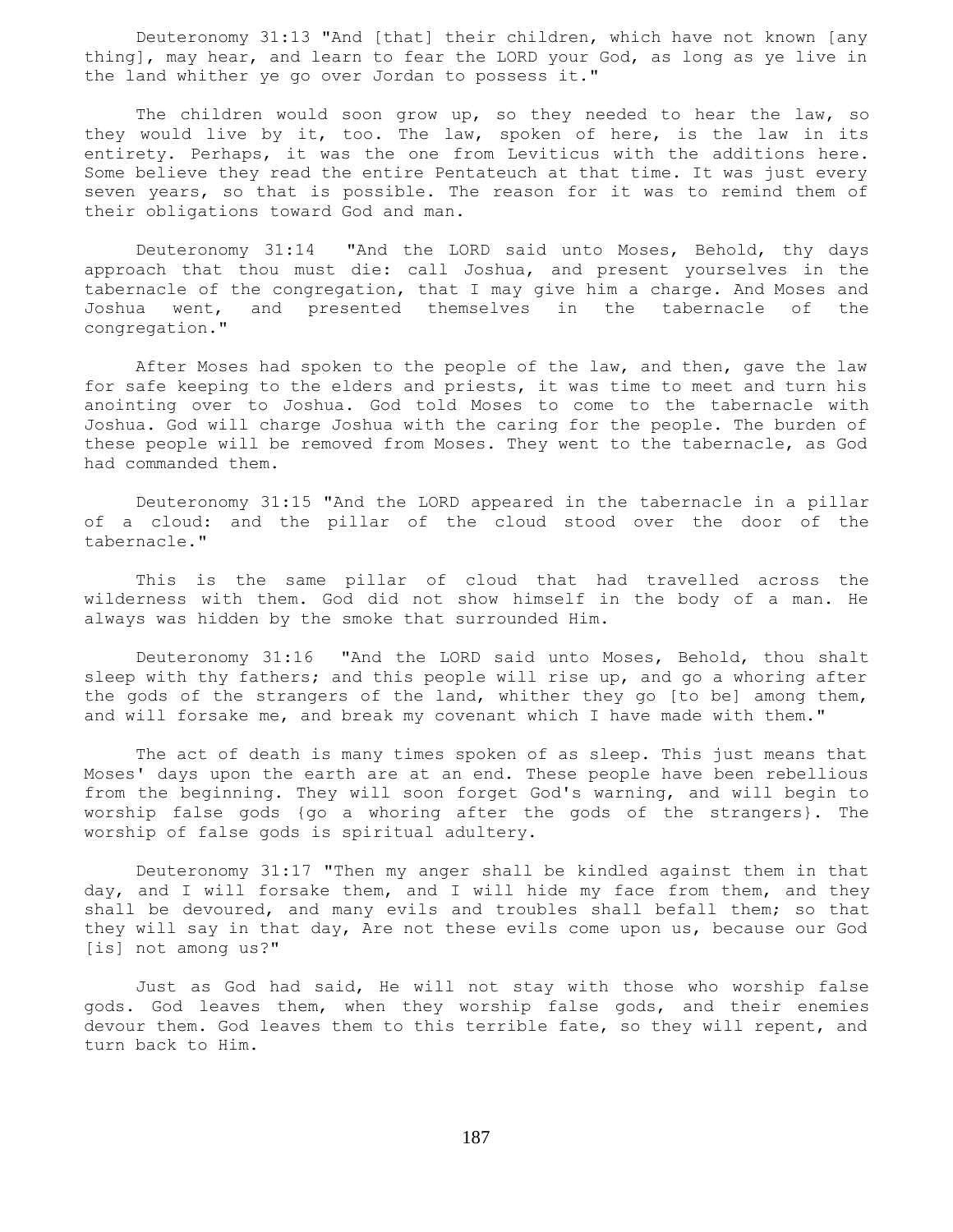Deuteronomy 31:13 "And [that] their children, which have not known [any thing], may hear, and learn to fear the LORD your God, as long as ye live in the land whither ye go over Jordan to possess it."

The children would soon grow up, so they needed to hear the law, so they would live by it, too. The law, spoken of here, is the law in its entirety. Perhaps, it was the one from Leviticus with the additions here. Some believe they read the entire Pentateuch at that time. It was just every seven years, so that is possible. The reason for it was to remind them of their obligations toward God and man.

Deuteronomy 31:14 "And the LORD said unto Moses, Behold, thy days approach that thou must die: call Joshua, and present yourselves in the tabernacle of the congregation, that I may give him a charge. And Moses and Joshua went, and presented themselves in the tabernacle of the congregation."

After Moses had spoken to the people of the law, and then, gave the law for safe keeping to the elders and priests, it was time to meet and turn his anointing over to Joshua. God told Moses to come to the tabernacle with Joshua. God will charge Joshua with the caring for the people. The burden of these people will be removed from Moses. They went to the tabernacle, as God had commanded them.

Deuteronomy 31:15 "And the LORD appeared in the tabernacle in a pillar of a cloud: and the pillar of the cloud stood over the door of the tabernacle."

This is the same pillar of cloud that had travelled across the wilderness with them. God did not show himself in the body of a man. He always was hidden by the smoke that surrounded Him.

Deuteronomy 31:16 "And the LORD said unto Moses, Behold, thou shalt sleep with thy fathers; and this people will rise up, and go a whoring after the gods of the strangers of the land, whither they go [to be] among them, and will forsake me, and break my covenant which I have made with them."

The act of death is many times spoken of as sleep. This just means that Moses' days upon the earth are at an end. These people have been rebellious from the beginning. They will soon forget God's warning, and will begin to worship false gods {go a whoring after the gods of the strangers}. The worship of false gods is spiritual adultery.

Deuteronomy 31:17 "Then my anger shall be kindled against them in that day, and I will forsake them, and I will hide my face from them, and they shall be devoured, and many evils and troubles shall befall them; so that they will say in that day, Are not these evils come upon us, because our God [is] not among us?"

Just as God had said, He will not stay with those who worship false gods. God leaves them, when they worship false gods, and their enemies devour them. God leaves them to this terrible fate, so they will repent, and turn back to Him.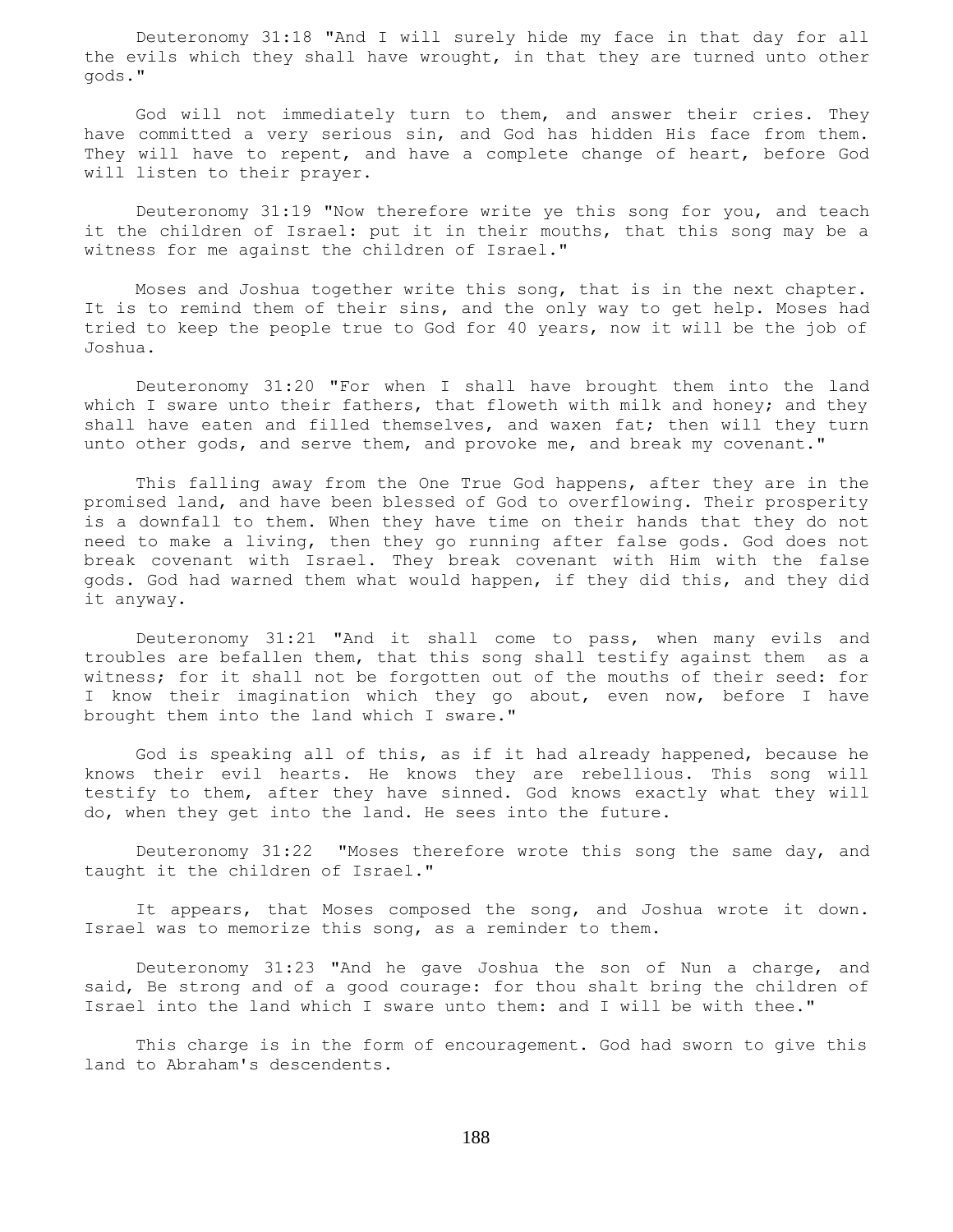Deuteronomy 31:18 "And I will surely hide my face in that day for all the evils which they shall have wrought, in that they are turned unto other gods."

God will not immediately turn to them, and answer their cries. They have committed a very serious sin, and God has hidden His face from them. They will have to repent, and have a complete change of heart, before God will listen to their prayer.

Deuteronomy 31:19 "Now therefore write ye this song for you, and teach it the children of Israel: put it in their mouths, that this song may be a witness for me against the children of Israel."

Moses and Joshua together write this song, that is in the next chapter. It is to remind them of their sins, and the only way to get help. Moses had tried to keep the people true to God for 40 years, now it will be the job of Joshua.

Deuteronomy 31:20 "For when I shall have brought them into the land which I sware unto their fathers, that floweth with milk and honey; and they shall have eaten and filled themselves, and waxen fat; then will they turn unto other gods, and serve them, and provoke me, and break my covenant."

This falling away from the One True God happens, after they are in the promised land, and have been blessed of God to overflowing. Their prosperity is a downfall to them. When they have time on their hands that they do not need to make a living, then they go running after false gods. God does not break covenant with Israel. They break covenant with Him with the false gods. God had warned them what would happen, if they did this, and they did it anyway.

Deuteronomy 31:21 "And it shall come to pass, when many evils and troubles are befallen them, that this song shall testify against them as a witness; for it shall not be forgotten out of the mouths of their seed: for I know their imagination which they go about, even now, before I have brought them into the land which I sware."

God is speaking all of this, as if it had already happened, because he knows their evil hearts. He knows they are rebellious. This song will testify to them, after they have sinned. God knows exactly what they will do, when they get into the land. He sees into the future.

Deuteronomy 31:22 "Moses therefore wrote this song the same day, and taught it the children of Israel."

It appears, that Moses composed the song, and Joshua wrote it down. Israel was to memorize this song, as a reminder to them.

Deuteronomy 31:23 "And he gave Joshua the son of Nun a charge, and said, Be strong and of a good courage: for thou shalt bring the children of Israel into the land which I sware unto them: and I will be with thee."

This charge is in the form of encouragement. God had sworn to give this land to Abraham's descendents.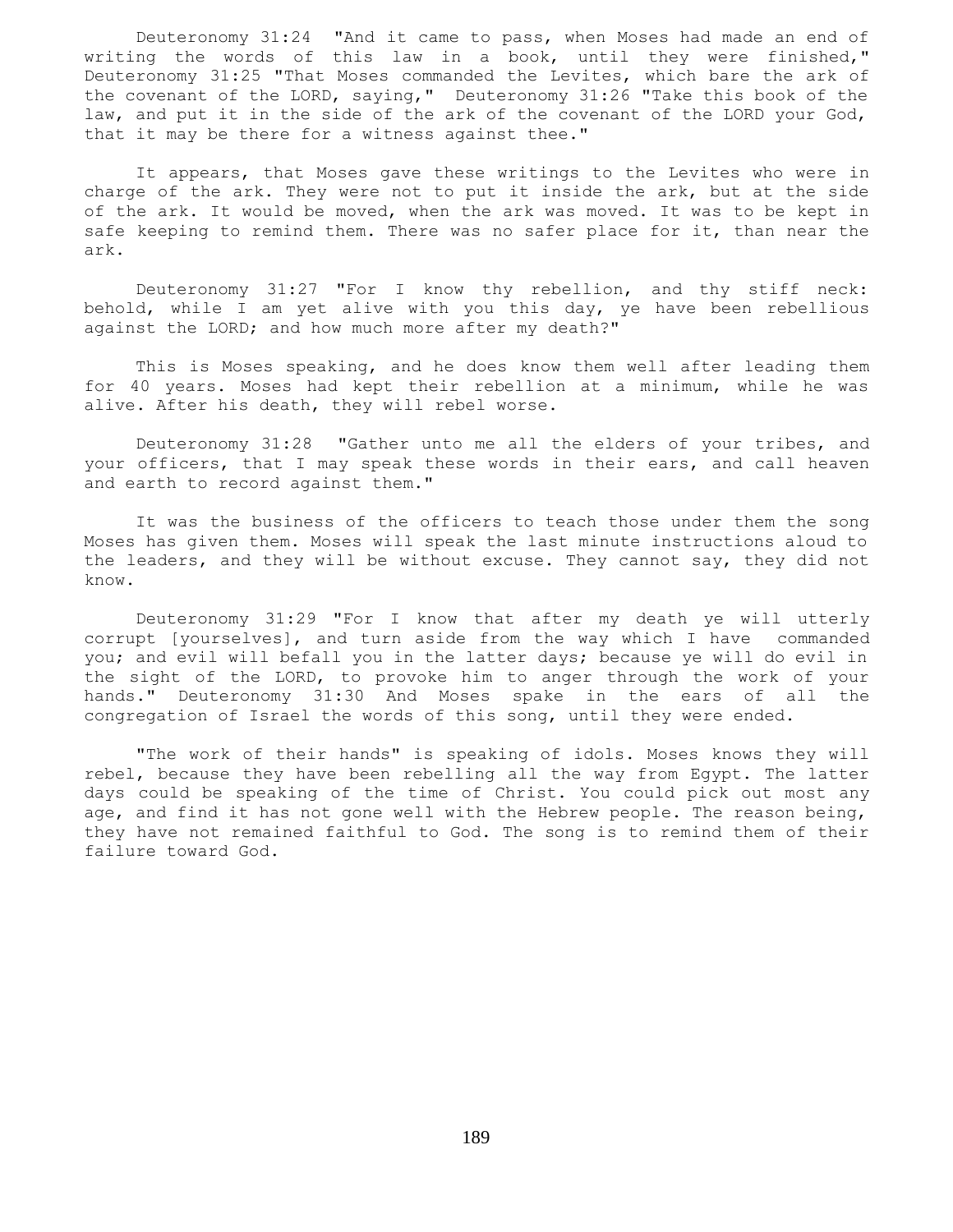Deuteronomy 31:24 "And it came to pass, when Moses had made an end of writing the words of this law in a book, until they were finished," Deuteronomy 31:25 "That Moses commanded the Levites, which bare the ark of the covenant of the LORD, saying," Deuteronomy 31:26 "Take this book of the law, and put it in the side of the ark of the covenant of the LORD your God, that it may be there for a witness against thee."

It appears, that Moses gave these writings to the Levites who were in charge of the ark. They were not to put it inside the ark, but at the side of the ark. It would be moved, when the ark was moved. It was to be kept in safe keeping to remind them. There was no safer place for it, than near the ark.

Deuteronomy 31:27 "For I know thy rebellion, and thy stiff neck: behold, while I am yet alive with you this day, ye have been rebellious against the LORD; and how much more after my death?"

This is Moses speaking, and he does know them well after leading them for 40 years. Moses had kept their rebellion at a minimum, while he was alive. After his death, they will rebel worse.

Deuteronomy 31:28 "Gather unto me all the elders of your tribes, and your officers, that I may speak these words in their ears, and call heaven and earth to record against them."

It was the business of the officers to teach those under them the song Moses has given them. Moses will speak the last minute instructions aloud to the leaders, and they will be without excuse. They cannot say, they did not know.

Deuteronomy 31:29 "For I know that after my death ye will utterly corrupt [yourselves], and turn aside from the way which I have commanded you; and evil will befall you in the latter days; because ye will do evil in the sight of the LORD, to provoke him to anger through the work of your hands." Deuteronomy 31:30 And Moses spake in the ears of all the congregation of Israel the words of this song, until they were ended.

"The work of their hands" is speaking of idols. Moses knows they will rebel, because they have been rebelling all the way from Egypt. The latter days could be speaking of the time of Christ. You could pick out most any age, and find it has not gone well with the Hebrew people. The reason being, they have not remained faithful to God. The song is to remind them of their failure toward God.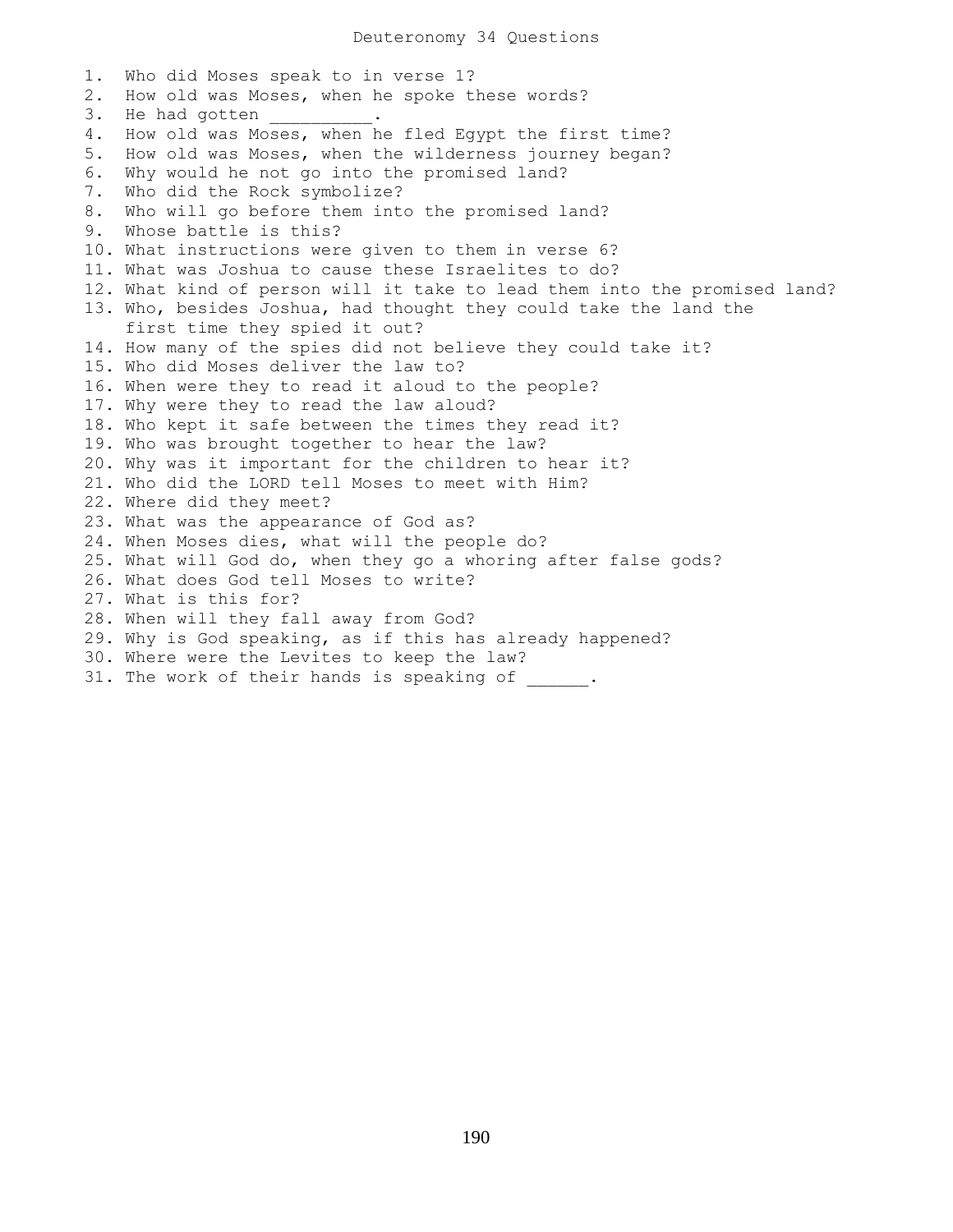# Deuteronomy 34 Questions

1. Who did Moses speak to in verse 1?
2. How old was Moses, when he spoke these words?
3. He had gotten __________.
4. How old was Moses, when he fled Egypt the first time?
5. How old was Moses, when the wilderness journey began?
6. Why would he not go into the promised land?
7. Who did the Rock symbolize?
8. Who will go before them into the promised land?
9. Whose battle is this?
10. What instructions were given to them in verse 6?
11. What was Joshua to cause these Israelites to do?
12. What kind of person will it take to lead them into the promised land?
13. Who, besides Joshua, had thought they could take the land the first time they spied it out?
14. How many of the spies did not believe they could take it?
15. Who did Moses deliver the law to?
16. When were they to read it aloud to the people?
17. Why were they to read the law aloud?
18. Who kept it safe between the times they read it?
19. Who was brought together to hear the law?
20. Why was it important for the children to hear it?
21. Who did the LORD tell Moses to meet with Him?
22. Where did they meet?
23. What was the appearance of God as?
24. When Moses dies, what will the people do?
25. What will God do, when they go a whoring after false gods?
26. What does God tell Moses to write?
27. What is this for?
28. When will they fall away from God?
29. Why is God speaking, as if this has already happened?
30. Where were the Levites to keep the law?
31. The work of their hands is speaking of ______.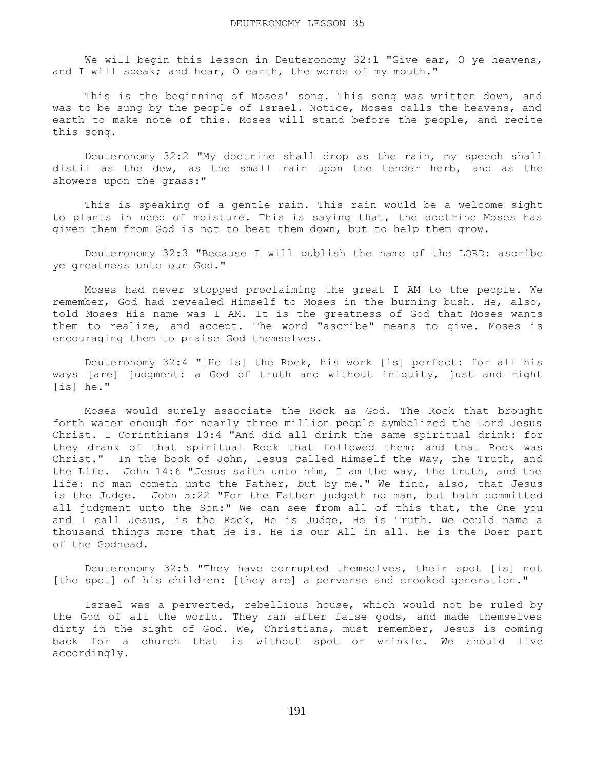# DEUTERONOMY LESSON 35

We will begin this lesson in Deuteronomy 32:1 "Give ear, O ye heavens, and I will speak; and hear, O earth, the words of my mouth."

This is the beginning of Moses' song. This song was written down, and was to be sung by the people of Israel. Notice, Moses calls the heavens, and earth to make note of this. Moses will stand before the people, and recite this song.

Deuteronomy 32:2 "My doctrine shall drop as the rain, my speech shall distil as the dew, as the small rain upon the tender herb, and as the showers upon the grass:"

This is speaking of a gentle rain. This rain would be a welcome sight to plants in need of moisture. This is saying that, the doctrine Moses has given them from God is not to beat them down, but to help them grow.

Deuteronomy 32:3 "Because I will publish the name of the LORD: ascribe ye greatness unto our God."

Moses had never stopped proclaiming the great I AM to the people. We remember, God had revealed Himself to Moses in the burning bush. He, also, told Moses His name was I AM. It is the greatness of God that Moses wants them to realize, and accept. The word "ascribe" means to give. Moses is encouraging them to praise God themselves.

Deuteronomy 32:4 "[He is] the Rock, his work [is] perfect: for all his ways [are] judgment: a God of truth and without iniquity, just and right [is] he."

Moses would surely associate the Rock as God. The Rock that brought forth water enough for nearly three million people symbolized the Lord Jesus Christ. I Corinthians 10:4 "And did all drink the same spiritual drink: for they drank of that spiritual Rock that followed them: and that Rock was Christ." In the book of John, Jesus called Himself the Way, the Truth, and the Life. John 14:6 "Jesus saith unto him, I am the way, the truth, and the life: no man cometh unto the Father, but by me." We find, also, that Jesus is the Judge. John 5:22 "For the Father judgeth no man, but hath committed all judgment unto the Son:" We can see from all of this that, the One you and I call Jesus, is the Rock, He is Judge, He is Truth. We could name a thousand things more that He is. He is our All in all. He is the Doer part of the Godhead.

Deuteronomy 32:5 "They have corrupted themselves, their spot [is] not [the spot] of his children: [they are] a perverse and crooked generation."

Israel was a perverted, rebellious house, which would not be ruled by the God of all the world. They ran after false gods, and made themselves dirty in the sight of God. We, Christians, must remember, Jesus is coming back for a church that is without spot or wrinkle. We should live accordingly.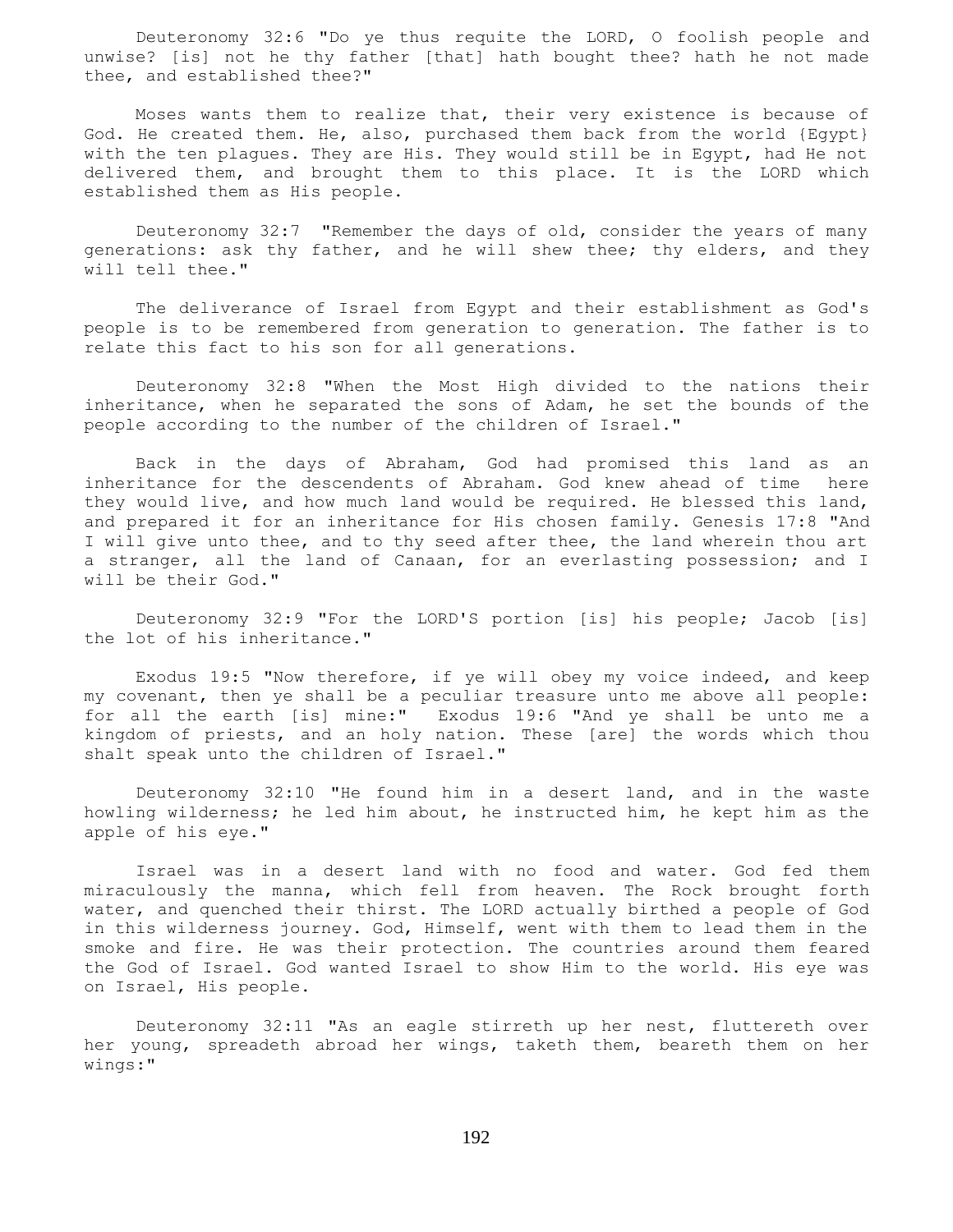Deuteronomy 32:6 "Do ye thus requite the LORD, O foolish people and unwise? [is] not he thy father [that] hath bought thee? hath he not made thee, and established thee?"

Moses wants them to realize that, their very existence is because of God. He created them. He, also, purchased them back from the world {Egypt} with the ten plagues. They are His. They would still be in Egypt, had He not delivered them, and brought them to this place. It is the LORD which established them as His people.

Deuteronomy 32:7 "Remember the days of old, consider the years of many generations: ask thy father, and he will shew thee; thy elders, and they will tell thee."

The deliverance of Israel from Egypt and their establishment as God's people is to be remembered from generation to generation. The father is to relate this fact to his son for all generations.

Deuteronomy 32:8 "When the Most High divided to the nations their inheritance, when he separated the sons of Adam, he set the bounds of the people according to the number of the children of Israel."

Back in the days of Abraham, God had promised this land as an inheritance for the descendents of Abraham. God knew ahead of time here they would live, and how much land would be required. He blessed this land, and prepared it for an inheritance for His chosen family. Genesis 17:8 "And I will give unto thee, and to thy seed after thee, the land wherein thou art a stranger, all the land of Canaan, for an everlasting possession; and I will be their God."

Deuteronomy 32:9 "For the LORD'S portion [is] his people; Jacob [is] the lot of his inheritance."

Exodus 19:5 "Now therefore, if ye will obey my voice indeed, and keep my covenant, then ye shall be a peculiar treasure unto me above all people: for all the earth [is] mine:" Exodus 19:6 "And ye shall be unto me a kingdom of priests, and an holy nation. These [are] the words which thou shalt speak unto the children of Israel."

Deuteronomy 32:10 "He found him in a desert land, and in the waste howling wilderness; he led him about, he instructed him, he kept him as the apple of his eye."

Israel was in a desert land with no food and water. God fed them miraculously the manna, which fell from heaven. The Rock brought forth water, and quenched their thirst. The LORD actually birthed a people of God in this wilderness journey. God, Himself, went with them to lead them in the smoke and fire. He was their protection. The countries around them feared the God of Israel. God wanted Israel to show Him to the world. His eye was on Israel, His people.

Deuteronomy 32:11 "As an eagle stirreth up her nest, fluttereth over her young, spreadeth abroad her wings, taketh them, beareth them on her wings:"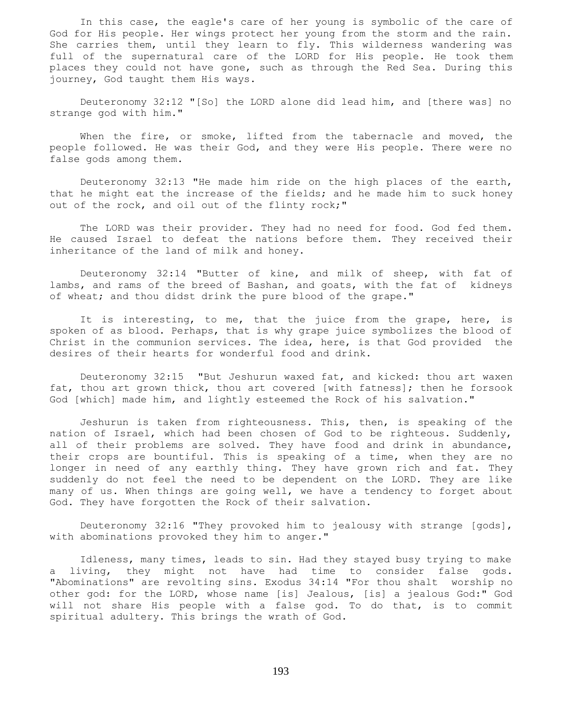In this case, the eagle's care of her young is symbolic of the care of God for His people. Her wings protect her young from the storm and the rain. She carries them, until they learn to fly. This wilderness wandering was full of the supernatural care of the LORD for His people. He took them places they could not have gone, such as through the Red Sea. During this journey, God taught them His ways.

Deuteronomy 32:12 "[So] the LORD alone did lead him, and [there was] no strange god with him."

When the fire, or smoke, lifted from the tabernacle and moved, the people followed. He was their God, and they were His people. There were no false gods among them.

Deuteronomy 32:13 "He made him ride on the high places of the earth, that he might eat the increase of the fields; and he made him to suck honey out of the rock, and oil out of the flinty rock;"

The LORD was their provider. They had no need for food. God fed them. He caused Israel to defeat the nations before them. They received their inheritance of the land of milk and honey.

Deuteronomy 32:14 "Butter of kine, and milk of sheep, with fat of lambs, and rams of the breed of Bashan, and goats, with the fat of kidneys of wheat; and thou didst drink the pure blood of the grape."

It is interesting, to me, that the juice from the grape, here, is spoken of as blood. Perhaps, that is why grape juice symbolizes the blood of Christ in the communion services. The idea, here, is that God provided the desires of their hearts for wonderful food and drink.

Deuteronomy 32:15 "But Jeshurun waxed fat, and kicked: thou art waxen fat, thou art grown thick, thou art covered [with fatness]; then he forsook God [which] made him, and lightly esteemed the Rock of his salvation."

Jeshurun is taken from righteousness. This, then, is speaking of the nation of Israel, which had been chosen of God to be righteous. Suddenly, all of their problems are solved. They have food and drink in abundance, their crops are bountiful. This is speaking of a time, when they are no longer in need of any earthly thing. They have grown rich and fat. They suddenly do not feel the need to be dependent on the LORD. They are like many of us. When things are going well, we have a tendency to forget about God. They have forgotten the Rock of their salvation.

Deuteronomy 32:16 "They provoked him to jealousy with strange [gods], with abominations provoked they him to anger."

Idleness, many times, leads to sin. Had they stayed busy trying to make a living, they might not have had time to consider false gods. "Abominations" are revolting sins. Exodus 34:14 "For thou shalt worship no other god: for the LORD, whose name [is] Jealous, [is] a jealous God:" God will not share His people with a false god. To do that, is to commit spiritual adultery. This brings the wrath of God.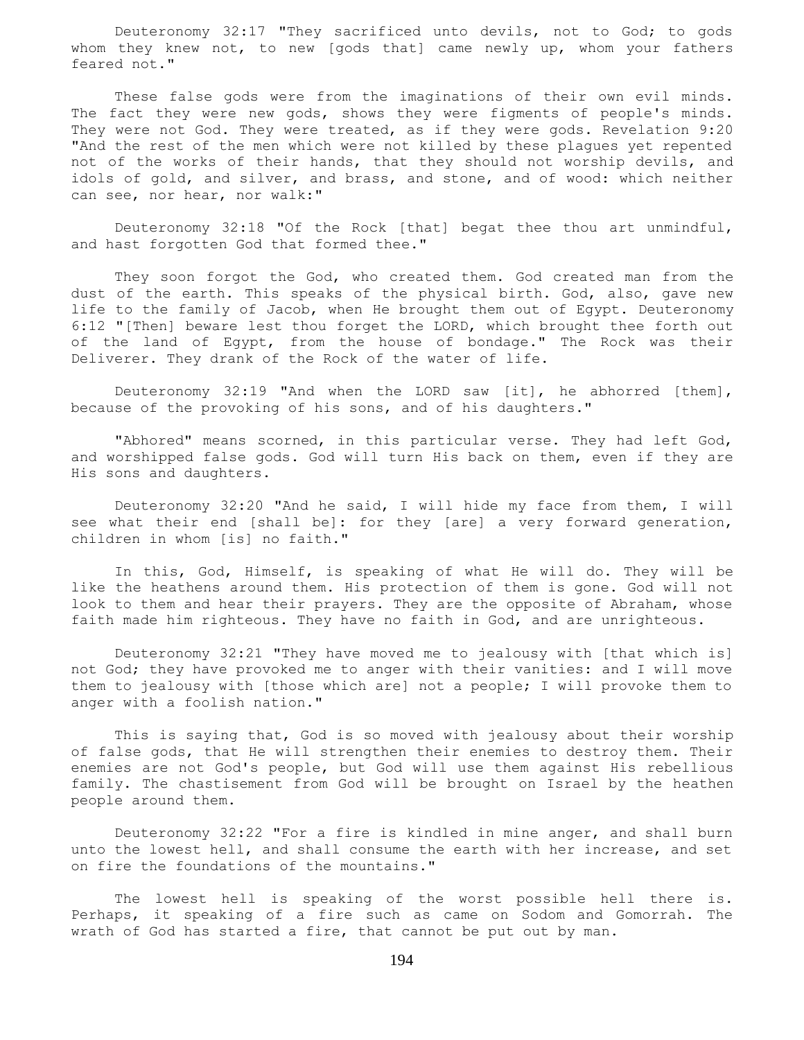Deuteronomy 32:17 "They sacrificed unto devils, not to God; to gods whom they knew not, to new [gods that] came newly up, whom your fathers feared not."

These false gods were from the imaginations of their own evil minds. The fact they were new gods, shows they were figments of people's minds. They were not God. They were treated, as if they were gods. Revelation 9:20 "And the rest of the men which were not killed by these plagues yet repented not of the works of their hands, that they should not worship devils, and idols of gold, and silver, and brass, and stone, and of wood: which neither can see, nor hear, nor walk:"

Deuteronomy 32:18 "Of the Rock [that] begat thee thou art unmindful, and hast forgotten God that formed thee."

They soon forgot the God, who created them. God created man from the dust of the earth. This speaks of the physical birth. God, also, gave new life to the family of Jacob, when He brought them out of Egypt. Deuteronomy 6:12 "[Then] beware lest thou forget the LORD, which brought thee forth out of the land of Egypt, from the house of bondage." The Rock was their Deliverer. They drank of the Rock of the water of life.

Deuteronomy 32:19 "And when the LORD saw [it], he abhorred [them], because of the provoking of his sons, and of his daughters."

"Abhored" means scorned, in this particular verse. They had left God, and worshipped false gods. God will turn His back on them, even if they are His sons and daughters.

Deuteronomy 32:20 "And he said, I will hide my face from them, I will see what their end [shall be]: for they [are] a very forward generation, children in whom [is] no faith."

In this, God, Himself, is speaking of what He will do. They will be like the heathens around them. His protection of them is gone. God will not look to them and hear their prayers. They are the opposite of Abraham, whose faith made him righteous. They have no faith in God, and are unrighteous.

Deuteronomy 32:21 "They have moved me to jealousy with [that which is] not God; they have provoked me to anger with their vanities: and I will move them to jealousy with [those which are] not a people; I will provoke them to anger with a foolish nation."

This is saying that, God is so moved with jealousy about their worship of false gods, that He will strengthen their enemies to destroy them. Their enemies are not God's people, but God will use them against His rebellious family. The chastisement from God will be brought on Israel by the heathen people around them.

Deuteronomy 32:22 "For a fire is kindled in mine anger, and shall burn unto the lowest hell, and shall consume the earth with her increase, and set on fire the foundations of the mountains."

The lowest hell is speaking of the worst possible hell there is. Perhaps, it speaking of a fire such as came on Sodom and Gomorrah. The wrath of God has started a fire, that cannot be put out by man.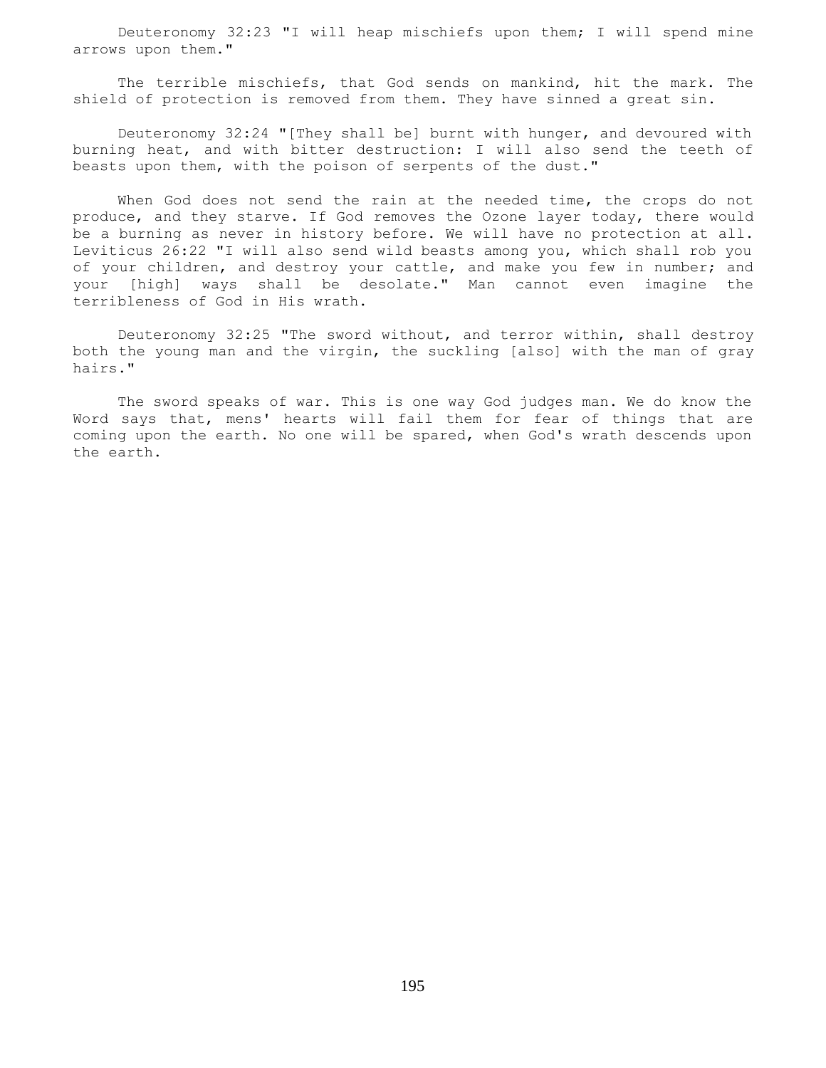Deuteronomy 32:23 "I will heap mischiefs upon them; I will spend mine arrows upon them."

The terrible mischiefs, that God sends on mankind, hit the mark. The shield of protection is removed from them. They have sinned a great sin.

Deuteronomy 32:24 "[They shall be] burnt with hunger, and devoured with burning heat, and with bitter destruction: I will also send the teeth of beasts upon them, with the poison of serpents of the dust."

When God does not send the rain at the needed time, the crops do not produce, and they starve. If God removes the Ozone layer today, there would be a burning as never in history before. We will have no protection at all. Leviticus 26:22 "I will also send wild beasts among you, which shall rob you of your children, and destroy your cattle, and make you few in number; and your [high] ways shall be desolate." Man cannot even imagine the terribleness of God in His wrath.

Deuteronomy 32:25 "The sword without, and terror within, shall destroy both the young man and the virgin, the suckling [also] with the man of gray hairs."

The sword speaks of war. This is one way God judges man. We do know the Word says that, mens' hearts will fail them for fear of things that are coming upon the earth. No one will be spared, when God's wrath descends upon the earth.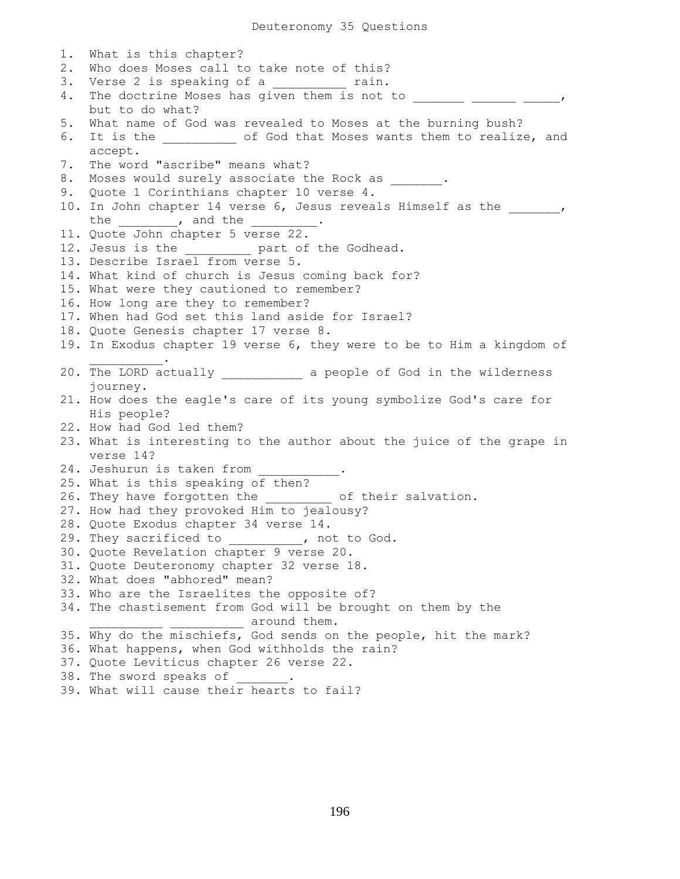# Deuteronomy 35 Questions

1. What is this chapter?
2. Who does Moses call to take note of this?
3. Verse 2 is speaking of a __________ rain.
4. The doctrine Moses has given them is not to _______ ______ _____, but to do what?
5. What name of God was revealed to Moses at the burning bush?
6. It is the __________ of God that Moses wants them to realize, and accept.
7. The word "ascribe" means what?
8. Moses would surely associate the Rock as _______.
9. Quote 1 Corinthians chapter 10 verse 4.
10. In John chapter 14 verse 6, Jesus reveals Himself as the _______, the ________, and the _________.
11. Quote John chapter 5 verse 22.
12. Jesus is the _________ part of the Godhead.
13. Describe Israel from verse 5.
14. What kind of church is Jesus coming back for?
15. What were they cautioned to remember?
16. How long are they to remember?
17. When had God set this land aside for Israel?
18. Quote Genesis chapter 17 verse 8.
19. In Exodus chapter 19 verse 6, they were to be to Him a kingdom of __________.
20. The LORD actually ___________ a people of God in the wilderness journey.
21. How does the eagle's care of its young symbolize God's care for His people?
22. How had God led them?
23. What is interesting to the author about the juice of the grape in verse 14?
24. Jeshurun is taken from ___________.
25. What is this speaking of then?
26. They have forgotten the _________ of their salvation.
27. How had they provoked Him to jealousy?
28. Quote Exodus chapter 34 verse 14.
29. They sacrificed to __________, not to God.
30. Quote Revelation chapter 9 verse 20.
31. Quote Deuteronomy chapter 32 verse 18.
32. What does "abhored" mean?
33. Who are the Israelites the opposite of?
34. The chastisement from God will be brought on them by the __________ __________ around them.
35. Why do the mischiefs, God sends on the people, hit the mark?
36. What happens, when God withholds the rain?
37. Quote Leviticus chapter 26 verse 22.
38. The sword speaks of _______.
39. What will cause their hearts to fail?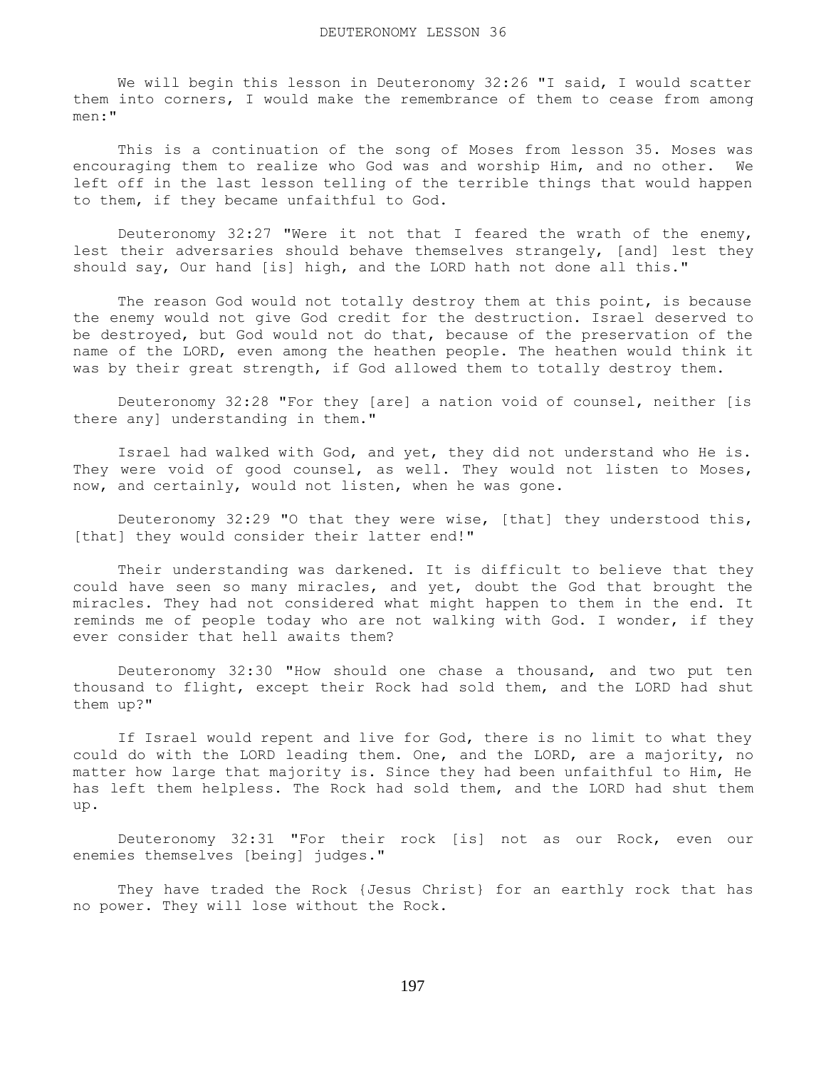# DEUTERONOMY LESSON 36

We will begin this lesson in Deuteronomy 32:26 "I said, I would scatter them into corners, I would make the remembrance of them to cease from among men:"

This is a continuation of the song of Moses from lesson 35. Moses was encouraging them to realize who God was and worship Him, and no other. We left off in the last lesson telling of the terrible things that would happen to them, if they became unfaithful to God.

Deuteronomy 32:27 "Were it not that I feared the wrath of the enemy, lest their adversaries should behave themselves strangely, [and] lest they should say, Our hand [is] high, and the LORD hath not done all this."

The reason God would not totally destroy them at this point, is because the enemy would not give God credit for the destruction. Israel deserved to be destroyed, but God would not do that, because of the preservation of the name of the LORD, even among the heathen people. The heathen would think it was by their great strength, if God allowed them to totally destroy them.

Deuteronomy 32:28 "For they [are] a nation void of counsel, neither [is there any] understanding in them."

Israel had walked with God, and yet, they did not understand who He is. They were void of good counsel, as well. They would not listen to Moses, now, and certainly, would not listen, when he was gone.

Deuteronomy 32:29 "O that they were wise, [that] they understood this, [that] they would consider their latter end!"

Their understanding was darkened. It is difficult to believe that they could have seen so many miracles, and yet, doubt the God that brought the miracles. They had not considered what might happen to them in the end. It reminds me of people today who are not walking with God. I wonder, if they ever consider that hell awaits them?

Deuteronomy 32:30 "How should one chase a thousand, and two put ten thousand to flight, except their Rock had sold them, and the LORD had shut them up?"

If Israel would repent and live for God, there is no limit to what they could do with the LORD leading them. One, and the LORD, are a majority, no matter how large that majority is. Since they had been unfaithful to Him, He has left them helpless. The Rock had sold them, and the LORD had shut them up.

Deuteronomy 32:31 "For their rock [is] not as our Rock, even our enemies themselves [being] judges."

They have traded the Rock {Jesus Christ} for an earthly rock that has no power. They will lose without the Rock.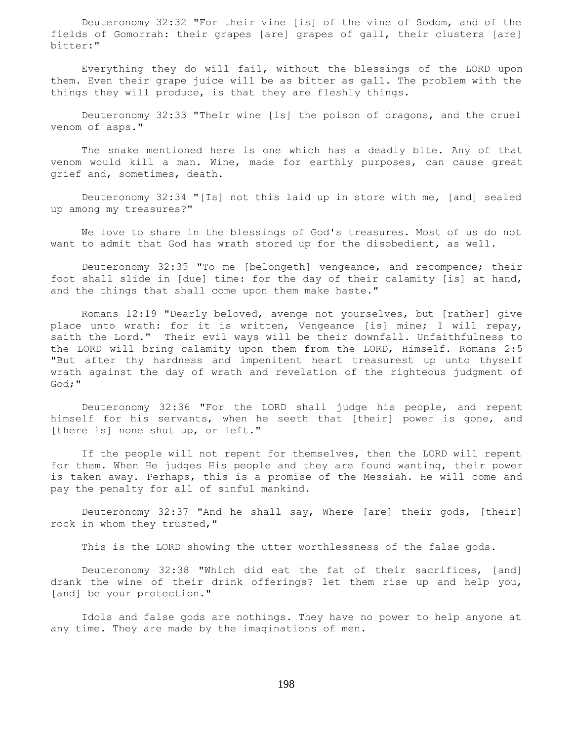Deuteronomy 32:32 "For their vine [is] of the vine of Sodom, and of the fields of Gomorrah: their grapes [are] grapes of gall, their clusters [are] bitter:"

Everything they do will fail, without the blessings of the LORD upon them. Even their grape juice will be as bitter as gall. The problem with the things they will produce, is that they are fleshly things.

Deuteronomy 32:33 "Their wine [is] the poison of dragons, and the cruel venom of asps."

The snake mentioned here is one which has a deadly bite. Any of that venom would kill a man. Wine, made for earthly purposes, can cause great grief and, sometimes, death.

Deuteronomy 32:34 "[Is] not this laid up in store with me, [and] sealed up among my treasures?"

We love to share in the blessings of God's treasures. Most of us do not want to admit that God has wrath stored up for the disobedient, as well.

Deuteronomy 32:35 "To me [belongeth] vengeance, and recompence; their foot shall slide in [due] time: for the day of their calamity [is] at hand, and the things that shall come upon them make haste."

Romans 12:19 "Dearly beloved, avenge not yourselves, but [rather] give place unto wrath: for it is written, Vengeance [is] mine; I will repay, saith the Lord." Their evil ways will be their downfall. Unfaithfulness to the LORD will bring calamity upon them from the LORD, Himself. Romans 2:5 "But after thy hardness and impenitent heart treasurest up unto thyself wrath against the day of wrath and revelation of the righteous judgment of God;"

Deuteronomy 32:36 "For the LORD shall judge his people, and repent himself for his servants, when he seeth that [their] power is gone, and [there is] none shut up, or left."

If the people will not repent for themselves, then the LORD will repent for them. When He judges His people and they are found wanting, their power is taken away. Perhaps, this is a promise of the Messiah. He will come and pay the penalty for all of sinful mankind.

Deuteronomy 32:37 "And he shall say, Where [are] their gods, [their] rock in whom they trusted,"

This is the LORD showing the utter worthlessness of the false gods.

Deuteronomy 32:38 "Which did eat the fat of their sacrifices, [and] drank the wine of their drink offerings? let them rise up and help you, [and] be your protection."

Idols and false gods are nothings. They have no power to help anyone at any time. They are made by the imaginations of men.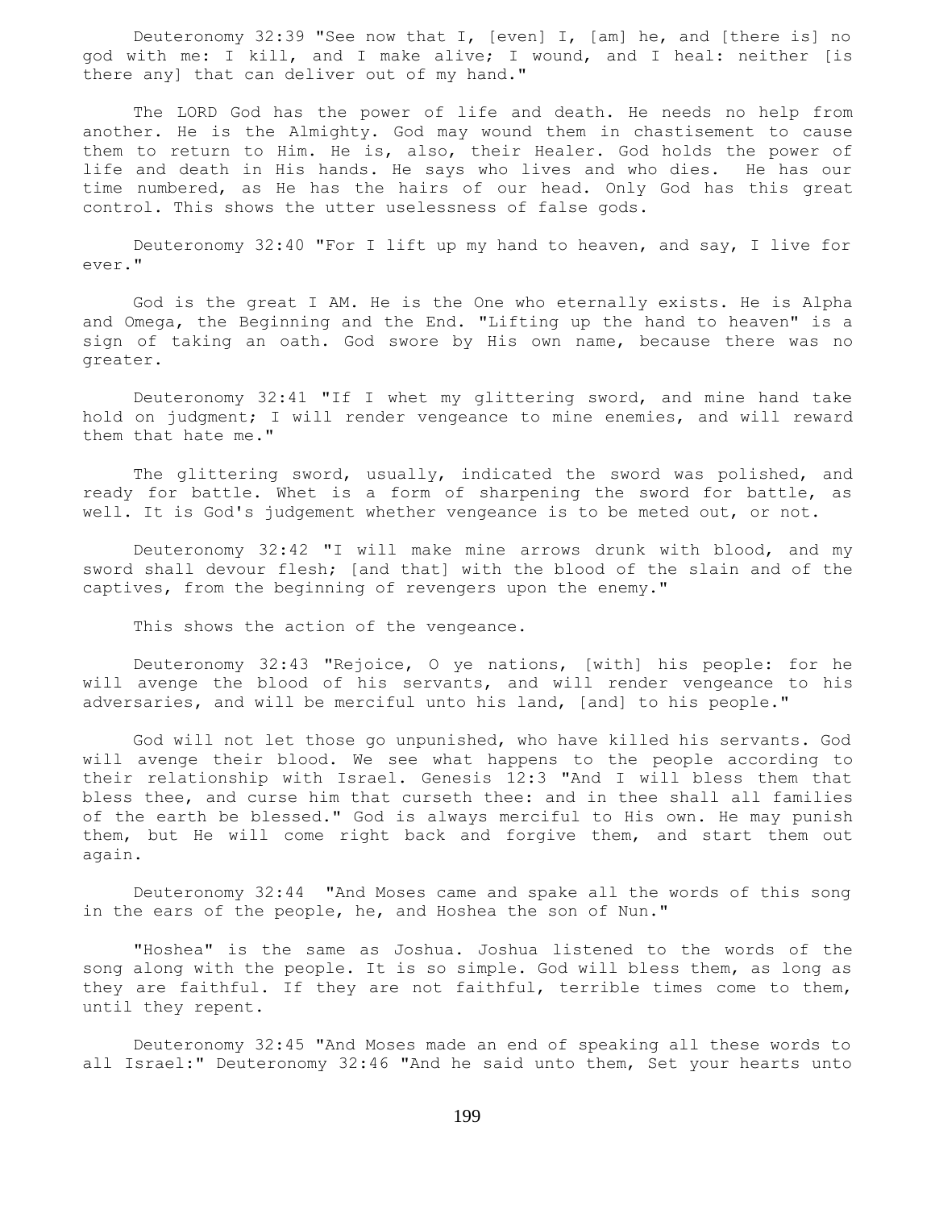Deuteronomy 32:39 "See now that I, [even] I, [am] he, and [there is] no god with me: I kill, and I make alive; I wound, and I heal: neither [is there any] that can deliver out of my hand."

The LORD God has the power of life and death. He needs no help from another. He is the Almighty. God may wound them in chastisement to cause them to return to Him. He is, also, their Healer. God holds the power of life and death in His hands. He says who lives and who dies. He has our time numbered, as He has the hairs of our head. Only God has this great control. This shows the utter uselessness of false gods.

Deuteronomy 32:40 "For I lift up my hand to heaven, and say, I live for ever."

God is the great I AM. He is the One who eternally exists. He is Alpha and Omega, the Beginning and the End. "Lifting up the hand to heaven" is a sign of taking an oath. God swore by His own name, because there was no greater.

Deuteronomy 32:41 "If I whet my glittering sword, and mine hand take hold on judgment; I will render vengeance to mine enemies, and will reward them that hate me."

The glittering sword, usually, indicated the sword was polished, and ready for battle. Whet is a form of sharpening the sword for battle, as well. It is God's judgement whether vengeance is to be meted out, or not.

Deuteronomy 32:42 "I will make mine arrows drunk with blood, and my sword shall devour flesh; [and that] with the blood of the slain and of the captives, from the beginning of revengers upon the enemy."

This shows the action of the vengeance.

Deuteronomy 32:43 "Rejoice, O ye nations, [with] his people: for he will avenge the blood of his servants, and will render vengeance to his adversaries, and will be merciful unto his land, [and] to his people."

God will not let those go unpunished, who have killed his servants. God will avenge their blood. We see what happens to the people according to their relationship with Israel. Genesis 12:3 "And I will bless them that bless thee, and curse him that curseth thee: and in thee shall all families of the earth be blessed." God is always merciful to His own. He may punish them, but He will come right back and forgive them, and start them out again.

Deuteronomy 32:44 "And Moses came and spake all the words of this song in the ears of the people, he, and Hoshea the son of Nun."

"Hoshea" is the same as Joshua. Joshua listened to the words of the song along with the people. It is so simple. God will bless them, as long as they are faithful. If they are not faithful, terrible times come to them, until they repent.

Deuteronomy 32:45 "And Moses made an end of speaking all these words to all Israel:" Deuteronomy 32:46 "And he said unto them, Set your hearts unto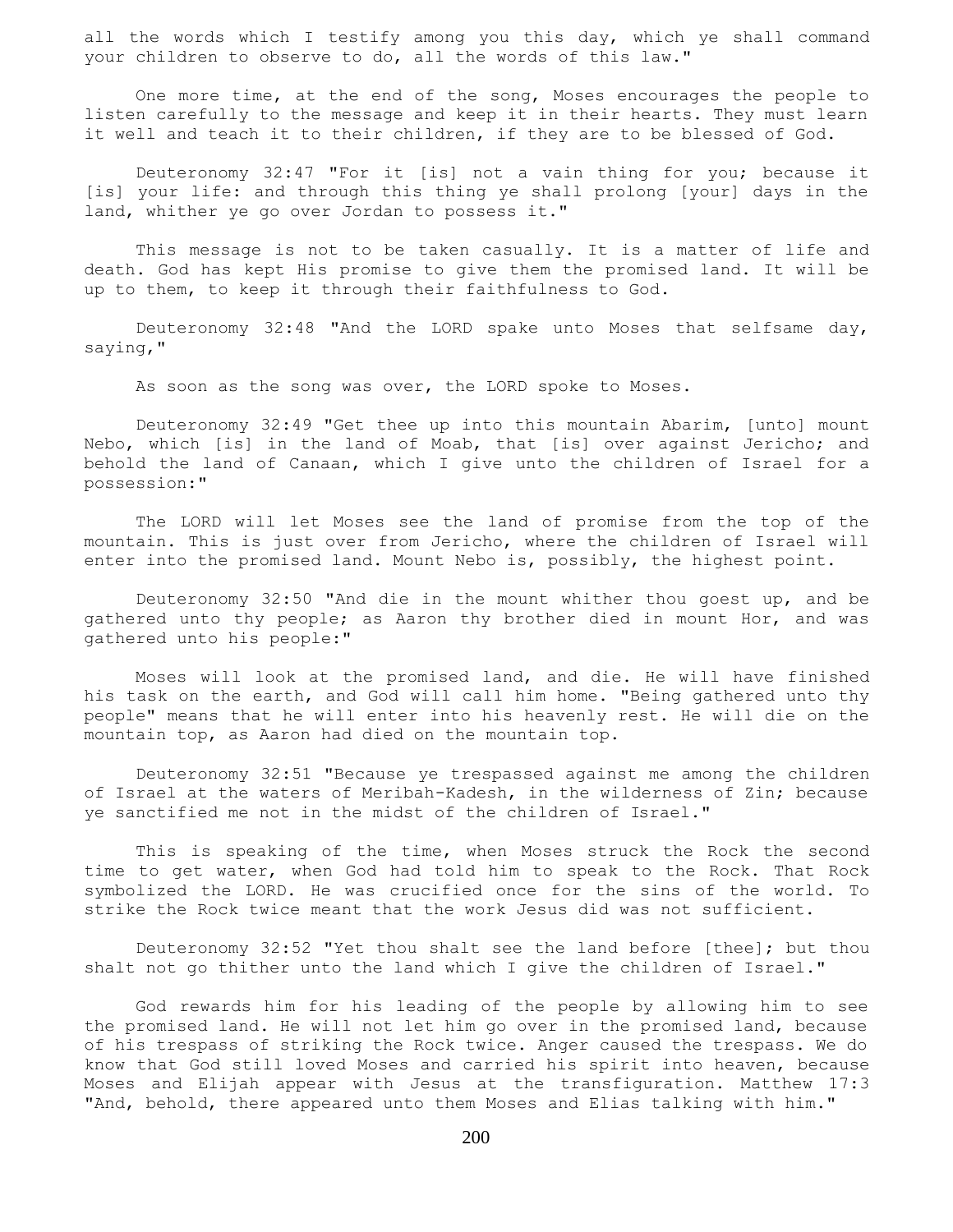all the words which I testify among you this day, which ye shall command your children to observe to do, all the words of this law."

One more time, at the end of the song, Moses encourages the people to listen carefully to the message and keep it in their hearts. They must learn it well and teach it to their children, if they are to be blessed of God.

Deuteronomy 32:47 "For it [is] not a vain thing for you; because it [is] your life: and through this thing ye shall prolong [your] days in the land, whither ye go over Jordan to possess it."

This message is not to be taken casually. It is a matter of life and death. God has kept His promise to give them the promised land. It will be up to them, to keep it through their faithfulness to God.

Deuteronomy 32:48 "And the LORD spake unto Moses that selfsame day, saying,"

As soon as the song was over, the LORD spoke to Moses.

Deuteronomy 32:49 "Get thee up into this mountain Abarim, [unto] mount Nebo, which [is] in the land of Moab, that [is] over against Jericho; and behold the land of Canaan, which I give unto the children of Israel for a possession:"

The LORD will let Moses see the land of promise from the top of the mountain. This is just over from Jericho, where the children of Israel will enter into the promised land. Mount Nebo is, possibly, the highest point.

Deuteronomy 32:50 "And die in the mount whither thou goest up, and be gathered unto thy people; as Aaron thy brother died in mount Hor, and was gathered unto his people:"

Moses will look at the promised land, and die. He will have finished his task on the earth, and God will call him home. "Being gathered unto thy people" means that he will enter into his heavenly rest. He will die on the mountain top, as Aaron had died on the mountain top.

Deuteronomy 32:51 "Because ye trespassed against me among the children of Israel at the waters of Meribah-Kadesh, in the wilderness of Zin; because ye sanctified me not in the midst of the children of Israel."

This is speaking of the time, when Moses struck the Rock the second time to get water, when God had told him to speak to the Rock. That Rock symbolized the LORD. He was crucified once for the sins of the world. To strike the Rock twice meant that the work Jesus did was not sufficient.

Deuteronomy 32:52 "Yet thou shalt see the land before [thee]; but thou shalt not go thither unto the land which I give the children of Israel."

God rewards him for his leading of the people by allowing him to see the promised land. He will not let him go over in the promised land, because of his trespass of striking the Rock twice. Anger caused the trespass. We do know that God still loved Moses and carried his spirit into heaven, because Moses and Elijah appear with Jesus at the transfiguration. Matthew 17:3 "And, behold, there appeared unto them Moses and Elias talking with him."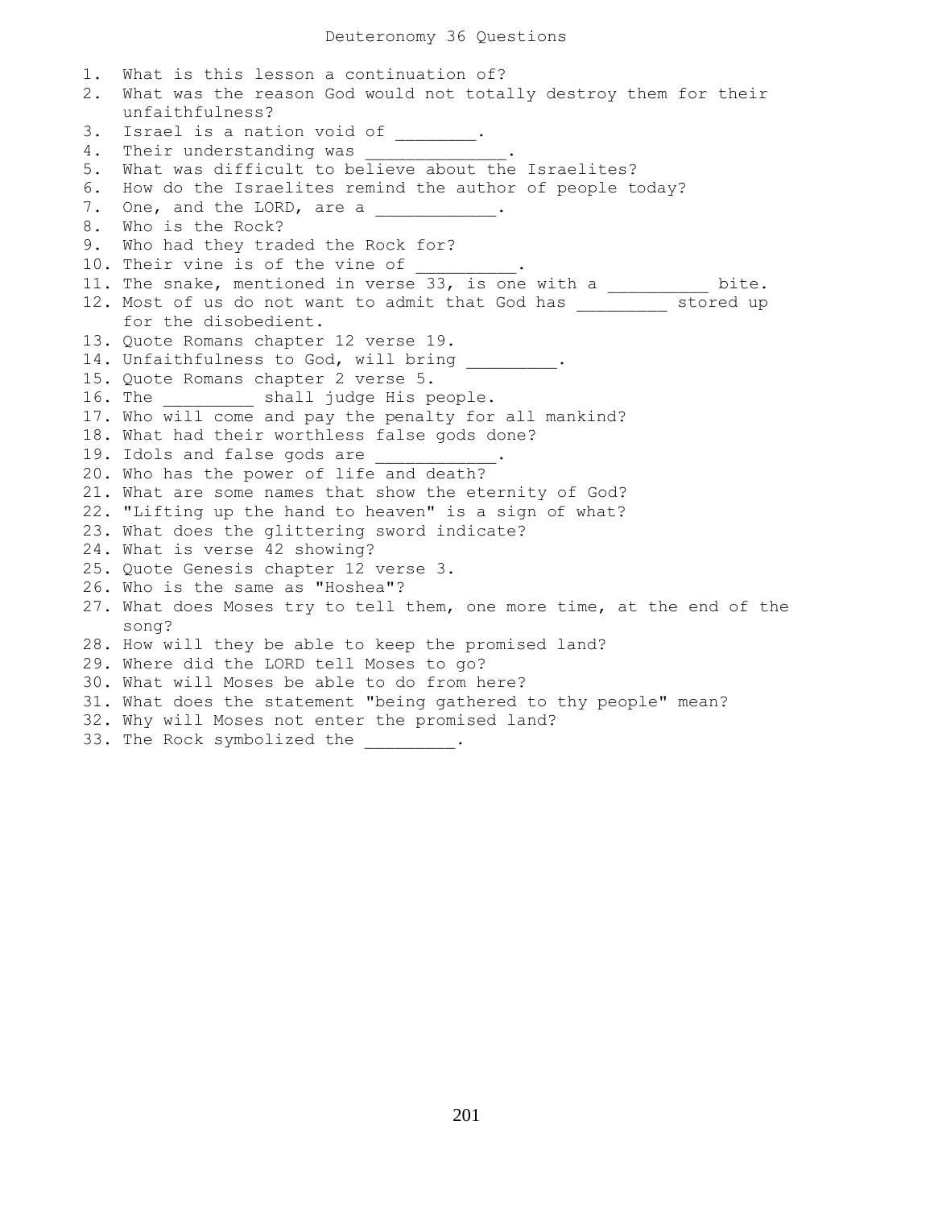# Deuteronomy 36 Questions

1. What is this lesson a continuation of?
2. What was the reason God would not totally destroy them for their unfaithfulness?
3. Israel is a nation void of ________.
4. Their understanding was ______________.
5. What was difficult to believe about the Israelites?
6. How do the Israelites remind the author of people today?
7. One, and the LORD, are a ____________.
8. Who is the Rock?
9. Who had they traded the Rock for?
10. Their vine is of the vine of __________.
11. The snake, mentioned in verse 33, is one with a __________ bite.
12. Most of us do not want to admit that God has _________ stored up for the disobedient.
13. Quote Romans chapter 12 verse 19.
14. Unfaithfulness to God, will bring _________.
15. Quote Romans chapter 2 verse 5.
16. The _________ shall judge His people.
17. Who will come and pay the penalty for all mankind?
18. What had their worthless false gods done?
19. Idols and false gods are ____________.
20. Who has the power of life and death?
21. What are some names that show the eternity of God?
22. "Lifting up the hand to heaven" is a sign of what?
23. What does the glittering sword indicate?
24. What is verse 42 showing?
25. Quote Genesis chapter 12 verse 3.
26. Who is the same as "Hoshea"?
27. What does Moses try to tell them, one more time, at the end of the song?
28. How will they be able to keep the promised land?
29. Where did the LORD tell Moses to go?
30. What will Moses be able to do from here?
31. What does the statement "being gathered to thy people" mean?
32. Why will Moses not enter the promised land?
33. The Rock symbolized the _________.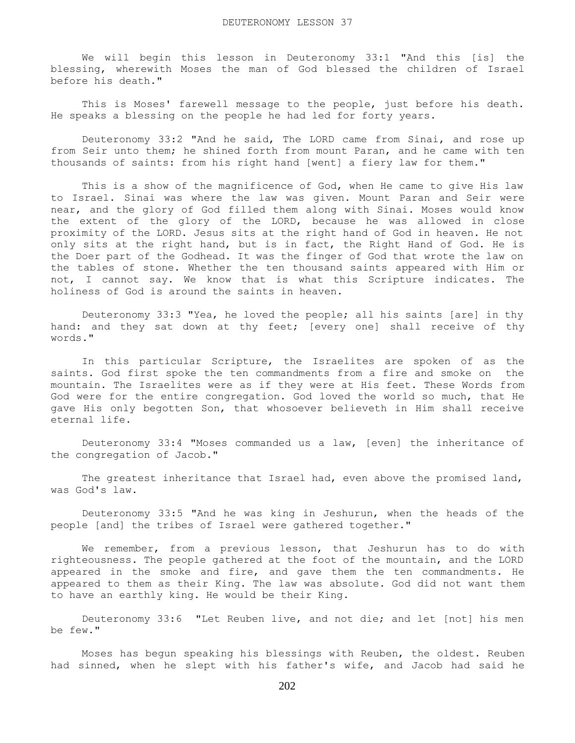DEUTERONOMY LESSON 37

We will begin this lesson in Deuteronomy 33:1 "And this [is] the blessing, wherewith Moses the man of God blessed the children of Israel before his death."

This is Moses' farewell message to the people, just before his death. He speaks a blessing on the people he had led for forty years.

Deuteronomy 33:2 "And he said, The LORD came from Sinai, and rose up from Seir unto them; he shined forth from mount Paran, and he came with ten thousands of saints: from his right hand [went] a fiery law for them."

This is a show of the magnificence of God, when He came to give His law to Israel. Sinai was where the law was given. Mount Paran and Seir were near, and the glory of God filled them along with Sinai. Moses would know the extent of the glory of the LORD, because he was allowed in close proximity of the LORD. Jesus sits at the right hand of God in heaven. He not only sits at the right hand, but is in fact, the Right Hand of God. He is the Doer part of the Godhead. It was the finger of God that wrote the law on the tables of stone. Whether the ten thousand saints appeared with Him or not, I cannot say. We know that is what this Scripture indicates. The holiness of God is around the saints in heaven.

Deuteronomy 33:3 "Yea, he loved the people; all his saints [are] in thy hand: and they sat down at thy feet; [every one] shall receive of thy words."

In this particular Scripture, the Israelites are spoken of as the saints. God first spoke the ten commandments from a fire and smoke on the mountain. The Israelites were as if they were at His feet. These Words from God were for the entire congregation. God loved the world so much, that He gave His only begotten Son, that whosoever believeth in Him shall receive eternal life.

Deuteronomy 33:4 "Moses commanded us a law, [even] the inheritance of the congregation of Jacob."

The greatest inheritance that Israel had, even above the promised land, was God's law.

Deuteronomy 33:5 "And he was king in Jeshurun, when the heads of the people [and] the tribes of Israel were gathered together."

We remember, from a previous lesson, that Jeshurun has to do with righteousness. The people gathered at the foot of the mountain, and the LORD appeared in the smoke and fire, and gave them the ten commandments. He appeared to them as their King. The law was absolute. God did not want them to have an earthly king. He would be their King.

Deuteronomy 33:6 "Let Reuben live, and not die; and let [not] his men be few."

Moses has begun speaking his blessings with Reuben, the oldest. Reuben had sinned, when he slept with his father's wife, and Jacob had said he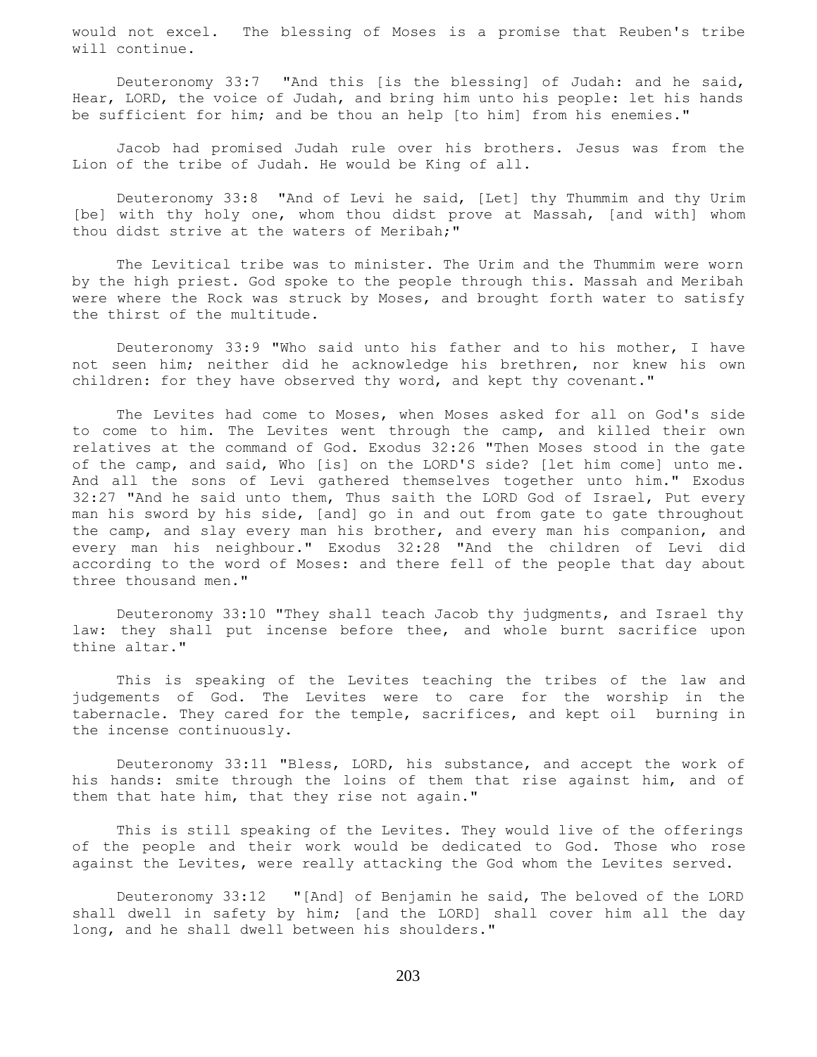would not excel. The blessing of Moses is a promise that Reuben's tribe will continue.

Deuteronomy 33:7 "And this [is the blessing] of Judah: and he said, Hear, LORD, the voice of Judah, and bring him unto his people: let his hands be sufficient for him; and be thou an help [to him] from his enemies."

Jacob had promised Judah rule over his brothers. Jesus was from the Lion of the tribe of Judah. He would be King of all.

Deuteronomy 33:8 "And of Levi he said, [Let] thy Thummim and thy Urim [be] with thy holy one, whom thou didst prove at Massah, [and with] whom thou didst strive at the waters of Meribah;"

The Levitical tribe was to minister. The Urim and the Thummim were worn by the high priest. God spoke to the people through this. Massah and Meribah were where the Rock was struck by Moses, and brought forth water to satisfy the thirst of the multitude.

Deuteronomy 33:9 "Who said unto his father and to his mother, I have not seen him; neither did he acknowledge his brethren, nor knew his own children: for they have observed thy word, and kept thy covenant."

The Levites had come to Moses, when Moses asked for all on God's side to come to him. The Levites went through the camp, and killed their own relatives at the command of God. Exodus 32:26 "Then Moses stood in the gate of the camp, and said, Who [is] on the LORD'S side? [let him come] unto me. And all the sons of Levi gathered themselves together unto him." Exodus 32:27 "And he said unto them, Thus saith the LORD God of Israel, Put every man his sword by his side, [and] go in and out from gate to gate throughout the camp, and slay every man his brother, and every man his companion, and every man his neighbour." Exodus 32:28 "And the children of Levi did according to the word of Moses: and there fell of the people that day about three thousand men."

Deuteronomy 33:10 "They shall teach Jacob thy judgments, and Israel thy law: they shall put incense before thee, and whole burnt sacrifice upon thine altar."

This is speaking of the Levites teaching the tribes of the law and judgements of God. The Levites were to care for the worship in the tabernacle. They cared for the temple, sacrifices, and kept oil burning in the incense continuously.

Deuteronomy 33:11 "Bless, LORD, his substance, and accept the work of his hands: smite through the loins of them that rise against him, and of them that hate him, that they rise not again."

This is still speaking of the Levites. They would live of the offerings of the people and their work would be dedicated to God. Those who rose against the Levites, were really attacking the God whom the Levites served.

Deuteronomy 33:12 "[And] of Benjamin he said, The beloved of the LORD shall dwell in safety by him; [and the LORD] shall cover him all the day long, and he shall dwell between his shoulders."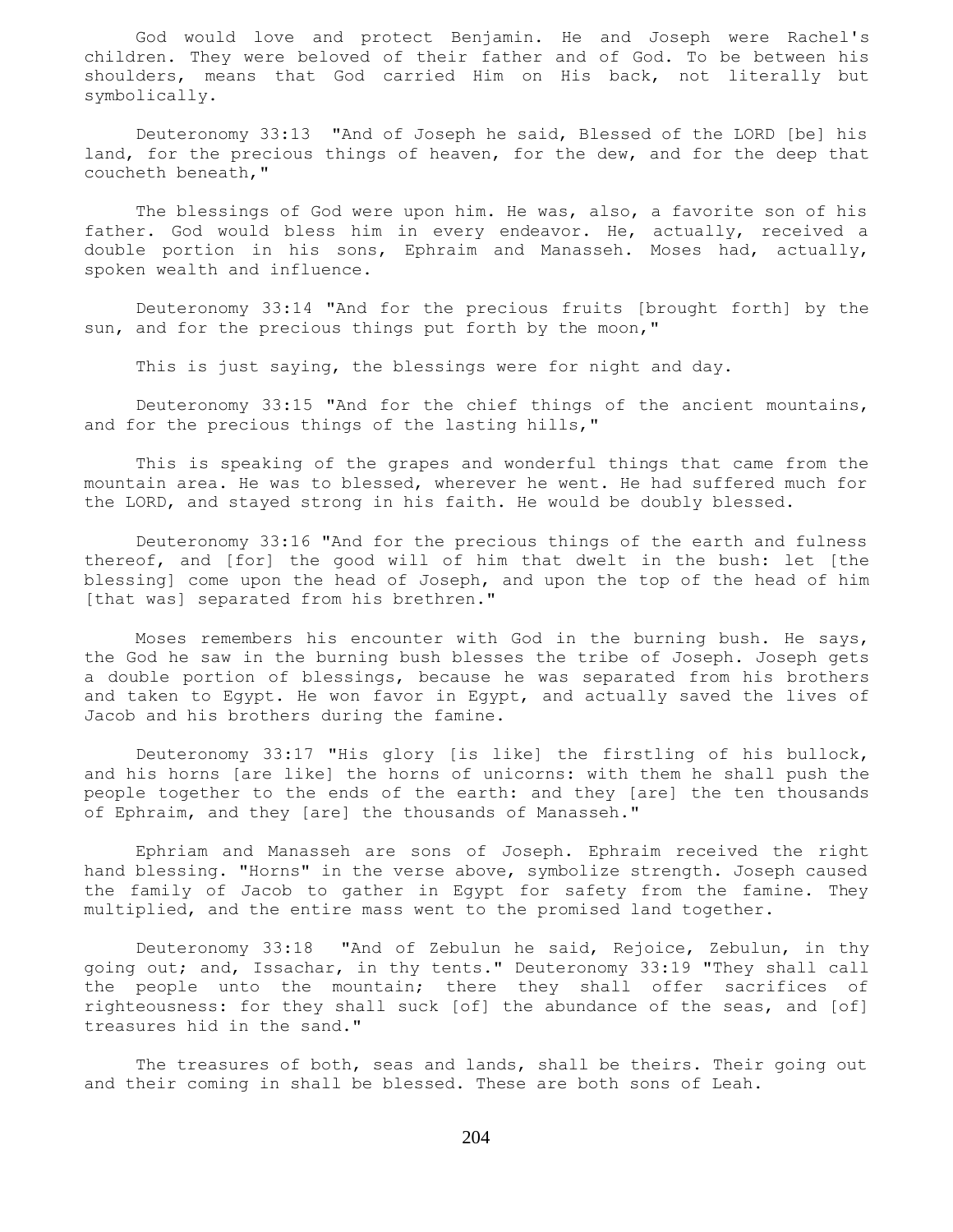God would love and protect Benjamin. He and Joseph were Rachel's children. They were beloved of their father and of God. To be between his shoulders, means that God carried Him on His back, not literally but symbolically.

Deuteronomy 33:13 "And of Joseph he said, Blessed of the LORD [be] his land, for the precious things of heaven, for the dew, and for the deep that coucheth beneath,"

The blessings of God were upon him. He was, also, a favorite son of his father. God would bless him in every endeavor. He, actually, received a double portion in his sons, Ephraim and Manasseh. Moses had, actually, spoken wealth and influence.

Deuteronomy 33:14 "And for the precious fruits [brought forth] by the sun, and for the precious things put forth by the moon,"

This is just saying, the blessings were for night and day.

Deuteronomy 33:15 "And for the chief things of the ancient mountains, and for the precious things of the lasting hills,"

This is speaking of the grapes and wonderful things that came from the mountain area. He was to blessed, wherever he went. He had suffered much for the LORD, and stayed strong in his faith. He would be doubly blessed.

Deuteronomy 33:16 "And for the precious things of the earth and fulness thereof, and [for] the good will of him that dwelt in the bush: let [the blessing] come upon the head of Joseph, and upon the top of the head of him [that was] separated from his brethren."

Moses remembers his encounter with God in the burning bush. He says, the God he saw in the burning bush blesses the tribe of Joseph. Joseph gets a double portion of blessings, because he was separated from his brothers and taken to Egypt. He won favor in Egypt, and actually saved the lives of Jacob and his brothers during the famine.

Deuteronomy 33:17 "His glory [is like] the firstling of his bullock, and his horns [are like] the horns of unicorns: with them he shall push the people together to the ends of the earth: and they [are] the ten thousands of Ephraim, and they [are] the thousands of Manasseh."

Ephriam and Manasseh are sons of Joseph. Ephraim received the right hand blessing. "Horns" in the verse above, symbolize strength. Joseph caused the family of Jacob to gather in Egypt for safety from the famine. They multiplied, and the entire mass went to the promised land together.

Deuteronomy 33:18 "And of Zebulun he said, Rejoice, Zebulun, in thy going out; and, Issachar, in thy tents." Deuteronomy 33:19 "They shall call the people unto the mountain; there they shall offer sacrifices of righteousness: for they shall suck [of] the abundance of the seas, and [of] treasures hid in the sand."

The treasures of both, seas and lands, shall be theirs. Their going out and their coming in shall be blessed. These are both sons of Leah.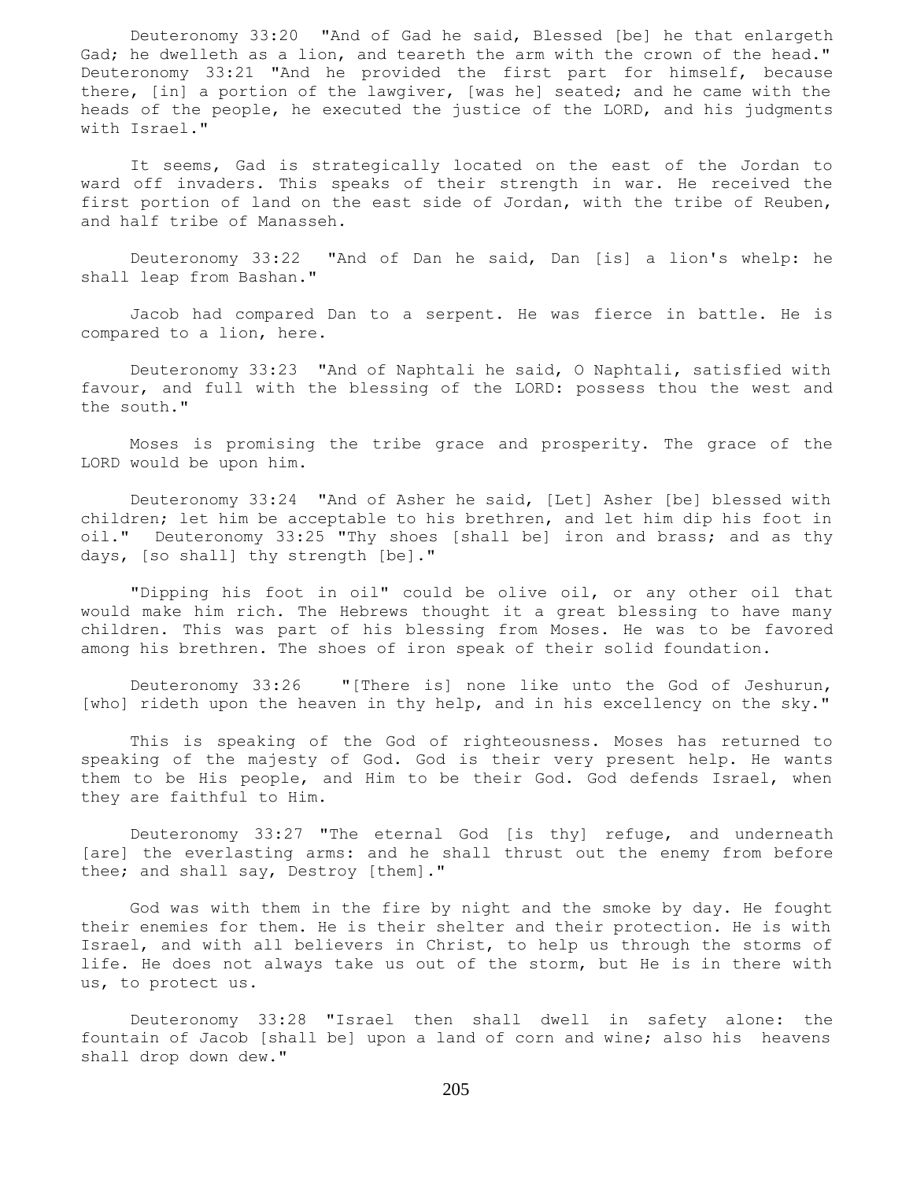Deuteronomy 33:20 "And of Gad he said, Blessed [be] he that enlargeth Gad; he dwelleth as a lion, and teareth the arm with the crown of the head." Deuteronomy 33:21 "And he provided the first part for himself, because there, [in] a portion of the lawgiver, [was he] seated; and he came with the heads of the people, he executed the justice of the LORD, and his judgments with Israel."

It seems, Gad is strategically located on the east of the Jordan to ward off invaders. This speaks of their strength in war. He received the first portion of land on the east side of Jordan, with the tribe of Reuben, and half tribe of Manasseh.

Deuteronomy 33:22 "And of Dan he said, Dan [is] a lion's whelp: he shall leap from Bashan."

Jacob had compared Dan to a serpent. He was fierce in battle. He is compared to a lion, here.

Deuteronomy 33:23 "And of Naphtali he said, O Naphtali, satisfied with favour, and full with the blessing of the LORD: possess thou the west and the south."

Moses is promising the tribe grace and prosperity. The grace of the LORD would be upon him.

Deuteronomy 33:24 "And of Asher he said, [Let] Asher [be] blessed with children; let him be acceptable to his brethren, and let him dip his foot in oil." Deuteronomy 33:25 "Thy shoes [shall be] iron and brass; and as thy days, [so shall] thy strength [be]."

"Dipping his foot in oil" could be olive oil, or any other oil that would make him rich. The Hebrews thought it a great blessing to have many children. This was part of his blessing from Moses. He was to be favored among his brethren. The shoes of iron speak of their solid foundation.

Deuteronomy 33:26 "[There is] none like unto the God of Jeshurun, [who] rideth upon the heaven in thy help, and in his excellency on the sky."

This is speaking of the God of righteousness. Moses has returned to speaking of the majesty of God. God is their very present help. He wants them to be His people, and Him to be their God. God defends Israel, when they are faithful to Him.

Deuteronomy 33:27 "The eternal God [is thy] refuge, and underneath [are] the everlasting arms: and he shall thrust out the enemy from before thee; and shall say, Destroy [them]."

God was with them in the fire by night and the smoke by day. He fought their enemies for them. He is their shelter and their protection. He is with Israel, and with all believers in Christ, to help us through the storms of life. He does not always take us out of the storm, but He is in there with us, to protect us.

Deuteronomy 33:28 "Israel then shall dwell in safety alone: the fountain of Jacob [shall be] upon a land of corn and wine; also his heavens shall drop down dew."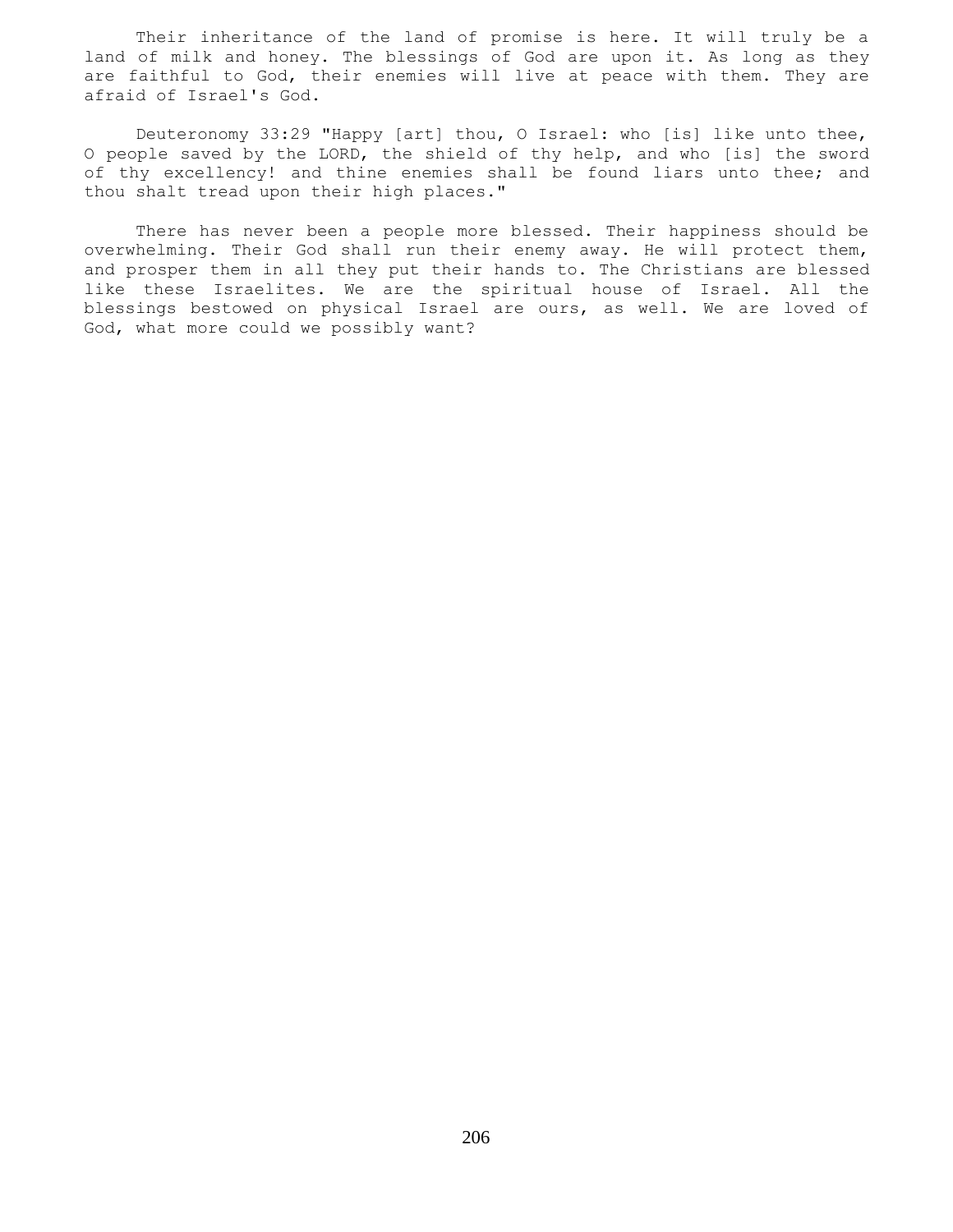Their inheritance of the land of promise is here. It will truly be a land of milk and honey. The blessings of God are upon it. As long as they are faithful to God, their enemies will live at peace with them. They are afraid of Israel's God.

Deuteronomy 33:29 "Happy [art] thou, O Israel: who [is] like unto thee, O people saved by the LORD, the shield of thy help, and who [is] the sword of thy excellency! and thine enemies shall be found liars unto thee; and thou shalt tread upon their high places."

There has never been a people more blessed. Their happiness should be overwhelming. Their God shall run their enemy away. He will protect them, and prosper them in all they put their hands to. The Christians are blessed like these Israelites. We are the spiritual house of Israel. All the blessings bestowed on physical Israel are ours, as well. We are loved of God, what more could we possibly want?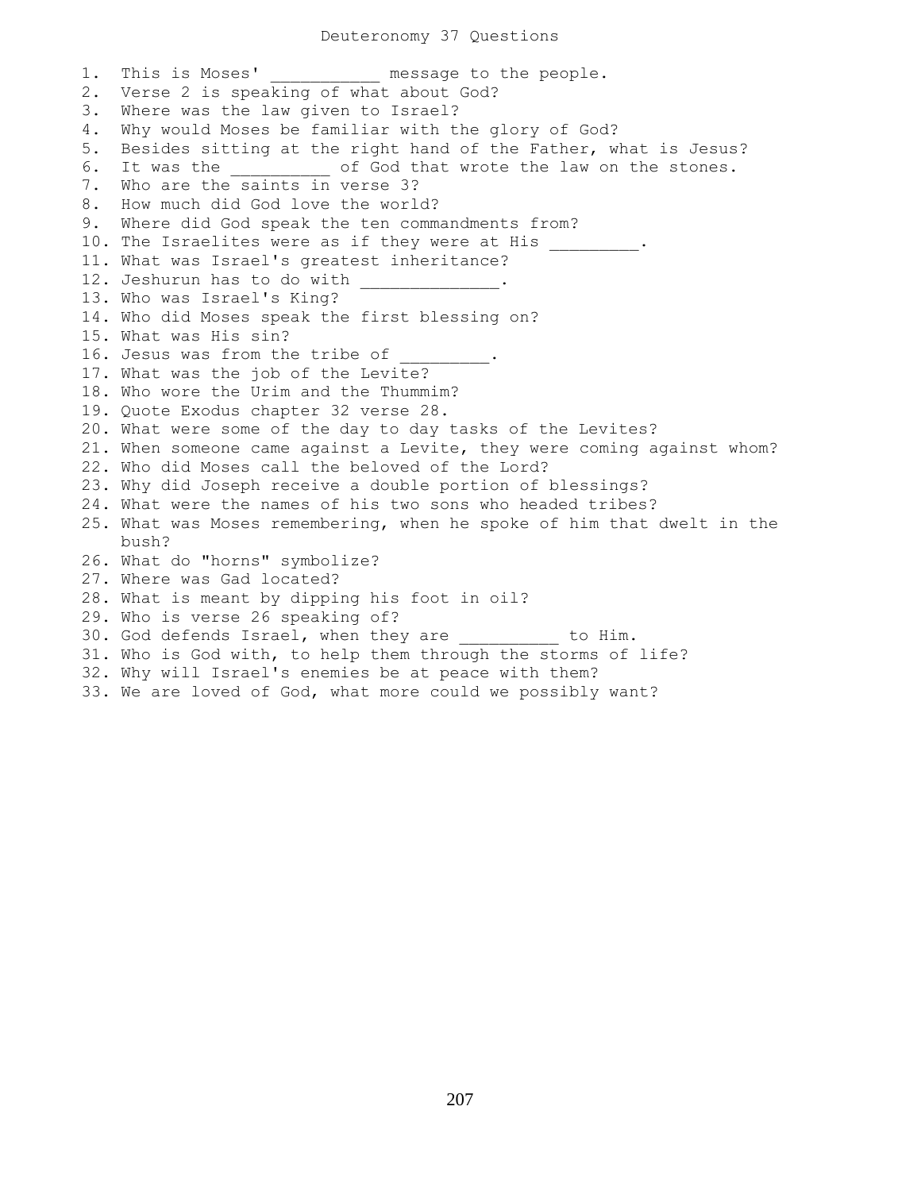# Deuteronomy 37 Questions

1. This is Moses' ___________ message to the people.
2. Verse 2 is speaking of what about God?
3. Where was the law given to Israel?
4. Why would Moses be familiar with the glory of God?
5. Besides sitting at the right hand of the Father, what is Jesus?
6. It was the _________ of God that wrote the law on the stones.
7. Who are the saints in verse 3?
8. How much did God love the world?
9. Where did God speak the ten commandments from?
10. The Israelites were as if they were at His _________.
11. What was Israel's greatest inheritance?
12. Jeshurun has to do with ______________.
13. Who was Israel's King?
14. Who did Moses speak the first blessing on?
15. What was His sin?
16. Jesus was from the tribe of _________.
17. What was the job of the Levite?
18. Who wore the Urim and the Thummim?
19. Quote Exodus chapter 32 verse 28.
20. What were some of the day to day tasks of the Levites?
21. When someone came against a Levite, they were coming against whom?
22. Who did Moses call the beloved of the Lord?
23. Why did Joseph receive a double portion of blessings?
24. What were the names of his two sons who headed tribes?
25. What was Moses remembering, when he spoke of him that dwelt in the bush?
26. What do "horns" symbolize?
27. Where was Gad located?
28. What is meant by dipping his foot in oil?
29. Who is verse 26 speaking of?
30. God defends Israel, when they are __________ to Him.
31. Who is God with, to help them through the storms of life?
32. Why will Israel's enemies be at peace with them?
33. We are loved of God, what more could we possibly want?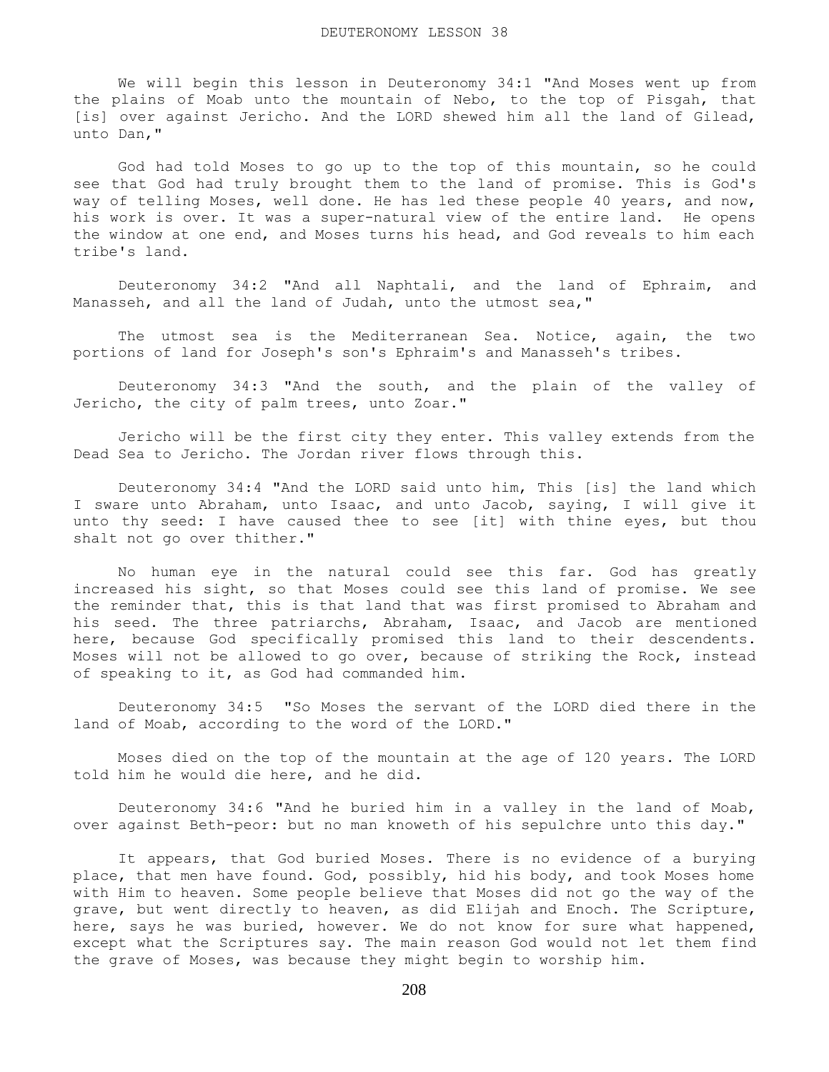DEUTERONOMY LESSON 38

We will begin this lesson in Deuteronomy 34:1 "And Moses went up from the plains of Moab unto the mountain of Nebo, to the top of Pisgah, that [is] over against Jericho. And the LORD shewed him all the land of Gilead, unto Dan,"

God had told Moses to go up to the top of this mountain, so he could see that God had truly brought them to the land of promise. This is God's way of telling Moses, well done. He has led these people 40 years, and now, his work is over. It was a super-natural view of the entire land. He opens the window at one end, and Moses turns his head, and God reveals to him each tribe's land.

Deuteronomy 34:2 "And all Naphtali, and the land of Ephraim, and Manasseh, and all the land of Judah, unto the utmost sea,"

The utmost sea is the Mediterranean Sea. Notice, again, the two portions of land for Joseph's son's Ephraim's and Manasseh's tribes.

Deuteronomy 34:3 "And the south, and the plain of the valley of Jericho, the city of palm trees, unto Zoar."

Jericho will be the first city they enter. This valley extends from the Dead Sea to Jericho. The Jordan river flows through this.

Deuteronomy 34:4 "And the LORD said unto him, This [is] the land which I sware unto Abraham, unto Isaac, and unto Jacob, saying, I will give it unto thy seed: I have caused thee to see [it] with thine eyes, but thou shalt not go over thither."

No human eye in the natural could see this far. God has greatly increased his sight, so that Moses could see this land of promise. We see the reminder that, this is that land that was first promised to Abraham and his seed. The three patriarchs, Abraham, Isaac, and Jacob are mentioned here, because God specifically promised this land to their descendents. Moses will not be allowed to go over, because of striking the Rock, instead of speaking to it, as God had commanded him.

Deuteronomy 34:5 "So Moses the servant of the LORD died there in the land of Moab, according to the word of the LORD."

Moses died on the top of the mountain at the age of 120 years. The LORD told him he would die here, and he did.

Deuteronomy 34:6 "And he buried him in a valley in the land of Moab, over against Beth-peor: but no man knoweth of his sepulchre unto this day."

It appears, that God buried Moses. There is no evidence of a burying place, that men have found. God, possibly, hid his body, and took Moses home with Him to heaven. Some people believe that Moses did not go the way of the grave, but went directly to heaven, as did Elijah and Enoch. The Scripture, here, says he was buried, however. We do not know for sure what happened, except what the Scriptures say. The main reason God would not let them find the grave of Moses, was because they might begin to worship him.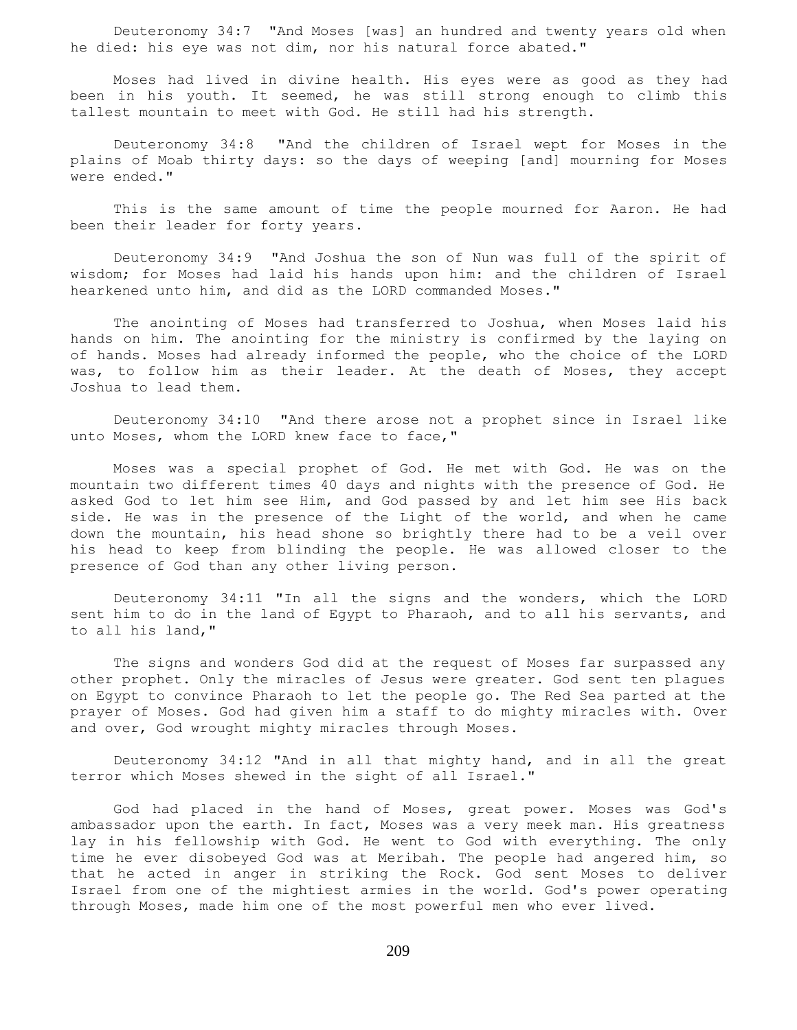Deuteronomy 34:7 "And Moses [was] an hundred and twenty years old when he died: his eye was not dim, nor his natural force abated."

Moses had lived in divine health. His eyes were as good as they had been in his youth. It seemed, he was still strong enough to climb this tallest mountain to meet with God. He still had his strength.

Deuteronomy 34:8 "And the children of Israel wept for Moses in the plains of Moab thirty days: so the days of weeping [and] mourning for Moses were ended."

This is the same amount of time the people mourned for Aaron. He had been their leader for forty years.

Deuteronomy 34:9 "And Joshua the son of Nun was full of the spirit of wisdom; for Moses had laid his hands upon him: and the children of Israel hearkened unto him, and did as the LORD commanded Moses."

The anointing of Moses had transferred to Joshua, when Moses laid his hands on him. The anointing for the ministry is confirmed by the laying on of hands. Moses had already informed the people, who the choice of the LORD was, to follow him as their leader. At the death of Moses, they accept Joshua to lead them.

Deuteronomy 34:10 "And there arose not a prophet since in Israel like unto Moses, whom the LORD knew face to face,"

Moses was a special prophet of God. He met with God. He was on the mountain two different times 40 days and nights with the presence of God. He asked God to let him see Him, and God passed by and let him see His back side. He was in the presence of the Light of the world, and when he came down the mountain, his head shone so brightly there had to be a veil over his head to keep from blinding the people. He was allowed closer to the presence of God than any other living person.

Deuteronomy 34:11 "In all the signs and the wonders, which the LORD sent him to do in the land of Egypt to Pharaoh, and to all his servants, and to all his land,"

The signs and wonders God did at the request of Moses far surpassed any other prophet. Only the miracles of Jesus were greater. God sent ten plagues on Egypt to convince Pharaoh to let the people go. The Red Sea parted at the prayer of Moses. God had given him a staff to do mighty miracles with. Over and over, God wrought mighty miracles through Moses.

Deuteronomy 34:12 "And in all that mighty hand, and in all the great terror which Moses shewed in the sight of all Israel."

God had placed in the hand of Moses, great power. Moses was God's ambassador upon the earth. In fact, Moses was a very meek man. His greatness lay in his fellowship with God. He went to God with everything. The only time he ever disobeyed God was at Meribah. The people had angered him, so that he acted in anger in striking the Rock. God sent Moses to deliver Israel from one of the mightiest armies in the world. God's power operating through Moses, made him one of the most powerful men who ever lived.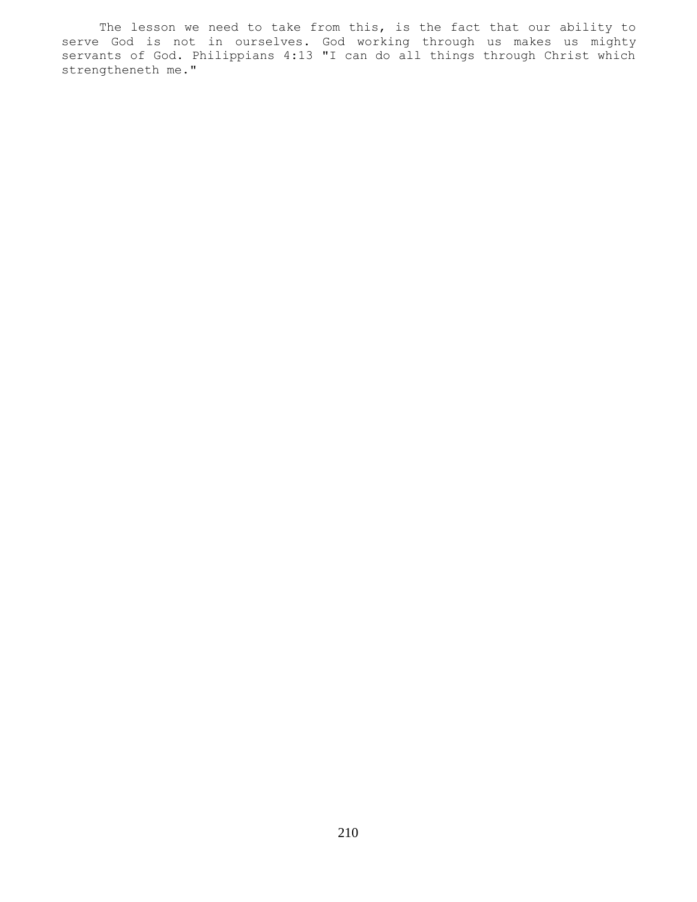The lesson we need to take from this, is the fact that our ability to serve God is not in ourselves. God working through us makes us mighty servants of God. Philippians 4:13 "I can do all things through Christ which strengtheneth me."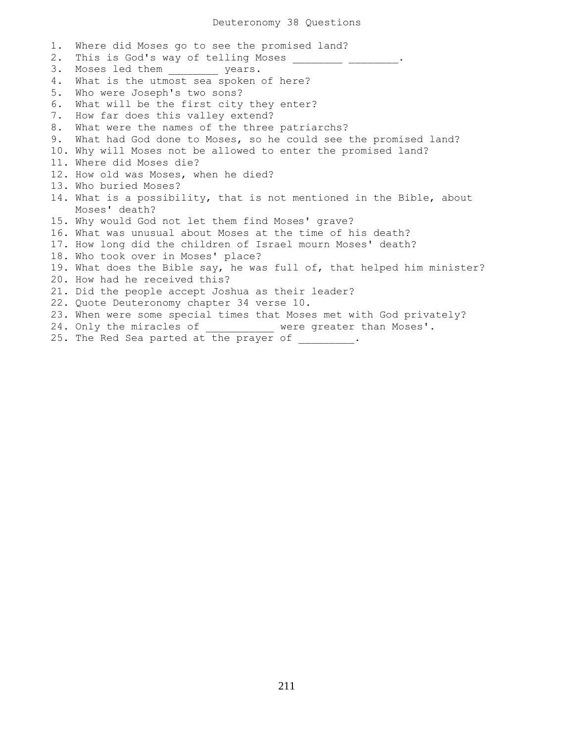# Deuteronomy 38 Questions

1. Where did Moses go to see the promised land?
2. This is God's way of telling Moses ________ ________.
3. Moses led them ________ years.
4. What is the utmost sea spoken of here?
5. Who were Joseph's two sons?
6. What will be the first city they enter?
7. How far does this valley extend?
8. What were the names of the three patriarchs?
9. What had God done to Moses, so he could see the promised land?
10. Why will Moses not be allowed to enter the promised land?
11. Where did Moses die?
12. How old was Moses, when he died?
13. Who buried Moses?
14. What is a possibility, that is not mentioned in the Bible, about Moses' death?
15. Why would God not let them find Moses' grave?
16. What was unusual about Moses at the time of his death?
17. How long did the children of Israel mourn Moses' death?
18. Who took over in Moses' place?
19. What does the Bible say, he was full of, that helped him minister?
20. How had he received this?
21. Did the people accept Joshua as their leader?
22. Quote Deuteronomy chapter 34 verse 10.
23. When were some special times that Moses met with God privately?
24. Only the miracles of ___________ were greater than Moses'.
25. The Red Sea parted at the prayer of _________.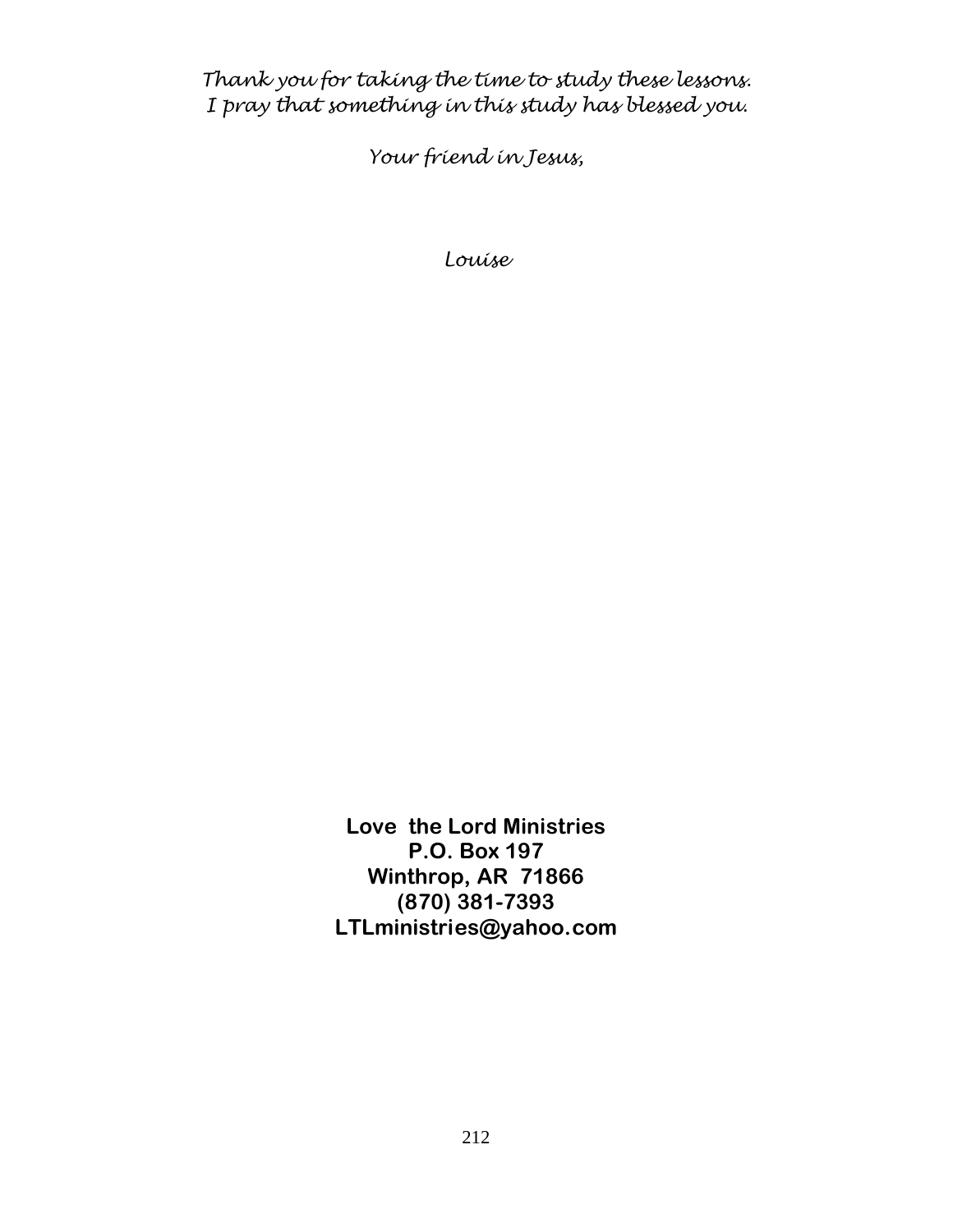*Thank you for taking the time to study these lessons.*
*I pray that something in this study has blessed you.*

*Your friend in Jesus,*

*Louise*

**Love the Lord Ministries**
**P.O. Box 197**
**Winthrop, AR 71866**
**(870) 381-7393**
**LTLministries@yahoo.com**